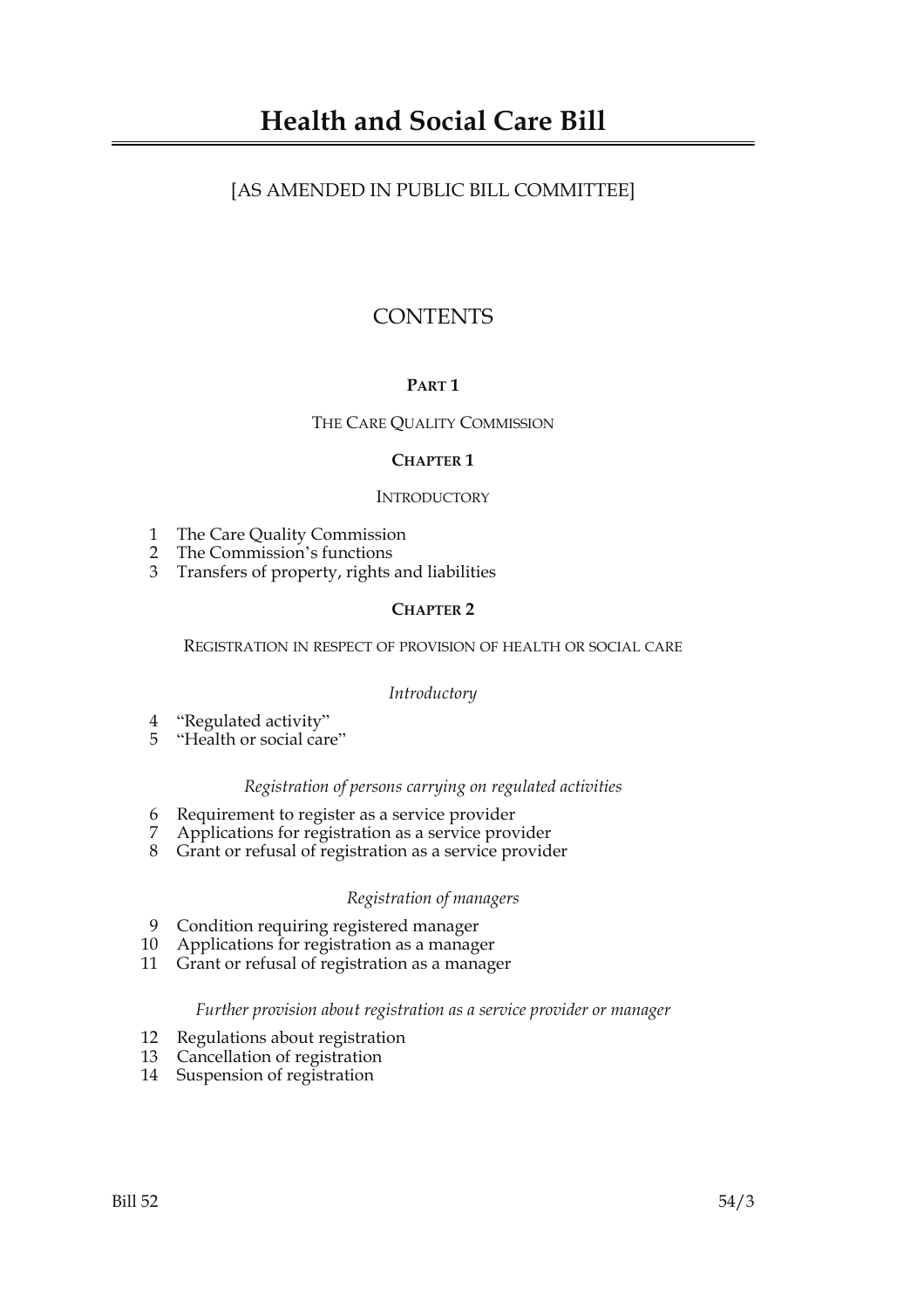# Health and Social Care Bill

[AS AMENDED IN PUBLIC BILL COMMITTEE]

## CONTENTS

### PART 1

THE CARE QUALITY COMMISSION

#### CHAPTER 1

INTRODUCTORY

1 The Care Quality Commission
2 The Commission's functions
3 Transfers of property, rights and liabilities

#### CHAPTER 2

REGISTRATION IN RESPECT OF PROVISION OF HEALTH OR SOCIAL CARE

*Introductory*

4 "Regulated activity"
5 "Health or social care"

*Registration of persons carrying on regulated activities*

6 Requirement to register as a service provider
7 Applications for registration as a service provider
8 Grant or refusal of registration as a service provider

*Registration of managers*

9 Condition requiring registered manager
10 Applications for registration as a manager
11 Grant or refusal of registration as a manager

*Further provision about registration as a service provider or manager*

12 Regulations about registration
13 Cancellation of registration
14 Suspension of registration

Bill 52 54/3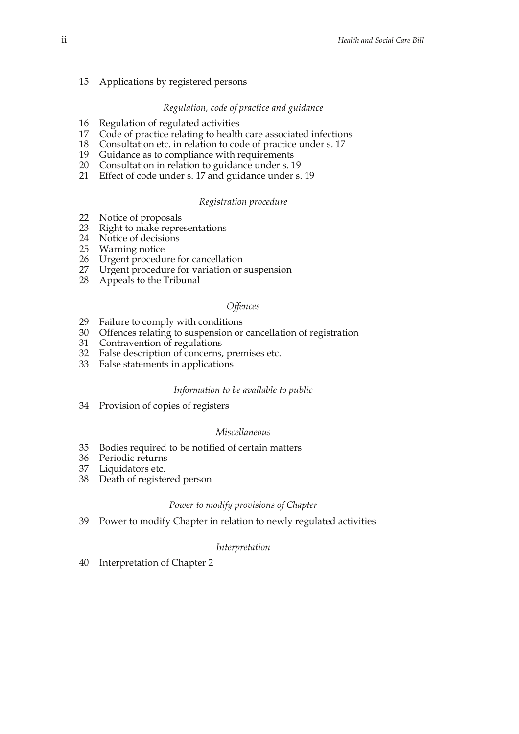15 Applications by registered persons

*Regulation, code of practice and guidance*

16 Regulation of regulated activities
17 Code of practice relating to health care associated infections
18 Consultation etc. in relation to code of practice under s. 17
19 Guidance as to compliance with requirements
20 Consultation in relation to guidance under s. 19
21 Effect of code under s. 17 and guidance under s. 19

*Registration procedure*

22 Notice of proposals
23 Right to make representations
24 Notice of decisions
25 Warning notice
26 Urgent procedure for cancellation
27 Urgent procedure for variation or suspension
28 Appeals to the Tribunal

*Offences*

29 Failure to comply with conditions
30 Offences relating to suspension or cancellation of registration
31 Contravention of regulations
32 False description of concerns, premises etc.
33 False statements in applications

*Information to be available to public*

34 Provision of copies of registers

*Miscellaneous*

35 Bodies required to be notified of certain matters
36 Periodic returns
37 Liquidators etc.
38 Death of registered person

*Power to modify provisions of Chapter*

39 Power to modify Chapter in relation to newly regulated activities

*Interpretation*

40 Interpretation of Chapter 2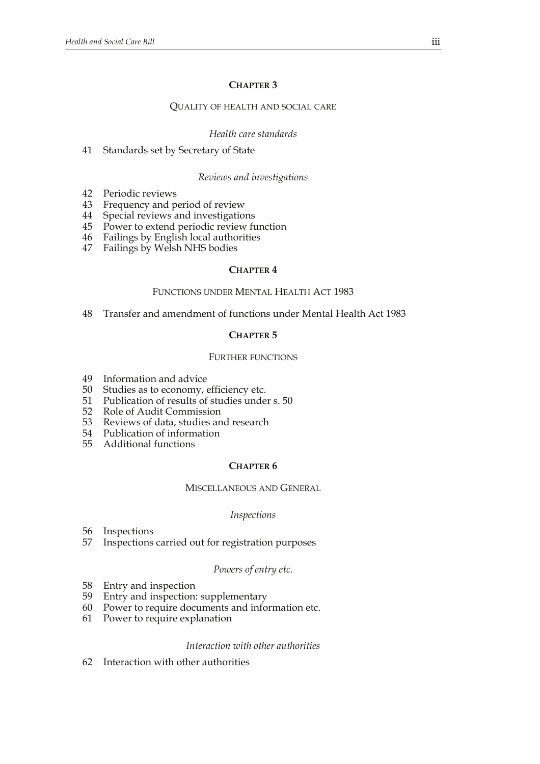## CHAPTER 3

### QUALITY OF HEALTH AND SOCIAL CARE

*Health care standards*

41 Standards set by Secretary of State

*Reviews and investigations*

42 Periodic reviews
43 Frequency and period of review
44 Special reviews and investigations
45 Power to extend periodic review function
46 Failings by English local authorities
47 Failings by Welsh NHS bodies

## CHAPTER 4

### FUNCTIONS UNDER MENTAL HEALTH ACT 1983

48 Transfer and amendment of functions under Mental Health Act 1983

## CHAPTER 5

### FURTHER FUNCTIONS

49 Information and advice
50 Studies as to economy, efficiency etc.
51 Publication of results of studies under s. 50
52 Role of Audit Commission
53 Reviews of data, studies and research
54 Publication of information
55 Additional functions

## CHAPTER 6

### MISCELLANEOUS AND GENERAL

*Inspections*

56 Inspections
57 Inspections carried out for registration purposes

*Powers of entry etc.*

58 Entry and inspection
59 Entry and inspection: supplementary
60 Power to require documents and information etc.
61 Power to require explanation

*Interaction with other authorities*

62 Interaction with other authorities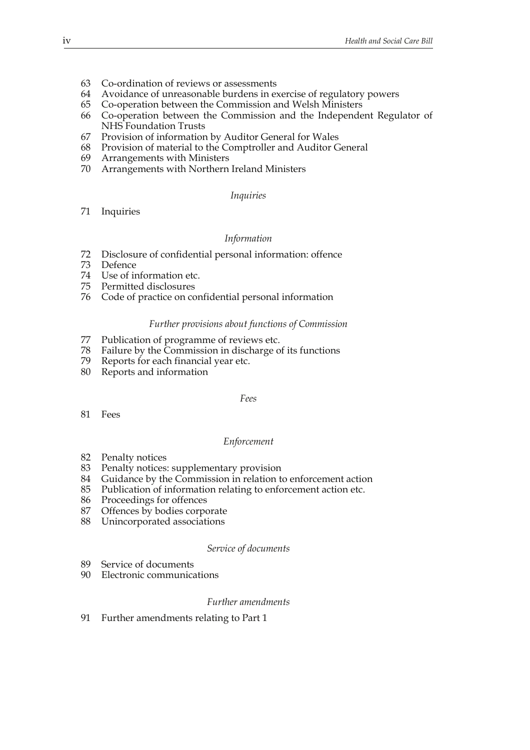63 Co-ordination of reviews or assessments
64 Avoidance of unreasonable burdens in exercise of regulatory powers
65 Co-operation between the Commission and Welsh Ministers
66 Co-operation between the Commission and the Independent Regulator of NHS Foundation Trusts
67 Provision of information by Auditor General for Wales
68 Provision of material to the Comptroller and Auditor General
69 Arrangements with Ministers
70 Arrangements with Northern Ireland Ministers

*Inquiries*

71 Inquiries

*Information*

72 Disclosure of confidential personal information: offence
73 Defence
74 Use of information etc.
75 Permitted disclosures
76 Code of practice on confidential personal information

*Further provisions about functions of Commission*

77 Publication of programme of reviews etc.
78 Failure by the Commission in discharge of its functions
79 Reports for each financial year etc.
80 Reports and information

*Fees*

81 Fees

*Enforcement*

82 Penalty notices
83 Penalty notices: supplementary provision
84 Guidance by the Commission in relation to enforcement action
85 Publication of information relating to enforcement action etc.
86 Proceedings for offences
87 Offences by bodies corporate
88 Unincorporated associations

*Service of documents*

89 Service of documents
90 Electronic communications

*Further amendments*

91 Further amendments relating to Part 1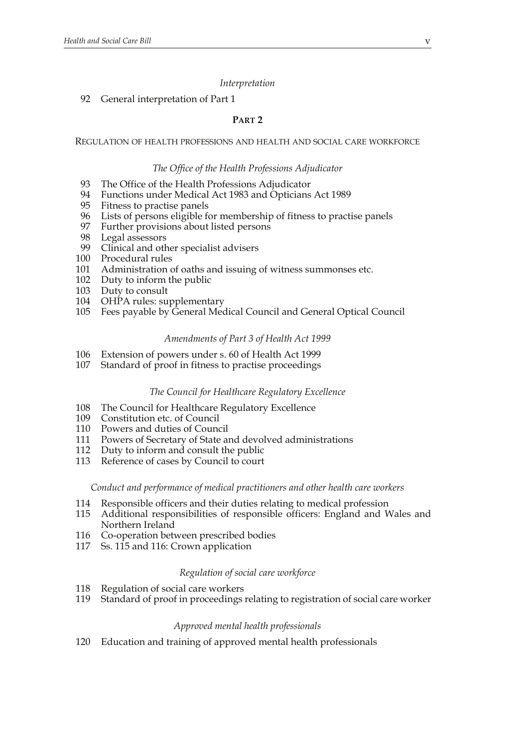*Interpretation*

92 General interpretation of Part 1

## PART 2

REGULATION OF HEALTH PROFESSIONS AND HEALTH AND SOCIAL CARE WORKFORCE

*The Office of the Health Professions Adjudicator*

93 The Office of the Health Professions Adjudicator
94 Functions under Medical Act 1983 and Opticians Act 1989
95 Fitness to practise panels
96 Lists of persons eligible for membership of fitness to practise panels
97 Further provisions about listed persons
98 Legal assessors
99 Clinical and other specialist advisers
100 Procedural rules
101 Administration of oaths and issuing of witness summonses etc.
102 Duty to inform the public
103 Duty to consult
104 OHPA rules: supplementary
105 Fees payable by General Medical Council and General Optical Council

*Amendments of Part 3 of Health Act 1999*

106 Extension of powers under s. 60 of Health Act 1999
107 Standard of proof in fitness to practise proceedings

*The Council for Healthcare Regulatory Excellence*

108 The Council for Healthcare Regulatory Excellence
109 Constitution etc. of Council
110 Powers and duties of Council
111 Powers of Secretary of State and devolved administrations
112 Duty to inform and consult the public
113 Reference of cases by Council to court

*Conduct and performance of medical practitioners and other health care workers*

114 Responsible officers and their duties relating to medical profession
115 Additional responsibilities of responsible officers: England and Wales and Northern Ireland
116 Co-operation between prescribed bodies
117 Ss. 115 and 116: Crown application

*Regulation of social care workforce*

118 Regulation of social care workers
119 Standard of proof in proceedings relating to registration of social care worker

*Approved mental health professionals*

120 Education and training of approved mental health professionals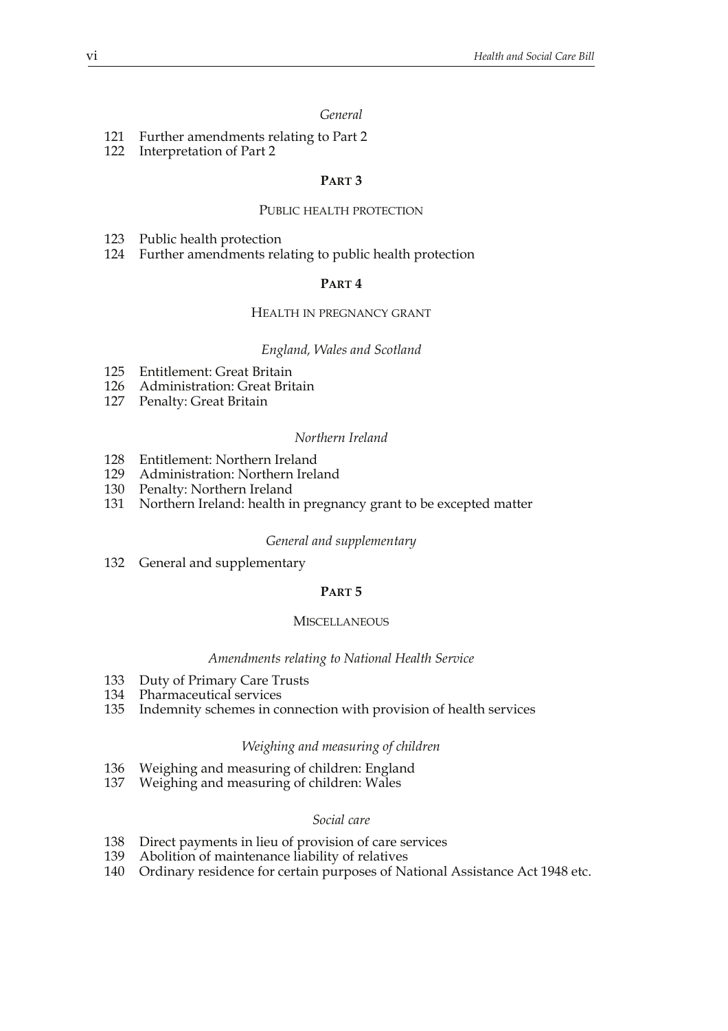*General*

121 Further amendments relating to Part 2
122 Interpretation of Part 2

## PART 3

### PUBLIC HEALTH PROTECTION

123 Public health protection
124 Further amendments relating to public health protection

## PART 4

### HEALTH IN PREGNANCY GRANT

*England, Wales and Scotland*

125 Entitlement: Great Britain
126 Administration: Great Britain
127 Penalty: Great Britain

*Northern Ireland*

128 Entitlement: Northern Ireland
129 Administration: Northern Ireland
130 Penalty: Northern Ireland
131 Northern Ireland: health in pregnancy grant to be excepted matter

*General and supplementary*

132 General and supplementary

## PART 5

### MISCELLANEOUS

*Amendments relating to National Health Service*

133 Duty of Primary Care Trusts
134 Pharmaceutical services
135 Indemnity schemes in connection with provision of health services

*Weighing and measuring of children*

136 Weighing and measuring of children: England
137 Weighing and measuring of children: Wales

*Social care*

138 Direct payments in lieu of provision of care services
139 Abolition of maintenance liability of relatives
140 Ordinary residence for certain purposes of National Assistance Act 1948 etc.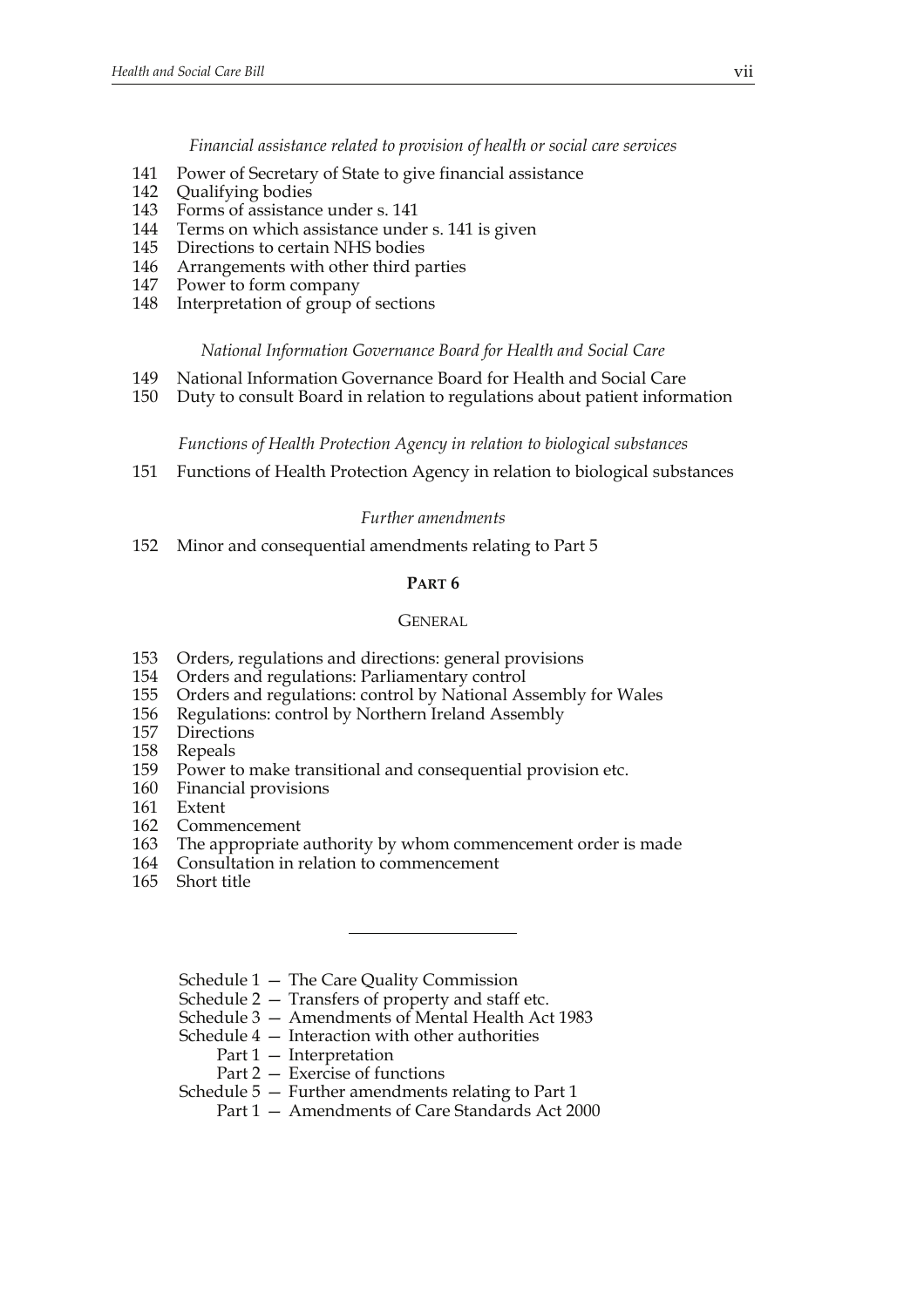*Financial assistance related to provision of health or social care services*

141 Power of Secretary of State to give financial assistance
142 Qualifying bodies
143 Forms of assistance under s. 141
144 Terms on which assistance under s. 141 is given
145 Directions to certain NHS bodies
146 Arrangements with other third parties
147 Power to form company
148 Interpretation of group of sections

*National Information Governance Board for Health and Social Care*

149 National Information Governance Board for Health and Social Care
150 Duty to consult Board in relation to regulations about patient information

*Functions of Health Protection Agency in relation to biological substances*

151 Functions of Health Protection Agency in relation to biological substances

*Further amendments*

152 Minor and consequential amendments relating to Part 5

## PART 6

## GENERAL

153 Orders, regulations and directions: general provisions
154 Orders and regulations: Parliamentary control
155 Orders and regulations: control by National Assembly for Wales
156 Regulations: control by Northern Ireland Assembly
157 Directions
158 Repeals
159 Power to make transitional and consequential provision etc.
160 Financial provisions
161 Extent
162 Commencement
163 The appropriate authority by whom commencement order is made
164 Consultation in relation to commencement
165 Short title

---

Schedule 1 — The Care Quality Commission
Schedule 2 — Transfers of property and staff etc.
Schedule 3 — Amendments of Mental Health Act 1983
Schedule 4 — Interaction with other authorities
  Part 1 — Interpretation
  Part 2 — Exercise of functions
Schedule 5 — Further amendments relating to Part 1
  Part 1 — Amendments of Care Standards Act 2000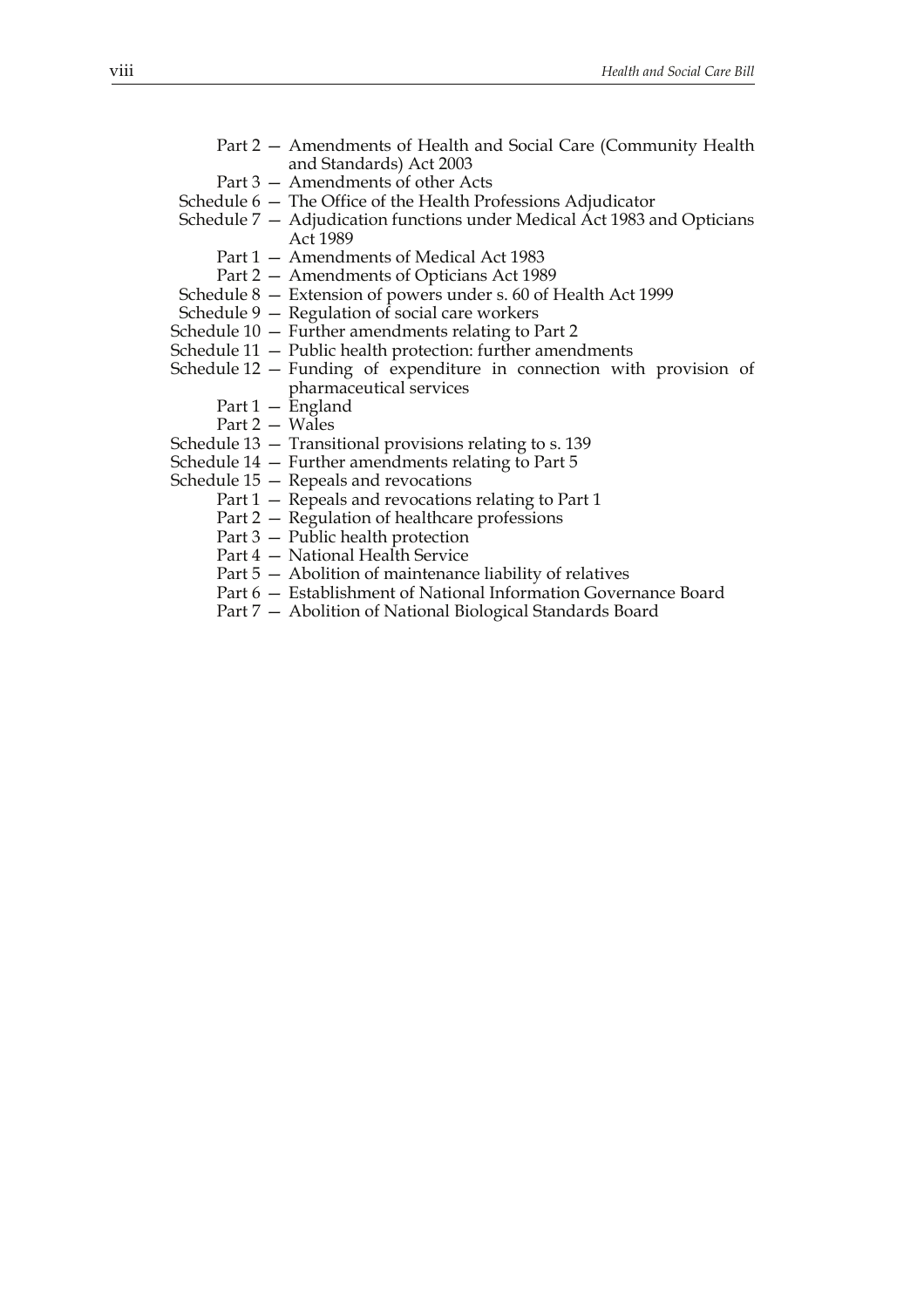Part 2 — Amendments of Health and Social Care (Community Health and Standards) Act 2003

Part 3 — Amendments of other Acts

Schedule 6 — The Office of the Health Professions Adjudicator

Schedule 7 — Adjudication functions under Medical Act 1983 and Opticians Act 1989

Part 1 — Amendments of Medical Act 1983

Part 2 — Amendments of Opticians Act 1989

Schedule 8 — Extension of powers under s. 60 of Health Act 1999

Schedule 9 — Regulation of social care workers

Schedule 10 — Further amendments relating to Part 2

Schedule 11 — Public health protection: further amendments

Schedule 12 — Funding of expenditure in connection with provision of pharmaceutical services

Part 1 — England

Part 2 — Wales

Schedule 13 — Transitional provisions relating to s. 139

Schedule 14 — Further amendments relating to Part 5

Schedule 15 — Repeals and revocations

Part 1 — Repeals and revocations relating to Part 1

Part 2 — Regulation of healthcare professions

Part 3 — Public health protection

Part 4 — National Health Service

Part 5 — Abolition of maintenance liability of relatives

Part 6 — Establishment of National Information Governance Board

Part 7 — Abolition of National Biological Standards Board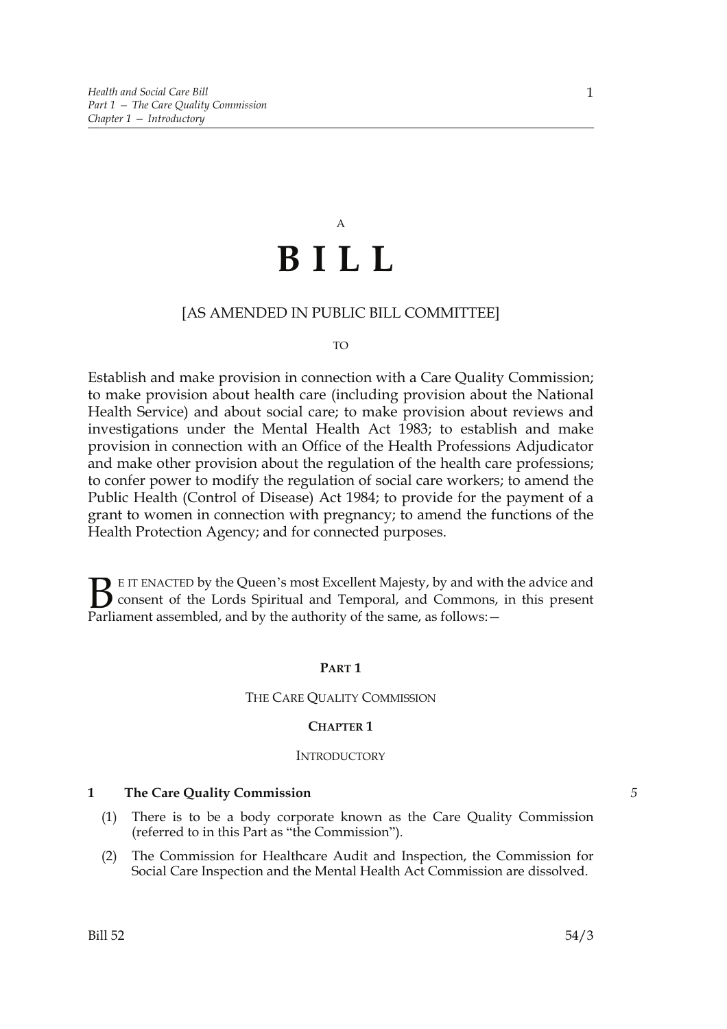A

# B I L L

[AS AMENDED IN PUBLIC BILL COMMITTEE]

TO

Establish and make provision in connection with a Care Quality Commission; to make provision about health care (including provision about the National Health Service) and about social care; to make provision about reviews and investigations under the Mental Health Act 1983; to establish and make provision in connection with an Office of the Health Professions Adjudicator and make other provision about the regulation of the health care professions; to confer power to modify the regulation of social care workers; to amend the Public Health (Control of Disease) Act 1984; to provide for the payment of a grant to women in connection with pregnancy; to amend the functions of the Health Protection Agency; and for connected purposes.

BE IT ENACTED by the Queen's most Excellent Majesty, by and with the advice and consent of the Lords Spiritual and Temporal, and Commons, in this present Parliament assembled, and by the authority of the same, as follows:—

## PART 1

## THE CARE QUALITY COMMISSION

### CHAPTER 1

### INTRODUCTORY

**1 The Care Quality Commission**

(1) There is to be a body corporate known as the Care Quality Commission (referred to in this Part as "the Commission").

(2) The Commission for Healthcare Audit and Inspection, the Commission for Social Care Inspection and the Mental Health Act Commission are dissolved.

Bill 52 54/3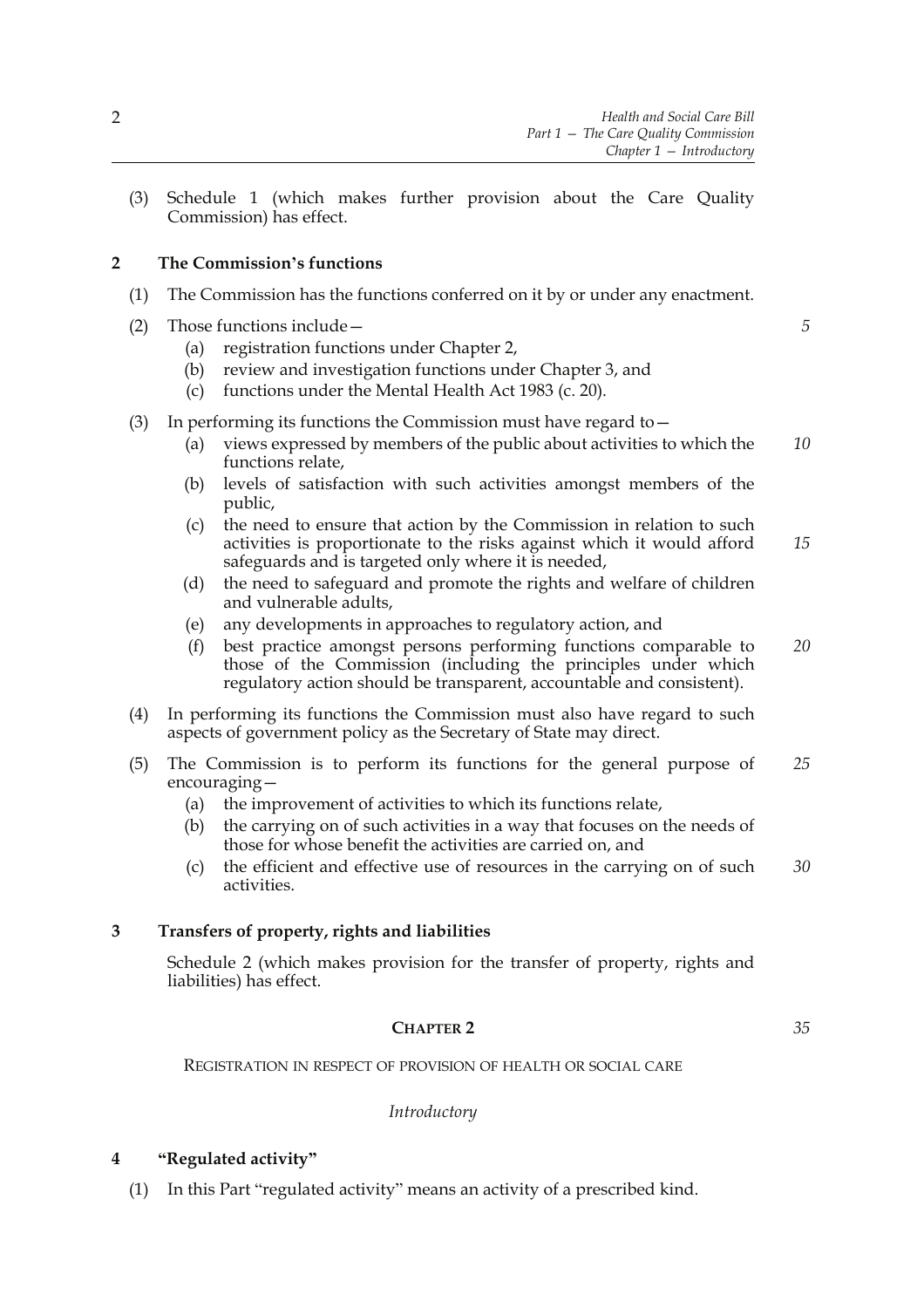(3) Schedule 1 (which makes further provision about the Care Quality Commission) has effect.

## 2 The Commission's functions

(1) The Commission has the functions conferred on it by or under any enactment.

(2) Those functions include—

(a) registration functions under Chapter 2,

(b) review and investigation functions under Chapter 3, and

(c) functions under the Mental Health Act 1983 (c. 20).

(3) In performing its functions the Commission must have regard to—

(a) views expressed by members of the public about activities to which the functions relate,

(b) levels of satisfaction with such activities amongst members of the public,

(c) the need to ensure that action by the Commission in relation to such activities is proportionate to the risks against which it would afford safeguards and is targeted only where it is needed,

(d) the need to safeguard and promote the rights and welfare of children and vulnerable adults,

(e) any developments in approaches to regulatory action, and

(f) best practice amongst persons performing functions comparable to those of the Commission (including the principles under which regulatory action should be transparent, accountable and consistent).

(4) In performing its functions the Commission must also have regard to such aspects of government policy as the Secretary of State may direct.

(5) The Commission is to perform its functions for the general purpose of encouraging—

(a) the improvement of activities to which its functions relate,

(b) the carrying on of such activities in a way that focuses on the needs of those for whose benefit the activities are carried on, and

(c) the efficient and effective use of resources in the carrying on of such activities.

## 3 Transfers of property, rights and liabilities

Schedule 2 (which makes provision for the transfer of property, rights and liabilities) has effect.

# CHAPTER 2

REGISTRATION IN RESPECT OF PROVISION OF HEALTH OR SOCIAL CARE

*Introductory*

## 4 "Regulated activity"

(1) In this Part "regulated activity" means an activity of a prescribed kind.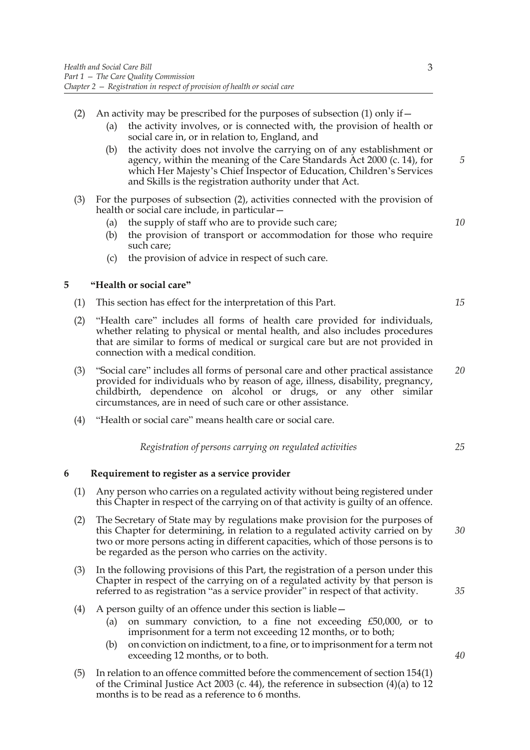(2) An activity may be prescribed for the purposes of subsection (1) only if—

   (a) the activity involves, or is connected with, the provision of health or social care in, or in relation to, England, and

   (b) the activity does not involve the carrying on of any establishment or agency, within the meaning of the Care Standards Act 2000 (c. 14), for which Her Majesty's Chief Inspector of Education, Children's Services and Skills is the registration authority under that Act.

(3) For the purposes of subsection (2), activities connected with the provision of health or social care include, in particular—

   (a) the supply of staff who are to provide such care;

   (b) the provision of transport or accommodation for those who require such care;

   (c) the provision of advice in respect of such care.

**5 "Health or social care"**

(1) This section has effect for the interpretation of this Part.

(2) "Health care" includes all forms of health care provided for individuals, whether relating to physical or mental health, and also includes procedures that are similar to forms of medical or surgical care but are not provided in connection with a medical condition.

(3) "Social care" includes all forms of personal care and other practical assistance provided for individuals who by reason of age, illness, disability, pregnancy, childbirth, dependence on alcohol or drugs, or any other similar circumstances, are in need of such care or other assistance.

(4) "Health or social care" means health care or social care.

*Registration of persons carrying on regulated activities*

**6 Requirement to register as a service provider**

(1) Any person who carries on a regulated activity without being registered under this Chapter in respect of the carrying on of that activity is guilty of an offence.

(2) The Secretary of State may by regulations make provision for the purposes of this Chapter for determining, in relation to a regulated activity carried on by two or more persons acting in different capacities, which of those persons is to be regarded as the person who carries on the activity.

(3) In the following provisions of this Part, the registration of a person under this Chapter in respect of the carrying on of a regulated activity by that person is referred to as registration "as a service provider" in respect of that activity.

(4) A person guilty of an offence under this section is liable—

   (a) on summary conviction, to a fine not exceeding £50,000, or to imprisonment for a term not exceeding 12 months, or to both;

   (b) on conviction on indictment, to a fine, or to imprisonment for a term not exceeding 12 months, or to both.

(5) In relation to an offence committed before the commencement of section 154(1) of the Criminal Justice Act 2003 (c. 44), the reference in subsection (4)(a) to 12 months is to be read as a reference to 6 months.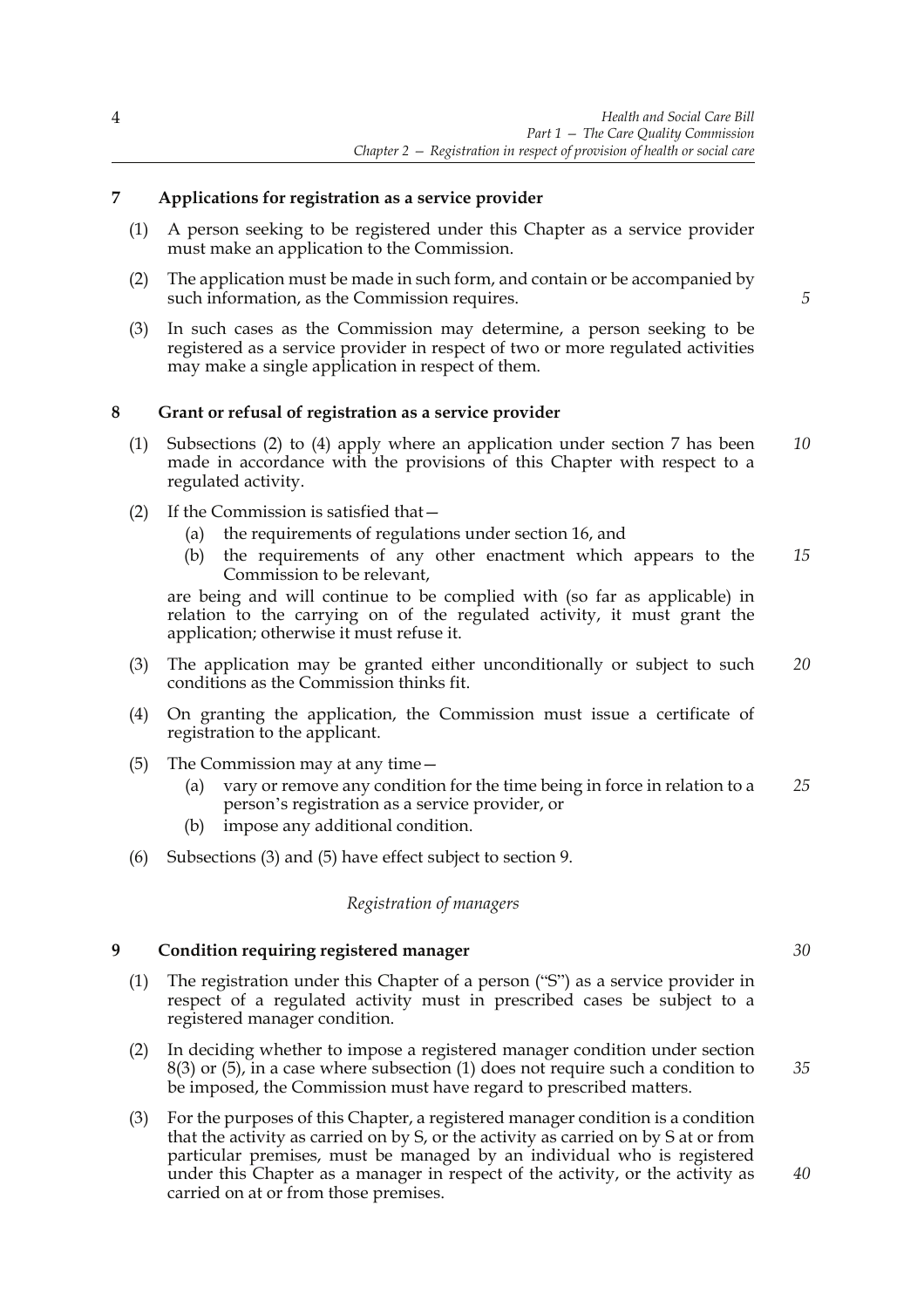**7 Applications for registration as a service provider**

(1) A person seeking to be registered under this Chapter as a service provider must make an application to the Commission.

(2) The application must be made in such form, and contain or be accompanied by such information, as the Commission requires.

(3) In such cases as the Commission may determine, a person seeking to be registered as a service provider in respect of two or more regulated activities may make a single application in respect of them.

**8 Grant or refusal of registration as a service provider**

(1) Subsections (2) to (4) apply where an application under section 7 has been made in accordance with the provisions of this Chapter with respect to a regulated activity.

(2) If the Commission is satisfied that—

(a) the requirements of regulations under section 16, and

(b) the requirements of any other enactment which appears to the Commission to be relevant,

are being and will continue to be complied with (so far as applicable) in relation to the carrying on of the regulated activity, it must grant the application; otherwise it must refuse it.

(3) The application may be granted either unconditionally or subject to such conditions as the Commission thinks fit.

(4) On granting the application, the Commission must issue a certificate of registration to the applicant.

(5) The Commission may at any time—

(a) vary or remove any condition for the time being in force in relation to a person's registration as a service provider, or

(b) impose any additional condition.

(6) Subsections (3) and (5) have effect subject to section 9.

*Registration of managers*

**9 Condition requiring registered manager**

(1) The registration under this Chapter of a person ("S") as a service provider in respect of a regulated activity must in prescribed cases be subject to a registered manager condition.

(2) In deciding whether to impose a registered manager condition under section 8(3) or (5), in a case where subsection (1) does not require such a condition to be imposed, the Commission must have regard to prescribed matters.

(3) For the purposes of this Chapter, a registered manager condition is a condition that the activity as carried on by S, or the activity as carried on by S at or from particular premises, must be managed by an individual who is registered under this Chapter as a manager in respect of the activity, or the activity as carried on at or from those premises.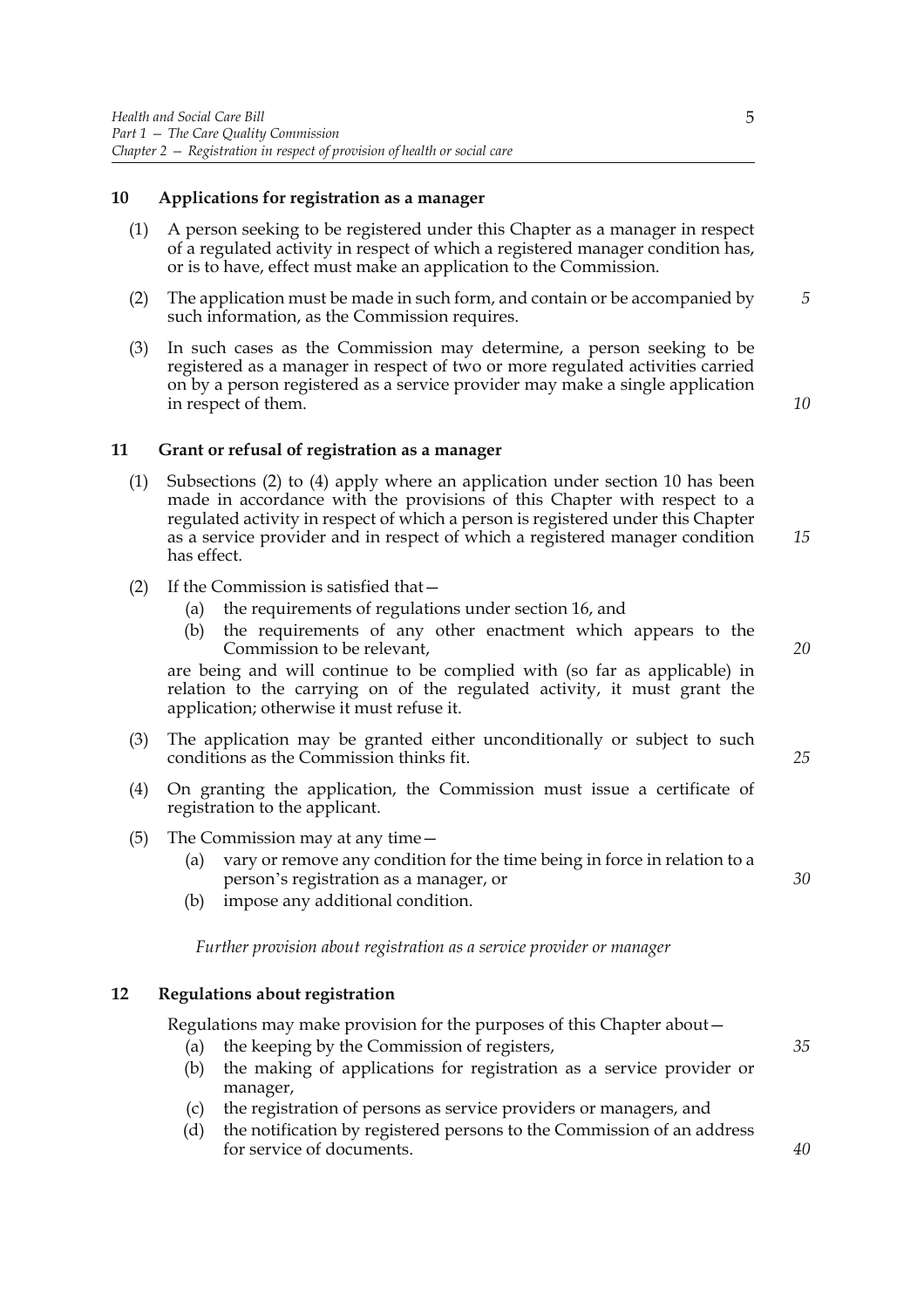## 10 Applications for registration as a manager

(1) A person seeking to be registered under this Chapter as a manager in respect of a regulated activity in respect of which a registered manager condition has, or is to have, effect must make an application to the Commission.

(2) The application must be made in such form, and contain or be accompanied by such information, as the Commission requires.

(3) In such cases as the Commission may determine, a person seeking to be registered as a manager in respect of two or more regulated activities carried on by a person registered as a service provider may make a single application in respect of them.

## 11 Grant or refusal of registration as a manager

(1) Subsections (2) to (4) apply where an application under section 10 has been made in accordance with the provisions of this Chapter with respect to a regulated activity in respect of which a person is registered under this Chapter as a service provider and in respect of which a registered manager condition has effect.

(2) If the Commission is satisfied that—

(a) the requirements of regulations under section 16, and

(b) the requirements of any other enactment which appears to the Commission to be relevant,

are being and will continue to be complied with (so far as applicable) in relation to the carrying on of the regulated activity, it must grant the application; otherwise it must refuse it.

(3) The application may be granted either unconditionally or subject to such conditions as the Commission thinks fit.

(4) On granting the application, the Commission must issue a certificate of registration to the applicant.

(5) The Commission may at any time—

(a) vary or remove any condition for the time being in force in relation to a person's registration as a manager, or

(b) impose any additional condition.

*Further provision about registration as a service provider or manager*

## 12 Regulations about registration

Regulations may make provision for the purposes of this Chapter about—

(a) the keeping by the Commission of registers,

(b) the making of applications for registration as a service provider or manager,

(c) the registration of persons as service providers or managers, and

(d) the notification by registered persons to the Commission of an address for service of documents.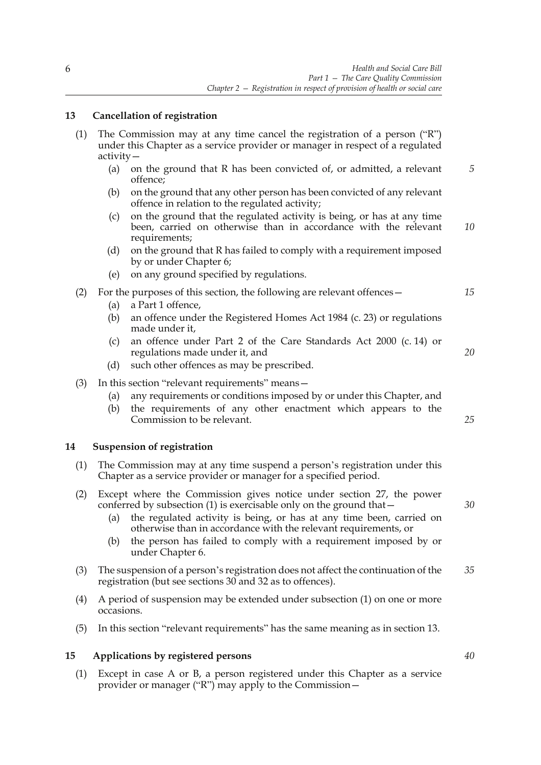### 13 Cancellation of registration

(1) The Commission may at any time cancel the registration of a person ("R") under this Chapter as a service provider or manager in respect of a regulated activity—

   (a) on the ground that R has been convicted of, or admitted, a relevant offence;

   (b) on the ground that any other person has been convicted of any relevant offence in relation to the regulated activity;

   (c) on the ground that the regulated activity is being, or has at any time been, carried on otherwise than in accordance with the relevant requirements;

   (d) on the ground that R has failed to comply with a requirement imposed by or under Chapter 6;

   (e) on any ground specified by regulations.

(2) For the purposes of this section, the following are relevant offences—

   (a) a Part 1 offence,

   (b) an offence under the Registered Homes Act 1984 (c. 23) or regulations made under it,

   (c) an offence under Part 2 of the Care Standards Act 2000 (c. 14) or regulations made under it, and

   (d) such other offences as may be prescribed.

(3) In this section "relevant requirements" means—

   (a) any requirements or conditions imposed by or under this Chapter, and

   (b) the requirements of any other enactment which appears to the Commission to be relevant.

### 14 Suspension of registration

(1) The Commission may at any time suspend a person's registration under this Chapter as a service provider or manager for a specified period.

(2) Except where the Commission gives notice under section 27, the power conferred by subsection (1) is exercisable only on the ground that—

   (a) the regulated activity is being, or has at any time been, carried on otherwise than in accordance with the relevant requirements, or

   (b) the person has failed to comply with a requirement imposed by or under Chapter 6.

(3) The suspension of a person's registration does not affect the continuation of the registration (but see sections 30 and 32 as to offences).

(4) A period of suspension may be extended under subsection (1) on one or more occasions.

(5) In this section "relevant requirements" has the same meaning as in section 13.

### 15 Applications by registered persons

(1) Except in case A or B, a person registered under this Chapter as a service provider or manager ("R") may apply to the Commission—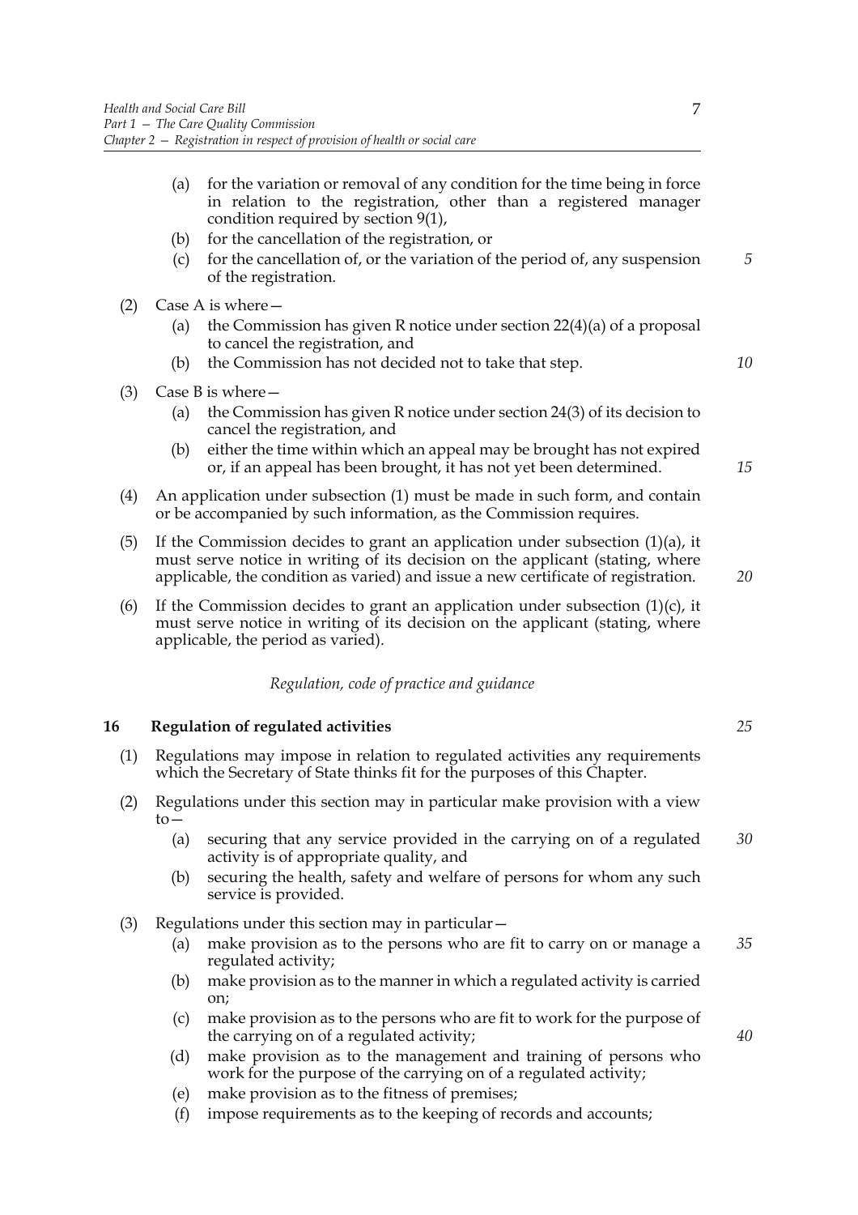(a) for the variation or removal of any condition for the time being in force in relation to the registration, other than a registered manager condition required by section 9(1),

(b) for the cancellation of the registration, or

(c) for the cancellation of, or the variation of the period of, any suspension of the registration.

(2) Case A is where—

(a) the Commission has given R notice under section 22(4)(a) of a proposal to cancel the registration, and

(b) the Commission has not decided not to take that step.

(3) Case B is where—

(a) the Commission has given R notice under section 24(3) of its decision to cancel the registration, and

(b) either the time within which an appeal may be brought has not expired or, if an appeal has been brought, it has not yet been determined.

(4) An application under subsection (1) must be made in such form, and contain or be accompanied by such information, as the Commission requires.

(5) If the Commission decides to grant an application under subsection (1)(a), it must serve notice in writing of its decision on the applicant (stating, where applicable, the condition as varied) and issue a new certificate of registration.

(6) If the Commission decides to grant an application under subsection (1)(c), it must serve notice in writing of its decision on the applicant (stating, where applicable, the period as varied).

*Regulation, code of practice and guidance*

## 16 Regulation of regulated activities

(1) Regulations may impose in relation to regulated activities any requirements which the Secretary of State thinks fit for the purposes of this Chapter.

(2) Regulations under this section may in particular make provision with a view to—

(a) securing that any service provided in the carrying on of a regulated activity is of appropriate quality, and

(b) securing the health, safety and welfare of persons for whom any such service is provided.

(3) Regulations under this section may in particular—

(a) make provision as to the persons who are fit to carry on or manage a regulated activity;

(b) make provision as to the manner in which a regulated activity is carried on;

(c) make provision as to the persons who are fit to work for the purpose of the carrying on of a regulated activity;

(d) make provision as to the management and training of persons who work for the purpose of the carrying on of a regulated activity;

(e) make provision as to the fitness of premises;

(f) impose requirements as to the keeping of records and accounts;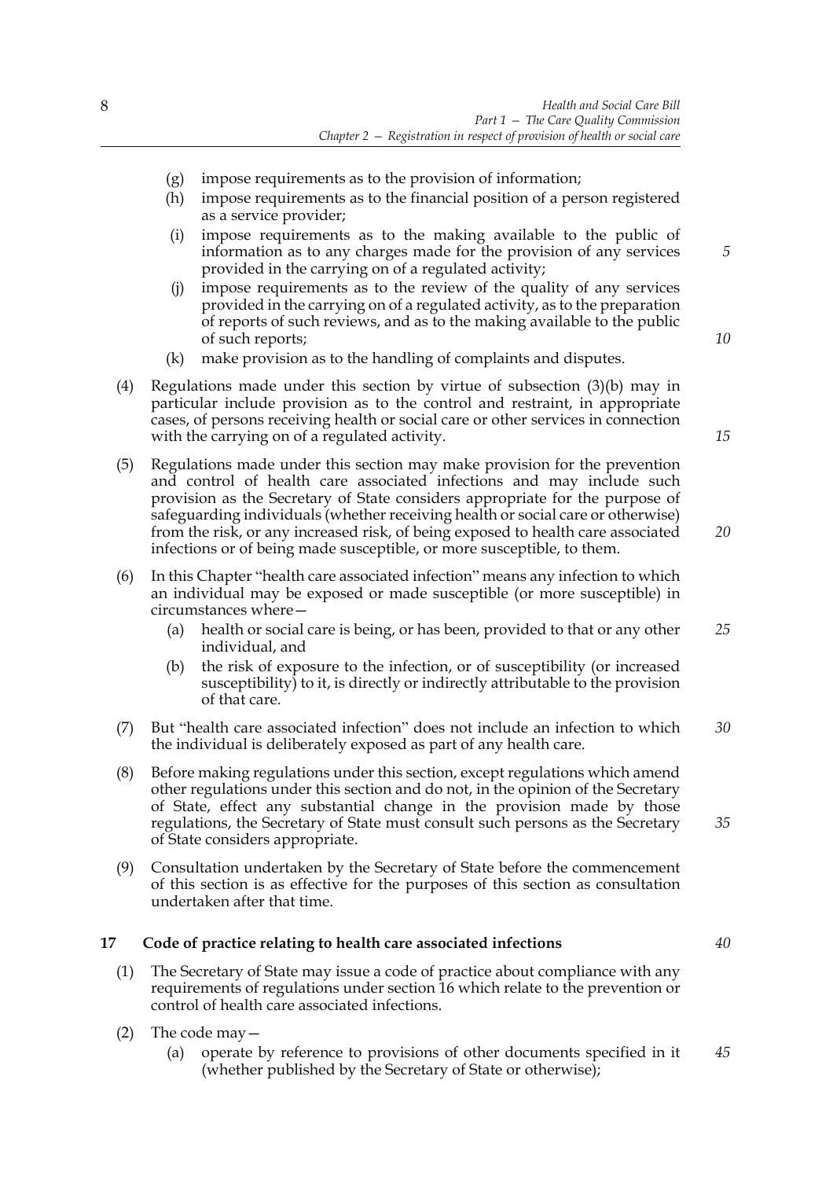(g) impose requirements as to the provision of information;

(h) impose requirements as to the financial position of a person registered as a service provider;

(i) impose requirements as to the making available to the public of information as to any charges made for the provision of any services provided in the carrying on of a regulated activity;

(j) impose requirements as to the review of the quality of any services provided in the carrying on of a regulated activity, as to the preparation of reports of such reviews, and as to the making available to the public of such reports;

(k) make provision as to the handling of complaints and disputes.

(4) Regulations made under this section by virtue of subsection (3)(b) may in particular include provision as to the control and restraint, in appropriate cases, of persons receiving health or social care or other services in connection with the carrying on of a regulated activity.

(5) Regulations made under this section may make provision for the prevention and control of health care associated infections and may include such provision as the Secretary of State considers appropriate for the purpose of safeguarding individuals (whether receiving health or social care or otherwise) from the risk, or any increased risk, of being exposed to health care associated infections or of being made susceptible, or more susceptible, to them.

(6) In this Chapter "health care associated infection" means any infection to which an individual may be exposed or made susceptible (or more susceptible) in circumstances where—

(a) health or social care is being, or has been, provided to that or any other individual, and

(b) the risk of exposure to the infection, or of susceptibility (or increased susceptibility) to it, is directly or indirectly attributable to the provision of that care.

(7) But "health care associated infection" does not include an infection to which the individual is deliberately exposed as part of any health care.

(8) Before making regulations under this section, except regulations which amend other regulations under this section and do not, in the opinion of the Secretary of State, effect any substantial change in the provision made by those regulations, the Secretary of State must consult such persons as the Secretary of State considers appropriate.

(9) Consultation undertaken by the Secretary of State before the commencement of this section is as effective for the purposes of this section as consultation undertaken after that time.

**17 Code of practice relating to health care associated infections**

(1) The Secretary of State may issue a code of practice about compliance with any requirements of regulations under section 16 which relate to the prevention or control of health care associated infections.

(2) The code may—

(a) operate by reference to provisions of other documents specified in it (whether published by the Secretary of State or otherwise);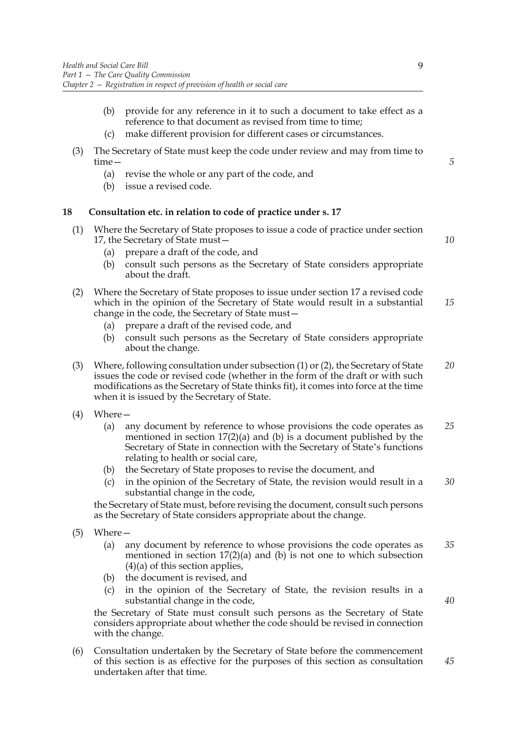(b) provide for any reference in it to such a document to take effect as a reference to that document as revised from time to time;

(c) make different provision for different cases or circumstances.

(3) The Secretary of State must keep the code under review and may from time to time—

(a) revise the whole or any part of the code, and

(b) issue a revised code.

### 18 Consultation etc. in relation to code of practice under s. 17

(1) Where the Secretary of State proposes to issue a code of practice under section 17, the Secretary of State must—

(a) prepare a draft of the code, and

(b) consult such persons as the Secretary of State considers appropriate about the draft.

(2) Where the Secretary of State proposes to issue under section 17 a revised code which in the opinion of the Secretary of State would result in a substantial change in the code, the Secretary of State must—

(a) prepare a draft of the revised code, and

(b) consult such persons as the Secretary of State considers appropriate about the change.

(3) Where, following consultation under subsection (1) or (2), the Secretary of State issues the code or revised code (whether in the form of the draft or with such modifications as the Secretary of State thinks fit), it comes into force at the time when it is issued by the Secretary of State.

(4) Where—

(a) any document by reference to whose provisions the code operates as mentioned in section 17(2)(a) and (b) is a document published by the Secretary of State in connection with the Secretary of State's functions relating to health or social care,

(b) the Secretary of State proposes to revise the document, and

(c) in the opinion of the Secretary of State, the revision would result in a substantial change in the code,

the Secretary of State must, before revising the document, consult such persons as the Secretary of State considers appropriate about the change.

(5) Where—

(a) any document by reference to whose provisions the code operates as mentioned in section 17(2)(a) and (b) is not one to which subsection (4)(a) of this section applies,

(b) the document is revised, and

(c) in the opinion of the Secretary of State, the revision results in a substantial change in the code,

the Secretary of State must consult such persons as the Secretary of State considers appropriate about whether the code should be revised in connection with the change.

(6) Consultation undertaken by the Secretary of State before the commencement of this section is as effective for the purposes of this section as consultation undertaken after that time.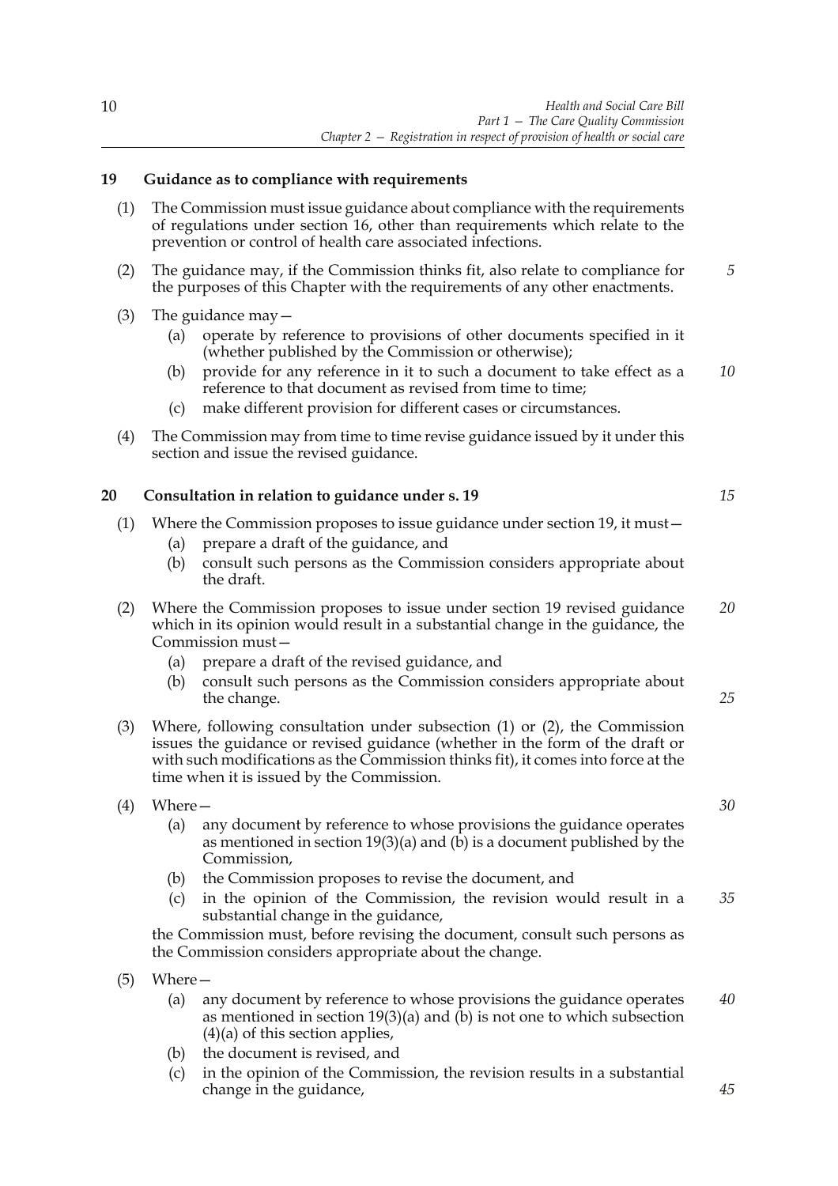## 19 Guidance as to compliance with requirements

(1) The Commission must issue guidance about compliance with the requirements of regulations under section 16, other than requirements which relate to the prevention or control of health care associated infections.

(2) The guidance may, if the Commission thinks fit, also relate to compliance for the purposes of this Chapter with the requirements of any other enactments.

(3) The guidance may—

- (a) operate by reference to provisions of other documents specified in it (whether published by the Commission or otherwise);
- (b) provide for any reference in it to such a document to take effect as a reference to that document as revised from time to time;
- (c) make different provision for different cases or circumstances.

(4) The Commission may from time to time revise guidance issued by it under this section and issue the revised guidance.

## 20 Consultation in relation to guidance under s. 19

(1) Where the Commission proposes to issue guidance under section 19, it must—

- (a) prepare a draft of the guidance, and
- (b) consult such persons as the Commission considers appropriate about the draft.

(2) Where the Commission proposes to issue under section 19 revised guidance which in its opinion would result in a substantial change in the guidance, the Commission must—

- (a) prepare a draft of the revised guidance, and
- (b) consult such persons as the Commission considers appropriate about the change.

(3) Where, following consultation under subsection (1) or (2), the Commission issues the guidance or revised guidance (whether in the form of the draft or with such modifications as the Commission thinks fit), it comes into force at the time when it is issued by the Commission.

(4) Where—

- (a) any document by reference to whose provisions the guidance operates as mentioned in section 19(3)(a) and (b) is a document published by the Commission,
- (b) the Commission proposes to revise the document, and
- (c) in the opinion of the Commission, the revision would result in a substantial change in the guidance,

the Commission must, before revising the document, consult such persons as the Commission considers appropriate about the change.

(5) Where—

- (a) any document by reference to whose provisions the guidance operates as mentioned in section 19(3)(a) and (b) is not one to which subsection (4)(a) of this section applies,
- (b) the document is revised, and
- (c) in the opinion of the Commission, the revision results in a substantial change in the guidance,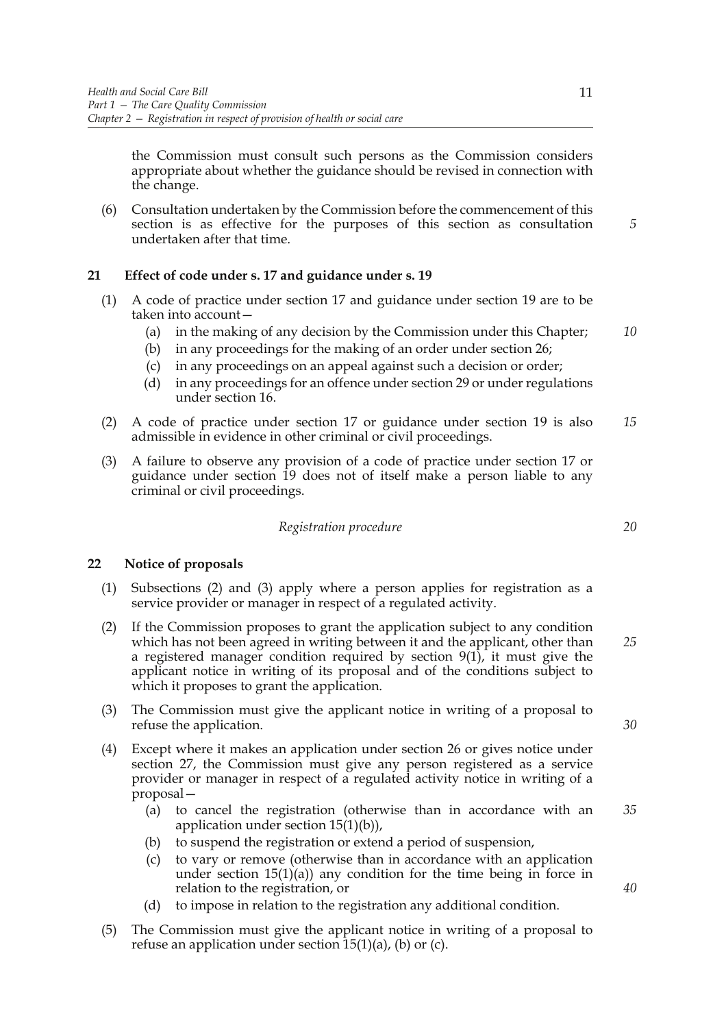the Commission must consult such persons as the Commission considers appropriate about whether the guidance should be revised in connection with the change.

(6) Consultation undertaken by the Commission before the commencement of this section is as effective for the purposes of this section as consultation undertaken after that time.

## 21 Effect of code under s. 17 and guidance under s. 19

(1) A code of practice under section 17 and guidance under section 19 are to be taken into account—

- (a) in the making of any decision by the Commission under this Chapter;
- (b) in any proceedings for the making of an order under section 26;
- (c) in any proceedings on an appeal against such a decision or order;
- (d) in any proceedings for an offence under section 29 or under regulations under section 16.

(2) A code of practice under section 17 or guidance under section 19 is also admissible in evidence in other criminal or civil proceedings.

(3) A failure to observe any provision of a code of practice under section 17 or guidance under section 19 does not of itself make a person liable to any criminal or civil proceedings.

*Registration procedure*

## 22 Notice of proposals

(1) Subsections (2) and (3) apply where a person applies for registration as a service provider or manager in respect of a regulated activity.

(2) If the Commission proposes to grant the application subject to any condition which has not been agreed in writing between it and the applicant, other than a registered manager condition required by section 9(1), it must give the applicant notice in writing of its proposal and of the conditions subject to which it proposes to grant the application.

(3) The Commission must give the applicant notice in writing of a proposal to refuse the application.

(4) Except where it makes an application under section 26 or gives notice under section 27, the Commission must give any person registered as a service provider or manager in respect of a regulated activity notice in writing of a proposal—

- (a) to cancel the registration (otherwise than in accordance with an application under section 15(1)(b)),
- (b) to suspend the registration or extend a period of suspension,
- (c) to vary or remove (otherwise than in accordance with an application under section 15(1)(a)) any condition for the time being in force in relation to the registration, or
- (d) to impose in relation to the registration any additional condition.

(5) The Commission must give the applicant notice in writing of a proposal to refuse an application under section 15(1)(a), (b) or (c).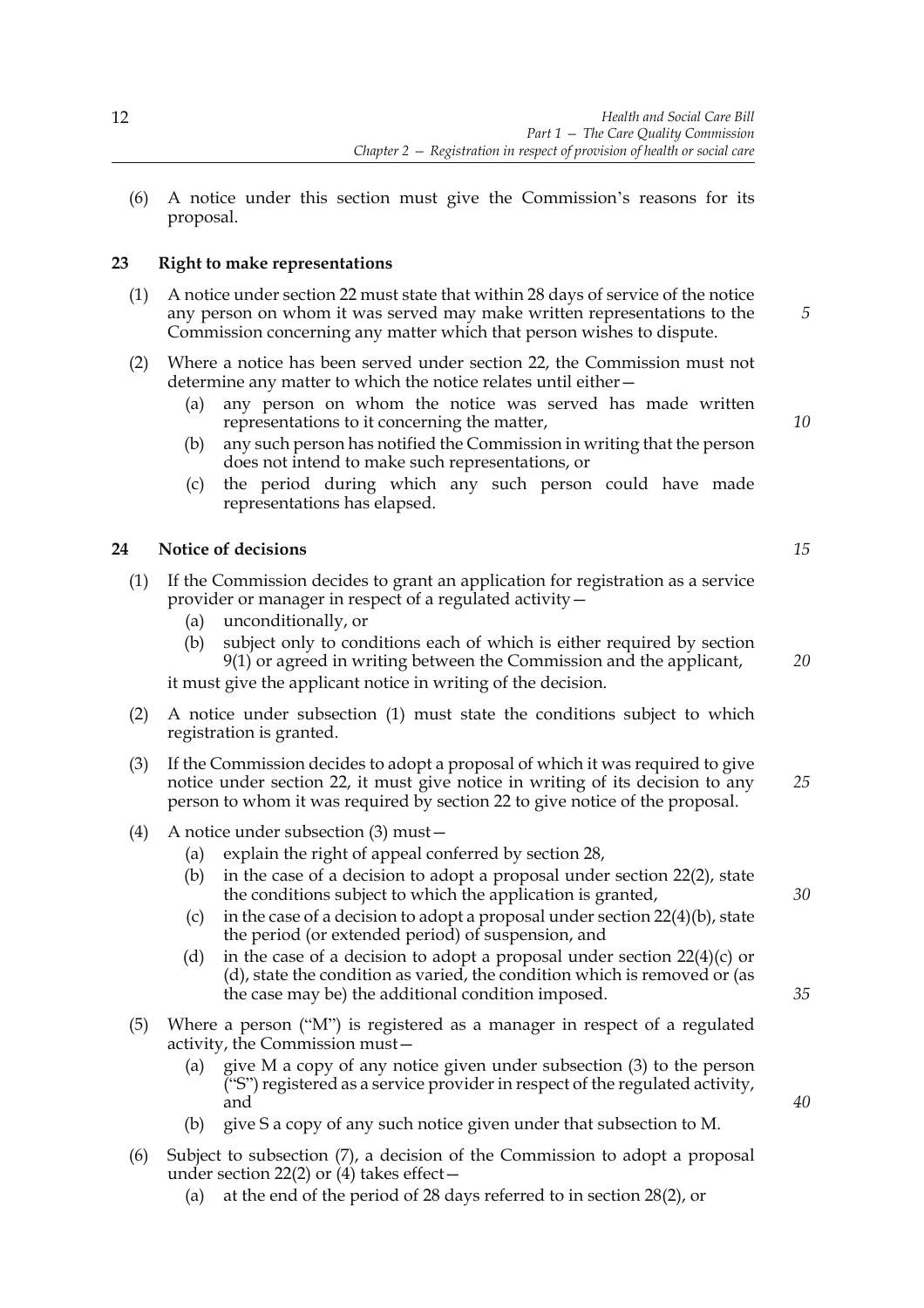(6) A notice under this section must give the Commission's reasons for its proposal.

### 23 Right to make representations

(1) A notice under section 22 must state that within 28 days of service of the notice any person on whom it was served may make written representations to the Commission concerning any matter which that person wishes to dispute.

(2) Where a notice has been served under section 22, the Commission must not determine any matter to which the notice relates until either—

- (a) any person on whom the notice was served has made written representations to it concerning the matter,
- (b) any such person has notified the Commission in writing that the person does not intend to make such representations, or
- (c) the period during which any such person could have made representations has elapsed.

### 24 Notice of decisions

(1) If the Commission decides to grant an application for registration as a service provider or manager in respect of a regulated activity—

- (a) unconditionally, or
- (b) subject only to conditions each of which is either required by section 9(1) or agreed in writing between the Commission and the applicant,

it must give the applicant notice in writing of the decision.

(2) A notice under subsection (1) must state the conditions subject to which registration is granted.

(3) If the Commission decides to adopt a proposal of which it was required to give notice under section 22, it must give notice in writing of its decision to any person to whom it was required by section 22 to give notice of the proposal.

(4) A notice under subsection (3) must—

- (a) explain the right of appeal conferred by section 28,
- (b) in the case of a decision to adopt a proposal under section 22(2), state the conditions subject to which the application is granted,
- (c) in the case of a decision to adopt a proposal under section 22(4)(b), state the period (or extended period) of suspension, and
- (d) in the case of a decision to adopt a proposal under section 22(4)(c) or (d), state the condition as varied, the condition which is removed or (as the case may be) the additional condition imposed.

(5) Where a person ("M") is registered as a manager in respect of a regulated activity, the Commission must—

- (a) give M a copy of any notice given under subsection (3) to the person ("S") registered as a service provider in respect of the regulated activity, and
- (b) give S a copy of any such notice given under that subsection to M.

(6) Subject to subsection (7), a decision of the Commission to adopt a proposal under section 22(2) or (4) takes effect—

- (a) at the end of the period of 28 days referred to in section 28(2), or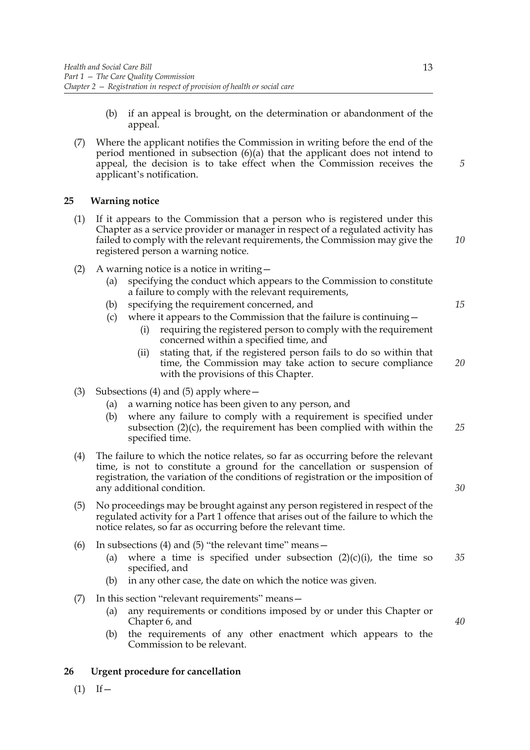(b) if an appeal is brought, on the determination or abandonment of the appeal.

(7) Where the applicant notifies the Commission in writing before the end of the period mentioned in subsection (6)(a) that the applicant does not intend to appeal, the decision is to take effect when the Commission receives the applicant's notification.

## 25 Warning notice

(1) If it appears to the Commission that a person who is registered under this Chapter as a service provider or manager in respect of a regulated activity has failed to comply with the relevant requirements, the Commission may give the registered person a warning notice.

(2) A warning notice is a notice in writing—

- (a) specifying the conduct which appears to the Commission to constitute a failure to comply with the relevant requirements,
- (b) specifying the requirement concerned, and
- (c) where it appears to the Commission that the failure is continuing—
  - (i) requiring the registered person to comply with the requirement concerned within a specified time, and
  - (ii) stating that, if the registered person fails to do so within that time, the Commission may take action to secure compliance with the provisions of this Chapter.

(3) Subsections (4) and (5) apply where—

- (a) a warning notice has been given to any person, and
- (b) where any failure to comply with a requirement is specified under subsection (2)(c), the requirement has been complied with within the specified time.

(4) The failure to which the notice relates, so far as occurring before the relevant time, is not to constitute a ground for the cancellation or suspension of registration, the variation of the conditions of registration or the imposition of any additional condition.

(5) No proceedings may be brought against any person registered in respect of the regulated activity for a Part 1 offence that arises out of the failure to which the notice relates, so far as occurring before the relevant time.

(6) In subsections (4) and (5) "the relevant time" means—

- (a) where a time is specified under subsection (2)(c)(i), the time so specified, and
- (b) in any other case, the date on which the notice was given.

(7) In this section "relevant requirements" means—

- (a) any requirements or conditions imposed by or under this Chapter or Chapter 6, and
- (b) the requirements of any other enactment which appears to the Commission to be relevant.

## 26 Urgent procedure for cancellation

(1) If—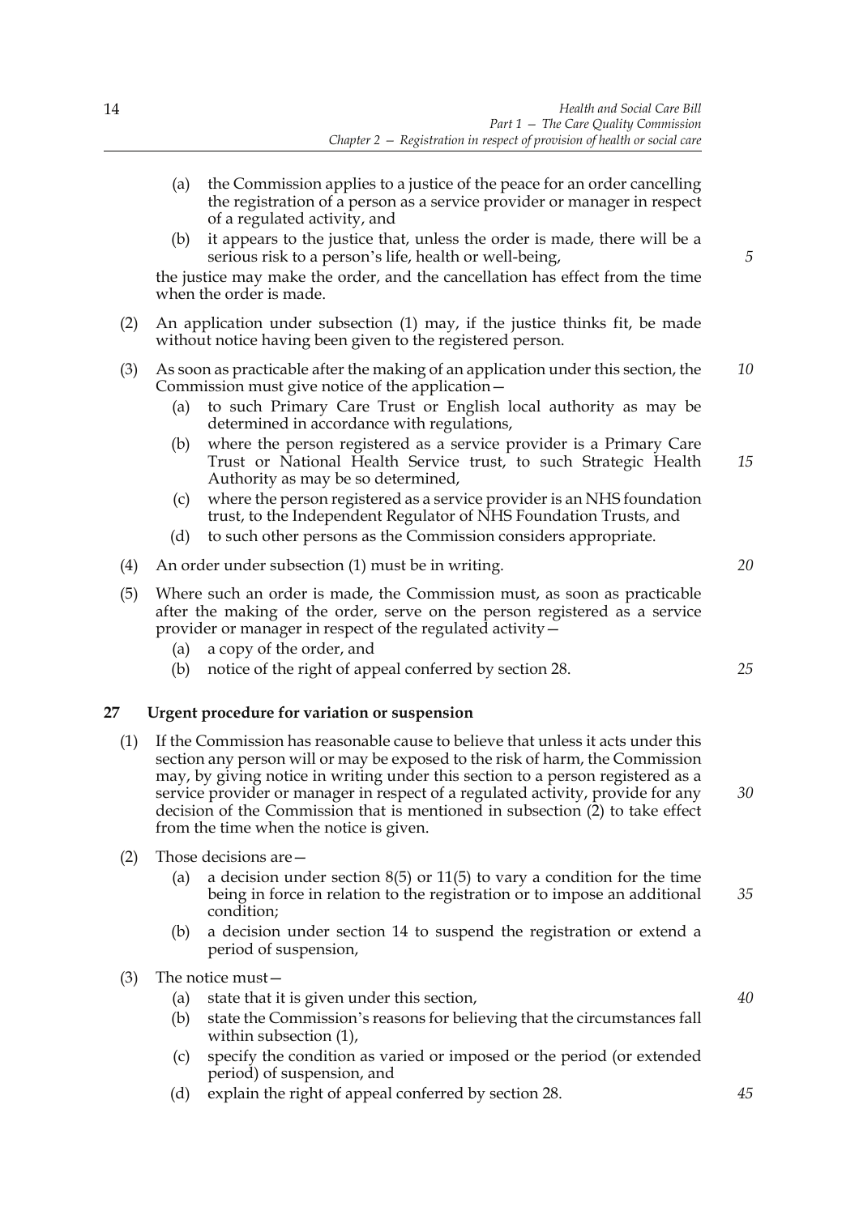(a) the Commission applies to a justice of the peace for an order cancelling the registration of a person as a service provider or manager in respect of a regulated activity, and

(b) it appears to the justice that, unless the order is made, there will be a serious risk to a person's life, health or well-being,

the justice may make the order, and the cancellation has effect from the time when the order is made.

(2) An application under subsection (1) may, if the justice thinks fit, be made without notice having been given to the registered person.

(3) As soon as practicable after the making of an application under this section, the Commission must give notice of the application—

(a) to such Primary Care Trust or English local authority as may be determined in accordance with regulations,

(b) where the person registered as a service provider is a Primary Care Trust or National Health Service trust, to such Strategic Health Authority as may be so determined,

(c) where the person registered as a service provider is an NHS foundation trust, to the Independent Regulator of NHS Foundation Trusts, and

(d) to such other persons as the Commission considers appropriate.

(4) An order under subsection (1) must be in writing.

(5) Where such an order is made, the Commission must, as soon as practicable after the making of the order, serve on the person registered as a service provider or manager in respect of the regulated activity—

(a) a copy of the order, and

(b) notice of the right of appeal conferred by section 28.

## 27 Urgent procedure for variation or suspension

(1) If the Commission has reasonable cause to believe that unless it acts under this section any person will or may be exposed to the risk of harm, the Commission may, by giving notice in writing under this section to a person registered as a service provider or manager in respect of a regulated activity, provide for any decision of the Commission that is mentioned in subsection (2) to take effect from the time when the notice is given.

(2) Those decisions are—

(a) a decision under section 8(5) or 11(5) to vary a condition for the time being in force in relation to the registration or to impose an additional condition;

(b) a decision under section 14 to suspend the registration or extend a period of suspension,

(3) The notice must—

(a) state that it is given under this section,

(b) state the Commission's reasons for believing that the circumstances fall within subsection (1),

(c) specify the condition as varied or imposed or the period (or extended period) of suspension, and

(d) explain the right of appeal conferred by section 28.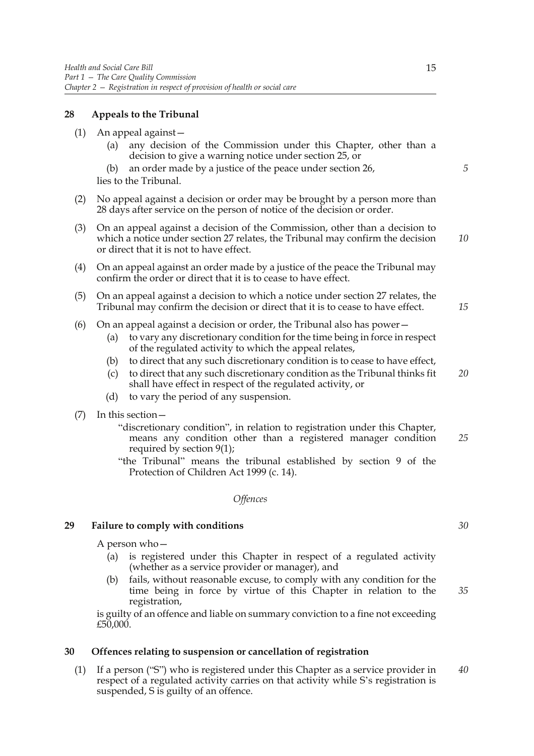**28 Appeals to the Tribunal**

(1) An appeal against—

(a) any decision of the Commission under this Chapter, other than a decision to give a warning notice under section 25, or

(b) an order made by a justice of the peace under section 26,

lies to the Tribunal.

(2) No appeal against a decision or order may be brought by a person more than 28 days after service on the person of notice of the decision or order.

(3) On an appeal against a decision of the Commission, other than a decision to which a notice under section 27 relates, the Tribunal may confirm the decision or direct that it is not to have effect.

(4) On an appeal against an order made by a justice of the peace the Tribunal may confirm the order or direct that it is to cease to have effect.

(5) On an appeal against a decision to which a notice under section 27 relates, the Tribunal may confirm the decision or direct that it is to cease to have effect.

(6) On an appeal against a decision or order, the Tribunal also has power—

(a) to vary any discretionary condition for the time being in force in respect of the regulated activity to which the appeal relates,

(b) to direct that any such discretionary condition is to cease to have effect,

(c) to direct that any such discretionary condition as the Tribunal thinks fit shall have effect in respect of the regulated activity, or

(d) to vary the period of any suspension.

(7) In this section—

"discretionary condition", in relation to registration under this Chapter, means any condition other than a registered manager condition required by section 9(1);

"the Tribunal" means the tribunal established by section 9 of the Protection of Children Act 1999 (c. 14).

*Offences*

**29 Failure to comply with conditions**

A person who—

(a) is registered under this Chapter in respect of a regulated activity (whether as a service provider or manager), and

(b) fails, without reasonable excuse, to comply with any condition for the time being in force by virtue of this Chapter in relation to the registration,

is guilty of an offence and liable on summary conviction to a fine not exceeding £50,000.

**30 Offences relating to suspension or cancellation of registration**

(1) If a person ("S") who is registered under this Chapter as a service provider in respect of a regulated activity carries on that activity while S's registration is suspended, S is guilty of an offence.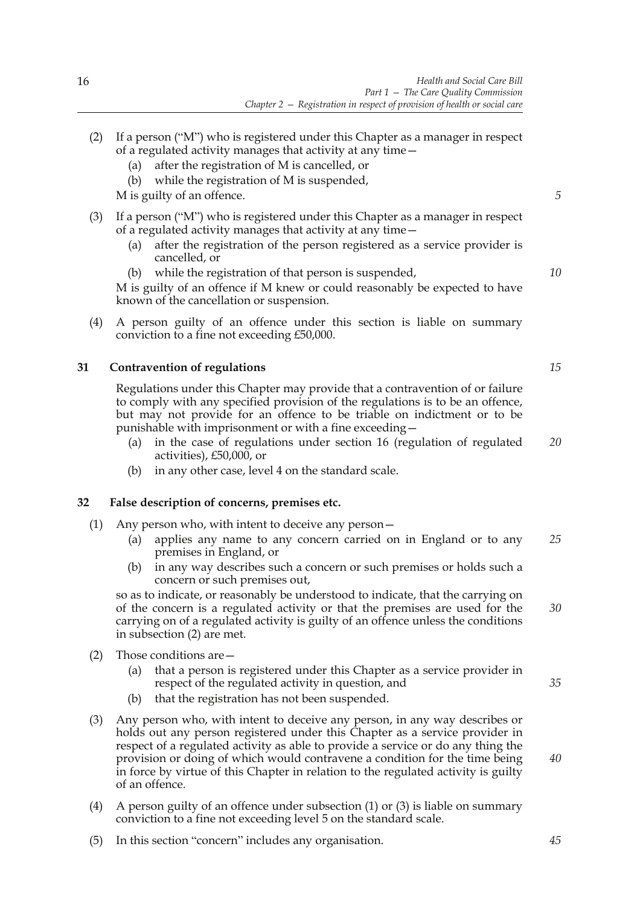(2) If a person ("M") who is registered under this Chapter as a manager in respect of a regulated activity manages that activity at any time—

  (a) after the registration of M is cancelled, or

  (b) while the registration of M is suspended,

M is guilty of an offence.

(3) If a person ("M") who is registered under this Chapter as a manager in respect of a regulated activity manages that activity at any time—

  (a) after the registration of the person registered as a service provider is cancelled, or

  (b) while the registration of that person is suspended,

M is guilty of an offence if M knew or could reasonably be expected to have known of the cancellation or suspension.

(4) A person guilty of an offence under this section is liable on summary conviction to a fine not exceeding £50,000.

## 31 Contravention of regulations

Regulations under this Chapter may provide that a contravention of or failure to comply with any specified provision of the regulations is to be an offence, but may not provide for an offence to be triable on indictment or to be punishable with imprisonment or with a fine exceeding—

  (a) in the case of regulations under section 16 (regulation of regulated activities), £50,000, or

  (b) in any other case, level 4 on the standard scale.

## 32 False description of concerns, premises etc.

(1) Any person who, with intent to deceive any person—

  (a) applies any name to any concern carried on in England or to any premises in England, or

  (b) in any way describes such a concern or such premises or holds such a concern or such premises out,

so as to indicate, or reasonably be understood to indicate, that the carrying on of the concern is a regulated activity or that the premises are used for the carrying on of a regulated activity is guilty of an offence unless the conditions in subsection (2) are met.

(2) Those conditions are—

  (a) that a person is registered under this Chapter as a service provider in respect of the regulated activity in question, and

  (b) that the registration has not been suspended.

(3) Any person who, with intent to deceive any person, in any way describes or holds out any person registered under this Chapter as a service provider in respect of a regulated activity as able to provide a service or do any thing the provision or doing of which would contravene a condition for the time being in force by virtue of this Chapter in relation to the regulated activity is guilty of an offence.

(4) A person guilty of an offence under subsection (1) or (3) is liable on summary conviction to a fine not exceeding level 5 on the standard scale.

(5) In this section "concern" includes any organisation.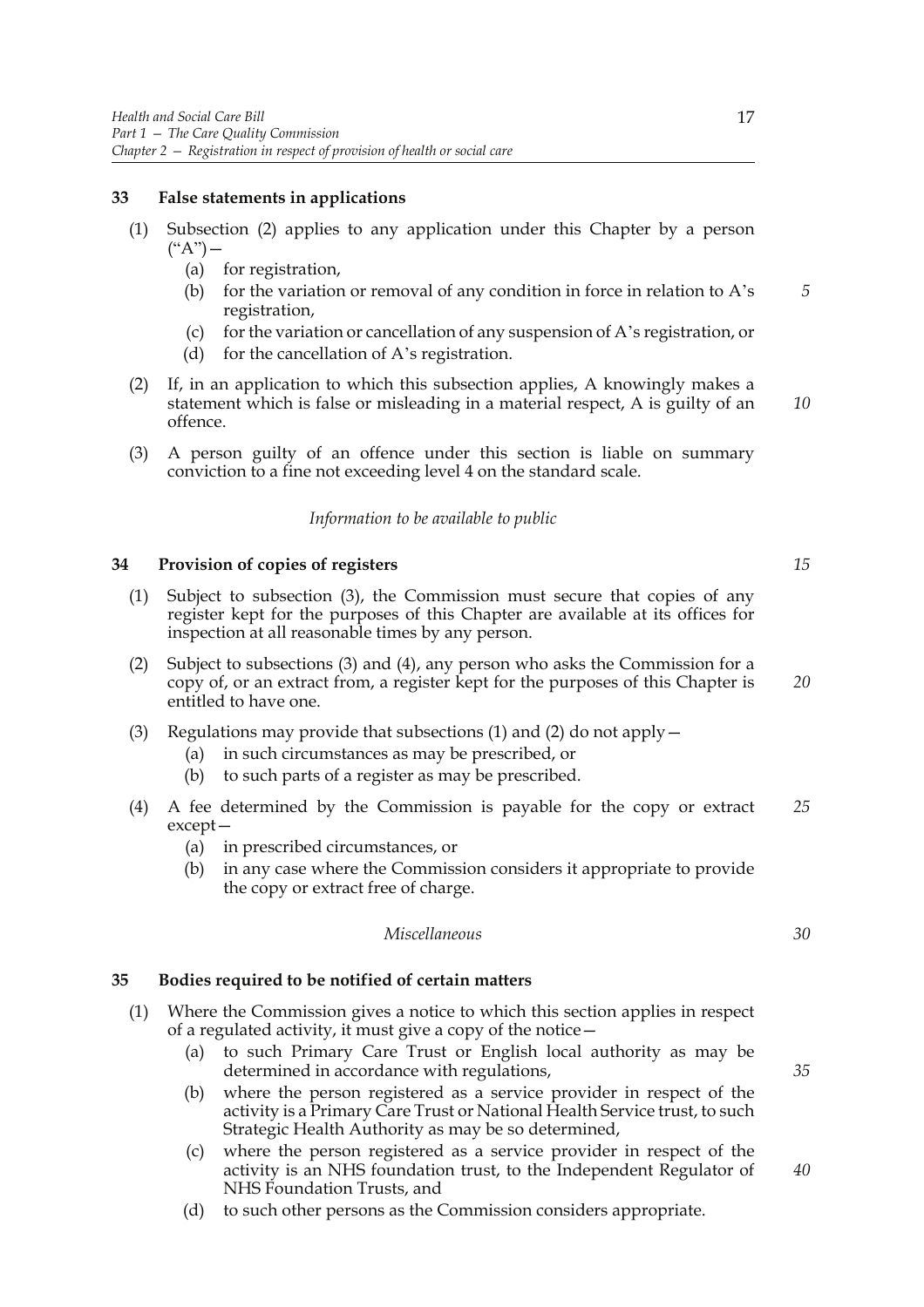### 33 False statements in applications

(1) Subsection (2) applies to any application under this Chapter by a person ("A")—

- (a) for registration,
- (b) for the variation or removal of any condition in force in relation to A's registration,
- (c) for the variation or cancellation of any suspension of A's registration, or
- (d) for the cancellation of A's registration.

(2) If, in an application to which this subsection applies, A knowingly makes a statement which is false or misleading in a material respect, A is guilty of an offence.

(3) A person guilty of an offence under this section is liable on summary conviction to a fine not exceeding level 4 on the standard scale.

*Information to be available to public*

### 34 Provision of copies of registers

(1) Subject to subsection (3), the Commission must secure that copies of any register kept for the purposes of this Chapter are available at its offices for inspection at all reasonable times by any person.

(2) Subject to subsections (3) and (4), any person who asks the Commission for a copy of, or an extract from, a register kept for the purposes of this Chapter is entitled to have one.

(3) Regulations may provide that subsections (1) and (2) do not apply—

- (a) in such circumstances as may be prescribed, or
- (b) to such parts of a register as may be prescribed.

(4) A fee determined by the Commission is payable for the copy or extract except—

- (a) in prescribed circumstances, or
- (b) in any case where the Commission considers it appropriate to provide the copy or extract free of charge.

*Miscellaneous*

### 35 Bodies required to be notified of certain matters

(1) Where the Commission gives a notice to which this section applies in respect of a regulated activity, it must give a copy of the notice—

- (a) to such Primary Care Trust or English local authority as may be determined in accordance with regulations,
- (b) where the person registered as a service provider in respect of the activity is a Primary Care Trust or National Health Service trust, to such Strategic Health Authority as may be so determined,
- (c) where the person registered as a service provider in respect of the activity is an NHS foundation trust, to the Independent Regulator of NHS Foundation Trusts, and
- (d) to such other persons as the Commission considers appropriate.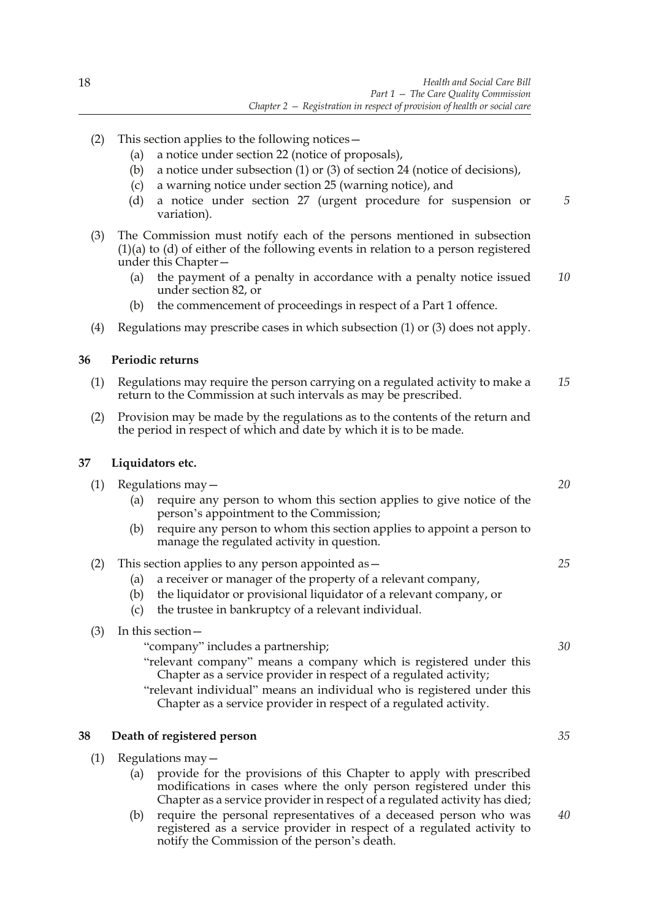(2) This section applies to the following notices—

   (a) a notice under section 22 (notice of proposals),

   (b) a notice under subsection (1) or (3) of section 24 (notice of decisions),

   (c) a warning notice under section 25 (warning notice), and

   (d) a notice under section 27 (urgent procedure for suspension or variation).

(3) The Commission must notify each of the persons mentioned in subsection (1)(a) to (d) of either of the following events in relation to a person registered under this Chapter—

   (a) the payment of a penalty in accordance with a penalty notice issued under section 82, or

   (b) the commencement of proceedings in respect of a Part 1 offence.

(4) Regulations may prescribe cases in which subsection (1) or (3) does not apply.

### 36 Periodic returns

(1) Regulations may require the person carrying on a regulated activity to make a return to the Commission at such intervals as may be prescribed.

(2) Provision may be made by the regulations as to the contents of the return and the period in respect of which and date by which it is to be made.

### 37 Liquidators etc.

(1) Regulations may—

   (a) require any person to whom this section applies to give notice of the person's appointment to the Commission;

   (b) require any person to whom this section applies to appoint a person to manage the regulated activity in question.

(2) This section applies to any person appointed as—

   (a) a receiver or manager of the property of a relevant company,

   (b) the liquidator or provisional liquidator of a relevant company, or

   (c) the trustee in bankruptcy of a relevant individual.

(3) In this section—

   "company" includes a partnership;

   "relevant company" means a company which is registered under this Chapter as a service provider in respect of a regulated activity;

   "relevant individual" means an individual who is registered under this Chapter as a service provider in respect of a regulated activity.

### 38 Death of registered person

(1) Regulations may—

   (a) provide for the provisions of this Chapter to apply with prescribed modifications in cases where the only person registered under this Chapter as a service provider in respect of a regulated activity has died;

   (b) require the personal representatives of a deceased person who was registered as a service provider in respect of a regulated activity to notify the Commission of the person's death.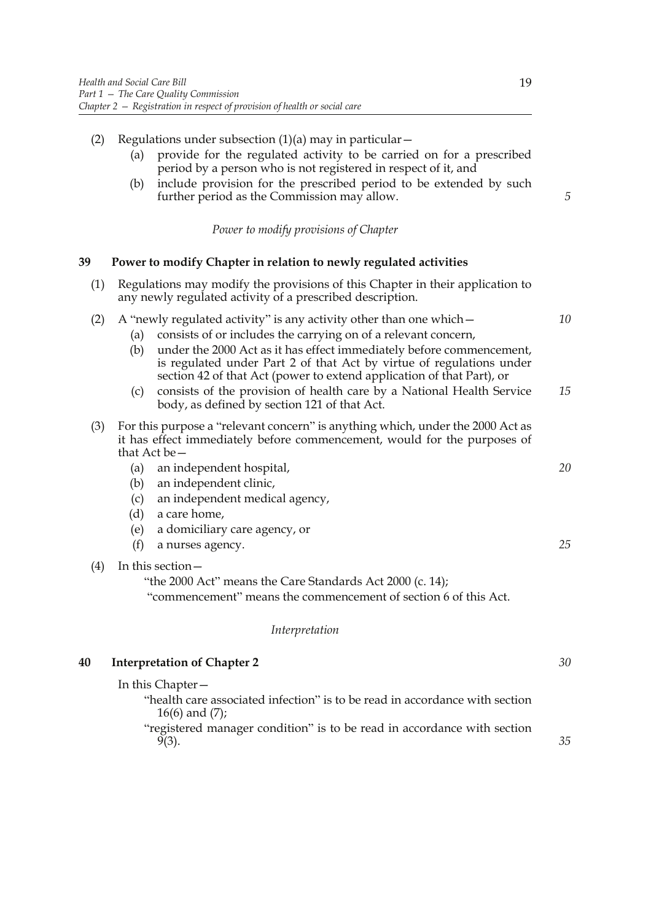(2) Regulations under subsection (1)(a) may in particular—

   (a) provide for the regulated activity to be carried on for a prescribed period by a person who is not registered in respect of it, and

   (b) include provision for the prescribed period to be extended by such further period as the Commission may allow.

*Power to modify provisions of Chapter*

### 39 Power to modify Chapter in relation to newly regulated activities

(1) Regulations may modify the provisions of this Chapter in their application to any newly regulated activity of a prescribed description.

(2) A "newly regulated activity" is any activity other than one which—

   (a) consists of or includes the carrying on of a relevant concern,

   (b) under the 2000 Act as it has effect immediately before commencement, is regulated under Part 2 of that Act by virtue of regulations under section 42 of that Act (power to extend application of that Part), or

   (c) consists of the provision of health care by a National Health Service body, as defined by section 121 of that Act.

(3) For this purpose a "relevant concern" is anything which, under the 2000 Act as it has effect immediately before commencement, would for the purposes of that Act be—

   (a) an independent hospital,

   (b) an independent clinic,

   (c) an independent medical agency,

   (d) a care home,

   (e) a domiciliary care agency, or

   (f) a nurses agency.

(4) In this section—

   "the 2000 Act" means the Care Standards Act 2000 (c. 14);

   "commencement" means the commencement of section 6 of this Act.

*Interpretation*

### 40 Interpretation of Chapter 2

In this Chapter—

   "health care associated infection" is to be read in accordance with section 16(6) and (7);

   "registered manager condition" is to be read in accordance with section 9(3).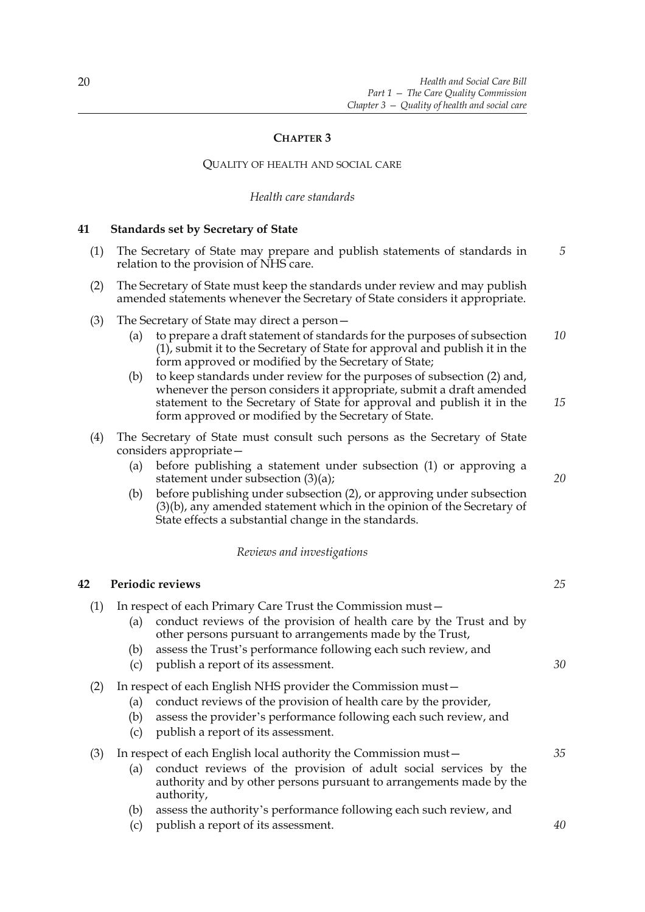## CHAPTER 3

### QUALITY OF HEALTH AND SOCIAL CARE

*Health care standards*

**41 Standards set by Secretary of State**

(1) The Secretary of State may prepare and publish statements of standards in relation to the provision of NHS care.

(2) The Secretary of State must keep the standards under review and may publish amended statements whenever the Secretary of State considers it appropriate.

(3) The Secretary of State may direct a person—

- (a) to prepare a draft statement of standards for the purposes of subsection (1), submit it to the Secretary of State for approval and publish it in the form approved or modified by the Secretary of State;
- (b) to keep standards under review for the purposes of subsection (2) and, whenever the person considers it appropriate, submit a draft amended statement to the Secretary of State for approval and publish it in the form approved or modified by the Secretary of State.

(4) The Secretary of State must consult such persons as the Secretary of State considers appropriate—

- (a) before publishing a statement under subsection (1) or approving a statement under subsection (3)(a);
- (b) before publishing under subsection (2), or approving under subsection (3)(b), any amended statement which in the opinion of the Secretary of State effects a substantial change in the standards.

*Reviews and investigations*

**42 Periodic reviews**

(1) In respect of each Primary Care Trust the Commission must—

- (a) conduct reviews of the provision of health care by the Trust and by other persons pursuant to arrangements made by the Trust,
- (b) assess the Trust's performance following each such review, and
- (c) publish a report of its assessment.

(2) In respect of each English NHS provider the Commission must—

- (a) conduct reviews of the provision of health care by the provider,
- (b) assess the provider's performance following each such review, and
- (c) publish a report of its assessment.

(3) In respect of each English local authority the Commission must—

- (a) conduct reviews of the provision of adult social services by the authority and by other persons pursuant to arrangements made by the authority,
- (b) assess the authority's performance following each such review, and
- (c) publish a report of its assessment.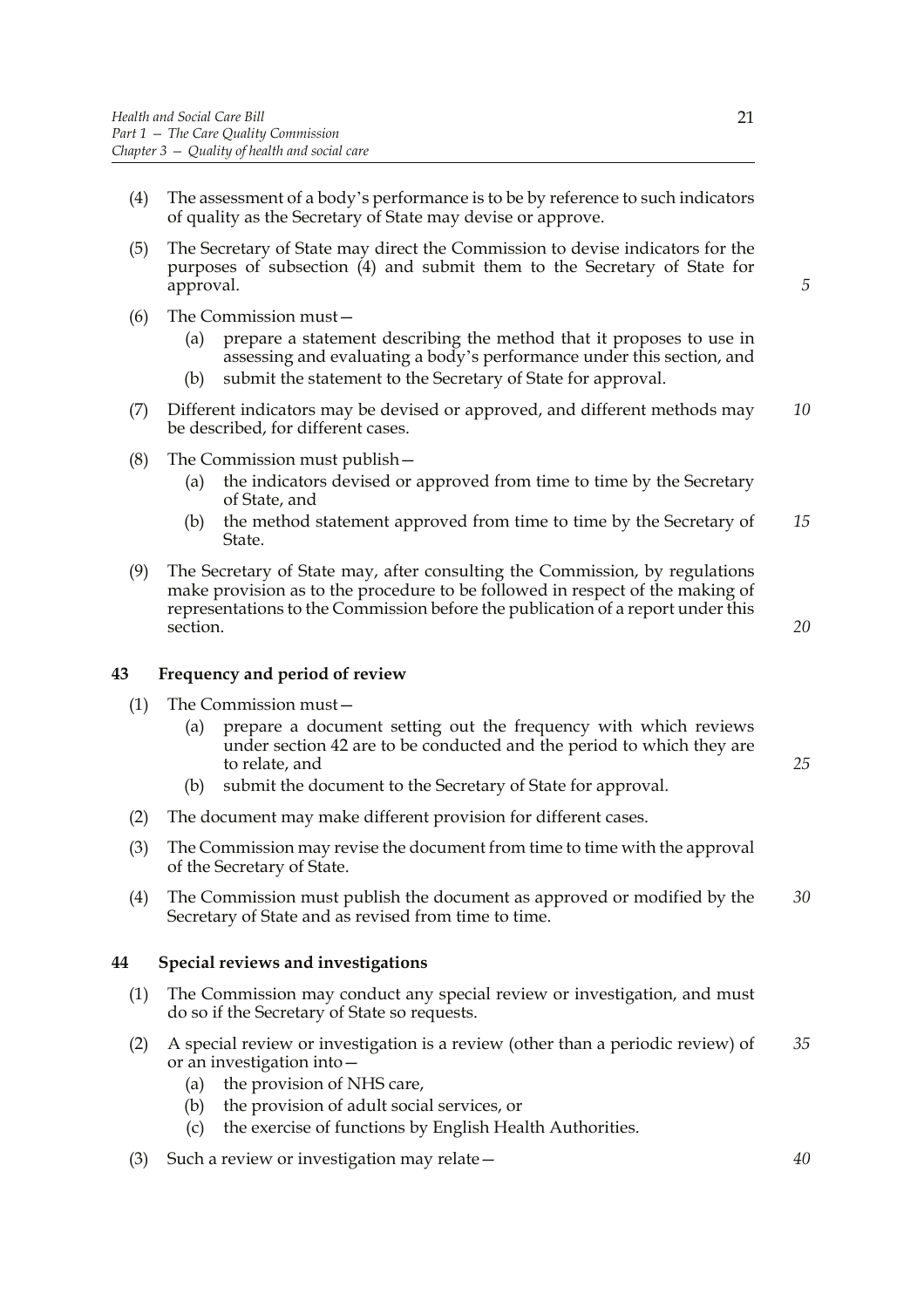(4) The assessment of a body's performance is to be by reference to such indicators of quality as the Secretary of State may devise or approve.

(5) The Secretary of State may direct the Commission to devise indicators for the purposes of subsection (4) and submit them to the Secretary of State for approval.

(6) The Commission must—

   (a) prepare a statement describing the method that it proposes to use in assessing and evaluating a body's performance under this section, and

   (b) submit the statement to the Secretary of State for approval.

(7) Different indicators may be devised or approved, and different methods may be described, for different cases.

(8) The Commission must publish—

   (a) the indicators devised or approved from time to time by the Secretary of State, and

   (b) the method statement approved from time to time by the Secretary of State.

(9) The Secretary of State may, after consulting the Commission, by regulations make provision as to the procedure to be followed in respect of the making of representations to the Commission before the publication of a report under this section.

### 43 Frequency and period of review

(1) The Commission must—

   (a) prepare a document setting out the frequency with which reviews under section 42 are to be conducted and the period to which they are to relate, and

   (b) submit the document to the Secretary of State for approval.

(2) The document may make different provision for different cases.

(3) The Commission may revise the document from time to time with the approval of the Secretary of State.

(4) The Commission must publish the document as approved or modified by the Secretary of State and as revised from time to time.

### 44 Special reviews and investigations

(1) The Commission may conduct any special review or investigation, and must do so if the Secretary of State so requests.

(2) A special review or investigation is a review (other than a periodic review) of or an investigation into—

   (a) the provision of NHS care,

   (b) the provision of adult social services, or

   (c) the exercise of functions by English Health Authorities.

(3) Such a review or investigation may relate—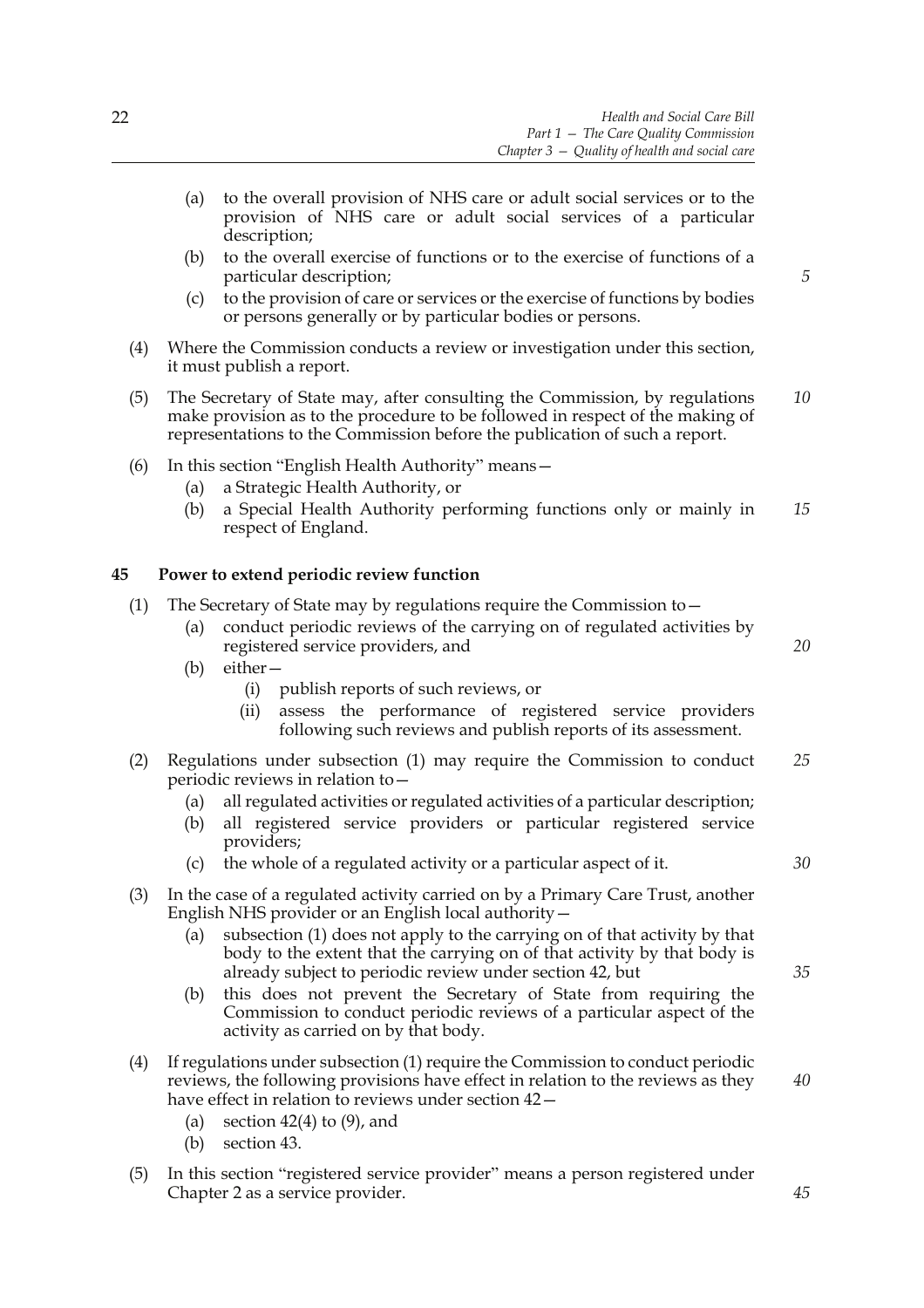(a) to the overall provision of NHS care or adult social services or to the provision of NHS care or adult social services of a particular description;

(b) to the overall exercise of functions or to the exercise of functions of a particular description;

(c) to the provision of care or services or the exercise of functions by bodies or persons generally or by particular bodies or persons.

(4) Where the Commission conducts a review or investigation under this section, it must publish a report.

(5) The Secretary of State may, after consulting the Commission, by regulations make provision as to the procedure to be followed in respect of the making of representations to the Commission before the publication of such a report.

(6) In this section "English Health Authority" means—

(a) a Strategic Health Authority, or

(b) a Special Health Authority performing functions only or mainly in respect of England.

## 45 Power to extend periodic review function

(1) The Secretary of State may by regulations require the Commission to—

(a) conduct periodic reviews of the carrying on of regulated activities by registered service providers, and

(b) either—

(i) publish reports of such reviews, or

(ii) assess the performance of registered service providers following such reviews and publish reports of its assessment.

(2) Regulations under subsection (1) may require the Commission to conduct periodic reviews in relation to—

(a) all regulated activities or regulated activities of a particular description;

(b) all registered service providers or particular registered service providers;

(c) the whole of a regulated activity or a particular aspect of it.

(3) In the case of a regulated activity carried on by a Primary Care Trust, another English NHS provider or an English local authority—

(a) subsection (1) does not apply to the carrying on of that activity by that body to the extent that the carrying on of that activity by that body is already subject to periodic review under section 42, but

(b) this does not prevent the Secretary of State from requiring the Commission to conduct periodic reviews of a particular aspect of the activity as carried on by that body.

(4) If regulations under subsection (1) require the Commission to conduct periodic reviews, the following provisions have effect in relation to the reviews as they have effect in relation to reviews under section 42—

(a) section 42(4) to (9), and

(b) section 43.

(5) In this section "registered service provider" means a person registered under Chapter 2 as a service provider.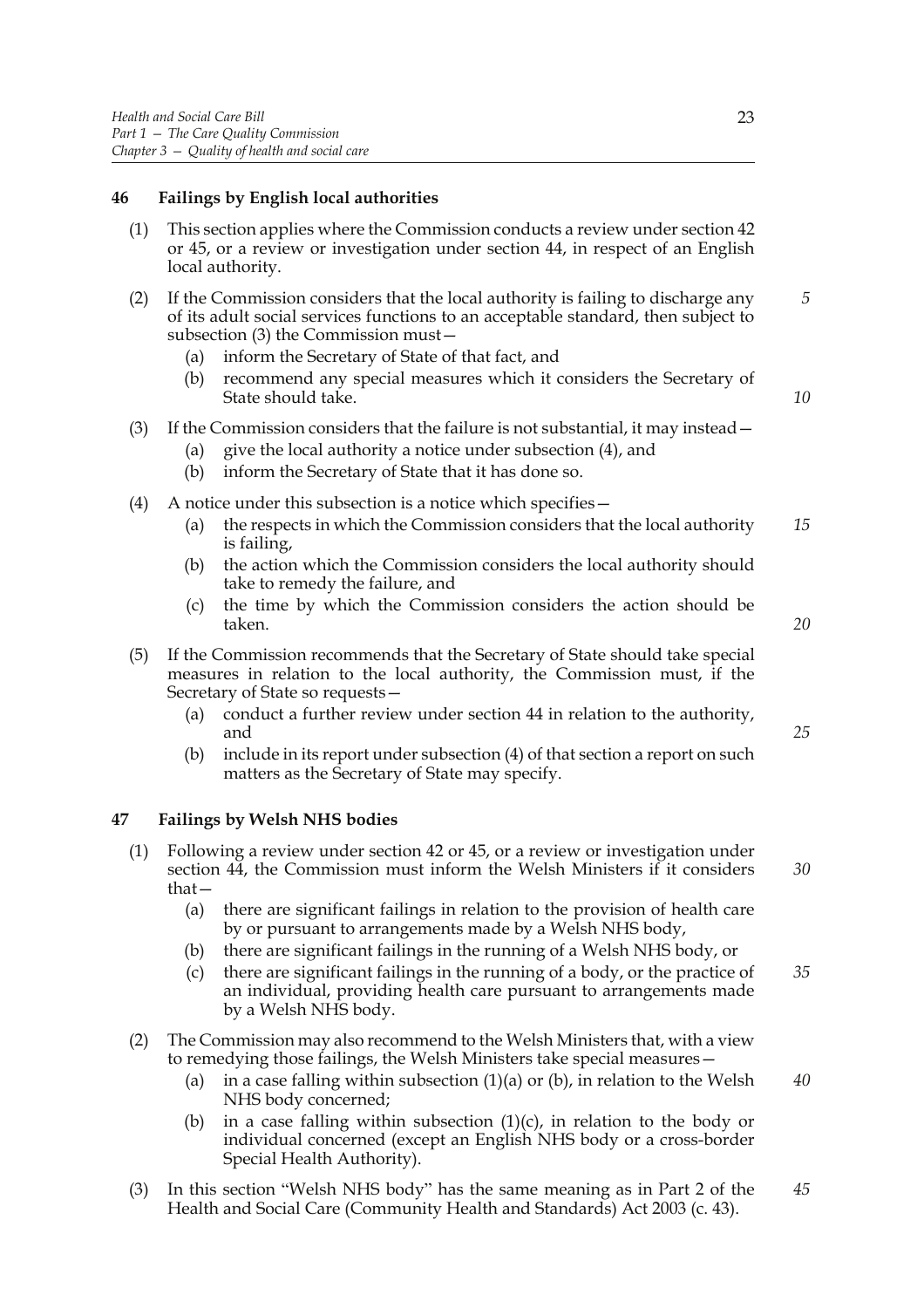### 46 Failings by English local authorities

(1) This section applies where the Commission conducts a review under section 42 or 45, or a review or investigation under section 44, in respect of an English local authority.

(2) If the Commission considers that the local authority is failing to discharge any of its adult social services functions to an acceptable standard, then subject to subsection (3) the Commission must—

- (a) inform the Secretary of State of that fact, and
- (b) recommend any special measures which it considers the Secretary of State should take.

(3) If the Commission considers that the failure is not substantial, it may instead—

- (a) give the local authority a notice under subsection (4), and
- (b) inform the Secretary of State that it has done so.

(4) A notice under this subsection is a notice which specifies—

- (a) the respects in which the Commission considers that the local authority is failing,
- (b) the action which the Commission considers the local authority should take to remedy the failure, and
- (c) the time by which the Commission considers the action should be taken.

(5) If the Commission recommends that the Secretary of State should take special measures in relation to the local authority, the Commission must, if the Secretary of State so requests—

- (a) conduct a further review under section 44 in relation to the authority, and
- (b) include in its report under subsection (4) of that section a report on such matters as the Secretary of State may specify.

### 47 Failings by Welsh NHS bodies

(1) Following a review under section 42 or 45, or a review or investigation under section 44, the Commission must inform the Welsh Ministers if it considers that—

- (a) there are significant failings in relation to the provision of health care by or pursuant to arrangements made by a Welsh NHS body,
- (b) there are significant failings in the running of a Welsh NHS body, or
- (c) there are significant failings in the running of a body, or the practice of an individual, providing health care pursuant to arrangements made by a Welsh NHS body.

(2) The Commission may also recommend to the Welsh Ministers that, with a view to remedying those failings, the Welsh Ministers take special measures—

- (a) in a case falling within subsection (1)(a) or (b), in relation to the Welsh NHS body concerned;
- (b) in a case falling within subsection (1)(c), in relation to the body or individual concerned (except an English NHS body or a cross-border Special Health Authority).

(3) In this section "Welsh NHS body" has the same meaning as in Part 2 of the Health and Social Care (Community Health and Standards) Act 2003 (c. 43).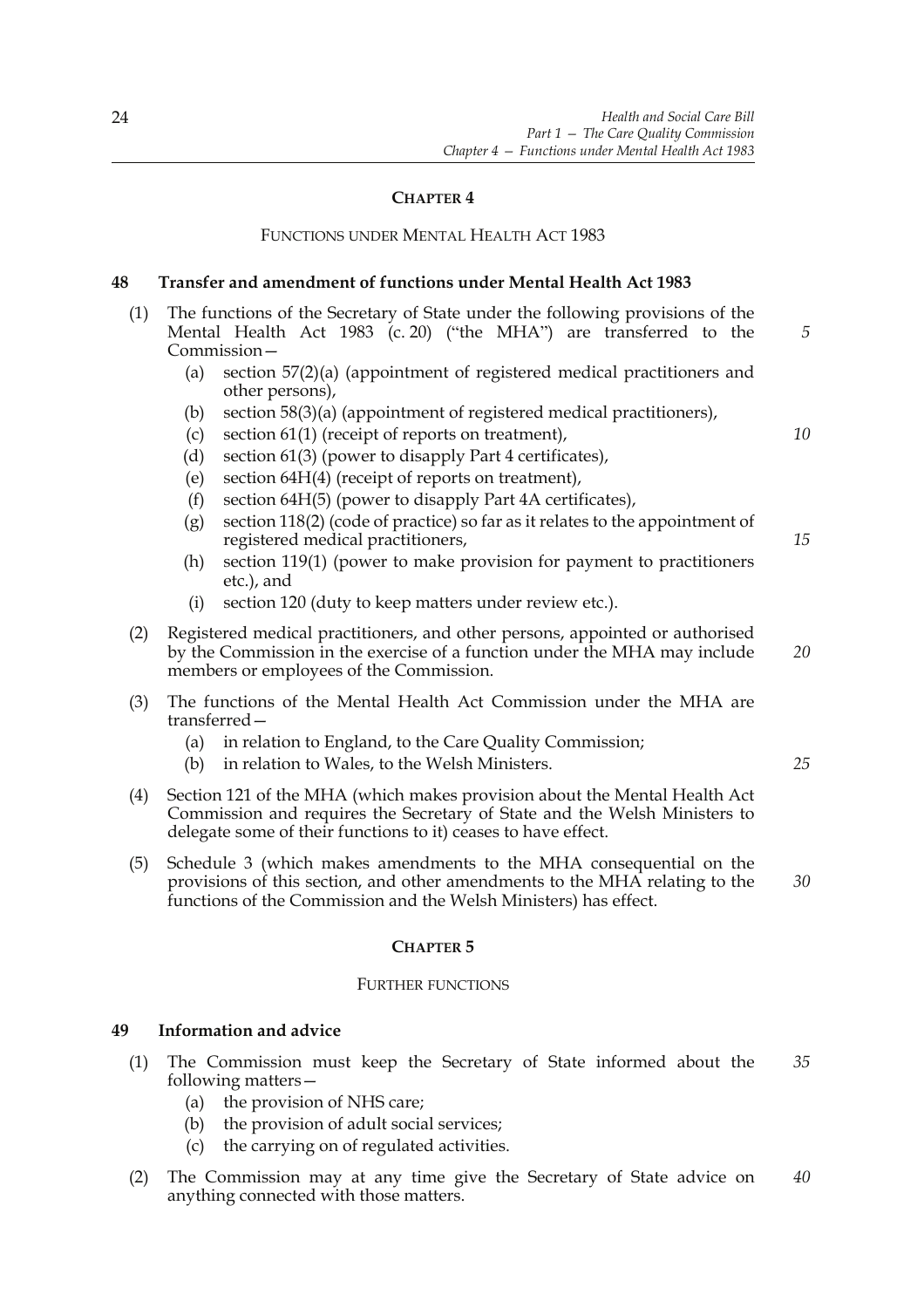## CHAPTER 4

### FUNCTIONS UNDER MENTAL HEALTH ACT 1983

**48 Transfer and amendment of functions under Mental Health Act 1983**

(1) The functions of the Secretary of State under the following provisions of the Mental Health Act 1983 (c. 20) ("the MHA") are transferred to the Commission—

(a) section 57(2)(a) (appointment of registered medical practitioners and other persons),

(b) section 58(3)(a) (appointment of registered medical practitioners),

(c) section 61(1) (receipt of reports on treatment),

(d) section 61(3) (power to disapply Part 4 certificates),

(e) section 64H(4) (receipt of reports on treatment),

(f) section 64H(5) (power to disapply Part 4A certificates),

(g) section 118(2) (code of practice) so far as it relates to the appointment of registered medical practitioners,

(h) section 119(1) (power to make provision for payment to practitioners etc.), and

(i) section 120 (duty to keep matters under review etc.).

(2) Registered medical practitioners, and other persons, appointed or authorised by the Commission in the exercise of a function under the MHA may include members or employees of the Commission.

(3) The functions of the Mental Health Act Commission under the MHA are transferred—

(a) in relation to England, to the Care Quality Commission;

(b) in relation to Wales, to the Welsh Ministers.

(4) Section 121 of the MHA (which makes provision about the Mental Health Act Commission and requires the Secretary of State and the Welsh Ministers to delegate some of their functions to it) ceases to have effect.

(5) Schedule 3 (which makes amendments to the MHA consequential on the provisions of this section, and other amendments to the MHA relating to the functions of the Commission and the Welsh Ministers) has effect.

## CHAPTER 5

### FURTHER FUNCTIONS

**49 Information and advice**

(1) The Commission must keep the Secretary of State informed about the following matters—

(a) the provision of NHS care;

(b) the provision of adult social services;

(c) the carrying on of regulated activities.

(2) The Commission may at any time give the Secretary of State advice on anything connected with those matters.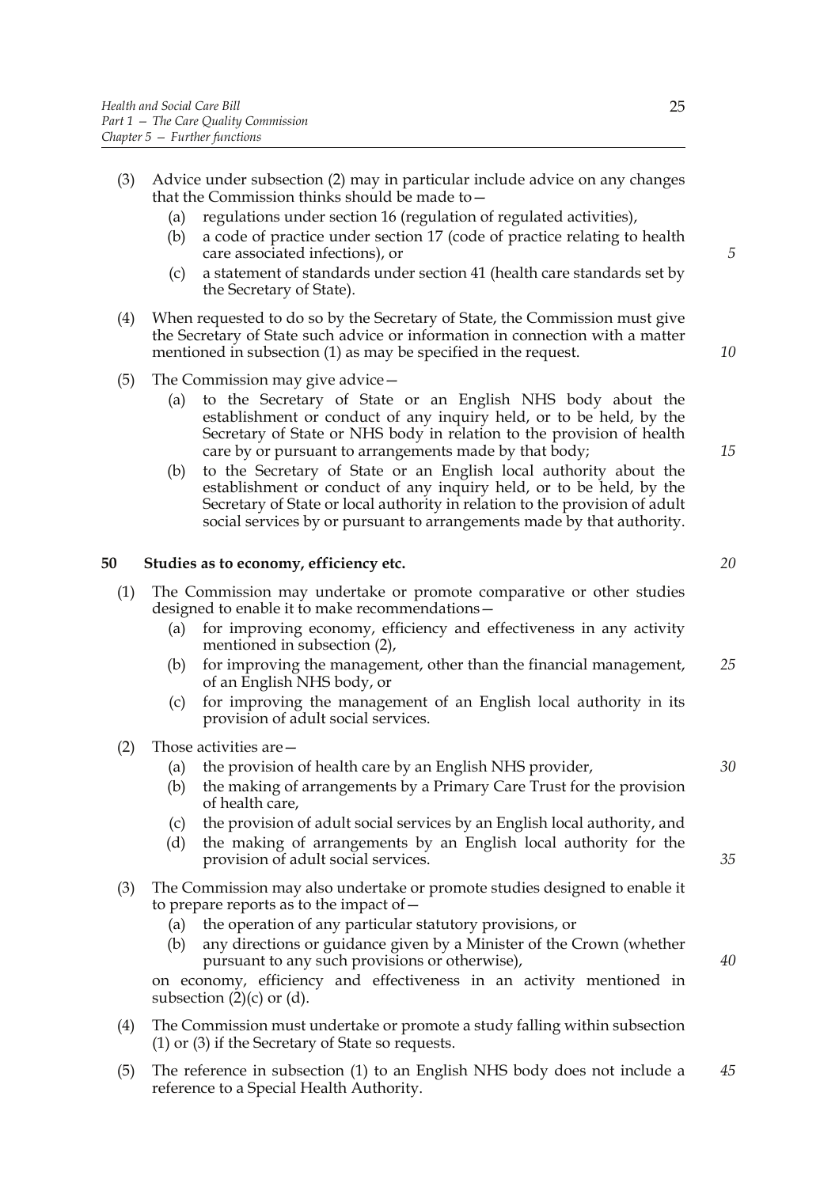(3) Advice under subsection (2) may in particular include advice on any changes that the Commission thinks should be made to—

   (a) regulations under section 16 (regulation of regulated activities),

   (b) a code of practice under section 17 (code of practice relating to health care associated infections), or

   (c) a statement of standards under section 41 (health care standards set by the Secretary of State).

(4) When requested to do so by the Secretary of State, the Commission must give the Secretary of State such advice or information in connection with a matter mentioned in subsection (1) as may be specified in the request.

(5) The Commission may give advice—

   (a) to the Secretary of State or an English NHS body about the establishment or conduct of any inquiry held, or to be held, by the Secretary of State or NHS body in relation to the provision of health care by or pursuant to arrangements made by that body;

   (b) to the Secretary of State or an English local authority about the establishment or conduct of any inquiry held, or to be held, by the Secretary of State or local authority in relation to the provision of adult social services by or pursuant to arrangements made by that authority.

**50 Studies as to economy, efficiency etc.**

(1) The Commission may undertake or promote comparative or other studies designed to enable it to make recommendations—

   (a) for improving economy, efficiency and effectiveness in any activity mentioned in subsection (2),

   (b) for improving the management, other than the financial management, of an English NHS body, or

   (c) for improving the management of an English local authority in its provision of adult social services.

(2) Those activities are—

   (a) the provision of health care by an English NHS provider,

   (b) the making of arrangements by a Primary Care Trust for the provision of health care,

   (c) the provision of adult social services by an English local authority, and

   (d) the making of arrangements by an English local authority for the provision of adult social services.

(3) The Commission may also undertake or promote studies designed to enable it to prepare reports as to the impact of—

   (a) the operation of any particular statutory provisions, or

   (b) any directions or guidance given by a Minister of the Crown (whether pursuant to any such provisions or otherwise),

   on economy, efficiency and effectiveness in an activity mentioned in subsection (2)(c) or (d).

(4) The Commission must undertake or promote a study falling within subsection (1) or (3) if the Secretary of State so requests.

(5) The reference in subsection (1) to an English NHS body does not include a reference to a Special Health Authority.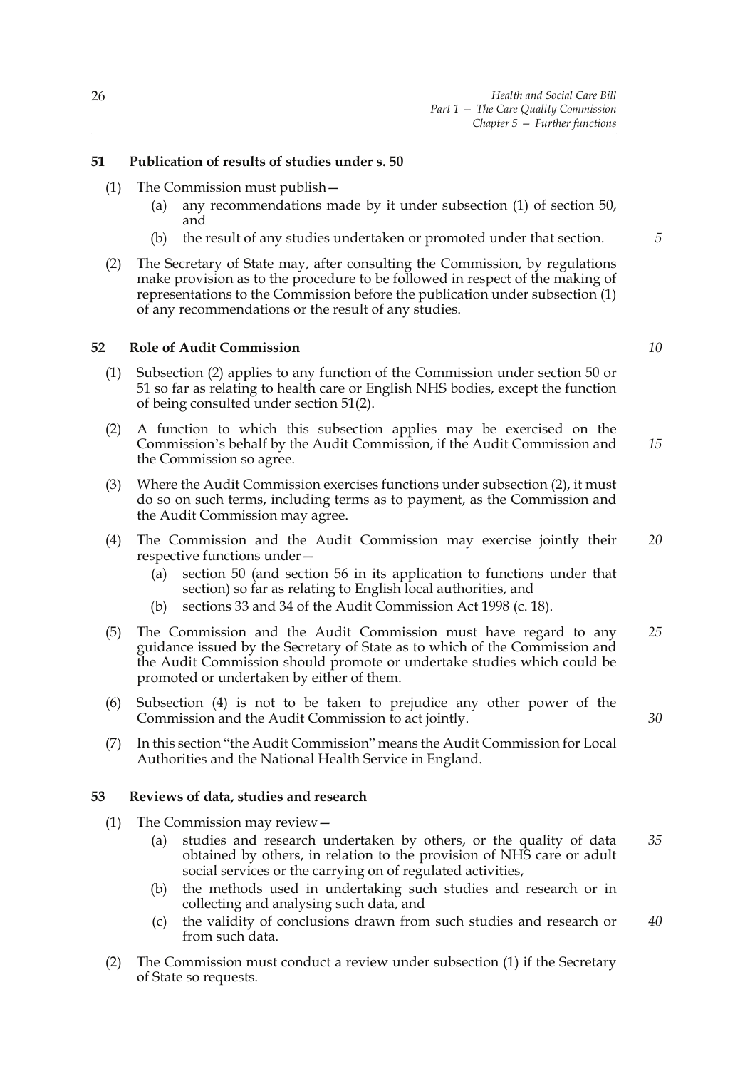### 51 Publication of results of studies under s. 50

(1) The Commission must publish—

(a) any recommendations made by it under subsection (1) of section 50, and

(b) the result of any studies undertaken or promoted under that section.

(2) The Secretary of State may, after consulting the Commission, by regulations make provision as to the procedure to be followed in respect of the making of representations to the Commission before the publication under subsection (1) of any recommendations or the result of any studies.

### 52 Role of Audit Commission

(1) Subsection (2) applies to any function of the Commission under section 50 or 51 so far as relating to health care or English NHS bodies, except the function of being consulted under section 51(2).

(2) A function to which this subsection applies may be exercised on the Commission's behalf by the Audit Commission, if the Audit Commission and the Commission so agree.

(3) Where the Audit Commission exercises functions under subsection (2), it must do so on such terms, including terms as to payment, as the Commission and the Audit Commission may agree.

(4) The Commission and the Audit Commission may exercise jointly their respective functions under—

(a) section 50 (and section 56 in its application to functions under that section) so far as relating to English local authorities, and

(b) sections 33 and 34 of the Audit Commission Act 1998 (c. 18).

(5) The Commission and the Audit Commission must have regard to any guidance issued by the Secretary of State as to which of the Commission and the Audit Commission should promote or undertake studies which could be promoted or undertaken by either of them.

(6) Subsection (4) is not to be taken to prejudice any other power of the Commission and the Audit Commission to act jointly.

(7) In this section "the Audit Commission" means the Audit Commission for Local Authorities and the National Health Service in England.

### 53 Reviews of data, studies and research

(1) The Commission may review—

(a) studies and research undertaken by others, or the quality of data obtained by others, in relation to the provision of NHS care or adult social services or the carrying on of regulated activities,

(b) the methods used in undertaking such studies and research or in collecting and analysing such data, and

(c) the validity of conclusions drawn from such studies and research or from such data.

(2) The Commission must conduct a review under subsection (1) if the Secretary of State so requests.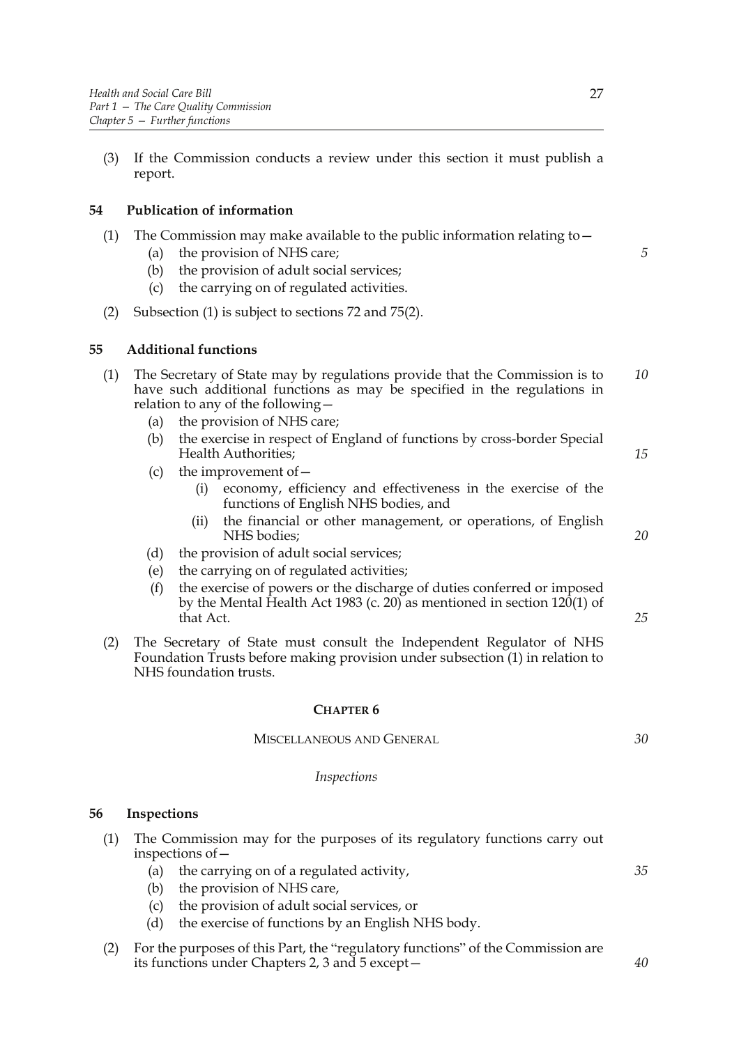(3) If the Commission conducts a review under this section it must publish a report.

### 54 Publication of information

(1) The Commission may make available to the public information relating to—
  (a) the provision of NHS care;
  (b) the provision of adult social services;
  (c) the carrying on of regulated activities.

(2) Subsection (1) is subject to sections 72 and 75(2).

### 55 Additional functions

(1) The Secretary of State may by regulations provide that the Commission is to have such additional functions as may be specified in the regulations in relation to any of the following—
  (a) the provision of NHS care;
  (b) the exercise in respect of England of functions by cross-border Special Health Authorities;
  (c) the improvement of—
    (i) economy, efficiency and effectiveness in the exercise of the functions of English NHS bodies, and
    (ii) the financial or other management, or operations, of English NHS bodies;
  (d) the provision of adult social services;
  (e) the carrying on of regulated activities;
  (f) the exercise of powers or the discharge of duties conferred or imposed by the Mental Health Act 1983 (c. 20) as mentioned in section 120(1) of that Act.

(2) The Secretary of State must consult the Independent Regulator of NHS Foundation Trusts before making provision under subsection (1) in relation to NHS foundation trusts.

## CHAPTER 6

## MISCELLANEOUS AND GENERAL

*Inspections*

### 56 Inspections

(1) The Commission may for the purposes of its regulatory functions carry out inspections of—
  (a) the carrying on of a regulated activity,
  (b) the provision of NHS care,
  (c) the provision of adult social services, or
  (d) the exercise of functions by an English NHS body.

(2) For the purposes of this Part, the "regulatory functions" of the Commission are its functions under Chapters 2, 3 and 5 except—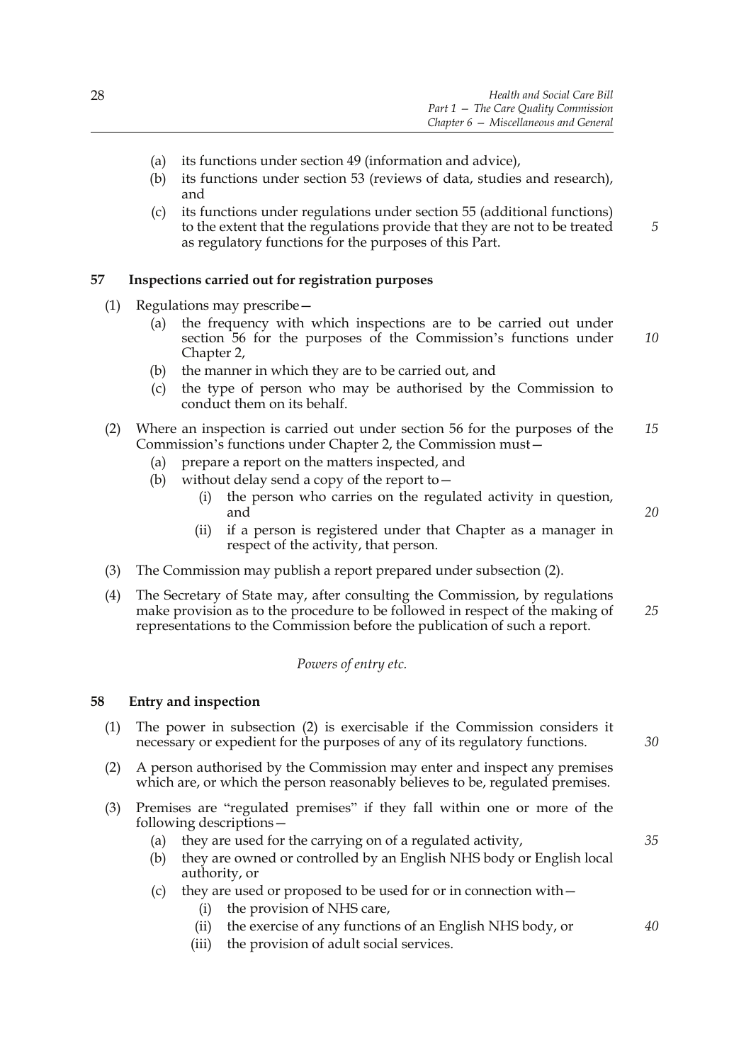(a) its functions under section 49 (information and advice),

(b) its functions under section 53 (reviews of data, studies and research), and

(c) its functions under regulations under section 55 (additional functions) to the extent that the regulations provide that they are not to be treated as regulatory functions for the purposes of this Part.

### 57 Inspections carried out for registration purposes

(1) Regulations may prescribe—

(a) the frequency with which inspections are to be carried out under section 56 for the purposes of the Commission's functions under Chapter 2,

(b) the manner in which they are to be carried out, and

(c) the type of person who may be authorised by the Commission to conduct them on its behalf.

(2) Where an inspection is carried out under section 56 for the purposes of the Commission's functions under Chapter 2, the Commission must—

(a) prepare a report on the matters inspected, and

(b) without delay send a copy of the report to—

(i) the person who carries on the regulated activity in question, and

(ii) if a person is registered under that Chapter as a manager in respect of the activity, that person.

(3) The Commission may publish a report prepared under subsection (2).

(4) The Secretary of State may, after consulting the Commission, by regulations make provision as to the procedure to be followed in respect of the making of representations to the Commission before the publication of such a report.

*Powers of entry etc.*

### 58 Entry and inspection

(1) The power in subsection (2) is exercisable if the Commission considers it necessary or expedient for the purposes of any of its regulatory functions.

(2) A person authorised by the Commission may enter and inspect any premises which are, or which the person reasonably believes to be, regulated premises.

(3) Premises are "regulated premises" if they fall within one or more of the following descriptions—

(a) they are used for the carrying on of a regulated activity,

(b) they are owned or controlled by an English NHS body or English local authority, or

(c) they are used or proposed to be used for or in connection with—

(i) the provision of NHS care,

(ii) the exercise of any functions of an English NHS body, or

(iii) the provision of adult social services.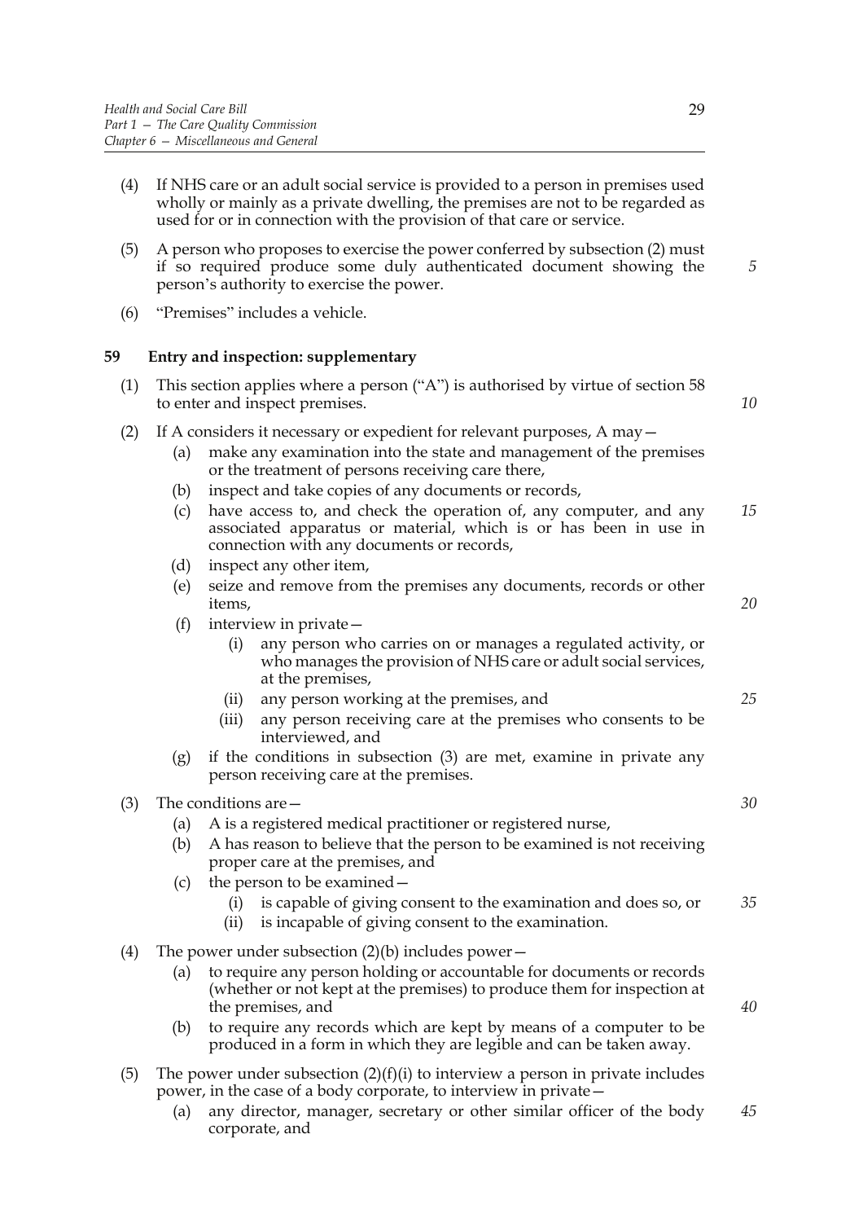(4) If NHS care or an adult social service is provided to a person in premises used wholly or mainly as a private dwelling, the premises are not to be regarded as used for or in connection with the provision of that care or service.

(5) A person who proposes to exercise the power conferred by subsection (2) must if so required produce some duly authenticated document showing the person's authority to exercise the power.

(6) "Premises" includes a vehicle.

### 59 Entry and inspection: supplementary

(1) This section applies where a person ("A") is authorised by virtue of section 58 to enter and inspect premises.

(2) If A considers it necessary or expedient for relevant purposes, A may—
  - (a) make any examination into the state and management of the premises or the treatment of persons receiving care there,
  - (b) inspect and take copies of any documents or records,
  - (c) have access to, and check the operation of, any computer, and any associated apparatus or material, which is or has been in use in connection with any documents or records,
  - (d) inspect any other item,
  - (e) seize and remove from the premises any documents, records or other items,
  - (f) interview in private—
    - (i) any person who carries on or manages a regulated activity, or who manages the provision of NHS care or adult social services, at the premises,
    - (ii) any person working at the premises, and
    - (iii) any person receiving care at the premises who consents to be interviewed, and
  - (g) if the conditions in subsection (3) are met, examine in private any person receiving care at the premises.

(3) The conditions are—
  - (a) A is a registered medical practitioner or registered nurse,
  - (b) A has reason to believe that the person to be examined is not receiving proper care at the premises, and
  - (c) the person to be examined—
    - (i) is capable of giving consent to the examination and does so, or
    - (ii) is incapable of giving consent to the examination.

(4) The power under subsection (2)(b) includes power—
  - (a) to require any person holding or accountable for documents or records (whether or not kept at the premises) to produce them for inspection at the premises, and
  - (b) to require any records which are kept by means of a computer to be produced in a form in which they are legible and can be taken away.

(5) The power under subsection (2)(f)(i) to interview a person in private includes power, in the case of a body corporate, to interview in private—
  - (a) any director, manager, secretary or other similar officer of the body corporate, and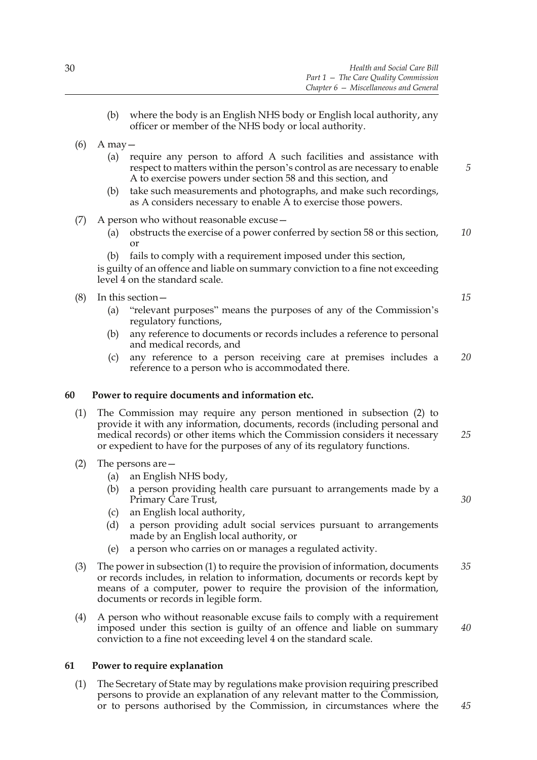(b) where the body is an English NHS body or English local authority, any officer or member of the NHS body or local authority.

(6) A may—

(a) require any person to afford A such facilities and assistance with respect to matters within the person's control as are necessary to enable A to exercise powers under section 58 and this section, and

(b) take such measurements and photographs, and make such recordings, as A considers necessary to enable A to exercise those powers.

(7) A person who without reasonable excuse—

(a) obstructs the exercise of a power conferred by section 58 or this section, or

(b) fails to comply with a requirement imposed under this section,

is guilty of an offence and liable on summary conviction to a fine not exceeding level 4 on the standard scale.

(8) In this section—

(a) "relevant purposes" means the purposes of any of the Commission's regulatory functions,

(b) any reference to documents or records includes a reference to personal and medical records, and

(c) any reference to a person receiving care at premises includes a reference to a person who is accommodated there.

### 60 Power to require documents and information etc.

(1) The Commission may require any person mentioned in subsection (2) to provide it with any information, documents, records (including personal and medical records) or other items which the Commission considers it necessary or expedient to have for the purposes of any of its regulatory functions.

(2) The persons are—

(a) an English NHS body,

(b) a person providing health care pursuant to arrangements made by a Primary Care Trust,

(c) an English local authority,

(d) a person providing adult social services pursuant to arrangements made by an English local authority, or

(e) a person who carries on or manages a regulated activity.

(3) The power in subsection (1) to require the provision of information, documents or records includes, in relation to information, documents or records kept by means of a computer, power to require the provision of the information, documents or records in legible form.

(4) A person who without reasonable excuse fails to comply with a requirement imposed under this section is guilty of an offence and liable on summary conviction to a fine not exceeding level 4 on the standard scale.

### 61 Power to require explanation

(1) The Secretary of State may by regulations make provision requiring prescribed persons to provide an explanation of any relevant matter to the Commission, or to persons authorised by the Commission, in circumstances where the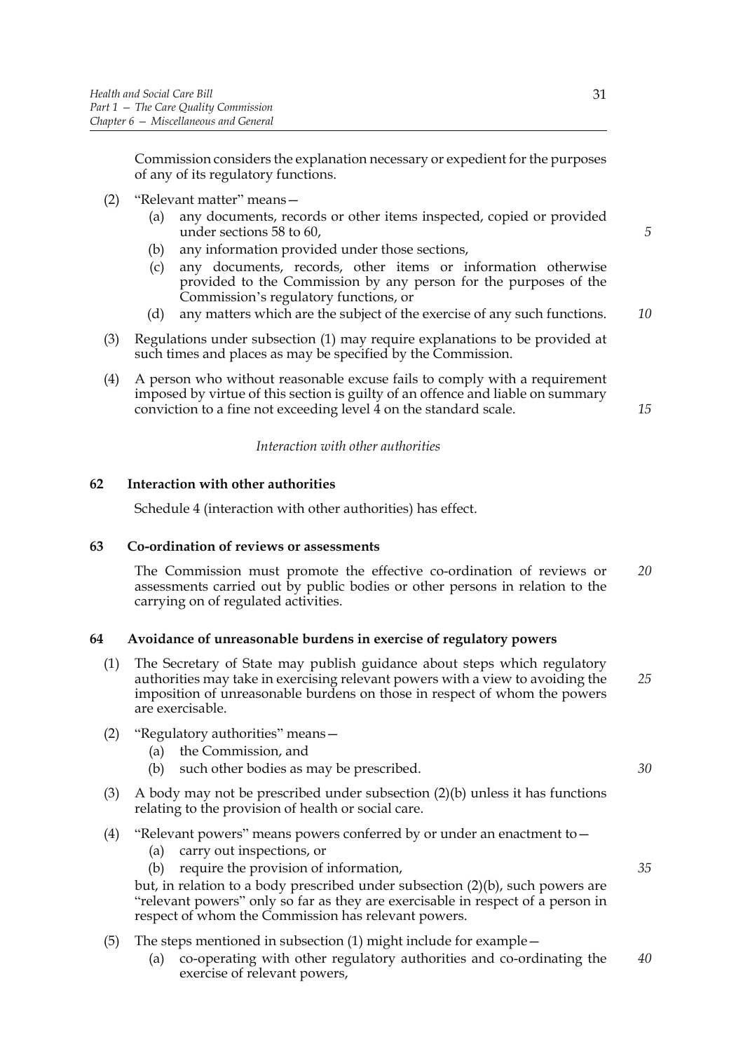Commission considers the explanation necessary or expedient for the purposes of any of its regulatory functions.

(2) "Relevant matter" means—

(a) any documents, records or other items inspected, copied or provided under sections 58 to 60,

(b) any information provided under those sections,

(c) any documents, records, other items or information otherwise provided to the Commission by any person for the purposes of the Commission's regulatory functions, or

(d) any matters which are the subject of the exercise of any such functions.

(3) Regulations under subsection (1) may require explanations to be provided at such times and places as may be specified by the Commission.

(4) A person who without reasonable excuse fails to comply with a requirement imposed by virtue of this section is guilty of an offence and liable on summary conviction to a fine not exceeding level 4 on the standard scale.

*Interaction with other authorities*

### 62 Interaction with other authorities

Schedule 4 (interaction with other authorities) has effect.

### 63 Co-ordination of reviews or assessments

The Commission must promote the effective co-ordination of reviews or assessments carried out by public bodies or other persons in relation to the carrying on of regulated activities.

### 64 Avoidance of unreasonable burdens in exercise of regulatory powers

(1) The Secretary of State may publish guidance about steps which regulatory authorities may take in exercising relevant powers with a view to avoiding the imposition of unreasonable burdens on those in respect of whom the powers are exercisable.

(2) "Regulatory authorities" means—

(a) the Commission, and

(b) such other bodies as may be prescribed.

(3) A body may not be prescribed under subsection (2)(b) unless it has functions relating to the provision of health or social care.

(4) "Relevant powers" means powers conferred by or under an enactment to—

(a) carry out inspections, or

(b) require the provision of information,

but, in relation to a body prescribed under subsection (2)(b), such powers are "relevant powers" only so far as they are exercisable in respect of a person in respect of whom the Commission has relevant powers.

(5) The steps mentioned in subsection (1) might include for example—

(a) co-operating with other regulatory authorities and co-ordinating the exercise of relevant powers,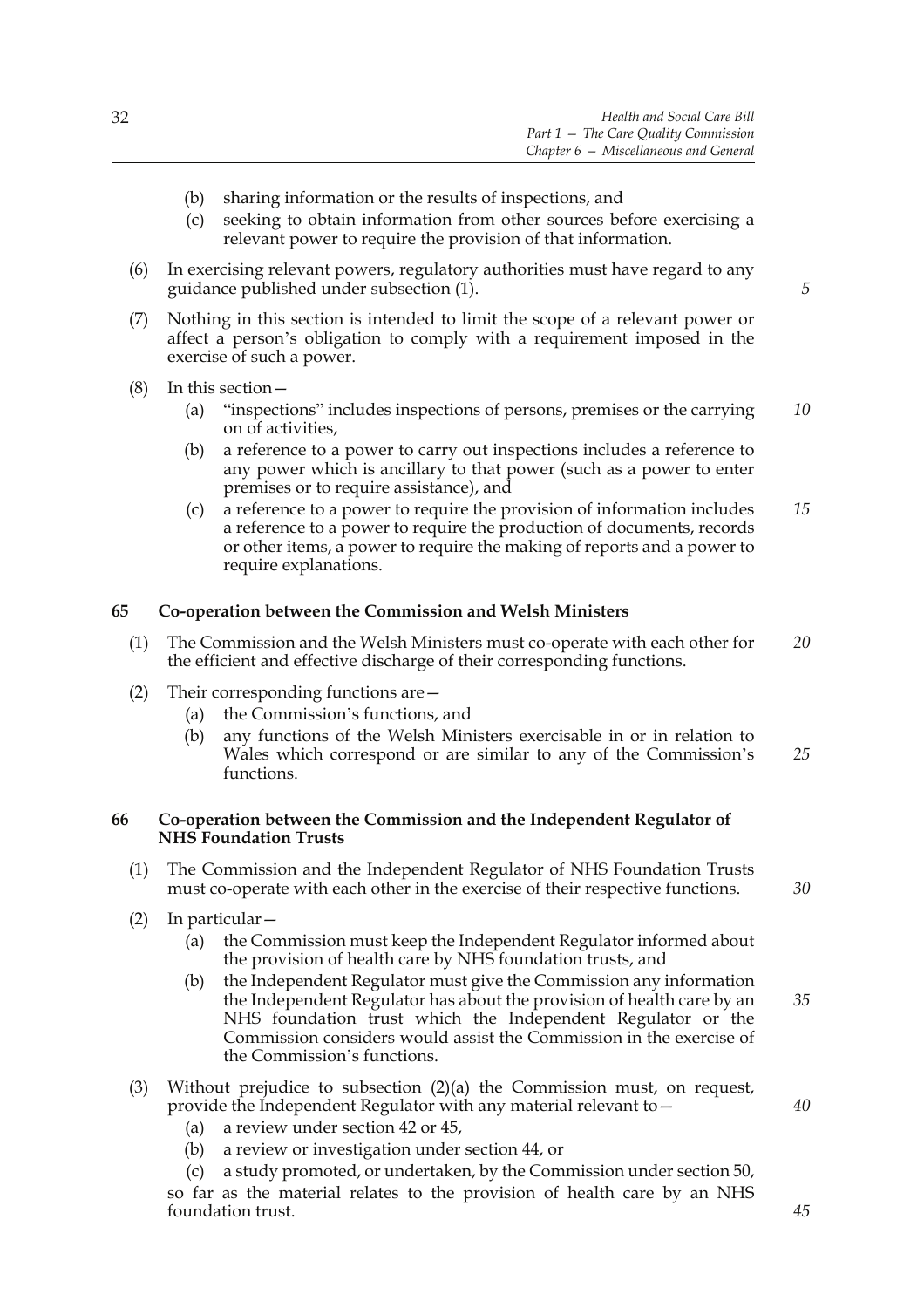(b) sharing information or the results of inspections, and

(c) seeking to obtain information from other sources before exercising a relevant power to require the provision of that information.

(6) In exercising relevant powers, regulatory authorities must have regard to any guidance published under subsection (1).

(7) Nothing in this section is intended to limit the scope of a relevant power or affect a person's obligation to comply with a requirement imposed in the exercise of such a power.

(8) In this section—

(a) "inspections" includes inspections of persons, premises or the carrying on of activities,

(b) a reference to a power to carry out inspections includes a reference to any power which is ancillary to that power (such as a power to enter premises or to require assistance), and

(c) a reference to a power to require the provision of information includes a reference to a power to require the production of documents, records or other items, a power to require the making of reports and a power to require explanations.

### 65 Co-operation between the Commission and Welsh Ministers

(1) The Commission and the Welsh Ministers must co-operate with each other for the efficient and effective discharge of their corresponding functions.

(2) Their corresponding functions are—

(a) the Commission's functions, and

(b) any functions of the Welsh Ministers exercisable in or in relation to Wales which correspond or are similar to any of the Commission's functions.

### 66 Co-operation between the Commission and the Independent Regulator of NHS Foundation Trusts

(1) The Commission and the Independent Regulator of NHS Foundation Trusts must co-operate with each other in the exercise of their respective functions.

(2) In particular—

(a) the Commission must keep the Independent Regulator informed about the provision of health care by NHS foundation trusts, and

(b) the Independent Regulator must give the Commission any information the Independent Regulator has about the provision of health care by an NHS foundation trust which the Independent Regulator or the Commission considers would assist the Commission in the exercise of the Commission's functions.

(3) Without prejudice to subsection (2)(a) the Commission must, on request, provide the Independent Regulator with any material relevant to—

(a) a review under section 42 or 45,

(b) a review or investigation under section 44, or

(c) a study promoted, or undertaken, by the Commission under section 50,

so far as the material relates to the provision of health care by an NHS foundation trust.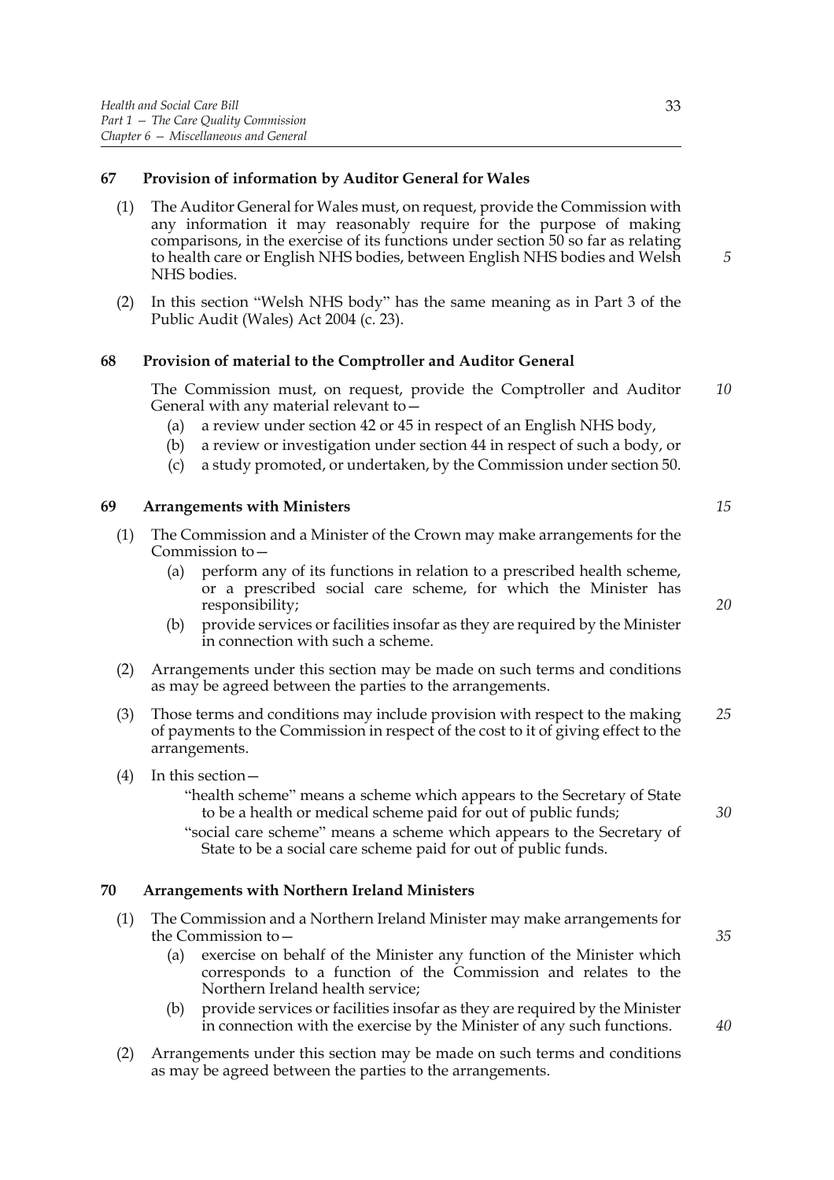### 67 Provision of information by Auditor General for Wales

(1) The Auditor General for Wales must, on request, provide the Commission with any information it may reasonably require for the purpose of making comparisons, in the exercise of its functions under section 50 so far as relating to health care or English NHS bodies, between English NHS bodies and Welsh NHS bodies.

(2) In this section "Welsh NHS body" has the same meaning as in Part 3 of the Public Audit (Wales) Act 2004 (c. 23).

### 68 Provision of material to the Comptroller and Auditor General

The Commission must, on request, provide the Comptroller and Auditor General with any material relevant to—

(a) a review under section 42 or 45 in respect of an English NHS body,

(b) a review or investigation under section 44 in respect of such a body, or

(c) a study promoted, or undertaken, by the Commission under section 50.

### 69 Arrangements with Ministers

(1) The Commission and a Minister of the Crown may make arrangements for the Commission to—

(a) perform any of its functions in relation to a prescribed health scheme, or a prescribed social care scheme, for which the Minister has responsibility;

(b) provide services or facilities insofar as they are required by the Minister in connection with such a scheme.

(2) Arrangements under this section may be made on such terms and conditions as may be agreed between the parties to the arrangements.

(3) Those terms and conditions may include provision with respect to the making of payments to the Commission in respect of the cost to it of giving effect to the arrangements.

(4) In this section—

"health scheme" means a scheme which appears to the Secretary of State to be a health or medical scheme paid for out of public funds;

"social care scheme" means a scheme which appears to the Secretary of State to be a social care scheme paid for out of public funds.

### 70 Arrangements with Northern Ireland Ministers

(1) The Commission and a Northern Ireland Minister may make arrangements for the Commission to—

(a) exercise on behalf of the Minister any function of the Minister which corresponds to a function of the Commission and relates to the Northern Ireland health service;

(b) provide services or facilities insofar as they are required by the Minister in connection with the exercise by the Minister of any such functions.

(2) Arrangements under this section may be made on such terms and conditions as may be agreed between the parties to the arrangements.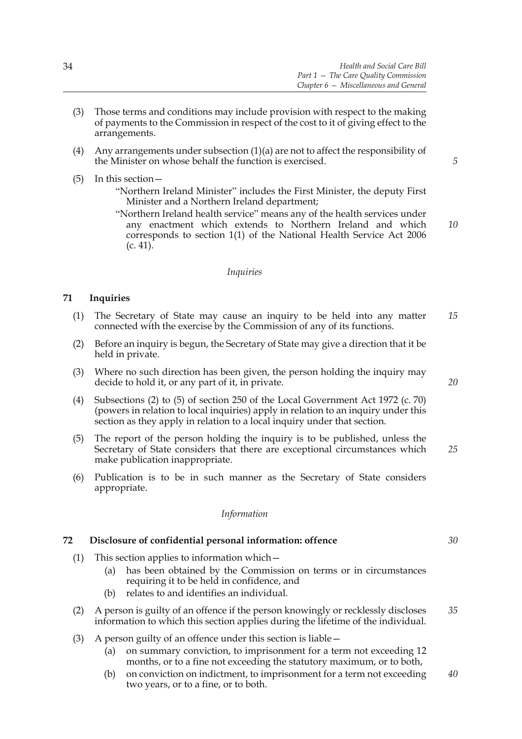(3) Those terms and conditions may include provision with respect to the making of payments to the Commission in respect of the cost to it of giving effect to the arrangements.

(4) Any arrangements under subsection (1)(a) are not to affect the responsibility of the Minister on whose behalf the function is exercised.

(5) In this section—

"Northern Ireland Minister" includes the First Minister, the deputy First Minister and a Northern Ireland department;

"Northern Ireland health service" means any of the health services under any enactment which extends to Northern Ireland and which corresponds to section 1(1) of the National Health Service Act 2006 (c. 41).

*Inquiries*

### 71 Inquiries

(1) The Secretary of State may cause an inquiry to be held into any matter connected with the exercise by the Commission of any of its functions.

(2) Before an inquiry is begun, the Secretary of State may give a direction that it be held in private.

(3) Where no such direction has been given, the person holding the inquiry may decide to hold it, or any part of it, in private.

(4) Subsections (2) to (5) of section 250 of the Local Government Act 1972 (c. 70) (powers in relation to local inquiries) apply in relation to an inquiry under this section as they apply in relation to a local inquiry under that section.

(5) The report of the person holding the inquiry is to be published, unless the Secretary of State considers that there are exceptional circumstances which make publication inappropriate.

(6) Publication is to be in such manner as the Secretary of State considers appropriate.

*Information*

### 72 Disclosure of confidential personal information: offence

(1) This section applies to information which—

(a) has been obtained by the Commission on terms or in circumstances requiring it to be held in confidence, and

(b) relates to and identifies an individual.

(2) A person is guilty of an offence if the person knowingly or recklessly discloses information to which this section applies during the lifetime of the individual.

(3) A person guilty of an offence under this section is liable—

(a) on summary conviction, to imprisonment for a term not exceeding 12 months, or to a fine not exceeding the statutory maximum, or to both,

(b) on conviction on indictment, to imprisonment for a term not exceeding two years, or to a fine, or to both.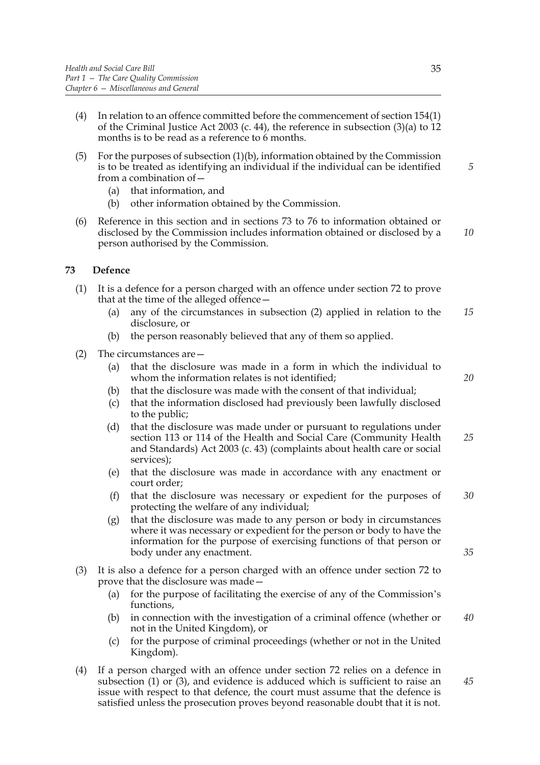(4) In relation to an offence committed before the commencement of section 154(1) of the Criminal Justice Act 2003 (c. 44), the reference in subsection (3)(a) to 12 months is to be read as a reference to 6 months.

(5) For the purposes of subsection (1)(b), information obtained by the Commission is to be treated as identifying an individual if the individual can be identified from a combination of—

  (a) that information, and
  (b) other information obtained by the Commission.

(6) Reference in this section and in sections 73 to 76 to information obtained or disclosed by the Commission includes information obtained or disclosed by a person authorised by the Commission.

### 73 Defence

(1) It is a defence for a person charged with an offence under section 72 to prove that at the time of the alleged offence—

  (a) any of the circumstances in subsection (2) applied in relation to the disclosure, or
  (b) the person reasonably believed that any of them so applied.

(2) The circumstances are—

  (a) that the disclosure was made in a form in which the individual to whom the information relates is not identified;
  (b) that the disclosure was made with the consent of that individual;
  (c) that the information disclosed had previously been lawfully disclosed to the public;
  (d) that the disclosure was made under or pursuant to regulations under section 113 or 114 of the Health and Social Care (Community Health and Standards) Act 2003 (c. 43) (complaints about health care or social services);
  (e) that the disclosure was made in accordance with any enactment or court order;
  (f) that the disclosure was necessary or expedient for the purposes of protecting the welfare of any individual;
  (g) that the disclosure was made to any person or body in circumstances where it was necessary or expedient for the person or body to have the information for the purpose of exercising functions of that person or body under any enactment.

(3) It is also a defence for a person charged with an offence under section 72 to prove that the disclosure was made—

  (a) for the purpose of facilitating the exercise of any of the Commission's functions,
  (b) in connection with the investigation of a criminal offence (whether or not in the United Kingdom), or
  (c) for the purpose of criminal proceedings (whether or not in the United Kingdom).

(4) If a person charged with an offence under section 72 relies on a defence in subsection (1) or (3), and evidence is adduced which is sufficient to raise an issue with respect to that defence, the court must assume that the defence is satisfied unless the prosecution proves beyond reasonable doubt that it is not.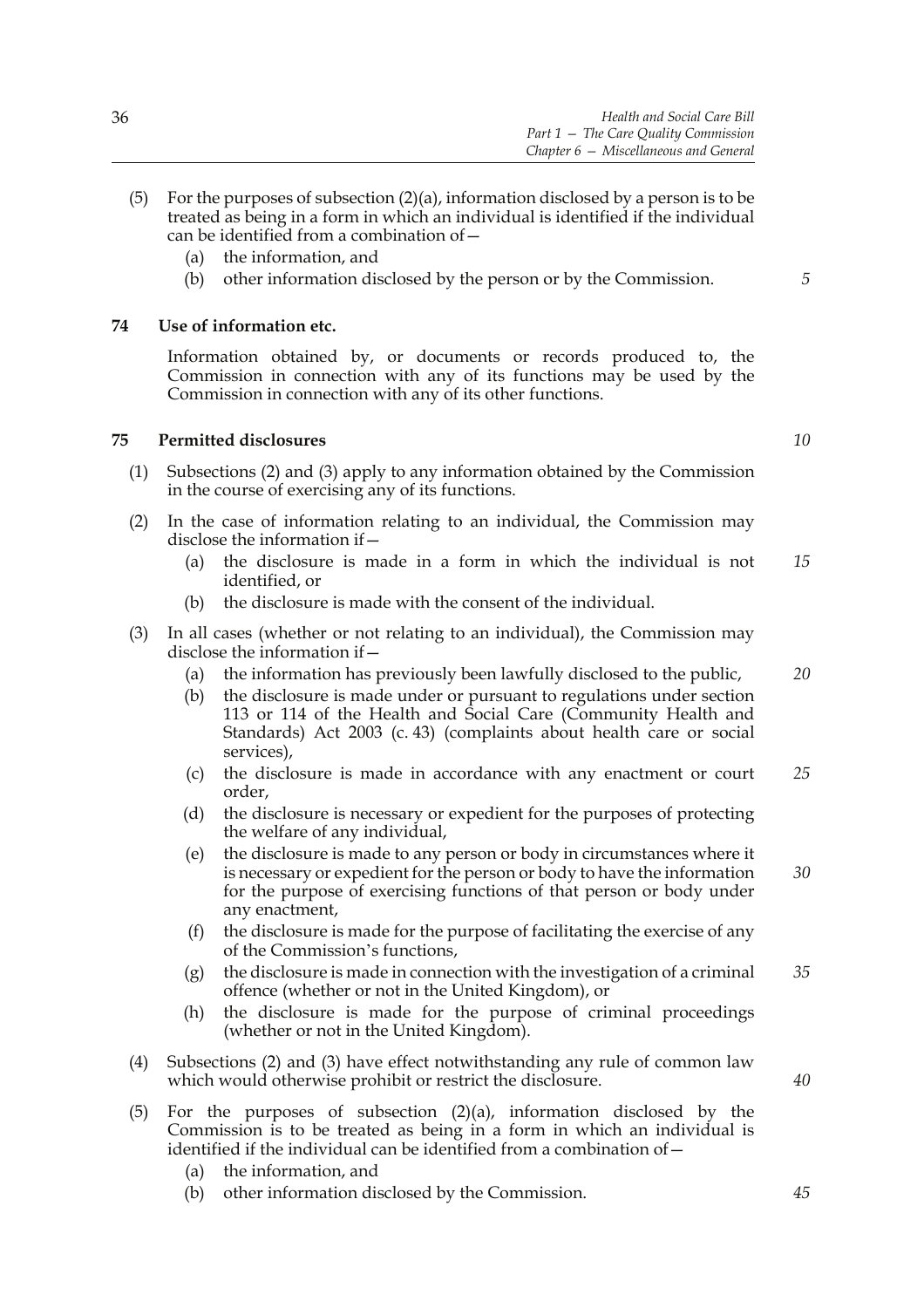(5) For the purposes of subsection (2)(a), information disclosed by a person is to be treated as being in a form in which an individual is identified if the individual can be identified from a combination of—

  (a) the information, and

  (b) other information disclosed by the person or by the Commission.

### 74 Use of information etc.

Information obtained by, or documents or records produced to, the Commission in connection with any of its functions may be used by the Commission in connection with any of its other functions.

### 75 Permitted disclosures

(1) Subsections (2) and (3) apply to any information obtained by the Commission in the course of exercising any of its functions.

(2) In the case of information relating to an individual, the Commission may disclose the information if—

  (a) the disclosure is made in a form in which the individual is not identified, or

  (b) the disclosure is made with the consent of the individual.

(3) In all cases (whether or not relating to an individual), the Commission may disclose the information if—

  (a) the information has previously been lawfully disclosed to the public,

  (b) the disclosure is made under or pursuant to regulations under section 113 or 114 of the Health and Social Care (Community Health and Standards) Act 2003 (c. 43) (complaints about health care or social services),

  (c) the disclosure is made in accordance with any enactment or court order,

  (d) the disclosure is necessary or expedient for the purposes of protecting the welfare of any individual,

  (e) the disclosure is made to any person or body in circumstances where it is necessary or expedient for the person or body to have the information for the purpose of exercising functions of that person or body under any enactment,

  (f) the disclosure is made for the purpose of facilitating the exercise of any of the Commission's functions,

  (g) the disclosure is made in connection with the investigation of a criminal offence (whether or not in the United Kingdom), or

  (h) the disclosure is made for the purpose of criminal proceedings (whether or not in the United Kingdom).

(4) Subsections (2) and (3) have effect notwithstanding any rule of common law which would otherwise prohibit or restrict the disclosure.

(5) For the purposes of subsection (2)(a), information disclosed by the Commission is to be treated as being in a form in which an individual is identified if the individual can be identified from a combination of—

  (a) the information, and

  (b) other information disclosed by the Commission.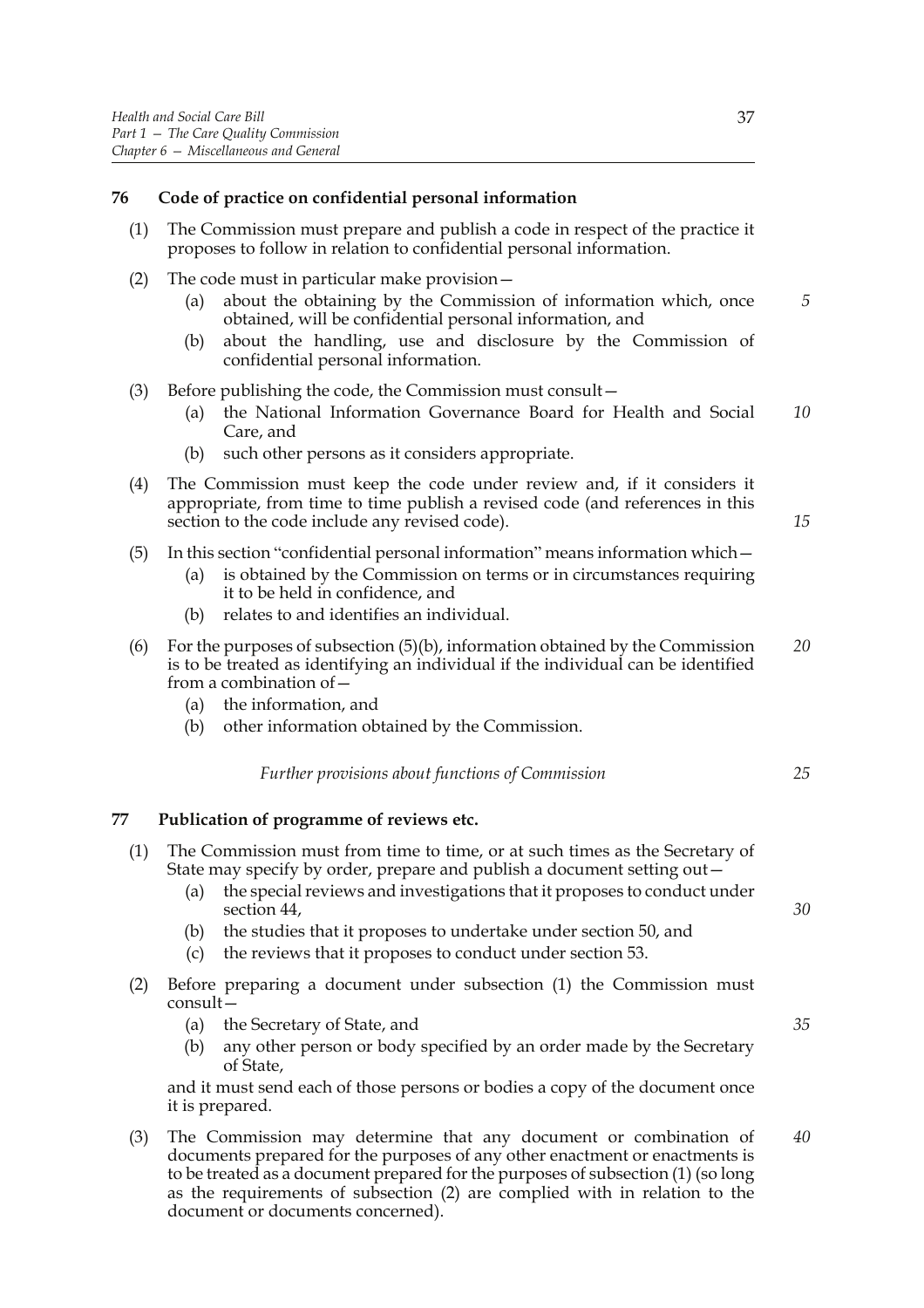## 76 Code of practice on confidential personal information

(1) The Commission must prepare and publish a code in respect of the practice it proposes to follow in relation to confidential personal information.

(2) The code must in particular make provision—

- (a) about the obtaining by the Commission of information which, once obtained, will be confidential personal information, and
- (b) about the handling, use and disclosure by the Commission of confidential personal information.

(3) Before publishing the code, the Commission must consult—

- (a) the National Information Governance Board for Health and Social Care, and
- (b) such other persons as it considers appropriate.

(4) The Commission must keep the code under review and, if it considers it appropriate, from time to time publish a revised code (and references in this section to the code include any revised code).

(5) In this section "confidential personal information" means information which—

- (a) is obtained by the Commission on terms or in circumstances requiring it to be held in confidence, and
- (b) relates to and identifies an individual.

(6) For the purposes of subsection (5)(b), information obtained by the Commission is to be treated as identifying an individual if the individual can be identified from a combination of—

- (a) the information, and
- (b) other information obtained by the Commission.

*Further provisions about functions of Commission*

## 77 Publication of programme of reviews etc.

(1) The Commission must from time to time, or at such times as the Secretary of State may specify by order, prepare and publish a document setting out—

- (a) the special reviews and investigations that it proposes to conduct under section 44,
- (b) the studies that it proposes to undertake under section 50, and
- (c) the reviews that it proposes to conduct under section 53.

(2) Before preparing a document under subsection (1) the Commission must consult—

- (a) the Secretary of State, and
- (b) any other person or body specified by an order made by the Secretary of State,

and it must send each of those persons or bodies a copy of the document once it is prepared.

(3) The Commission may determine that any document or combination of documents prepared for the purposes of any other enactment or enactments is to be treated as a document prepared for the purposes of subsection (1) (so long as the requirements of subsection (2) are complied with in relation to the document or documents concerned).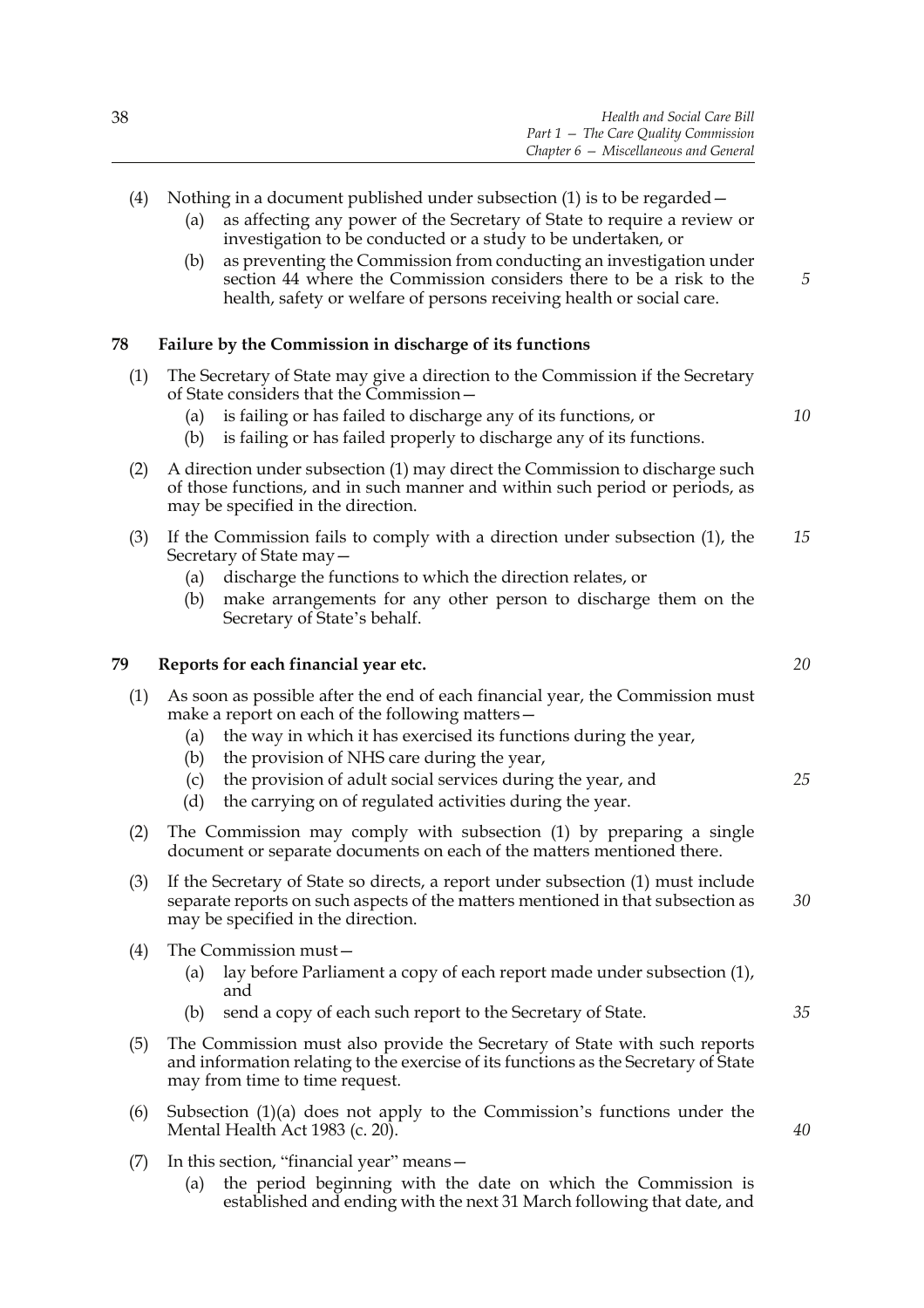(4) Nothing in a document published under subsection (1) is to be regarded—

(a) as affecting any power of the Secretary of State to require a review or investigation to be conducted or a study to be undertaken, or

(b) as preventing the Commission from conducting an investigation under section 44 where the Commission considers there to be a risk to the health, safety or welfare of persons receiving health or social care.

**78 Failure by the Commission in discharge of its functions**

(1) The Secretary of State may give a direction to the Commission if the Secretary of State considers that the Commission—

(a) is failing or has failed to discharge any of its functions, or

(b) is failing or has failed properly to discharge any of its functions.

(2) A direction under subsection (1) may direct the Commission to discharge such of those functions, and in such manner and within such period or periods, as may be specified in the direction.

(3) If the Commission fails to comply with a direction under subsection (1), the Secretary of State may—

(a) discharge the functions to which the direction relates, or

(b) make arrangements for any other person to discharge them on the Secretary of State's behalf.

**79 Reports for each financial year etc.**

(1) As soon as possible after the end of each financial year, the Commission must make a report on each of the following matters—

(a) the way in which it has exercised its functions during the year,

(b) the provision of NHS care during the year,

(c) the provision of adult social services during the year, and

(d) the carrying on of regulated activities during the year.

(2) The Commission may comply with subsection (1) by preparing a single document or separate documents on each of the matters mentioned there.

(3) If the Secretary of State so directs, a report under subsection (1) must include separate reports on such aspects of the matters mentioned in that subsection as may be specified in the direction.

(4) The Commission must—

(a) lay before Parliament a copy of each report made under subsection (1), and

(b) send a copy of each such report to the Secretary of State.

(5) The Commission must also provide the Secretary of State with such reports and information relating to the exercise of its functions as the Secretary of State may from time to time request.

(6) Subsection (1)(a) does not apply to the Commission's functions under the Mental Health Act 1983 (c. 20).

(7) In this section, "financial year" means—

(a) the period beginning with the date on which the Commission is established and ending with the next 31 March following that date, and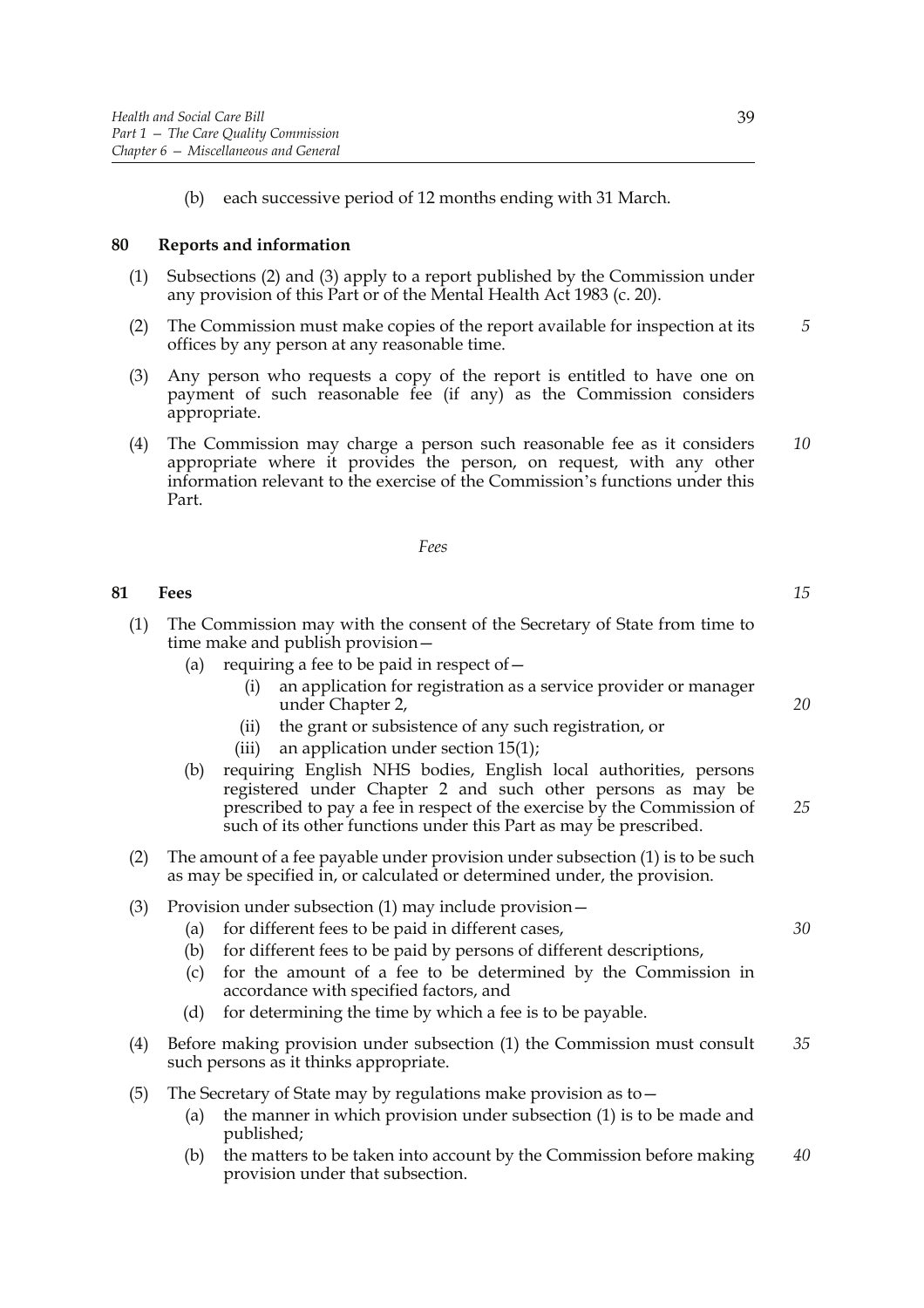(b) each successive period of 12 months ending with 31 March.

**80 Reports and information**

(1) Subsections (2) and (3) apply to a report published by the Commission under any provision of this Part or of the Mental Health Act 1983 (c. 20).

(2) The Commission must make copies of the report available for inspection at its offices by any person at any reasonable time.

(3) Any person who requests a copy of the report is entitled to have one on payment of such reasonable fee (if any) as the Commission considers appropriate.

(4) The Commission may charge a person such reasonable fee as it considers appropriate where it provides the person, on request, with any other information relevant to the exercise of the Commission's functions under this Part.

*Fees*

**81 Fees**

(1) The Commission may with the consent of the Secretary of State from time to time make and publish provision—

(a) requiring a fee to be paid in respect of—

(i) an application for registration as a service provider or manager under Chapter 2,

(ii) the grant or subsistence of any such registration, or

(iii) an application under section 15(1);

(b) requiring English NHS bodies, English local authorities, persons registered under Chapter 2 and such other persons as may be prescribed to pay a fee in respect of the exercise by the Commission of such of its other functions under this Part as may be prescribed.

(2) The amount of a fee payable under provision under subsection (1) is to be such as may be specified in, or calculated or determined under, the provision.

(3) Provision under subsection (1) may include provision—

(a) for different fees to be paid in different cases,

(b) for different fees to be paid by persons of different descriptions,

(c) for the amount of a fee to be determined by the Commission in accordance with specified factors, and

(d) for determining the time by which a fee is to be payable.

(4) Before making provision under subsection (1) the Commission must consult such persons as it thinks appropriate.

(5) The Secretary of State may by regulations make provision as to—

(a) the manner in which provision under subsection (1) is to be made and published;

(b) the matters to be taken into account by the Commission before making provision under that subsection.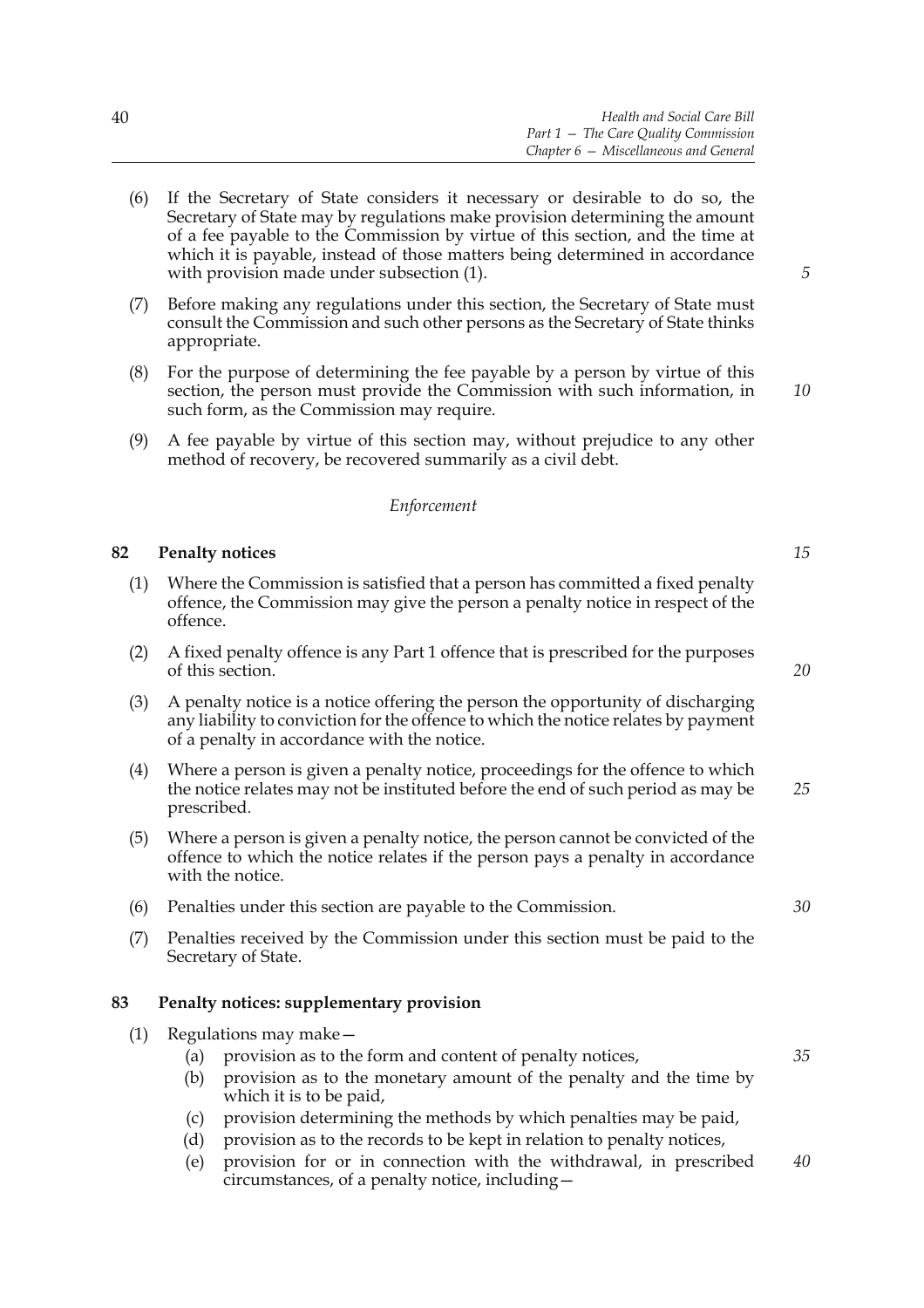(6) If the Secretary of State considers it necessary or desirable to do so, the Secretary of State may by regulations make provision determining the amount of a fee payable to the Commission by virtue of this section, and the time at which it is payable, instead of those matters being determined in accordance with provision made under subsection (1).

(7) Before making any regulations under this section, the Secretary of State must consult the Commission and such other persons as the Secretary of State thinks appropriate.

(8) For the purpose of determining the fee payable by a person by virtue of this section, the person must provide the Commission with such information, in such form, as the Commission may require.

(9) A fee payable by virtue of this section may, without prejudice to any other method of recovery, be recovered summarily as a civil debt.

*Enforcement*

## 82 Penalty notices

(1) Where the Commission is satisfied that a person has committed a fixed penalty offence, the Commission may give the person a penalty notice in respect of the offence.

(2) A fixed penalty offence is any Part 1 offence that is prescribed for the purposes of this section.

(3) A penalty notice is a notice offering the person the opportunity of discharging any liability to conviction for the offence to which the notice relates by payment of a penalty in accordance with the notice.

(4) Where a person is given a penalty notice, proceedings for the offence to which the notice relates may not be instituted before the end of such period as may be prescribed.

(5) Where a person is given a penalty notice, the person cannot be convicted of the offence to which the notice relates if the person pays a penalty in accordance with the notice.

(6) Penalties under this section are payable to the Commission.

(7) Penalties received by the Commission under this section must be paid to the Secretary of State.

## 83 Penalty notices: supplementary provision

(1) Regulations may make—

(a) provision as to the form and content of penalty notices,

(b) provision as to the monetary amount of the penalty and the time by which it is to be paid,

(c) provision determining the methods by which penalties may be paid,

(d) provision as to the records to be kept in relation to penalty notices,

(e) provision for or in connection with the withdrawal, in prescribed circumstances, of a penalty notice, including—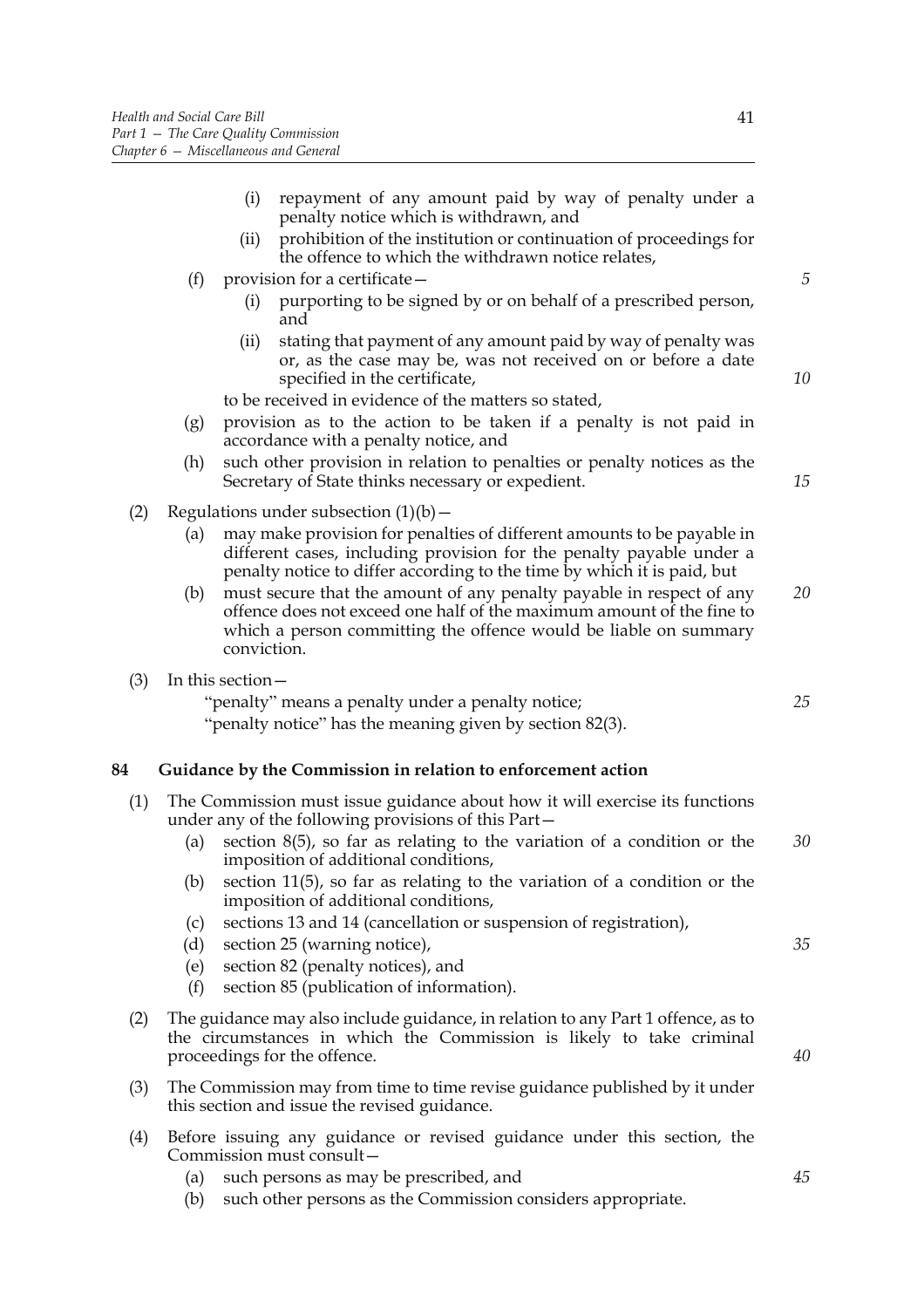(i) repayment of any amount paid by way of penalty under a penalty notice which is withdrawn, and

(ii) prohibition of the institution or continuation of proceedings for the offence to which the withdrawn notice relates,

(f) provision for a certificate—

(i) purporting to be signed by or on behalf of a prescribed person, and

(ii) stating that payment of any amount paid by way of penalty was or, as the case may be, was not received on or before a date specified in the certificate,

to be received in evidence of the matters so stated,

(g) provision as to the action to be taken if a penalty is not paid in accordance with a penalty notice, and

(h) such other provision in relation to penalties or penalty notices as the Secretary of State thinks necessary or expedient.

(2) Regulations under subsection (1)(b)—

(a) may make provision for penalties of different amounts to be payable in different cases, including provision for the penalty payable under a penalty notice to differ according to the time by which it is paid, but

(b) must secure that the amount of any penalty payable in respect of any offence does not exceed one half of the maximum amount of the fine to which a person committing the offence would be liable on summary conviction.

(3) In this section—

"penalty" means a penalty under a penalty notice;

"penalty notice" has the meaning given by section 82(3).

## 84 Guidance by the Commission in relation to enforcement action

(1) The Commission must issue guidance about how it will exercise its functions under any of the following provisions of this Part—

(a) section 8(5), so far as relating to the variation of a condition or the imposition of additional conditions,

(b) section 11(5), so far as relating to the variation of a condition or the imposition of additional conditions,

(c) sections 13 and 14 (cancellation or suspension of registration),

(d) section 25 (warning notice),

(e) section 82 (penalty notices), and

(f) section 85 (publication of information).

(2) The guidance may also include guidance, in relation to any Part 1 offence, as to the circumstances in which the Commission is likely to take criminal proceedings for the offence.

(3) The Commission may from time to time revise guidance published by it under this section and issue the revised guidance.

(4) Before issuing any guidance or revised guidance under this section, the Commission must consult—

(a) such persons as may be prescribed, and

(b) such other persons as the Commission considers appropriate.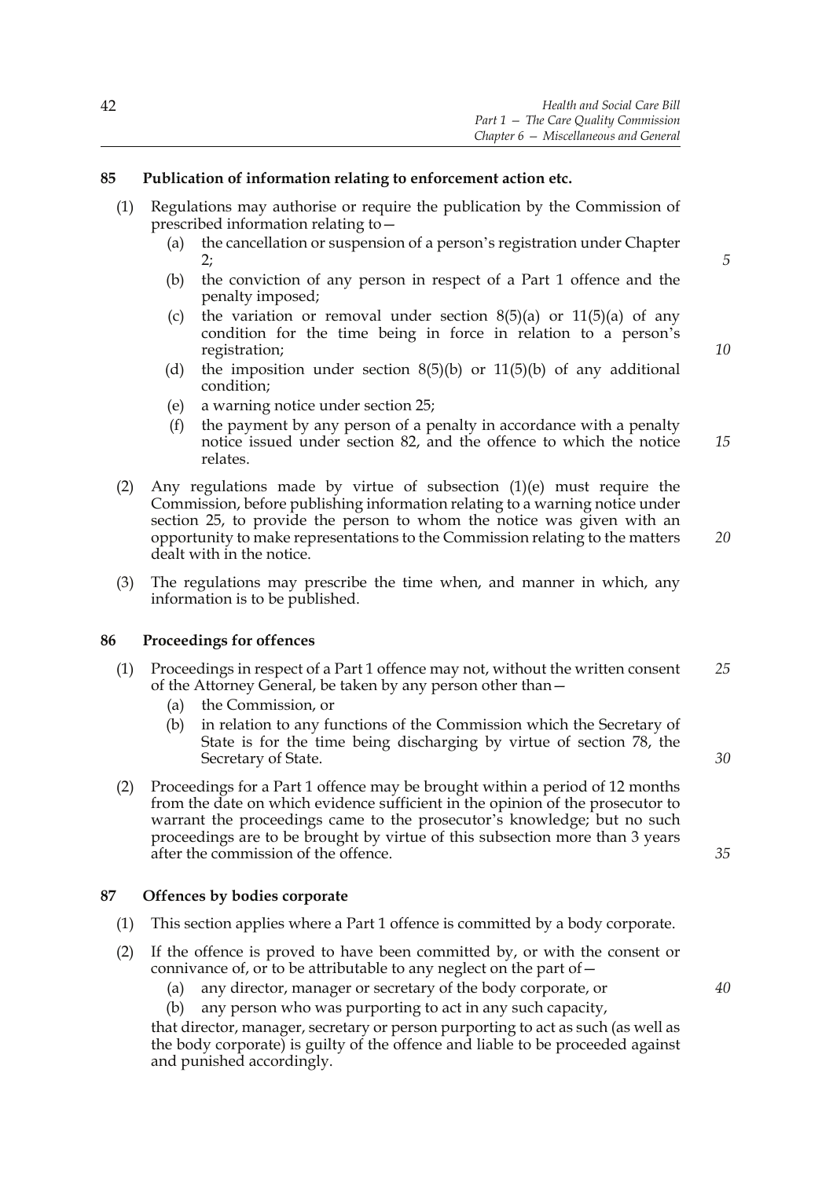### 85 Publication of information relating to enforcement action etc.

(1) Regulations may authorise or require the publication by the Commission of prescribed information relating to—

- (a) the cancellation or suspension of a person's registration under Chapter 2;
- (b) the conviction of any person in respect of a Part 1 offence and the penalty imposed;
- (c) the variation or removal under section 8(5)(a) or 11(5)(a) of any condition for the time being in force in relation to a person's registration;
- (d) the imposition under section 8(5)(b) or 11(5)(b) of any additional condition;
- (e) a warning notice under section 25;
- (f) the payment by any person of a penalty in accordance with a penalty notice issued under section 82, and the offence to which the notice relates.

(2) Any regulations made by virtue of subsection (1)(e) must require the Commission, before publishing information relating to a warning notice under section 25, to provide the person to whom the notice was given with an opportunity to make representations to the Commission relating to the matters dealt with in the notice.

(3) The regulations may prescribe the time when, and manner in which, any information is to be published.

### 86 Proceedings for offences

(1) Proceedings in respect of a Part 1 offence may not, without the written consent of the Attorney General, be taken by any person other than—

- (a) the Commission, or
- (b) in relation to any functions of the Commission which the Secretary of State is for the time being discharging by virtue of section 78, the Secretary of State.

(2) Proceedings for a Part 1 offence may be brought within a period of 12 months from the date on which evidence sufficient in the opinion of the prosecutor to warrant the proceedings came to the prosecutor's knowledge; but no such proceedings are to be brought by virtue of this subsection more than 3 years after the commission of the offence.

### 87 Offences by bodies corporate

(1) This section applies where a Part 1 offence is committed by a body corporate.

(2) If the offence is proved to have been committed by, or with the consent or connivance of, or to be attributable to any neglect on the part of—

- (a) any director, manager or secretary of the body corporate, or
- (b) any person who was purporting to act in any such capacity,

that director, manager, secretary or person purporting to act as such (as well as the body corporate) is guilty of the offence and liable to be proceeded against and punished accordingly.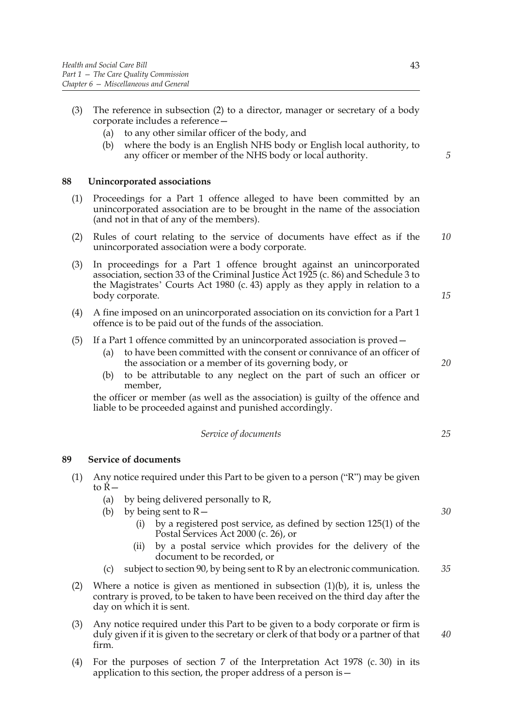(3) The reference in subsection (2) to a director, manager or secretary of a body corporate includes a reference—
  (a) to any other similar officer of the body, and
  (b) where the body is an English NHS body or English local authority, to any officer or member of the NHS body or local authority.

### 88 Unincorporated associations

(1) Proceedings for a Part 1 offence alleged to have been committed by an unincorporated association are to be brought in the name of the association (and not in that of any of the members).

(2) Rules of court relating to the service of documents have effect as if the unincorporated association were a body corporate.

(3) In proceedings for a Part 1 offence brought against an unincorporated association, section 33 of the Criminal Justice Act 1925 (c. 86) and Schedule 3 to the Magistrates' Courts Act 1980 (c. 43) apply as they apply in relation to a body corporate.

(4) A fine imposed on an unincorporated association on its conviction for a Part 1 offence is to be paid out of the funds of the association.

(5) If a Part 1 offence committed by an unincorporated association is proved—
  (a) to have been committed with the consent or connivance of an officer of the association or a member of its governing body, or
  (b) to be attributable to any neglect on the part of such an officer or member,

the officer or member (as well as the association) is guilty of the offence and liable to be proceeded against and punished accordingly.

*Service of documents*

### 89 Service of documents

(1) Any notice required under this Part to be given to a person ("R") may be given to R—
  (a) by being delivered personally to R,
  (b) by being sent to R—
    (i) by a registered post service, as defined by section 125(1) of the Postal Services Act 2000 (c. 26), or
    (ii) by a postal service which provides for the delivery of the document to be recorded, or
  (c) subject to section 90, by being sent to R by an electronic communication.

(2) Where a notice is given as mentioned in subsection (1)(b), it is, unless the contrary is proved, to be taken to have been received on the third day after the day on which it is sent.

(3) Any notice required under this Part to be given to a body corporate or firm is duly given if it is given to the secretary or clerk of that body or a partner of that firm.

(4) For the purposes of section 7 of the Interpretation Act 1978 (c. 30) in its application to this section, the proper address of a person is—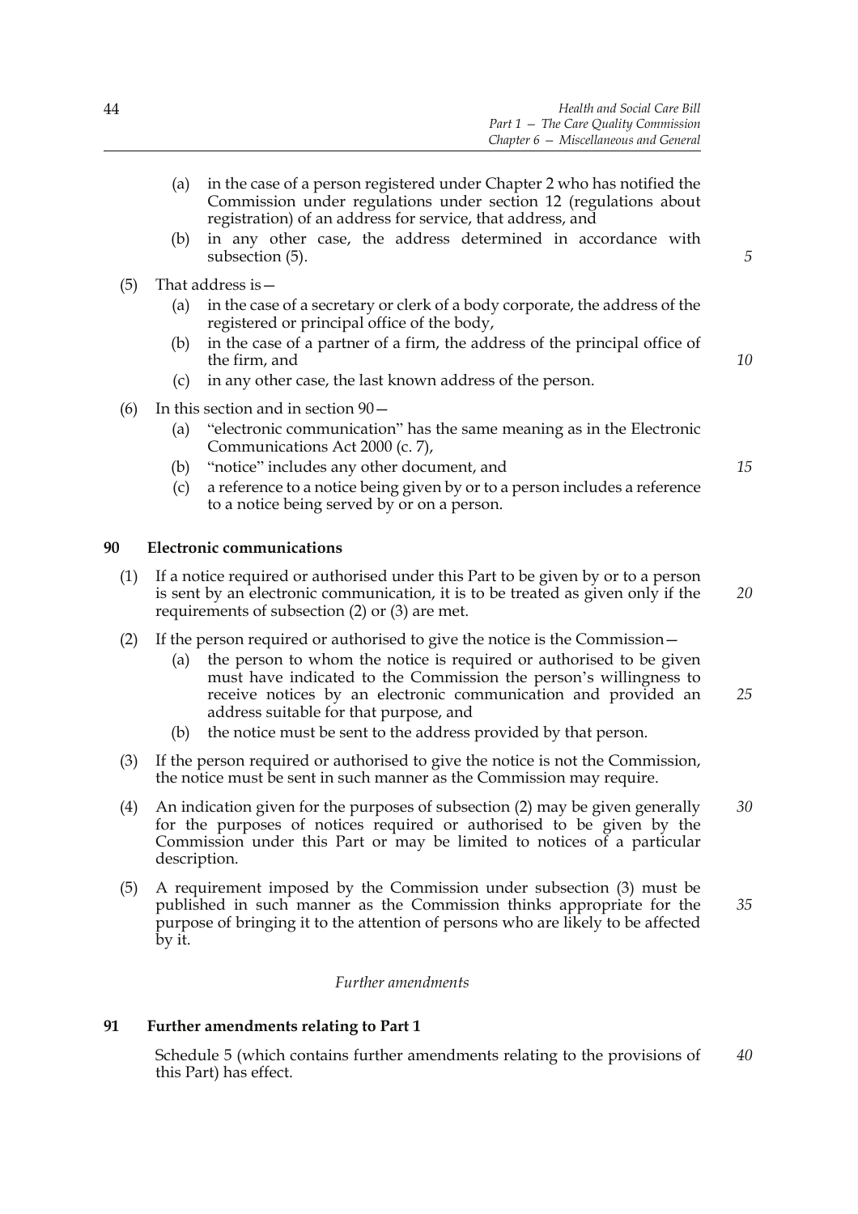(a) in the case of a person registered under Chapter 2 who has notified the Commission under regulations under section 12 (regulations about registration) of an address for service, that address, and

(b) in any other case, the address determined in accordance with subsection (5).

(5) That address is—

(a) in the case of a secretary or clerk of a body corporate, the address of the registered or principal office of the body,

(b) in the case of a partner of a firm, the address of the principal office of the firm, and

(c) in any other case, the last known address of the person.

(6) In this section and in section 90—

(a) "electronic communication" has the same meaning as in the Electronic Communications Act 2000 (c. 7),

(b) "notice" includes any other document, and

(c) a reference to a notice being given by or to a person includes a reference to a notice being served by or on a person.

### 90 Electronic communications

(1) If a notice required or authorised under this Part to be given by or to a person is sent by an electronic communication, it is to be treated as given only if the requirements of subsection (2) or (3) are met.

(2) If the person required or authorised to give the notice is the Commission—

(a) the person to whom the notice is required or authorised to be given must have indicated to the Commission the person's willingness to receive notices by an electronic communication and provided an address suitable for that purpose, and

(b) the notice must be sent to the address provided by that person.

(3) If the person required or authorised to give the notice is not the Commission, the notice must be sent in such manner as the Commission may require.

(4) An indication given for the purposes of subsection (2) may be given generally for the purposes of notices required or authorised to be given by the Commission under this Part or may be limited to notices of a particular description.

(5) A requirement imposed by the Commission under subsection (3) must be published in such manner as the Commission thinks appropriate for the purpose of bringing it to the attention of persons who are likely to be affected by it.

*Further amendments*

### 91 Further amendments relating to Part 1

Schedule 5 (which contains further amendments relating to the provisions of this Part) has effect.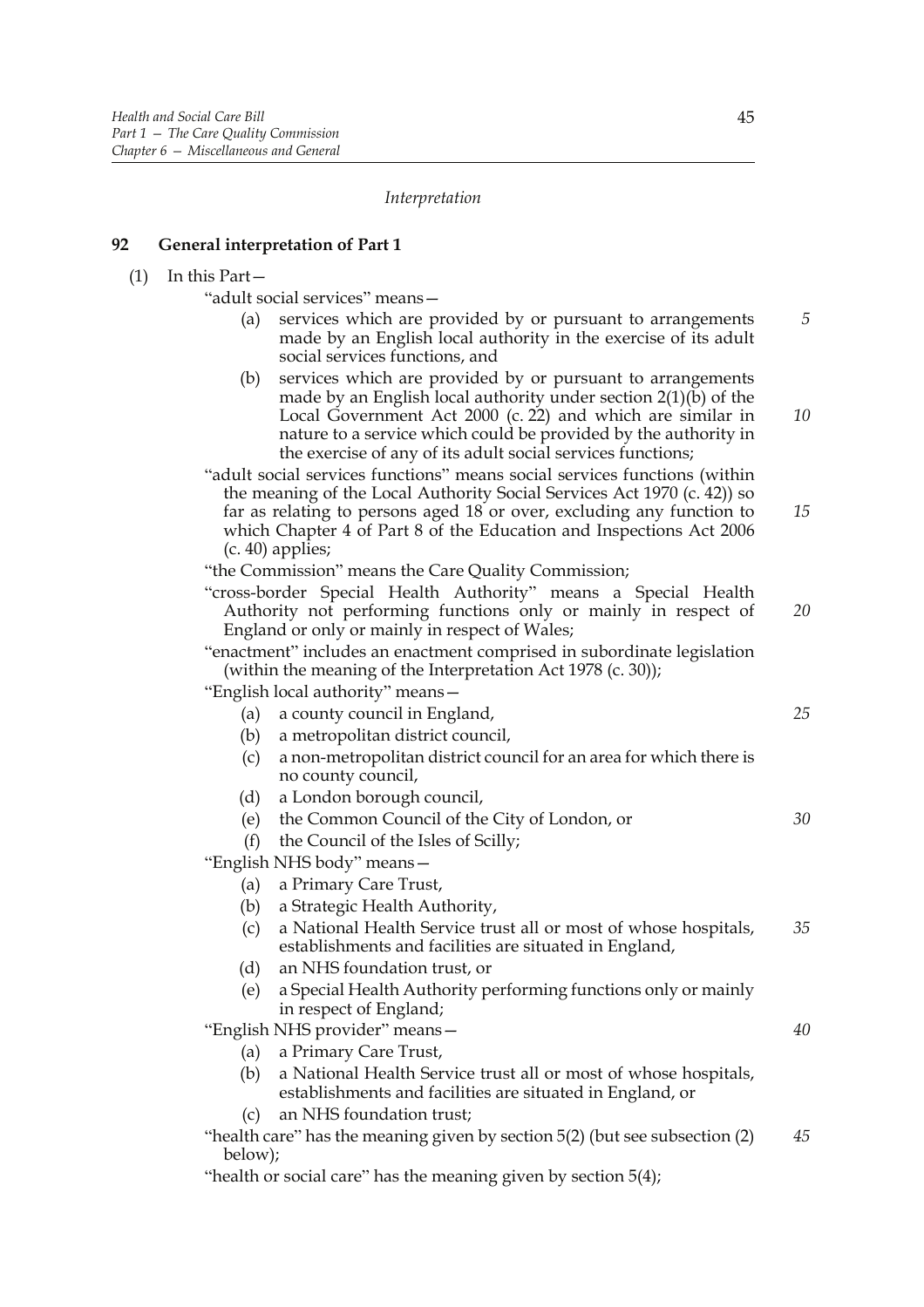*Interpretation*

## 92 General interpretation of Part 1

(1) In this Part—

"adult social services" means—

- (a) services which are provided by or pursuant to arrangements made by an English local authority in the exercise of its adult social services functions, and
- (b) services which are provided by or pursuant to arrangements made by an English local authority under section 2(1)(b) of the Local Government Act 2000 (c. 22) and which are similar in nature to a service which could be provided by the authority in the exercise of any of its adult social services functions;

"adult social services functions" means social services functions (within the meaning of the Local Authority Social Services Act 1970 (c. 42)) so far as relating to persons aged 18 or over, excluding any function to which Chapter 4 of Part 8 of the Education and Inspections Act 2006 (c. 40) applies;

"the Commission" means the Care Quality Commission;

"cross-border Special Health Authority" means a Special Health Authority not performing functions only or mainly in respect of England or only or mainly in respect of Wales;

"enactment" includes an enactment comprised in subordinate legislation (within the meaning of the Interpretation Act 1978 (c. 30));

"English local authority" means—

- (a) a county council in England,
- (b) a metropolitan district council,
- (c) a non-metropolitan district council for an area for which there is no county council,
- (d) a London borough council,
- (e) the Common Council of the City of London, or
- (f) the Council of the Isles of Scilly;

"English NHS body" means—

- (a) a Primary Care Trust,
- (b) a Strategic Health Authority,
- (c) a National Health Service trust all or most of whose hospitals, establishments and facilities are situated in England,
- (d) an NHS foundation trust, or
- (e) a Special Health Authority performing functions only or mainly in respect of England;

"English NHS provider" means—

- (a) a Primary Care Trust,
- (b) a National Health Service trust all or most of whose hospitals, establishments and facilities are situated in England, or
- (c) an NHS foundation trust;

"health care" has the meaning given by section 5(2) (but see subsection (2) below);

"health or social care" has the meaning given by section 5(4);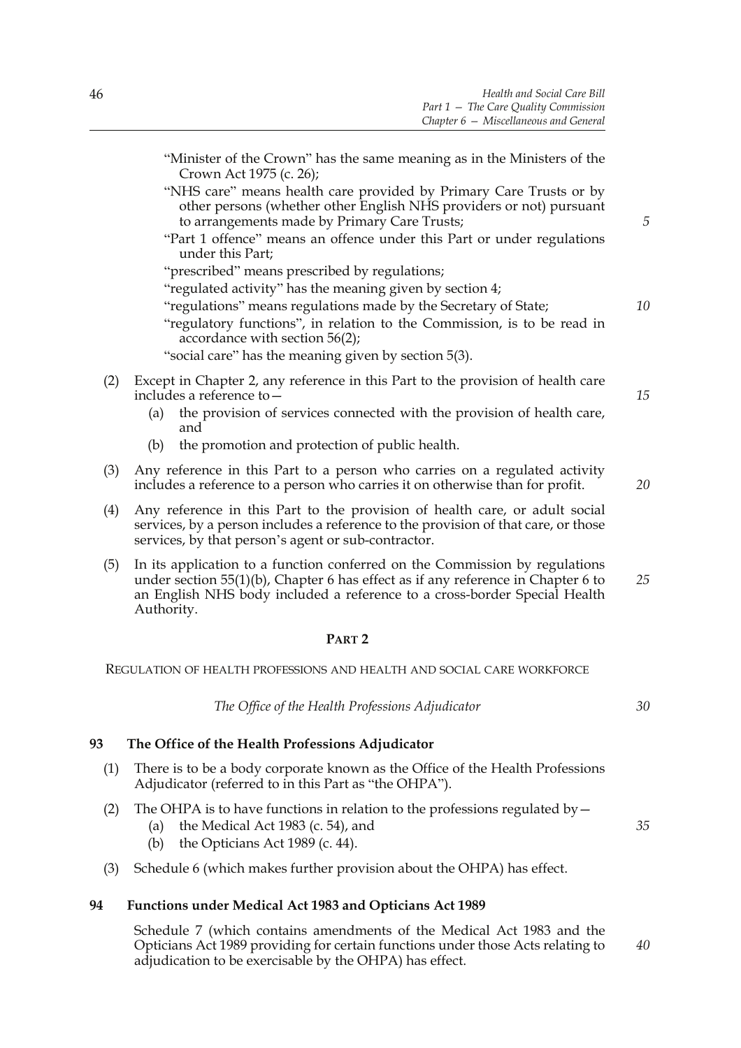"Minister of the Crown" has the same meaning as in the Ministers of the Crown Act 1975 (c. 26);

"NHS care" means health care provided by Primary Care Trusts or by other persons (whether other English NHS providers or not) pursuant to arrangements made by Primary Care Trusts;

"Part 1 offence" means an offence under this Part or under regulations under this Part;

"prescribed" means prescribed by regulations;

"regulated activity" has the meaning given by section 4;

"regulations" means regulations made by the Secretary of State;

"regulatory functions", in relation to the Commission, is to be read in accordance with section 56(2);

"social care" has the meaning given by section 5(3).

(2) Except in Chapter 2, any reference in this Part to the provision of health care includes a reference to—

(a) the provision of services connected with the provision of health care, and

(b) the promotion and protection of public health.

(3) Any reference in this Part to a person who carries on a regulated activity includes a reference to a person who carries it on otherwise than for profit.

(4) Any reference in this Part to the provision of health care, or adult social services, by a person includes a reference to the provision of that care, or those services, by that person's agent or sub-contractor.

(5) In its application to a function conferred on the Commission by regulations under section 55(1)(b), Chapter 6 has effect as if any reference in Chapter 6 to an English NHS body included a reference to a cross-border Special Health Authority.

## PART 2

REGULATION OF HEALTH PROFESSIONS AND HEALTH AND SOCIAL CARE WORKFORCE

*The Office of the Health Professions Adjudicator*

### 93 The Office of the Health Professions Adjudicator

(1) There is to be a body corporate known as the Office of the Health Professions Adjudicator (referred to in this Part as "the OHPA").

(2) The OHPA is to have functions in relation to the professions regulated by—

(a) the Medical Act 1983 (c. 54), and

(b) the Opticians Act 1989 (c. 44).

(3) Schedule 6 (which makes further provision about the OHPA) has effect.

### 94 Functions under Medical Act 1983 and Opticians Act 1989

Schedule 7 (which contains amendments of the Medical Act 1983 and the Opticians Act 1989 providing for certain functions under those Acts relating to adjudication to be exercisable by the OHPA) has effect.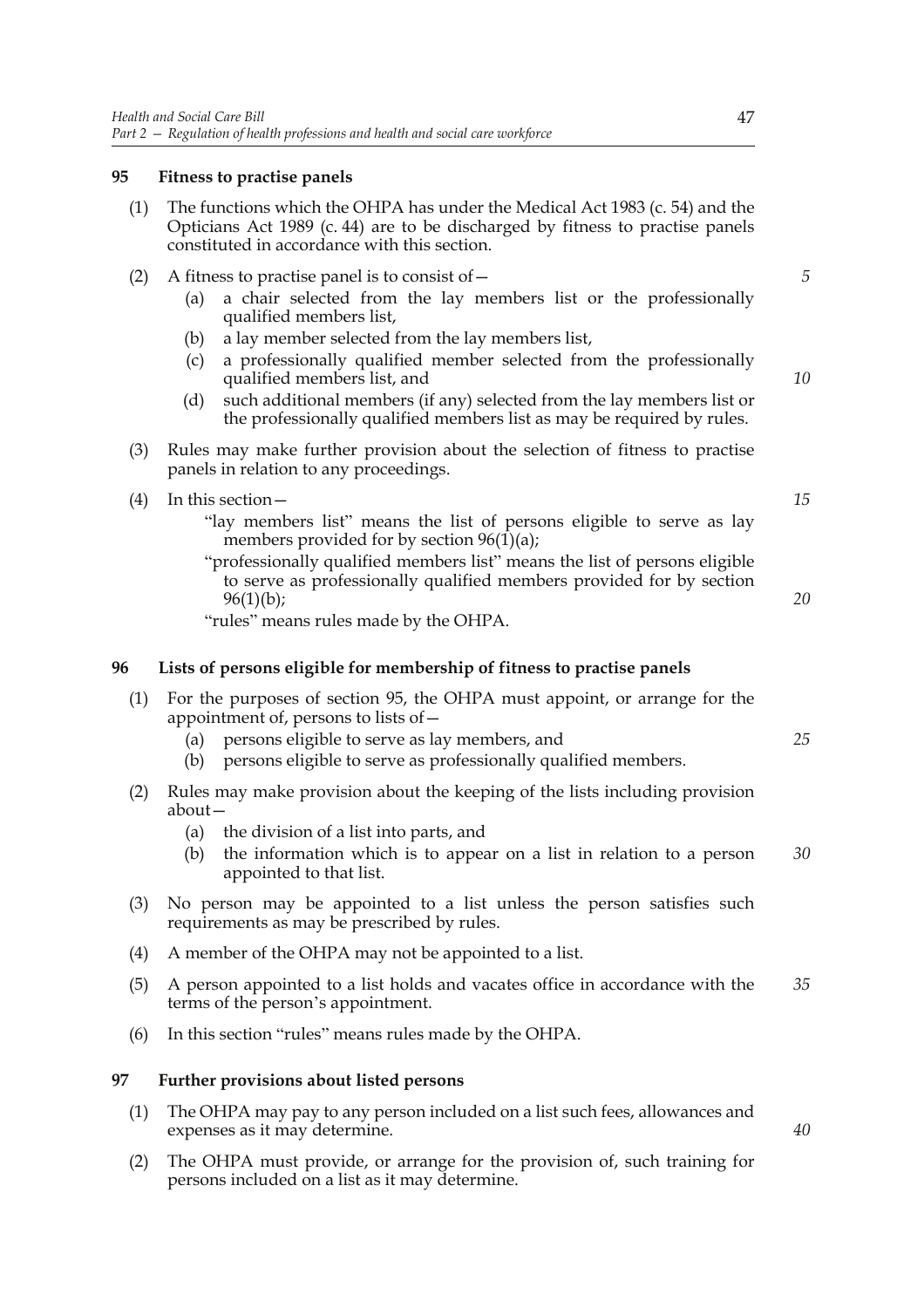### 95 Fitness to practise panels

(1) The functions which the OHPA has under the Medical Act 1983 (c. 54) and the Opticians Act 1989 (c. 44) are to be discharged by fitness to practise panels constituted in accordance with this section.

(2) A fitness to practise panel is to consist of—

- (a) a chair selected from the lay members list or the professionally qualified members list,
- (b) a lay member selected from the lay members list,
- (c) a professionally qualified member selected from the professionally qualified members list, and
- (d) such additional members (if any) selected from the lay members list or the professionally qualified members list as may be required by rules.

(3) Rules may make further provision about the selection of fitness to practise panels in relation to any proceedings.

(4) In this section—

"lay members list" means the list of persons eligible to serve as lay members provided for by section 96(1)(a);

"professionally qualified members list" means the list of persons eligible to serve as professionally qualified members provided for by section 96(1)(b);

"rules" means rules made by the OHPA.

### 96 Lists of persons eligible for membership of fitness to practise panels

(1) For the purposes of section 95, the OHPA must appoint, or arrange for the appointment of, persons to lists of—

- (a) persons eligible to serve as lay members, and
- (b) persons eligible to serve as professionally qualified members.

(2) Rules may make provision about the keeping of the lists including provision about—

- (a) the division of a list into parts, and
- (b) the information which is to appear on a list in relation to a person appointed to that list.

(3) No person may be appointed to a list unless the person satisfies such requirements as may be prescribed by rules.

(4) A member of the OHPA may not be appointed to a list.

(5) A person appointed to a list holds and vacates office in accordance with the terms of the person's appointment.

(6) In this section "rules" means rules made by the OHPA.

### 97 Further provisions about listed persons

(1) The OHPA may pay to any person included on a list such fees, allowances and expenses as it may determine.

(2) The OHPA must provide, or arrange for the provision of, such training for persons included on a list as it may determine.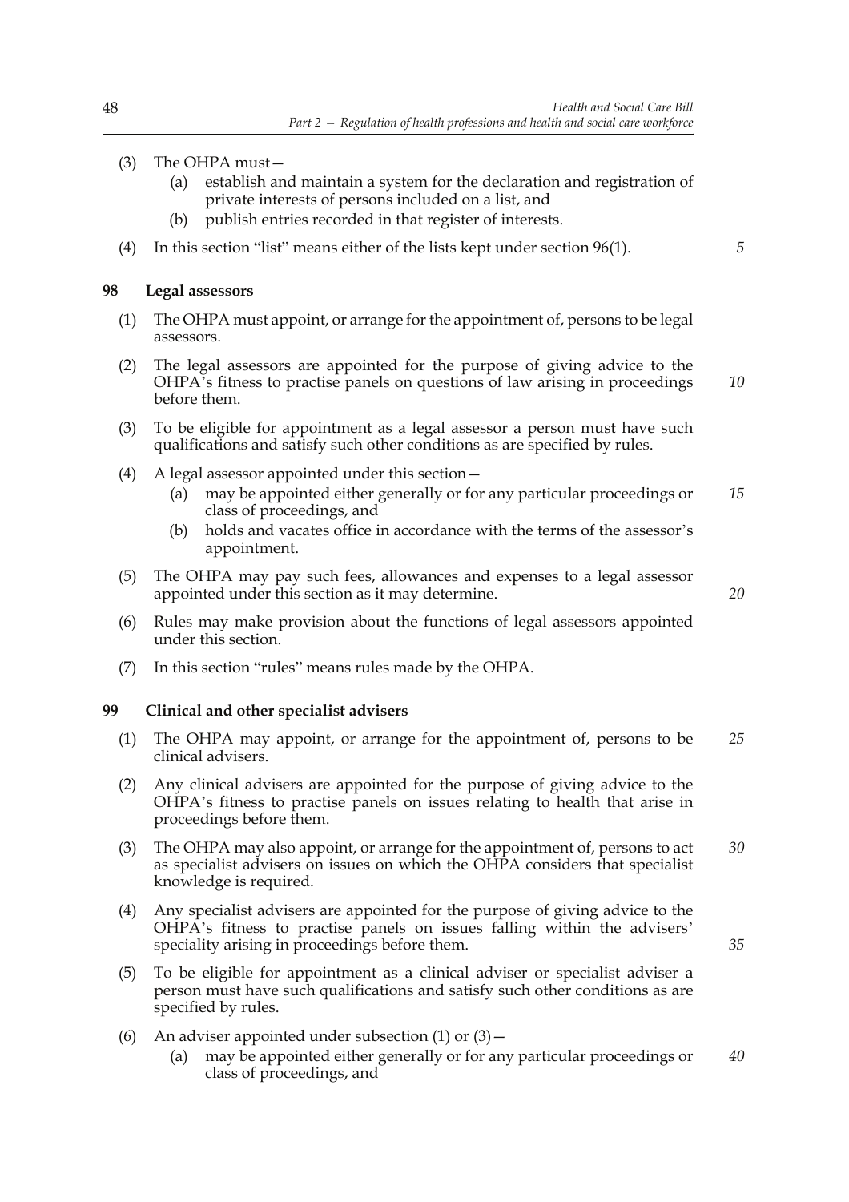(3) The OHPA must—

(a) establish and maintain a system for the declaration and registration of private interests of persons included on a list, and

(b) publish entries recorded in that register of interests.

(4) In this section "list" means either of the lists kept under section 96(1).

### 98 Legal assessors

(1) The OHPA must appoint, or arrange for the appointment of, persons to be legal assessors.

(2) The legal assessors are appointed for the purpose of giving advice to the OHPA's fitness to practise panels on questions of law arising in proceedings before them.

(3) To be eligible for appointment as a legal assessor a person must have such qualifications and satisfy such other conditions as are specified by rules.

(4) A legal assessor appointed under this section—

(a) may be appointed either generally or for any particular proceedings or class of proceedings, and

(b) holds and vacates office in accordance with the terms of the assessor's appointment.

(5) The OHPA may pay such fees, allowances and expenses to a legal assessor appointed under this section as it may determine.

(6) Rules may make provision about the functions of legal assessors appointed under this section.

(7) In this section "rules" means rules made by the OHPA.

### 99 Clinical and other specialist advisers

(1) The OHPA may appoint, or arrange for the appointment of, persons to be clinical advisers.

(2) Any clinical advisers are appointed for the purpose of giving advice to the OHPA's fitness to practise panels on issues relating to health that arise in proceedings before them.

(3) The OHPA may also appoint, or arrange for the appointment of, persons to act as specialist advisers on issues on which the OHPA considers that specialist knowledge is required.

(4) Any specialist advisers are appointed for the purpose of giving advice to the OHPA's fitness to practise panels on issues falling within the advisers' speciality arising in proceedings before them.

(5) To be eligible for appointment as a clinical adviser or specialist adviser a person must have such qualifications and satisfy such other conditions as are specified by rules.

(6) An adviser appointed under subsection (1) or (3)—

(a) may be appointed either generally or for any particular proceedings or class of proceedings, and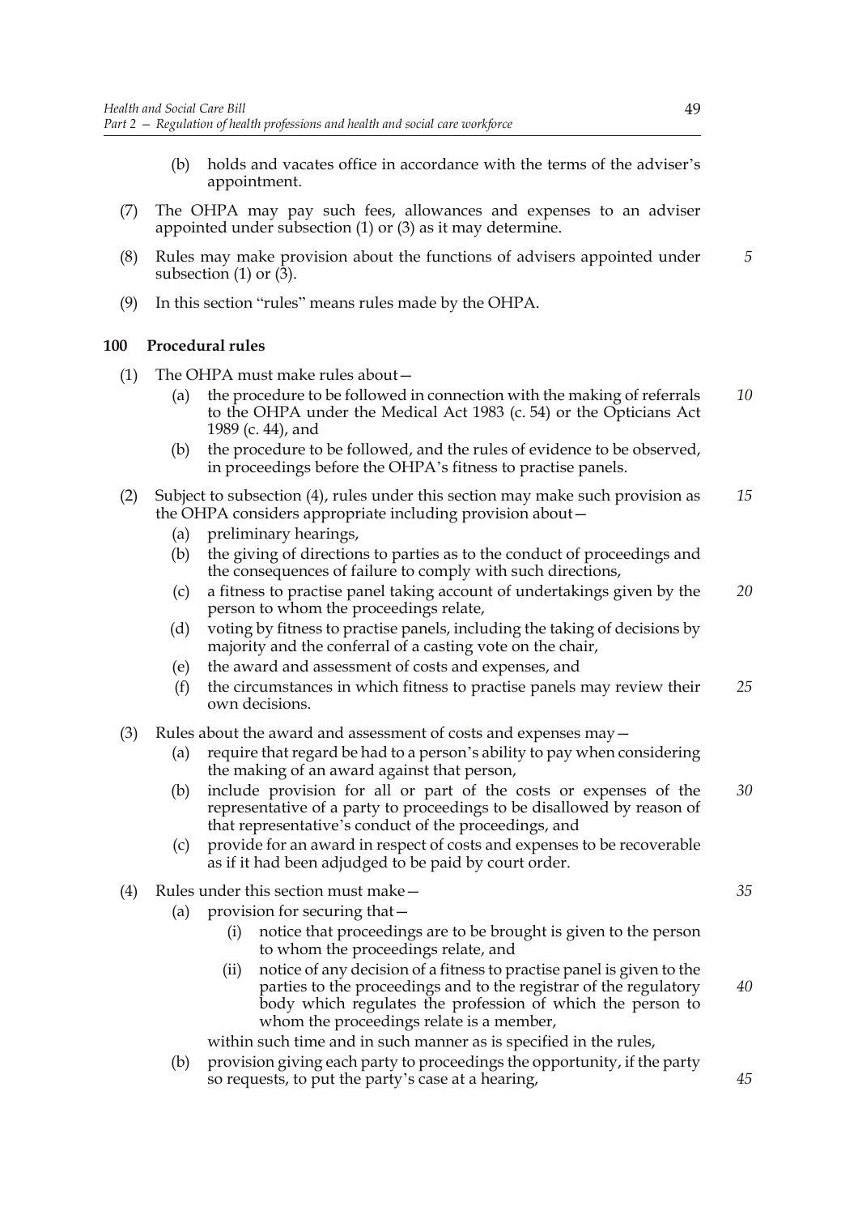(b) holds and vacates office in accordance with the terms of the adviser's appointment.

(7) The OHPA may pay such fees, allowances and expenses to an adviser appointed under subsection (1) or (3) as it may determine.

(8) Rules may make provision about the functions of advisers appointed under subsection (1) or (3).

(9) In this section "rules" means rules made by the OHPA.

### 100 Procedural rules

(1) The OHPA must make rules about—

(a) the procedure to be followed in connection with the making of referrals to the OHPA under the Medical Act 1983 (c. 54) or the Opticians Act 1989 (c. 44), and

(b) the procedure to be followed, and the rules of evidence to be observed, in proceedings before the OHPA's fitness to practise panels.

(2) Subject to subsection (4), rules under this section may make such provision as the OHPA considers appropriate including provision about—

(a) preliminary hearings,

(b) the giving of directions to parties as to the conduct of proceedings and the consequences of failure to comply with such directions,

(c) a fitness to practise panel taking account of undertakings given by the person to whom the proceedings relate,

(d) voting by fitness to practise panels, including the taking of decisions by majority and the conferral of a casting vote on the chair,

(e) the award and assessment of costs and expenses, and

(f) the circumstances in which fitness to practise panels may review their own decisions.

(3) Rules about the award and assessment of costs and expenses may—

(a) require that regard be had to a person's ability to pay when considering the making of an award against that person,

(b) include provision for all or part of the costs or expenses of the representative of a party to proceedings to be disallowed by reason of that representative's conduct of the proceedings, and

(c) provide for an award in respect of costs and expenses to be recoverable as if it had been adjudged to be paid by court order.

(4) Rules under this section must make—

(a) provision for securing that—

(i) notice that proceedings are to be brought is given to the person to whom the proceedings relate, and

(ii) notice of any decision of a fitness to practise panel is given to the parties to the proceedings and to the registrar of the regulatory body which regulates the profession of which the person to whom the proceedings relate is a member,

within such time and in such manner as is specified in the rules,

(b) provision giving each party to proceedings the opportunity, if the party so requests, to put the party's case at a hearing,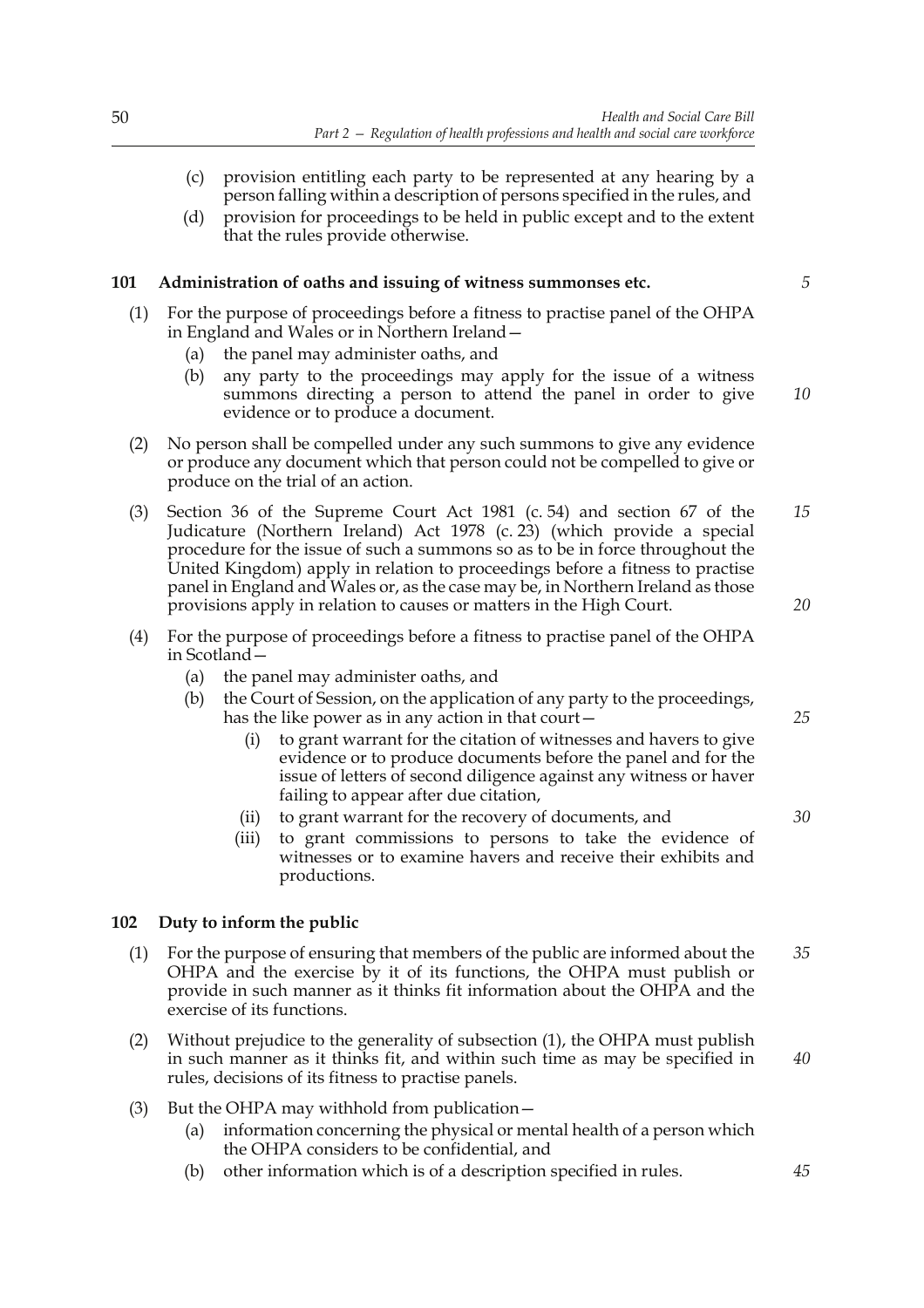(c) provision entitling each party to be represented at any hearing by a person falling within a description of persons specified in the rules, and

(d) provision for proceedings to be held in public except and to the extent that the rules provide otherwise.

### 101 Administration of oaths and issuing of witness summonses etc.

(1) For the purpose of proceedings before a fitness to practise panel of the OHPA in England and Wales or in Northern Ireland—

(a) the panel may administer oaths, and

(b) any party to the proceedings may apply for the issue of a witness summons directing a person to attend the panel in order to give evidence or to produce a document.

(2) No person shall be compelled under any such summons to give any evidence or produce any document which that person could not be compelled to give or produce on the trial of an action.

(3) Section 36 of the Supreme Court Act 1981 (c. 54) and section 67 of the Judicature (Northern Ireland) Act 1978 (c. 23) (which provide a special procedure for the issue of such a summons so as to be in force throughout the United Kingdom) apply in relation to proceedings before a fitness to practise panel in England and Wales or, as the case may be, in Northern Ireland as those provisions apply in relation to causes or matters in the High Court.

(4) For the purpose of proceedings before a fitness to practise panel of the OHPA in Scotland—

(a) the panel may administer oaths, and

(b) the Court of Session, on the application of any party to the proceedings, has the like power as in any action in that court—

(i) to grant warrant for the citation of witnesses and havers to give evidence or to produce documents before the panel and for the issue of letters of second diligence against any witness or haver failing to appear after due citation,

(ii) to grant warrant for the recovery of documents, and

(iii) to grant commissions to persons to take the evidence of witnesses or to examine havers and receive their exhibits and productions.

### 102 Duty to inform the public

(1) For the purpose of ensuring that members of the public are informed about the OHPA and the exercise by it of its functions, the OHPA must publish or provide in such manner as it thinks fit information about the OHPA and the exercise of its functions.

(2) Without prejudice to the generality of subsection (1), the OHPA must publish in such manner as it thinks fit, and within such time as may be specified in rules, decisions of its fitness to practise panels.

(3) But the OHPA may withhold from publication—

(a) information concerning the physical or mental health of a person which the OHPA considers to be confidential, and

(b) other information which is of a description specified in rules.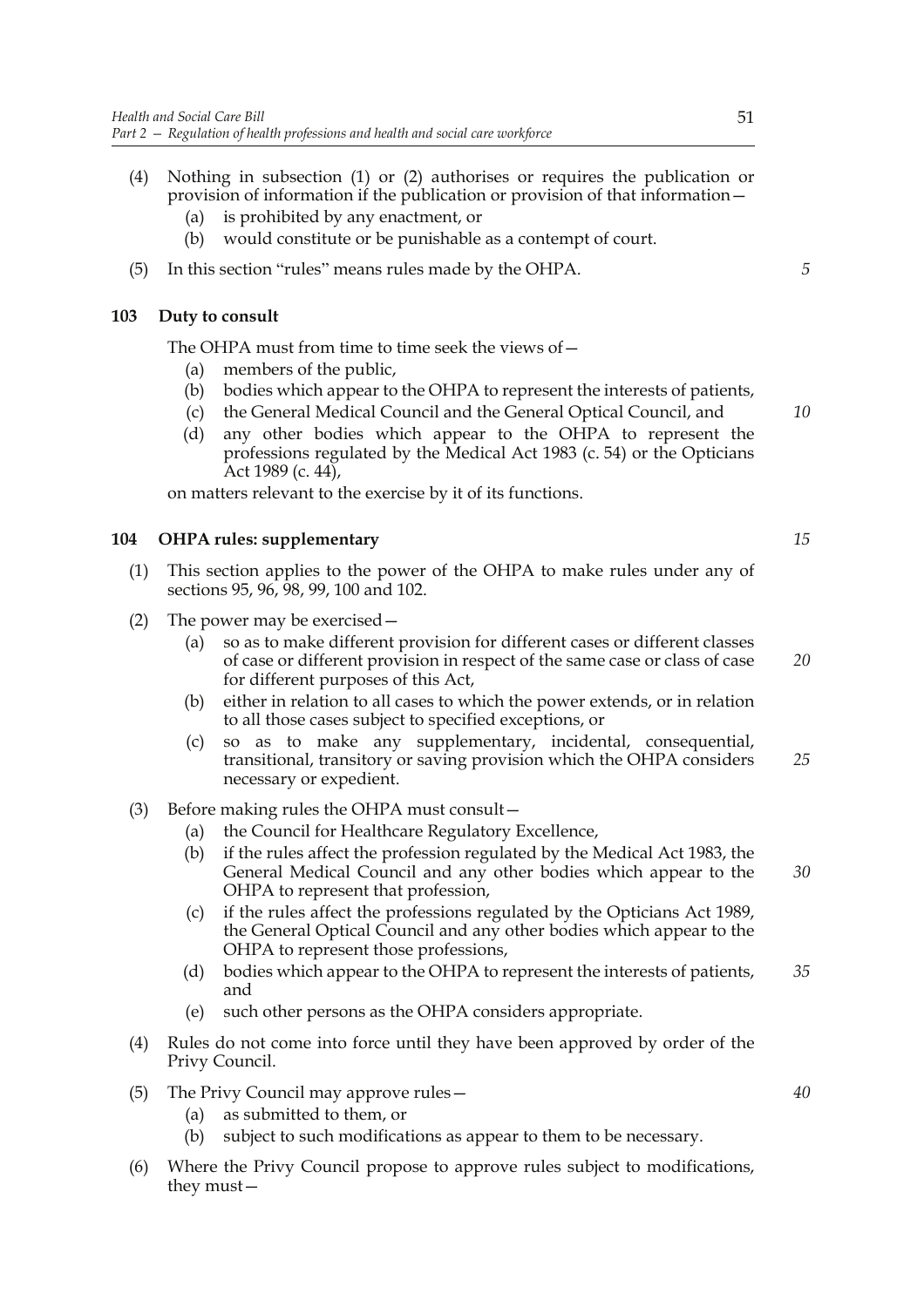(4) Nothing in subsection (1) or (2) authorises or requires the publication or provision of information if the publication or provision of that information—
   (a) is prohibited by any enactment, or
   (b) would constitute or be punishable as a contempt of court.

(5) In this section "rules" means rules made by the OHPA.

### 103 Duty to consult

The OHPA must from time to time seek the views of—
   (a) members of the public,
   (b) bodies which appear to the OHPA to represent the interests of patients,
   (c) the General Medical Council and the General Optical Council, and
   (d) any other bodies which appear to the OHPA to represent the professions regulated by the Medical Act 1983 (c. 54) or the Opticians Act 1989 (c. 44),

on matters relevant to the exercise by it of its functions.

### 104 OHPA rules: supplementary

(1) This section applies to the power of the OHPA to make rules under any of sections 95, 96, 98, 99, 100 and 102.

(2) The power may be exercised—
   (a) so as to make different provision for different cases or different classes of case or different provision in respect of the same case or class of case for different purposes of this Act,
   (b) either in relation to all cases to which the power extends, or in relation to all those cases subject to specified exceptions, or
   (c) so as to make any supplementary, incidental, consequential, transitional, transitory or saving provision which the OHPA considers necessary or expedient.

(3) Before making rules the OHPA must consult—
   (a) the Council for Healthcare Regulatory Excellence,
   (b) if the rules affect the profession regulated by the Medical Act 1983, the General Medical Council and any other bodies which appear to the OHPA to represent that profession,
   (c) if the rules affect the professions regulated by the Opticians Act 1989, the General Optical Council and any other bodies which appear to the OHPA to represent those professions,
   (d) bodies which appear to the OHPA to represent the interests of patients, and
   (e) such other persons as the OHPA considers appropriate.

(4) Rules do not come into force until they have been approved by order of the Privy Council.

(5) The Privy Council may approve rules—
   (a) as submitted to them, or
   (b) subject to such modifications as appear to them to be necessary.

(6) Where the Privy Council propose to approve rules subject to modifications, they must—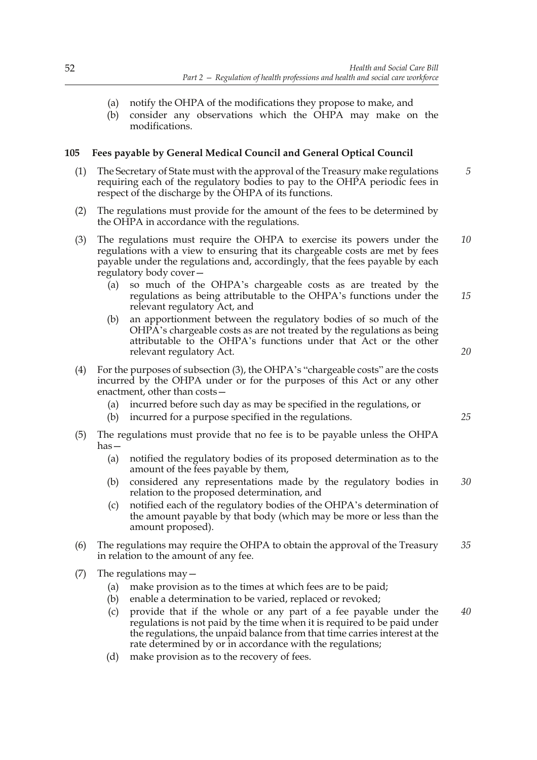(a) notify the OHPA of the modifications they propose to make, and

(b) consider any observations which the OHPA may make on the modifications.

## 105 Fees payable by General Medical Council and General Optical Council

(1) The Secretary of State must with the approval of the Treasury make regulations requiring each of the regulatory bodies to pay to the OHPA periodic fees in respect of the discharge by the OHPA of its functions.

(2) The regulations must provide for the amount of the fees to be determined by the OHPA in accordance with the regulations.

(3) The regulations must require the OHPA to exercise its powers under the regulations with a view to ensuring that its chargeable costs are met by fees payable under the regulations and, accordingly, that the fees payable by each regulatory body cover—

- (a) so much of the OHPA's chargeable costs as are treated by the regulations as being attributable to the OHPA's functions under the relevant regulatory Act, and
- (b) an apportionment between the regulatory bodies of so much of the OHPA's chargeable costs as are not treated by the regulations as being attributable to the OHPA's functions under that Act or the other relevant regulatory Act.

(4) For the purposes of subsection (3), the OHPA's "chargeable costs" are the costs incurred by the OHPA under or for the purposes of this Act or any other enactment, other than costs—

- (a) incurred before such day as may be specified in the regulations, or
- (b) incurred for a purpose specified in the regulations.

(5) The regulations must provide that no fee is to be payable unless the OHPA has—

- (a) notified the regulatory bodies of its proposed determination as to the amount of the fees payable by them,
- (b) considered any representations made by the regulatory bodies in relation to the proposed determination, and
- (c) notified each of the regulatory bodies of the OHPA's determination of the amount payable by that body (which may be more or less than the amount proposed).

(6) The regulations may require the OHPA to obtain the approval of the Treasury in relation to the amount of any fee.

(7) The regulations may—

- (a) make provision as to the times at which fees are to be paid;
- (b) enable a determination to be varied, replaced or revoked;
- (c) provide that if the whole or any part of a fee payable under the regulations is not paid by the time when it is required to be paid under the regulations, the unpaid balance from that time carries interest at the rate determined by or in accordance with the regulations;
- (d) make provision as to the recovery of fees.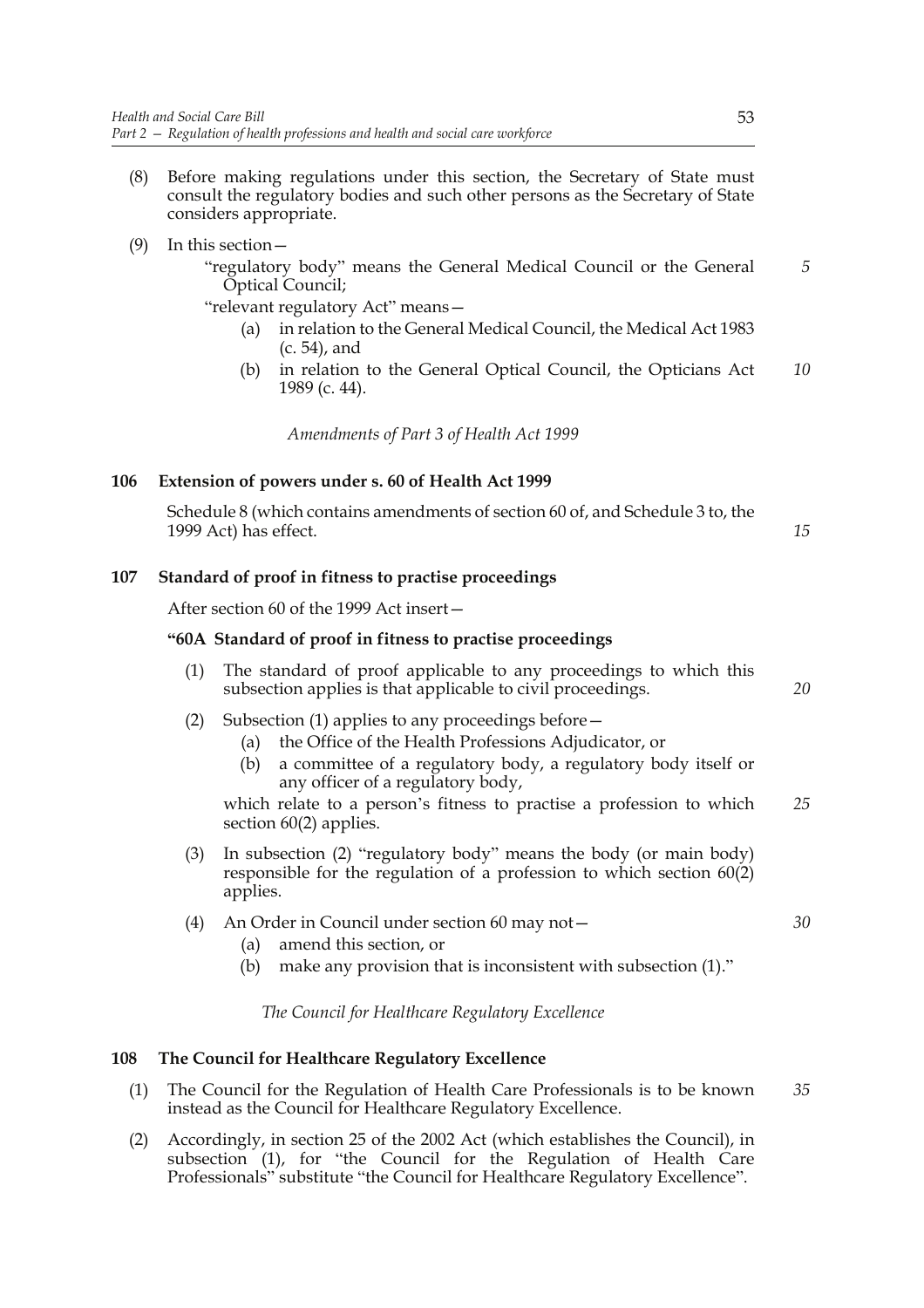(8) Before making regulations under this section, the Secretary of State must consult the regulatory bodies and such other persons as the Secretary of State considers appropriate.

(9) In this section—

"regulatory body" means the General Medical Council or the General Optical Council;

"relevant regulatory Act" means—

(a) in relation to the General Medical Council, the Medical Act 1983 (c. 54), and

(b) in relation to the General Optical Council, the Opticians Act 1989 (c. 44).

*Amendments of Part 3 of Health Act 1999*

### 106 Extension of powers under s. 60 of Health Act 1999

Schedule 8 (which contains amendments of section 60 of, and Schedule 3 to, the 1999 Act) has effect.

### 107 Standard of proof in fitness to practise proceedings

After section 60 of the 1999 Act insert—

**"60A Standard of proof in fitness to practise proceedings**

(1) The standard of proof applicable to any proceedings to which this subsection applies is that applicable to civil proceedings.

(2) Subsection (1) applies to any proceedings before—

(a) the Office of the Health Professions Adjudicator, or

(b) a committee of a regulatory body, a regulatory body itself or any officer of a regulatory body,

which relate to a person's fitness to practise a profession to which section 60(2) applies.

(3) In subsection (2) "regulatory body" means the body (or main body) responsible for the regulation of a profession to which section 60(2) applies.

(4) An Order in Council under section 60 may not—

(a) amend this section, or

(b) make any provision that is inconsistent with subsection (1)."

*The Council for Healthcare Regulatory Excellence*

### 108 The Council for Healthcare Regulatory Excellence

(1) The Council for the Regulation of Health Care Professionals is to be known instead as the Council for Healthcare Regulatory Excellence.

(2) Accordingly, in section 25 of the 2002 Act (which establishes the Council), in subsection (1), for "the Council for the Regulation of Health Care Professionals" substitute "the Council for Healthcare Regulatory Excellence".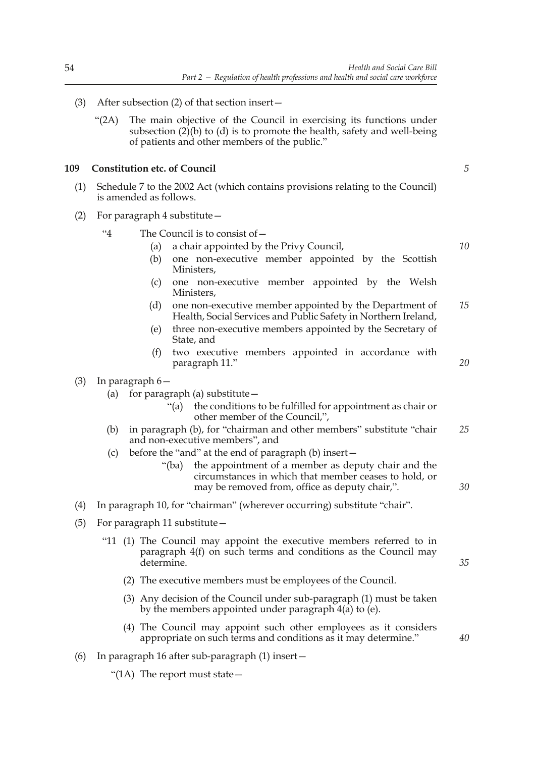(3) After subsection (2) of that section insert—

"(2A) The main objective of the Council in exercising its functions under subsection (2)(b) to (d) is to promote the health, safety and well-being of patients and other members of the public."

**109 Constitution etc. of Council**

(1) Schedule 7 to the 2002 Act (which contains provisions relating to the Council) is amended as follows.

(2) For paragraph 4 substitute—

"4 The Council is to consist of—

(a) a chair appointed by the Privy Council,

(b) one non-executive member appointed by the Scottish Ministers,

(c) one non-executive member appointed by the Welsh Ministers,

(d) one non-executive member appointed by the Department of Health, Social Services and Public Safety in Northern Ireland,

(e) three non-executive members appointed by the Secretary of State, and

(f) two executive members appointed in accordance with paragraph 11."

(3) In paragraph 6—

(a) for paragraph (a) substitute—

"(a) the conditions to be fulfilled for appointment as chair or other member of the Council,",

(b) in paragraph (b), for "chairman and other members" substitute "chair and non-executive members", and

(c) before the "and" at the end of paragraph (b) insert—

"(ba) the appointment of a member as deputy chair and the circumstances in which that member ceases to hold, or may be removed from, office as deputy chair,".

(4) In paragraph 10, for "chairman" (wherever occurring) substitute "chair".

(5) For paragraph 11 substitute—

"11 (1) The Council may appoint the executive members referred to in paragraph 4(f) on such terms and conditions as the Council may determine.

(2) The executive members must be employees of the Council.

(3) Any decision of the Council under sub-paragraph (1) must be taken by the members appointed under paragraph 4(a) to (e).

(4) The Council may appoint such other employees as it considers appropriate on such terms and conditions as it may determine."

(6) In paragraph 16 after sub-paragraph (1) insert—

"(1A) The report must state—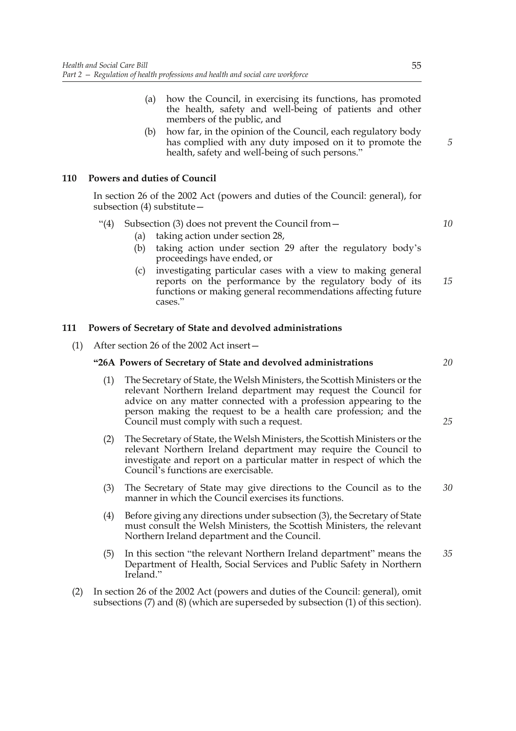(a) how the Council, in exercising its functions, has promoted the health, safety and well-being of patients and other members of the public, and

(b) how far, in the opinion of the Council, each regulatory body has complied with any duty imposed on it to promote the health, safety and well-being of such persons."

### 110 Powers and duties of Council

In section 26 of the 2002 Act (powers and duties of the Council: general), for subsection (4) substitute—

"(4) Subsection (3) does not prevent the Council from—

(a) taking action under section 28,

(b) taking action under section 29 after the regulatory body's proceedings have ended, or

(c) investigating particular cases with a view to making general reports on the performance by the regulatory body of its functions or making general recommendations affecting future cases."

### 111 Powers of Secretary of State and devolved administrations

(1) After section 26 of the 2002 Act insert—

**"26A Powers of Secretary of State and devolved administrations**

(1) The Secretary of State, the Welsh Ministers, the Scottish Ministers or the relevant Northern Ireland department may request the Council for advice on any matter connected with a profession appearing to the person making the request to be a health care profession; and the Council must comply with such a request.

(2) The Secretary of State, the Welsh Ministers, the Scottish Ministers or the relevant Northern Ireland department may require the Council to investigate and report on a particular matter in respect of which the Council's functions are exercisable.

(3) The Secretary of State may give directions to the Council as to the manner in which the Council exercises its functions.

(4) Before giving any directions under subsection (3), the Secretary of State must consult the Welsh Ministers, the Scottish Ministers, the relevant Northern Ireland department and the Council.

(5) In this section "the relevant Northern Ireland department" means the Department of Health, Social Services and Public Safety in Northern Ireland."

(2) In section 26 of the 2002 Act (powers and duties of the Council: general), omit subsections (7) and (8) (which are superseded by subsection (1) of this section).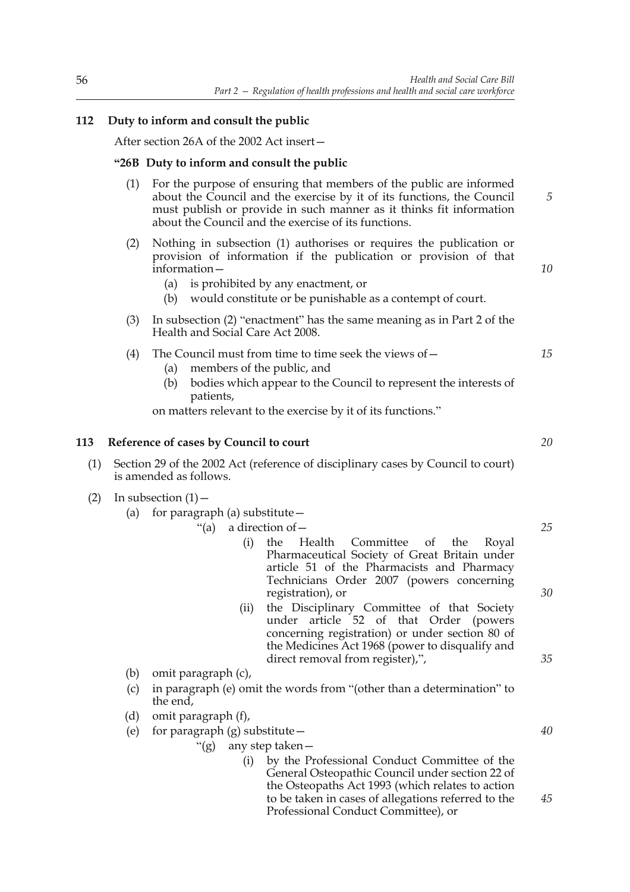### 112 Duty to inform and consult the public

After section 26A of the 2002 Act insert—

**"26B Duty to inform and consult the public**

(1) For the purpose of ensuring that members of the public are informed about the Council and the exercise by it of its functions, the Council must publish or provide in such manner as it thinks fit information about the Council and the exercise of its functions.

(2) Nothing in subsection (1) authorises or requires the publication or provision of information if the publication or provision of that information—

(a) is prohibited by any enactment, or

(b) would constitute or be punishable as a contempt of court.

(3) In subsection (2) "enactment" has the same meaning as in Part 2 of the Health and Social Care Act 2008.

(4) The Council must from time to time seek the views of—

(a) members of the public, and

(b) bodies which appear to the Council to represent the interests of patients,

on matters relevant to the exercise by it of its functions."

### 113 Reference of cases by Council to court

(1) Section 29 of the 2002 Act (reference of disciplinary cases by Council to court) is amended as follows.

(2) In subsection (1)—

(a) for paragraph (a) substitute—

"(a) a direction of—

(i) the Health Committee of the Royal Pharmaceutical Society of Great Britain under article 51 of the Pharmacists and Pharmacy Technicians Order 2007 (powers concerning registration), or

(ii) the Disciplinary Committee of that Society under article 52 of that Order (powers concerning registration) or under section 80 of the Medicines Act 1968 (power to disqualify and direct removal from register),",

(b) omit paragraph (c),

(c) in paragraph (e) omit the words from "(other than a determination" to the end,

(d) omit paragraph (f),

(e) for paragraph (g) substitute—

"(g) any step taken—

(i) by the Professional Conduct Committee of the General Osteopathic Council under section 22 of the Osteopaths Act 1993 (which relates to action to be taken in cases of allegations referred to the Professional Conduct Committee), or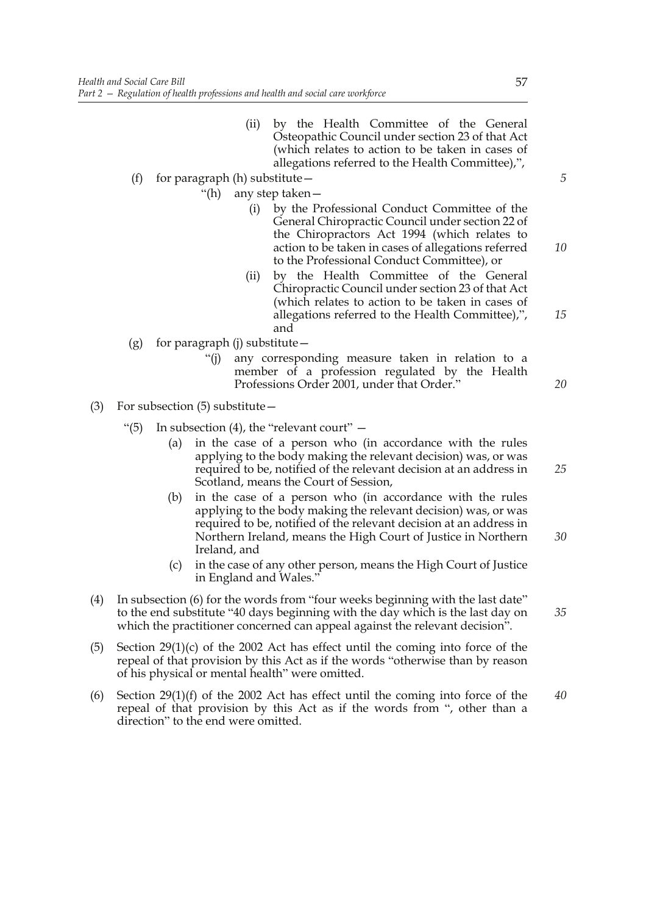(ii) by the Health Committee of the General Osteopathic Council under section 23 of that Act (which relates to action to be taken in cases of allegations referred to the Health Committee),",

(f) for paragraph (h) substitute—

"(h) any step taken—

(i) by the Professional Conduct Committee of the General Chiropractic Council under section 22 of the Chiropractors Act 1994 (which relates to action to be taken in cases of allegations referred to the Professional Conduct Committee), or

(ii) by the Health Committee of the General Chiropractic Council under section 23 of that Act (which relates to action to be taken in cases of allegations referred to the Health Committee),", and

(g) for paragraph (j) substitute—

"(j) any corresponding measure taken in relation to a member of a profession regulated by the Health Professions Order 2001, under that Order."

(3) For subsection (5) substitute—

"(5) In subsection (4), the "relevant court" —

(a) in the case of a person who (in accordance with the rules applying to the body making the relevant decision) was, or was required to be, notified of the relevant decision at an address in Scotland, means the Court of Session,

(b) in the case of a person who (in accordance with the rules applying to the body making the relevant decision) was, or was required to be, notified of the relevant decision at an address in Northern Ireland, means the High Court of Justice in Northern Ireland, and

(c) in the case of any other person, means the High Court of Justice in England and Wales."

(4) In subsection (6) for the words from "four weeks beginning with the last date" to the end substitute "40 days beginning with the day which is the last day on which the practitioner concerned can appeal against the relevant decision".

(5) Section 29(1)(c) of the 2002 Act has effect until the coming into force of the repeal of that provision by this Act as if the words "otherwise than by reason of his physical or mental health" were omitted.

(6) Section 29(1)(f) of the 2002 Act has effect until the coming into force of the repeal of that provision by this Act as if the words from ", other than a direction" to the end were omitted.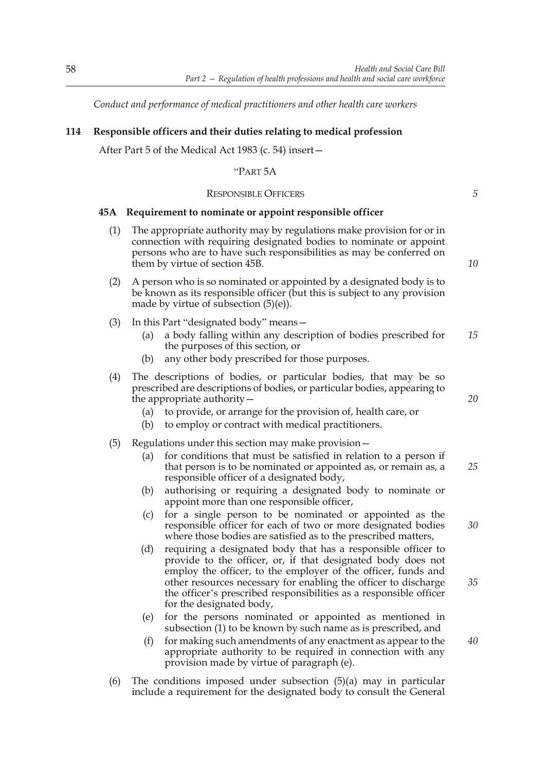*Conduct and performance of medical practitioners and other health care workers*

**114 Responsible officers and their duties relating to medical profession**

After Part 5 of the Medical Act 1983 (c. 54) insert—

"PART 5A

RESPONSIBLE OFFICERS

**45A Requirement to nominate or appoint responsible officer**

(1) The appropriate authority may by regulations make provision for or in connection with requiring designated bodies to nominate or appoint persons who are to have such responsibilities as may be conferred on them by virtue of section 45B.

(2) A person who is so nominated or appointed by a designated body is to be known as its responsible officer (but this is subject to any provision made by virtue of subsection (5)(e)).

(3) In this Part "designated body" means—

- (a) a body falling within any description of bodies prescribed for the purposes of this section, or
- (b) any other body prescribed for those purposes.

(4) The descriptions of bodies, or particular bodies, that may be so prescribed are descriptions of bodies, or particular bodies, appearing to the appropriate authority—

- (a) to provide, or arrange for the provision of, health care, or
- (b) to employ or contract with medical practitioners.

(5) Regulations under this section may make provision—

- (a) for conditions that must be satisfied in relation to a person if that person is to be nominated or appointed as, or remain as, a responsible officer of a designated body,
- (b) authorising or requiring a designated body to nominate or appoint more than one responsible officer,
- (c) for a single person to be nominated or appointed as the responsible officer for each of two or more designated bodies where those bodies are satisfied as to the prescribed matters,
- (d) requiring a designated body that has a responsible officer to provide to the officer, or, if that designated body does not employ the officer, to the employer of the officer, funds and other resources necessary for enabling the officer to discharge the officer's prescribed responsibilities as a responsible officer for the designated body,
- (e) for the persons nominated or appointed as mentioned in subsection (1) to be known by such name as is prescribed, and
- (f) for making such amendments of any enactment as appear to the appropriate authority to be required in connection with any provision made by virtue of paragraph (e).

(6) The conditions imposed under subsection (5)(a) may in particular include a requirement for the designated body to consult the General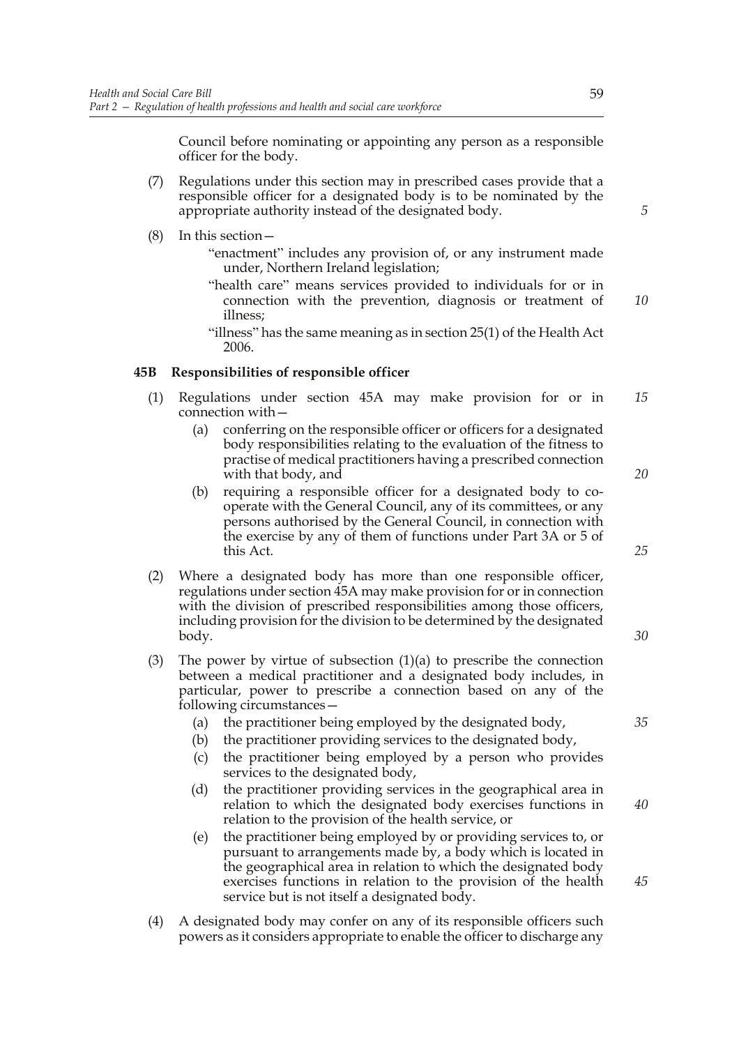Council before nominating or appointing any person as a responsible officer for the body.

(7) Regulations under this section may in prescribed cases provide that a responsible officer for a designated body is to be nominated by the appropriate authority instead of the designated body.

(8) In this section—

"enactment" includes any provision of, or any instrument made under, Northern Ireland legislation;

"health care" means services provided to individuals for or in connection with the prevention, diagnosis or treatment of illness;

"illness" has the same meaning as in section 25(1) of the Health Act 2006.

### 45B Responsibilities of responsible officer

(1) Regulations under section 45A may make provision for or in connection with—

(a) conferring on the responsible officer or officers for a designated body responsibilities relating to the evaluation of the fitness to practise of medical practitioners having a prescribed connection with that body, and

(b) requiring a responsible officer for a designated body to co-operate with the General Council, any of its committees, or any persons authorised by the General Council, in connection with the exercise by any of them of functions under Part 3A or 5 of this Act.

(2) Where a designated body has more than one responsible officer, regulations under section 45A may make provision for or in connection with the division of prescribed responsibilities among those officers, including provision for the division to be determined by the designated body.

(3) The power by virtue of subsection (1)(a) to prescribe the connection between a medical practitioner and a designated body includes, in particular, power to prescribe a connection based on any of the following circumstances—

(a) the practitioner being employed by the designated body,

(b) the practitioner providing services to the designated body,

(c) the practitioner being employed by a person who provides services to the designated body,

(d) the practitioner providing services in the geographical area in relation to which the designated body exercises functions in relation to the provision of the health service, or

(e) the practitioner being employed by or providing services to, or pursuant to arrangements made by, a body which is located in the geographical area in relation to which the designated body exercises functions in relation to the provision of the health service but is not itself a designated body.

(4) A designated body may confer on any of its responsible officers such powers as it considers appropriate to enable the officer to discharge any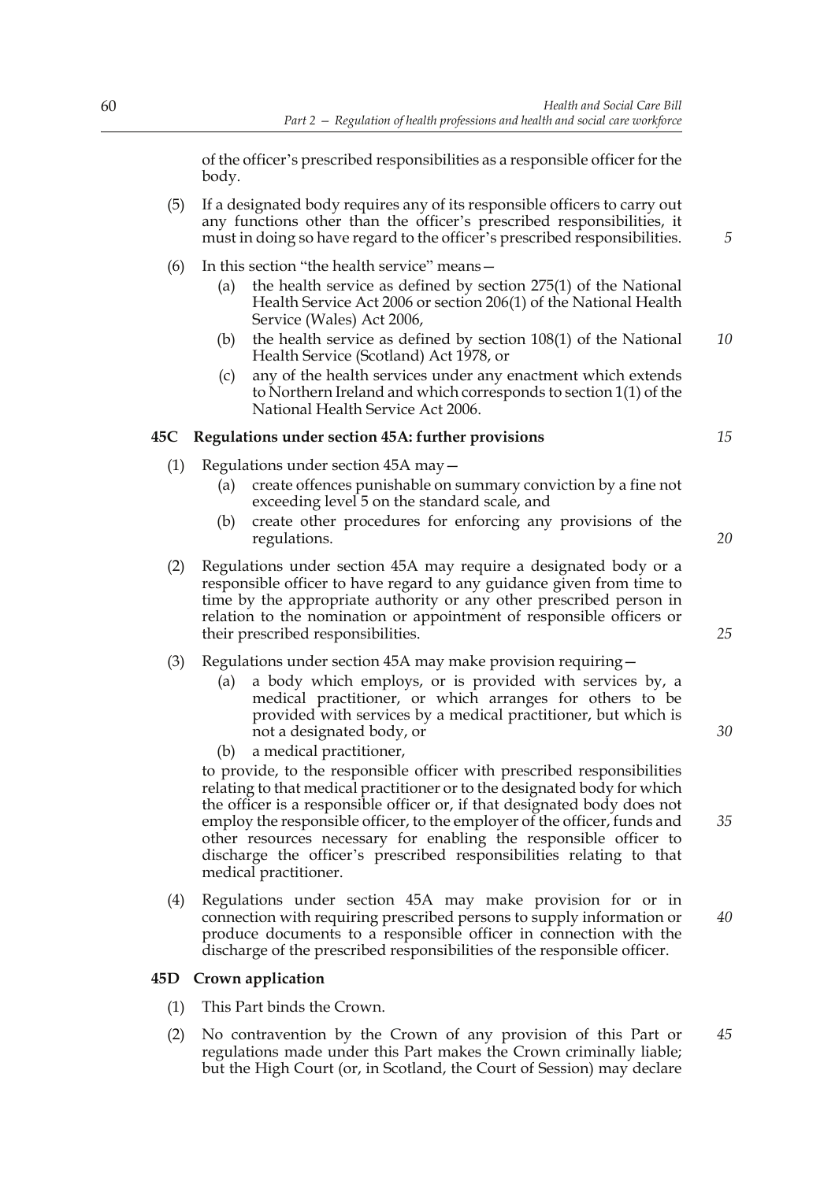of the officer's prescribed responsibilities as a responsible officer for the body.

(5) If a designated body requires any of its responsible officers to carry out any functions other than the officer's prescribed responsibilities, it must in doing so have regard to the officer's prescribed responsibilities.

(6) In this section "the health service" means—

(a) the health service as defined by section 275(1) of the National Health Service Act 2006 or section 206(1) of the National Health Service (Wales) Act 2006,

(b) the health service as defined by section 108(1) of the National Health Service (Scotland) Act 1978, or

(c) any of the health services under any enactment which extends to Northern Ireland and which corresponds to section 1(1) of the National Health Service Act 2006.

### 45C Regulations under section 45A: further provisions

(1) Regulations under section 45A may—

(a) create offences punishable on summary conviction by a fine not exceeding level 5 on the standard scale, and

(b) create other procedures for enforcing any provisions of the regulations.

(2) Regulations under section 45A may require a designated body or a responsible officer to have regard to any guidance given from time to time by the appropriate authority or any other prescribed person in relation to the nomination or appointment of responsible officers or their prescribed responsibilities.

(3) Regulations under section 45A may make provision requiring—

(a) a body which employs, or is provided with services by, a medical practitioner, or which arranges for others to be provided with services by a medical practitioner, but which is not a designated body, or

(b) a medical practitioner,

to provide, to the responsible officer with prescribed responsibilities relating to that medical practitioner or to the designated body for which the officer is a responsible officer or, if that designated body does not employ the responsible officer, to the employer of the officer, funds and other resources necessary for enabling the responsible officer to discharge the officer's prescribed responsibilities relating to that medical practitioner.

(4) Regulations under section 45A may make provision for or in connection with requiring prescribed persons to supply information or produce documents to a responsible officer in connection with the discharge of the prescribed responsibilities of the responsible officer.

### 45D Crown application

(1) This Part binds the Crown.

(2) No contravention by the Crown of any provision of this Part or regulations made under this Part makes the Crown criminally liable; but the High Court (or, in Scotland, the Court of Session) may declare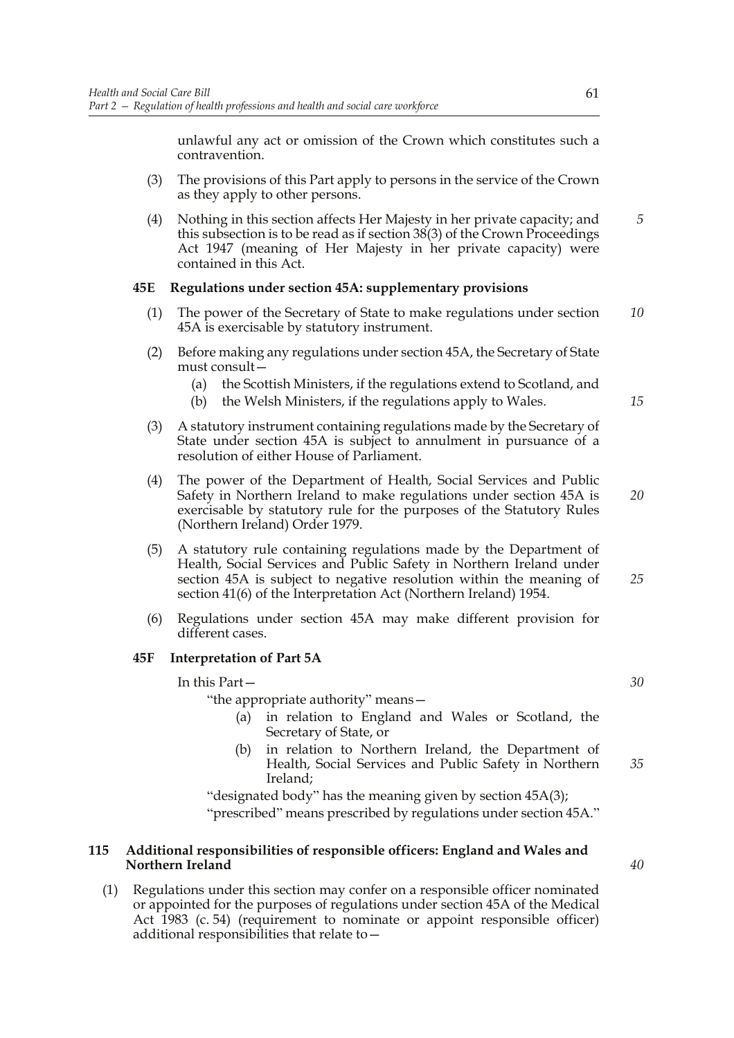unlawful any act or omission of the Crown which constitutes such a contravention.

(3) The provisions of this Part apply to persons in the service of the Crown as they apply to other persons.

(4) Nothing in this section affects Her Majesty in her private capacity; and this subsection is to be read as if section 38(3) of the Crown Proceedings Act 1947 (meaning of Her Majesty in her private capacity) were contained in this Act.

**45E Regulations under section 45A: supplementary provisions**

(1) The power of the Secretary of State to make regulations under section 45A is exercisable by statutory instrument.

(2) Before making any regulations under section 45A, the Secretary of State must consult—

(a) the Scottish Ministers, if the regulations extend to Scotland, and

(b) the Welsh Ministers, if the regulations apply to Wales.

(3) A statutory instrument containing regulations made by the Secretary of State under section 45A is subject to annulment in pursuance of a resolution of either House of Parliament.

(4) The power of the Department of Health, Social Services and Public Safety in Northern Ireland to make regulations under section 45A is exercisable by statutory rule for the purposes of the Statutory Rules (Northern Ireland) Order 1979.

(5) A statutory rule containing regulations made by the Department of Health, Social Services and Public Safety in Northern Ireland under section 45A is subject to negative resolution within the meaning of section 41(6) of the Interpretation Act (Northern Ireland) 1954.

(6) Regulations under section 45A may make different provision for different cases.

**45F Interpretation of Part 5A**

In this Part—

"the appropriate authority" means—

(a) in relation to England and Wales or Scotland, the Secretary of State, or

(b) in relation to Northern Ireland, the Department of Health, Social Services and Public Safety in Northern Ireland;

"designated body" has the meaning given by section 45A(3);

"prescribed" means prescribed by regulations under section 45A."

**115 Additional responsibilities of responsible officers: England and Wales and Northern Ireland**

(1) Regulations under this section may confer on a responsible officer nominated or appointed for the purposes of regulations under section 45A of the Medical Act 1983 (c. 54) (requirement to nominate or appoint responsible officer) additional responsibilities that relate to—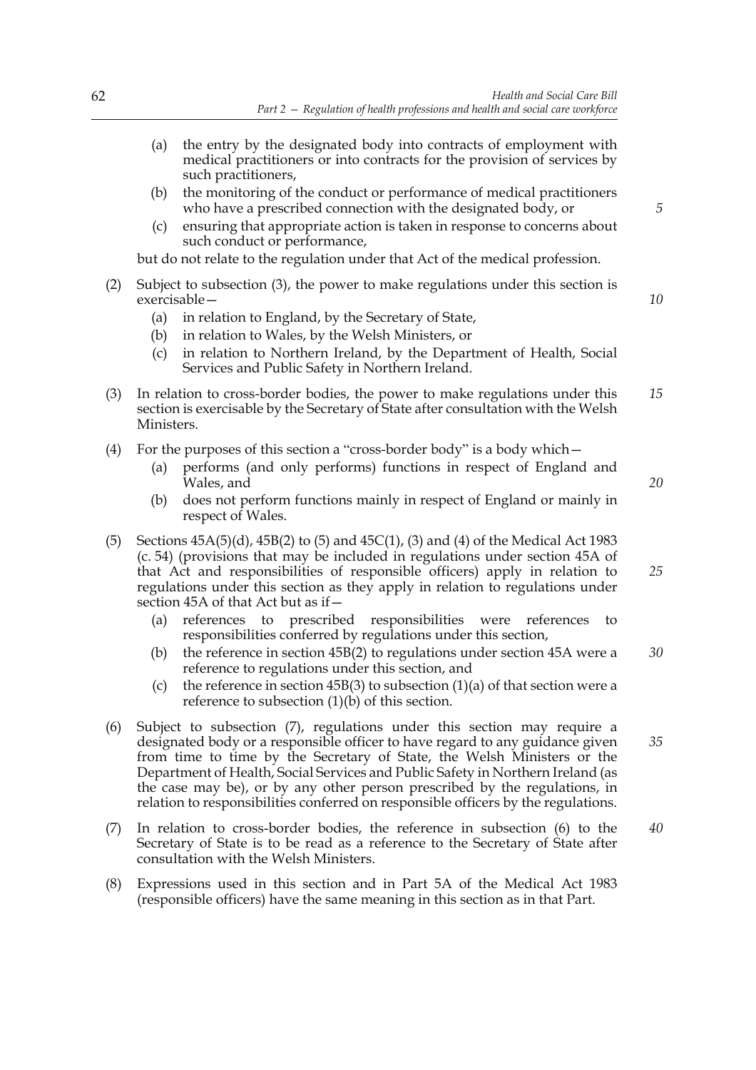(a) the entry by the designated body into contracts of employment with medical practitioners or into contracts for the provision of services by such practitioners,

(b) the monitoring of the conduct or performance of medical practitioners who have a prescribed connection with the designated body, or

(c) ensuring that appropriate action is taken in response to concerns about such conduct or performance,

but do not relate to the regulation under that Act of the medical profession.

(2) Subject to subsection (3), the power to make regulations under this section is exercisable—

(a) in relation to England, by the Secretary of State,

(b) in relation to Wales, by the Welsh Ministers, or

(c) in relation to Northern Ireland, by the Department of Health, Social Services and Public Safety in Northern Ireland.

(3) In relation to cross-border bodies, the power to make regulations under this section is exercisable by the Secretary of State after consultation with the Welsh Ministers.

(4) For the purposes of this section a "cross-border body" is a body which—

(a) performs (and only performs) functions in respect of England and Wales, and

(b) does not perform functions mainly in respect of England or mainly in respect of Wales.

(5) Sections 45A(5)(d), 45B(2) to (5) and 45C(1), (3) and (4) of the Medical Act 1983 (c. 54) (provisions that may be included in regulations under section 45A of that Act and responsibilities of responsible officers) apply in relation to regulations under this section as they apply in relation to regulations under section 45A of that Act but as if—

(a) references to prescribed responsibilities were references to responsibilities conferred by regulations under this section,

(b) the reference in section 45B(2) to regulations under section 45A were a reference to regulations under this section, and

(c) the reference in section 45B(3) to subsection (1)(a) of that section were a reference to subsection (1)(b) of this section.

(6) Subject to subsection (7), regulations under this section may require a designated body or a responsible officer to have regard to any guidance given from time to time by the Secretary of State, the Welsh Ministers or the Department of Health, Social Services and Public Safety in Northern Ireland (as the case may be), or by any other person prescribed by the regulations, in relation to responsibilities conferred on responsible officers by the regulations.

(7) In relation to cross-border bodies, the reference in subsection (6) to the Secretary of State is to be read as a reference to the Secretary of State after consultation with the Welsh Ministers.

(8) Expressions used in this section and in Part 5A of the Medical Act 1983 (responsible officers) have the same meaning in this section as in that Part.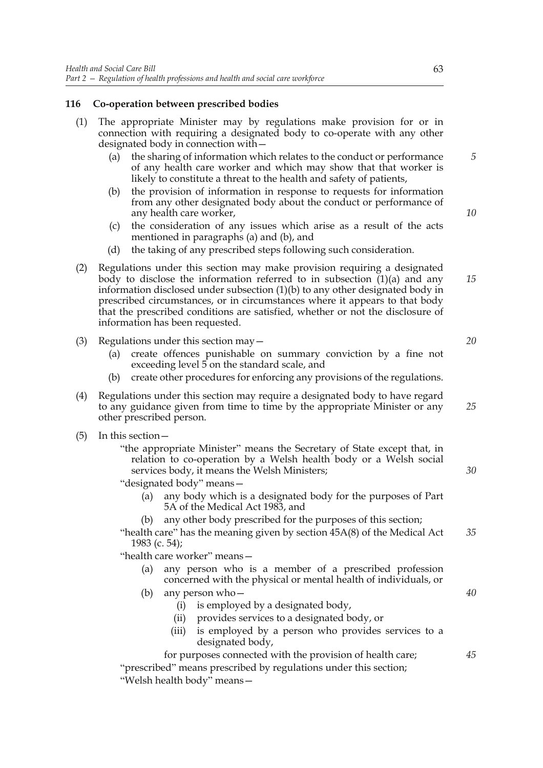### 116 Co-operation between prescribed bodies

(1) The appropriate Minister may by regulations make provision for or in connection with requiring a designated body to co-operate with any other designated body in connection with—

(a) the sharing of information which relates to the conduct or performance of any health care worker and which may show that that worker is likely to constitute a threat to the health and safety of patients,

(b) the provision of information in response to requests for information from any other designated body about the conduct or performance of any health care worker,

(c) the consideration of any issues which arise as a result of the acts mentioned in paragraphs (a) and (b), and

(d) the taking of any prescribed steps following such consideration.

(2) Regulations under this section may make provision requiring a designated body to disclose the information referred to in subsection (1)(a) and any information disclosed under subsection (1)(b) to any other designated body in prescribed circumstances, or in circumstances where it appears to that body that the prescribed conditions are satisfied, whether or not the disclosure of information has been requested.

(3) Regulations under this section may—

(a) create offences punishable on summary conviction by a fine not exceeding level 5 on the standard scale, and

(b) create other procedures for enforcing any provisions of the regulations.

(4) Regulations under this section may require a designated body to have regard to any guidance given from time to time by the appropriate Minister or any other prescribed person.

(5) In this section—

"the appropriate Minister" means the Secretary of State except that, in relation to co-operation by a Welsh health body or a Welsh social services body, it means the Welsh Ministers;

"designated body" means—

(a) any body which is a designated body for the purposes of Part 5A of the Medical Act 1983, and

(b) any other body prescribed for the purposes of this section;

"health care" has the meaning given by section 45A(8) of the Medical Act 1983 (c. 54);

"health care worker" means—

(a) any person who is a member of a prescribed profession concerned with the physical or mental health of individuals, or

(b) any person who—

(i) is employed by a designated body,

(ii) provides services to a designated body, or

(iii) is employed by a person who provides services to a designated body,

for purposes connected with the provision of health care;

"prescribed" means prescribed by regulations under this section;

"Welsh health body" means—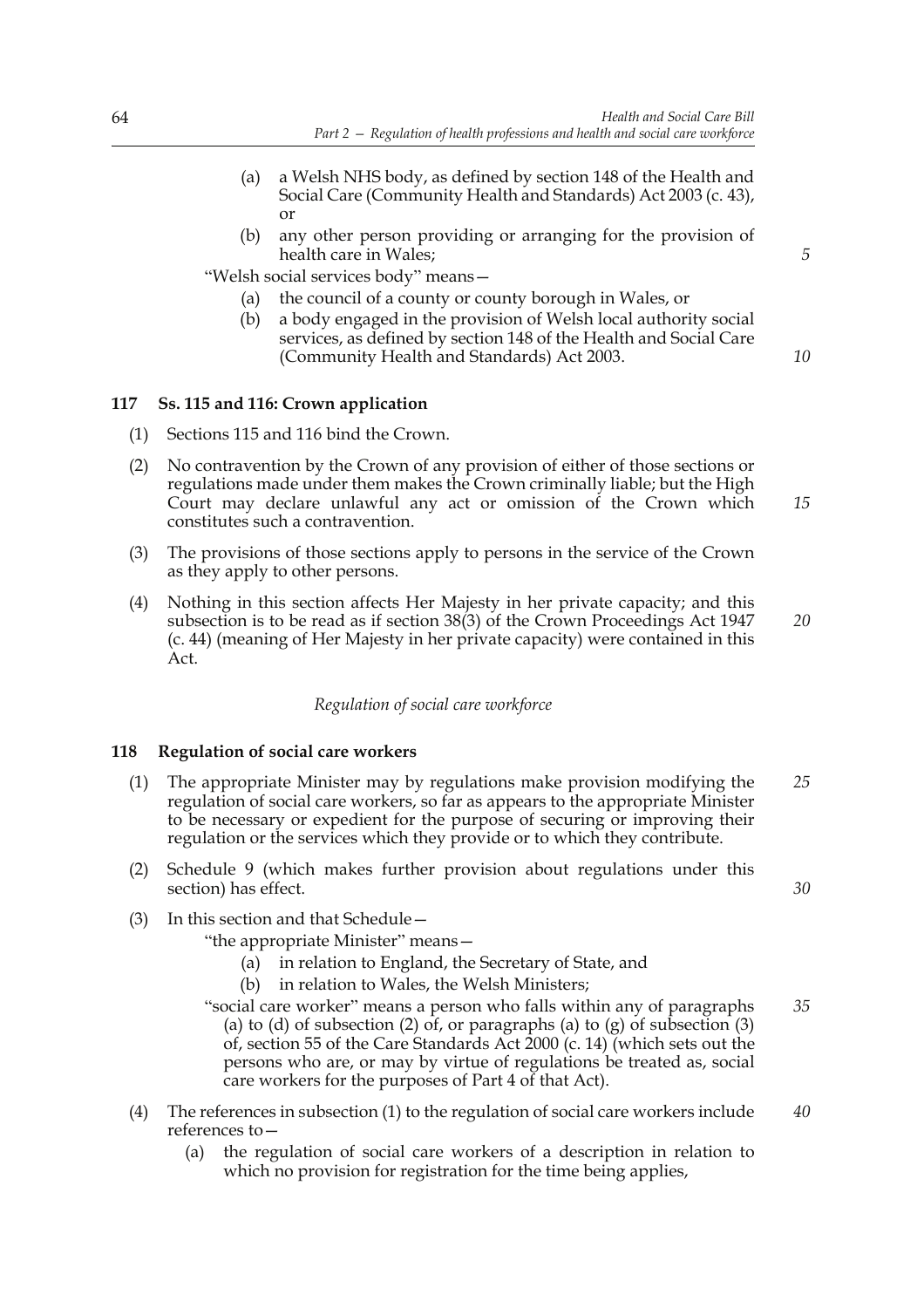(a) a Welsh NHS body, as defined by section 148 of the Health and Social Care (Community Health and Standards) Act 2003 (c. 43), or

(b) any other person providing or arranging for the provision of health care in Wales;

"Welsh social services body" means—

(a) the council of a county or county borough in Wales, or

(b) a body engaged in the provision of Welsh local authority social services, as defined by section 148 of the Health and Social Care (Community Health and Standards) Act 2003.

### 117 Ss. 115 and 116: Crown application

(1) Sections 115 and 116 bind the Crown.

(2) No contravention by the Crown of any provision of either of those sections or regulations made under them makes the Crown criminally liable; but the High Court may declare unlawful any act or omission of the Crown which constitutes such a contravention.

(3) The provisions of those sections apply to persons in the service of the Crown as they apply to other persons.

(4) Nothing in this section affects Her Majesty in her private capacity; and this subsection is to be read as if section 38(3) of the Crown Proceedings Act 1947 (c. 44) (meaning of Her Majesty in her private capacity) were contained in this Act.

*Regulation of social care workforce*

### 118 Regulation of social care workers

(1) The appropriate Minister may by regulations make provision modifying the regulation of social care workers, so far as appears to the appropriate Minister to be necessary or expedient for the purpose of securing or improving their regulation or the services which they provide or to which they contribute.

(2) Schedule 9 (which makes further provision about regulations under this section) has effect.

(3) In this section and that Schedule—

"the appropriate Minister" means—

(a) in relation to England, the Secretary of State, and

(b) in relation to Wales, the Welsh Ministers;

"social care worker" means a person who falls within any of paragraphs (a) to (d) of subsection (2) of, or paragraphs (a) to (g) of subsection (3) of, section 55 of the Care Standards Act 2000 (c. 14) (which sets out the persons who are, or may by virtue of regulations be treated as, social care workers for the purposes of Part 4 of that Act).

(4) The references in subsection (1) to the regulation of social care workers include references to—

(a) the regulation of social care workers of a description in relation to which no provision for registration for the time being applies,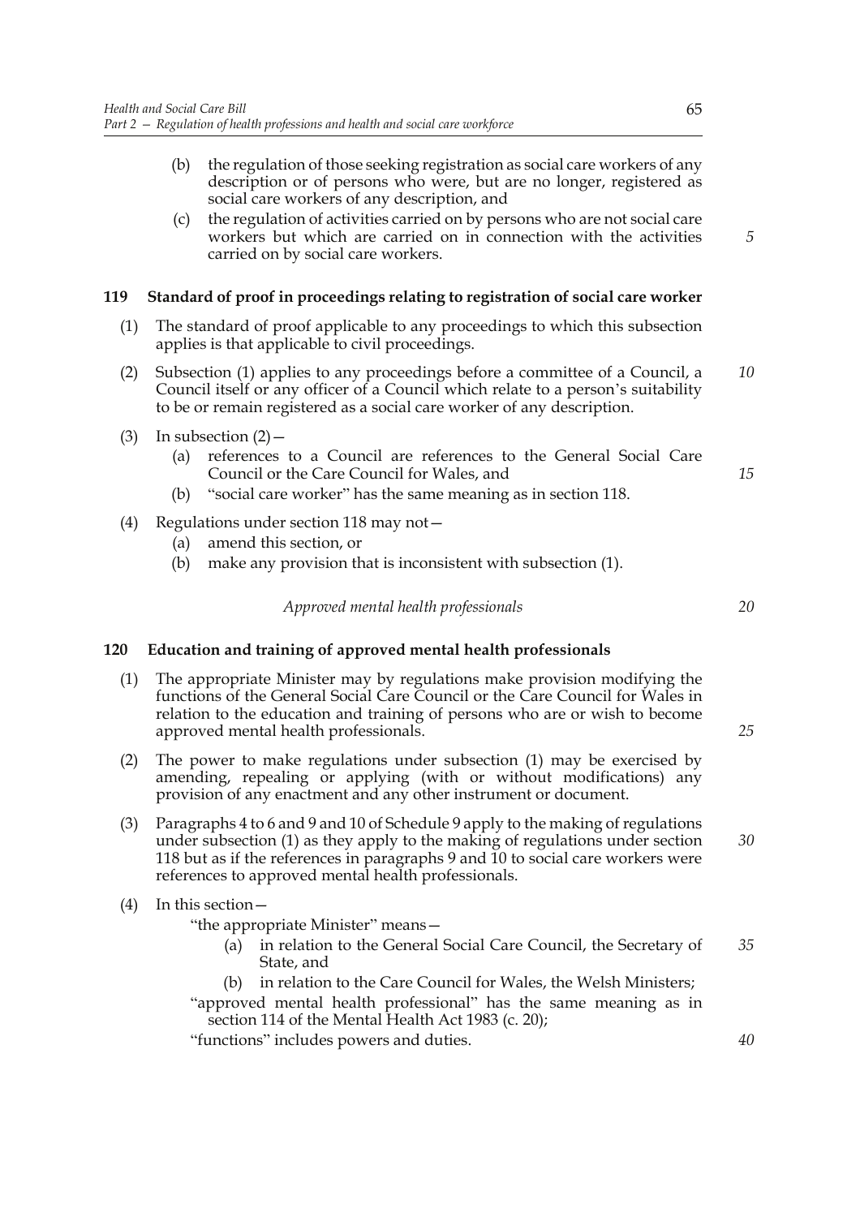(b) the regulation of those seeking registration as social care workers of any description or of persons who were, but are no longer, registered as social care workers of any description, and

(c) the regulation of activities carried on by persons who are not social care workers but which are carried on in connection with the activities carried on by social care workers.

### 119 Standard of proof in proceedings relating to registration of social care worker

(1) The standard of proof applicable to any proceedings to which this subsection applies is that applicable to civil proceedings.

(2) Subsection (1) applies to any proceedings before a committee of a Council, a Council itself or any officer of a Council which relate to a person's suitability to be or remain registered as a social care worker of any description.

(3) In subsection (2)—

(a) references to a Council are references to the General Social Care Council or the Care Council for Wales, and

(b) "social care worker" has the same meaning as in section 118.

(4) Regulations under section 118 may not—

(a) amend this section, or

(b) make any provision that is inconsistent with subsection (1).

*Approved mental health professionals*

### 120 Education and training of approved mental health professionals

(1) The appropriate Minister may by regulations make provision modifying the functions of the General Social Care Council or the Care Council for Wales in relation to the education and training of persons who are or wish to become approved mental health professionals.

(2) The power to make regulations under subsection (1) may be exercised by amending, repealing or applying (with or without modifications) any provision of any enactment and any other instrument or document.

(3) Paragraphs 4 to 6 and 9 and 10 of Schedule 9 apply to the making of regulations under subsection (1) as they apply to the making of regulations under section 118 but as if the references in paragraphs 9 and 10 to social care workers were references to approved mental health professionals.

(4) In this section—

"the appropriate Minister" means—

(a) in relation to the General Social Care Council, the Secretary of State, and

(b) in relation to the Care Council for Wales, the Welsh Ministers;

"approved mental health professional" has the same meaning as in section 114 of the Mental Health Act 1983 (c. 20);

"functions" includes powers and duties.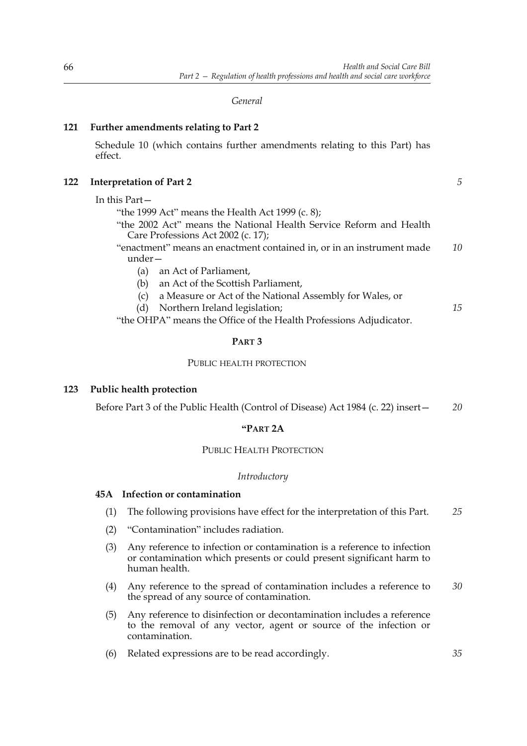*General*

**121 Further amendments relating to Part 2**

Schedule 10 (which contains further amendments relating to this Part) has effect.

**122 Interpretation of Part 2**

In this Part—

"the 1999 Act" means the Health Act 1999 (c. 8);

"the 2002 Act" means the National Health Service Reform and Health Care Professions Act 2002 (c. 17);

"enactment" means an enactment contained in, or in an instrument made under—

- (a) an Act of Parliament,
- (b) an Act of the Scottish Parliament,
- (c) a Measure or Act of the National Assembly for Wales, or
- (d) Northern Ireland legislation;

"the OHPA" means the Office of the Health Professions Adjudicator.

## PART 3

### PUBLIC HEALTH PROTECTION

**123 Public health protection**

Before Part 3 of the Public Health (Control of Disease) Act 1984 (c. 22) insert—

## "PART 2A

### PUBLIC HEALTH PROTECTION

*Introductory*

**45A Infection or contamination**

(1) The following provisions have effect for the interpretation of this Part.

(2) "Contamination" includes radiation.

(3) Any reference to infection or contamination is a reference to infection or contamination which presents or could present significant harm to human health.

(4) Any reference to the spread of contamination includes a reference to the spread of any source of contamination.

(5) Any reference to disinfection or decontamination includes a reference to the removal of any vector, agent or source of the infection or contamination.

(6) Related expressions are to be read accordingly.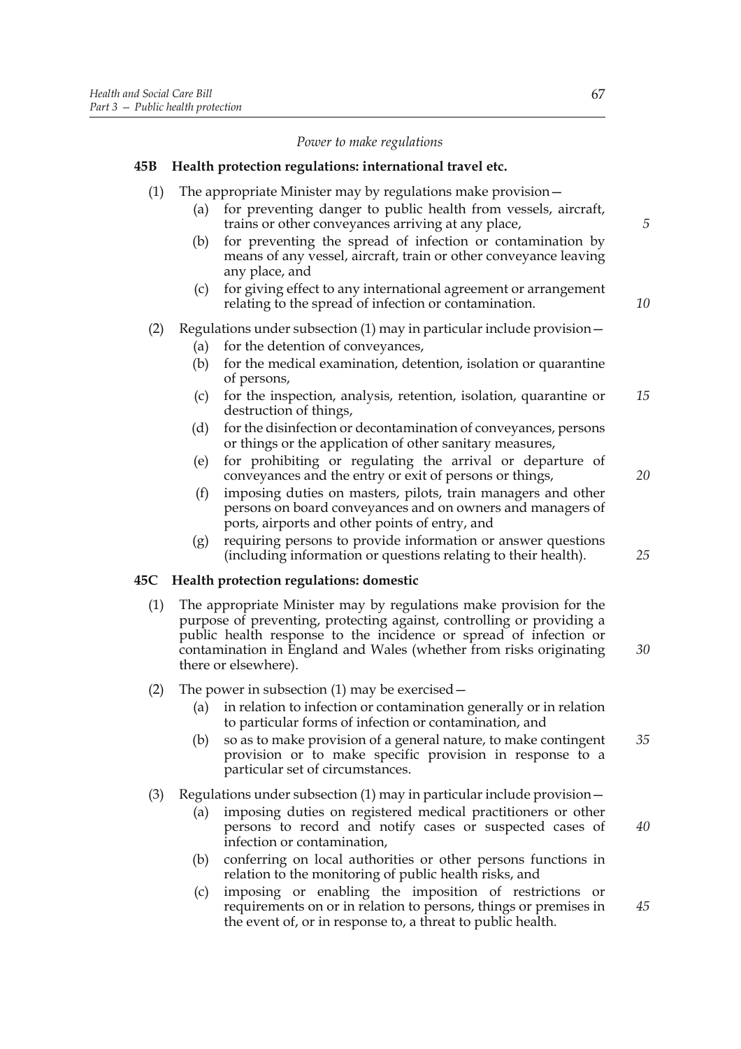*Power to make regulations*

**45B Health protection regulations: international travel etc.**

(1) The appropriate Minister may by regulations make provision—

- (a) for preventing danger to public health from vessels, aircraft, trains or other conveyances arriving at any place,
- (b) for preventing the spread of infection or contamination by means of any vessel, aircraft, train or other conveyance leaving any place, and
- (c) for giving effect to any international agreement or arrangement relating to the spread of infection or contamination.

(2) Regulations under subsection (1) may in particular include provision—

- (a) for the detention of conveyances,
- (b) for the medical examination, detention, isolation or quarantine of persons,
- (c) for the inspection, analysis, retention, isolation, quarantine or destruction of things,
- (d) for the disinfection or decontamination of conveyances, persons or things or the application of other sanitary measures,
- (e) for prohibiting or regulating the arrival or departure of conveyances and the entry or exit of persons or things,
- (f) imposing duties on masters, pilots, train managers and other persons on board conveyances and on owners and managers of ports, airports and other points of entry, and
- (g) requiring persons to provide information or answer questions (including information or questions relating to their health).

**45C Health protection regulations: domestic**

(1) The appropriate Minister may by regulations make provision for the purpose of preventing, protecting against, controlling or providing a public health response to the incidence or spread of infection or contamination in England and Wales (whether from risks originating there or elsewhere).

(2) The power in subsection (1) may be exercised—

- (a) in relation to infection or contamination generally or in relation to particular forms of infection or contamination, and
- (b) so as to make provision of a general nature, to make contingent provision or to make specific provision in response to a particular set of circumstances.

(3) Regulations under subsection (1) may in particular include provision—

- (a) imposing duties on registered medical practitioners or other persons to record and notify cases or suspected cases of infection or contamination,
- (b) conferring on local authorities or other persons functions in relation to the monitoring of public health risks, and
- (c) imposing or enabling the imposition of restrictions or requirements on or in relation to persons, things or premises in the event of, or in response to, a threat to public health.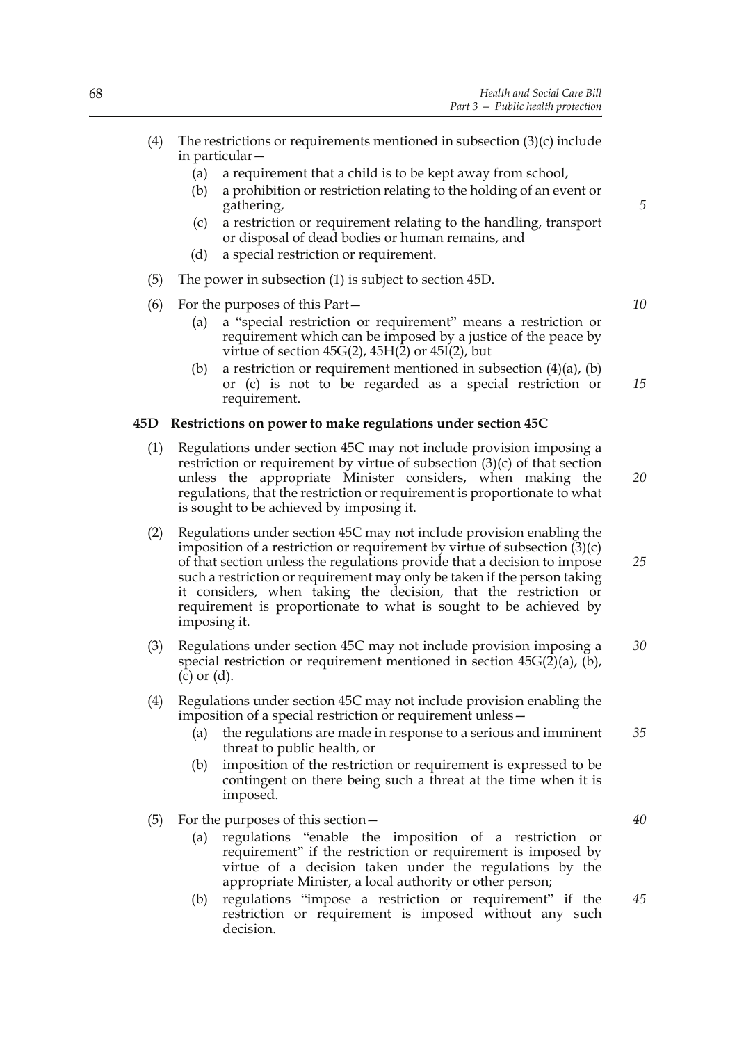(4) The restrictions or requirements mentioned in subsection (3)(c) include in particular—

  (a) a requirement that a child is to be kept away from school,

  (b) a prohibition or restriction relating to the holding of an event or gathering,

  (c) a restriction or requirement relating to the handling, transport or disposal of dead bodies or human remains, and

  (d) a special restriction or requirement.

(5) The power in subsection (1) is subject to section 45D.

(6) For the purposes of this Part—

  (a) a "special restriction or requirement" means a restriction or requirement which can be imposed by a justice of the peace by virtue of section 45G(2), 45H(2) or 45I(2), but

  (b) a restriction or requirement mentioned in subsection (4)(a), (b) or (c) is not to be regarded as a special restriction or requirement.

**45D Restrictions on power to make regulations under section 45C**

(1) Regulations under section 45C may not include provision imposing a restriction or requirement by virtue of subsection (3)(c) of that section unless the appropriate Minister considers, when making the regulations, that the restriction or requirement is proportionate to what is sought to be achieved by imposing it.

(2) Regulations under section 45C may not include provision enabling the imposition of a restriction or requirement by virtue of subsection (3)(c) of that section unless the regulations provide that a decision to impose such a restriction or requirement may only be taken if the person taking it considers, when taking the decision, that the restriction or requirement is proportionate to what is sought to be achieved by imposing it.

(3) Regulations under section 45C may not include provision imposing a special restriction or requirement mentioned in section 45G(2)(a), (b), (c) or (d).

(4) Regulations under section 45C may not include provision enabling the imposition of a special restriction or requirement unless—

  (a) the regulations are made in response to a serious and imminent threat to public health, or

  (b) imposition of the restriction or requirement is expressed to be contingent on there being such a threat at the time when it is imposed.

(5) For the purposes of this section—

  (a) regulations "enable the imposition of a restriction or requirement" if the restriction or requirement is imposed by virtue of a decision taken under the regulations by the appropriate Minister, a local authority or other person;

  (b) regulations "impose a restriction or requirement" if the restriction or requirement is imposed without any such decision.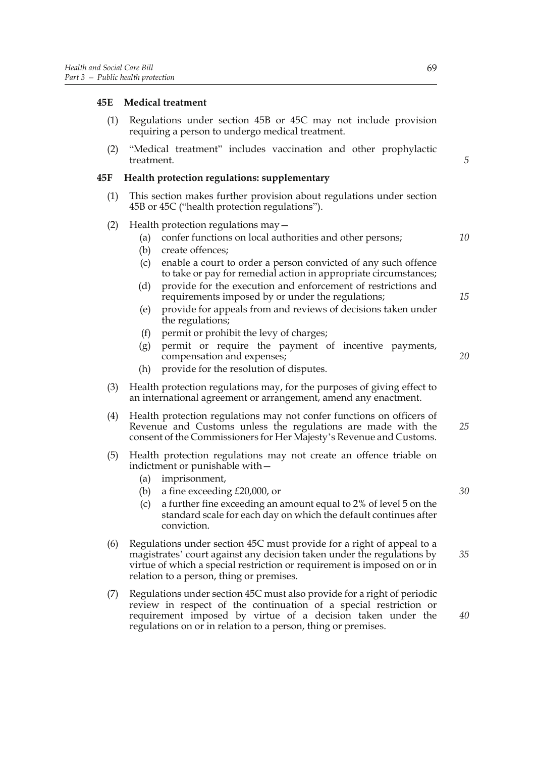### 45E Medical treatment

(1) Regulations under section 45B or 45C may not include provision requiring a person to undergo medical treatment.

(2) "Medical treatment" includes vaccination and other prophylactic treatment.

### 45F Health protection regulations: supplementary

(1) This section makes further provision about regulations under section 45B or 45C ("health protection regulations").

(2) Health protection regulations may—

- (a) confer functions on local authorities and other persons;
- (b) create offences;
- (c) enable a court to order a person convicted of any such offence to take or pay for remedial action in appropriate circumstances;
- (d) provide for the execution and enforcement of restrictions and requirements imposed by or under the regulations;
- (e) provide for appeals from and reviews of decisions taken under the regulations;
- (f) permit or prohibit the levy of charges;
- (g) permit or require the payment of incentive payments, compensation and expenses;
- (h) provide for the resolution of disputes.

(3) Health protection regulations may, for the purposes of giving effect to an international agreement or arrangement, amend any enactment.

(4) Health protection regulations may not confer functions on officers of Revenue and Customs unless the regulations are made with the consent of the Commissioners for Her Majesty's Revenue and Customs.

(5) Health protection regulations may not create an offence triable on indictment or punishable with—

- (a) imprisonment,
- (b) a fine exceeding £20,000, or
- (c) a further fine exceeding an amount equal to 2% of level 5 on the standard scale for each day on which the default continues after conviction.

(6) Regulations under section 45C must provide for a right of appeal to a magistrates' court against any decision taken under the regulations by virtue of which a special restriction or requirement is imposed on or in relation to a person, thing or premises.

(7) Regulations under section 45C must also provide for a right of periodic review in respect of the continuation of a special restriction or requirement imposed by virtue of a decision taken under the regulations on or in relation to a person, thing or premises.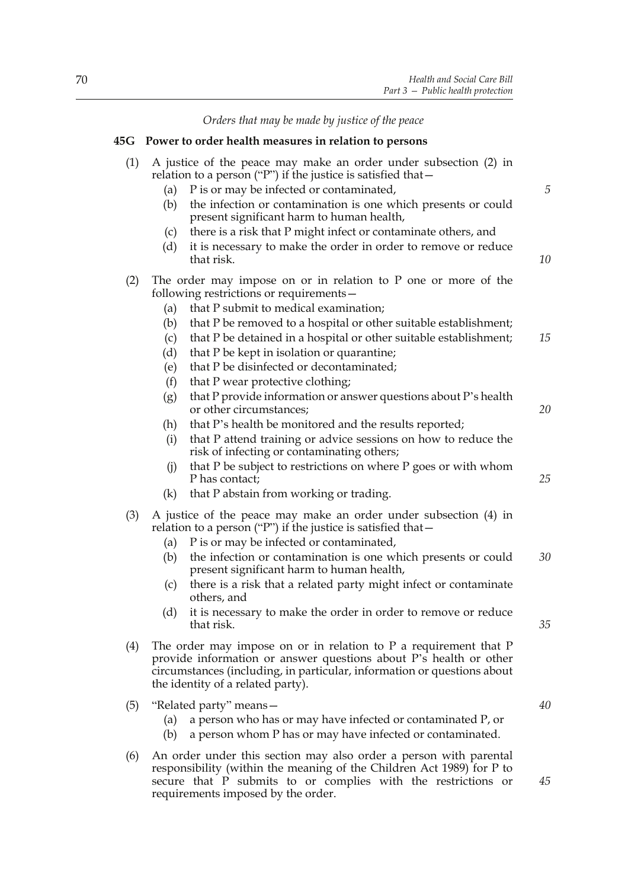*Orders that may be made by justice of the peace*

**45G Power to order health measures in relation to persons**

(1) A justice of the peace may make an order under subsection (2) in relation to a person ("P") if the justice is satisfied that—

- (a) P is or may be infected or contaminated,
- (b) the infection or contamination is one which presents or could present significant harm to human health,
- (c) there is a risk that P might infect or contaminate others, and
- (d) it is necessary to make the order in order to remove or reduce that risk.

(2) The order may impose on or in relation to P one or more of the following restrictions or requirements—

- (a) that P submit to medical examination;
- (b) that P be removed to a hospital or other suitable establishment;
- (c) that P be detained in a hospital or other suitable establishment;
- (d) that P be kept in isolation or quarantine;
- (e) that P be disinfected or decontaminated;
- (f) that P wear protective clothing;
- (g) that P provide information or answer questions about P's health or other circumstances;
- (h) that P's health be monitored and the results reported;
- (i) that P attend training or advice sessions on how to reduce the risk of infecting or contaminating others;
- (j) that P be subject to restrictions on where P goes or with whom P has contact;
- (k) that P abstain from working or trading.

(3) A justice of the peace may make an order under subsection (4) in relation to a person ("P") if the justice is satisfied that—

- (a) P is or may be infected or contaminated,
- (b) the infection or contamination is one which presents or could present significant harm to human health,
- (c) there is a risk that a related party might infect or contaminate others, and
- (d) it is necessary to make the order in order to remove or reduce that risk.

(4) The order may impose on or in relation to P a requirement that P provide information or answer questions about P's health or other circumstances (including, in particular, information or questions about the identity of a related party).

(5) "Related party" means—

- (a) a person who has or may have infected or contaminated P, or
- (b) a person whom P has or may have infected or contaminated.

(6) An order under this section may also order a person with parental responsibility (within the meaning of the Children Act 1989) for P to secure that P submits to or complies with the restrictions or requirements imposed by the order.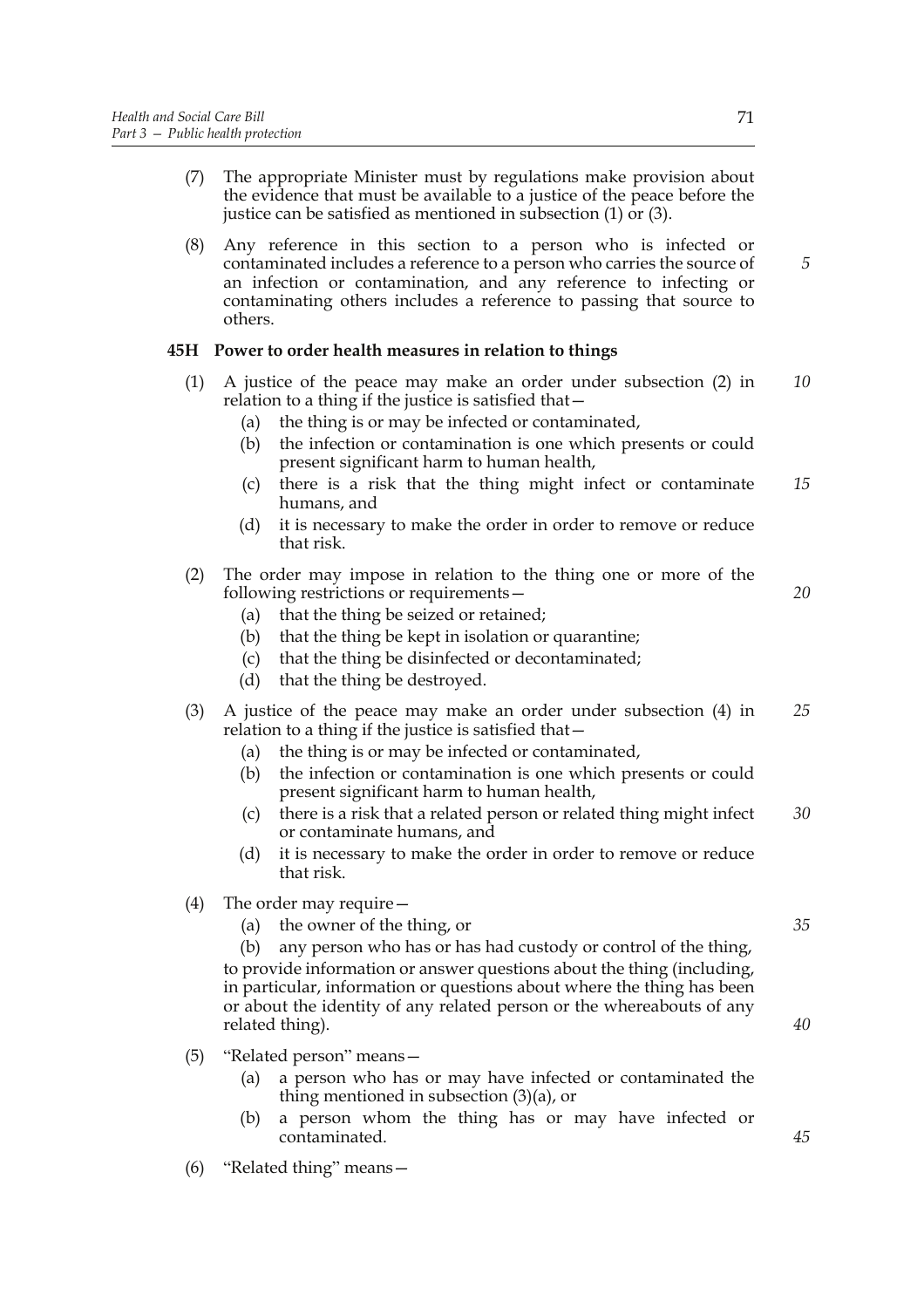(7) The appropriate Minister must by regulations make provision about the evidence that must be available to a justice of the peace before the justice can be satisfied as mentioned in subsection (1) or (3).

(8) Any reference in this section to a person who is infected or contaminated includes a reference to a person who carries the source of an infection or contamination, and any reference to infecting or contaminating others includes a reference to passing that source to others.

### 45H Power to order health measures in relation to things

(1) A justice of the peace may make an order under subsection (2) in relation to a thing if the justice is satisfied that—

- (a) the thing is or may be infected or contaminated,
- (b) the infection or contamination is one which presents or could present significant harm to human health,
- (c) there is a risk that the thing might infect or contaminate humans, and
- (d) it is necessary to make the order in order to remove or reduce that risk.

(2) The order may impose in relation to the thing one or more of the following restrictions or requirements—

- (a) that the thing be seized or retained;
- (b) that the thing be kept in isolation or quarantine;
- (c) that the thing be disinfected or decontaminated;
- (d) that the thing be destroyed.

(3) A justice of the peace may make an order under subsection (4) in relation to a thing if the justice is satisfied that—

- (a) the thing is or may be infected or contaminated,
- (b) the infection or contamination is one which presents or could present significant harm to human health,
- (c) there is a risk that a related person or related thing might infect or contaminate humans, and
- (d) it is necessary to make the order in order to remove or reduce that risk.

(4) The order may require—

- (a) the owner of the thing, or
- (b) any person who has or has had custody or control of the thing,

to provide information or answer questions about the thing (including, in particular, information or questions about where the thing has been or about the identity of any related person or the whereabouts of any related thing).

(5) "Related person" means—

- (a) a person who has or may have infected or contaminated the thing mentioned in subsection (3)(a), or
- (b) a person whom the thing has or may have infected or contaminated.

(6) "Related thing" means—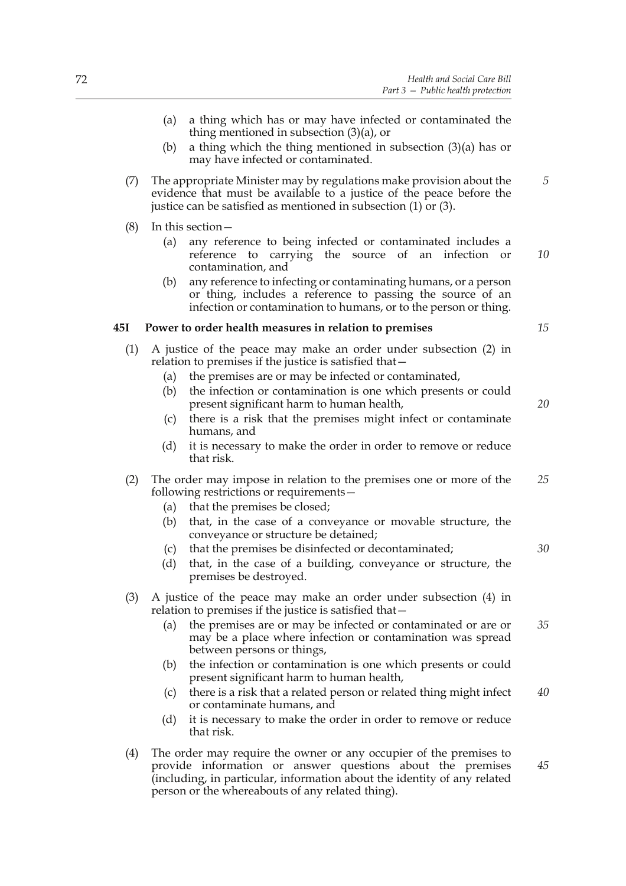(a) a thing which has or may have infected or contaminated the thing mentioned in subsection (3)(a), or

(b) a thing which the thing mentioned in subsection (3)(a) has or may have infected or contaminated.

(7) The appropriate Minister may by regulations make provision about the evidence that must be available to a justice of the peace before the justice can be satisfied as mentioned in subsection (1) or (3).

(8) In this section—

(a) any reference to being infected or contaminated includes a reference to carrying the source of an infection or contamination, and

(b) any reference to infecting or contaminating humans, or a person or thing, includes a reference to passing the source of an infection or contamination to humans, or to the person or thing.

**45I Power to order health measures in relation to premises**

(1) A justice of the peace may make an order under subsection (2) in relation to premises if the justice is satisfied that—

(a) the premises are or may be infected or contaminated,

(b) the infection or contamination is one which presents or could present significant harm to human health,

(c) there is a risk that the premises might infect or contaminate humans, and

(d) it is necessary to make the order in order to remove or reduce that risk.

(2) The order may impose in relation to the premises one or more of the following restrictions or requirements—

(a) that the premises be closed;

(b) that, in the case of a conveyance or movable structure, the conveyance or structure be detained;

(c) that the premises be disinfected or decontaminated;

(d) that, in the case of a building, conveyance or structure, the premises be destroyed.

(3) A justice of the peace may make an order under subsection (4) in relation to premises if the justice is satisfied that—

(a) the premises are or may be infected or contaminated or are or may be a place where infection or contamination was spread between persons or things,

(b) the infection or contamination is one which presents or could present significant harm to human health,

(c) there is a risk that a related person or related thing might infect or contaminate humans, and

(d) it is necessary to make the order in order to remove or reduce that risk.

(4) The order may require the owner or any occupier of the premises to provide information or answer questions about the premises (including, in particular, information about the identity of any related person or the whereabouts of any related thing).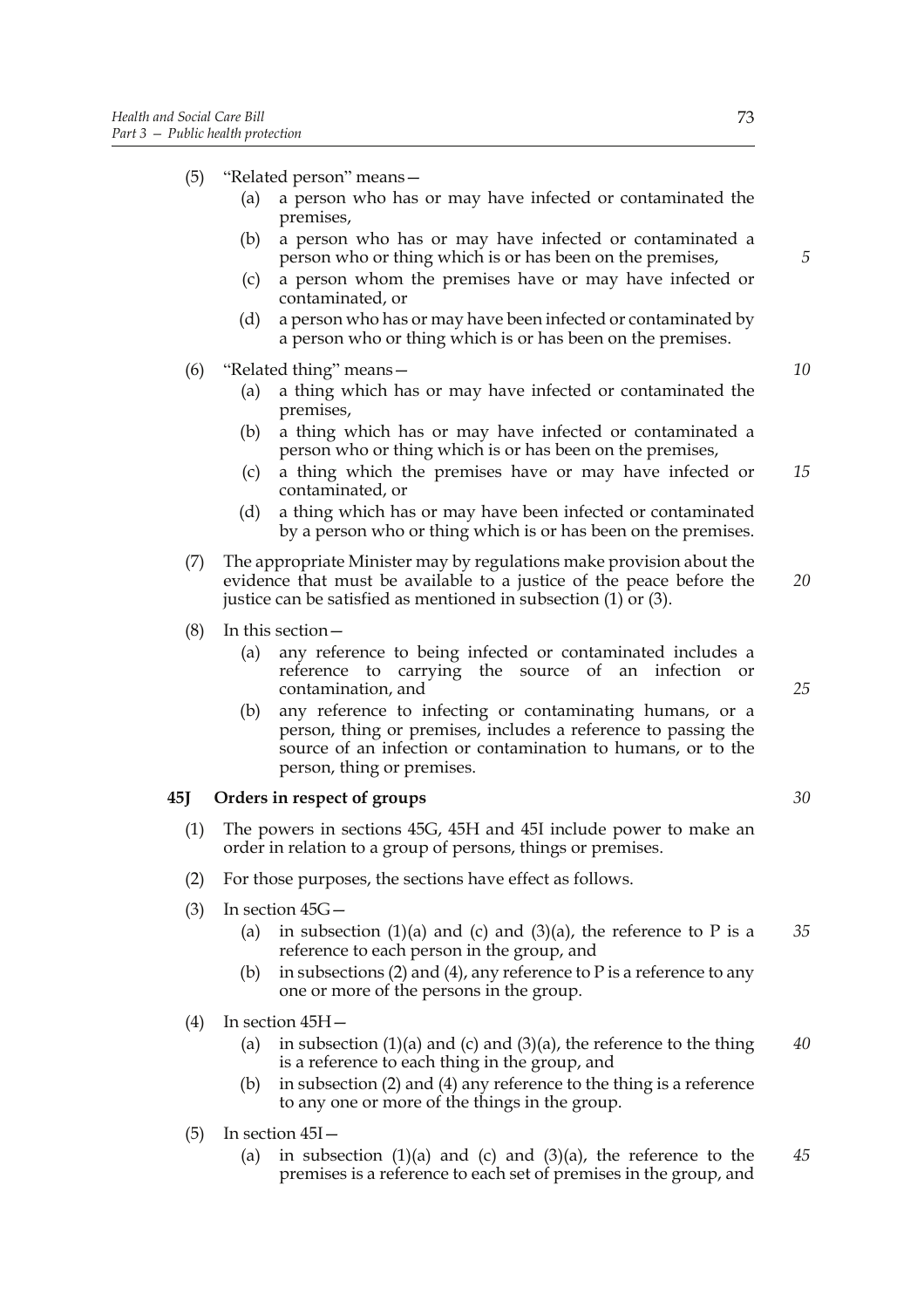(5) "Related person" means—

   (a) a person who has or may have infected or contaminated the premises,

   (b) a person who has or may have infected or contaminated a person who or thing which is or has been on the premises,

   (c) a person whom the premises have or may have infected or contaminated, or

   (d) a person who has or may have been infected or contaminated by a person who or thing which is or has been on the premises.

(6) "Related thing" means—

   (a) a thing which has or may have infected or contaminated the premises,

   (b) a thing which has or may have infected or contaminated a person who or thing which is or has been on the premises,

   (c) a thing which the premises have or may have infected or contaminated, or

   (d) a thing which has or may have been infected or contaminated by a person who or thing which is or has been on the premises.

(7) The appropriate Minister may by regulations make provision about the evidence that must be available to a justice of the peace before the justice can be satisfied as mentioned in subsection (1) or (3).

(8) In this section—

   (a) any reference to being infected or contaminated includes a reference to carrying the source of an infection or contamination, and

   (b) any reference to infecting or contaminating humans, or a person, thing or premises, includes a reference to passing the source of an infection or contamination to humans, or to the person, thing or premises.

**45J Orders in respect of groups**

(1) The powers in sections 45G, 45H and 45I include power to make an order in relation to a group of persons, things or premises.

(2) For those purposes, the sections have effect as follows.

(3) In section 45G—

   (a) in subsection (1)(a) and (c) and (3)(a), the reference to P is a reference to each person in the group, and

   (b) in subsections (2) and (4), any reference to P is a reference to any one or more of the persons in the group.

(4) In section 45H—

   (a) in subsection (1)(a) and (c) and (3)(a), the reference to the thing is a reference to each thing in the group, and

   (b) in subsection (2) and (4) any reference to the thing is a reference to any one or more of the things in the group.

(5) In section 45I—

   (a) in subsection (1)(a) and (c) and (3)(a), the reference to the premises is a reference to each set of premises in the group, and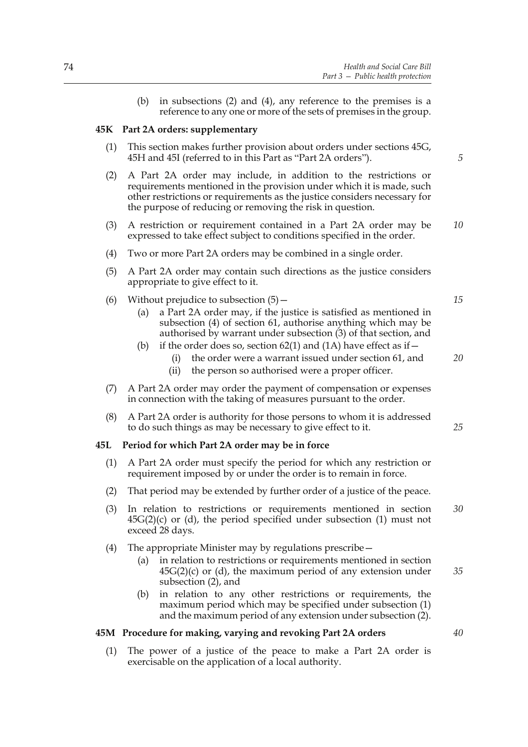(b) in subsections (2) and (4), any reference to the premises is a reference to any one or more of the sets of premises in the group.

### 45K Part 2A orders: supplementary

(1) This section makes further provision about orders under sections 45G, 45H and 45I (referred to in this Part as "Part 2A orders").

(2) A Part 2A order may include, in addition to the restrictions or requirements mentioned in the provision under which it is made, such other restrictions or requirements as the justice considers necessary for the purpose of reducing or removing the risk in question.

(3) A restriction or requirement contained in a Part 2A order may be expressed to take effect subject to conditions specified in the order.

(4) Two or more Part 2A orders may be combined in a single order.

(5) A Part 2A order may contain such directions as the justice considers appropriate to give effect to it.

(6) Without prejudice to subsection (5)—

- (a) a Part 2A order may, if the justice is satisfied as mentioned in subsection (4) of section 61, authorise anything which may be authorised by warrant under subsection (3) of that section, and
- (b) if the order does so, section 62(1) and (1A) have effect as if—
  - (i) the order were a warrant issued under section 61, and
  - (ii) the person so authorised were a proper officer.

(7) A Part 2A order may order the payment of compensation or expenses in connection with the taking of measures pursuant to the order.

(8) A Part 2A order is authority for those persons to whom it is addressed to do such things as may be necessary to give effect to it.

### 45L Period for which Part 2A order may be in force

(1) A Part 2A order must specify the period for which any restriction or requirement imposed by or under the order is to remain in force.

(2) That period may be extended by further order of a justice of the peace.

(3) In relation to restrictions or requirements mentioned in section 45G(2)(c) or (d), the period specified under subsection (1) must not exceed 28 days.

(4) The appropriate Minister may by regulations prescribe—

- (a) in relation to restrictions or requirements mentioned in section 45G(2)(c) or (d), the maximum period of any extension under subsection (2), and
- (b) in relation to any other restrictions or requirements, the maximum period which may be specified under subsection (1) and the maximum period of any extension under subsection (2).

### 45M Procedure for making, varying and revoking Part 2A orders

(1) The power of a justice of the peace to make a Part 2A order is exercisable on the application of a local authority.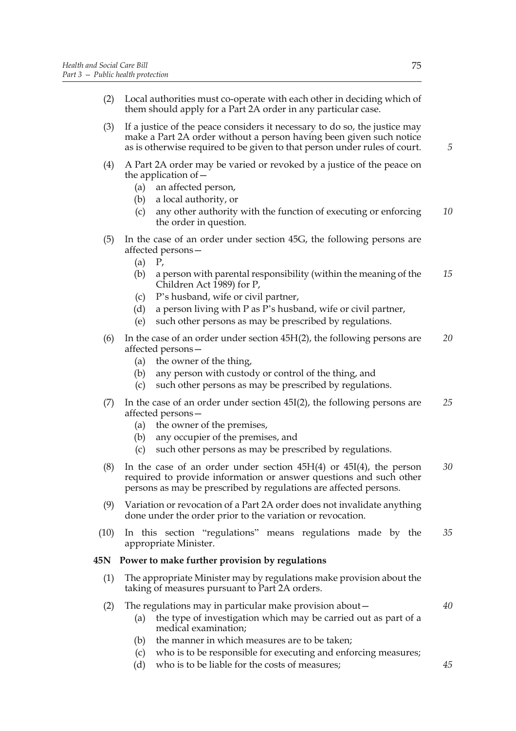(2) Local authorities must co-operate with each other in deciding which of them should apply for a Part 2A order in any particular case.

(3) If a justice of the peace considers it necessary to do so, the justice may make a Part 2A order without a person having been given such notice as is otherwise required to be given to that person under rules of court.

(4) A Part 2A order may be varied or revoked by a justice of the peace on the application of—

  (a) an affected person,

  (b) a local authority, or

  (c) any other authority with the function of executing or enforcing the order in question.

(5) In the case of an order under section 45G, the following persons are affected persons—

  (a) P,

  (b) a person with parental responsibility (within the meaning of the Children Act 1989) for P,

  (c) P's husband, wife or civil partner,

  (d) a person living with P as P's husband, wife or civil partner,

  (e) such other persons as may be prescribed by regulations.

(6) In the case of an order under section 45H(2), the following persons are affected persons—

  (a) the owner of the thing,

  (b) any person with custody or control of the thing, and

  (c) such other persons as may be prescribed by regulations.

(7) In the case of an order under section 45I(2), the following persons are affected persons—

  (a) the owner of the premises,

  (b) any occupier of the premises, and

  (c) such other persons as may be prescribed by regulations.

(8) In the case of an order under section 45H(4) or 45I(4), the person required to provide information or answer questions and such other persons as may be prescribed by regulations are affected persons.

(9) Variation or revocation of a Part 2A order does not invalidate anything done under the order prior to the variation or revocation.

(10) In this section "regulations" means regulations made by the appropriate Minister.

**45N Power to make further provision by regulations**

(1) The appropriate Minister may by regulations make provision about the taking of measures pursuant to Part 2A orders.

(2) The regulations may in particular make provision about—

  (a) the type of investigation which may be carried out as part of a medical examination;

  (b) the manner in which measures are to be taken;

  (c) who is to be responsible for executing and enforcing measures;

  (d) who is to be liable for the costs of measures;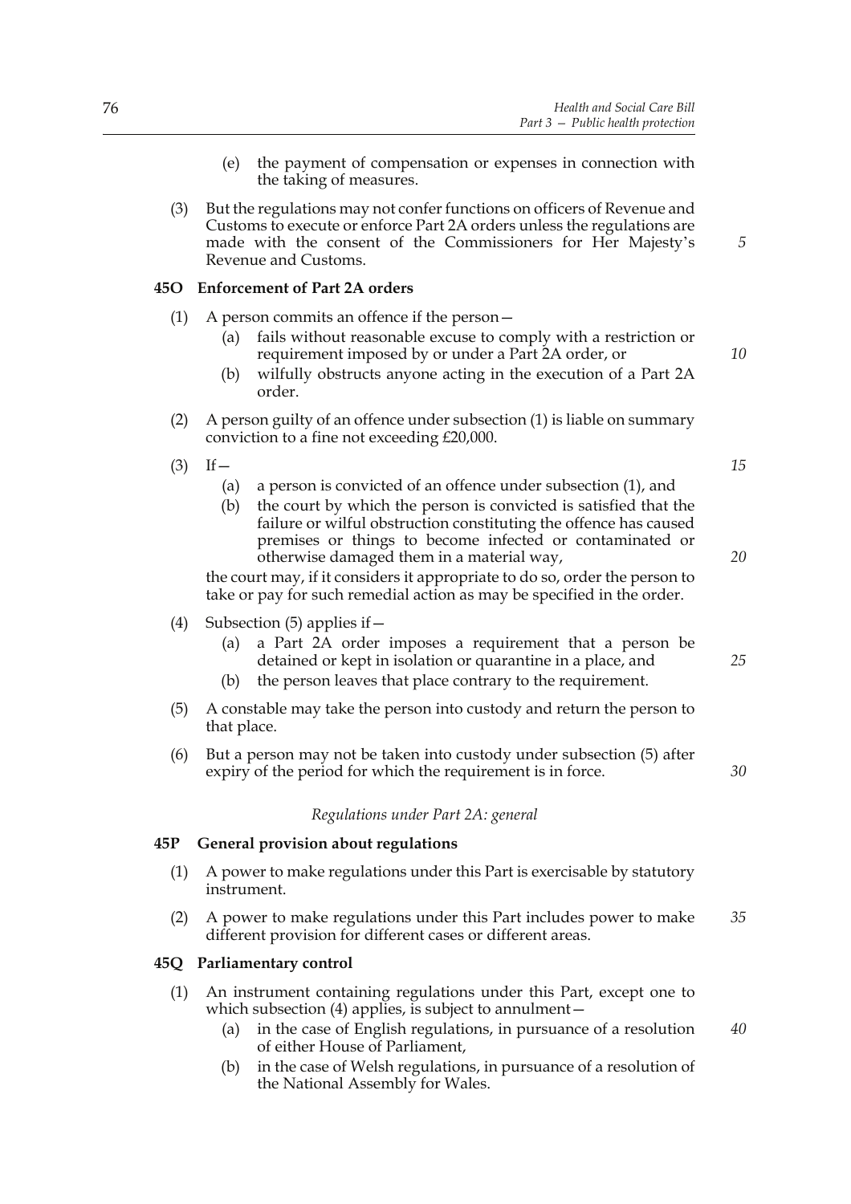(e) the payment of compensation or expenses in connection with the taking of measures.

(3) But the regulations may not confer functions on officers of Revenue and Customs to execute or enforce Part 2A orders unless the regulations are made with the consent of the Commissioners for Her Majesty's Revenue and Customs.

### 45O Enforcement of Part 2A orders

(1) A person commits an offence if the person—

(a) fails without reasonable excuse to comply with a restriction or requirement imposed by or under a Part 2A order, or

(b) wilfully obstructs anyone acting in the execution of a Part 2A order.

(2) A person guilty of an offence under subsection (1) is liable on summary conviction to a fine not exceeding £20,000.

(3) If—

(a) a person is convicted of an offence under subsection (1), and

(b) the court by which the person is convicted is satisfied that the failure or wilful obstruction constituting the offence has caused premises or things to become infected or contaminated or otherwise damaged them in a material way,

the court may, if it considers it appropriate to do so, order the person to take or pay for such remedial action as may be specified in the order.

(4) Subsection (5) applies if—

(a) a Part 2A order imposes a requirement that a person be detained or kept in isolation or quarantine in a place, and

(b) the person leaves that place contrary to the requirement.

(5) A constable may take the person into custody and return the person to that place.

(6) But a person may not be taken into custody under subsection (5) after expiry of the period for which the requirement is in force.

*Regulations under Part 2A: general*

### 45P General provision about regulations

(1) A power to make regulations under this Part is exercisable by statutory instrument.

(2) A power to make regulations under this Part includes power to make different provision for different cases or different areas.

### 45Q Parliamentary control

(1) An instrument containing regulations under this Part, except one to which subsection (4) applies, is subject to annulment—

(a) in the case of English regulations, in pursuance of a resolution of either House of Parliament,

(b) in the case of Welsh regulations, in pursuance of a resolution of the National Assembly for Wales.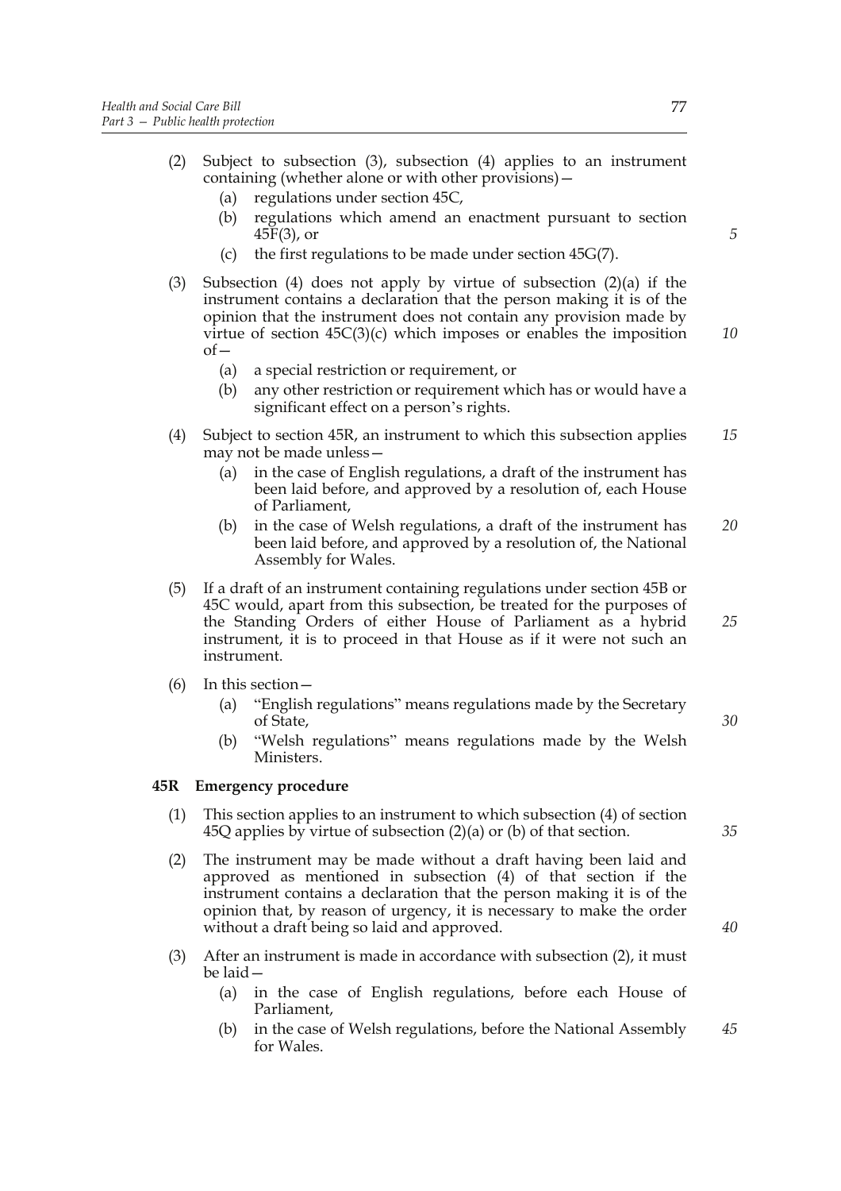(2) Subject to subsection (3), subsection (4) applies to an instrument containing (whether alone or with other provisions)—

  (a) regulations under section 45C,

  (b) regulations which amend an enactment pursuant to section 45F(3), or

  (c) the first regulations to be made under section 45G(7).

(3) Subsection (4) does not apply by virtue of subsection (2)(a) if the instrument contains a declaration that the person making it is of the opinion that the instrument does not contain any provision made by virtue of section 45C(3)(c) which imposes or enables the imposition of—

  (a) a special restriction or requirement, or

  (b) any other restriction or requirement which has or would have a significant effect on a person's rights.

(4) Subject to section 45R, an instrument to which this subsection applies may not be made unless—

  (a) in the case of English regulations, a draft of the instrument has been laid before, and approved by a resolution of, each House of Parliament,

  (b) in the case of Welsh regulations, a draft of the instrument has been laid before, and approved by a resolution of, the National Assembly for Wales.

(5) If a draft of an instrument containing regulations under section 45B or 45C would, apart from this subsection, be treated for the purposes of the Standing Orders of either House of Parliament as a hybrid instrument, it is to proceed in that House as if it were not such an instrument.

(6) In this section—

  (a) "English regulations" means regulations made by the Secretary of State,

  (b) "Welsh regulations" means regulations made by the Welsh Ministers.

**45R Emergency procedure**

(1) This section applies to an instrument to which subsection (4) of section 45Q applies by virtue of subsection (2)(a) or (b) of that section.

(2) The instrument may be made without a draft having been laid and approved as mentioned in subsection (4) of that section if the instrument contains a declaration that the person making it is of the opinion that, by reason of urgency, it is necessary to make the order without a draft being so laid and approved.

(3) After an instrument is made in accordance with subsection (2), it must be laid—

  (a) in the case of English regulations, before each House of Parliament,

  (b) in the case of Welsh regulations, before the National Assembly for Wales.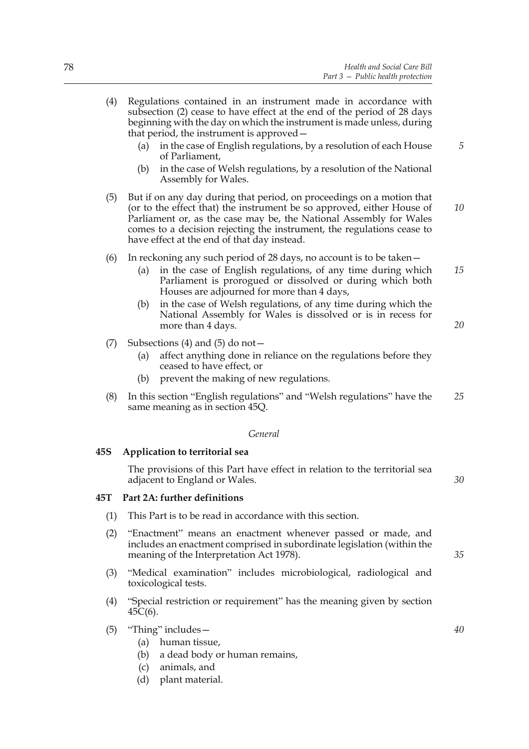(4) Regulations contained in an instrument made in accordance with subsection (2) cease to have effect at the end of the period of 28 days beginning with the day on which the instrument is made unless, during that period, the instrument is approved—

  (a) in the case of English regulations, by a resolution of each House of Parliament,

  (b) in the case of Welsh regulations, by a resolution of the National Assembly for Wales.

(5) But if on any day during that period, on proceedings on a motion that (or to the effect that) the instrument be so approved, either House of Parliament or, as the case may be, the National Assembly for Wales comes to a decision rejecting the instrument, the regulations cease to have effect at the end of that day instead.

(6) In reckoning any such period of 28 days, no account is to be taken—

  (a) in the case of English regulations, of any time during which Parliament is prorogued or dissolved or during which both Houses are adjourned for more than 4 days,

  (b) in the case of Welsh regulations, of any time during which the National Assembly for Wales is dissolved or is in recess for more than 4 days.

(7) Subsections (4) and (5) do not—

  (a) affect anything done in reliance on the regulations before they ceased to have effect, or

  (b) prevent the making of new regulations.

(8) In this section "English regulations" and "Welsh regulations" have the same meaning as in section 45Q.

*General*

**45S Application to territorial sea**

The provisions of this Part have effect in relation to the territorial sea adjacent to England or Wales.

**45T Part 2A: further definitions**

(1) This Part is to be read in accordance with this section.

(2) "Enactment" means an enactment whenever passed or made, and includes an enactment comprised in subordinate legislation (within the meaning of the Interpretation Act 1978).

(3) "Medical examination" includes microbiological, radiological and toxicological tests.

(4) "Special restriction or requirement" has the meaning given by section 45C(6).

(5) "Thing" includes—

  (a) human tissue,

  (b) a dead body or human remains,

  (c) animals, and

  (d) plant material.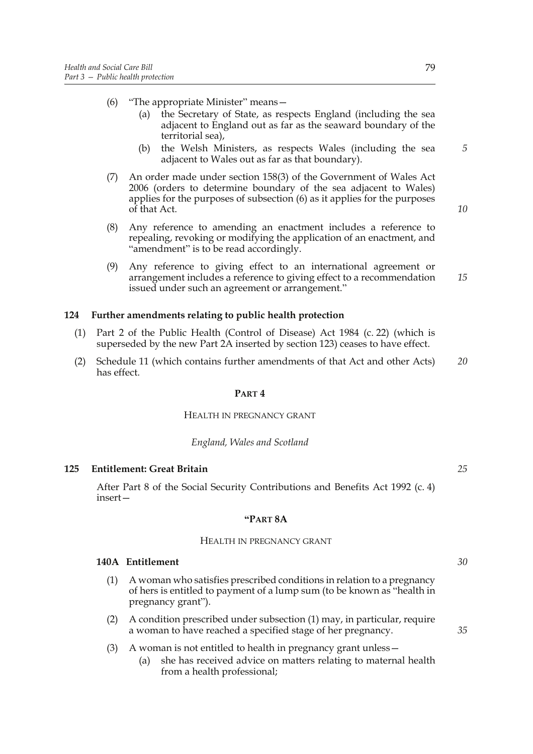(6) "The appropriate Minister" means—

  (a) the Secretary of State, as respects England (including the sea adjacent to England out as far as the seaward boundary of the territorial sea),

  (b) the Welsh Ministers, as respects Wales (including the sea adjacent to Wales out as far as that boundary).

(7) An order made under section 158(3) of the Government of Wales Act 2006 (orders to determine boundary of the sea adjacent to Wales) applies for the purposes of subsection (6) as it applies for the purposes of that Act.

(8) Any reference to amending an enactment includes a reference to repealing, revoking or modifying the application of an enactment, and "amendment" is to be read accordingly.

(9) Any reference to giving effect to an international agreement or arrangement includes a reference to giving effect to a recommendation issued under such an agreement or arrangement."

**124 Further amendments relating to public health protection**

(1) Part 2 of the Public Health (Control of Disease) Act 1984 (c. 22) (which is superseded by the new Part 2A inserted by section 123) ceases to have effect.

(2) Schedule 11 (which contains further amendments of that Act and other Acts) has effect.

## PART 4

### HEALTH IN PREGNANCY GRANT

*England, Wales and Scotland*

**125 Entitlement: Great Britain**

After Part 8 of the Social Security Contributions and Benefits Act 1992 (c. 4) insert—

## "PART 8A

### HEALTH IN PREGNANCY GRANT

**140A Entitlement**

(1) A woman who satisfies prescribed conditions in relation to a pregnancy of hers is entitled to payment of a lump sum (to be known as "health in pregnancy grant").

(2) A condition prescribed under subsection (1) may, in particular, require a woman to have reached a specified stage of her pregnancy.

(3) A woman is not entitled to health in pregnancy grant unless—

  (a) she has received advice on matters relating to maternal health from a health professional;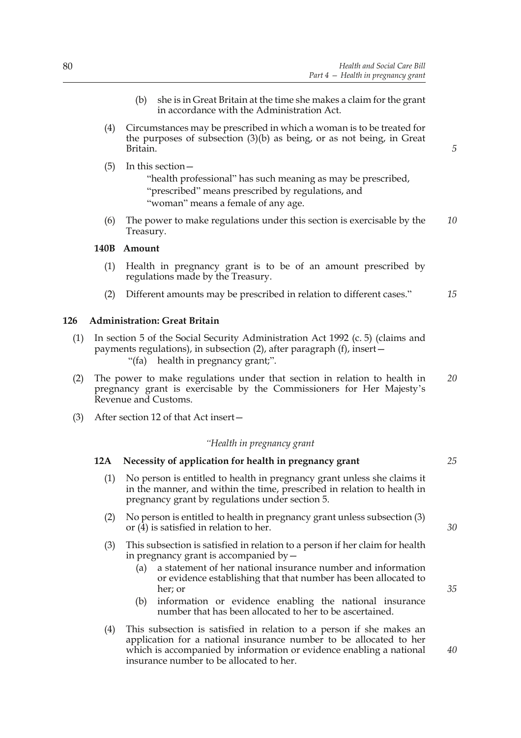(b) she is in Great Britain at the time she makes a claim for the grant in accordance with the Administration Act.

(4) Circumstances may be prescribed in which a woman is to be treated for the purposes of subsection (3)(b) as being, or as not being, in Great Britain.

(5) In this section—

"health professional" has such meaning as may be prescribed,

"prescribed" means prescribed by regulations, and

"woman" means a female of any age.

(6) The power to make regulations under this section is exercisable by the Treasury.

**140B Amount**

(1) Health in pregnancy grant is to be of an amount prescribed by regulations made by the Treasury.

(2) Different amounts may be prescribed in relation to different cases."

### 126 Administration: Great Britain

(1) In section 5 of the Social Security Administration Act 1992 (c. 5) (claims and payments regulations), in subsection (2), after paragraph (f), insert—

"(fa) health in pregnancy grant;".

(2) The power to make regulations under that section in relation to health in pregnancy grant is exercisable by the Commissioners for Her Majesty's Revenue and Customs.

(3) After section 12 of that Act insert—

*"Health in pregnancy grant*

**12A Necessity of application for health in pregnancy grant**

(1) No person is entitled to health in pregnancy grant unless she claims it in the manner, and within the time, prescribed in relation to health in pregnancy grant by regulations under section 5.

(2) No person is entitled to health in pregnancy grant unless subsection (3) or (4) is satisfied in relation to her.

(3) This subsection is satisfied in relation to a person if her claim for health in pregnancy grant is accompanied by—

(a) a statement of her national insurance number and information or evidence establishing that that number has been allocated to her; or

(b) information or evidence enabling the national insurance number that has been allocated to her to be ascertained.

(4) This subsection is satisfied in relation to a person if she makes an application for a national insurance number to be allocated to her which is accompanied by information or evidence enabling a national insurance number to be allocated to her.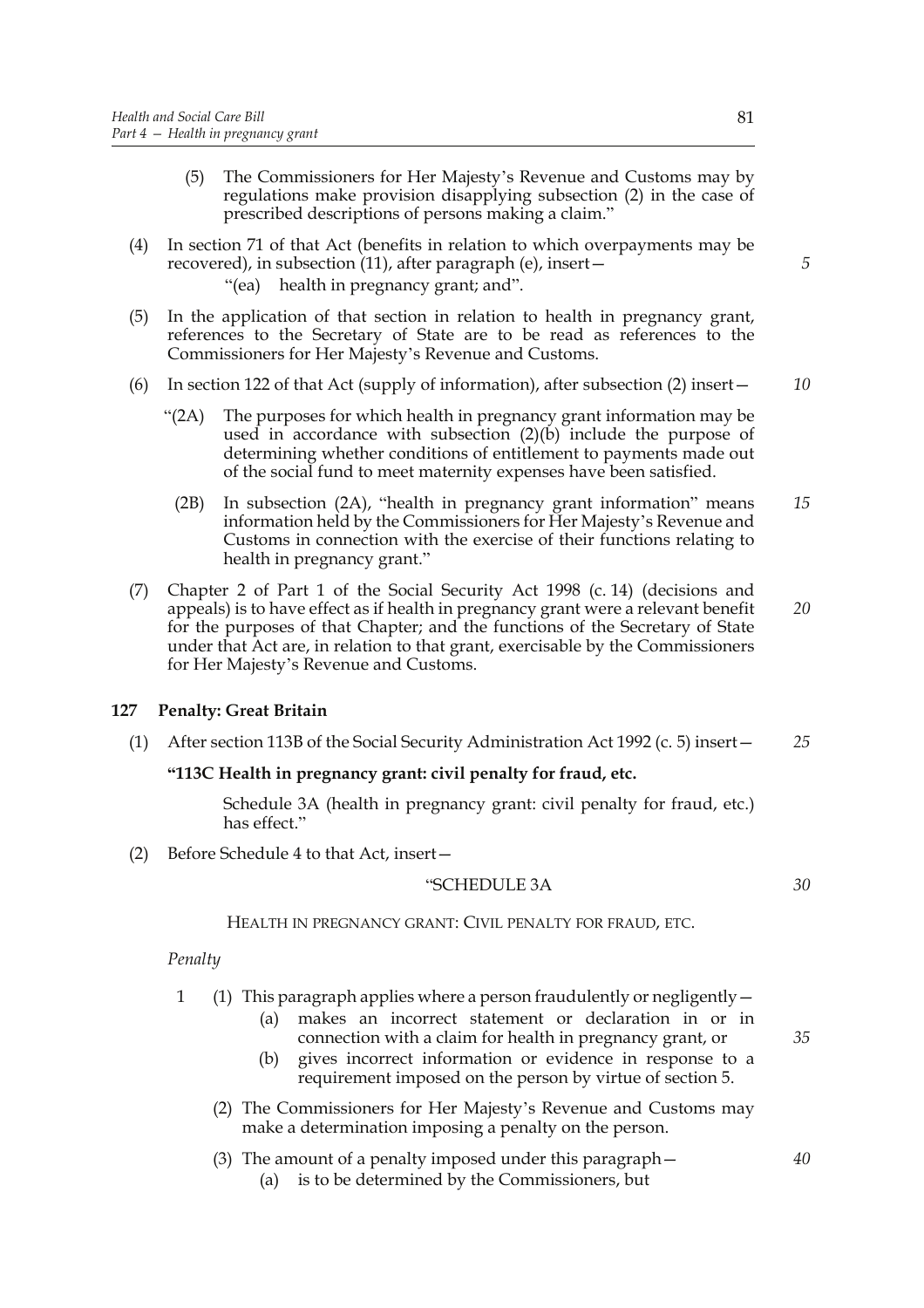(5) The Commissioners for Her Majesty's Revenue and Customs may by regulations make provision disapplying subsection (2) in the case of prescribed descriptions of persons making a claim."

(4) In section 71 of that Act (benefits in relation to which overpayments may be recovered), in subsection (11), after paragraph (e), insert—

"(ea) health in pregnancy grant; and".

(5) In the application of that section in relation to health in pregnancy grant, references to the Secretary of State are to be read as references to the Commissioners for Her Majesty's Revenue and Customs.

(6) In section 122 of that Act (supply of information), after subsection (2) insert—

"(2A) The purposes for which health in pregnancy grant information may be used in accordance with subsection (2)(b) include the purpose of determining whether conditions of entitlement to payments made out of the social fund to meet maternity expenses have been satisfied.

(2B) In subsection (2A), "health in pregnancy grant information" means information held by the Commissioners for Her Majesty's Revenue and Customs in connection with the exercise of their functions relating to health in pregnancy grant."

(7) Chapter 2 of Part 1 of the Social Security Act 1998 (c. 14) (decisions and appeals) is to have effect as if health in pregnancy grant were a relevant benefit for the purposes of that Chapter; and the functions of the Secretary of State under that Act are, in relation to that grant, exercisable by the Commissioners for Her Majesty's Revenue and Customs.

**127 Penalty: Great Britain**

(1) After section 113B of the Social Security Administration Act 1992 (c. 5) insert—

**"113C Health in pregnancy grant: civil penalty for fraud, etc.**

Schedule 3A (health in pregnancy grant: civil penalty for fraud, etc.) has effect."

(2) Before Schedule 4 to that Act, insert—

"SCHEDULE 3A

HEALTH IN PREGNANCY GRANT: CIVIL PENALTY FOR FRAUD, ETC.

*Penalty*

1 (1) This paragraph applies where a person fraudulently or negligently—

(a) makes an incorrect statement or declaration in or in connection with a claim for health in pregnancy grant, or

(b) gives incorrect information or evidence in response to a requirement imposed on the person by virtue of section 5.

(2) The Commissioners for Her Majesty's Revenue and Customs may make a determination imposing a penalty on the person.

(3) The amount of a penalty imposed under this paragraph—

(a) is to be determined by the Commissioners, but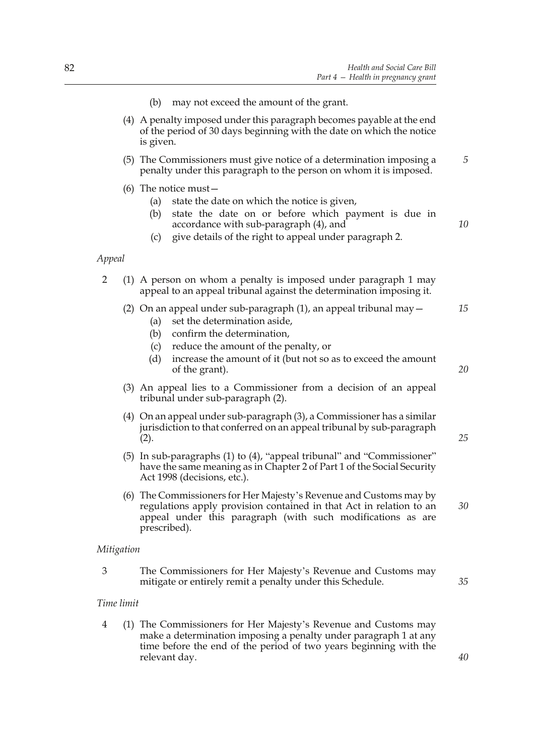(b) may not exceed the amount of the grant.

(4) A penalty imposed under this paragraph becomes payable at the end of the period of 30 days beginning with the date on which the notice is given.

(5) The Commissioners must give notice of a determination imposing a penalty under this paragraph to the person on whom it is imposed.

(6) The notice must—

(a) state the date on which the notice is given,

(b) state the date on or before which payment is due in accordance with sub-paragraph (4), and

(c) give details of the right to appeal under paragraph 2.

*Appeal*

2 (1) A person on whom a penalty is imposed under paragraph 1 may appeal to an appeal tribunal against the determination imposing it.

(2) On an appeal under sub-paragraph (1), an appeal tribunal may—

(a) set the determination aside,

(b) confirm the determination,

(c) reduce the amount of the penalty, or

(d) increase the amount of it (but not so as to exceed the amount of the grant).

(3) An appeal lies to a Commissioner from a decision of an appeal tribunal under sub-paragraph (2).

(4) On an appeal under sub-paragraph (3), a Commissioner has a similar jurisdiction to that conferred on an appeal tribunal by sub-paragraph (2).

(5) In sub-paragraphs (1) to (4), "appeal tribunal" and "Commissioner" have the same meaning as in Chapter 2 of Part 1 of the Social Security Act 1998 (decisions, etc.).

(6) The Commissioners for Her Majesty's Revenue and Customs may by regulations apply provision contained in that Act in relation to an appeal under this paragraph (with such modifications as are prescribed).

*Mitigation*

3 The Commissioners for Her Majesty's Revenue and Customs may mitigate or entirely remit a penalty under this Schedule.

*Time limit*

4 (1) The Commissioners for Her Majesty's Revenue and Customs may make a determination imposing a penalty under paragraph 1 at any time before the end of the period of two years beginning with the relevant day.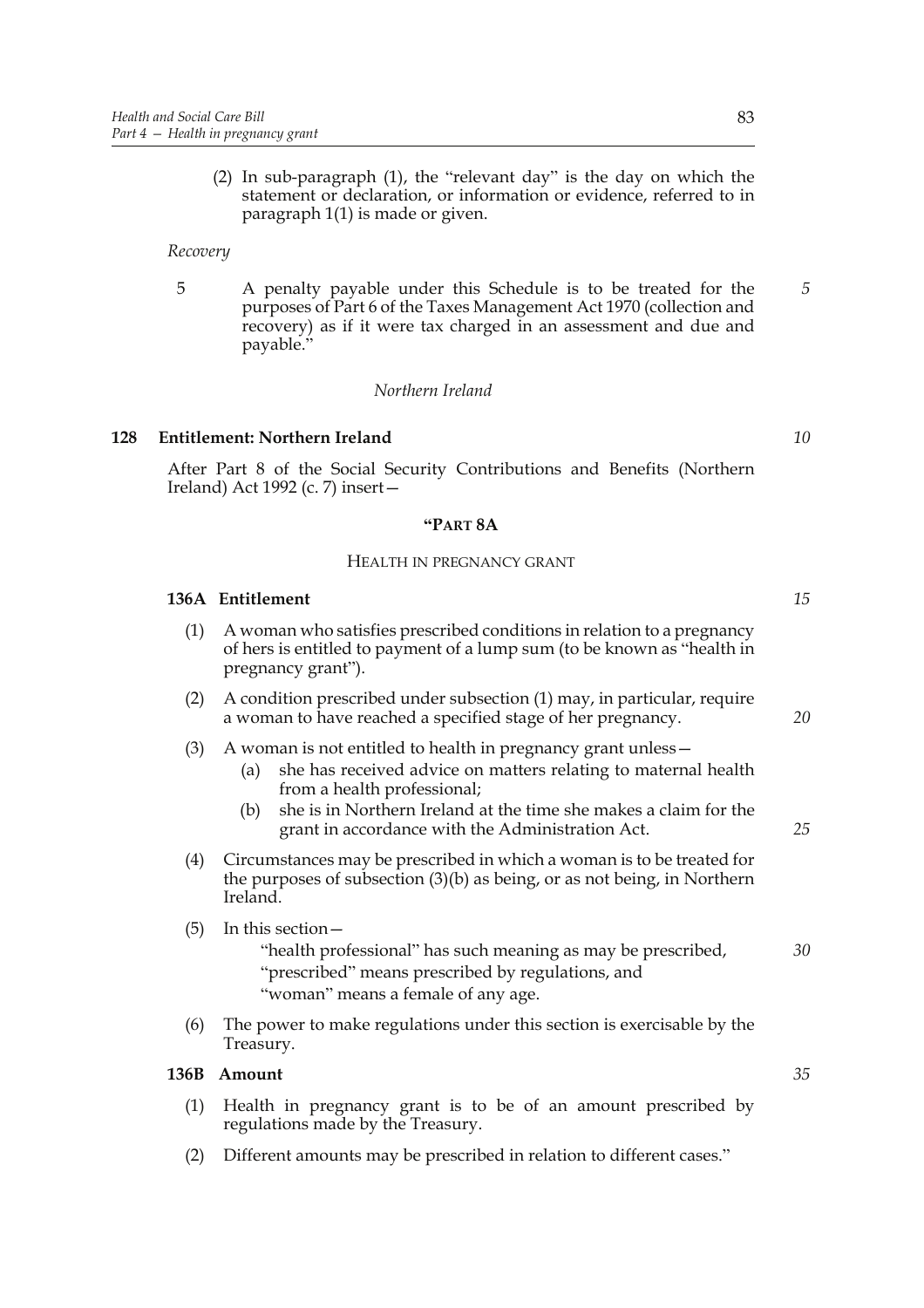(2) In sub-paragraph (1), the "relevant day" is the day on which the statement or declaration, or information or evidence, referred to in paragraph 1(1) is made or given.

*Recovery*

5 A penalty payable under this Schedule is to be treated for the purposes of Part 6 of the Taxes Management Act 1970 (collection and recovery) as if it were tax charged in an assessment and due and payable."

*Northern Ireland*

**128 Entitlement: Northern Ireland**

After Part 8 of the Social Security Contributions and Benefits (Northern Ireland) Act 1992 (c. 7) insert—

**"PART 8A**

HEALTH IN PREGNANCY GRANT

**136A Entitlement**

(1) A woman who satisfies prescribed conditions in relation to a pregnancy of hers is entitled to payment of a lump sum (to be known as "health in pregnancy grant").

(2) A condition prescribed under subsection (1) may, in particular, require a woman to have reached a specified stage of her pregnancy.

(3) A woman is not entitled to health in pregnancy grant unless—

(a) she has received advice on matters relating to maternal health from a health professional;

(b) she is in Northern Ireland at the time she makes a claim for the grant in accordance with the Administration Act.

(4) Circumstances may be prescribed in which a woman is to be treated for the purposes of subsection (3)(b) as being, or as not being, in Northern Ireland.

(5) In this section—

"health professional" has such meaning as may be prescribed,

"prescribed" means prescribed by regulations, and

"woman" means a female of any age.

(6) The power to make regulations under this section is exercisable by the Treasury.

**136B Amount**

(1) Health in pregnancy grant is to be of an amount prescribed by regulations made by the Treasury.

(2) Different amounts may be prescribed in relation to different cases."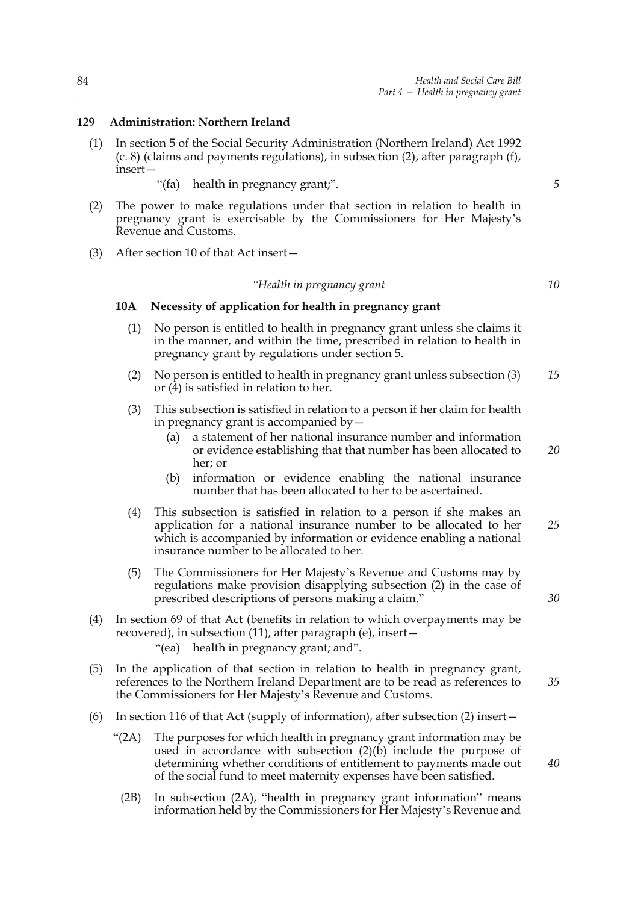**129 Administration: Northern Ireland**

(1) In section 5 of the Social Security Administration (Northern Ireland) Act 1992 (c. 8) (claims and payments regulations), in subsection (2), after paragraph (f), insert—

"(fa) health in pregnancy grant;".

(2) The power to make regulations under that section in relation to health in pregnancy grant is exercisable by the Commissioners for Her Majesty's Revenue and Customs.

(3) After section 10 of that Act insert—

*"Health in pregnancy grant*

**10A Necessity of application for health in pregnancy grant**

(1) No person is entitled to health in pregnancy grant unless she claims it in the manner, and within the time, prescribed in relation to health in pregnancy grant by regulations under section 5.

(2) No person is entitled to health in pregnancy grant unless subsection (3) or (4) is satisfied in relation to her.

(3) This subsection is satisfied in relation to a person if her claim for health in pregnancy grant is accompanied by—

(a) a statement of her national insurance number and information or evidence establishing that that number has been allocated to her; or

(b) information or evidence enabling the national insurance number that has been allocated to her to be ascertained.

(4) This subsection is satisfied in relation to a person if she makes an application for a national insurance number to be allocated to her which is accompanied by information or evidence enabling a national insurance number to be allocated to her.

(5) The Commissioners for Her Majesty's Revenue and Customs may by regulations make provision disapplying subsection (2) in the case of prescribed descriptions of persons making a claim."

(4) In section 69 of that Act (benefits in relation to which overpayments may be recovered), in subsection (11), after paragraph (e), insert—

"(ea) health in pregnancy grant; and".

(5) In the application of that section in relation to health in pregnancy grant, references to the Northern Ireland Department are to be read as references to the Commissioners for Her Majesty's Revenue and Customs.

(6) In section 116 of that Act (supply of information), after subsection (2) insert—

"(2A) The purposes for which health in pregnancy grant information may be used in accordance with subsection (2)(b) include the purpose of determining whether conditions of entitlement to payments made out of the social fund to meet maternity expenses have been satisfied.

(2B) In subsection (2A), "health in pregnancy grant information" means information held by the Commissioners for Her Majesty's Revenue and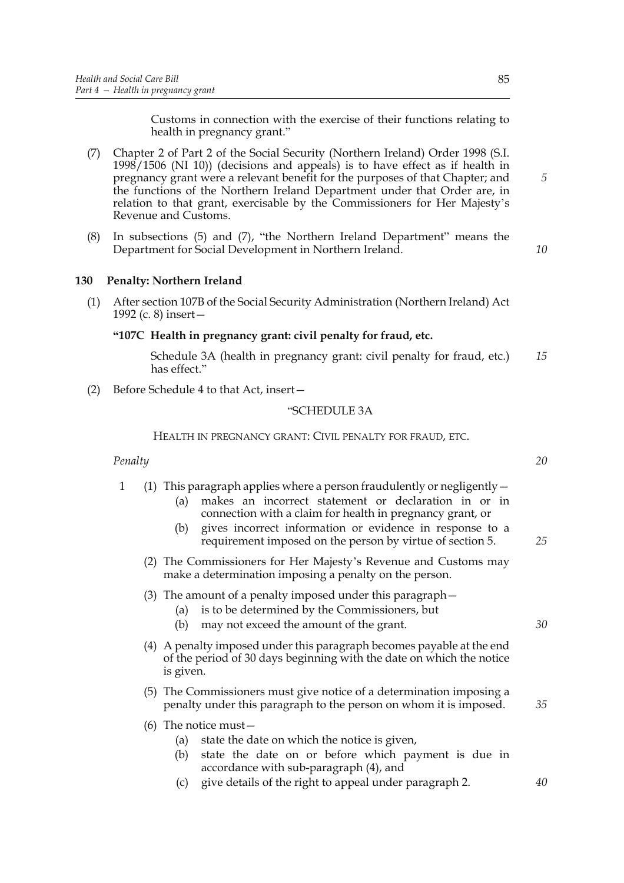Customs in connection with the exercise of their functions relating to health in pregnancy grant."

(7) Chapter 2 of Part 2 of the Social Security (Northern Ireland) Order 1998 (S.I. 1998/1506 (NI 10)) (decisions and appeals) is to have effect as if health in pregnancy grant were a relevant benefit for the purposes of that Chapter; and the functions of the Northern Ireland Department under that Order are, in relation to that grant, exercisable by the Commissioners for Her Majesty's Revenue and Customs.

(8) In subsections (5) and (7), "the Northern Ireland Department" means the Department for Social Development in Northern Ireland.

### 130 Penalty: Northern Ireland

(1) After section 107B of the Social Security Administration (Northern Ireland) Act 1992 (c. 8) insert—

**"107C Health in pregnancy grant: civil penalty for fraud, etc.**

Schedule 3A (health in pregnancy grant: civil penalty for fraud, etc.) has effect."

(2) Before Schedule 4 to that Act, insert—

"SCHEDULE 3A

HEALTH IN PREGNANCY GRANT: CIVIL PENALTY FOR FRAUD, ETC.

*Penalty*

1 (1) This paragraph applies where a person fraudulently or negligently—
   (a) makes an incorrect statement or declaration in or in connection with a claim for health in pregnancy grant, or
   (b) gives incorrect information or evidence in response to a requirement imposed on the person by virtue of section 5.

(2) The Commissioners for Her Majesty's Revenue and Customs may make a determination imposing a penalty on the person.

(3) The amount of a penalty imposed under this paragraph—
   (a) is to be determined by the Commissioners, but
   (b) may not exceed the amount of the grant.

(4) A penalty imposed under this paragraph becomes payable at the end of the period of 30 days beginning with the date on which the notice is given.

(5) The Commissioners must give notice of a determination imposing a penalty under this paragraph to the person on whom it is imposed.

(6) The notice must—
   (a) state the date on which the notice is given,
   (b) state the date on or before which payment is due in accordance with sub-paragraph (4), and
   (c) give details of the right to appeal under paragraph 2.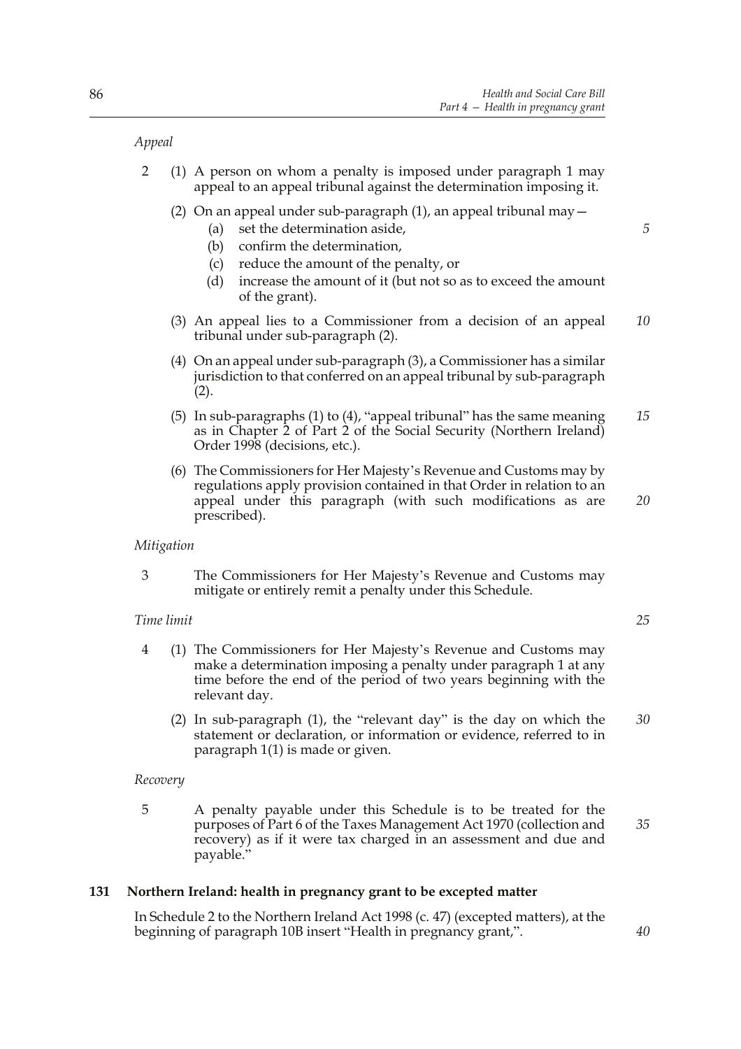*Appeal*

2 (1) A person on whom a penalty is imposed under paragraph 1 may appeal to an appeal tribunal against the determination imposing it.

(2) On an appeal under sub-paragraph (1), an appeal tribunal may—

(a) set the determination aside,

(b) confirm the determination,

(c) reduce the amount of the penalty, or

(d) increase the amount of it (but not so as to exceed the amount of the grant).

(3) An appeal lies to a Commissioner from a decision of an appeal tribunal under sub-paragraph (2).

(4) On an appeal under sub-paragraph (3), a Commissioner has a similar jurisdiction to that conferred on an appeal tribunal by sub-paragraph (2).

(5) In sub-paragraphs (1) to (4), "appeal tribunal" has the same meaning as in Chapter 2 of Part 2 of the Social Security (Northern Ireland) Order 1998 (decisions, etc.).

(6) The Commissioners for Her Majesty's Revenue and Customs may by regulations apply provision contained in that Order in relation to an appeal under this paragraph (with such modifications as are prescribed).

*Mitigation*

3 The Commissioners for Her Majesty's Revenue and Customs may mitigate or entirely remit a penalty under this Schedule.

*Time limit*

4 (1) The Commissioners for Her Majesty's Revenue and Customs may make a determination imposing a penalty under paragraph 1 at any time before the end of the period of two years beginning with the relevant day.

(2) In sub-paragraph (1), the "relevant day" is the day on which the statement or declaration, or information or evidence, referred to in paragraph 1(1) is made or given.

*Recovery*

5 A penalty payable under this Schedule is to be treated for the purposes of Part 6 of the Taxes Management Act 1970 (collection and recovery) as if it were tax charged in an assessment and due and payable."

**131 Northern Ireland: health in pregnancy grant to be excepted matter**

In Schedule 2 to the Northern Ireland Act 1998 (c. 47) (excepted matters), at the beginning of paragraph 10B insert "Health in pregnancy grant,".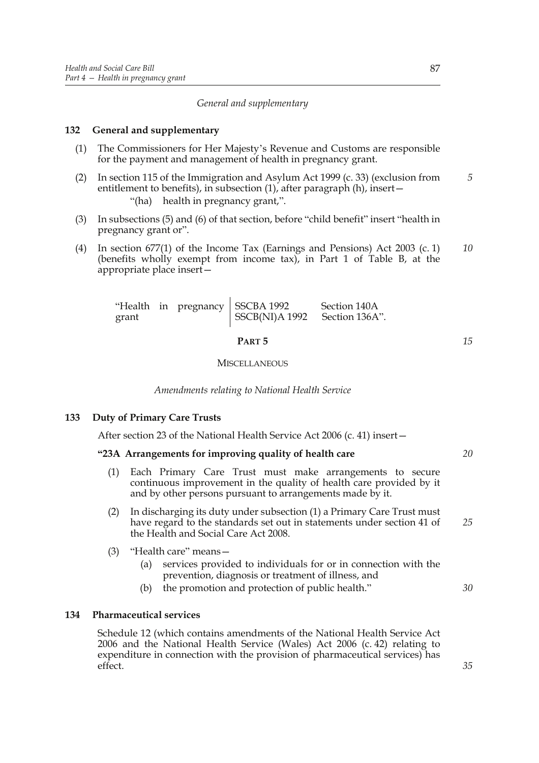*General and supplementary*

### 132 General and supplementary

(1) The Commissioners for Her Majesty's Revenue and Customs are responsible for the payment and management of health in pregnancy grant.

(2) In section 115 of the Immigration and Asylum Act 1999 (c. 33) (exclusion from entitlement to benefits), in subsection (1), after paragraph (h), insert—

"(ha) health in pregnancy grant,".

(3) In subsections (5) and (6) of that section, before "child benefit" insert "health in pregnancy grant or".

(4) In section 677(1) of the Income Tax (Earnings and Pensions) Act 2003 (c. 1) (benefits wholly exempt from income tax), in Part 1 of Table B, at the appropriate place insert—

| | | |
|---|---|---|
| "Health in pregnancy grant | SSCBA 1992 | Section 140A |
| | SSCB(NI)A 1992 | Section 136A". |

## PART 5

## MISCELLANEOUS

*Amendments relating to National Health Service*

### 133 Duty of Primary Care Trusts

After section 23 of the National Health Service Act 2006 (c. 41) insert—

**"23A Arrangements for improving quality of health care**

(1) Each Primary Care Trust must make arrangements to secure continuous improvement in the quality of health care provided by it and by other persons pursuant to arrangements made by it.

(2) In discharging its duty under subsection (1) a Primary Care Trust must have regard to the standards set out in statements under section 41 of the Health and Social Care Act 2008.

(3) "Health care" means—

(a) services provided to individuals for or in connection with the prevention, diagnosis or treatment of illness, and

(b) the promotion and protection of public health."

### 134 Pharmaceutical services

Schedule 12 (which contains amendments of the National Health Service Act 2006 and the National Health Service (Wales) Act 2006 (c. 42) relating to expenditure in connection with the provision of pharmaceutical services) has effect.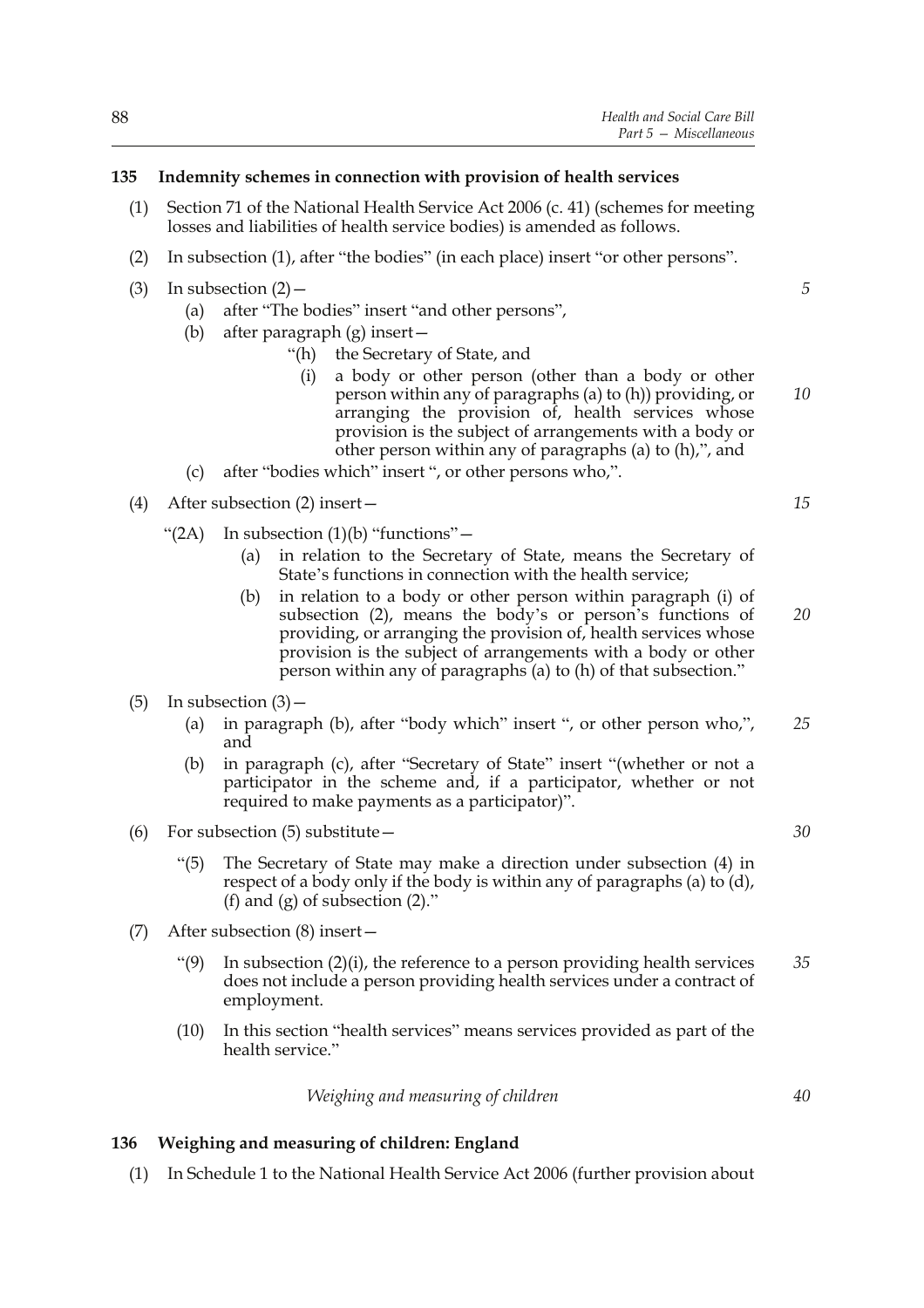**135 Indemnity schemes in connection with provision of health services**

(1) Section 71 of the National Health Service Act 2006 (c. 41) (schemes for meeting losses and liabilities of health service bodies) is amended as follows.

(2) In subsection (1), after "the bodies" (in each place) insert "or other persons".

(3) In subsection (2)—

(a) after "The bodies" insert "and other persons",

(b) after paragraph (g) insert—

"(h) the Secretary of State, and

(i) a body or other person (other than a body or other person within any of paragraphs (a) to (h)) providing, or arranging the provision of, health services whose provision is the subject of arrangements with a body or other person within any of paragraphs (a) to (h),", and

(c) after "bodies which" insert ", or other persons who,".

(4) After subsection (2) insert—

"(2A) In subsection (1)(b) "functions"—

(a) in relation to the Secretary of State, means the Secretary of State's functions in connection with the health service;

(b) in relation to a body or other person within paragraph (i) of subsection (2), means the body's or person's functions of providing, or arranging the provision of, health services whose provision is the subject of arrangements with a body or other person within any of paragraphs (a) to (h) of that subsection."

(5) In subsection (3)—

(a) in paragraph (b), after "body which" insert ", or other person who,", and

(b) in paragraph (c), after "Secretary of State" insert "(whether or not a participator in the scheme and, if a participator, whether or not required to make payments as a participator)".

(6) For subsection (5) substitute—

"(5) The Secretary of State may make a direction under subsection (4) in respect of a body only if the body is within any of paragraphs (a) to (d), (f) and (g) of subsection (2)."

(7) After subsection (8) insert—

"(9) In subsection (2)(i), the reference to a person providing health services does not include a person providing health services under a contract of employment.

(10) In this section "health services" means services provided as part of the health service."

*Weighing and measuring of children*

**136 Weighing and measuring of children: England**

(1) In Schedule 1 to the National Health Service Act 2006 (further provision about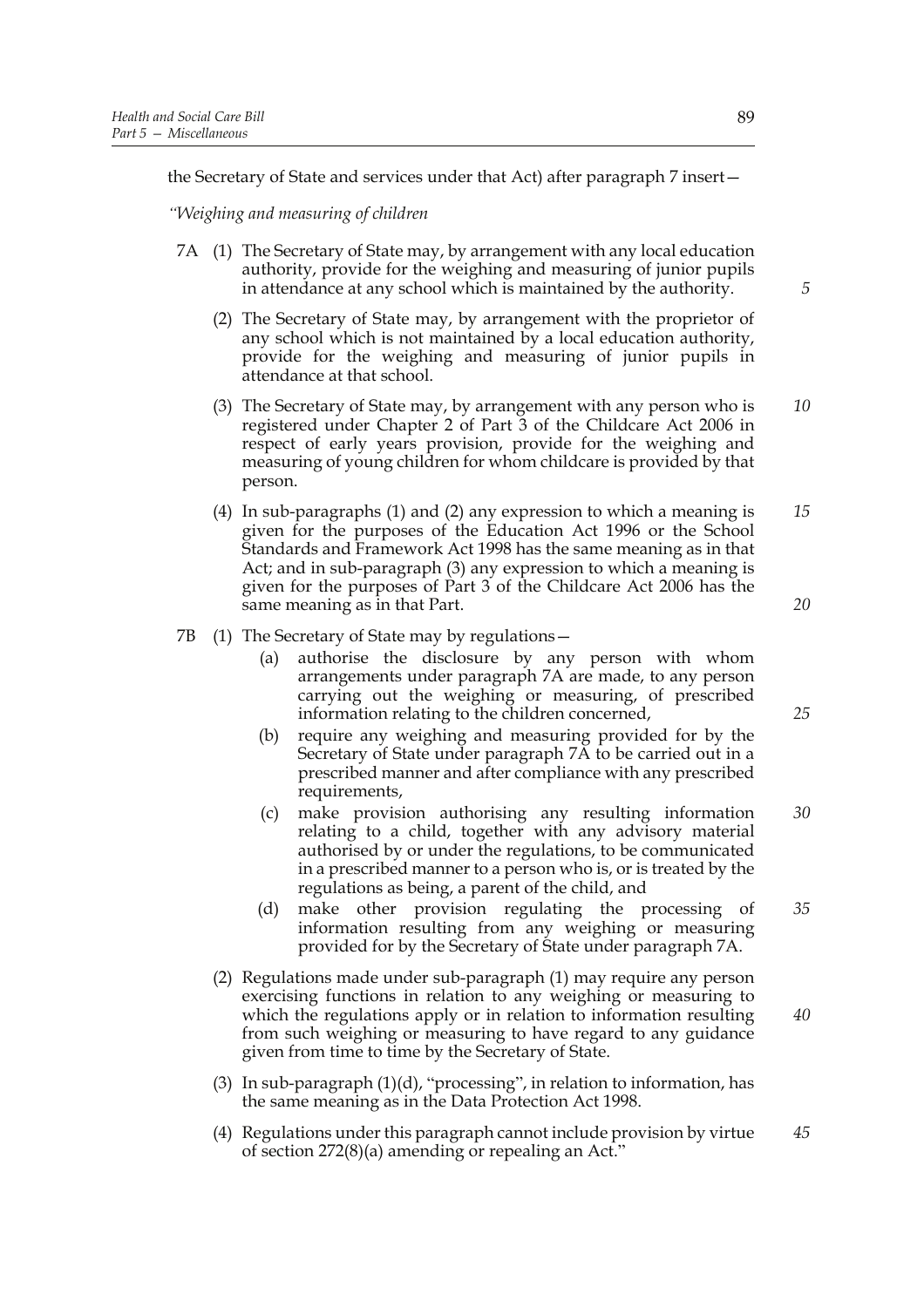the Secretary of State and services under that Act) after paragraph 7 insert—

*"Weighing and measuring of children*

7A (1) The Secretary of State may, by arrangement with any local education authority, provide for the weighing and measuring of junior pupils in attendance at any school which is maintained by the authority.

(2) The Secretary of State may, by arrangement with the proprietor of any school which is not maintained by a local education authority, provide for the weighing and measuring of junior pupils in attendance at that school.

(3) The Secretary of State may, by arrangement with any person who is registered under Chapter 2 of Part 3 of the Childcare Act 2006 in respect of early years provision, provide for the weighing and measuring of young children for whom childcare is provided by that person.

(4) In sub-paragraphs (1) and (2) any expression to which a meaning is given for the purposes of the Education Act 1996 or the School Standards and Framework Act 1998 has the same meaning as in that Act; and in sub-paragraph (3) any expression to which a meaning is given for the purposes of Part 3 of the Childcare Act 2006 has the same meaning as in that Part.

7B (1) The Secretary of State may by regulations—

(a) authorise the disclosure by any person with whom arrangements under paragraph 7A are made, to any person carrying out the weighing or measuring, of prescribed information relating to the children concerned,

(b) require any weighing and measuring provided for by the Secretary of State under paragraph 7A to be carried out in a prescribed manner and after compliance with any prescribed requirements,

(c) make provision authorising any resulting information relating to a child, together with any advisory material authorised by or under the regulations, to be communicated in a prescribed manner to a person who is, or is treated by the regulations as being, a parent of the child, and

(d) make other provision regulating the processing of information resulting from any weighing or measuring provided for by the Secretary of State under paragraph 7A.

(2) Regulations made under sub-paragraph (1) may require any person exercising functions in relation to any weighing or measuring to which the regulations apply or in relation to information resulting from such weighing or measuring to have regard to any guidance given from time to time by the Secretary of State.

(3) In sub-paragraph (1)(d), "processing", in relation to information, has the same meaning as in the Data Protection Act 1998.

(4) Regulations under this paragraph cannot include provision by virtue of section 272(8)(a) amending or repealing an Act."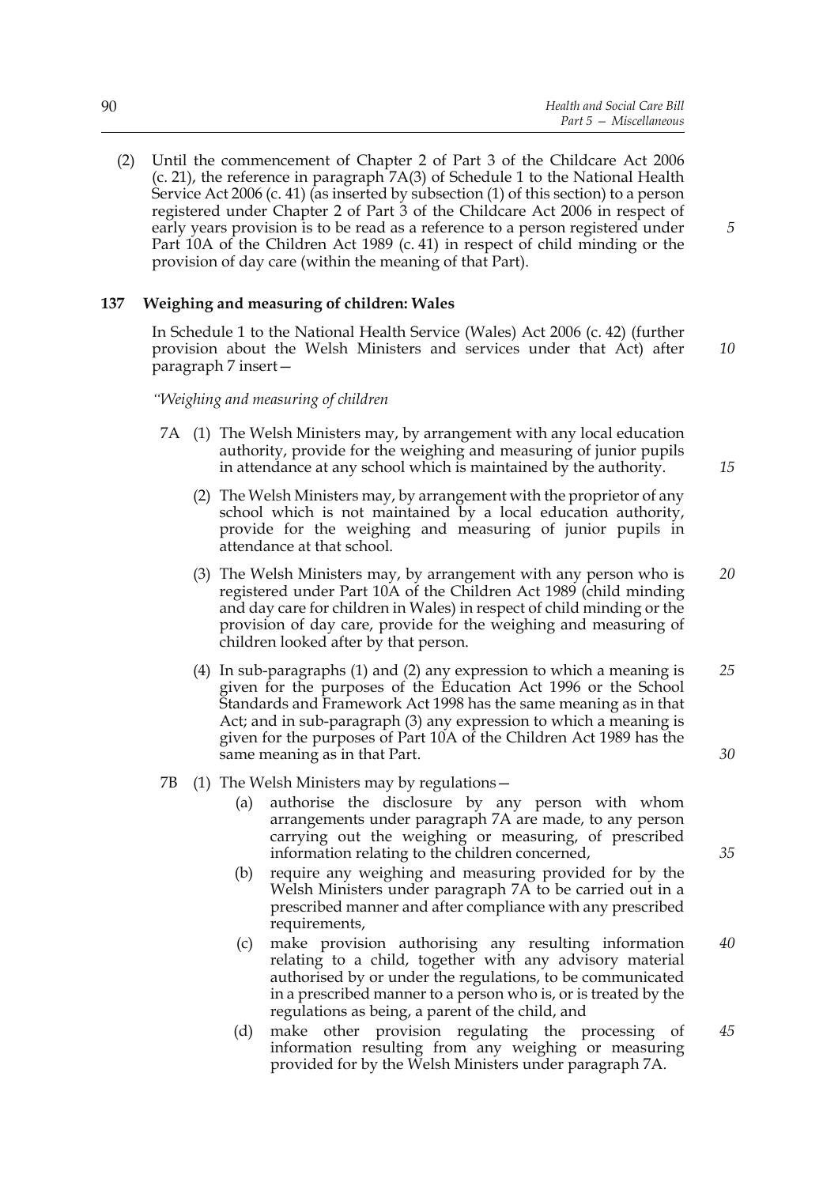(2) Until the commencement of Chapter 2 of Part 3 of the Childcare Act 2006 (c. 21), the reference in paragraph 7A(3) of Schedule 1 to the National Health Service Act 2006 (c. 41) (as inserted by subsection (1) of this section) to a person registered under Chapter 2 of Part 3 of the Childcare Act 2006 in respect of early years provision is to be read as a reference to a person registered under Part 10A of the Children Act 1989 (c. 41) in respect of child minding or the provision of day care (within the meaning of that Part).

**137 Weighing and measuring of children: Wales**

In Schedule 1 to the National Health Service (Wales) Act 2006 (c. 42) (further provision about the Welsh Ministers and services under that Act) after paragraph 7 insert—

*"Weighing and measuring of children*

7A (1) The Welsh Ministers may, by arrangement with any local education authority, provide for the weighing and measuring of junior pupils in attendance at any school which is maintained by the authority.

(2) The Welsh Ministers may, by arrangement with the proprietor of any school which is not maintained by a local education authority, provide for the weighing and measuring of junior pupils in attendance at that school.

(3) The Welsh Ministers may, by arrangement with any person who is registered under Part 10A of the Children Act 1989 (child minding and day care for children in Wales) in respect of child minding or the provision of day care, provide for the weighing and measuring of children looked after by that person.

(4) In sub-paragraphs (1) and (2) any expression to which a meaning is given for the purposes of the Education Act 1996 or the School Standards and Framework Act 1998 has the same meaning as in that Act; and in sub-paragraph (3) any expression to which a meaning is given for the purposes of Part 10A of the Children Act 1989 has the same meaning as in that Part.

7B (1) The Welsh Ministers may by regulations—

(a) authorise the disclosure by any person with whom arrangements under paragraph 7A are made, to any person carrying out the weighing or measuring, of prescribed information relating to the children concerned,

(b) require any weighing and measuring provided for by the Welsh Ministers under paragraph 7A to be carried out in a prescribed manner and after compliance with any prescribed requirements,

(c) make provision authorising any resulting information relating to a child, together with any advisory material authorised by or under the regulations, to be communicated in a prescribed manner to a person who is, or is treated by the regulations as being, a parent of the child, and

(d) make other provision regulating the processing of information resulting from any weighing or measuring provided for by the Welsh Ministers under paragraph 7A.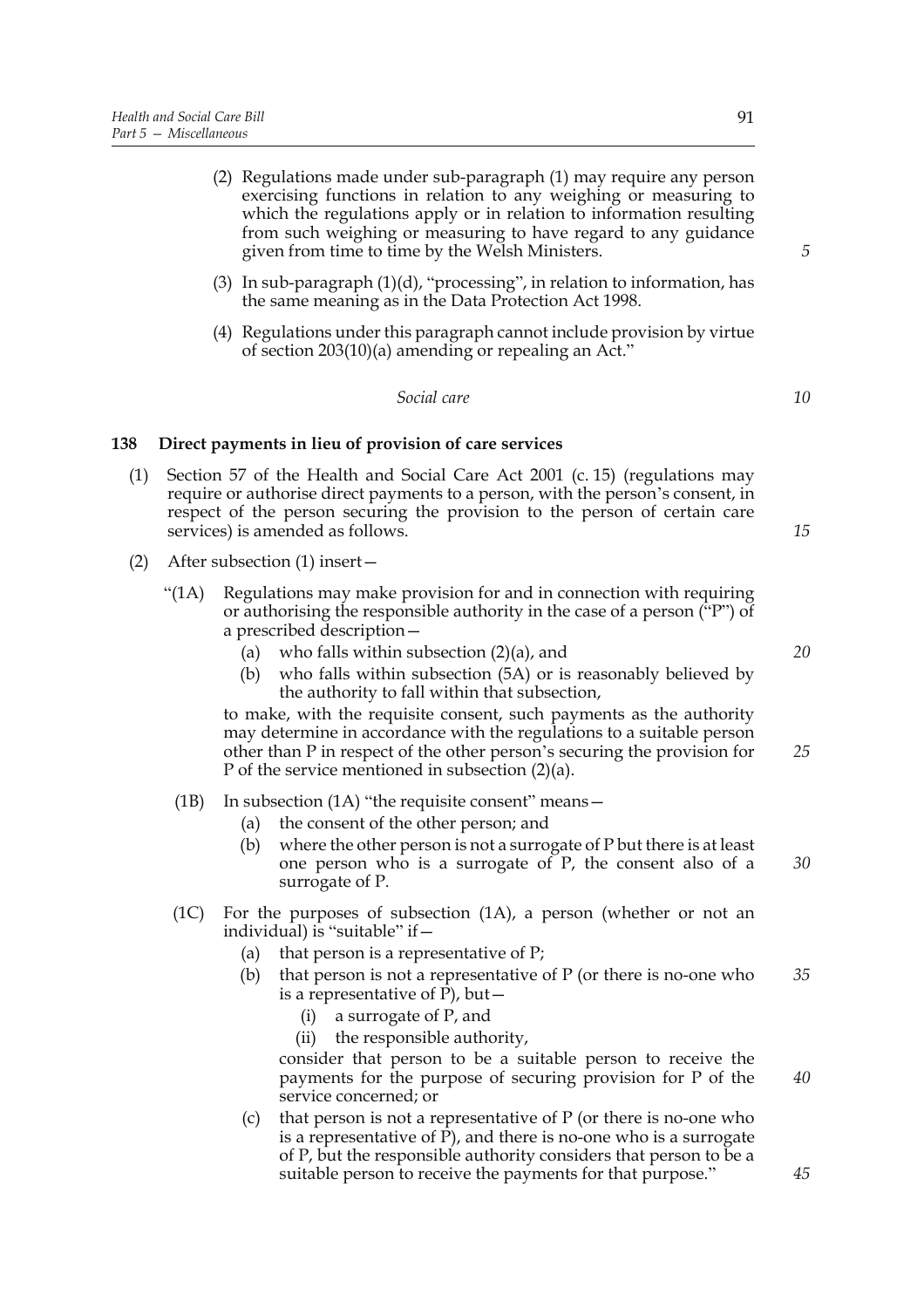(2) Regulations made under sub-paragraph (1) may require any person exercising functions in relation to any weighing or measuring to which the regulations apply or in relation to information resulting from such weighing or measuring to have regard to any guidance given from time to time by the Welsh Ministers.

(3) In sub-paragraph (1)(d), "processing", in relation to information, has the same meaning as in the Data Protection Act 1998.

(4) Regulations under this paragraph cannot include provision by virtue of section 203(10)(a) amending or repealing an Act."

*Social care*

**138 Direct payments in lieu of provision of care services**

(1) Section 57 of the Health and Social Care Act 2001 (c. 15) (regulations may require or authorise direct payments to a person, with the person's consent, in respect of the person securing the provision to the person of certain care services) is amended as follows.

(2) After subsection (1) insert—

"(1A) Regulations may make provision for and in connection with requiring or authorising the responsible authority in the case of a person ("P") of a prescribed description—

(a) who falls within subsection (2)(a), and

(b) who falls within subsection (5A) or is reasonably believed by the authority to fall within that subsection,

to make, with the requisite consent, such payments as the authority may determine in accordance with the regulations to a suitable person other than P in respect of the other person's securing the provision for P of the service mentioned in subsection (2)(a).

(1B) In subsection (1A) "the requisite consent" means—

(a) the consent of the other person; and

(b) where the other person is not a surrogate of P but there is at least one person who is a surrogate of P, the consent also of a surrogate of P.

(1C) For the purposes of subsection (1A), a person (whether or not an individual) is "suitable" if—

(a) that person is a representative of P;

(b) that person is not a representative of P (or there is no-one who is a representative of P), but—

(i) a surrogate of P, and

(ii) the responsible authority,

consider that person to be a suitable person to receive the payments for the purpose of securing provision for P of the service concerned; or

(c) that person is not a representative of P (or there is no-one who is a representative of P), and there is no-one who is a surrogate of P, but the responsible authority considers that person to be a suitable person to receive the payments for that purpose."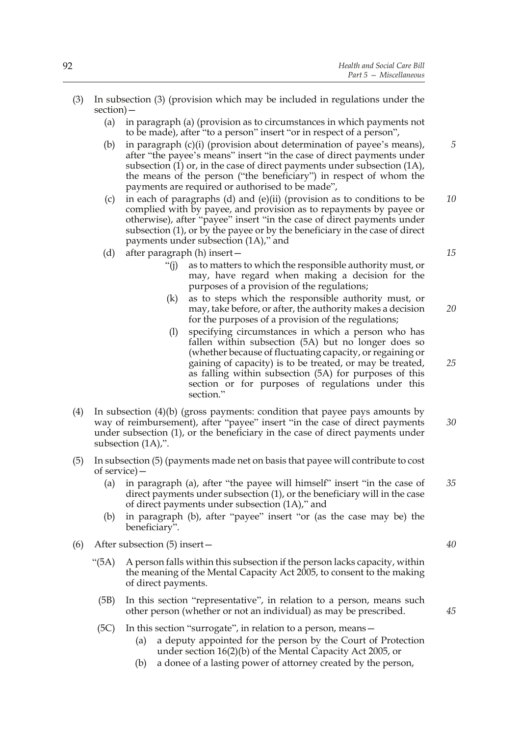(3) In subsection (3) (provision which may be included in regulations under the section)—

   (a) in paragraph (a) (provision as to circumstances in which payments not to be made), after "to a person" insert "or in respect of a person",

   (b) in paragraph (c)(i) (provision about determination of payee's means), after "the payee's means" insert "in the case of direct payments under subsection (1) or, in the case of direct payments under subsection (1A), the means of the person ("the beneficiary") in respect of whom the payments are required or authorised to be made",

   (c) in each of paragraphs (d) and (e)(ii) (provision as to conditions to be complied with by payee, and provision as to repayments by payee or otherwise), after "payee" insert "in the case of direct payments under subsection (1), or by the payee or by the beneficiary in the case of direct payments under subsection (1A)," and

   (d) after paragraph (h) insert—

      "(j) as to matters to which the responsible authority must, or may, have regard when making a decision for the purposes of a provision of the regulations;

      (k) as to steps which the responsible authority must, or may, take before, or after, the authority makes a decision for the purposes of a provision of the regulations;

      (l) specifying circumstances in which a person who has fallen within subsection (5A) but no longer does so (whether because of fluctuating capacity, or regaining or gaining of capacity) is to be treated, or may be treated, as falling within subsection (5A) for purposes of this section or for purposes of regulations under this section."

(4) In subsection (4)(b) (gross payments: condition that payee pays amounts by way of reimbursement), after "payee" insert "in the case of direct payments under subsection (1), or the beneficiary in the case of direct payments under subsection (1A),".

(5) In subsection (5) (payments made net on basis that payee will contribute to cost of service)—

   (a) in paragraph (a), after "the payee will himself" insert "in the case of direct payments under subsection (1), or the beneficiary will in the case of direct payments under subsection (1A)," and

   (b) in paragraph (b), after "payee" insert "or (as the case may be) the beneficiary".

(6) After subsection (5) insert—

   "(5A) A person falls within this subsection if the person lacks capacity, within the meaning of the Mental Capacity Act 2005, to consent to the making of direct payments.

   (5B) In this section "representative", in relation to a person, means such other person (whether or not an individual) as may be prescribed.

   (5C) In this section "surrogate", in relation to a person, means—

      (a) a deputy appointed for the person by the Court of Protection under section 16(2)(b) of the Mental Capacity Act 2005, or

      (b) a donee of a lasting power of attorney created by the person,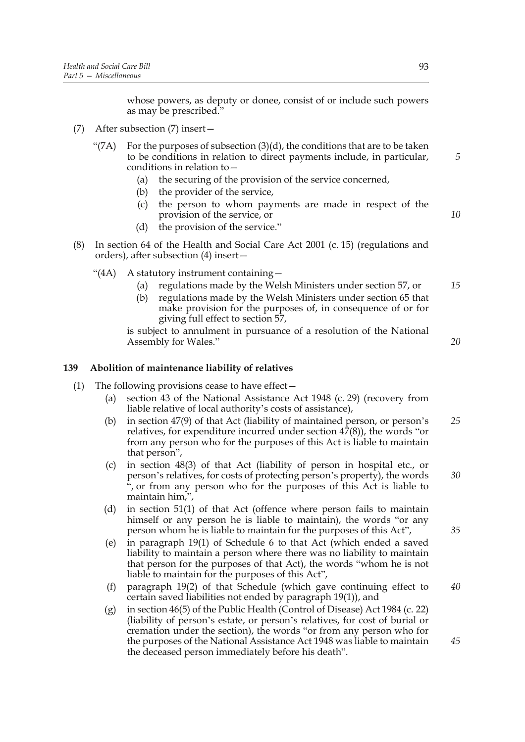whose powers, as deputy or donee, consist of or include such powers as may be prescribed."

(7) After subsection (7) insert—

"(7A) For the purposes of subsection (3)(d), the conditions that are to be taken to be conditions in relation to direct payments include, in particular, conditions in relation to—

(a) the securing of the provision of the service concerned,

(b) the provider of the service,

(c) the person to whom payments are made in respect of the provision of the service, or

(d) the provision of the service."

(8) In section 64 of the Health and Social Care Act 2001 (c. 15) (regulations and orders), after subsection (4) insert—

"(4A) A statutory instrument containing—

(a) regulations made by the Welsh Ministers under section 57, or

(b) regulations made by the Welsh Ministers under section 65 that make provision for the purposes of, in consequence of or for giving full effect to section 57,

is subject to annulment in pursuance of a resolution of the National Assembly for Wales."

### 139 Abolition of maintenance liability of relatives

(1) The following provisions cease to have effect—

(a) section 43 of the National Assistance Act 1948 (c. 29) (recovery from liable relative of local authority's costs of assistance),

(b) in section 47(9) of that Act (liability of maintained person, or person's relatives, for expenditure incurred under section 47(8)), the words "or from any person who for the purposes of this Act is liable to maintain that person",

(c) in section 48(3) of that Act (liability of person in hospital etc., or person's relatives, for costs of protecting person's property), the words ", or from any person who for the purposes of this Act is liable to maintain him,",

(d) in section 51(1) of that Act (offence where person fails to maintain himself or any person he is liable to maintain), the words "or any person whom he is liable to maintain for the purposes of this Act",

(e) in paragraph 19(1) of Schedule 6 to that Act (which ended a saved liability to maintain a person where there was no liability to maintain that person for the purposes of that Act), the words "whom he is not liable to maintain for the purposes of this Act",

(f) paragraph 19(2) of that Schedule (which gave continuing effect to certain saved liabilities not ended by paragraph 19(1)), and

(g) in section 46(5) of the Public Health (Control of Disease) Act 1984 (c. 22) (liability of person's estate, or person's relatives, for cost of burial or cremation under the section), the words "or from any person who for the purposes of the National Assistance Act 1948 was liable to maintain the deceased person immediately before his death".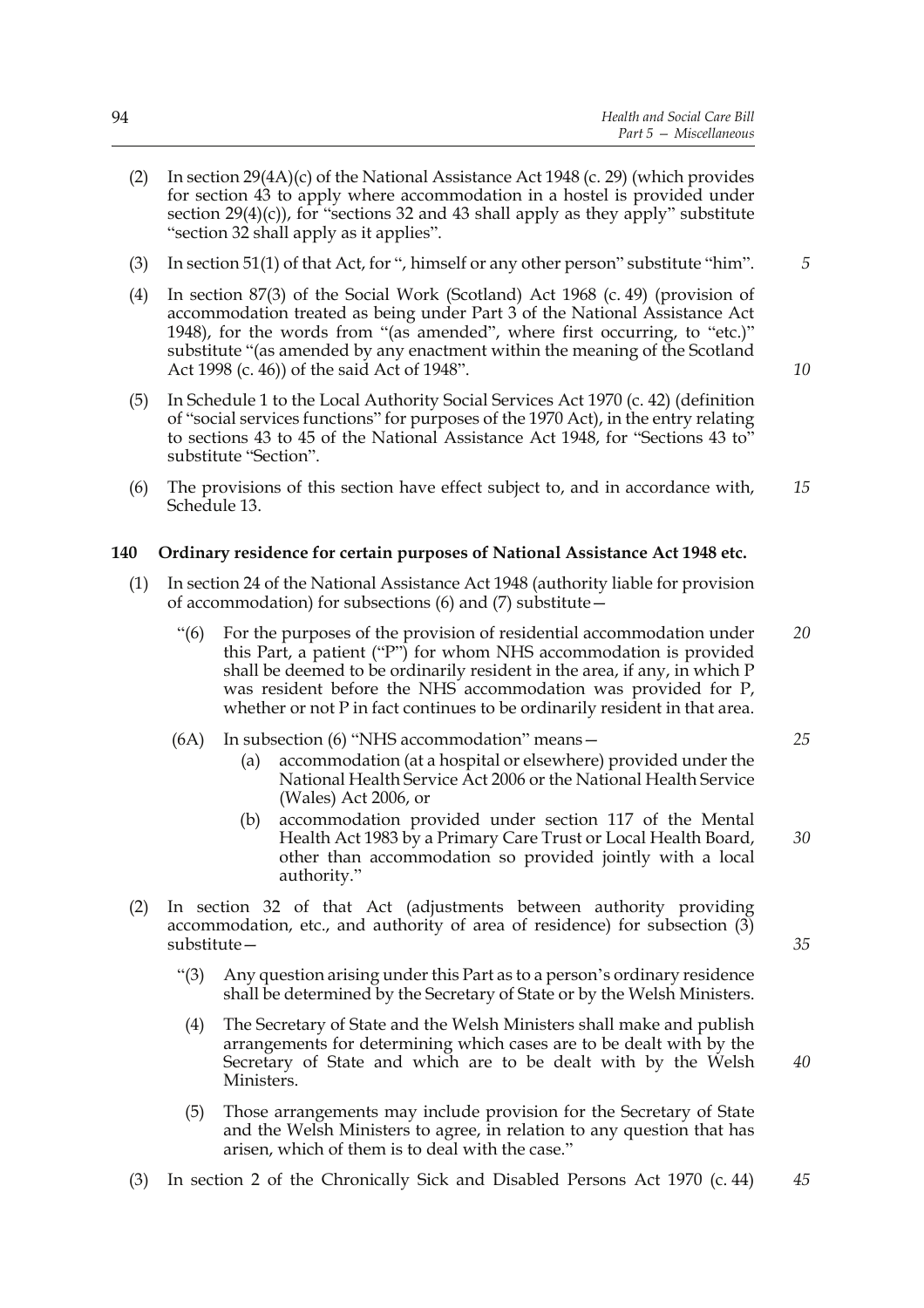(2) In section 29(4A)(c) of the National Assistance Act 1948 (c. 29) (which provides for section 43 to apply where accommodation in a hostel is provided under section 29(4)(c)), for "sections 32 and 43 shall apply as they apply" substitute "section 32 shall apply as it applies".

(3) In section 51(1) of that Act, for ", himself or any other person" substitute "him".

(4) In section 87(3) of the Social Work (Scotland) Act 1968 (c. 49) (provision of accommodation treated as being under Part 3 of the National Assistance Act 1948), for the words from "(as amended", where first occurring, to "etc.)" substitute "(as amended by any enactment within the meaning of the Scotland Act 1998 (c. 46)) of the said Act of 1948".

(5) In Schedule 1 to the Local Authority Social Services Act 1970 (c. 42) (definition of "social services functions" for purposes of the 1970 Act), in the entry relating to sections 43 to 45 of the National Assistance Act 1948, for "Sections 43 to" substitute "Section".

(6) The provisions of this section have effect subject to, and in accordance with, Schedule 13.

**140 Ordinary residence for certain purposes of National Assistance Act 1948 etc.**

(1) In section 24 of the National Assistance Act 1948 (authority liable for provision of accommodation) for subsections (6) and (7) substitute—

"(6) For the purposes of the provision of residential accommodation under this Part, a patient ("P") for whom NHS accommodation is provided shall be deemed to be ordinarily resident in the area, if any, in which P was resident before the NHS accommodation was provided for P, whether or not P in fact continues to be ordinarily resident in that area.

(6A) In subsection (6) "NHS accommodation" means—

(a) accommodation (at a hospital or elsewhere) provided under the National Health Service Act 2006 or the National Health Service (Wales) Act 2006, or

(b) accommodation provided under section 117 of the Mental Health Act 1983 by a Primary Care Trust or Local Health Board, other than accommodation so provided jointly with a local authority."

(2) In section 32 of that Act (adjustments between authority providing accommodation, etc., and authority of area of residence) for subsection (3) substitute—

"(3) Any question arising under this Part as to a person's ordinary residence shall be determined by the Secretary of State or by the Welsh Ministers.

(4) The Secretary of State and the Welsh Ministers shall make and publish arrangements for determining which cases are to be dealt with by the Secretary of State and which are to be dealt with by the Welsh Ministers.

(5) Those arrangements may include provision for the Secretary of State and the Welsh Ministers to agree, in relation to any question that has arisen, which of them is to deal with the case."

(3) In section 2 of the Chronically Sick and Disabled Persons Act 1970 (c. 44)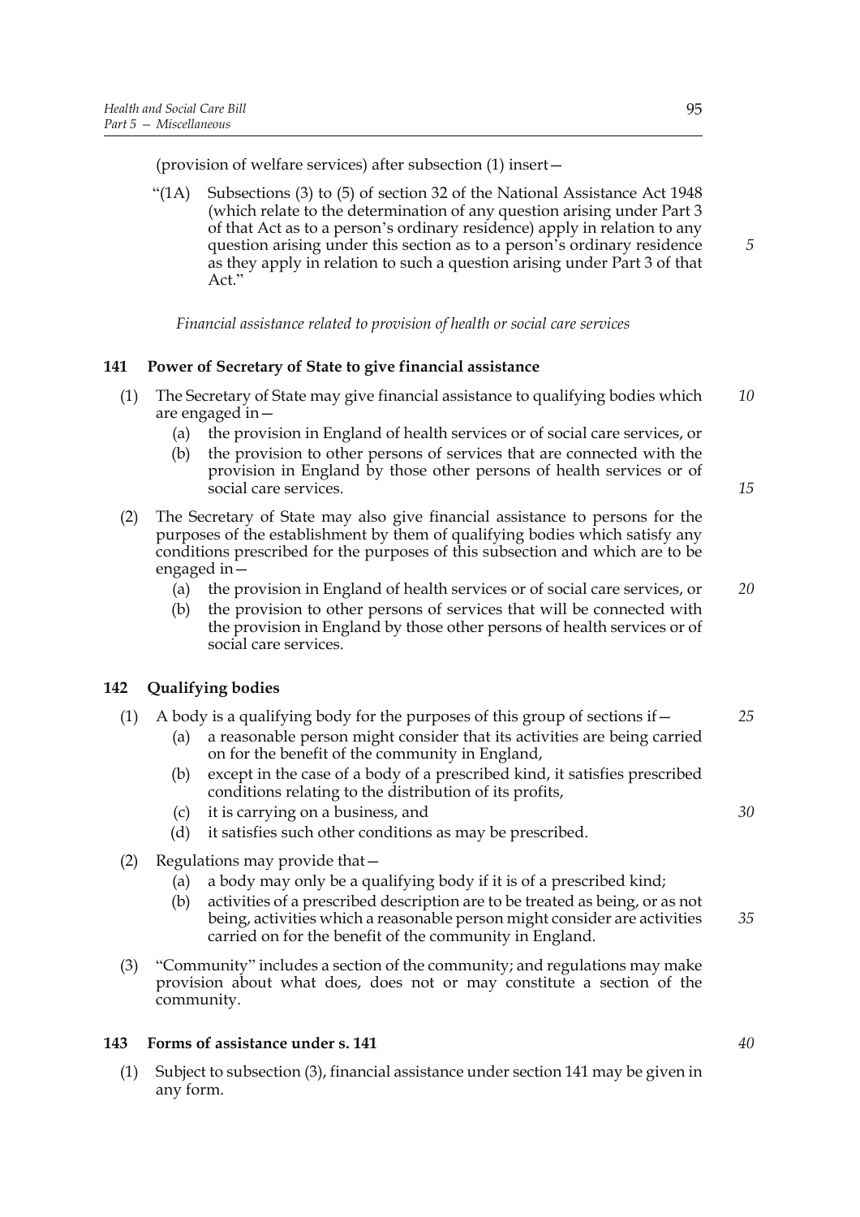(provision of welfare services) after subsection (1) insert—

"(1A) Subsections (3) to (5) of section 32 of the National Assistance Act 1948 (which relate to the determination of any question arising under Part 3 of that Act as to a person's ordinary residence) apply in relation to any question arising under this section as to a person's ordinary residence as they apply in relation to such a question arising under Part 3 of that Act."

*Financial assistance related to provision of health or social care services*

### 141 Power of Secretary of State to give financial assistance

(1) The Secretary of State may give financial assistance to qualifying bodies which are engaged in—

- (a) the provision in England of health services or of social care services, or
- (b) the provision to other persons of services that are connected with the provision in England by those other persons of health services or of social care services.

(2) The Secretary of State may also give financial assistance to persons for the purposes of the establishment by them of qualifying bodies which satisfy any conditions prescribed for the purposes of this subsection and which are to be engaged in—

- (a) the provision in England of health services or of social care services, or
- (b) the provision to other persons of services that will be connected with the provision in England by those other persons of health services or of social care services.

### 142 Qualifying bodies

(1) A body is a qualifying body for the purposes of this group of sections if—

- (a) a reasonable person might consider that its activities are being carried on for the benefit of the community in England,
- (b) except in the case of a body of a prescribed kind, it satisfies prescribed conditions relating to the distribution of its profits,
- (c) it is carrying on a business, and
- (d) it satisfies such other conditions as may be prescribed.

(2) Regulations may provide that—

- (a) a body may only be a qualifying body if it is of a prescribed kind;
- (b) activities of a prescribed description are to be treated as being, or as not being, activities which a reasonable person might consider are activities carried on for the benefit of the community in England.

(3) "Community" includes a section of the community; and regulations may make provision about what does, does not or may constitute a section of the community.

### 143 Forms of assistance under s. 141

(1) Subject to subsection (3), financial assistance under section 141 may be given in any form.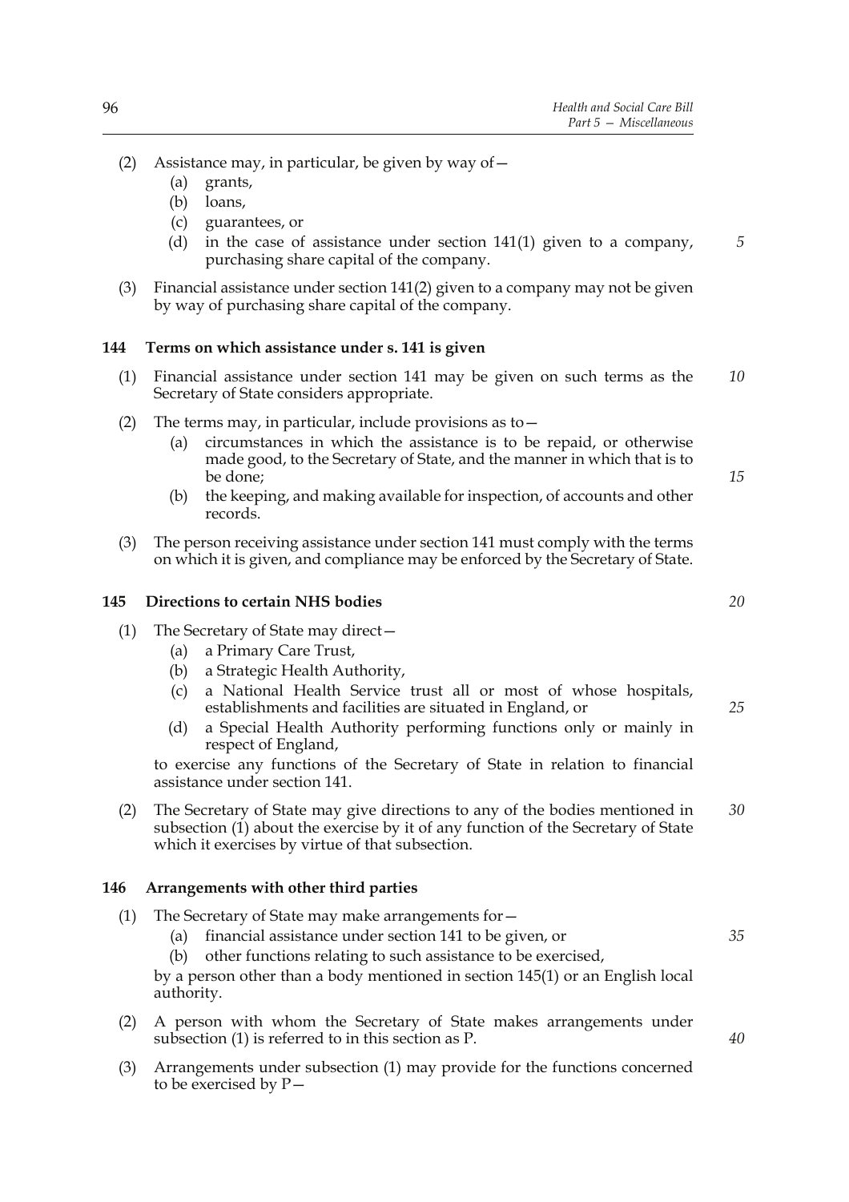(2) Assistance may, in particular, be given by way of—

  (a) grants,

  (b) loans,

  (c) guarantees, or

  (d) in the case of assistance under section 141(1) given to a company, purchasing share capital of the company.

(3) Financial assistance under section 141(2) given to a company may not be given by way of purchasing share capital of the company.

### 144 Terms on which assistance under s. 141 is given

(1) Financial assistance under section 141 may be given on such terms as the Secretary of State considers appropriate.

(2) The terms may, in particular, include provisions as to—

  (a) circumstances in which the assistance is to be repaid, or otherwise made good, to the Secretary of State, and the manner in which that is to be done;

  (b) the keeping, and making available for inspection, of accounts and other records.

(3) The person receiving assistance under section 141 must comply with the terms on which it is given, and compliance may be enforced by the Secretary of State.

### 145 Directions to certain NHS bodies

(1) The Secretary of State may direct—

  (a) a Primary Care Trust,

  (b) a Strategic Health Authority,

  (c) a National Health Service trust all or most of whose hospitals, establishments and facilities are situated in England, or

  (d) a Special Health Authority performing functions only or mainly in respect of England,

to exercise any functions of the Secretary of State in relation to financial assistance under section 141.

(2) The Secretary of State may give directions to any of the bodies mentioned in subsection (1) about the exercise by it of any function of the Secretary of State which it exercises by virtue of that subsection.

### 146 Arrangements with other third parties

(1) The Secretary of State may make arrangements for—

  (a) financial assistance under section 141 to be given, or

  (b) other functions relating to such assistance to be exercised,

by a person other than a body mentioned in section 145(1) or an English local authority.

(2) A person with whom the Secretary of State makes arrangements under subsection (1) is referred to in this section as P.

(3) Arrangements under subsection (1) may provide for the functions concerned to be exercised by P—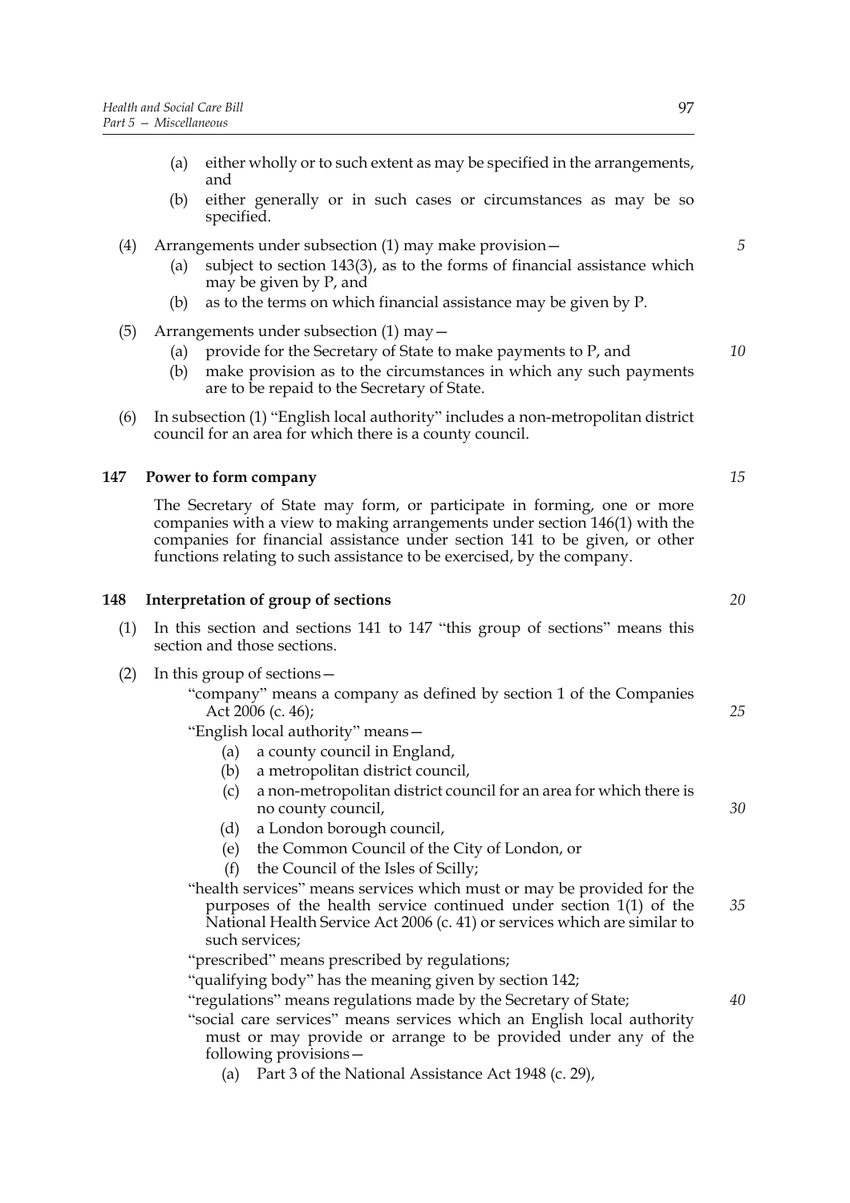(a) either wholly or to such extent as may be specified in the arrangements, and

(b) either generally or in such cases or circumstances as may be so specified.

(4) Arrangements under subsection (1) may make provision—

(a) subject to section 143(3), as to the forms of financial assistance which may be given by P, and

(b) as to the terms on which financial assistance may be given by P.

(5) Arrangements under subsection (1) may—

(a) provide for the Secretary of State to make payments to P, and

(b) make provision as to the circumstances in which any such payments are to be repaid to the Secretary of State.

(6) In subsection (1) "English local authority" includes a non-metropolitan district council for an area for which there is a county council.

### 147 Power to form company

The Secretary of State may form, or participate in forming, one or more companies with a view to making arrangements under section 146(1) with the companies for financial assistance under section 141 to be given, or other functions relating to such assistance to be exercised, by the company.

### 148 Interpretation of group of sections

(1) In this section and sections 141 to 147 "this group of sections" means this section and those sections.

(2) In this group of sections—

"company" means a company as defined by section 1 of the Companies Act 2006 (c. 46);

"English local authority" means—

(a) a county council in England,

(b) a metropolitan district council,

(c) a non-metropolitan district council for an area for which there is no county council,

(d) a London borough council,

(e) the Common Council of the City of London, or

(f) the Council of the Isles of Scilly;

"health services" means services which must or may be provided for the purposes of the health service continued under section 1(1) of the National Health Service Act 2006 (c. 41) or services which are similar to such services;

"prescribed" means prescribed by regulations;

"qualifying body" has the meaning given by section 142;

"regulations" means regulations made by the Secretary of State;

"social care services" means services which an English local authority must or may provide or arrange to be provided under any of the following provisions—

(a) Part 3 of the National Assistance Act 1948 (c. 29),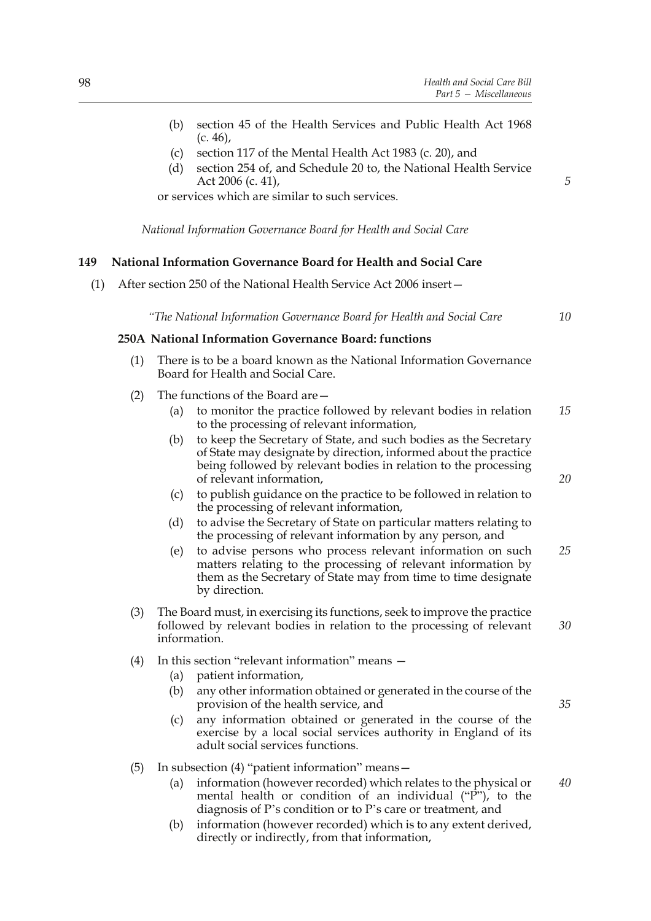(b) section 45 of the Health Services and Public Health Act 1968 (c. 46),

(c) section 117 of the Mental Health Act 1983 (c. 20), and

(d) section 254 of, and Schedule 20 to, the National Health Service Act 2006 (c. 41),

or services which are similar to such services.

*National Information Governance Board for Health and Social Care*

**149 National Information Governance Board for Health and Social Care**

(1) After section 250 of the National Health Service Act 2006 insert—

*"The National Information Governance Board for Health and Social Care*

**250A National Information Governance Board: functions**

(1) There is to be a board known as the National Information Governance Board for Health and Social Care.

(2) The functions of the Board are—

(a) to monitor the practice followed by relevant bodies in relation to the processing of relevant information,

(b) to keep the Secretary of State, and such bodies as the Secretary of State may designate by direction, informed about the practice being followed by relevant bodies in relation to the processing of relevant information,

(c) to publish guidance on the practice to be followed in relation to the processing of relevant information,

(d) to advise the Secretary of State on particular matters relating to the processing of relevant information by any person, and

(e) to advise persons who process relevant information on such matters relating to the processing of relevant information by them as the Secretary of State may from time to time designate by direction.

(3) The Board must, in exercising its functions, seek to improve the practice followed by relevant bodies in relation to the processing of relevant information.

(4) In this section "relevant information" means —

(a) patient information,

(b) any other information obtained or generated in the course of the provision of the health service, and

(c) any information obtained or generated in the course of the exercise by a local social services authority in England of its adult social services functions.

(5) In subsection (4) "patient information" means—

(a) information (however recorded) which relates to the physical or mental health or condition of an individual ("P"), to the diagnosis of P's condition or to P's care or treatment, and

(b) information (however recorded) which is to any extent derived, directly or indirectly, from that information,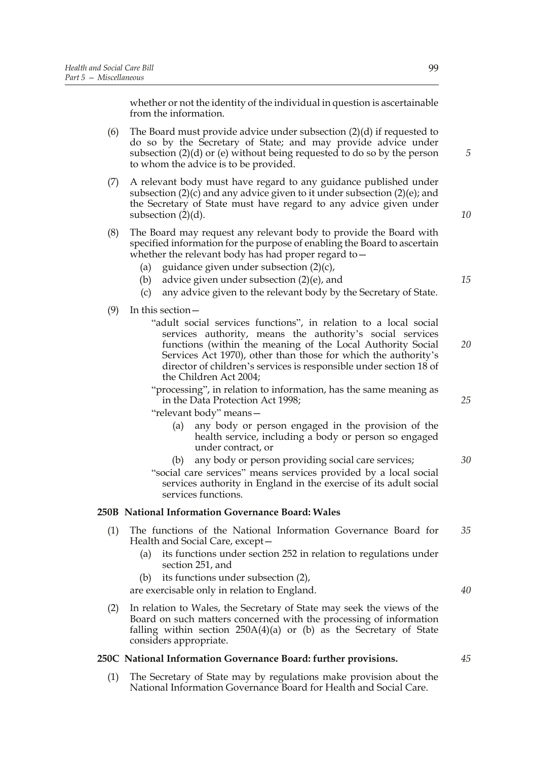whether or not the identity of the individual in question is ascertainable from the information.

(6) The Board must provide advice under subsection (2)(d) if requested to do so by the Secretary of State; and may provide advice under subsection (2)(d) or (e) without being requested to do so by the person to whom the advice is to be provided.

(7) A relevant body must have regard to any guidance published under subsection (2)(c) and any advice given to it under subsection (2)(e); and the Secretary of State must have regard to any advice given under subsection (2)(d).

(8) The Board may request any relevant body to provide the Board with specified information for the purpose of enabling the Board to ascertain whether the relevant body has had proper regard to—

- (a) guidance given under subsection (2)(c),
- (b) advice given under subsection (2)(e), and
- (c) any advice given to the relevant body by the Secretary of State.

(9) In this section—

"adult social services functions", in relation to a local social services authority, means the authority's social services functions (within the meaning of the Local Authority Social Services Act 1970), other than those for which the authority's director of children's services is responsible under section 18 of the Children Act 2004;

"processing", in relation to information, has the same meaning as in the Data Protection Act 1998;

"relevant body" means—

- (a) any body or person engaged in the provision of the health service, including a body or person so engaged under contract, or
- (b) any body or person providing social care services;

"social care services" means services provided by a local social services authority in England in the exercise of its adult social services functions.

**250B National Information Governance Board: Wales**

(1) The functions of the National Information Governance Board for Health and Social Care, except—

- (a) its functions under section 252 in relation to regulations under section 251, and
- (b) its functions under subsection (2),

are exercisable only in relation to England.

(2) In relation to Wales, the Secretary of State may seek the views of the Board on such matters concerned with the processing of information falling within section 250A(4)(a) or (b) as the Secretary of State considers appropriate.

**250C National Information Governance Board: further provisions.**

(1) The Secretary of State may by regulations make provision about the National Information Governance Board for Health and Social Care.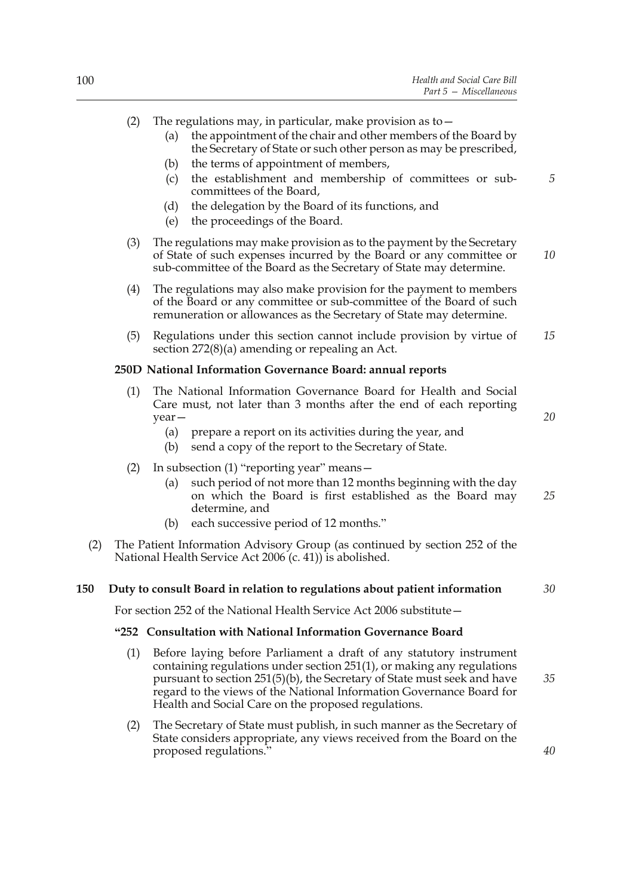(2) The regulations may, in particular, make provision as to—

(a) the appointment of the chair and other members of the Board by the Secretary of State or such other person as may be prescribed,

(b) the terms of appointment of members,

(c) the establishment and membership of committees or sub-committees of the Board,

(d) the delegation by the Board of its functions, and

(e) the proceedings of the Board.

(3) The regulations may make provision as to the payment by the Secretary of State of such expenses incurred by the Board or any committee or sub-committee of the Board as the Secretary of State may determine.

(4) The regulations may also make provision for the payment to members of the Board or any committee or sub-committee of the Board of such remuneration or allowances as the Secretary of State may determine.

(5) Regulations under this section cannot include provision by virtue of section 272(8)(a) amending or repealing an Act.

**250D National Information Governance Board: annual reports**

(1) The National Information Governance Board for Health and Social Care must, not later than 3 months after the end of each reporting year—

(a) prepare a report on its activities during the year, and

(b) send a copy of the report to the Secretary of State.

(2) In subsection (1) "reporting year" means—

(a) such period of not more than 12 months beginning with the day on which the Board is first established as the Board may determine, and

(b) each successive period of 12 months."

(2) The Patient Information Advisory Group (as continued by section 252 of the National Health Service Act 2006 (c. 41)) is abolished.

## 150 Duty to consult Board in relation to regulations about patient information

For section 252 of the National Health Service Act 2006 substitute—

**"252 Consultation with National Information Governance Board**

(1) Before laying before Parliament a draft of any statutory instrument containing regulations under section 251(1), or making any regulations pursuant to section 251(5)(b), the Secretary of State must seek and have regard to the views of the National Information Governance Board for Health and Social Care on the proposed regulations.

(2) The Secretary of State must publish, in such manner as the Secretary of State considers appropriate, any views received from the Board on the proposed regulations."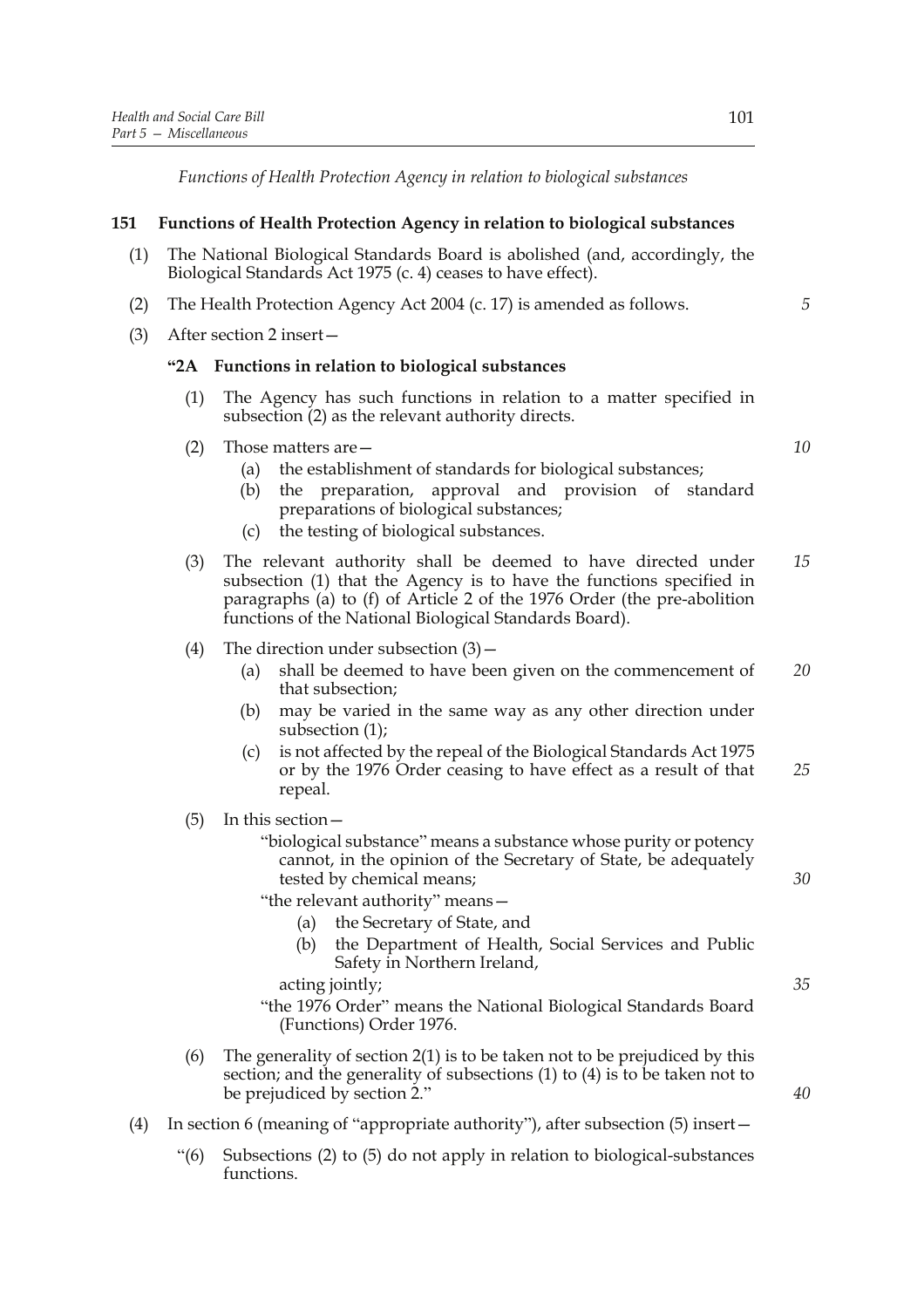*Functions of Health Protection Agency in relation to biological substances*

**151 Functions of Health Protection Agency in relation to biological substances**

(1) The National Biological Standards Board is abolished (and, accordingly, the Biological Standards Act 1975 (c. 4) ceases to have effect).

(2) The Health Protection Agency Act 2004 (c. 17) is amended as follows.

(3) After section 2 insert—

**"2A Functions in relation to biological substances**

(1) The Agency has such functions in relation to a matter specified in subsection (2) as the relevant authority directs.

(2) Those matters are—

- (a) the establishment of standards for biological substances;
- (b) the preparation, approval and provision of standard preparations of biological substances;
- (c) the testing of biological substances.

(3) The relevant authority shall be deemed to have directed under subsection (1) that the Agency is to have the functions specified in paragraphs (a) to (f) of Article 2 of the 1976 Order (the pre-abolition functions of the National Biological Standards Board).

(4) The direction under subsection (3)—

- (a) shall be deemed to have been given on the commencement of that subsection;
- (b) may be varied in the same way as any other direction under subsection (1);
- (c) is not affected by the repeal of the Biological Standards Act 1975 or by the 1976 Order ceasing to have effect as a result of that repeal.

(5) In this section—

"biological substance" means a substance whose purity or potency cannot, in the opinion of the Secretary of State, be adequately tested by chemical means;

"the relevant authority" means—

- (a) the Secretary of State, and
- (b) the Department of Health, Social Services and Public Safety in Northern Ireland,

acting jointly;

"the 1976 Order" means the National Biological Standards Board (Functions) Order 1976.

(6) The generality of section 2(1) is to be taken not to be prejudiced by this section; and the generality of subsections (1) to (4) is to be taken not to be prejudiced by section 2."

(4) In section 6 (meaning of "appropriate authority"), after subsection (5) insert—

"(6) Subsections (2) to (5) do not apply in relation to biological-substances functions.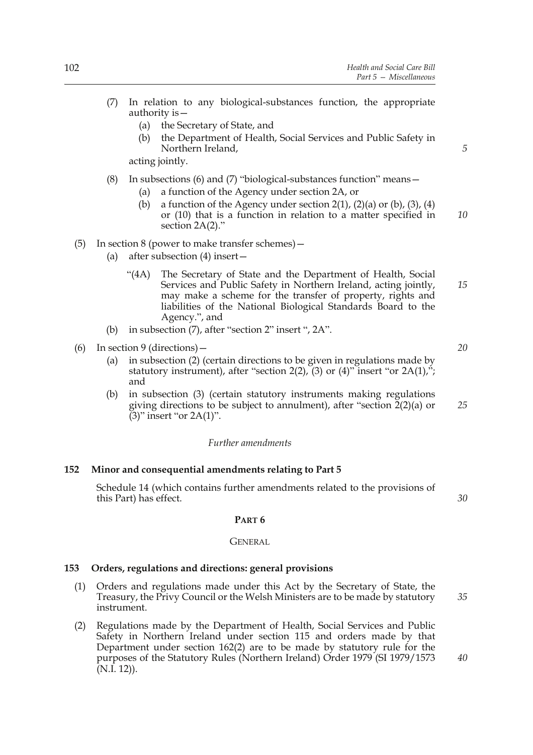(7) In relation to any biological-substances function, the appropriate authority is—

   (a) the Secretary of State, and

   (b) the Department of Health, Social Services and Public Safety in Northern Ireland,

   acting jointly.

(8) In subsections (6) and (7) "biological-substances function" means—

   (a) a function of the Agency under section 2A, or

   (b) a function of the Agency under section 2(1), (2)(a) or (b), (3), (4) or (10) that is a function in relation to a matter specified in section 2A(2)."

(5) In section 8 (power to make transfer schemes)—

   (a) after subsection (4) insert—

   "(4A) The Secretary of State and the Department of Health, Social Services and Public Safety in Northern Ireland, acting jointly, may make a scheme for the transfer of property, rights and liabilities of the National Biological Standards Board to the Agency.", and

   (b) in subsection (7), after "section 2" insert ", 2A".

(6) In section 9 (directions)—

   (a) in subsection (2) (certain directions to be given in regulations made by statutory instrument), after "section 2(2), (3) or (4)" insert "or 2A(1),"; and

   (b) in subsection (3) (certain statutory instruments making regulations giving directions to be subject to annulment), after "section 2(2)(a) or (3)" insert "or 2A(1)".

*Further amendments*

**152 Minor and consequential amendments relating to Part 5**

Schedule 14 (which contains further amendments related to the provisions of this Part) has effect.

## PART 6

### GENERAL

**153 Orders, regulations and directions: general provisions**

(1) Orders and regulations made under this Act by the Secretary of State, the Treasury, the Privy Council or the Welsh Ministers are to be made by statutory instrument.

(2) Regulations made by the Department of Health, Social Services and Public Safety in Northern Ireland under section 115 and orders made by that Department under section 162(2) are to be made by statutory rule for the purposes of the Statutory Rules (Northern Ireland) Order 1979 (SI 1979/1573 (N.I. 12)).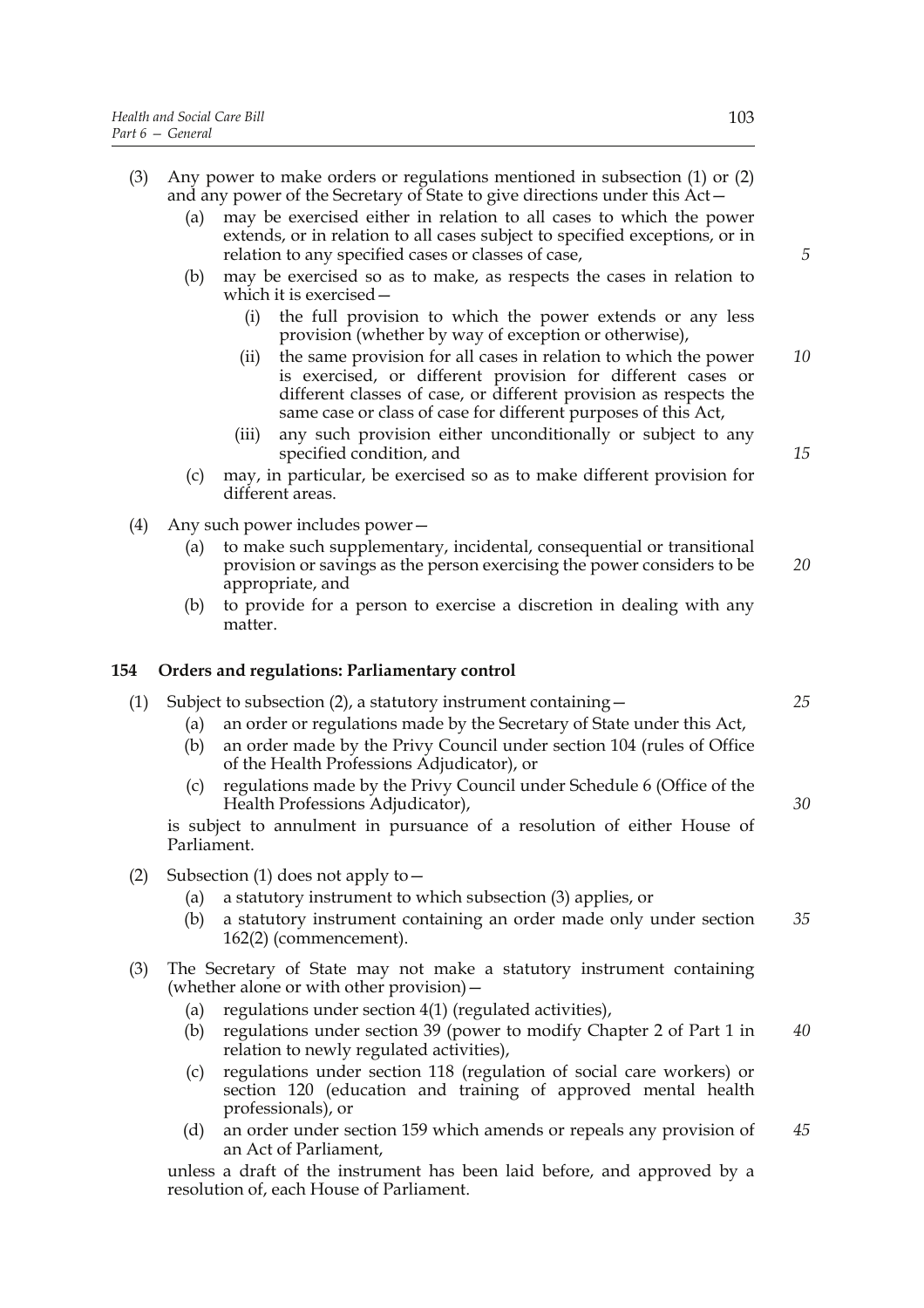(3) Any power to make orders or regulations mentioned in subsection (1) or (2) and any power of the Secretary of State to give directions under this Act—

  (a) may be exercised either in relation to all cases to which the power extends, or in relation to all cases subject to specified exceptions, or in relation to any specified cases or classes of case,

  (b) may be exercised so as to make, as respects the cases in relation to which it is exercised—

    (i) the full provision to which the power extends or any less provision (whether by way of exception or otherwise),

    (ii) the same provision for all cases in relation to which the power is exercised, or different provision for different cases or different classes of case, or different provision as respects the same case or class of case for different purposes of this Act,

    (iii) any such provision either unconditionally or subject to any specified condition, and

  (c) may, in particular, be exercised so as to make different provision for different areas.

(4) Any such power includes power—

  (a) to make such supplementary, incidental, consequential or transitional provision or savings as the person exercising the power considers to be appropriate, and

  (b) to provide for a person to exercise a discretion in dealing with any matter.

**154 Orders and regulations: Parliamentary control**

(1) Subject to subsection (2), a statutory instrument containing—

  (a) an order or regulations made by the Secretary of State under this Act,

  (b) an order made by the Privy Council under section 104 (rules of Office of the Health Professions Adjudicator), or

  (c) regulations made by the Privy Council under Schedule 6 (Office of the Health Professions Adjudicator),

is subject to annulment in pursuance of a resolution of either House of Parliament.

(2) Subsection (1) does not apply to—

  (a) a statutory instrument to which subsection (3) applies, or

  (b) a statutory instrument containing an order made only under section 162(2) (commencement).

(3) The Secretary of State may not make a statutory instrument containing (whether alone or with other provision)—

  (a) regulations under section 4(1) (regulated activities),

  (b) regulations under section 39 (power to modify Chapter 2 of Part 1 in relation to newly regulated activities),

  (c) regulations under section 118 (regulation of social care workers) or section 120 (education and training of approved mental health professionals), or

  (d) an order under section 159 which amends or repeals any provision of an Act of Parliament,

unless a draft of the instrument has been laid before, and approved by a resolution of, each House of Parliament.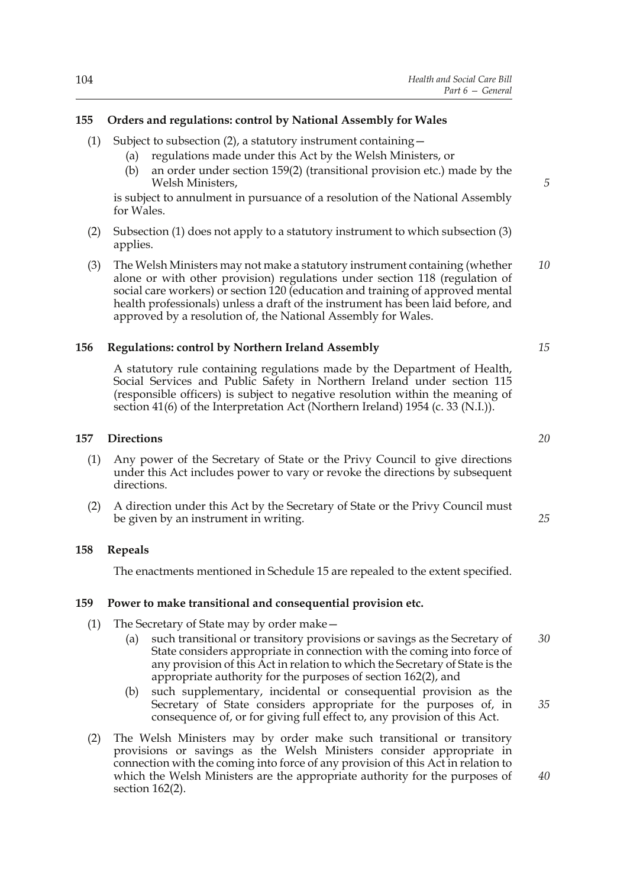### 155 Orders and regulations: control by National Assembly for Wales

(1) Subject to subsection (2), a statutory instrument containing—

- (a) regulations made under this Act by the Welsh Ministers, or
- (b) an order under section 159(2) (transitional provision etc.) made by the Welsh Ministers,

is subject to annulment in pursuance of a resolution of the National Assembly for Wales.

(2) Subsection (1) does not apply to a statutory instrument to which subsection (3) applies.

(3) The Welsh Ministers may not make a statutory instrument containing (whether alone or with other provision) regulations under section 118 (regulation of social care workers) or section 120 (education and training of approved mental health professionals) unless a draft of the instrument has been laid before, and approved by a resolution of, the National Assembly for Wales.

### 156 Regulations: control by Northern Ireland Assembly

A statutory rule containing regulations made by the Department of Health, Social Services and Public Safety in Northern Ireland under section 115 (responsible officers) is subject to negative resolution within the meaning of section 41(6) of the Interpretation Act (Northern Ireland) 1954 (c. 33 (N.I.)).

### 157 Directions

(1) Any power of the Secretary of State or the Privy Council to give directions under this Act includes power to vary or revoke the directions by subsequent directions.

(2) A direction under this Act by the Secretary of State or the Privy Council must be given by an instrument in writing.

### 158 Repeals

The enactments mentioned in Schedule 15 are repealed to the extent specified.

### 159 Power to make transitional and consequential provision etc.

(1) The Secretary of State may by order make—

- (a) such transitional or transitory provisions or savings as the Secretary of State considers appropriate in connection with the coming into force of any provision of this Act in relation to which the Secretary of State is the appropriate authority for the purposes of section 162(2), and
- (b) such supplementary, incidental or consequential provision as the Secretary of State considers appropriate for the purposes of, in consequence of, or for giving full effect to, any provision of this Act.

(2) The Welsh Ministers may by order make such transitional or transitory provisions or savings as the Welsh Ministers consider appropriate in connection with the coming into force of any provision of this Act in relation to which the Welsh Ministers are the appropriate authority for the purposes of section 162(2).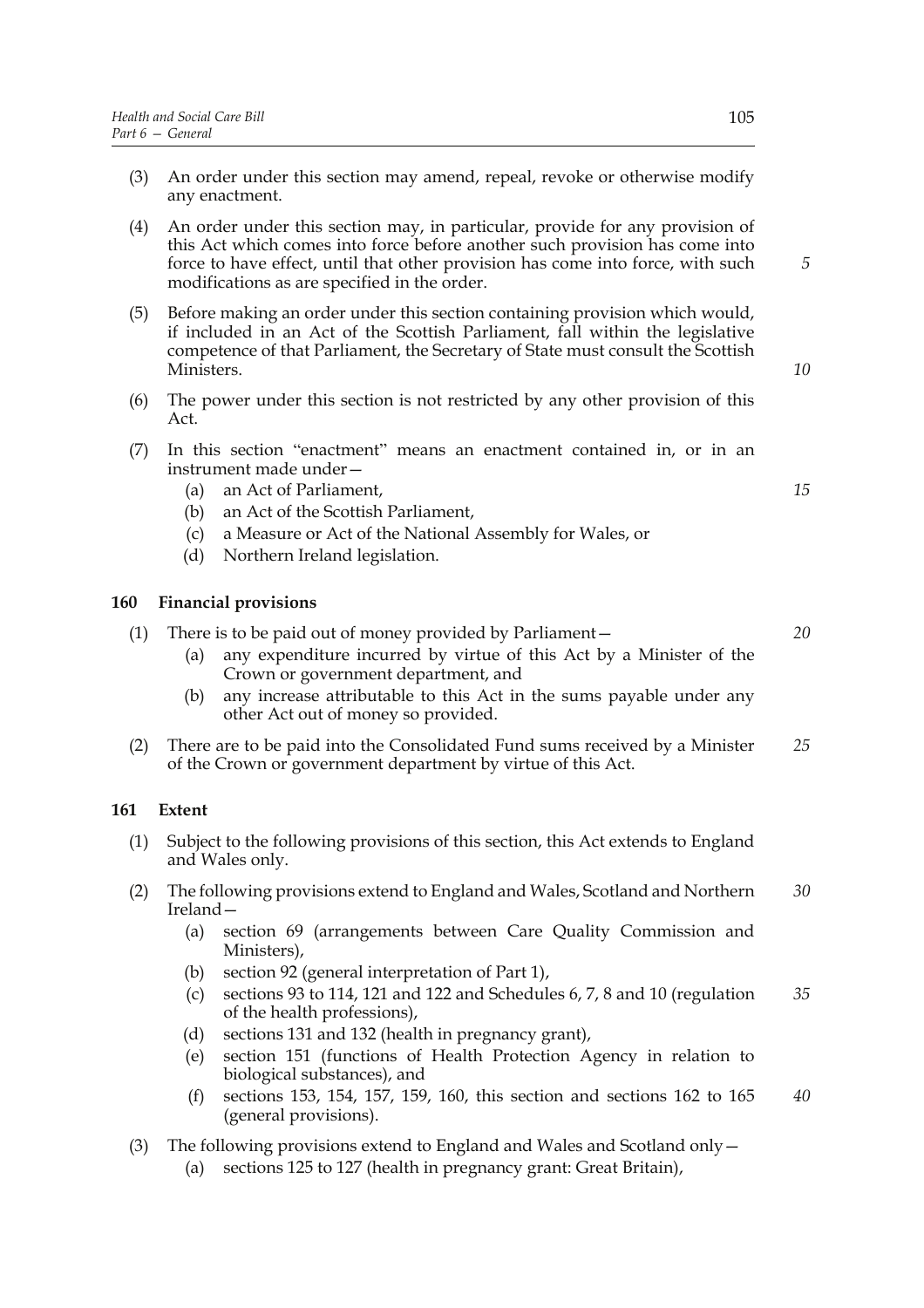(3) An order under this section may amend, repeal, revoke or otherwise modify any enactment.

(4) An order under this section may, in particular, provide for any provision of this Act which comes into force before another such provision has come into force to have effect, until that other provision has come into force, with such modifications as are specified in the order.

(5) Before making an order under this section containing provision which would, if included in an Act of the Scottish Parliament, fall within the legislative competence of that Parliament, the Secretary of State must consult the Scottish Ministers.

(6) The power under this section is not restricted by any other provision of this Act.

(7) In this section "enactment" means an enactment contained in, or in an instrument made under—

- (a) an Act of Parliament,
- (b) an Act of the Scottish Parliament,
- (c) a Measure or Act of the National Assembly for Wales, or
- (d) Northern Ireland legislation.

### 160 Financial provisions

(1) There is to be paid out of money provided by Parliament—

- (a) any expenditure incurred by virtue of this Act by a Minister of the Crown or government department, and
- (b) any increase attributable to this Act in the sums payable under any other Act out of money so provided.

(2) There are to be paid into the Consolidated Fund sums received by a Minister of the Crown or government department by virtue of this Act.

### 161 Extent

(1) Subject to the following provisions of this section, this Act extends to England and Wales only.

(2) The following provisions extend to England and Wales, Scotland and Northern Ireland—

- (a) section 69 (arrangements between Care Quality Commission and Ministers),
- (b) section 92 (general interpretation of Part 1),
- (c) sections 93 to 114, 121 and 122 and Schedules 6, 7, 8 and 10 (regulation of the health professions),
- (d) sections 131 and 132 (health in pregnancy grant),
- (e) section 151 (functions of Health Protection Agency in relation to biological substances), and
- (f) sections 153, 154, 157, 159, 160, this section and sections 162 to 165 (general provisions).

(3) The following provisions extend to England and Wales and Scotland only—

- (a) sections 125 to 127 (health in pregnancy grant: Great Britain),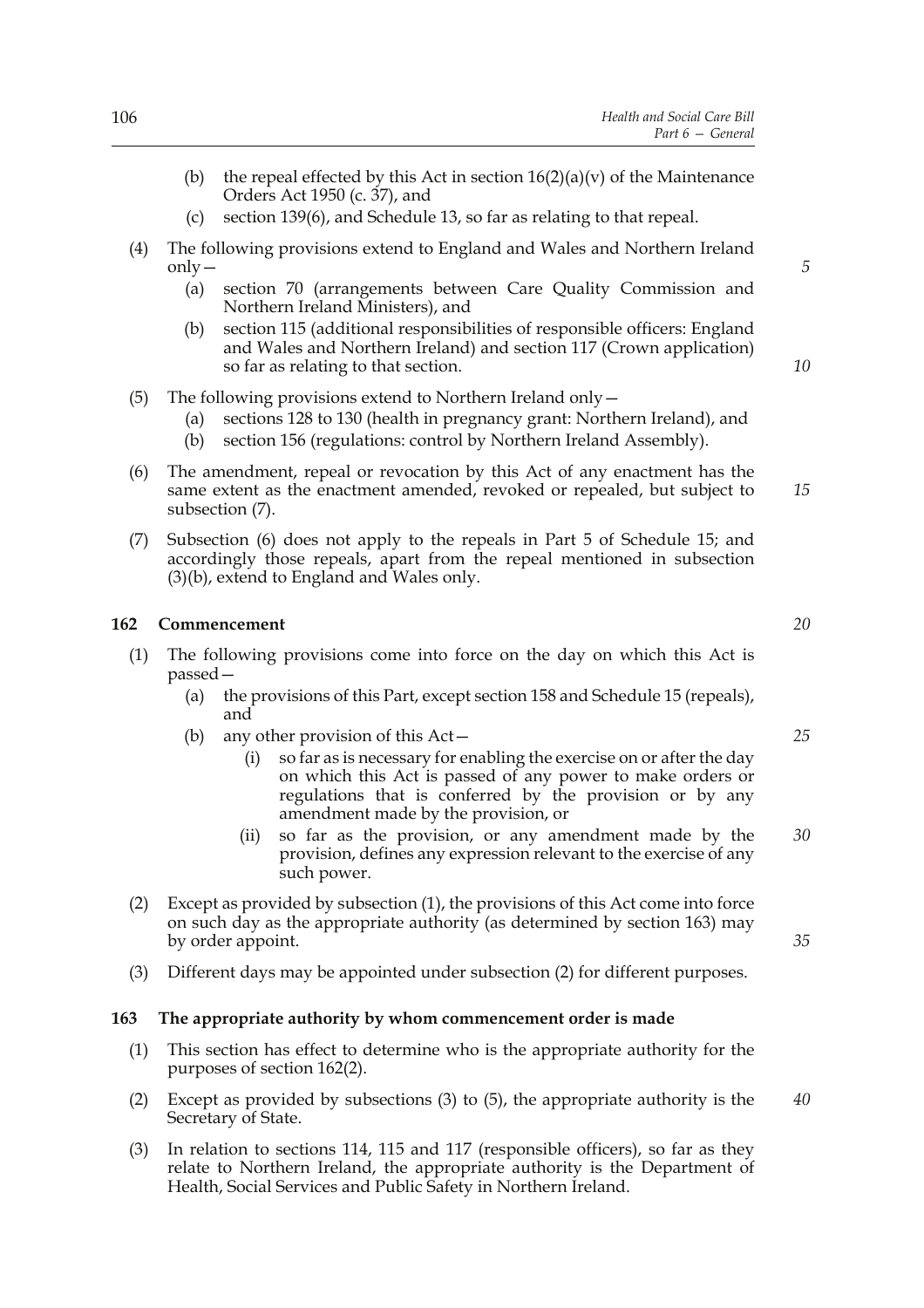(b) the repeal effected by this Act in section 16(2)(a)(v) of the Maintenance Orders Act 1950 (c. 37), and

(c) section 139(6), and Schedule 13, so far as relating to that repeal.

(4) The following provisions extend to England and Wales and Northern Ireland only—

(a) section 70 (arrangements between Care Quality Commission and Northern Ireland Ministers), and

(b) section 115 (additional responsibilities of responsible officers: England and Wales and Northern Ireland) and section 117 (Crown application) so far as relating to that section.

(5) The following provisions extend to Northern Ireland only—

(a) sections 128 to 130 (health in pregnancy grant: Northern Ireland), and

(b) section 156 (regulations: control by Northern Ireland Assembly).

(6) The amendment, repeal or revocation by this Act of any enactment has the same extent as the enactment amended, revoked or repealed, but subject to subsection (7).

(7) Subsection (6) does not apply to the repeals in Part 5 of Schedule 15; and accordingly those repeals, apart from the repeal mentioned in subsection (3)(b), extend to England and Wales only.

### 162 Commencement

(1) The following provisions come into force on the day on which this Act is passed—

(a) the provisions of this Part, except section 158 and Schedule 15 (repeals), and

(b) any other provision of this Act—

(i) so far as is necessary for enabling the exercise on or after the day on which this Act is passed of any power to make orders or regulations that is conferred by the provision or by any amendment made by the provision, or

(ii) so far as the provision, or any amendment made by the provision, defines any expression relevant to the exercise of any such power.

(2) Except as provided by subsection (1), the provisions of this Act come into force on such day as the appropriate authority (as determined by section 163) may by order appoint.

(3) Different days may be appointed under subsection (2) for different purposes.

### 163 The appropriate authority by whom commencement order is made

(1) This section has effect to determine who is the appropriate authority for the purposes of section 162(2).

(2) Except as provided by subsections (3) to (5), the appropriate authority is the Secretary of State.

(3) In relation to sections 114, 115 and 117 (responsible officers), so far as they relate to Northern Ireland, the appropriate authority is the Department of Health, Social Services and Public Safety in Northern Ireland.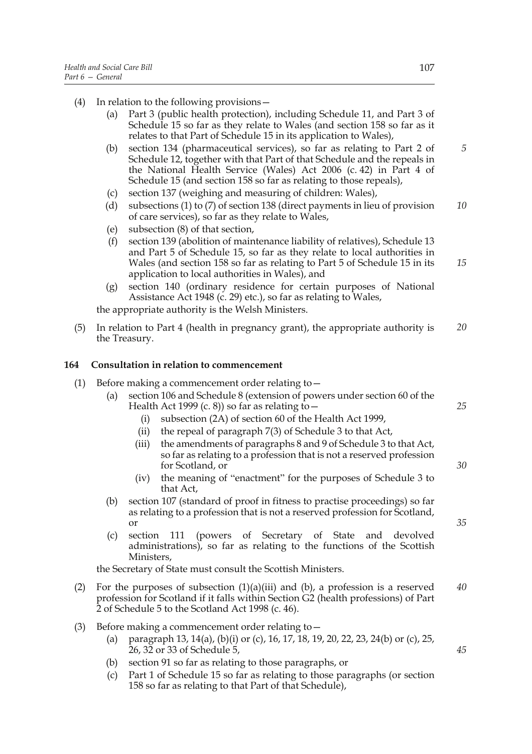(4) In relation to the following provisions—

   (a) Part 3 (public health protection), including Schedule 11, and Part 3 of Schedule 15 so far as they relate to Wales (and section 158 so far as it relates to that Part of Schedule 15 in its application to Wales),

   (b) section 134 (pharmaceutical services), so far as relating to Part 2 of Schedule 12, together with that Part of that Schedule and the repeals in the National Health Service (Wales) Act 2006 (c. 42) in Part 4 of Schedule 15 (and section 158 so far as relating to those repeals),

   (c) section 137 (weighing and measuring of children: Wales),

   (d) subsections (1) to (7) of section 138 (direct payments in lieu of provision of care services), so far as they relate to Wales,

   (e) subsection (8) of that section,

   (f) section 139 (abolition of maintenance liability of relatives), Schedule 13 and Part 5 of Schedule 15, so far as they relate to local authorities in Wales (and section 158 so far as relating to Part 5 of Schedule 15 in its application to local authorities in Wales), and

   (g) section 140 (ordinary residence for certain purposes of National Assistance Act 1948 (c. 29) etc.), so far as relating to Wales,

the appropriate authority is the Welsh Ministers.

(5) In relation to Part 4 (health in pregnancy grant), the appropriate authority is the Treasury.

**164 Consultation in relation to commencement**

(1) Before making a commencement order relating to—

   (a) section 106 and Schedule 8 (extension of powers under section 60 of the Health Act 1999 (c. 8)) so far as relating to—

      (i) subsection (2A) of section 60 of the Health Act 1999,

      (ii) the repeal of paragraph 7(3) of Schedule 3 to that Act,

      (iii) the amendments of paragraphs 8 and 9 of Schedule 3 to that Act, so far as relating to a profession that is not a reserved profession for Scotland, or

      (iv) the meaning of "enactment" for the purposes of Schedule 3 to that Act,

   (b) section 107 (standard of proof in fitness to practise proceedings) so far as relating to a profession that is not a reserved profession for Scotland, or

   (c) section 111 (powers of Secretary of State and devolved administrations), so far as relating to the functions of the Scottish Ministers,

the Secretary of State must consult the Scottish Ministers.

(2) For the purposes of subsection (1)(a)(iii) and (b), a profession is a reserved profession for Scotland if it falls within Section G2 (health professions) of Part 2 of Schedule 5 to the Scotland Act 1998 (c. 46).

(3) Before making a commencement order relating to—

   (a) paragraph 13, 14(a), (b)(i) or (c), 16, 17, 18, 19, 20, 22, 23, 24(b) or (c), 25, 26, 32 or 33 of Schedule 5,

   (b) section 91 so far as relating to those paragraphs, or

   (c) Part 1 of Schedule 15 so far as relating to those paragraphs (or section 158 so far as relating to that Part of that Schedule),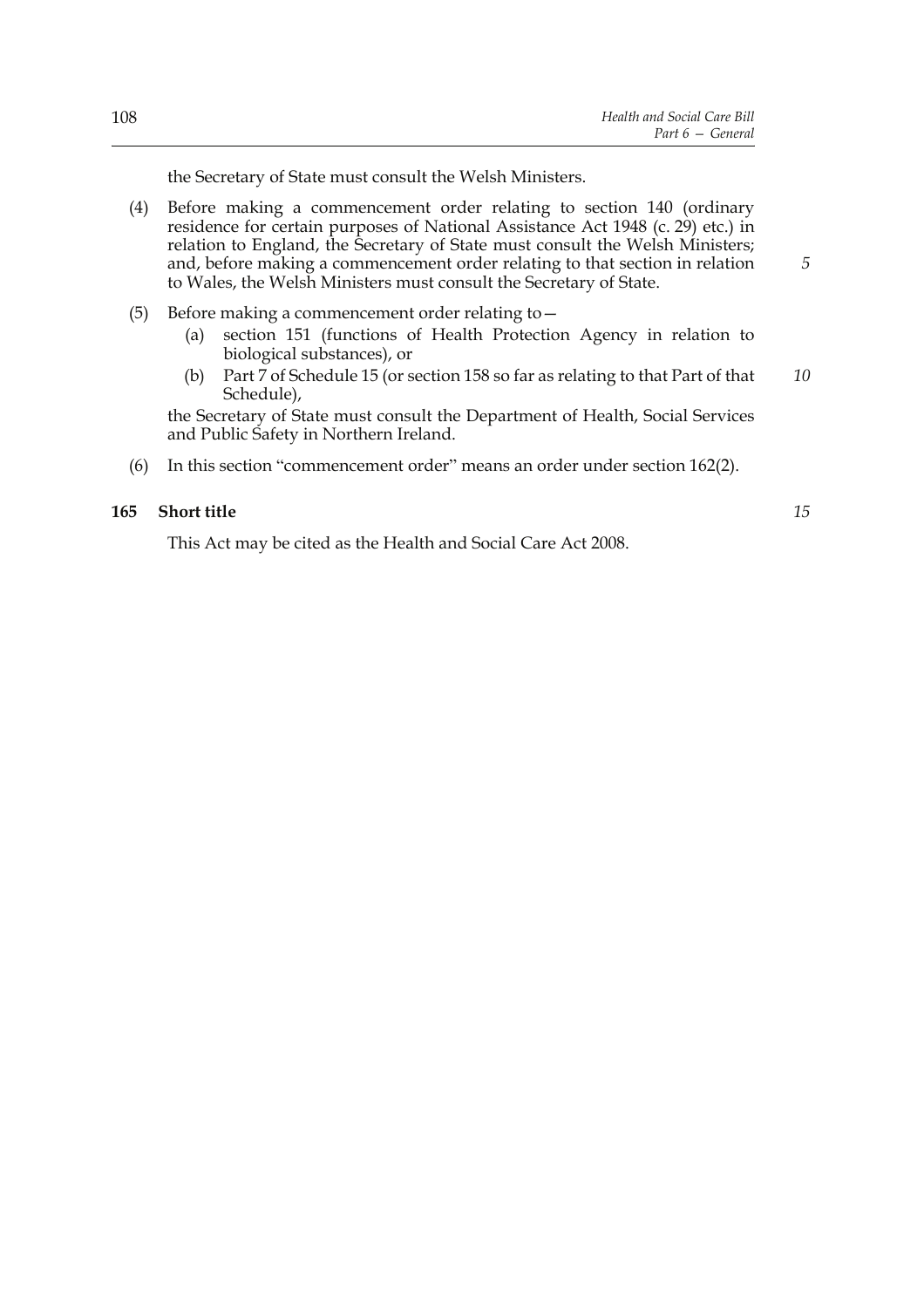the Secretary of State must consult the Welsh Ministers.

(4) Before making a commencement order relating to section 140 (ordinary residence for certain purposes of National Assistance Act 1948 (c. 29) etc.) in relation to England, the Secretary of State must consult the Welsh Ministers; and, before making a commencement order relating to that section in relation to Wales, the Welsh Ministers must consult the Secretary of State.

(5) Before making a commencement order relating to—

(a) section 151 (functions of Health Protection Agency in relation to biological substances), or

(b) Part 7 of Schedule 15 (or section 158 so far as relating to that Part of that Schedule),

the Secretary of State must consult the Department of Health, Social Services and Public Safety in Northern Ireland.

(6) In this section "commencement order" means an order under section 162(2).

**165 Short title**

This Act may be cited as the Health and Social Care Act 2008.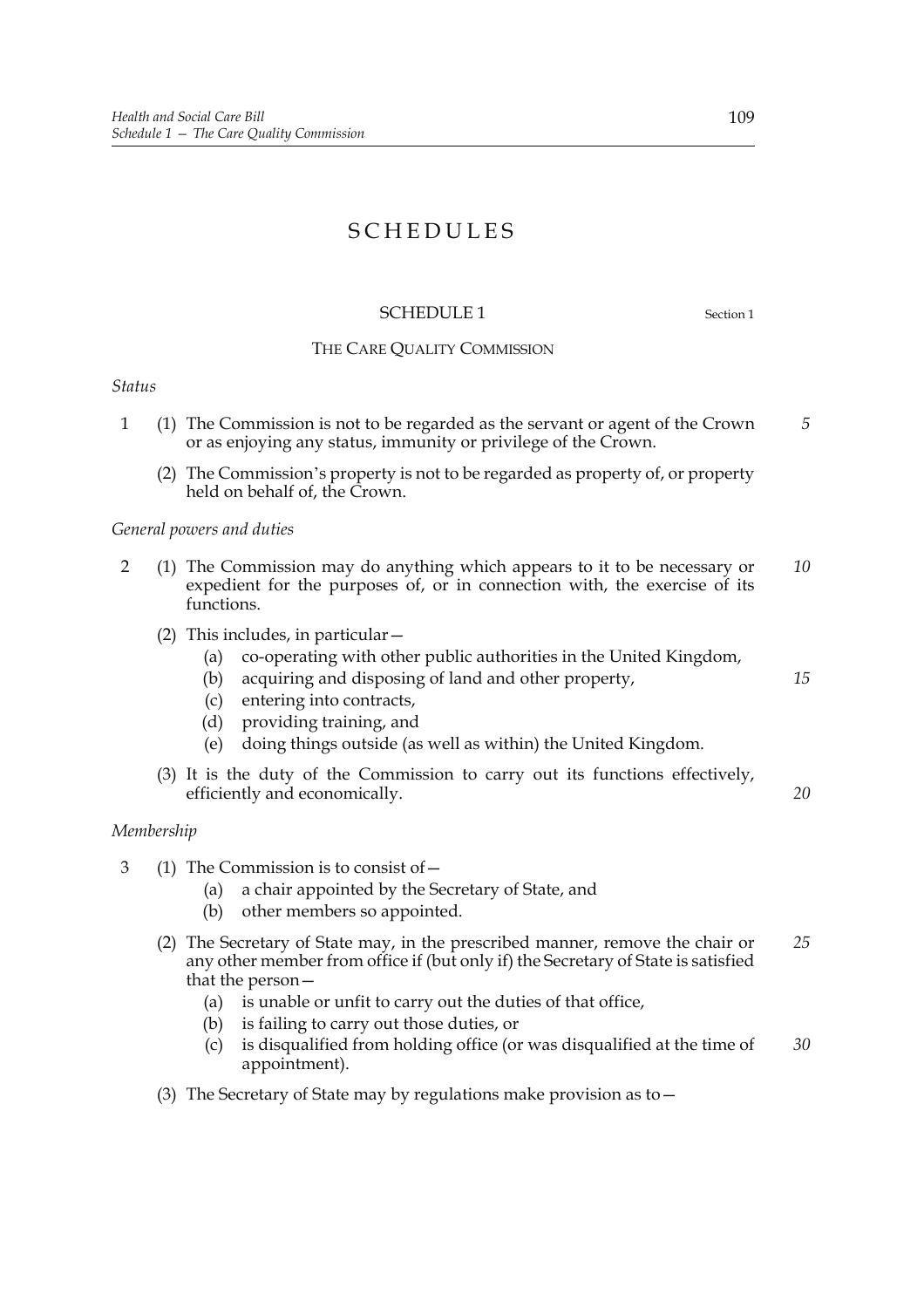# SCHEDULES

## SCHEDULE 1

Section 1

### THE CARE QUALITY COMMISSION

*Status*

1 (1) The Commission is not to be regarded as the servant or agent of the Crown or as enjoying any status, immunity or privilege of the Crown.

(2) The Commission's property is not to be regarded as property of, or property held on behalf of, the Crown.

*General powers and duties*

2 (1) The Commission may do anything which appears to it to be necessary or expedient for the purposes of, or in connection with, the exercise of its functions.

(2) This includes, in particular—

(a) co-operating with other public authorities in the United Kingdom,

(b) acquiring and disposing of land and other property,

(c) entering into contracts,

(d) providing training, and

(e) doing things outside (as well as within) the United Kingdom.

(3) It is the duty of the Commission to carry out its functions effectively, efficiently and economically.

*Membership*

3 (1) The Commission is to consist of—

(a) a chair appointed by the Secretary of State, and

(b) other members so appointed.

(2) The Secretary of State may, in the prescribed manner, remove the chair or any other member from office if (but only if) the Secretary of State is satisfied that the person—

(a) is unable or unfit to carry out the duties of that office,

(b) is failing to carry out those duties, or

(c) is disqualified from holding office (or was disqualified at the time of appointment).

(3) The Secretary of State may by regulations make provision as to—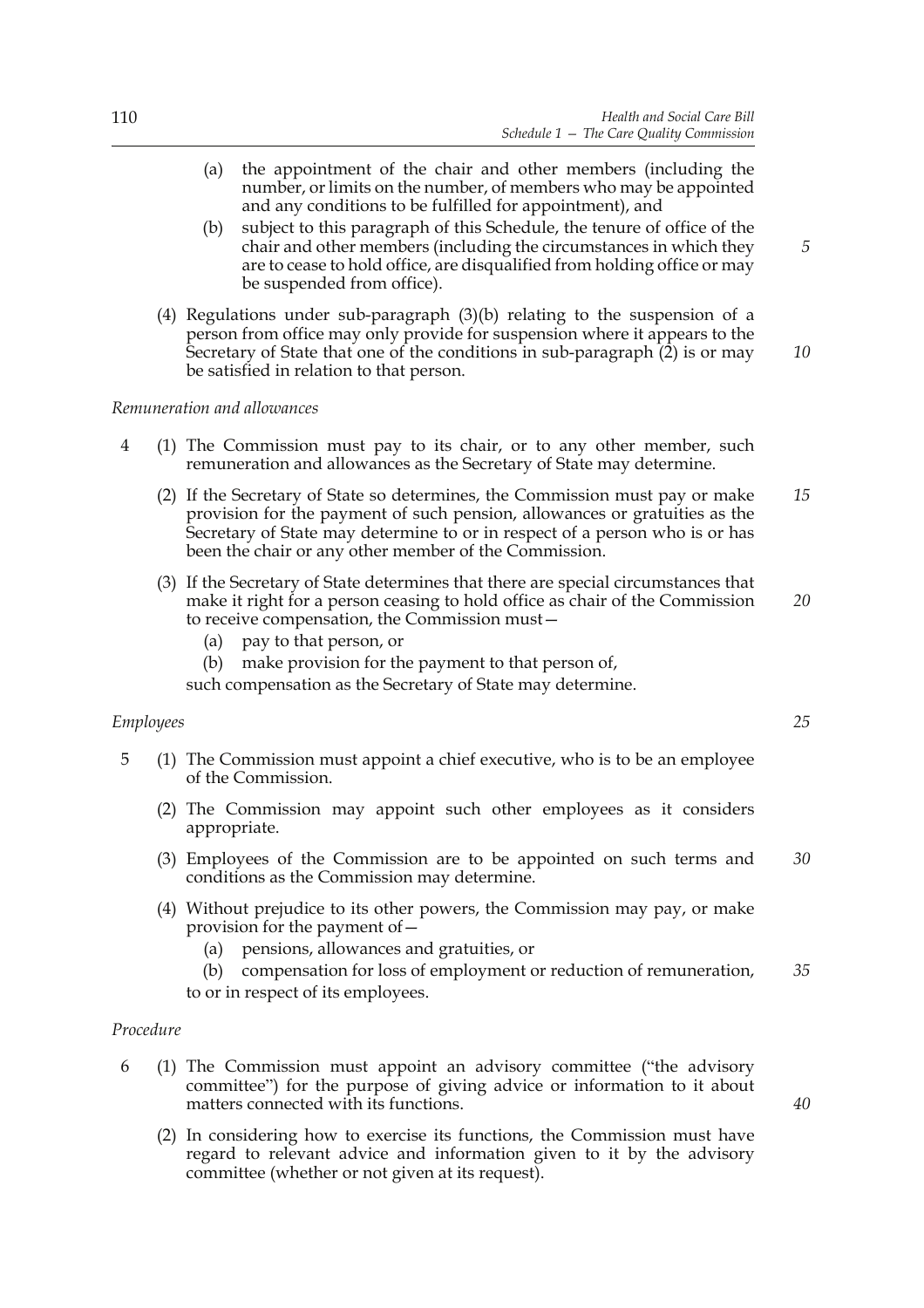(a) the appointment of the chair and other members (including the number, or limits on the number, of members who may be appointed and any conditions to be fulfilled for appointment), and

(b) subject to this paragraph of this Schedule, the tenure of office of the chair and other members (including the circumstances in which they are to cease to hold office, are disqualified from holding office or may be suspended from office).

(4) Regulations under sub-paragraph (3)(b) relating to the suspension of a person from office may only provide for suspension where it appears to the Secretary of State that one of the conditions in sub-paragraph (2) is or may be satisfied in relation to that person.

*Remuneration and allowances*

4 (1) The Commission must pay to its chair, or to any other member, such remuneration and allowances as the Secretary of State may determine.

(2) If the Secretary of State so determines, the Commission must pay or make provision for the payment of such pension, allowances or gratuities as the Secretary of State may determine to or in respect of a person who is or has been the chair or any other member of the Commission.

(3) If the Secretary of State determines that there are special circumstances that make it right for a person ceasing to hold office as chair of the Commission to receive compensation, the Commission must—

(a) pay to that person, or

(b) make provision for the payment to that person of,

such compensation as the Secretary of State may determine.

*Employees*

5 (1) The Commission must appoint a chief executive, who is to be an employee of the Commission.

(2) The Commission may appoint such other employees as it considers appropriate.

(3) Employees of the Commission are to be appointed on such terms and conditions as the Commission may determine.

(4) Without prejudice to its other powers, the Commission may pay, or make provision for the payment of—

(a) pensions, allowances and gratuities, or

(b) compensation for loss of employment or reduction of remuneration,

to or in respect of its employees.

*Procedure*

6 (1) The Commission must appoint an advisory committee ("the advisory committee") for the purpose of giving advice or information to it about matters connected with its functions.

(2) In considering how to exercise its functions, the Commission must have regard to relevant advice and information given to it by the advisory committee (whether or not given at its request).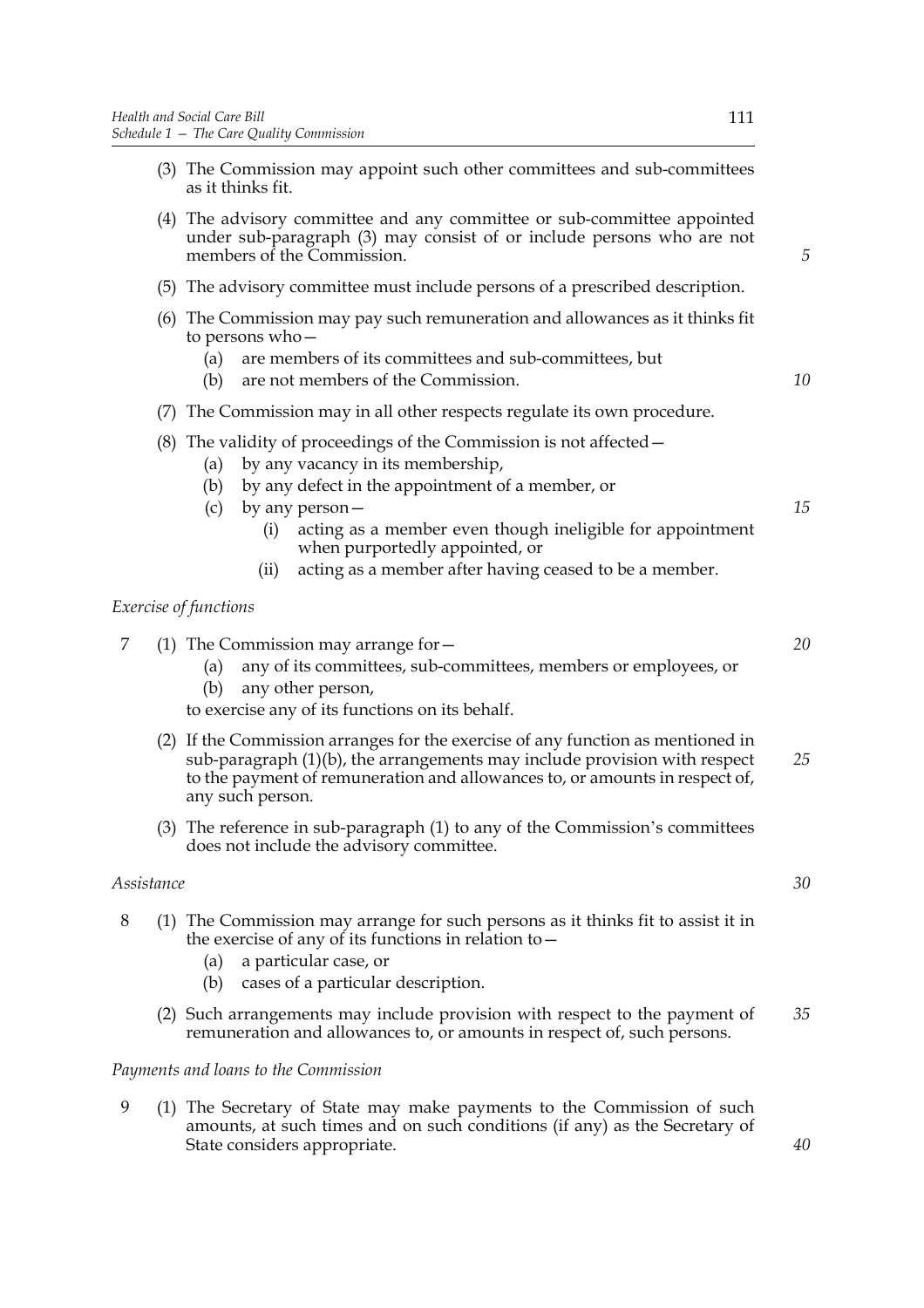(3) The Commission may appoint such other committees and sub-committees as it thinks fit.

(4) The advisory committee and any committee or sub-committee appointed under sub-paragraph (3) may consist of or include persons who are not members of the Commission.

(5) The advisory committee must include persons of a prescribed description.

(6) The Commission may pay such remuneration and allowances as it thinks fit to persons who—

- (a) are members of its committees and sub-committees, but
- (b) are not members of the Commission.

(7) The Commission may in all other respects regulate its own procedure.

(8) The validity of proceedings of the Commission is not affected—

- (a) by any vacancy in its membership,
- (b) by any defect in the appointment of a member, or
- (c) by any person—
  - (i) acting as a member even though ineligible for appointment when purportedly appointed, or
  - (ii) acting as a member after having ceased to be a member.

*Exercise of functions*

7 (1) The Commission may arrange for—

- (a) any of its committees, sub-committees, members or employees, or
- (b) any other person,

to exercise any of its functions on its behalf.

(2) If the Commission arranges for the exercise of any function as mentioned in sub-paragraph (1)(b), the arrangements may include provision with respect to the payment of remuneration and allowances to, or amounts in respect of, any such person.

(3) The reference in sub-paragraph (1) to any of the Commission's committees does not include the advisory committee.

*Assistance*

8 (1) The Commission may arrange for such persons as it thinks fit to assist it in the exercise of any of its functions in relation to—

- (a) a particular case, or
- (b) cases of a particular description.

(2) Such arrangements may include provision with respect to the payment of remuneration and allowances to, or amounts in respect of, such persons.

*Payments and loans to the Commission*

9 (1) The Secretary of State may make payments to the Commission of such amounts, at such times and on such conditions (if any) as the Secretary of State considers appropriate.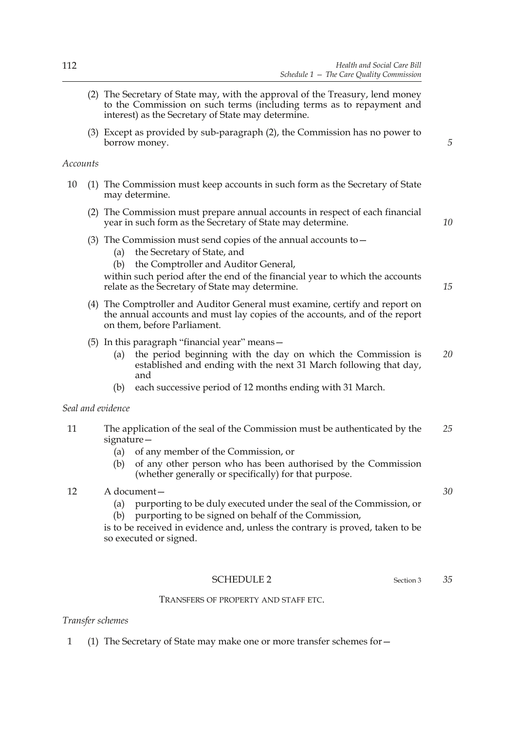(2) The Secretary of State may, with the approval of the Treasury, lend money to the Commission on such terms (including terms as to repayment and interest) as the Secretary of State may determine.

(3) Except as provided by sub-paragraph (2), the Commission has no power to borrow money.

*Accounts*

10 (1) The Commission must keep accounts in such form as the Secretary of State may determine.

(2) The Commission must prepare annual accounts in respect of each financial year in such form as the Secretary of State may determine.

(3) The Commission must send copies of the annual accounts to—

(a) the Secretary of State, and

(b) the Comptroller and Auditor General,

within such period after the end of the financial year to which the accounts relate as the Secretary of State may determine.

(4) The Comptroller and Auditor General must examine, certify and report on the annual accounts and must lay copies of the accounts, and of the report on them, before Parliament.

(5) In this paragraph "financial year" means—

(a) the period beginning with the day on which the Commission is established and ending with the next 31 March following that day, and

(b) each successive period of 12 months ending with 31 March.

*Seal and evidence*

11 The application of the seal of the Commission must be authenticated by the signature—

(a) of any member of the Commission, or

(b) of any other person who has been authorised by the Commission (whether generally or specifically) for that purpose.

12 A document—

(a) purporting to be duly executed under the seal of the Commission, or

(b) purporting to be signed on behalf of the Commission,

is to be received in evidence and, unless the contrary is proved, taken to be so executed or signed.

## SCHEDULE 2

Section 3

TRANSFERS OF PROPERTY AND STAFF ETC.

*Transfer schemes*

1 (1) The Secretary of State may make one or more transfer schemes for—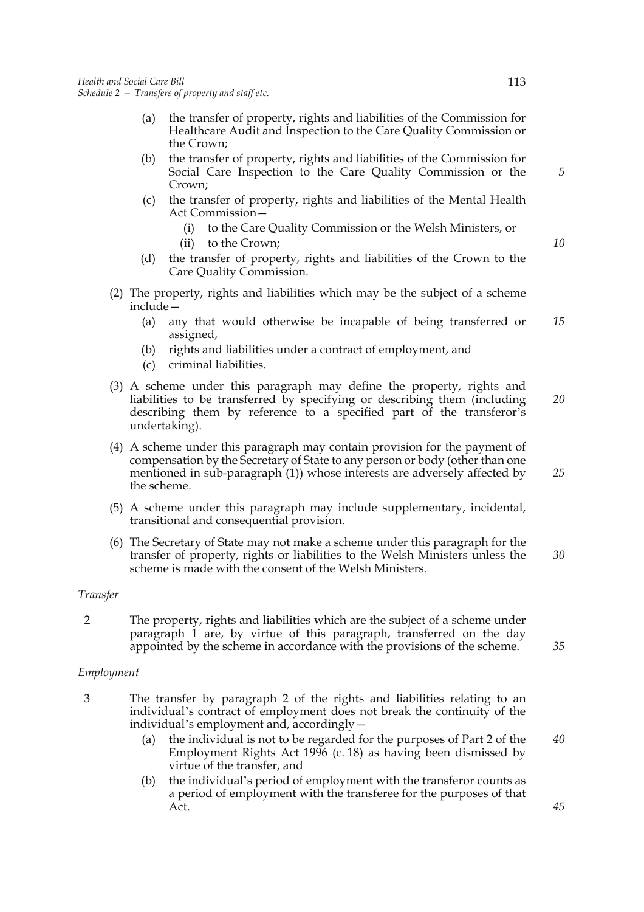(a) the transfer of property, rights and liabilities of the Commission for Healthcare Audit and Inspection to the Care Quality Commission or the Crown;

(b) the transfer of property, rights and liabilities of the Commission for Social Care Inspection to the Care Quality Commission or the Crown;

(c) the transfer of property, rights and liabilities of the Mental Health Act Commission—

(i) to the Care Quality Commission or the Welsh Ministers, or

(ii) to the Crown;

(d) the transfer of property, rights and liabilities of the Crown to the Care Quality Commission.

(2) The property, rights and liabilities which may be the subject of a scheme include—

(a) any that would otherwise be incapable of being transferred or assigned,

(b) rights and liabilities under a contract of employment, and

(c) criminal liabilities.

(3) A scheme under this paragraph may define the property, rights and liabilities to be transferred by specifying or describing them (including describing them by reference to a specified part of the transferor's undertaking).

(4) A scheme under this paragraph may contain provision for the payment of compensation by the Secretary of State to any person or body (other than one mentioned in sub-paragraph (1)) whose interests are adversely affected by the scheme.

(5) A scheme under this paragraph may include supplementary, incidental, transitional and consequential provision.

(6) The Secretary of State may not make a scheme under this paragraph for the transfer of property, rights or liabilities to the Welsh Ministers unless the scheme is made with the consent of the Welsh Ministers.

*Transfer*

2 The property, rights and liabilities which are the subject of a scheme under paragraph 1 are, by virtue of this paragraph, transferred on the day appointed by the scheme in accordance with the provisions of the scheme.

*Employment*

3 The transfer by paragraph 2 of the rights and liabilities relating to an individual's contract of employment does not break the continuity of the individual's employment and, accordingly—

(a) the individual is not to be regarded for the purposes of Part 2 of the Employment Rights Act 1996 (c. 18) as having been dismissed by virtue of the transfer, and

(b) the individual's period of employment with the transferor counts as a period of employment with the transferee for the purposes of that Act.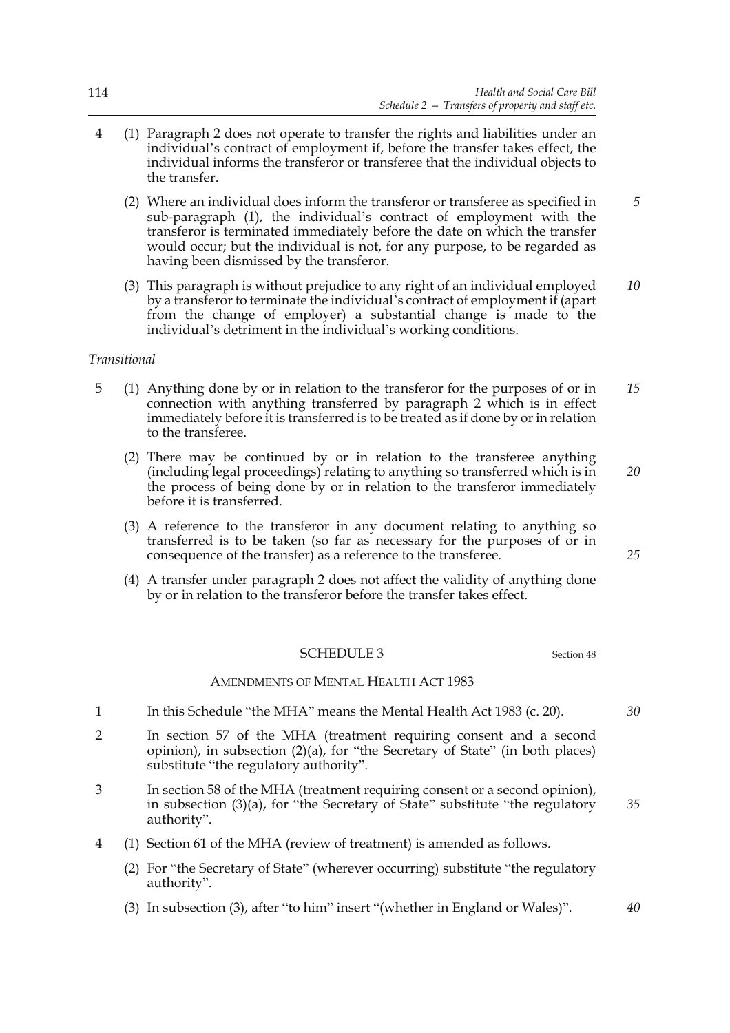4 (1) Paragraph 2 does not operate to transfer the rights and liabilities under an individual's contract of employment if, before the transfer takes effect, the individual informs the transferor or transferee that the individual objects to the transfer.

(2) Where an individual does inform the transferor or transferee as specified in sub-paragraph (1), the individual's contract of employment with the transferor is terminated immediately before the date on which the transfer would occur; but the individual is not, for any purpose, to be regarded as having been dismissed by the transferor.

(3) This paragraph is without prejudice to any right of an individual employed by a transferor to terminate the individual's contract of employment if (apart from the change of employer) a substantial change is made to the individual's detriment in the individual's working conditions.

*Transitional*

5 (1) Anything done by or in relation to the transferor for the purposes of or in connection with anything transferred by paragraph 2 which is in effect immediately before it is transferred is to be treated as if done by or in relation to the transferee.

(2) There may be continued by or in relation to the transferee anything (including legal proceedings) relating to anything so transferred which is in the process of being done by or in relation to the transferor immediately before it is transferred.

(3) A reference to the transferor in any document relating to anything so transferred is to be taken (so far as necessary for the purposes of or in consequence of the transfer) as a reference to the transferee.

(4) A transfer under paragraph 2 does not affect the validity of anything done by or in relation to the transferor before the transfer takes effect.

## SCHEDULE 3

Section 48

### AMENDMENTS OF MENTAL HEALTH ACT 1983

1 In this Schedule "the MHA" means the Mental Health Act 1983 (c. 20).

2 In section 57 of the MHA (treatment requiring consent and a second opinion), in subsection (2)(a), for "the Secretary of State" (in both places) substitute "the regulatory authority".

3 In section 58 of the MHA (treatment requiring consent or a second opinion), in subsection (3)(a), for "the Secretary of State" substitute "the regulatory authority".

4 (1) Section 61 of the MHA (review of treatment) is amended as follows.

(2) For "the Secretary of State" (wherever occurring) substitute "the regulatory authority".

(3) In subsection (3), after "to him" insert "(whether in England or Wales)".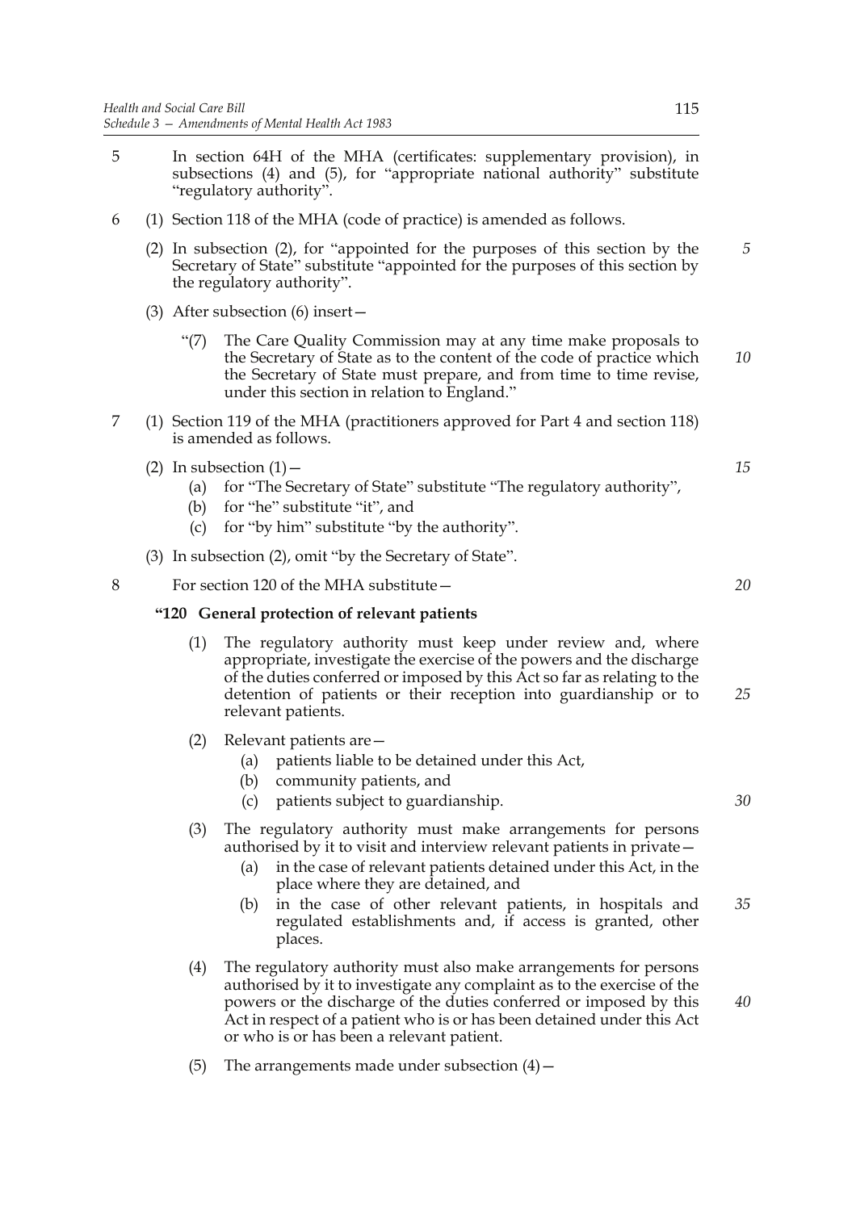5 In section 64H of the MHA (certificates: supplementary provision), in subsections (4) and (5), for "appropriate national authority" substitute "regulatory authority".

6 (1) Section 118 of the MHA (code of practice) is amended as follows.

(2) In subsection (2), for "appointed for the purposes of this section by the Secretary of State" substitute "appointed for the purposes of this section by the regulatory authority".

(3) After subsection (6) insert—

"(7) The Care Quality Commission may at any time make proposals to the Secretary of State as to the content of the code of practice which the Secretary of State must prepare, and from time to time revise, under this section in relation to England."

7 (1) Section 119 of the MHA (practitioners approved for Part 4 and section 118) is amended as follows.

(2) In subsection (1)—

- (a) for "The Secretary of State" substitute "The regulatory authority",
- (b) for "he" substitute "it", and
- (c) for "by him" substitute "by the authority".

(3) In subsection (2), omit "by the Secretary of State".

8 For section 120 of the MHA substitute—

**"120 General protection of relevant patients**

(1) The regulatory authority must keep under review and, where appropriate, investigate the exercise of the powers and the discharge of the duties conferred or imposed by this Act so far as relating to the detention of patients or their reception into guardianship or to relevant patients.

(2) Relevant patients are—

- (a) patients liable to be detained under this Act,
- (b) community patients, and
- (c) patients subject to guardianship.

(3) The regulatory authority must make arrangements for persons authorised by it to visit and interview relevant patients in private—

- (a) in the case of relevant patients detained under this Act, in the place where they are detained, and
- (b) in the case of other relevant patients, in hospitals and regulated establishments and, if access is granted, other places.

(4) The regulatory authority must also make arrangements for persons authorised by it to investigate any complaint as to the exercise of the powers or the discharge of the duties conferred or imposed by this Act in respect of a patient who is or has been detained under this Act or who is or has been a relevant patient.

(5) The arrangements made under subsection (4)—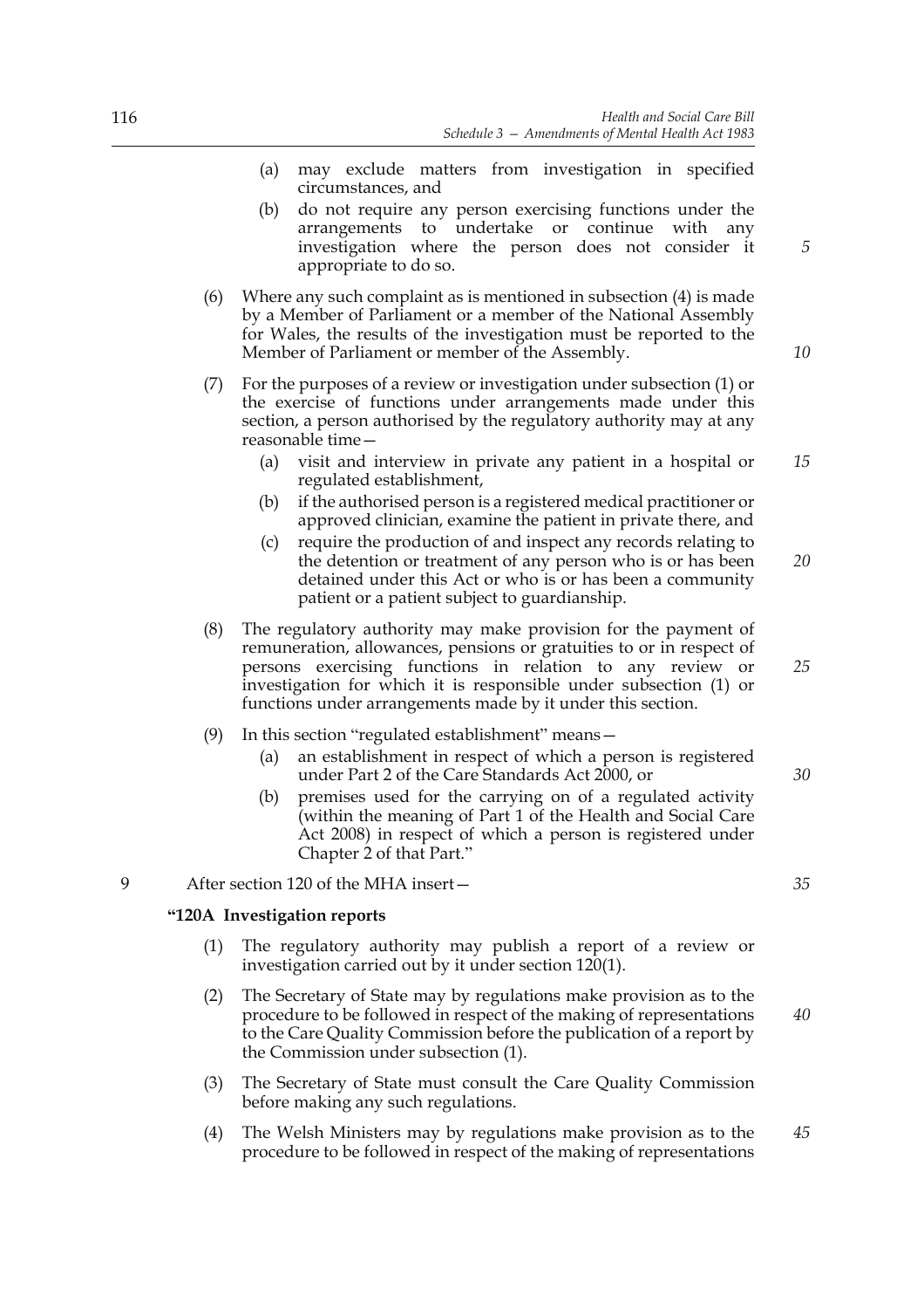(a) may exclude matters from investigation in specified circumstances, and

(b) do not require any person exercising functions under the arrangements to undertake or continue with any investigation where the person does not consider it appropriate to do so.

(6) Where any such complaint as is mentioned in subsection (4) is made by a Member of Parliament or a member of the National Assembly for Wales, the results of the investigation must be reported to the Member of Parliament or member of the Assembly.

(7) For the purposes of a review or investigation under subsection (1) or the exercise of functions under arrangements made under this section, a person authorised by the regulatory authority may at any reasonable time—

(a) visit and interview in private any patient in a hospital or regulated establishment,

(b) if the authorised person is a registered medical practitioner or approved clinician, examine the patient in private there, and

(c) require the production of and inspect any records relating to the detention or treatment of any person who is or has been detained under this Act or who is or has been a community patient or a patient subject to guardianship.

(8) The regulatory authority may make provision for the payment of remuneration, allowances, pensions or gratuities to or in respect of persons exercising functions in relation to any review or investigation for which it is responsible under subsection (1) or functions under arrangements made by it under this section.

(9) In this section "regulated establishment" means—

(a) an establishment in respect of which a person is registered under Part 2 of the Care Standards Act 2000, or

(b) premises used for the carrying on of a regulated activity (within the meaning of Part 1 of the Health and Social Care Act 2008) in respect of which a person is registered under Chapter 2 of that Part."

9 After section 120 of the MHA insert—

**"120A Investigation reports**

(1) The regulatory authority may publish a report of a review or investigation carried out by it under section 120(1).

(2) The Secretary of State may by regulations make provision as to the procedure to be followed in respect of the making of representations to the Care Quality Commission before the publication of a report by the Commission under subsection (1).

(3) The Secretary of State must consult the Care Quality Commission before making any such regulations.

(4) The Welsh Ministers may by regulations make provision as to the procedure to be followed in respect of the making of representations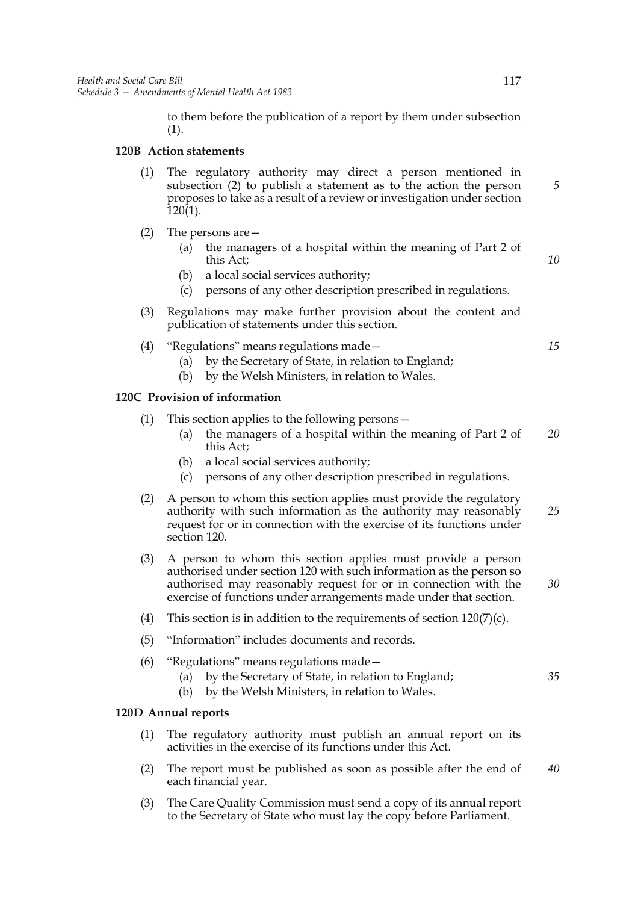to them before the publication of a report by them under subsection (1).

**120B Action statements**

(1) The regulatory authority may direct a person mentioned in subsection (2) to publish a statement as to the action the person proposes to take as a result of a review or investigation under section 120(1).

(2) The persons are—

(a) the managers of a hospital within the meaning of Part 2 of this Act;

(b) a local social services authority;

(c) persons of any other description prescribed in regulations.

(3) Regulations may make further provision about the content and publication of statements under this section.

(4) "Regulations" means regulations made—

(a) by the Secretary of State, in relation to England;

(b) by the Welsh Ministers, in relation to Wales.

**120C Provision of information**

(1) This section applies to the following persons—

(a) the managers of a hospital within the meaning of Part 2 of this Act;

(b) a local social services authority;

(c) persons of any other description prescribed in regulations.

(2) A person to whom this section applies must provide the regulatory authority with such information as the authority may reasonably request for or in connection with the exercise of its functions under section 120.

(3) A person to whom this section applies must provide a person authorised under section 120 with such information as the person so authorised may reasonably request for or in connection with the exercise of functions under arrangements made under that section.

(4) This section is in addition to the requirements of section 120(7)(c).

(5) "Information" includes documents and records.

(6) "Regulations" means regulations made—

(a) by the Secretary of State, in relation to England;

(b) by the Welsh Ministers, in relation to Wales.

**120D Annual reports**

(1) The regulatory authority must publish an annual report on its activities in the exercise of its functions under this Act.

(2) The report must be published as soon as possible after the end of each financial year.

(3) The Care Quality Commission must send a copy of its annual report to the Secretary of State who must lay the copy before Parliament.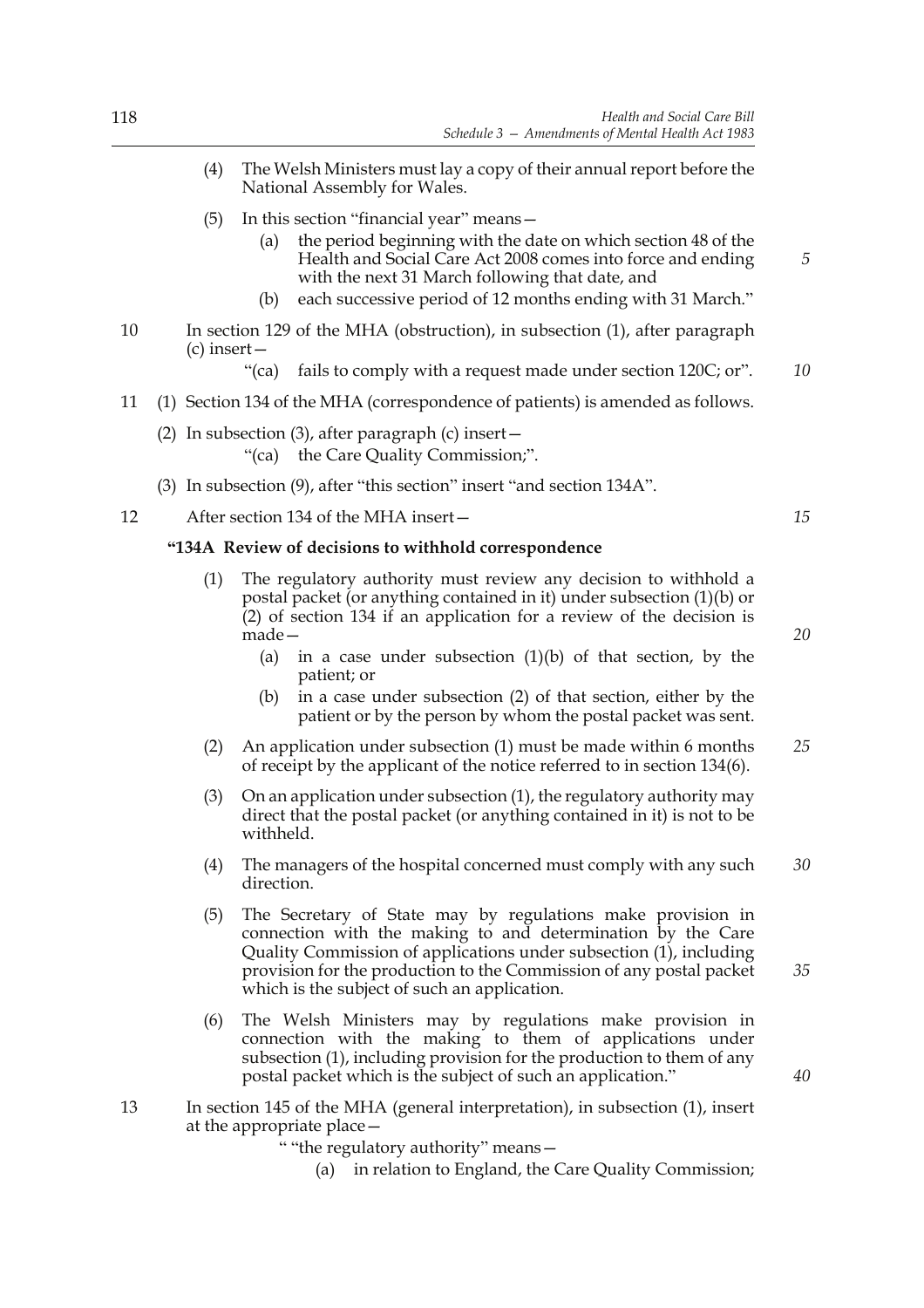(4) The Welsh Ministers must lay a copy of their annual report before the National Assembly for Wales.

(5) In this section "financial year" means—

(a) the period beginning with the date on which section 48 of the Health and Social Care Act 2008 comes into force and ending with the next 31 March following that date, and

(b) each successive period of 12 months ending with 31 March."

10 In section 129 of the MHA (obstruction), in subsection (1), after paragraph (c) insert—

"(ca) fails to comply with a request made under section 120C; or".

11 (1) Section 134 of the MHA (correspondence of patients) is amended as follows.

(2) In subsection (3), after paragraph (c) insert—

"(ca) the Care Quality Commission;".

(3) In subsection (9), after "this section" insert "and section 134A".

12 After section 134 of the MHA insert—

**"134A Review of decisions to withhold correspondence**

(1) The regulatory authority must review any decision to withhold a postal packet (or anything contained in it) under subsection (1)(b) or (2) of section 134 if an application for a review of the decision is made—

(a) in a case under subsection (1)(b) of that section, by the patient; or

(b) in a case under subsection (2) of that section, either by the patient or by the person by whom the postal packet was sent.

(2) An application under subsection (1) must be made within 6 months of receipt by the applicant of the notice referred to in section 134(6).

(3) On an application under subsection (1), the regulatory authority may direct that the postal packet (or anything contained in it) is not to be withheld.

(4) The managers of the hospital concerned must comply with any such direction.

(5) The Secretary of State may by regulations make provision in connection with the making to and determination by the Care Quality Commission of applications under subsection (1), including provision for the production to the Commission of any postal packet which is the subject of such an application.

(6) The Welsh Ministers may by regulations make provision in connection with the making to them of applications under subsection (1), including provision for the production to them of any postal packet which is the subject of such an application."

13 In section 145 of the MHA (general interpretation), in subsection (1), insert at the appropriate place—

" "the regulatory authority" means—

(a) in relation to England, the Care Quality Commission;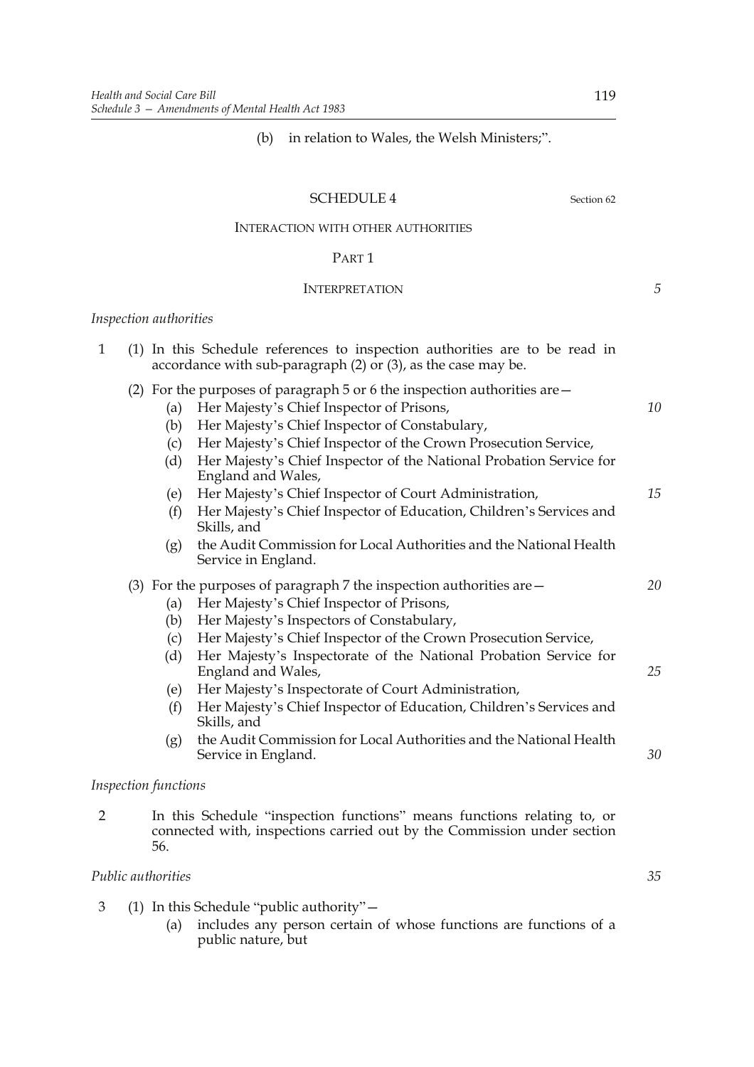(b) in relation to Wales, the Welsh Ministers;".

# SCHEDULE 4

Section 62

## INTERACTION WITH OTHER AUTHORITIES

### PART 1

### INTERPRETATION

*Inspection authorities*

1 (1) In this Schedule references to inspection authorities are to be read in accordance with sub-paragraph (2) or (3), as the case may be.

(2) For the purposes of paragraph 5 or 6 the inspection authorities are—

- (a) Her Majesty's Chief Inspector of Prisons,
- (b) Her Majesty's Chief Inspector of Constabulary,
- (c) Her Majesty's Chief Inspector of the Crown Prosecution Service,
- (d) Her Majesty's Chief Inspector of the National Probation Service for England and Wales,
- (e) Her Majesty's Chief Inspector of Court Administration,
- (f) Her Majesty's Chief Inspector of Education, Children's Services and Skills, and
- (g) the Audit Commission for Local Authorities and the National Health Service in England.

(3) For the purposes of paragraph 7 the inspection authorities are—

- (a) Her Majesty's Chief Inspector of Prisons,
- (b) Her Majesty's Inspectors of Constabulary,
- (c) Her Majesty's Chief Inspector of the Crown Prosecution Service,
- (d) Her Majesty's Inspectorate of the National Probation Service for England and Wales,
- (e) Her Majesty's Inspectorate of Court Administration,
- (f) Her Majesty's Chief Inspector of Education, Children's Services and Skills, and
- (g) the Audit Commission for Local Authorities and the National Health Service in England.

*Inspection functions*

2 In this Schedule "inspection functions" means functions relating to, or connected with, inspections carried out by the Commission under section 56.

*Public authorities*

3 (1) In this Schedule "public authority"—

- (a) includes any person certain of whose functions are functions of a public nature, but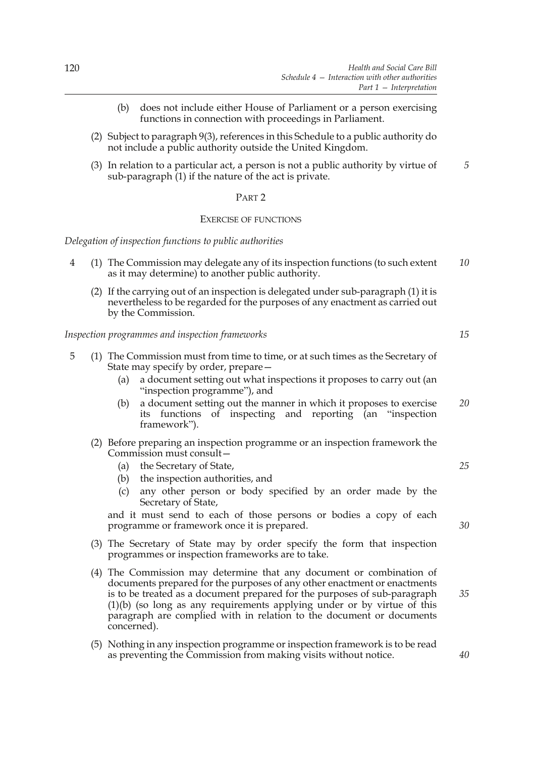(b) does not include either House of Parliament or a person exercising functions in connection with proceedings in Parliament.

(2) Subject to paragraph 9(3), references in this Schedule to a public authority do not include a public authority outside the United Kingdom.

(3) In relation to a particular act, a person is not a public authority by virtue of sub-paragraph (1) if the nature of the act is private.

## PART 2

### EXERCISE OF FUNCTIONS

*Delegation of inspection functions to public authorities*

4 (1) The Commission may delegate any of its inspection functions (to such extent as it may determine) to another public authority.

(2) If the carrying out of an inspection is delegated under sub-paragraph (1) it is nevertheless to be regarded for the purposes of any enactment as carried out by the Commission.

*Inspection programmes and inspection frameworks*

5 (1) The Commission must from time to time, or at such times as the Secretary of State may specify by order, prepare—

(a) a document setting out what inspections it proposes to carry out (an "inspection programme"), and

(b) a document setting out the manner in which it proposes to exercise its functions of inspecting and reporting (an "inspection framework").

(2) Before preparing an inspection programme or an inspection framework the Commission must consult—

(a) the Secretary of State,

(b) the inspection authorities, and

(c) any other person or body specified by an order made by the Secretary of State,

and it must send to each of those persons or bodies a copy of each programme or framework once it is prepared.

(3) The Secretary of State may by order specify the form that inspection programmes or inspection frameworks are to take.

(4) The Commission may determine that any document or combination of documents prepared for the purposes of any other enactment or enactments is to be treated as a document prepared for the purposes of sub-paragraph (1)(b) (so long as any requirements applying under or by virtue of this paragraph are complied with in relation to the document or documents concerned).

(5) Nothing in any inspection programme or inspection framework is to be read as preventing the Commission from making visits without notice.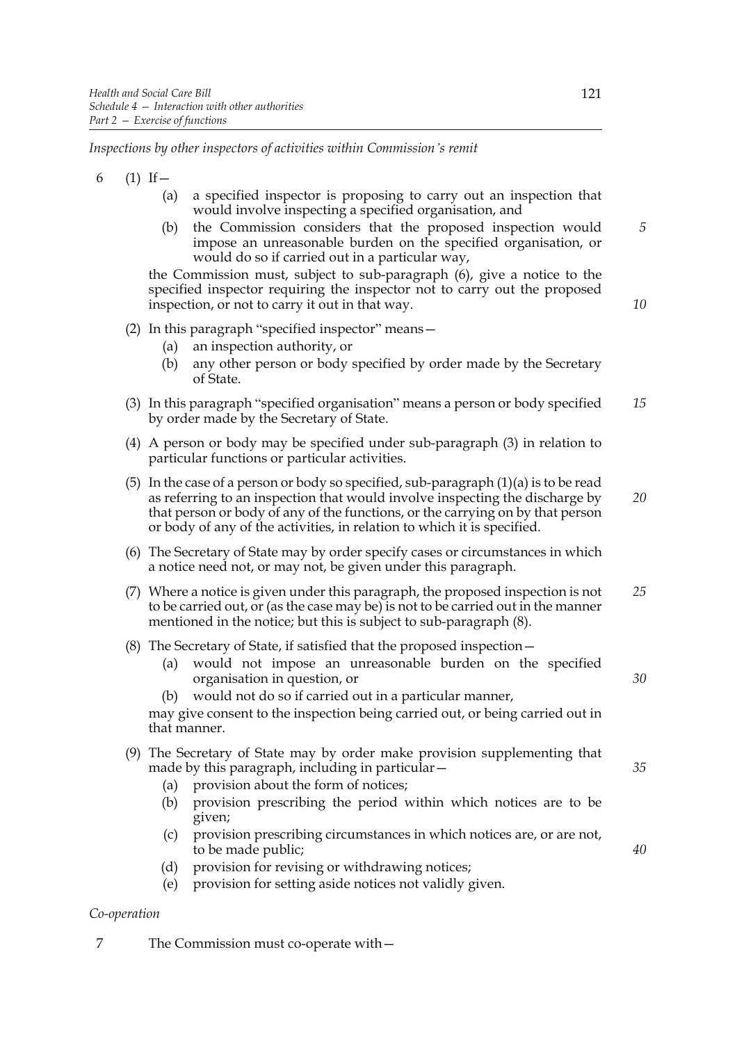*Inspections by other inspectors of activities within Commission's remit*

6 (1) If—

(a) a specified inspector is proposing to carry out an inspection that would involve inspecting a specified organisation, and

(b) the Commission considers that the proposed inspection would impose an unreasonable burden on the specified organisation, or would do so if carried out in a particular way,

the Commission must, subject to sub-paragraph (6), give a notice to the specified inspector requiring the inspector not to carry out the proposed inspection, or not to carry it out in that way.

(2) In this paragraph "specified inspector" means—

(a) an inspection authority, or

(b) any other person or body specified by order made by the Secretary of State.

(3) In this paragraph "specified organisation" means a person or body specified by order made by the Secretary of State.

(4) A person or body may be specified under sub-paragraph (3) in relation to particular functions or particular activities.

(5) In the case of a person or body so specified, sub-paragraph (1)(a) is to be read as referring to an inspection that would involve inspecting the discharge by that person or body of any of the functions, or the carrying on by that person or body of any of the activities, in relation to which it is specified.

(6) The Secretary of State may by order specify cases or circumstances in which a notice need not, or may not, be given under this paragraph.

(7) Where a notice is given under this paragraph, the proposed inspection is not to be carried out, or (as the case may be) is not to be carried out in the manner mentioned in the notice; but this is subject to sub-paragraph (8).

(8) The Secretary of State, if satisfied that the proposed inspection—

(a) would not impose an unreasonable burden on the specified organisation in question, or

(b) would not do so if carried out in a particular manner,

may give consent to the inspection being carried out, or being carried out in that manner.

(9) The Secretary of State may by order make provision supplementing that made by this paragraph, including in particular—

(a) provision about the form of notices;

(b) provision prescribing the period within which notices are to be given;

(c) provision prescribing circumstances in which notices are, or are not, to be made public;

(d) provision for revising or withdrawing notices;

(e) provision for setting aside notices not validly given.

*Co-operation*

7 The Commission must co-operate with—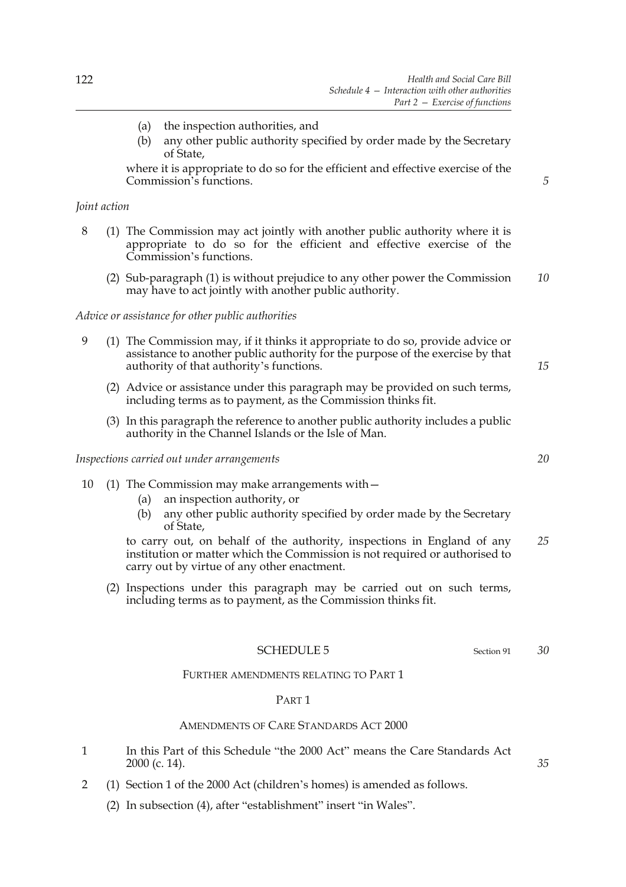(a) the inspection authorities, and

(b) any other public authority specified by order made by the Secretary of State,

where it is appropriate to do so for the efficient and effective exercise of the Commission's functions.

*Joint action*

8 (1) The Commission may act jointly with another public authority where it is appropriate to do so for the efficient and effective exercise of the Commission's functions.

(2) Sub-paragraph (1) is without prejudice to any other power the Commission may have to act jointly with another public authority.

*Advice or assistance for other public authorities*

9 (1) The Commission may, if it thinks it appropriate to do so, provide advice or assistance to another public authority for the purpose of the exercise by that authority of that authority's functions.

(2) Advice or assistance under this paragraph may be provided on such terms, including terms as to payment, as the Commission thinks fit.

(3) In this paragraph the reference to another public authority includes a public authority in the Channel Islands or the Isle of Man.

*Inspections carried out under arrangements*

10 (1) The Commission may make arrangements with—

(a) an inspection authority, or

(b) any other public authority specified by order made by the Secretary of State,

to carry out, on behalf of the authority, inspections in England of any institution or matter which the Commission is not required or authorised to carry out by virtue of any other enactment.

(2) Inspections under this paragraph may be carried out on such terms, including terms as to payment, as the Commission thinks fit.

## SCHEDULE 5

Section 91

### FURTHER AMENDMENTS RELATING TO PART 1

#### PART 1

#### AMENDMENTS OF CARE STANDARDS ACT 2000

1 In this Part of this Schedule "the 2000 Act" means the Care Standards Act 2000 (c. 14).

2 (1) Section 1 of the 2000 Act (children's homes) is amended as follows.

(2) In subsection (4), after "establishment" insert "in Wales".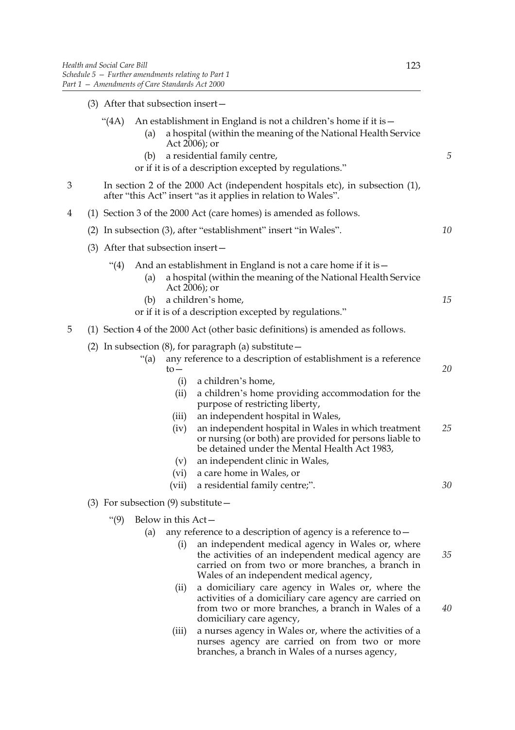(3) After that subsection insert—

"(4A) An establishment in England is not a children's home if it is—

(a) a hospital (within the meaning of the National Health Service Act 2006); or

(b) a residential family centre,

or if it is of a description excepted by regulations."

3 In section 2 of the 2000 Act (independent hospitals etc), in subsection (1), after "this Act" insert "as it applies in relation to Wales".

4 (1) Section 3 of the 2000 Act (care homes) is amended as follows.

(2) In subsection (3), after "establishment" insert "in Wales".

(3) After that subsection insert—

"(4) And an establishment in England is not a care home if it is—

(a) a hospital (within the meaning of the National Health Service Act 2006); or

(b) a children's home,

or if it is of a description excepted by regulations."

5 (1) Section 4 of the 2000 Act (other basic definitions) is amended as follows.

(2) In subsection (8), for paragraph (a) substitute—

"(a) any reference to a description of establishment is a reference to—

(i) a children's home,

(ii) a children's home providing accommodation for the purpose of restricting liberty,

(iii) an independent hospital in Wales,

(iv) an independent hospital in Wales in which treatment or nursing (or both) are provided for persons liable to be detained under the Mental Health Act 1983,

(v) an independent clinic in Wales,

(vi) a care home in Wales, or

(vii) a residential family centre;".

(3) For subsection (9) substitute—

"(9) Below in this Act—

(a) any reference to a description of agency is a reference to—

(i) an independent medical agency in Wales or, where the activities of an independent medical agency are carried on from two or more branches, a branch in Wales of an independent medical agency,

(ii) a domiciliary care agency in Wales or, where the activities of a domiciliary care agency are carried on from two or more branches, a branch in Wales of a domiciliary care agency,

(iii) a nurses agency in Wales or, where the activities of a nurses agency are carried on from two or more branches, a branch in Wales of a nurses agency,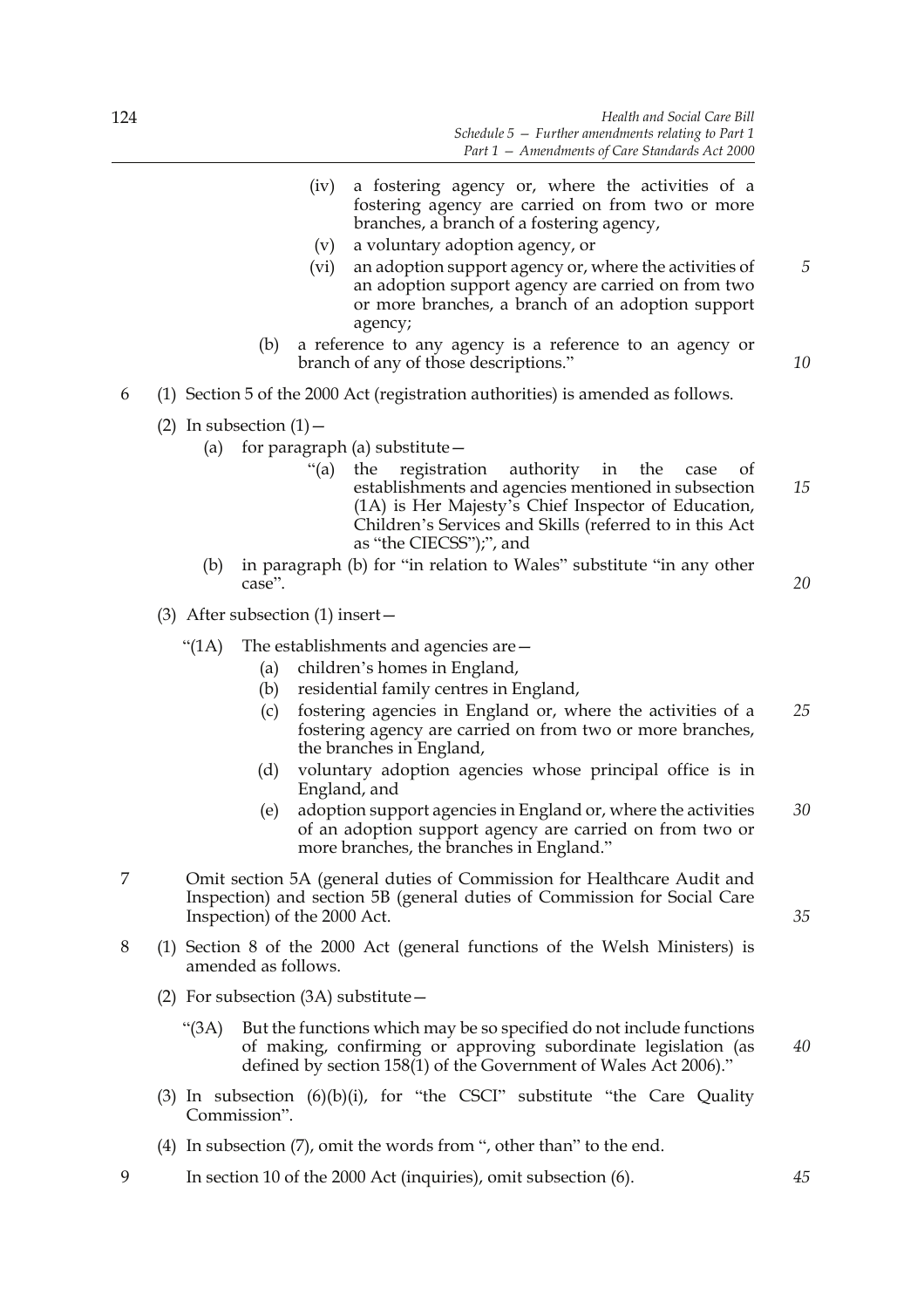(iv) a fostering agency or, where the activities of a fostering agency are carried on from two or more branches, a branch of a fostering agency,

(v) a voluntary adoption agency, or

(vi) an adoption support agency or, where the activities of an adoption support agency are carried on from two or more branches, a branch of an adoption support agency;

(b) a reference to any agency is a reference to an agency or branch of any of those descriptions."

6 (1) Section 5 of the 2000 Act (registration authorities) is amended as follows.

(2) In subsection (1)—

(a) for paragraph (a) substitute—

"(a) the registration authority in the case of establishments and agencies mentioned in subsection (1A) is Her Majesty's Chief Inspector of Education, Children's Services and Skills (referred to in this Act as "the CIECSS");", and

(b) in paragraph (b) for "in relation to Wales" substitute "in any other case".

(3) After subsection (1) insert—

"(1A) The establishments and agencies are—

(a) children's homes in England,

(b) residential family centres in England,

(c) fostering agencies in England or, where the activities of a fostering agency are carried on from two or more branches, the branches in England,

(d) voluntary adoption agencies whose principal office is in England, and

(e) adoption support agencies in England or, where the activities of an adoption support agency are carried on from two or more branches, the branches in England."

7 Omit section 5A (general duties of Commission for Healthcare Audit and Inspection) and section 5B (general duties of Commission for Social Care Inspection) of the 2000 Act.

8 (1) Section 8 of the 2000 Act (general functions of the Welsh Ministers) is amended as follows.

(2) For subsection (3A) substitute—

"(3A) But the functions which may be so specified do not include functions of making, confirming or approving subordinate legislation (as defined by section 158(1) of the Government of Wales Act 2006)."

(3) In subsection (6)(b)(i), for "the CSCI" substitute "the Care Quality Commission".

(4) In subsection (7), omit the words from ", other than" to the end.

9 In section 10 of the 2000 Act (inquiries), omit subsection (6).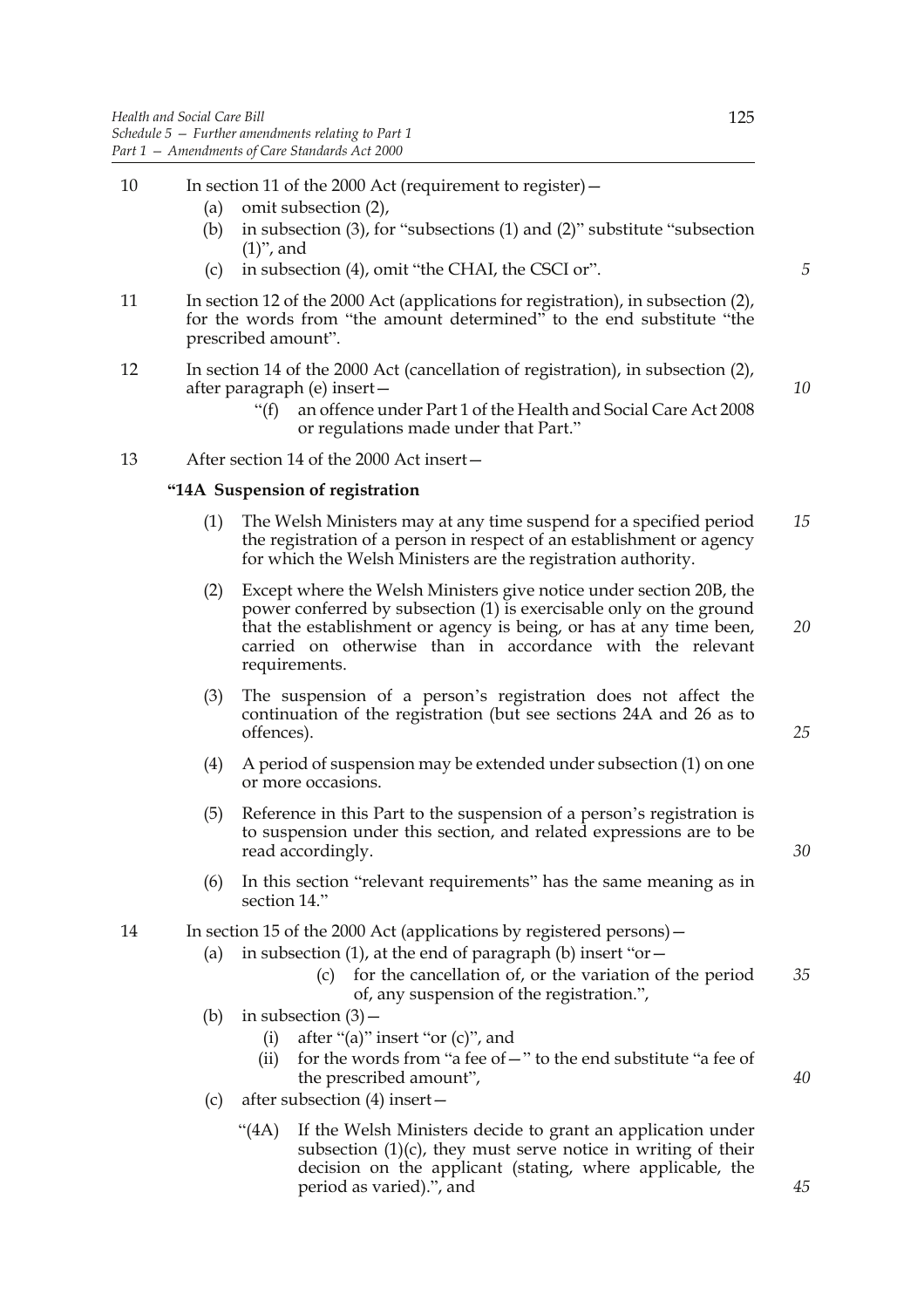10 In section 11 of the 2000 Act (requirement to register)—

   (a) omit subsection (2),

   (b) in subsection (3), for "subsections (1) and (2)" substitute "subsection (1)", and

   (c) in subsection (4), omit "the CHAI, the CSCI or".

11 In section 12 of the 2000 Act (applications for registration), in subsection (2), for the words from "the amount determined" to the end substitute "the prescribed amount".

12 In section 14 of the 2000 Act (cancellation of registration), in subsection (2), after paragraph (e) insert—

   "(f) an offence under Part 1 of the Health and Social Care Act 2008 or regulations made under that Part."

13 After section 14 of the 2000 Act insert—

**"14A Suspension of registration**

(1) The Welsh Ministers may at any time suspend for a specified period the registration of a person in respect of an establishment or agency for which the Welsh Ministers are the registration authority.

(2) Except where the Welsh Ministers give notice under section 20B, the power conferred by subsection (1) is exercisable only on the ground that the establishment or agency is being, or has at any time been, carried on otherwise than in accordance with the relevant requirements.

(3) The suspension of a person's registration does not affect the continuation of the registration (but see sections 24A and 26 as to offences).

(4) A period of suspension may be extended under subsection (1) on one or more occasions.

(5) Reference in this Part to the suspension of a person's registration is to suspension under this section, and related expressions are to be read accordingly.

(6) In this section "relevant requirements" has the same meaning as in section 14."

14 In section 15 of the 2000 Act (applications by registered persons)—

   (a) in subsection (1), at the end of paragraph (b) insert "or—

      (c) for the cancellation of, or the variation of the period of, any suspension of the registration.",

   (b) in subsection (3)—

      (i) after "(a)" insert "or (c)", and

      (ii) for the words from "a fee of—" to the end substitute "a fee of the prescribed amount",

   (c) after subsection (4) insert—

      "(4A) If the Welsh Ministers decide to grant an application under subsection (1)(c), they must serve notice in writing of their decision on the applicant (stating, where applicable, the period as varied).", and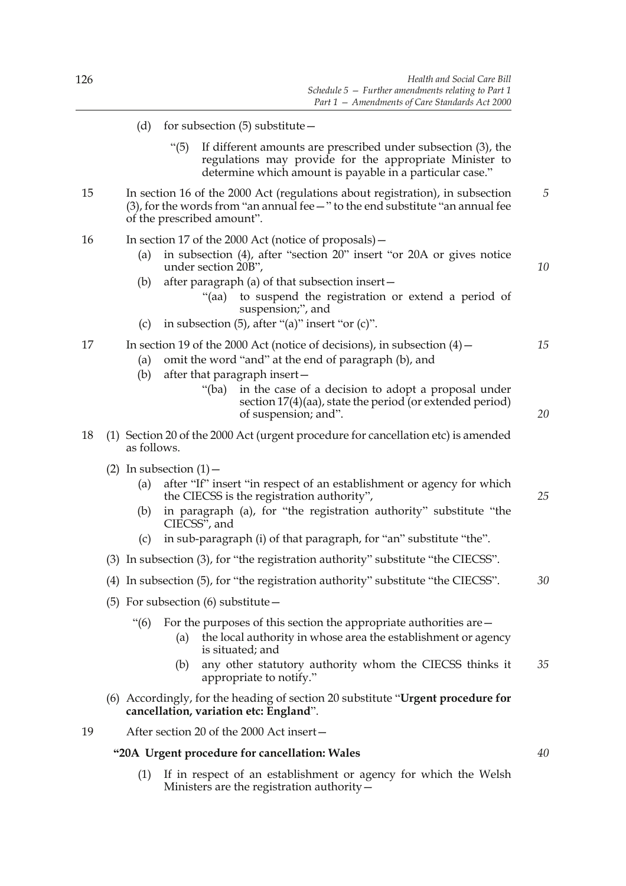(d) for subsection (5) substitute—

"(5) If different amounts are prescribed under subsection (3), the regulations may provide for the appropriate Minister to determine which amount is payable in a particular case."

15 In section 16 of the 2000 Act (regulations about registration), in subsection (3), for the words from "an annual fee—" to the end substitute "an annual fee of the prescribed amount".

16 In section 17 of the 2000 Act (notice of proposals)—

(a) in subsection (4), after "section 20" insert "or 20A or gives notice under section 20B",

(b) after paragraph (a) of that subsection insert—

"(aa) to suspend the registration or extend a period of suspension;", and

(c) in subsection (5), after "(a)" insert "or (c)".

17 In section 19 of the 2000 Act (notice of decisions), in subsection (4)—

(a) omit the word "and" at the end of paragraph (b), and

(b) after that paragraph insert—

"(ba) in the case of a decision to adopt a proposal under section 17(4)(aa), state the period (or extended period) of suspension; and".

18 (1) Section 20 of the 2000 Act (urgent procedure for cancellation etc) is amended as follows.

(2) In subsection (1)—

(a) after "If" insert "in respect of an establishment or agency for which the CIECSS is the registration authority",

(b) in paragraph (a), for "the registration authority" substitute "the CIECSS", and

(c) in sub-paragraph (i) of that paragraph, for "an" substitute "the".

(3) In subsection (3), for "the registration authority" substitute "the CIECSS".

(4) In subsection (5), for "the registration authority" substitute "the CIECSS".

(5) For subsection (6) substitute—

"(6) For the purposes of this section the appropriate authorities are—

(a) the local authority in whose area the establishment or agency is situated; and

(b) any other statutory authority whom the CIECSS thinks it appropriate to notify."

(6) Accordingly, for the heading of section 20 substitute "**Urgent procedure for cancellation, variation etc: England**".

19 After section 20 of the 2000 Act insert—

**"20A Urgent procedure for cancellation: Wales**

(1) If in respect of an establishment or agency for which the Welsh Ministers are the registration authority—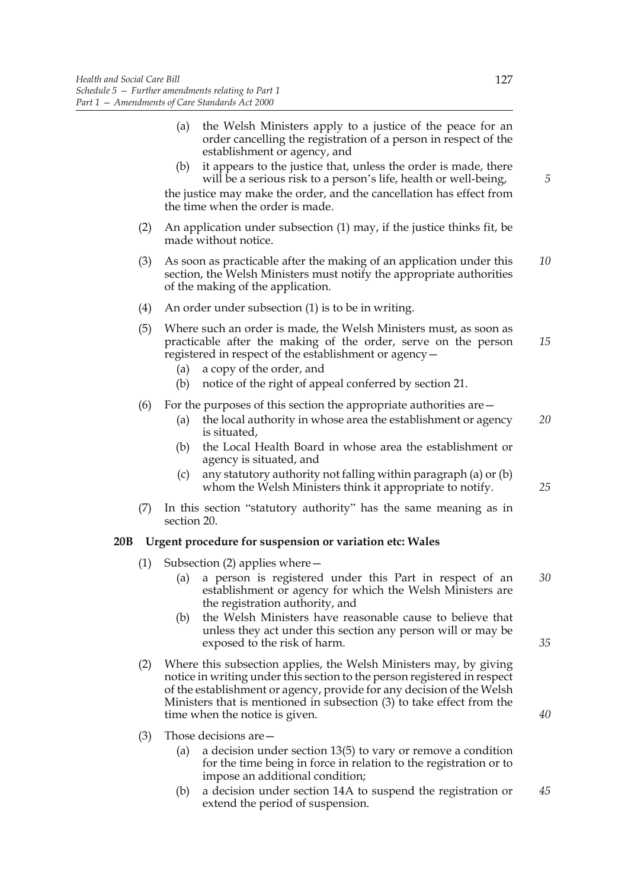(a) the Welsh Ministers apply to a justice of the peace for an order cancelling the registration of a person in respect of the establishment or agency, and

(b) it appears to the justice that, unless the order is made, there will be a serious risk to a person's life, health or well-being,

the justice may make the order, and the cancellation has effect from the time when the order is made.

(2) An application under subsection (1) may, if the justice thinks fit, be made without notice.

(3) As soon as practicable after the making of an application under this section, the Welsh Ministers must notify the appropriate authorities of the making of the application.

(4) An order under subsection (1) is to be in writing.

(5) Where such an order is made, the Welsh Ministers must, as soon as practicable after the making of the order, serve on the person registered in respect of the establishment or agency—

(a) a copy of the order, and

(b) notice of the right of appeal conferred by section 21.

(6) For the purposes of this section the appropriate authorities are—

(a) the local authority in whose area the establishment or agency is situated,

(b) the Local Health Board in whose area the establishment or agency is situated, and

(c) any statutory authority not falling within paragraph (a) or (b) whom the Welsh Ministers think it appropriate to notify.

(7) In this section "statutory authority" has the same meaning as in section 20.

**20B Urgent procedure for suspension or variation etc: Wales**

(1) Subsection (2) applies where—

(a) a person is registered under this Part in respect of an establishment or agency for which the Welsh Ministers are the registration authority, and

(b) the Welsh Ministers have reasonable cause to believe that unless they act under this section any person will or may be exposed to the risk of harm.

(2) Where this subsection applies, the Welsh Ministers may, by giving notice in writing under this section to the person registered in respect of the establishment or agency, provide for any decision of the Welsh Ministers that is mentioned in subsection (3) to take effect from the time when the notice is given.

(3) Those decisions are—

(a) a decision under section 13(5) to vary or remove a condition for the time being in force in relation to the registration or to impose an additional condition;

(b) a decision under section 14A to suspend the registration or extend the period of suspension.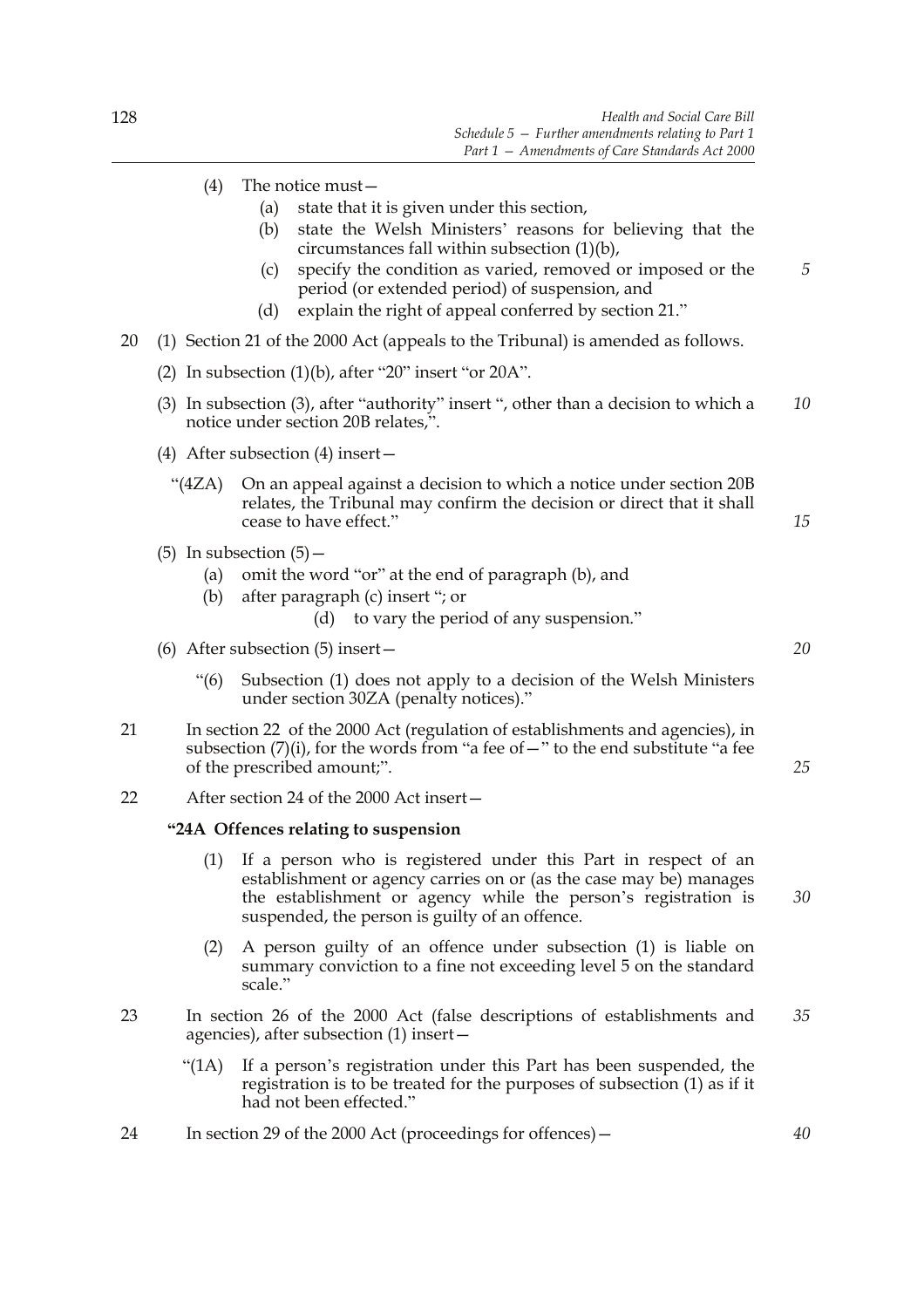(4) The notice must—

   (a) state that it is given under this section,

   (b) state the Welsh Ministers' reasons for believing that the circumstances fall within subsection (1)(b),

   (c) specify the condition as varied, removed or imposed or the period (or extended period) of suspension, and

   (d) explain the right of appeal conferred by section 21."

20 (1) Section 21 of the 2000 Act (appeals to the Tribunal) is amended as follows.

(2) In subsection (1)(b), after "20" insert "or 20A".

(3) In subsection (3), after "authority" insert ", other than a decision to which a notice under section 20B relates,".

(4) After subsection (4) insert—

"(4ZA) On an appeal against a decision to which a notice under section 20B relates, the Tribunal may confirm the decision or direct that it shall cease to have effect."

(5) In subsection (5)—

   (a) omit the word "or" at the end of paragraph (b), and

   (b) after paragraph (c) insert "; or

      (d) to vary the period of any suspension."

(6) After subsection (5) insert—

"(6) Subsection (1) does not apply to a decision of the Welsh Ministers under section 30ZA (penalty notices)."

21 In section 22 of the 2000 Act (regulation of establishments and agencies), in subsection (7)(i), for the words from "a fee of—" to the end substitute "a fee of the prescribed amount;".

22 After section 24 of the 2000 Act insert—

**"24A Offences relating to suspension**

(1) If a person who is registered under this Part in respect of an establishment or agency carries on or (as the case may be) manages the establishment or agency while the person's registration is suspended, the person is guilty of an offence.

(2) A person guilty of an offence under subsection (1) is liable on summary conviction to a fine not exceeding level 5 on the standard scale."

23 In section 26 of the 2000 Act (false descriptions of establishments and agencies), after subsection (1) insert—

"(1A) If a person's registration under this Part has been suspended, the registration is to be treated for the purposes of subsection (1) as if it had not been effected."

24 In section 29 of the 2000 Act (proceedings for offences)—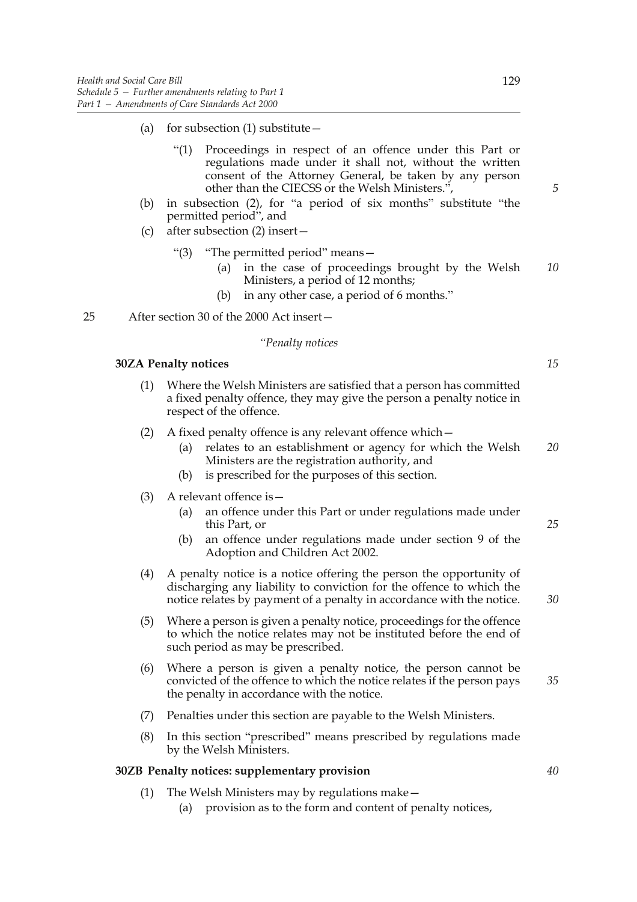(a) for subsection (1) substitute—

"(1) Proceedings in respect of an offence under this Part or regulations made under it shall not, without the written consent of the Attorney General, be taken by any person other than the CIECSS or the Welsh Ministers.",

(b) in subsection (2), for "a period of six months" substitute "the permitted period", and

(c) after subsection (2) insert—

"(3) "The permitted period" means—

(a) in the case of proceedings brought by the Welsh Ministers, a period of 12 months;

(b) in any other case, a period of 6 months."

25 After section 30 of the 2000 Act insert—

*"Penalty notices*

**30ZA Penalty notices**

(1) Where the Welsh Ministers are satisfied that a person has committed a fixed penalty offence, they may give the person a penalty notice in respect of the offence.

(2) A fixed penalty offence is any relevant offence which—

(a) relates to an establishment or agency for which the Welsh Ministers are the registration authority, and

(b) is prescribed for the purposes of this section.

(3) A relevant offence is—

(a) an offence under this Part or under regulations made under this Part, or

(b) an offence under regulations made under section 9 of the Adoption and Children Act 2002.

(4) A penalty notice is a notice offering the person the opportunity of discharging any liability to conviction for the offence to which the notice relates by payment of a penalty in accordance with the notice.

(5) Where a person is given a penalty notice, proceedings for the offence to which the notice relates may not be instituted before the end of such period as may be prescribed.

(6) Where a person is given a penalty notice, the person cannot be convicted of the offence to which the notice relates if the person pays the penalty in accordance with the notice.

(7) Penalties under this section are payable to the Welsh Ministers.

(8) In this section "prescribed" means prescribed by regulations made by the Welsh Ministers.

**30ZB Penalty notices: supplementary provision**

(1) The Welsh Ministers may by regulations make—

(a) provision as to the form and content of penalty notices,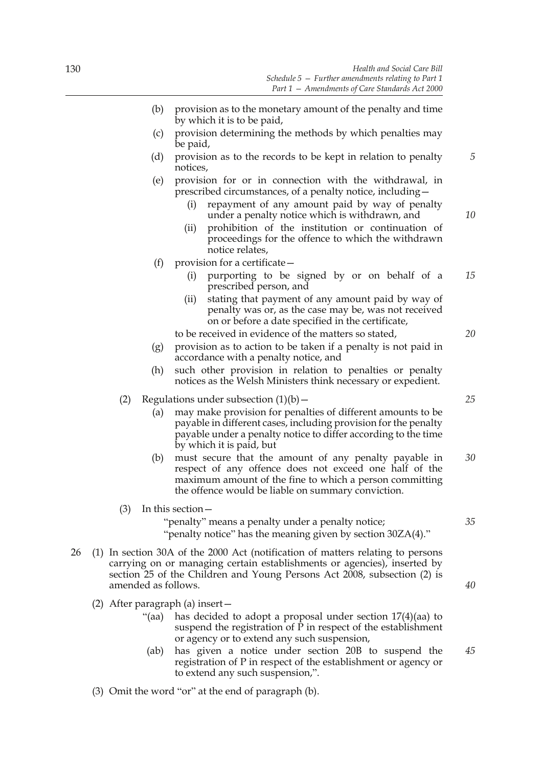(b) provision as to the monetary amount of the penalty and time by which it is to be paid,

(c) provision determining the methods by which penalties may be paid,

(d) provision as to the records to be kept in relation to penalty notices,

(e) provision for or in connection with the withdrawal, in prescribed circumstances, of a penalty notice, including—

(i) repayment of any amount paid by way of penalty under a penalty notice which is withdrawn, and

(ii) prohibition of the institution or continuation of proceedings for the offence to which the withdrawn notice relates,

(f) provision for a certificate—

(i) purporting to be signed by or on behalf of a prescribed person, and

(ii) stating that payment of any amount paid by way of penalty was or, as the case may be, was not received on or before a date specified in the certificate,

to be received in evidence of the matters so stated,

(g) provision as to action to be taken if a penalty is not paid in accordance with a penalty notice, and

(h) such other provision in relation to penalties or penalty notices as the Welsh Ministers think necessary or expedient.

(2) Regulations under subsection (1)(b)—

(a) may make provision for penalties of different amounts to be payable in different cases, including provision for the penalty payable under a penalty notice to differ according to the time by which it is paid, but

(b) must secure that the amount of any penalty payable in respect of any offence does not exceed one half of the maximum amount of the fine to which a person committing the offence would be liable on summary conviction.

(3) In this section—

"penalty" means a penalty under a penalty notice;

"penalty notice" has the meaning given by section 30ZA(4)."

26 (1) In section 30A of the 2000 Act (notification of matters relating to persons carrying on or managing certain establishments or agencies), inserted by section 25 of the Children and Young Persons Act 2008, subsection (2) is amended as follows.

(2) After paragraph (a) insert—

"(aa) has decided to adopt a proposal under section 17(4)(aa) to suspend the registration of P in respect of the establishment or agency or to extend any such suspension,

(ab) has given a notice under section 20B to suspend the registration of P in respect of the establishment or agency or to extend any such suspension,".

(3) Omit the word "or" at the end of paragraph (b).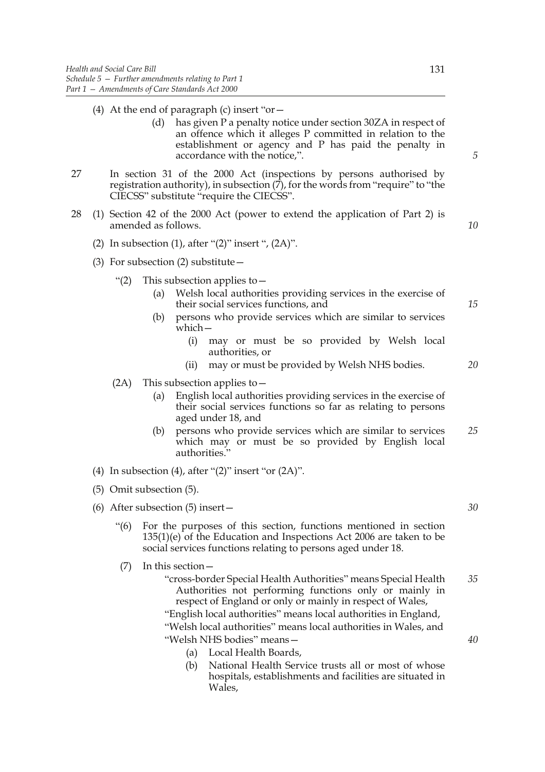(4) At the end of paragraph (c) insert "or—

(d) has given P a penalty notice under section 30ZA in respect of an offence which it alleges P committed in relation to the establishment or agency and P has paid the penalty in accordance with the notice,".

27 In section 31 of the 2000 Act (inspections by persons authorised by registration authority), in subsection (7), for the words from "require" to "the CIECSS" substitute "require the CIECSS".

28 (1) Section 42 of the 2000 Act (power to extend the application of Part 2) is amended as follows.

(2) In subsection (1), after "(2)" insert ", (2A)".

(3) For subsection (2) substitute—

"(2) This subsection applies to—

(a) Welsh local authorities providing services in the exercise of their social services functions, and

(b) persons who provide services which are similar to services which—

(i) may or must be so provided by Welsh local authorities, or

(ii) may or must be provided by Welsh NHS bodies.

(2A) This subsection applies to—

(a) English local authorities providing services in the exercise of their social services functions so far as relating to persons aged under 18, and

(b) persons who provide services which are similar to services which may or must be so provided by English local authorities."

(4) In subsection (4), after "(2)" insert "or (2A)".

(5) Omit subsection (5).

(6) After subsection (5) insert—

"(6) For the purposes of this section, functions mentioned in section 135(1)(e) of the Education and Inspections Act 2006 are taken to be social services functions relating to persons aged under 18.

(7) In this section—

"cross-border Special Health Authorities" means Special Health Authorities not performing functions only or mainly in respect of England or only or mainly in respect of Wales,

"English local authorities" means local authorities in England,

"Welsh local authorities" means local authorities in Wales, and

"Welsh NHS bodies" means—

(a) Local Health Boards,

(b) National Health Service trusts all or most of whose hospitals, establishments and facilities are situated in Wales,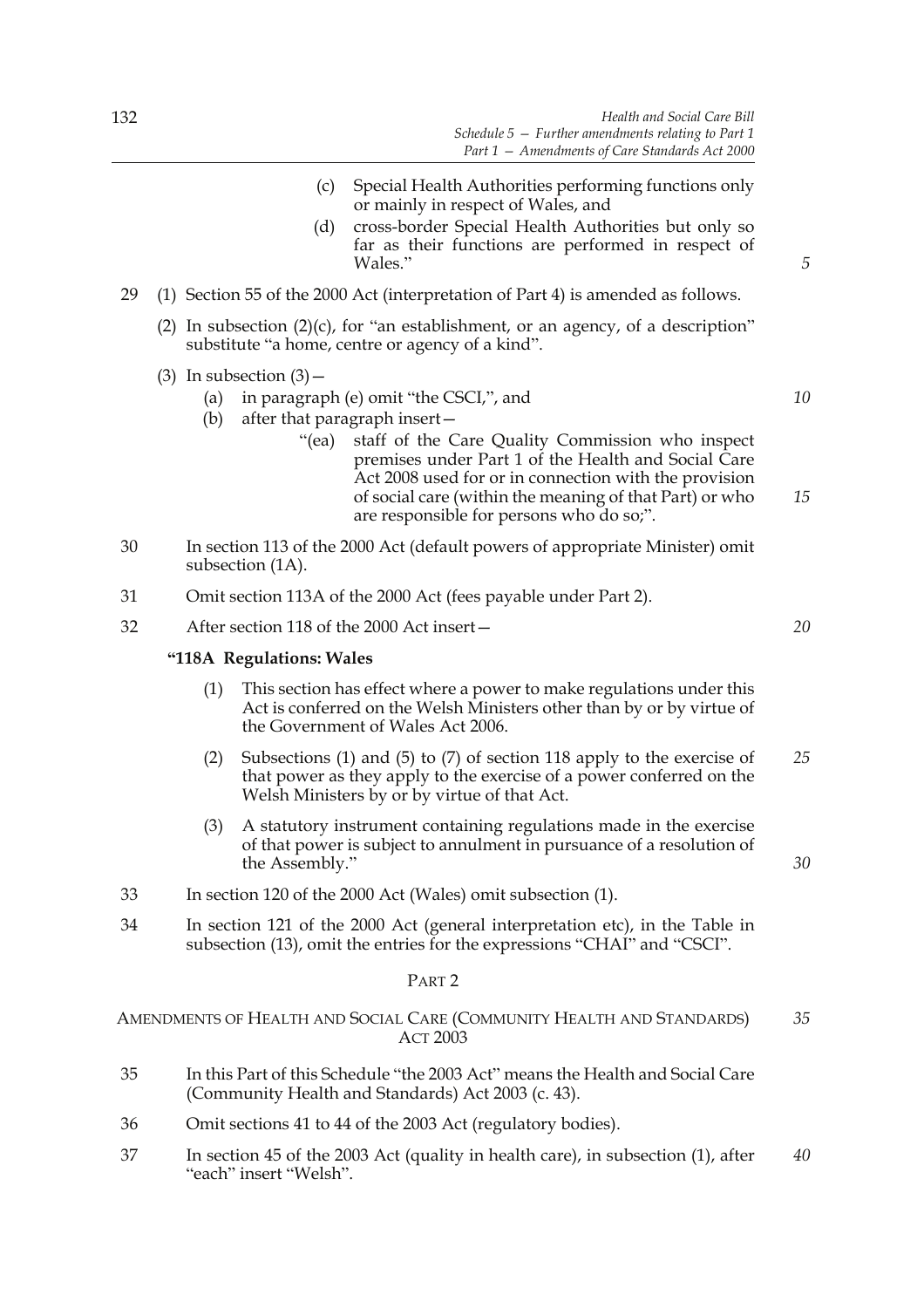(c) Special Health Authorities performing functions only or mainly in respect of Wales, and

(d) cross-border Special Health Authorities but only so far as their functions are performed in respect of Wales."

29 (1) Section 55 of the 2000 Act (interpretation of Part 4) is amended as follows.

(2) In subsection (2)(c), for "an establishment, or an agency, of a description" substitute "a home, centre or agency of a kind".

(3) In subsection (3)—

(a) in paragraph (e) omit "the CSCI,", and

(b) after that paragraph insert—

"(ea) staff of the Care Quality Commission who inspect premises under Part 1 of the Health and Social Care Act 2008 used for or in connection with the provision of social care (within the meaning of that Part) or who are responsible for persons who do so;".

30 In section 113 of the 2000 Act (default powers of appropriate Minister) omit subsection (1A).

31 Omit section 113A of the 2000 Act (fees payable under Part 2).

32 After section 118 of the 2000 Act insert—

**"118A Regulations: Wales**

(1) This section has effect where a power to make regulations under this Act is conferred on the Welsh Ministers other than by or by virtue of the Government of Wales Act 2006.

(2) Subsections (1) and (5) to (7) of section 118 apply to the exercise of that power as they apply to the exercise of a power conferred on the Welsh Ministers by or by virtue of that Act.

(3) A statutory instrument containing regulations made in the exercise of that power is subject to annulment in pursuance of a resolution of the Assembly."

33 In section 120 of the 2000 Act (Wales) omit subsection (1).

34 In section 121 of the 2000 Act (general interpretation etc), in the Table in subsection (13), omit the entries for the expressions "CHAI" and "CSCI".

## PART 2

### AMENDMENTS OF HEALTH AND SOCIAL CARE (COMMUNITY HEALTH AND STANDARDS) ACT 2003

35 In this Part of this Schedule "the 2003 Act" means the Health and Social Care (Community Health and Standards) Act 2003 (c. 43).

36 Omit sections 41 to 44 of the 2003 Act (regulatory bodies).

37 In section 45 of the 2003 Act (quality in health care), in subsection (1), after "each" insert "Welsh".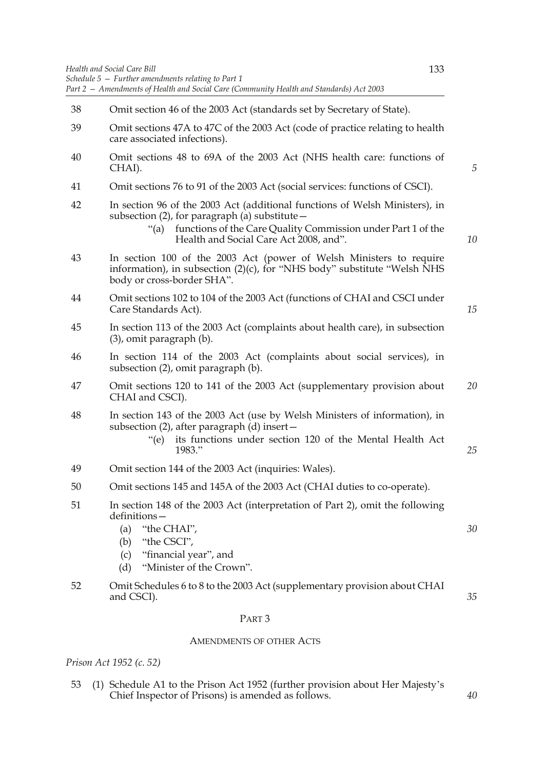38 Omit section 46 of the 2003 Act (standards set by Secretary of State).

39 Omit sections 47A to 47C of the 2003 Act (code of practice relating to health care associated infections).

40 Omit sections 48 to 69A of the 2003 Act (NHS health care: functions of CHAI).

41 Omit sections 76 to 91 of the 2003 Act (social services: functions of CSCI).

42 In section 96 of the 2003 Act (additional functions of Welsh Ministers), in subsection (2), for paragraph (a) substitute—

> "(a) functions of the Care Quality Commission under Part 1 of the Health and Social Care Act 2008, and".

43 In section 100 of the 2003 Act (power of Welsh Ministers to require information), in subsection (2)(c), for "NHS body" substitute "Welsh NHS body or cross-border SHA".

44 Omit sections 102 to 104 of the 2003 Act (functions of CHAI and CSCI under Care Standards Act).

45 In section 113 of the 2003 Act (complaints about health care), in subsection (3), omit paragraph (b).

46 In section 114 of the 2003 Act (complaints about social services), in subsection (2), omit paragraph (b).

47 Omit sections 120 to 141 of the 2003 Act (supplementary provision about CHAI and CSCI).

48 In section 143 of the 2003 Act (use by Welsh Ministers of information), in subsection (2), after paragraph (d) insert—

> "(e) its functions under section 120 of the Mental Health Act 1983."

49 Omit section 144 of the 2003 Act (inquiries: Wales).

50 Omit sections 145 and 145A of the 2003 Act (CHAI duties to co-operate).

51 In section 148 of the 2003 Act (interpretation of Part 2), omit the following definitions—

(a) "the CHAI",
(b) "the CSCI",
(c) "financial year", and
(d) "Minister of the Crown".

52 Omit Schedules 6 to 8 to the 2003 Act (supplementary provision about CHAI and CSCI).

PART 3

AMENDMENTS OF OTHER ACTS

*Prison Act 1952 (c. 52)*

53 (1) Schedule A1 to the Prison Act 1952 (further provision about Her Majesty's Chief Inspector of Prisons) is amended as follows.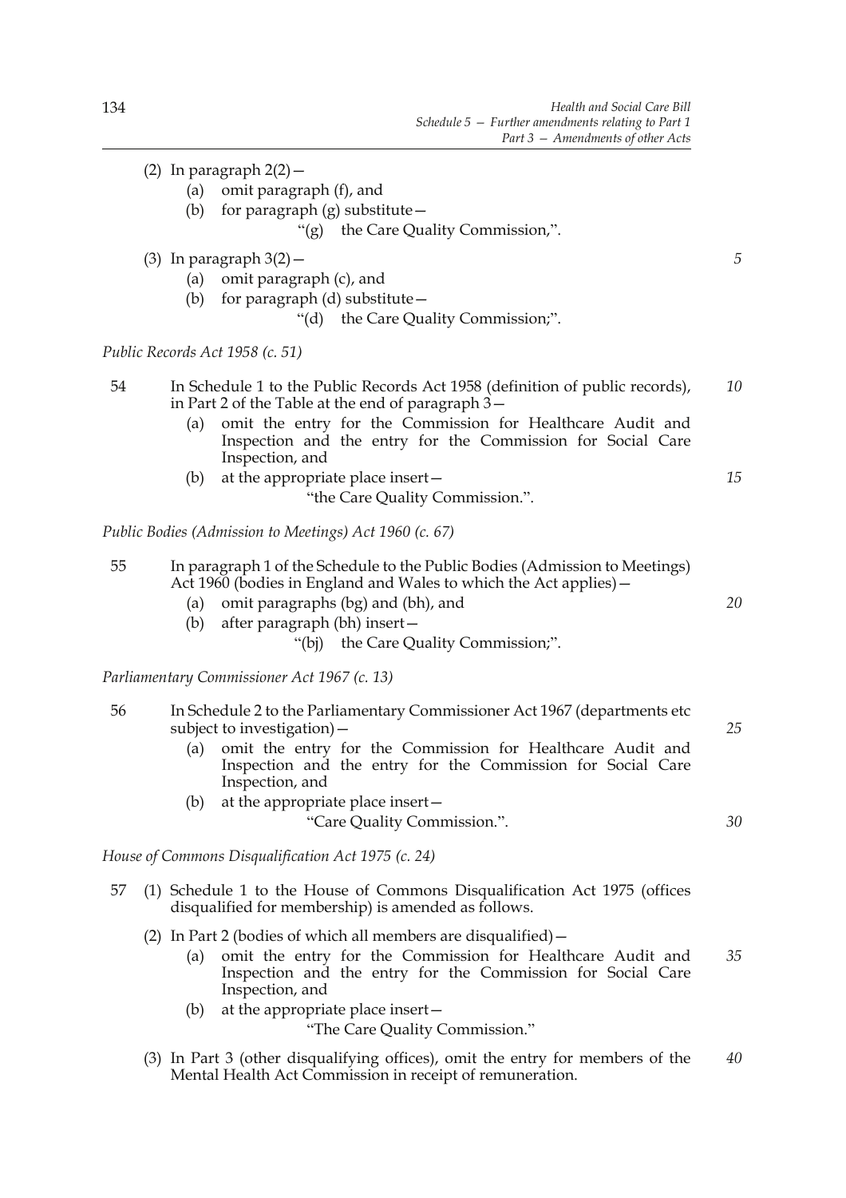(2) In paragraph 2(2)—

(a) omit paragraph (f), and

(b) for paragraph (g) substitute—

"(g) the Care Quality Commission,".

(3) In paragraph 3(2)—

(a) omit paragraph (c), and

(b) for paragraph (d) substitute—

"(d) the Care Quality Commission;".

*Public Records Act 1958 (c. 51)*

54 In Schedule 1 to the Public Records Act 1958 (definition of public records), in Part 2 of the Table at the end of paragraph 3—

(a) omit the entry for the Commission for Healthcare Audit and Inspection and the entry for the Commission for Social Care Inspection, and

(b) at the appropriate place insert—

"the Care Quality Commission.".

*Public Bodies (Admission to Meetings) Act 1960 (c. 67)*

55 In paragraph 1 of the Schedule to the Public Bodies (Admission to Meetings) Act 1960 (bodies in England and Wales to which the Act applies)—

(a) omit paragraphs (bg) and (bh), and

(b) after paragraph (bh) insert—

"(bj) the Care Quality Commission;".

*Parliamentary Commissioner Act 1967 (c. 13)*

56 In Schedule 2 to the Parliamentary Commissioner Act 1967 (departments etc subject to investigation)—

(a) omit the entry for the Commission for Healthcare Audit and Inspection and the entry for the Commission for Social Care Inspection, and

(b) at the appropriate place insert—

"Care Quality Commission.".

*House of Commons Disqualification Act 1975 (c. 24)*

57 (1) Schedule 1 to the House of Commons Disqualification Act 1975 (offices disqualified for membership) is amended as follows.

(2) In Part 2 (bodies of which all members are disqualified)—

(a) omit the entry for the Commission for Healthcare Audit and Inspection and the entry for the Commission for Social Care Inspection, and

(b) at the appropriate place insert—

"The Care Quality Commission."

(3) In Part 3 (other disqualifying offices), omit the entry for members of the Mental Health Act Commission in receipt of remuneration.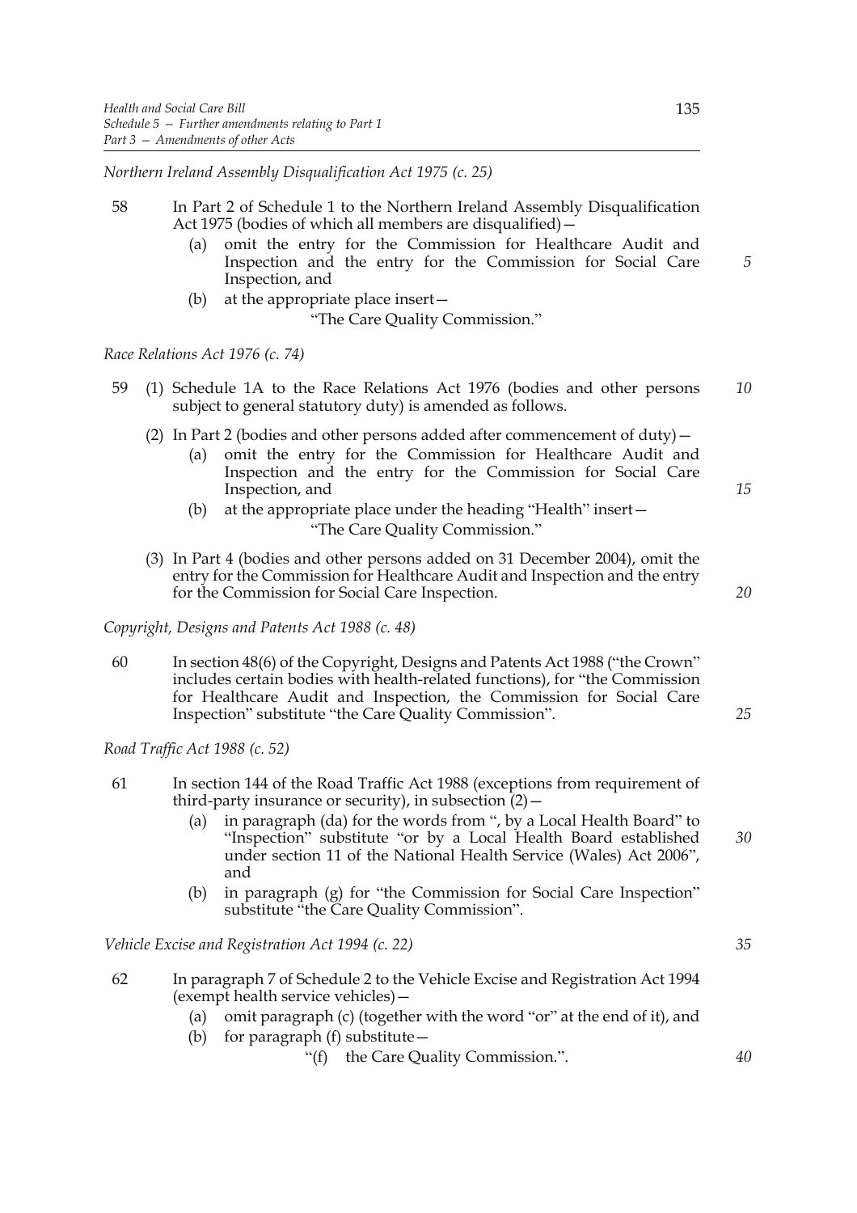*Northern Ireland Assembly Disqualification Act 1975 (c. 25)*

58 In Part 2 of Schedule 1 to the Northern Ireland Assembly Disqualification Act 1975 (bodies of which all members are disqualified)—

- (a) omit the entry for the Commission for Healthcare Audit and Inspection and the entry for the Commission for Social Care Inspection, and
- (b) at the appropriate place insert—

  "The Care Quality Commission."

*Race Relations Act 1976 (c. 74)*

59 (1) Schedule 1A to the Race Relations Act 1976 (bodies and other persons subject to general statutory duty) is amended as follows.

(2) In Part 2 (bodies and other persons added after commencement of duty)—

- (a) omit the entry for the Commission for Healthcare Audit and Inspection and the entry for the Commission for Social Care Inspection, and
- (b) at the appropriate place under the heading "Health" insert—

  "The Care Quality Commission."

(3) In Part 4 (bodies and other persons added on 31 December 2004), omit the entry for the Commission for Healthcare Audit and Inspection and the entry for the Commission for Social Care Inspection.

*Copyright, Designs and Patents Act 1988 (c. 48)*

60 In section 48(6) of the Copyright, Designs and Patents Act 1988 ("the Crown" includes certain bodies with health-related functions), for "the Commission for Healthcare Audit and Inspection, the Commission for Social Care Inspection" substitute "the Care Quality Commission".

*Road Traffic Act 1988 (c. 52)*

61 In section 144 of the Road Traffic Act 1988 (exceptions from requirement of third-party insurance or security), in subsection (2)—

- (a) in paragraph (da) for the words from ", by a Local Health Board" to "Inspection" substitute "or by a Local Health Board established under section 11 of the National Health Service (Wales) Act 2006", and
- (b) in paragraph (g) for "the Commission for Social Care Inspection" substitute "the Care Quality Commission".

*Vehicle Excise and Registration Act 1994 (c. 22)*

62 In paragraph 7 of Schedule 2 to the Vehicle Excise and Registration Act 1994 (exempt health service vehicles)—

- (a) omit paragraph (c) (together with the word "or" at the end of it), and
- (b) for paragraph (f) substitute—

  "(f) the Care Quality Commission.".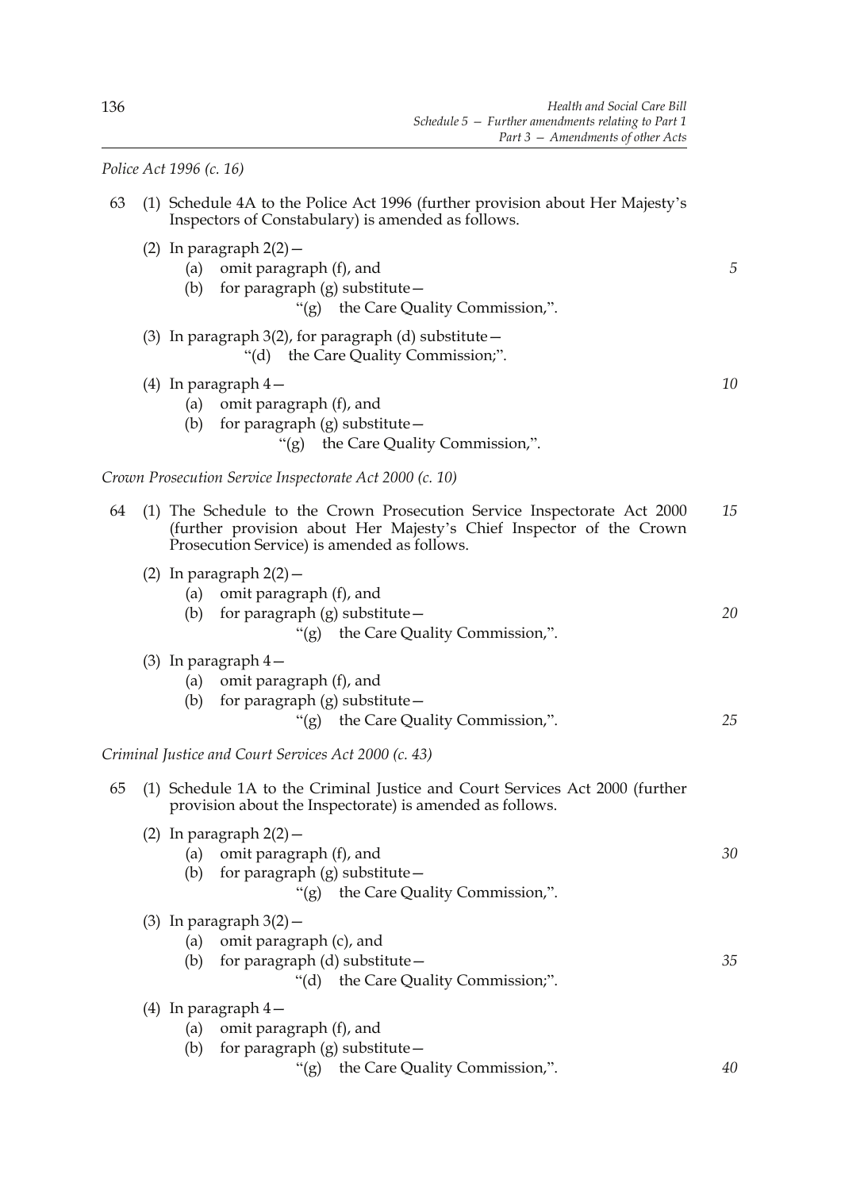*Police Act 1996 (c. 16)*

63 (1) Schedule 4A to the Police Act 1996 (further provision about Her Majesty's Inspectors of Constabulary) is amended as follows.

(2) In paragraph 2(2)—

(a) omit paragraph (f), and

(b) for paragraph (g) substitute—

"(g) the Care Quality Commission,".

(3) In paragraph 3(2), for paragraph (d) substitute—

"(d) the Care Quality Commission;".

(4) In paragraph 4—

(a) omit paragraph (f), and

(b) for paragraph (g) substitute—

"(g) the Care Quality Commission,".

*Crown Prosecution Service Inspectorate Act 2000 (c. 10)*

64 (1) The Schedule to the Crown Prosecution Service Inspectorate Act 2000 (further provision about Her Majesty's Chief Inspector of the Crown Prosecution Service) is amended as follows.

(2) In paragraph 2(2)—

(a) omit paragraph (f), and

(b) for paragraph (g) substitute—

"(g) the Care Quality Commission,".

(3) In paragraph 4—

(a) omit paragraph (f), and

(b) for paragraph (g) substitute—

"(g) the Care Quality Commission,".

*Criminal Justice and Court Services Act 2000 (c. 43)*

65 (1) Schedule 1A to the Criminal Justice and Court Services Act 2000 (further provision about the Inspectorate) is amended as follows.

(2) In paragraph 2(2)—

(a) omit paragraph (f), and

(b) for paragraph (g) substitute—

"(g) the Care Quality Commission,".

(3) In paragraph 3(2)—

(a) omit paragraph (c), and

(b) for paragraph (d) substitute—

"(d) the Care Quality Commission;".

(4) In paragraph 4—

(a) omit paragraph (f), and

(b) for paragraph (g) substitute—

"(g) the Care Quality Commission,".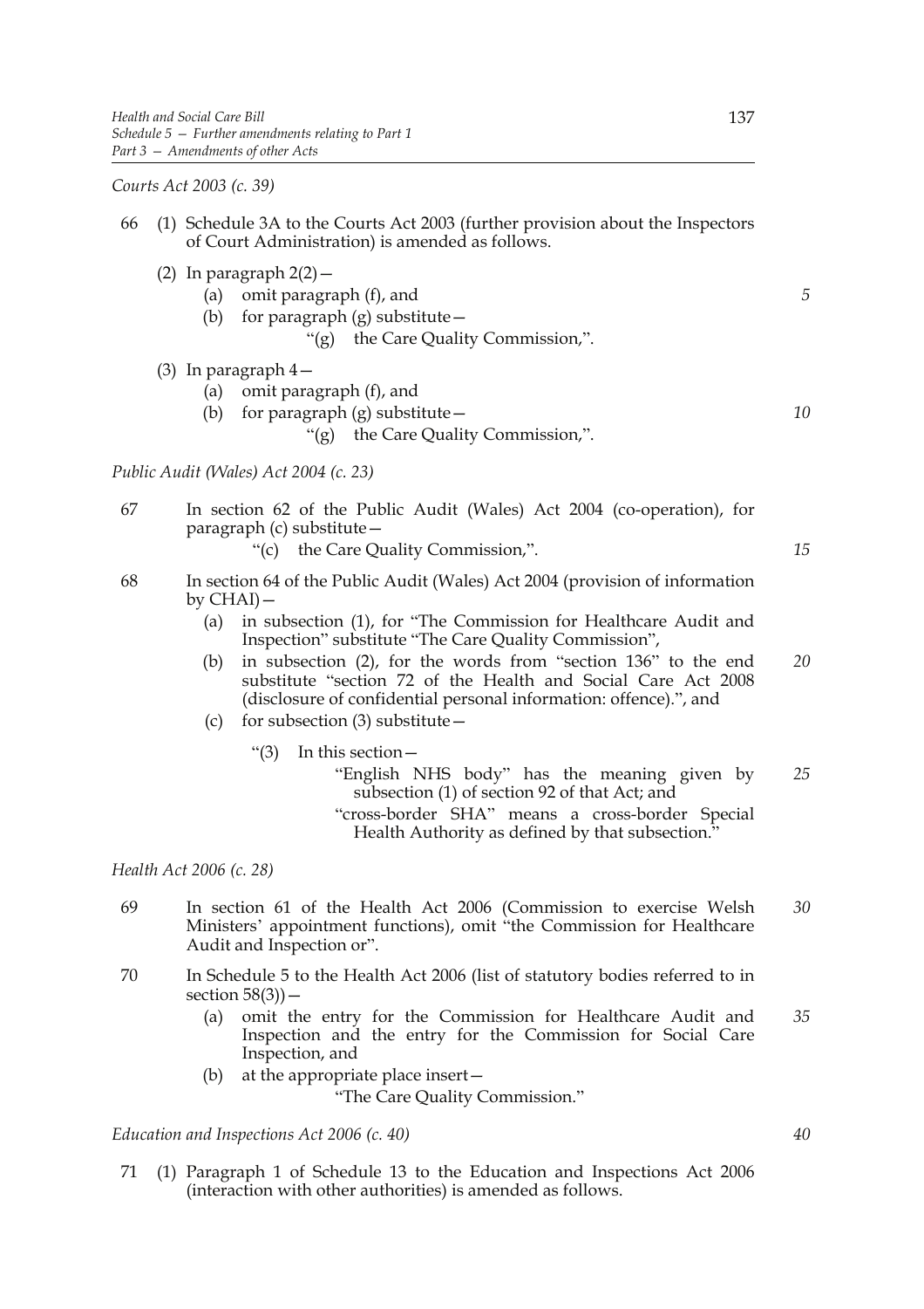*Courts Act 2003 (c. 39)*

66 (1) Schedule 3A to the Courts Act 2003 (further provision about the Inspectors of Court Administration) is amended as follows.

(2) In paragraph 2(2)—

- (a) omit paragraph (f), and
- (b) for paragraph (g) substitute—
  "(g) the Care Quality Commission,".

(3) In paragraph 4—

- (a) omit paragraph (f), and
- (b) for paragraph (g) substitute—
  "(g) the Care Quality Commission,".

*Public Audit (Wales) Act 2004 (c. 23)*

67 In section 62 of the Public Audit (Wales) Act 2004 (co-operation), for paragraph (c) substitute—
"(c) the Care Quality Commission,".

68 In section 64 of the Public Audit (Wales) Act 2004 (provision of information by CHAI)—

- (a) in subsection (1), for "The Commission for Healthcare Audit and Inspection" substitute "The Care Quality Commission",
- (b) in subsection (2), for the words from "section 136" to the end substitute "section 72 of the Health and Social Care Act 2008 (disclosure of confidential personal information: offence).", and
- (c) for subsection (3) substitute—

"(3) In this section—
"English NHS body" has the meaning given by subsection (1) of section 92 of that Act; and
"cross-border SHA" means a cross-border Special Health Authority as defined by that subsection."

*Health Act 2006 (c. 28)*

69 In section 61 of the Health Act 2006 (Commission to exercise Welsh Ministers' appointment functions), omit "the Commission for Healthcare Audit and Inspection or".

70 In Schedule 5 to the Health Act 2006 (list of statutory bodies referred to in section 58(3))—

- (a) omit the entry for the Commission for Healthcare Audit and Inspection and the entry for the Commission for Social Care Inspection, and
- (b) at the appropriate place insert—
  "The Care Quality Commission."

*Education and Inspections Act 2006 (c. 40)*

71 (1) Paragraph 1 of Schedule 13 to the Education and Inspections Act 2006 (interaction with other authorities) is amended as follows.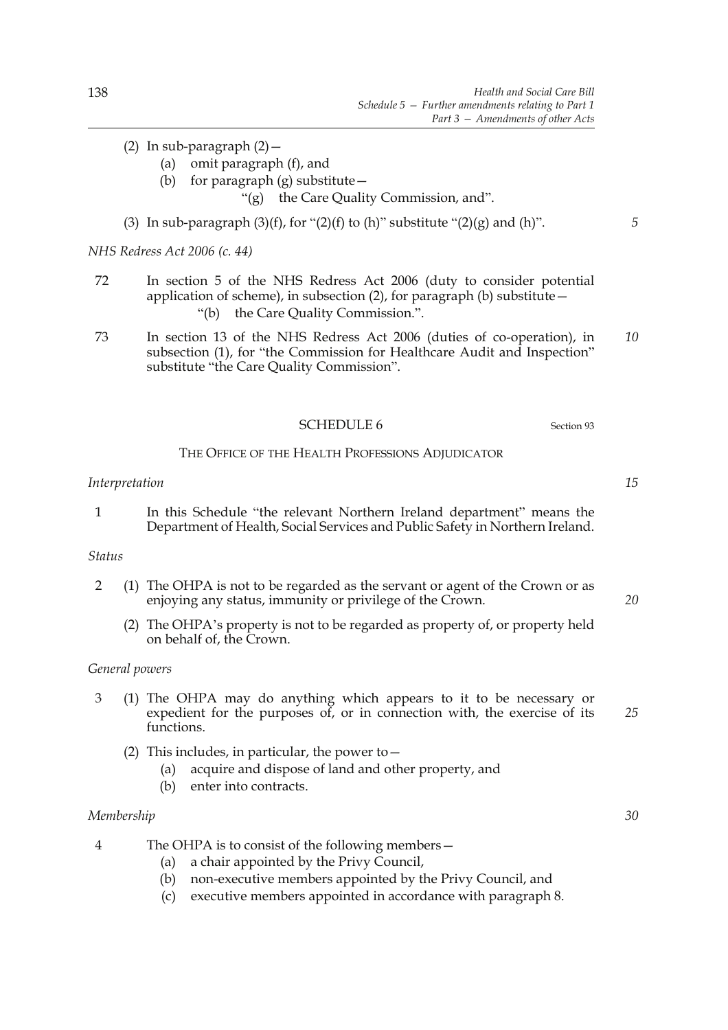(2) In sub-paragraph (2)—

(a) omit paragraph (f), and

(b) for paragraph (g) substitute—

"(g) the Care Quality Commission, and".

(3) In sub-paragraph (3)(f), for "(2)(f) to (h)" substitute "(2)(g) and (h)".

*NHS Redress Act 2006 (c. 44)*

72 In section 5 of the NHS Redress Act 2006 (duty to consider potential application of scheme), in subsection (2), for paragraph (b) substitute—

"(b) the Care Quality Commission.".

73 In section 13 of the NHS Redress Act 2006 (duties of co-operation), in subsection (1), for "the Commission for Healthcare Audit and Inspection" substitute "the Care Quality Commission".

## SCHEDULE 6

Section 93

### THE OFFICE OF THE HEALTH PROFESSIONS ADJUDICATOR

*Interpretation*

1 In this Schedule "the relevant Northern Ireland department" means the Department of Health, Social Services and Public Safety in Northern Ireland.

*Status*

2 (1) The OHPA is not to be regarded as the servant or agent of the Crown or as enjoying any status, immunity or privilege of the Crown.

(2) The OHPA's property is not to be regarded as property of, or property held on behalf of, the Crown.

*General powers*

3 (1) The OHPA may do anything which appears to it to be necessary or expedient for the purposes of, or in connection with, the exercise of its functions.

(2) This includes, in particular, the power to—

(a) acquire and dispose of land and other property, and

(b) enter into contracts.

*Membership*

4 The OHPA is to consist of the following members—

(a) a chair appointed by the Privy Council,

(b) non-executive members appointed by the Privy Council, and

(c) executive members appointed in accordance with paragraph 8.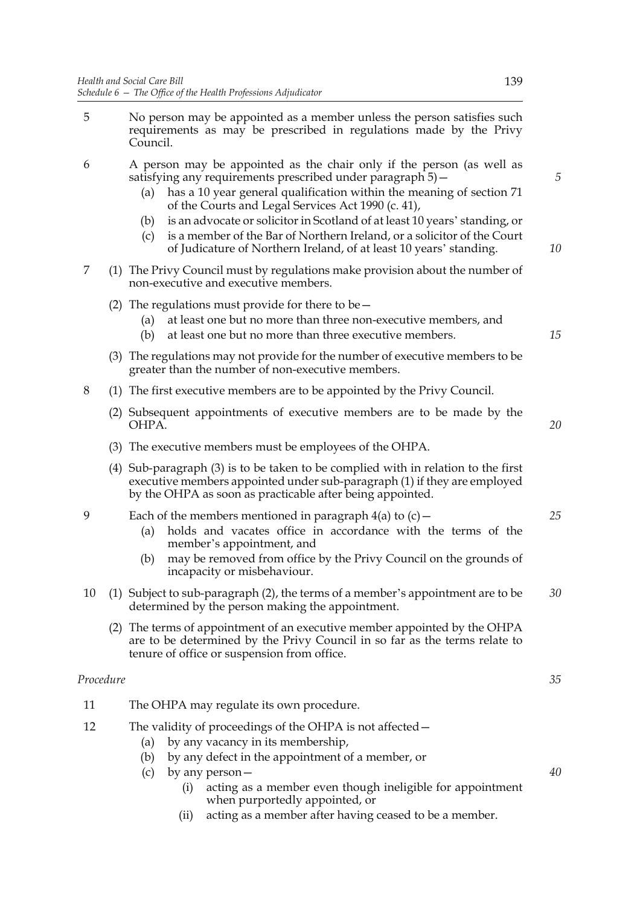5 No person may be appointed as a member unless the person satisfies such requirements as may be prescribed in regulations made by the Privy Council.

6 A person may be appointed as the chair only if the person (as well as satisfying any requirements prescribed under paragraph 5)—

(a) has a 10 year general qualification within the meaning of section 71 of the Courts and Legal Services Act 1990 (c. 41),

(b) is an advocate or solicitor in Scotland of at least 10 years' standing, or

(c) is a member of the Bar of Northern Ireland, or a solicitor of the Court of Judicature of Northern Ireland, of at least 10 years' standing.

7 (1) The Privy Council must by regulations make provision about the number of non-executive and executive members.

(2) The regulations must provide for there to be—

(a) at least one but no more than three non-executive members, and

(b) at least one but no more than three executive members.

(3) The regulations may not provide for the number of executive members to be greater than the number of non-executive members.

8 (1) The first executive members are to be appointed by the Privy Council.

(2) Subsequent appointments of executive members are to be made by the OHPA.

(3) The executive members must be employees of the OHPA.

(4) Sub-paragraph (3) is to be taken to be complied with in relation to the first executive members appointed under sub-paragraph (1) if they are employed by the OHPA as soon as practicable after being appointed.

9 Each of the members mentioned in paragraph 4(a) to (c)—

(a) holds and vacates office in accordance with the terms of the member's appointment, and

(b) may be removed from office by the Privy Council on the grounds of incapacity or misbehaviour.

10 (1) Subject to sub-paragraph (2), the terms of a member's appointment are to be determined by the person making the appointment.

(2) The terms of appointment of an executive member appointed by the OHPA are to be determined by the Privy Council in so far as the terms relate to tenure of office or suspension from office.

*Procedure*

11 The OHPA may regulate its own procedure.

12 The validity of proceedings of the OHPA is not affected—

(a) by any vacancy in its membership,

(b) by any defect in the appointment of a member, or

(c) by any person—

(i) acting as a member even though ineligible for appointment when purportedly appointed, or

(ii) acting as a member after having ceased to be a member.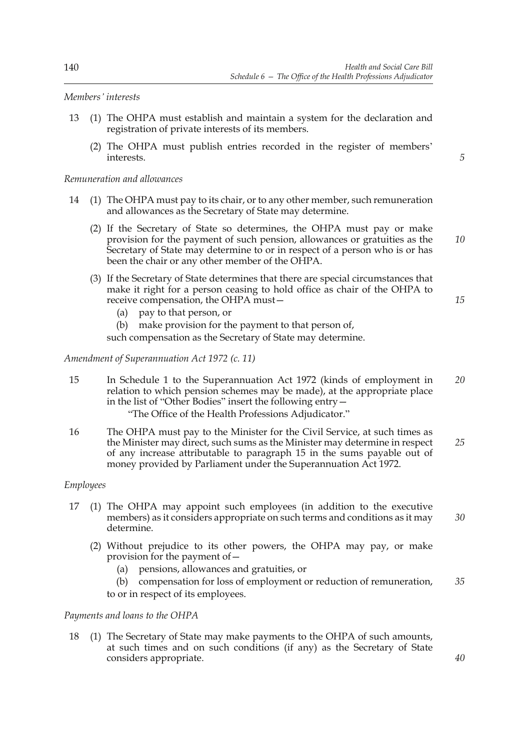*Members' interests*

13 (1) The OHPA must establish and maintain a system for the declaration and registration of private interests of its members.

(2) The OHPA must publish entries recorded in the register of members' interests.

*Remuneration and allowances*

14 (1) The OHPA must pay to its chair, or to any other member, such remuneration and allowances as the Secretary of State may determine.

(2) If the Secretary of State so determines, the OHPA must pay or make provision for the payment of such pension, allowances or gratuities as the Secretary of State may determine to or in respect of a person who is or has been the chair or any other member of the OHPA.

(3) If the Secretary of State determines that there are special circumstances that make it right for a person ceasing to hold office as chair of the OHPA to receive compensation, the OHPA must—

(a) pay to that person, or

(b) make provision for the payment to that person of,

such compensation as the Secretary of State may determine.

*Amendment of Superannuation Act 1972 (c. 11)*

15 In Schedule 1 to the Superannuation Act 1972 (kinds of employment in relation to which pension schemes may be made), at the appropriate place in the list of "Other Bodies" insert the following entry—

"The Office of the Health Professions Adjudicator."

16 The OHPA must pay to the Minister for the Civil Service, at such times as the Minister may direct, such sums as the Minister may determine in respect of any increase attributable to paragraph 15 in the sums payable out of money provided by Parliament under the Superannuation Act 1972.

*Employees*

17 (1) The OHPA may appoint such employees (in addition to the executive members) as it considers appropriate on such terms and conditions as it may determine.

(2) Without prejudice to its other powers, the OHPA may pay, or make provision for the payment of—

(a) pensions, allowances and gratuities, or

(b) compensation for loss of employment or reduction of remuneration,

to or in respect of its employees.

*Payments and loans to the OHPA*

18 (1) The Secretary of State may make payments to the OHPA of such amounts, at such times and on such conditions (if any) as the Secretary of State considers appropriate.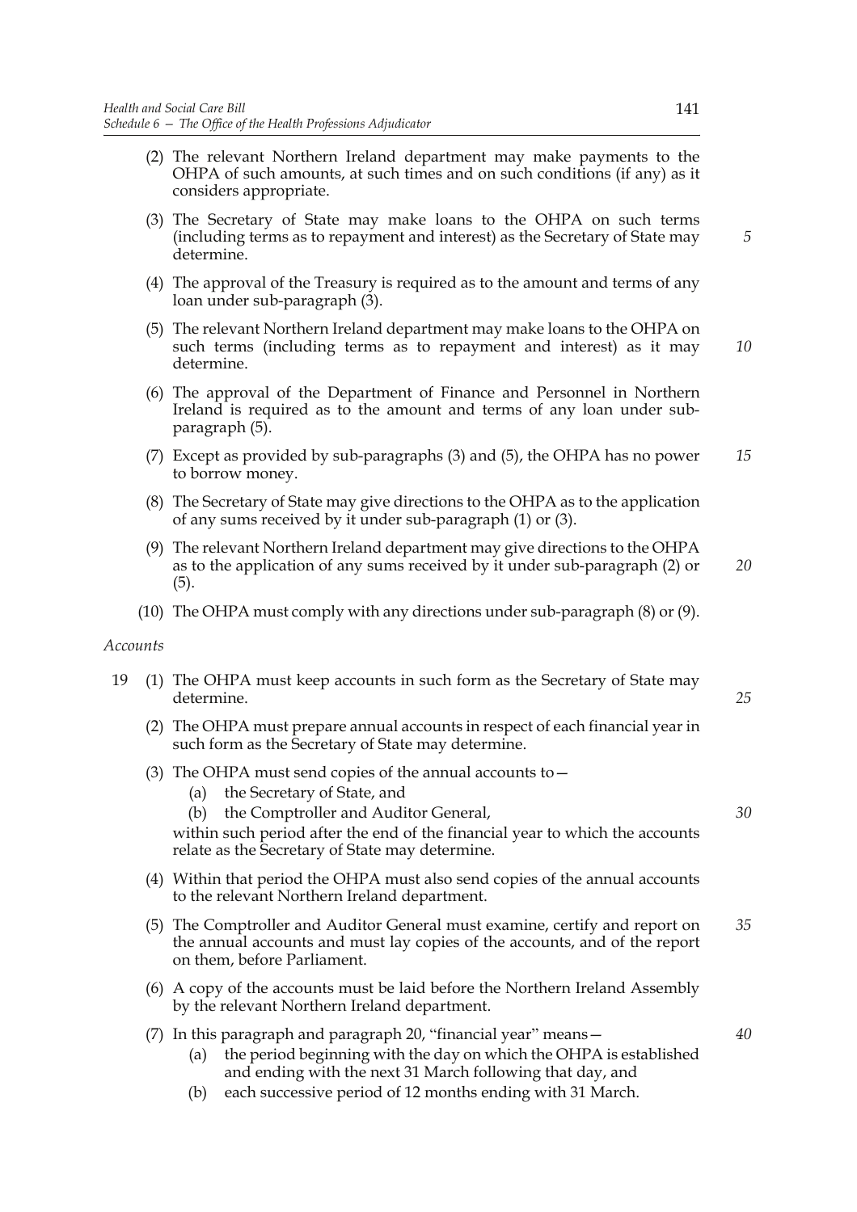(2) The relevant Northern Ireland department may make payments to the OHPA of such amounts, at such times and on such conditions (if any) as it considers appropriate.

(3) The Secretary of State may make loans to the OHPA on such terms (including terms as to repayment and interest) as the Secretary of State may determine.

(4) The approval of the Treasury is required as to the amount and terms of any loan under sub-paragraph (3).

(5) The relevant Northern Ireland department may make loans to the OHPA on such terms (including terms as to repayment and interest) as it may determine.

(6) The approval of the Department of Finance and Personnel in Northern Ireland is required as to the amount and terms of any loan under sub-paragraph (5).

(7) Except as provided by sub-paragraphs (3) and (5), the OHPA has no power to borrow money.

(8) The Secretary of State may give directions to the OHPA as to the application of any sums received by it under sub-paragraph (1) or (3).

(9) The relevant Northern Ireland department may give directions to the OHPA as to the application of any sums received by it under sub-paragraph (2) or (5).

(10) The OHPA must comply with any directions under sub-paragraph (8) or (9).

*Accounts*

19 (1) The OHPA must keep accounts in such form as the Secretary of State may determine.

(2) The OHPA must prepare annual accounts in respect of each financial year in such form as the Secretary of State may determine.

(3) The OHPA must send copies of the annual accounts to—

(a) the Secretary of State, and

(b) the Comptroller and Auditor General,

within such period after the end of the financial year to which the accounts relate as the Secretary of State may determine.

(4) Within that period the OHPA must also send copies of the annual accounts to the relevant Northern Ireland department.

(5) The Comptroller and Auditor General must examine, certify and report on the annual accounts and must lay copies of the accounts, and of the report on them, before Parliament.

(6) A copy of the accounts must be laid before the Northern Ireland Assembly by the relevant Northern Ireland department.

(7) In this paragraph and paragraph 20, "financial year" means—

(a) the period beginning with the day on which the OHPA is established and ending with the next 31 March following that day, and

(b) each successive period of 12 months ending with 31 March.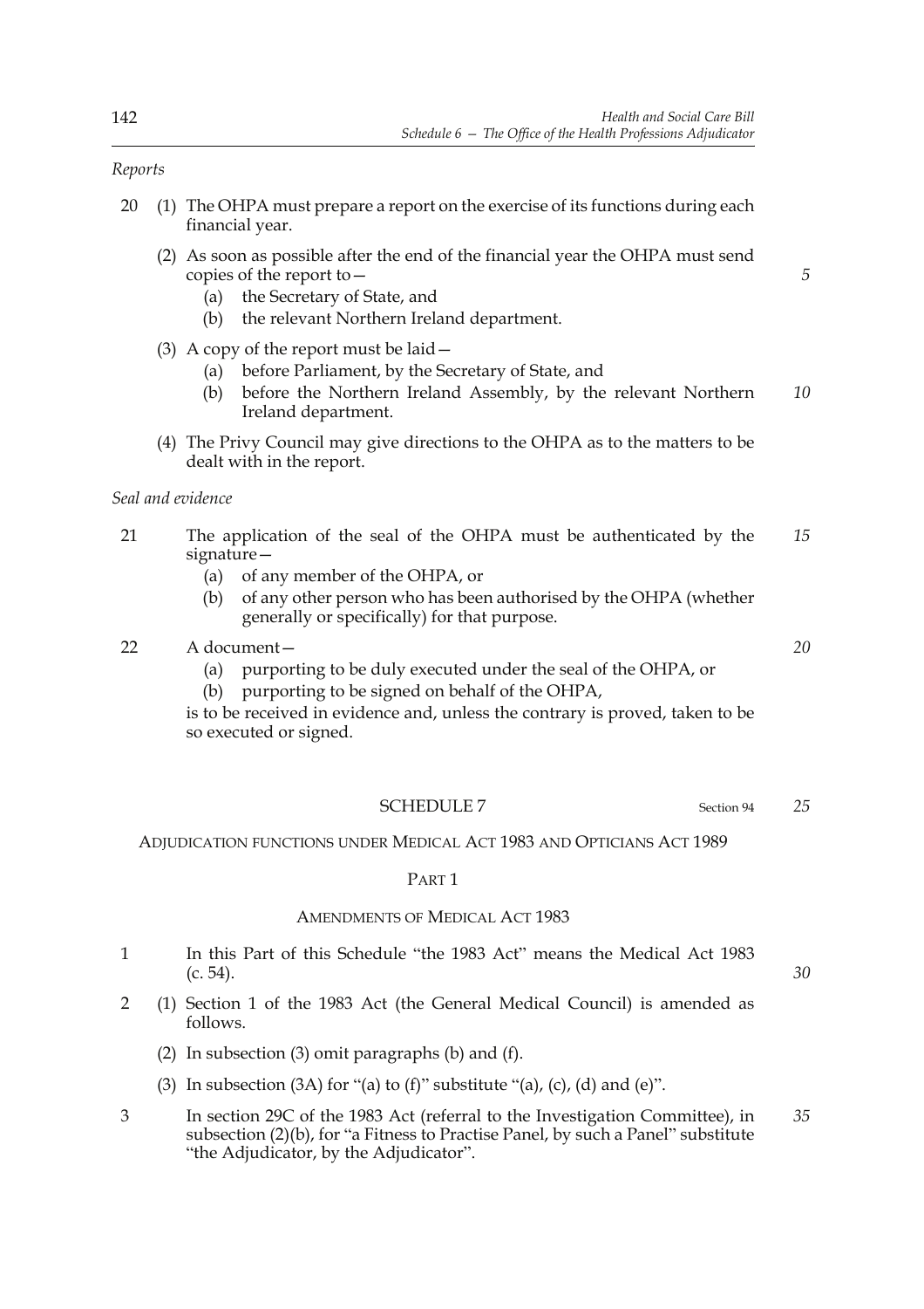*Reports*

20 (1) The OHPA must prepare a report on the exercise of its functions during each financial year.

(2) As soon as possible after the end of the financial year the OHPA must send copies of the report to—

(a) the Secretary of State, and

(b) the relevant Northern Ireland department.

(3) A copy of the report must be laid—

(a) before Parliament, by the Secretary of State, and

(b) before the Northern Ireland Assembly, by the relevant Northern Ireland department.

(4) The Privy Council may give directions to the OHPA as to the matters to be dealt with in the report.

*Seal and evidence*

21 The application of the seal of the OHPA must be authenticated by the signature—

(a) of any member of the OHPA, or

(b) of any other person who has been authorised by the OHPA (whether generally or specifically) for that purpose.

22 A document—

(a) purporting to be duly executed under the seal of the OHPA, or

(b) purporting to be signed on behalf of the OHPA,

is to be received in evidence and, unless the contrary is proved, taken to be so executed or signed.

## SCHEDULE 7

Section 94

### ADJUDICATION FUNCTIONS UNDER MEDICAL ACT 1983 AND OPTICIANS ACT 1989

#### PART 1

#### AMENDMENTS OF MEDICAL ACT 1983

1 In this Part of this Schedule "the 1983 Act" means the Medical Act 1983 (c. 54).

2 (1) Section 1 of the 1983 Act (the General Medical Council) is amended as follows.

(2) In subsection (3) omit paragraphs (b) and (f).

(3) In subsection (3A) for "(a) to (f)" substitute "(a), (c), (d) and (e)".

3 In section 29C of the 1983 Act (referral to the Investigation Committee), in subsection (2)(b), for "a Fitness to Practise Panel, by such a Panel" substitute "the Adjudicator, by the Adjudicator".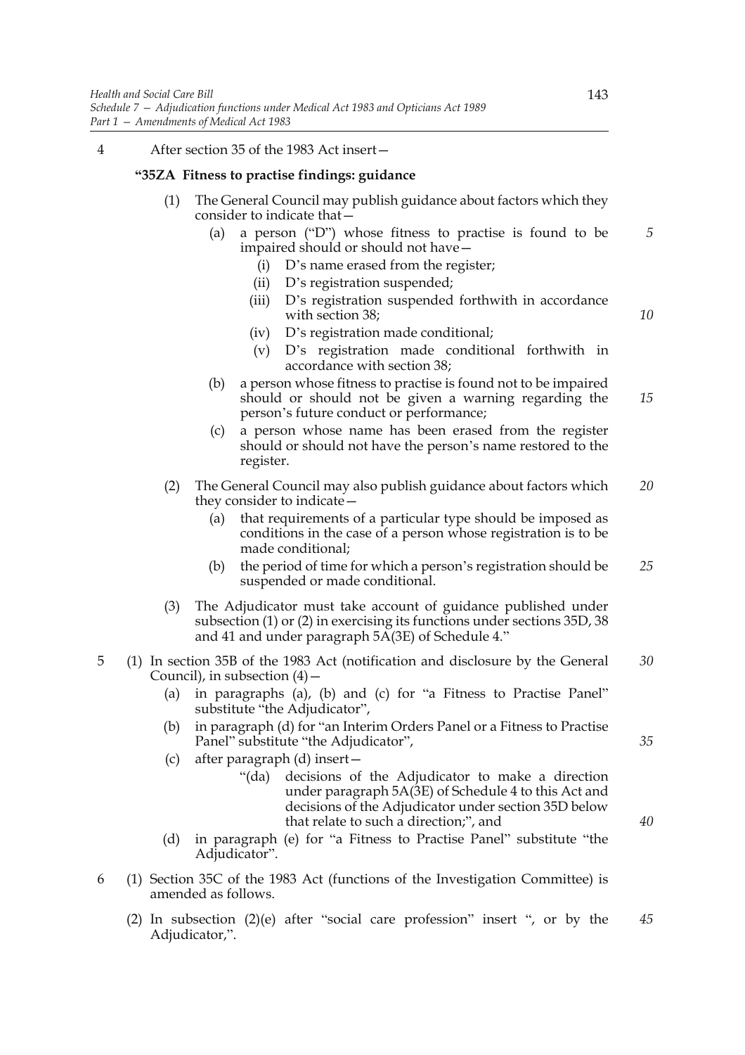4 After section 35 of the 1983 Act insert—

**"35ZA Fitness to practise findings: guidance**

(1) The General Council may publish guidance about factors which they consider to indicate that—

  (a) a person ("D") whose fitness to practise is found to be impaired should or should not have—

    (i) D's name erased from the register;

    (ii) D's registration suspended;

    (iii) D's registration suspended forthwith in accordance with section 38;

    (iv) D's registration made conditional;

    (v) D's registration made conditional forthwith in accordance with section 38;

  (b) a person whose fitness to practise is found not to be impaired should or should not be given a warning regarding the person's future conduct or performance;

  (c) a person whose name has been erased from the register should or should not have the person's name restored to the register.

(2) The General Council may also publish guidance about factors which they consider to indicate—

  (a) that requirements of a particular type should be imposed as conditions in the case of a person whose registration is to be made conditional;

  (b) the period of time for which a person's registration should be suspended or made conditional.

(3) The Adjudicator must take account of guidance published under subsection (1) or (2) in exercising its functions under sections 35D, 38 and 41 and under paragraph 5A(3E) of Schedule 4."

5 (1) In section 35B of the 1983 Act (notification and disclosure by the General Council), in subsection (4)—

  (a) in paragraphs (a), (b) and (c) for "a Fitness to Practise Panel" substitute "the Adjudicator",

  (b) in paragraph (d) for "an Interim Orders Panel or a Fitness to Practise Panel" substitute "the Adjudicator",

  (c) after paragraph (d) insert—

    "(da) decisions of the Adjudicator to make a direction under paragraph 5A(3E) of Schedule 4 to this Act and decisions of the Adjudicator under section 35D below that relate to such a direction;", and

  (d) in paragraph (e) for "a Fitness to Practise Panel" substitute "the Adjudicator".

6 (1) Section 35C of the 1983 Act (functions of the Investigation Committee) is amended as follows.

  (2) In subsection (2)(e) after "social care profession" insert ", or by the Adjudicator,".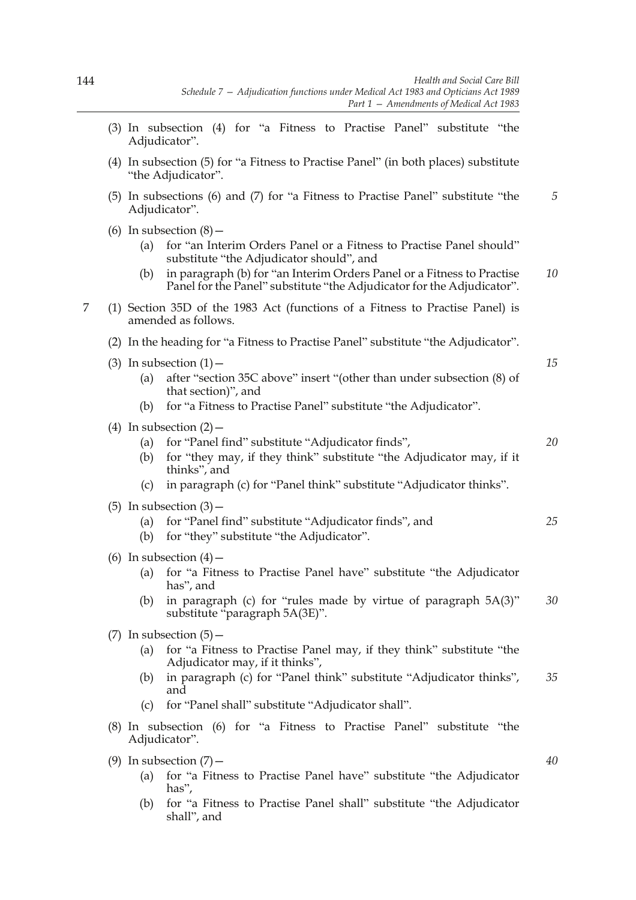(3) In subsection (4) for "a Fitness to Practise Panel" substitute "the Adjudicator".

(4) In subsection (5) for "a Fitness to Practise Panel" (in both places) substitute "the Adjudicator".

(5) In subsections (6) and (7) for "a Fitness to Practise Panel" substitute "the Adjudicator".

(6) In subsection (8)—

(a) for "an Interim Orders Panel or a Fitness to Practise Panel should" substitute "the Adjudicator should", and

(b) in paragraph (b) for "an Interim Orders Panel or a Fitness to Practise Panel for the Panel" substitute "the Adjudicator for the Adjudicator".

7 (1) Section 35D of the 1983 Act (functions of a Fitness to Practise Panel) is amended as follows.

(2) In the heading for "a Fitness to Practise Panel" substitute "the Adjudicator".

(3) In subsection (1)—

(a) after "section 35C above" insert "(other than under subsection (8) of that section)", and

(b) for "a Fitness to Practise Panel" substitute "the Adjudicator".

(4) In subsection (2)—

(a) for "Panel find" substitute "Adjudicator finds",

(b) for "they may, if they think" substitute "the Adjudicator may, if it thinks", and

(c) in paragraph (c) for "Panel think" substitute "Adjudicator thinks".

(5) In subsection (3)—

(a) for "Panel find" substitute "Adjudicator finds", and

(b) for "they" substitute "the Adjudicator".

(6) In subsection (4)—

(a) for "a Fitness to Practise Panel have" substitute "the Adjudicator has", and

(b) in paragraph (c) for "rules made by virtue of paragraph 5A(3)" substitute "paragraph 5A(3E)".

(7) In subsection (5)—

(a) for "a Fitness to Practise Panel may, if they think" substitute "the Adjudicator may, if it thinks",

(b) in paragraph (c) for "Panel think" substitute "Adjudicator thinks", and

(c) for "Panel shall" substitute "Adjudicator shall".

(8) In subsection (6) for "a Fitness to Practise Panel" substitute "the Adjudicator".

(9) In subsection (7)—

(a) for "a Fitness to Practise Panel have" substitute "the Adjudicator has",

(b) for "a Fitness to Practise Panel shall" substitute "the Adjudicator shall", and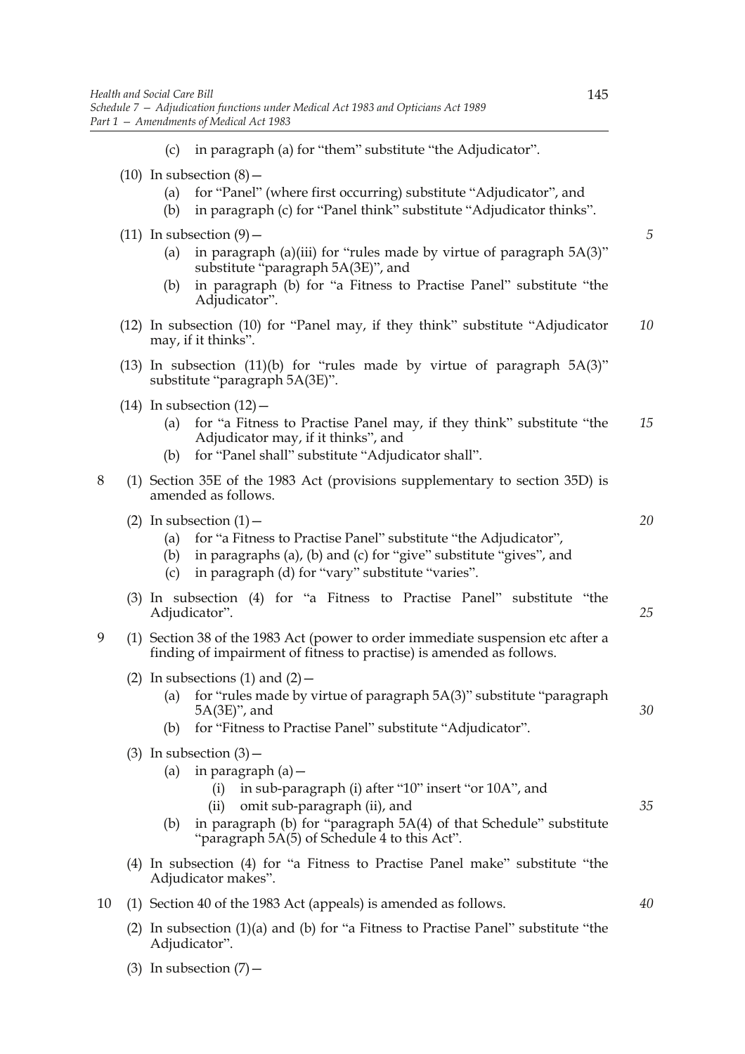(c) in paragraph (a) for "them" substitute "the Adjudicator".

(10) In subsection (8)—

(a) for "Panel" (where first occurring) substitute "Adjudicator", and

(b) in paragraph (c) for "Panel think" substitute "Adjudicator thinks".

(11) In subsection (9)—

(a) in paragraph (a)(iii) for "rules made by virtue of paragraph 5A(3)" substitute "paragraph 5A(3E)", and

(b) in paragraph (b) for "a Fitness to Practise Panel" substitute "the Adjudicator".

(12) In subsection (10) for "Panel may, if they think" substitute "Adjudicator may, if it thinks".

(13) In subsection (11)(b) for "rules made by virtue of paragraph 5A(3)" substitute "paragraph 5A(3E)".

(14) In subsection (12)—

(a) for "a Fitness to Practise Panel may, if they think" substitute "the Adjudicator may, if it thinks", and

(b) for "Panel shall" substitute "Adjudicator shall".

8 (1) Section 35E of the 1983 Act (provisions supplementary to section 35D) is amended as follows.

(2) In subsection (1)—

(a) for "a Fitness to Practise Panel" substitute "the Adjudicator",

(b) in paragraphs (a), (b) and (c) for "give" substitute "gives", and

(c) in paragraph (d) for "vary" substitute "varies".

(3) In subsection (4) for "a Fitness to Practise Panel" substitute "the Adjudicator".

9 (1) Section 38 of the 1983 Act (power to order immediate suspension etc after a finding of impairment of fitness to practise) is amended as follows.

(2) In subsections (1) and (2)—

(a) for "rules made by virtue of paragraph 5A(3)" substitute "paragraph 5A(3E)", and

(b) for "Fitness to Practise Panel" substitute "Adjudicator".

(3) In subsection (3)—

(a) in paragraph (a)—

(i) in sub-paragraph (i) after "10" insert "or 10A", and

(ii) omit sub-paragraph (ii), and

(b) in paragraph (b) for "paragraph 5A(4) of that Schedule" substitute "paragraph 5A(5) of Schedule 4 to this Act".

(4) In subsection (4) for "a Fitness to Practise Panel make" substitute "the Adjudicator makes".

10 (1) Section 40 of the 1983 Act (appeals) is amended as follows.

(2) In subsection (1)(a) and (b) for "a Fitness to Practise Panel" substitute "the Adjudicator".

(3) In subsection (7)—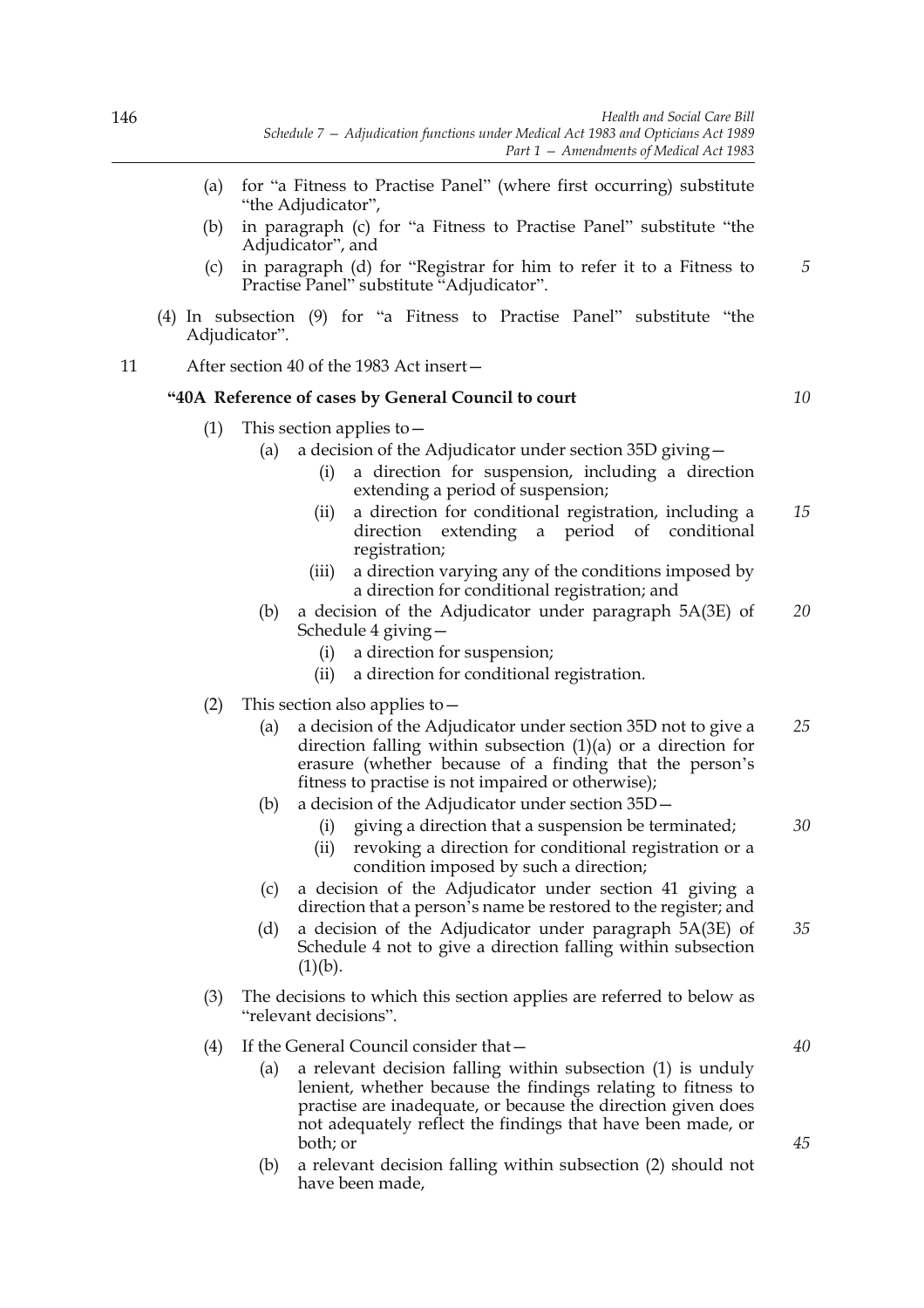(a) for "a Fitness to Practise Panel" (where first occurring) substitute "the Adjudicator",

(b) in paragraph (c) for "a Fitness to Practise Panel" substitute "the Adjudicator", and

(c) in paragraph (d) for "Registrar for him to refer it to a Fitness to Practise Panel" substitute "Adjudicator".

(4) In subsection (9) for "a Fitness to Practise Panel" substitute "the Adjudicator".

11 After section 40 of the 1983 Act insert—

**"40A Reference of cases by General Council to court**

(1) This section applies to—

(a) a decision of the Adjudicator under section 35D giving—

(i) a direction for suspension, including a direction extending a period of suspension;

(ii) a direction for conditional registration, including a direction extending a period of conditional registration;

(iii) a direction varying any of the conditions imposed by a direction for conditional registration; and

(b) a decision of the Adjudicator under paragraph 5A(3E) of Schedule 4 giving—

(i) a direction for suspension;

(ii) a direction for conditional registration.

(2) This section also applies to—

(a) a decision of the Adjudicator under section 35D not to give a direction falling within subsection (1)(a) or a direction for erasure (whether because of a finding that the person's fitness to practise is not impaired or otherwise);

(b) a decision of the Adjudicator under section 35D—

(i) giving a direction that a suspension be terminated;

(ii) revoking a direction for conditional registration or a condition imposed by such a direction;

(c) a decision of the Adjudicator under section 41 giving a direction that a person's name be restored to the register; and

(d) a decision of the Adjudicator under paragraph 5A(3E) of Schedule 4 not to give a direction falling within subsection (1)(b).

(3) The decisions to which this section applies are referred to below as "relevant decisions".

(4) If the General Council consider that—

(a) a relevant decision falling within subsection (1) is unduly lenient, whether because the findings relating to fitness to practise are inadequate, or because the direction given does not adequately reflect the findings that have been made, or both; or

(b) a relevant decision falling within subsection (2) should not have been made,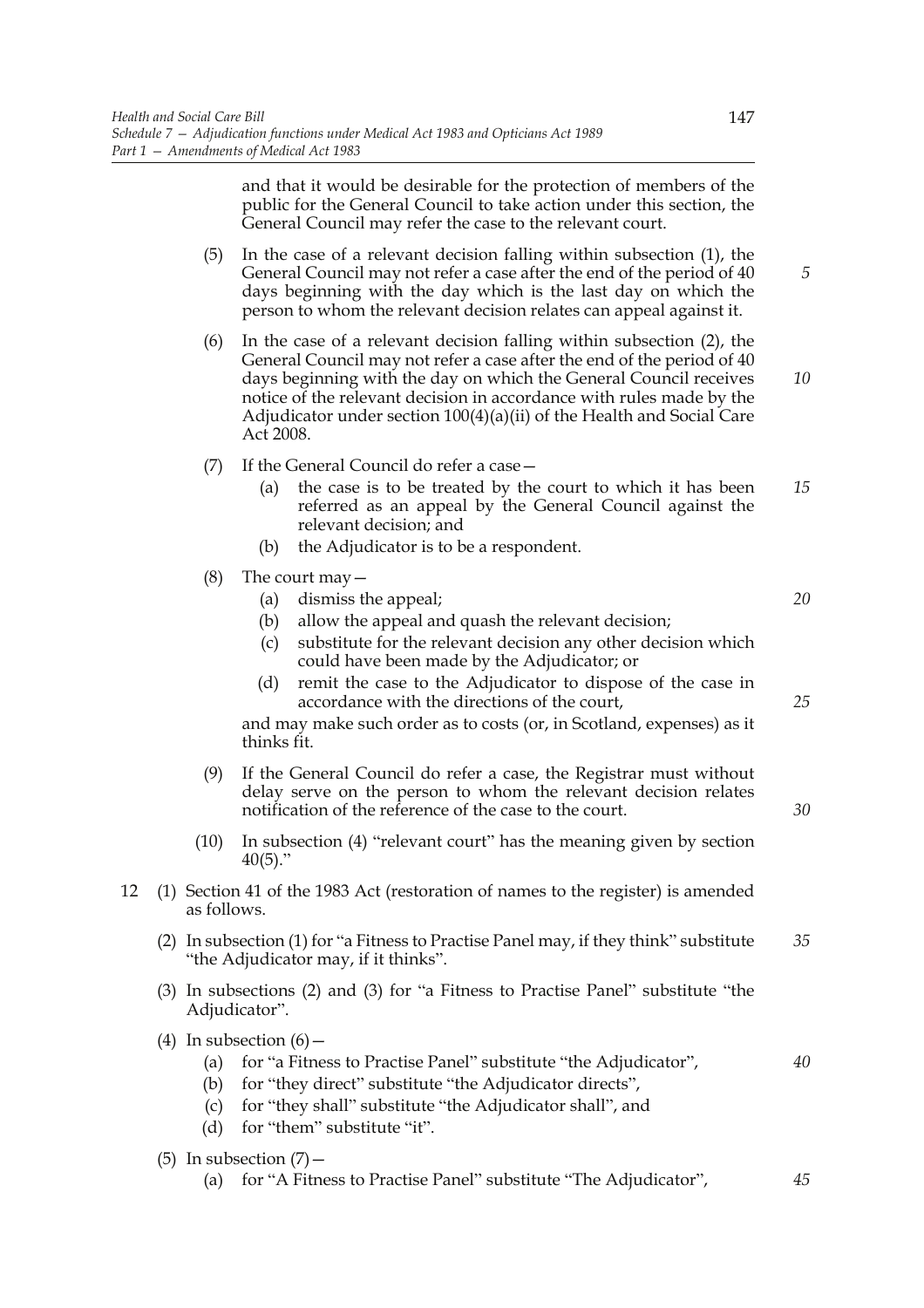and that it would be desirable for the protection of members of the public for the General Council to take action under this section, the General Council may refer the case to the relevant court.

(5) In the case of a relevant decision falling within subsection (1), the General Council may not refer a case after the end of the period of 40 days beginning with the day which is the last day on which the person to whom the relevant decision relates can appeal against it.

(6) In the case of a relevant decision falling within subsection (2), the General Council may not refer a case after the end of the period of 40 days beginning with the day on which the General Council receives notice of the relevant decision in accordance with rules made by the Adjudicator under section 100(4)(a)(ii) of the Health and Social Care Act 2008.

(7) If the General Council do refer a case—

(a) the case is to be treated by the court to which it has been referred as an appeal by the General Council against the relevant decision; and

(b) the Adjudicator is to be a respondent.

(8) The court may—

(a) dismiss the appeal;

(b) allow the appeal and quash the relevant decision;

(c) substitute for the relevant decision any other decision which could have been made by the Adjudicator; or

(d) remit the case to the Adjudicator to dispose of the case in accordance with the directions of the court,

and may make such order as to costs (or, in Scotland, expenses) as it thinks fit.

(9) If the General Council do refer a case, the Registrar must without delay serve on the person to whom the relevant decision relates notification of the reference of the case to the court.

(10) In subsection (4) "relevant court" has the meaning given by section 40(5)."

12 (1) Section 41 of the 1983 Act (restoration of names to the register) is amended as follows.

(2) In subsection (1) for "a Fitness to Practise Panel may, if they think" substitute "the Adjudicator may, if it thinks".

(3) In subsections (2) and (3) for "a Fitness to Practise Panel" substitute "the Adjudicator".

(4) In subsection (6)—

(a) for "a Fitness to Practise Panel" substitute "the Adjudicator",

(b) for "they direct" substitute "the Adjudicator directs",

(c) for "they shall" substitute "the Adjudicator shall", and

(d) for "them" substitute "it".

(5) In subsection (7)—

(a) for "A Fitness to Practise Panel" substitute "The Adjudicator",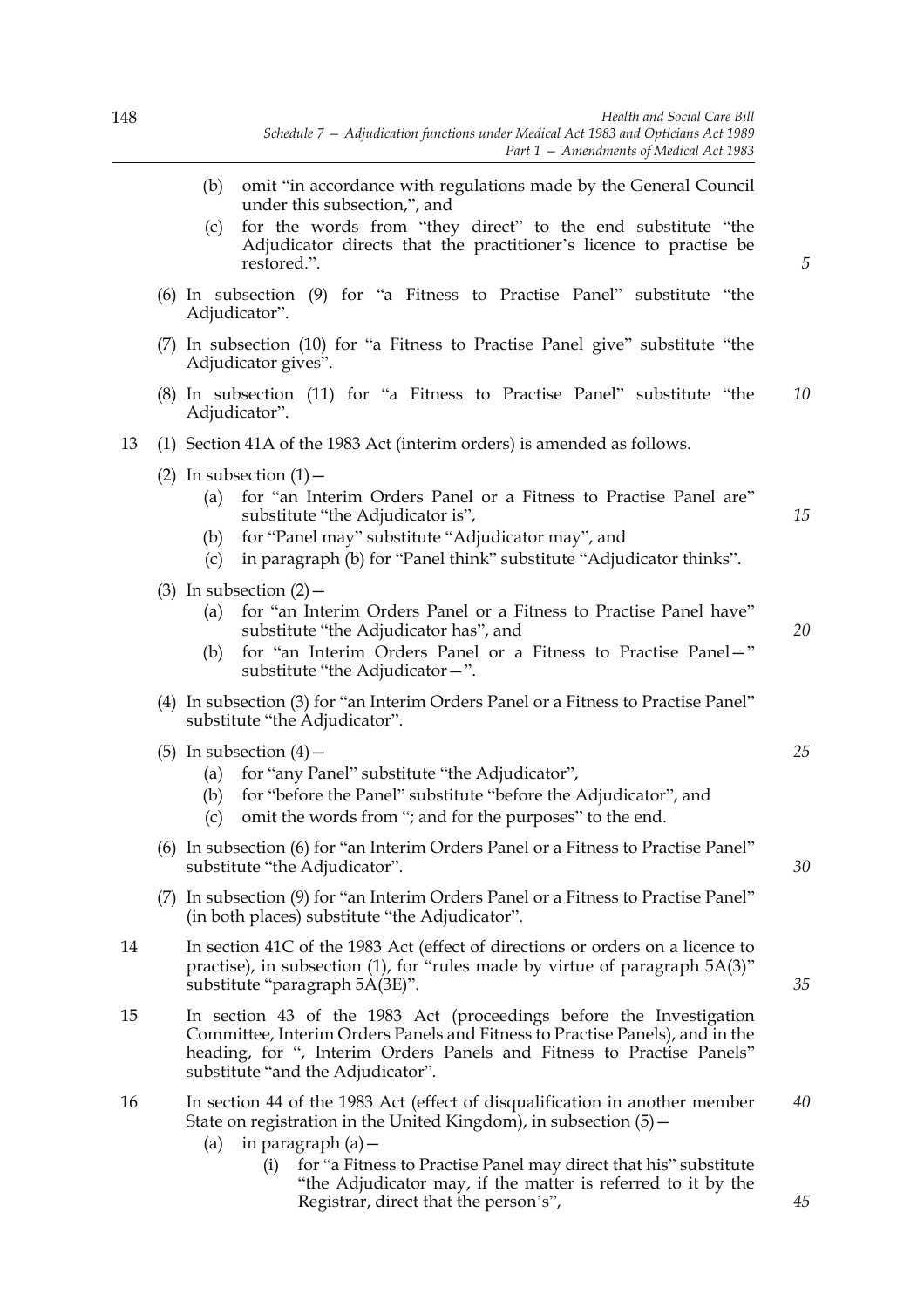(b) omit "in accordance with regulations made by the General Council under this subsection,", and

(c) for the words from "they direct" to the end substitute "the Adjudicator directs that the practitioner's licence to practise be restored.".

(6) In subsection (9) for "a Fitness to Practise Panel" substitute "the Adjudicator".

(7) In subsection (10) for "a Fitness to Practise Panel give" substitute "the Adjudicator gives".

(8) In subsection (11) for "a Fitness to Practise Panel" substitute "the Adjudicator".

13 (1) Section 41A of the 1983 Act (interim orders) is amended as follows.

(2) In subsection (1)—

(a) for "an Interim Orders Panel or a Fitness to Practise Panel are" substitute "the Adjudicator is",

(b) for "Panel may" substitute "Adjudicator may", and

(c) in paragraph (b) for "Panel think" substitute "Adjudicator thinks".

(3) In subsection (2)—

(a) for "an Interim Orders Panel or a Fitness to Practise Panel have" substitute "the Adjudicator has", and

(b) for "an Interim Orders Panel or a Fitness to Practise Panel—" substitute "the Adjudicator—".

(4) In subsection (3) for "an Interim Orders Panel or a Fitness to Practise Panel" substitute "the Adjudicator".

(5) In subsection (4)—

(a) for "any Panel" substitute "the Adjudicator",

(b) for "before the Panel" substitute "before the Adjudicator", and

(c) omit the words from "; and for the purposes" to the end.

(6) In subsection (6) for "an Interim Orders Panel or a Fitness to Practise Panel" substitute "the Adjudicator".

(7) In subsection (9) for "an Interim Orders Panel or a Fitness to Practise Panel" (in both places) substitute "the Adjudicator".

14 In section 41C of the 1983 Act (effect of directions or orders on a licence to practise), in subsection (1), for "rules made by virtue of paragraph 5A(3)" substitute "paragraph 5A(3E)".

15 In section 43 of the 1983 Act (proceedings before the Investigation Committee, Interim Orders Panels and Fitness to Practise Panels), and in the heading, for ", Interim Orders Panels and Fitness to Practise Panels" substitute "and the Adjudicator".

16 In section 44 of the 1983 Act (effect of disqualification in another member State on registration in the United Kingdom), in subsection (5)—

(a) in paragraph (a)—

(i) for "a Fitness to Practise Panel may direct that his" substitute "the Adjudicator may, if the matter is referred to it by the Registrar, direct that the person's",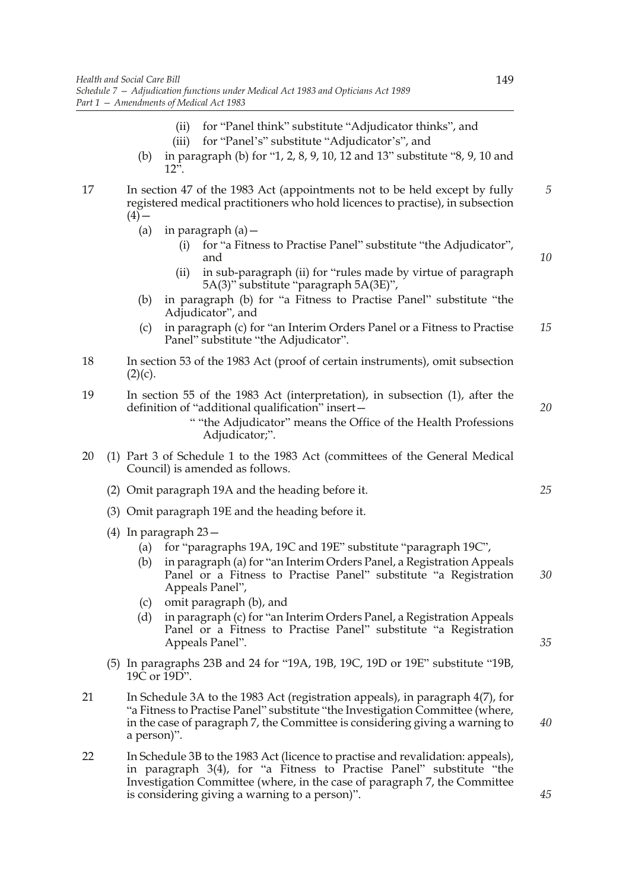(ii) for "Panel think" substitute "Adjudicator thinks", and

(iii) for "Panel's" substitute "Adjudicator's", and

(b) in paragraph (b) for "1, 2, 8, 9, 10, 12 and 13" substitute "8, 9, 10 and 12".

17 In section 47 of the 1983 Act (appointments not to be held except by fully registered medical practitioners who hold licences to practise), in subsection (4)—

(a) in paragraph (a)—

(i) for "a Fitness to Practise Panel" substitute "the Adjudicator", and

(ii) in sub-paragraph (ii) for "rules made by virtue of paragraph 5A(3)" substitute "paragraph 5A(3E)",

(b) in paragraph (b) for "a Fitness to Practise Panel" substitute "the Adjudicator", and

(c) in paragraph (c) for "an Interim Orders Panel or a Fitness to Practise Panel" substitute "the Adjudicator".

18 In section 53 of the 1983 Act (proof of certain instruments), omit subsection (2)(c).

19 In section 55 of the 1983 Act (interpretation), in subsection (1), after the definition of "additional qualification" insert—

" "the Adjudicator" means the Office of the Health Professions Adjudicator;".

20 (1) Part 3 of Schedule 1 to the 1983 Act (committees of the General Medical Council) is amended as follows.

(2) Omit paragraph 19A and the heading before it.

(3) Omit paragraph 19E and the heading before it.

(4) In paragraph 23—

(a) for "paragraphs 19A, 19C and 19E" substitute "paragraph 19C",

(b) in paragraph (a) for "an Interim Orders Panel, a Registration Appeals Panel or a Fitness to Practise Panel" substitute "a Registration Appeals Panel",

(c) omit paragraph (b), and

(d) in paragraph (c) for "an Interim Orders Panel, a Registration Appeals Panel or a Fitness to Practise Panel" substitute "a Registration Appeals Panel".

(5) In paragraphs 23B and 24 for "19A, 19B, 19C, 19D or 19E" substitute "19B, 19C or 19D".

21 In Schedule 3A to the 1983 Act (registration appeals), in paragraph 4(7), for "a Fitness to Practise Panel" substitute "the Investigation Committee (where, in the case of paragraph 7, the Committee is considering giving a warning to a person)".

22 In Schedule 3B to the 1983 Act (licence to practise and revalidation: appeals), in paragraph 3(4), for "a Fitness to Practise Panel" substitute "the Investigation Committee (where, in the case of paragraph 7, the Committee is considering giving a warning to a person)".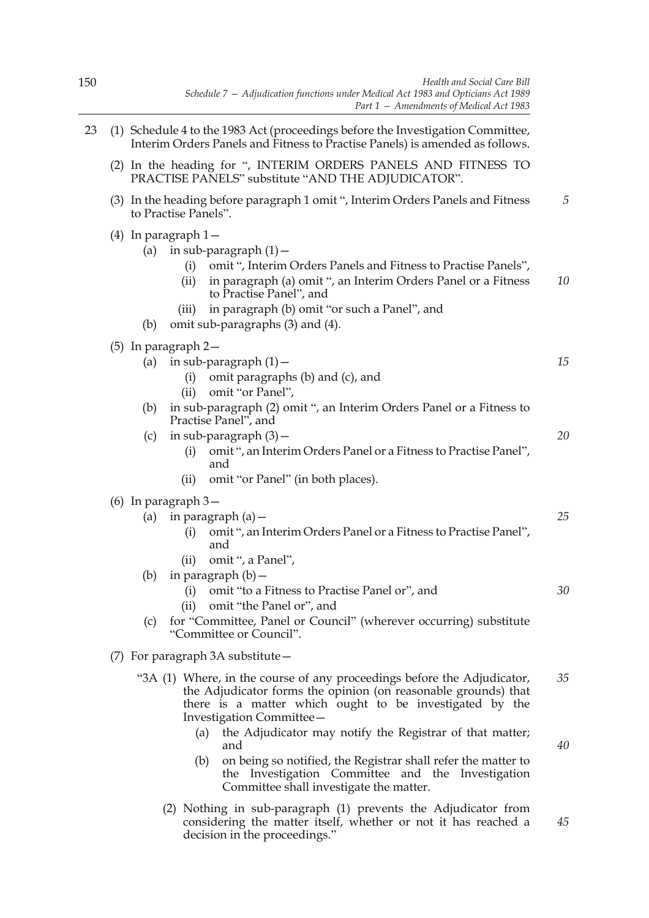23 (1) Schedule 4 to the 1983 Act (proceedings before the Investigation Committee, Interim Orders Panels and Fitness to Practise Panels) is amended as follows.

(2) In the heading for ", INTERIM ORDERS PANELS AND FITNESS TO PRACTISE PANELS" substitute "AND THE ADJUDICATOR".

(3) In the heading before paragraph 1 omit ", Interim Orders Panels and Fitness to Practise Panels".

(4) In paragraph 1—

- (a) in sub-paragraph (1)—
  - (i) omit ", Interim Orders Panels and Fitness to Practise Panels",
  - (ii) in paragraph (a) omit ", an Interim Orders Panel or a Fitness to Practise Panel", and
  - (iii) in paragraph (b) omit "or such a Panel", and
- (b) omit sub-paragraphs (3) and (4).

(5) In paragraph 2—

- (a) in sub-paragraph (1)—
  - (i) omit paragraphs (b) and (c), and
  - (ii) omit "or Panel",
- (b) in sub-paragraph (2) omit ", an Interim Orders Panel or a Fitness to Practise Panel", and
- (c) in sub-paragraph (3)—
  - (i) omit ", an Interim Orders Panel or a Fitness to Practise Panel", and
  - (ii) omit "or Panel" (in both places).

(6) In paragraph 3—

- (a) in paragraph (a)—
  - (i) omit ", an Interim Orders Panel or a Fitness to Practise Panel", and
  - (ii) omit ", a Panel",
- (b) in paragraph (b)—
  - (i) omit "to a Fitness to Practise Panel or", and
  - (ii) omit "the Panel or", and
- (c) for "Committee, Panel or Council" (wherever occurring) substitute "Committee or Council".

(7) For paragraph 3A substitute—

"3A (1) Where, in the course of any proceedings before the Adjudicator, the Adjudicator forms the opinion (on reasonable grounds) that there is a matter which ought to be investigated by the Investigation Committee—

- (a) the Adjudicator may notify the Registrar of that matter; and
- (b) on being so notified, the Registrar shall refer the matter to the Investigation Committee and the Investigation Committee shall investigate the matter.

(2) Nothing in sub-paragraph (1) prevents the Adjudicator from considering the matter itself, whether or not it has reached a decision in the proceedings."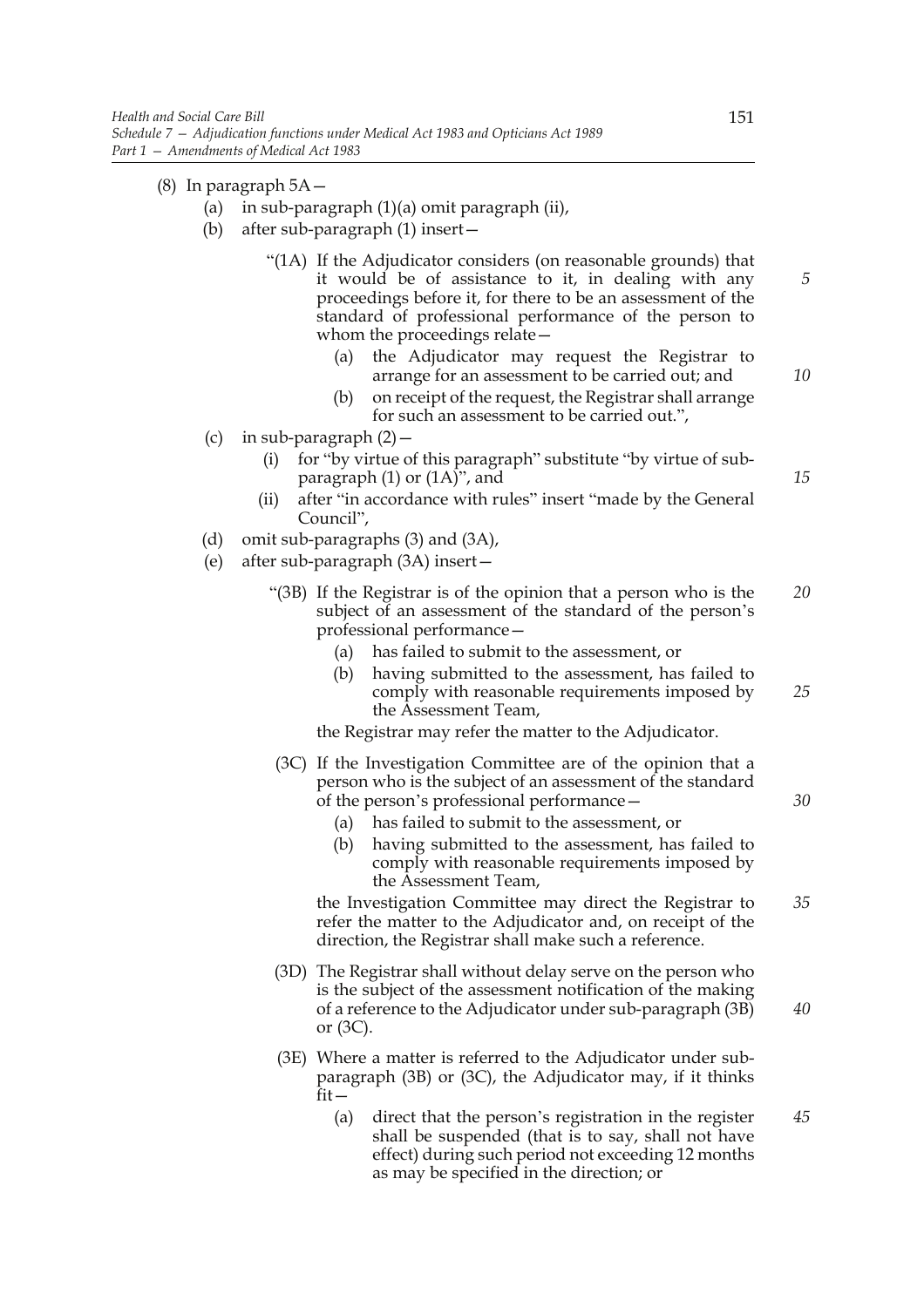(8) In paragraph 5A—

- (a) in sub-paragraph (1)(a) omit paragraph (ii),
- (b) after sub-paragraph (1) insert—

 "(1A) If the Adjudicator considers (on reasonable grounds) that it would be of assistance to it, in dealing with any proceedings before it, for there to be an assessment of the standard of professional performance of the person to whom the proceedings relate—

 - (a) the Adjudicator may request the Registrar to arrange for an assessment to be carried out; and
 - (b) on receipt of the request, the Registrar shall arrange for such an assessment to be carried out.",

- (c) in sub-paragraph (2)—
 - (i) for "by virtue of this paragraph" substitute "by virtue of sub-paragraph (1) or (1A)", and
 - (ii) after "in accordance with rules" insert "made by the General Council",
- (d) omit sub-paragraphs (3) and (3A),
- (e) after sub-paragraph (3A) insert—

 "(3B) If the Registrar is of the opinion that a person who is the subject of an assessment of the standard of the person's professional performance—

 - (a) has failed to submit to the assessment, or
 - (b) having submitted to the assessment, has failed to comply with reasonable requirements imposed by the Assessment Team,

 the Registrar may refer the matter to the Adjudicator.

 (3C) If the Investigation Committee are of the opinion that a person who is the subject of an assessment of the standard of the person's professional performance—

 - (a) has failed to submit to the assessment, or
 - (b) having submitted to the assessment, has failed to comply with reasonable requirements imposed by the Assessment Team,

 the Investigation Committee may direct the Registrar to refer the matter to the Adjudicator and, on receipt of the direction, the Registrar shall make such a reference.

 (3D) The Registrar shall without delay serve on the person who is the subject of the assessment notification of the making of a reference to the Adjudicator under sub-paragraph (3B) or (3C).

 (3E) Where a matter is referred to the Adjudicator under sub-paragraph (3B) or (3C), the Adjudicator may, if it thinks fit—

 - (a) direct that the person's registration in the register shall be suspended (that is to say, shall not have effect) during such period not exceeding 12 months as may be specified in the direction; or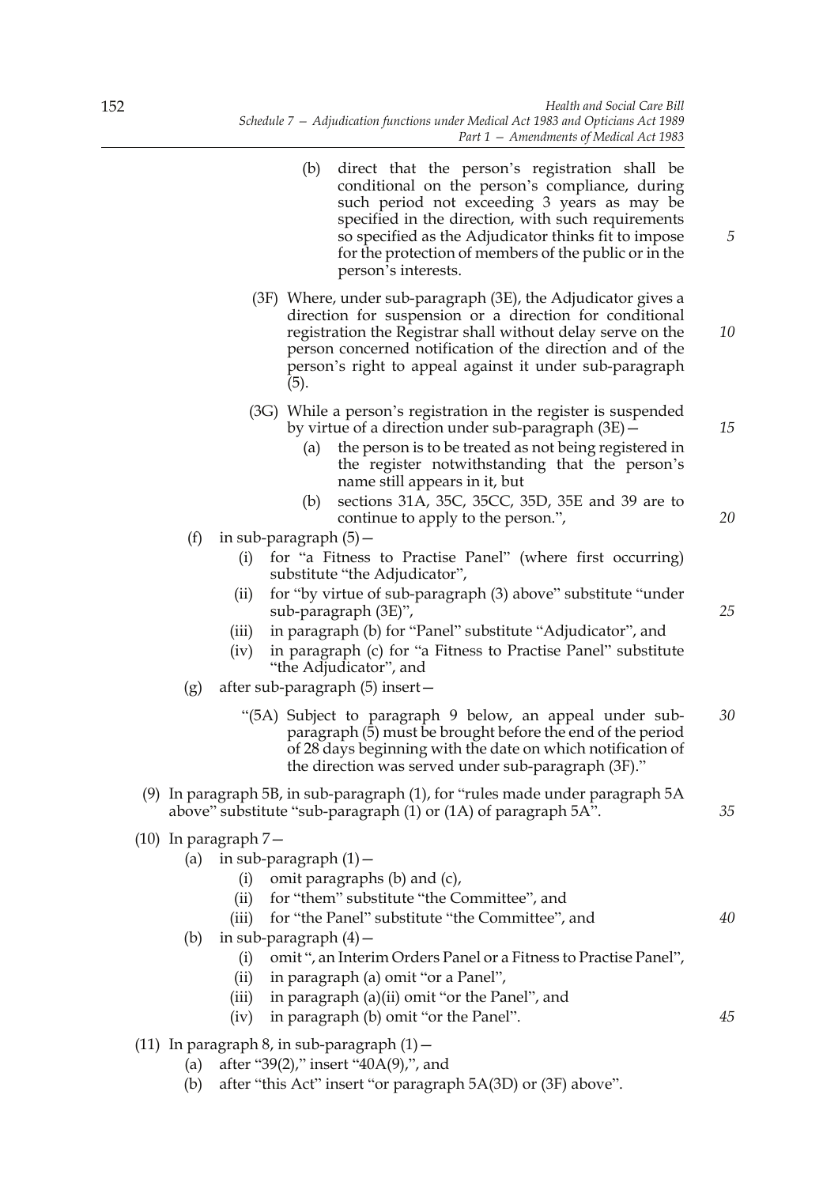(b) direct that the person's registration shall be conditional on the person's compliance, during such period not exceeding 3 years as may be specified in the direction, with such requirements so specified as the Adjudicator thinks fit to impose for the protection of members of the public or in the person's interests.

(3F) Where, under sub-paragraph (3E), the Adjudicator gives a direction for suspension or a direction for conditional registration the Registrar shall without delay serve on the person concerned notification of the direction and of the person's right to appeal against it under sub-paragraph (5).

(3G) While a person's registration in the register is suspended by virtue of a direction under sub-paragraph (3E)—

(a) the person is to be treated as not being registered in the register notwithstanding that the person's name still appears in it, but

(b) sections 31A, 35C, 35CC, 35D, 35E and 39 are to continue to apply to the person.",

(f) in sub-paragraph (5)—

(i) for "a Fitness to Practise Panel" (where first occurring) substitute "the Adjudicator",

(ii) for "by virtue of sub-paragraph (3) above" substitute "under sub-paragraph (3E)",

(iii) in paragraph (b) for "Panel" substitute "Adjudicator", and

(iv) in paragraph (c) for "a Fitness to Practise Panel" substitute "the Adjudicator", and

(g) after sub-paragraph (5) insert—

"(5A) Subject to paragraph 9 below, an appeal under sub-paragraph (5) must be brought before the end of the period of 28 days beginning with the date on which notification of the direction was served under sub-paragraph (3F)."

(9) In paragraph 5B, in sub-paragraph (1), for "rules made under paragraph 5A above" substitute "sub-paragraph (1) or (1A) of paragraph 5A".

(10) In paragraph 7—

(a) in sub-paragraph (1)—

(i) omit paragraphs (b) and (c),

(ii) for "them" substitute "the Committee", and

(iii) for "the Panel" substitute "the Committee", and

(b) in sub-paragraph (4)—

(i) omit ", an Interim Orders Panel or a Fitness to Practise Panel",

(ii) in paragraph (a) omit "or a Panel",

(iii) in paragraph (a)(ii) omit "or the Panel", and

(iv) in paragraph (b) omit "or the Panel".

(11) In paragraph 8, in sub-paragraph (1)—

(a) after "39(2)," insert "40A(9),", and

(b) after "this Act" insert "or paragraph 5A(3D) or (3F) above".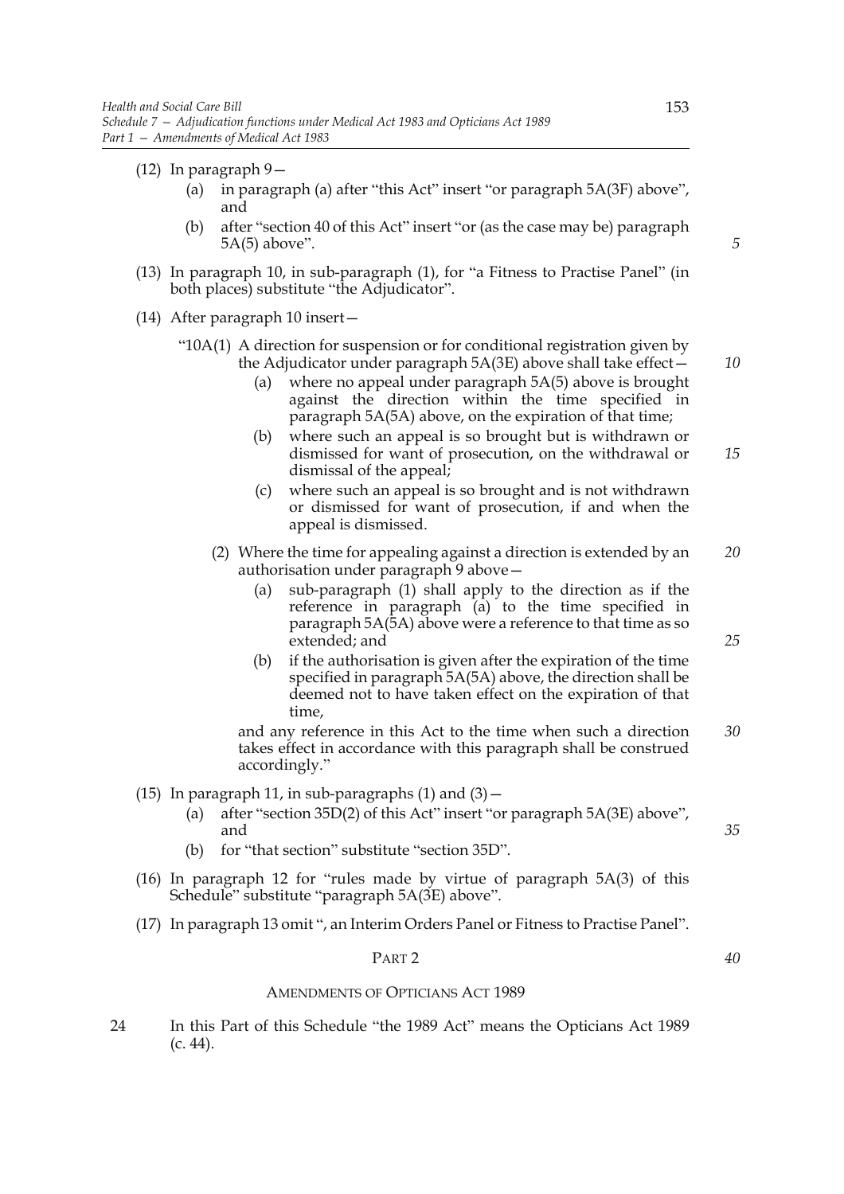(12) In paragraph 9—

(a) in paragraph (a) after "this Act" insert "or paragraph 5A(3F) above", and

(b) after "section 40 of this Act" insert "or (as the case may be) paragraph 5A(5) above".

(13) In paragraph 10, in sub-paragraph (1), for "a Fitness to Practise Panel" (in both places) substitute "the Adjudicator".

(14) After paragraph 10 insert—

"10A(1) A direction for suspension or for conditional registration given by the Adjudicator under paragraph 5A(3E) above shall take effect—

(a) where no appeal under paragraph 5A(5) above is brought against the direction within the time specified in paragraph 5A(5A) above, on the expiration of that time;

(b) where such an appeal is so brought but is withdrawn or dismissed for want of prosecution, on the withdrawal or dismissal of the appeal;

(c) where such an appeal is so brought and is not withdrawn or dismissed for want of prosecution, if and when the appeal is dismissed.

(2) Where the time for appealing against a direction is extended by an authorisation under paragraph 9 above—

(a) sub-paragraph (1) shall apply to the direction as if the reference in paragraph (a) to the time specified in paragraph 5A(5A) above were a reference to that time as so extended; and

(b) if the authorisation is given after the expiration of the time specified in paragraph 5A(5A) above, the direction shall be deemed not to have taken effect on the expiration of that time,

and any reference in this Act to the time when such a direction takes effect in accordance with this paragraph shall be construed accordingly."

(15) In paragraph 11, in sub-paragraphs (1) and (3)—

(a) after "section 35D(2) of this Act" insert "or paragraph 5A(3E) above", and

(b) for "that section" substitute "section 35D".

(16) In paragraph 12 for "rules made by virtue of paragraph 5A(3) of this Schedule" substitute "paragraph 5A(3E) above".

(17) In paragraph 13 omit ", an Interim Orders Panel or Fitness to Practise Panel".

## PART 2

### AMENDMENTS OF OPTICIANS ACT 1989

24 In this Part of this Schedule "the 1989 Act" means the Opticians Act 1989 (c. 44).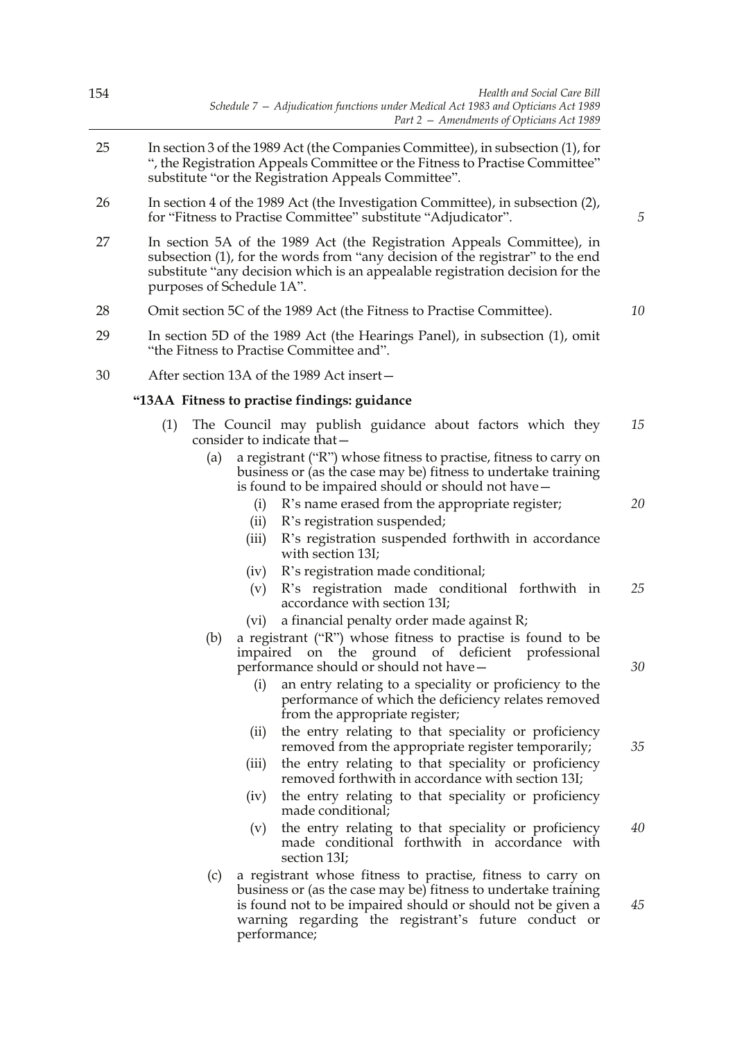25 In section 3 of the 1989 Act (the Companies Committee), in subsection (1), for ", the Registration Appeals Committee or the Fitness to Practise Committee" substitute "or the Registration Appeals Committee".

26 In section 4 of the 1989 Act (the Investigation Committee), in subsection (2), for "Fitness to Practise Committee" substitute "Adjudicator".

27 In section 5A of the 1989 Act (the Registration Appeals Committee), in subsection (1), for the words from "any decision of the registrar" to the end substitute "any decision which is an appealable registration decision for the purposes of Schedule 1A".

28 Omit section 5C of the 1989 Act (the Fitness to Practise Committee).

29 In section 5D of the 1989 Act (the Hearings Panel), in subsection (1), omit "the Fitness to Practise Committee and".

30 After section 13A of the 1989 Act insert—

**"13AA Fitness to practise findings: guidance**

(1) The Council may publish guidance about factors which they consider to indicate that—

(a) a registrant ("R") whose fitness to practise, fitness to carry on business or (as the case may be) fitness to undertake training is found to be impaired should or should not have—

(i) R's name erased from the appropriate register;

(ii) R's registration suspended;

(iii) R's registration suspended forthwith in accordance with section 13I;

(iv) R's registration made conditional;

(v) R's registration made conditional forthwith in accordance with section 13I;

(vi) a financial penalty order made against R;

(b) a registrant ("R") whose fitness to practise is found to be impaired on the ground of deficient professional performance should or should not have—

(i) an entry relating to a speciality or proficiency to the performance of which the deficiency relates removed from the appropriate register;

(ii) the entry relating to that speciality or proficiency removed from the appropriate register temporarily;

(iii) the entry relating to that speciality or proficiency removed forthwith in accordance with section 13I;

(iv) the entry relating to that speciality or proficiency made conditional;

(v) the entry relating to that speciality or proficiency made conditional forthwith in accordance with section 13I;

(c) a registrant whose fitness to practise, fitness to carry on business or (as the case may be) fitness to undertake training is found not to be impaired should or should not be given a warning regarding the registrant's future conduct or performance;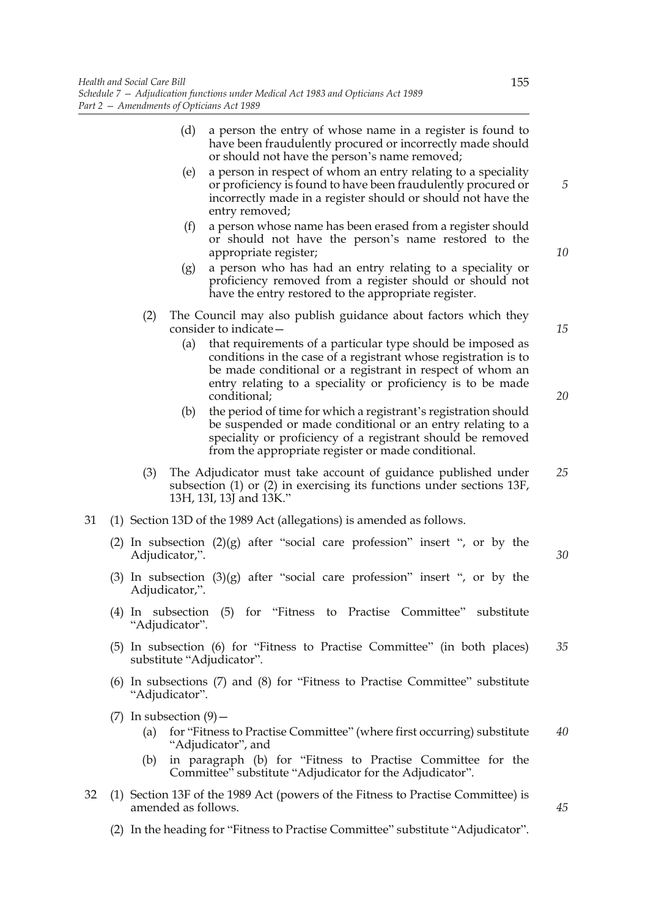(d) a person the entry of whose name in a register is found to have been fraudulently procured or incorrectly made should or should not have the person's name removed;

(e) a person in respect of whom an entry relating to a speciality or proficiency is found to have been fraudulently procured or incorrectly made in a register should or should not have the entry removed;

(f) a person whose name has been erased from a register should or should not have the person's name restored to the appropriate register;

(g) a person who has had an entry relating to a speciality or proficiency removed from a register should or should not have the entry restored to the appropriate register.

(2) The Council may also publish guidance about factors which they consider to indicate—

(a) that requirements of a particular type should be imposed as conditions in the case of a registrant whose registration is to be made conditional or a registrant in respect of whom an entry relating to a speciality or proficiency is to be made conditional;

(b) the period of time for which a registrant's registration should be suspended or made conditional or an entry relating to a speciality or proficiency of a registrant should be removed from the appropriate register or made conditional.

(3) The Adjudicator must take account of guidance published under subsection (1) or (2) in exercising its functions under sections 13F, 13H, 13I, 13J and 13K."

31 (1) Section 13D of the 1989 Act (allegations) is amended as follows.

(2) In subsection (2)(g) after "social care profession" insert ", or by the Adjudicator,".

(3) In subsection (3)(g) after "social care profession" insert ", or by the Adjudicator,".

(4) In subsection (5) for "Fitness to Practise Committee" substitute "Adjudicator".

(5) In subsection (6) for "Fitness to Practise Committee" (in both places) substitute "Adjudicator".

(6) In subsections (7) and (8) for "Fitness to Practise Committee" substitute "Adjudicator".

(7) In subsection (9)—

(a) for "Fitness to Practise Committee" (where first occurring) substitute "Adjudicator", and

(b) in paragraph (b) for "Fitness to Practise Committee for the Committee" substitute "Adjudicator for the Adjudicator".

32 (1) Section 13F of the 1989 Act (powers of the Fitness to Practise Committee) is amended as follows.

(2) In the heading for "Fitness to Practise Committee" substitute "Adjudicator".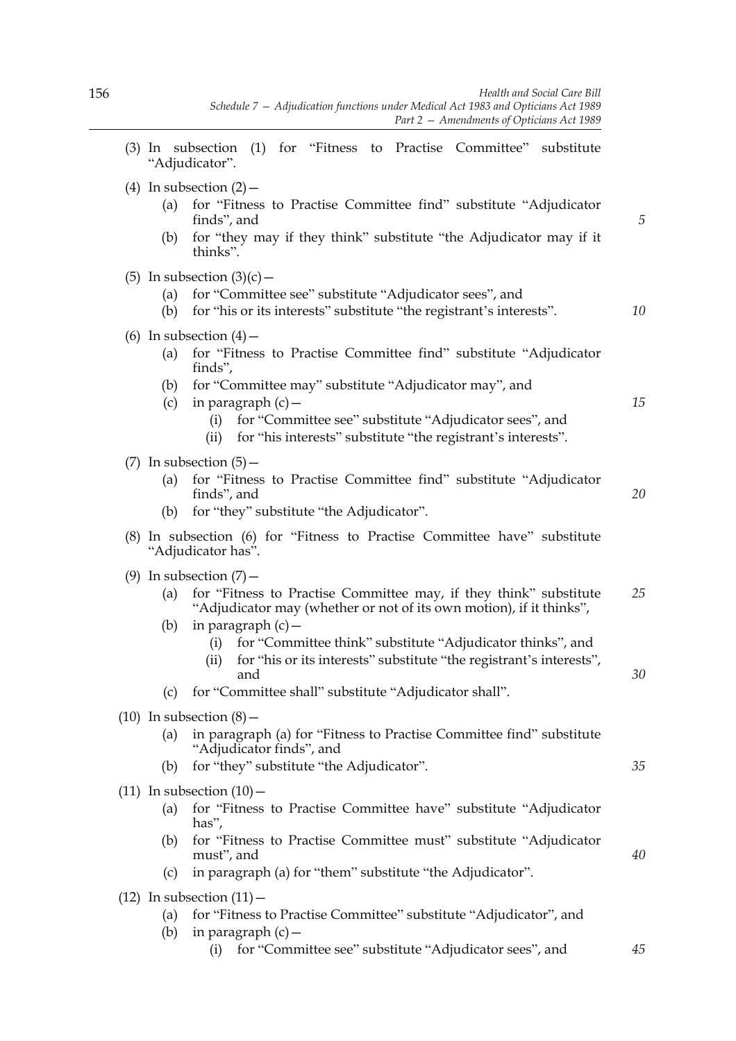(3) In subsection (1) for "Fitness to Practise Committee" substitute "Adjudicator".

(4) In subsection (2)—
  (a) for "Fitness to Practise Committee find" substitute "Adjudicator finds", and
  (b) for "they may if they think" substitute "the Adjudicator may if it thinks".

(5) In subsection (3)(c)—
  (a) for "Committee see" substitute "Adjudicator sees", and
  (b) for "his or its interests" substitute "the registrant's interests".

(6) In subsection (4)—
  (a) for "Fitness to Practise Committee find" substitute "Adjudicator finds",
  (b) for "Committee may" substitute "Adjudicator may", and
  (c) in paragraph (c)—
    (i) for "Committee see" substitute "Adjudicator sees", and
    (ii) for "his interests" substitute "the registrant's interests".

(7) In subsection (5)—
  (a) for "Fitness to Practise Committee find" substitute "Adjudicator finds", and
  (b) for "they" substitute "the Adjudicator".

(8) In subsection (6) for "Fitness to Practise Committee have" substitute "Adjudicator has".

(9) In subsection (7)—
  (a) for "Fitness to Practise Committee may, if they think" substitute "Adjudicator may (whether or not of its own motion), if it thinks",
  (b) in paragraph (c)—
    (i) for "Committee think" substitute "Adjudicator thinks", and
    (ii) for "his or its interests" substitute "the registrant's interests", and
  (c) for "Committee shall" substitute "Adjudicator shall".

(10) In subsection (8)—
  (a) in paragraph (a) for "Fitness to Practise Committee find" substitute "Adjudicator finds", and
  (b) for "they" substitute "the Adjudicator".

(11) In subsection (10)—
  (a) for "Fitness to Practise Committee have" substitute "Adjudicator has",
  (b) for "Fitness to Practise Committee must" substitute "Adjudicator must", and
  (c) in paragraph (a) for "them" substitute "the Adjudicator".

(12) In subsection (11)—
  (a) for "Fitness to Practise Committee" substitute "Adjudicator", and
  (b) in paragraph (c)—
    (i) for "Committee see" substitute "Adjudicator sees", and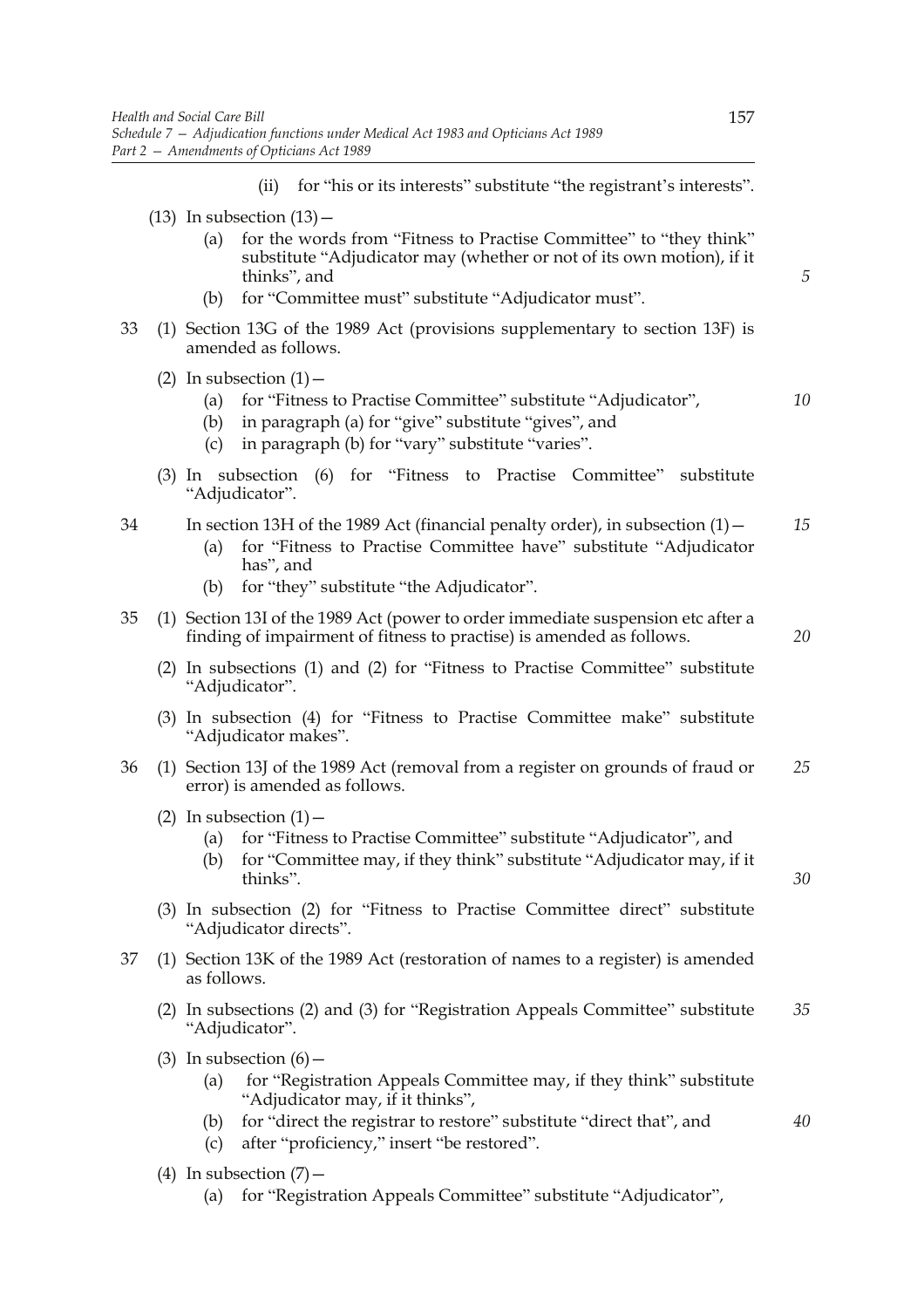(ii) for "his or its interests" substitute "the registrant's interests".

(13) In subsection (13)—

(a) for the words from "Fitness to Practise Committee" to "they think" substitute "Adjudicator may (whether or not of its own motion), if it thinks", and

(b) for "Committee must" substitute "Adjudicator must".

33 (1) Section 13G of the 1989 Act (provisions supplementary to section 13F) is amended as follows.

(2) In subsection (1)—

(a) for "Fitness to Practise Committee" substitute "Adjudicator",

(b) in paragraph (a) for "give" substitute "gives", and

(c) in paragraph (b) for "vary" substitute "varies".

(3) In subsection (6) for "Fitness to Practise Committee" substitute "Adjudicator".

34 In section 13H of the 1989 Act (financial penalty order), in subsection (1)—

(a) for "Fitness to Practise Committee have" substitute "Adjudicator has", and

(b) for "they" substitute "the Adjudicator".

35 (1) Section 13I of the 1989 Act (power to order immediate suspension etc after a finding of impairment of fitness to practise) is amended as follows.

(2) In subsections (1) and (2) for "Fitness to Practise Committee" substitute "Adjudicator".

(3) In subsection (4) for "Fitness to Practise Committee make" substitute "Adjudicator makes".

36 (1) Section 13J of the 1989 Act (removal from a register on grounds of fraud or error) is amended as follows.

(2) In subsection (1)—

(a) for "Fitness to Practise Committee" substitute "Adjudicator", and

(b) for "Committee may, if they think" substitute "Adjudicator may, if it thinks".

(3) In subsection (2) for "Fitness to Practise Committee direct" substitute "Adjudicator directs".

37 (1) Section 13K of the 1989 Act (restoration of names to a register) is amended as follows.

(2) In subsections (2) and (3) for "Registration Appeals Committee" substitute "Adjudicator".

(3) In subsection (6)—

(a) for "Registration Appeals Committee may, if they think" substitute "Adjudicator may, if it thinks",

(b) for "direct the registrar to restore" substitute "direct that", and

(c) after "proficiency," insert "be restored".

(4) In subsection (7)—

(a) for "Registration Appeals Committee" substitute "Adjudicator",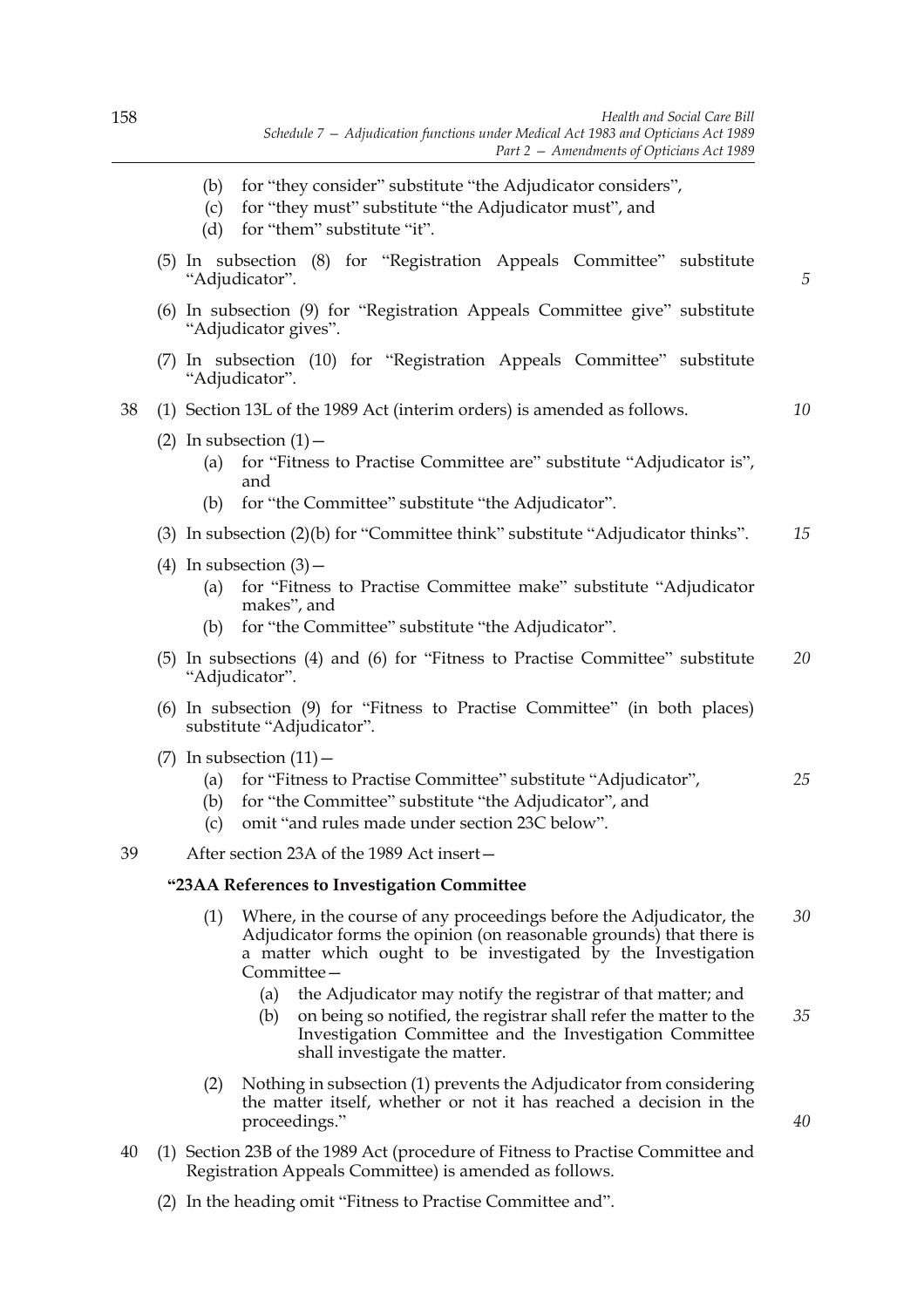(b) for "they consider" substitute "the Adjudicator considers",

(c) for "they must" substitute "the Adjudicator must", and

(d) for "them" substitute "it".

(5) In subsection (8) for "Registration Appeals Committee" substitute "Adjudicator".

(6) In subsection (9) for "Registration Appeals Committee give" substitute "Adjudicator gives".

(7) In subsection (10) for "Registration Appeals Committee" substitute "Adjudicator".

38 (1) Section 13L of the 1989 Act (interim orders) is amended as follows.

(2) In subsection (1)—

(a) for "Fitness to Practise Committee are" substitute "Adjudicator is", and

(b) for "the Committee" substitute "the Adjudicator".

(3) In subsection (2)(b) for "Committee think" substitute "Adjudicator thinks".

(4) In subsection (3)—

(a) for "Fitness to Practise Committee make" substitute "Adjudicator makes", and

(b) for "the Committee" substitute "the Adjudicator".

(5) In subsections (4) and (6) for "Fitness to Practise Committee" substitute "Adjudicator".

(6) In subsection (9) for "Fitness to Practise Committee" (in both places) substitute "Adjudicator".

(7) In subsection (11)—

(a) for "Fitness to Practise Committee" substitute "Adjudicator",

(b) for "the Committee" substitute "the Adjudicator", and

(c) omit "and rules made under section 23C below".

39 After section 23A of the 1989 Act insert—

**"23AA References to Investigation Committee**

(1) Where, in the course of any proceedings before the Adjudicator, the Adjudicator forms the opinion (on reasonable grounds) that there is a matter which ought to be investigated by the Investigation Committee—

(a) the Adjudicator may notify the registrar of that matter; and

(b) on being so notified, the registrar shall refer the matter to the Investigation Committee and the Investigation Committee shall investigate the matter.

(2) Nothing in subsection (1) prevents the Adjudicator from considering the matter itself, whether or not it has reached a decision in the proceedings."

40 (1) Section 23B of the 1989 Act (procedure of Fitness to Practise Committee and Registration Appeals Committee) is amended as follows.

(2) In the heading omit "Fitness to Practise Committee and".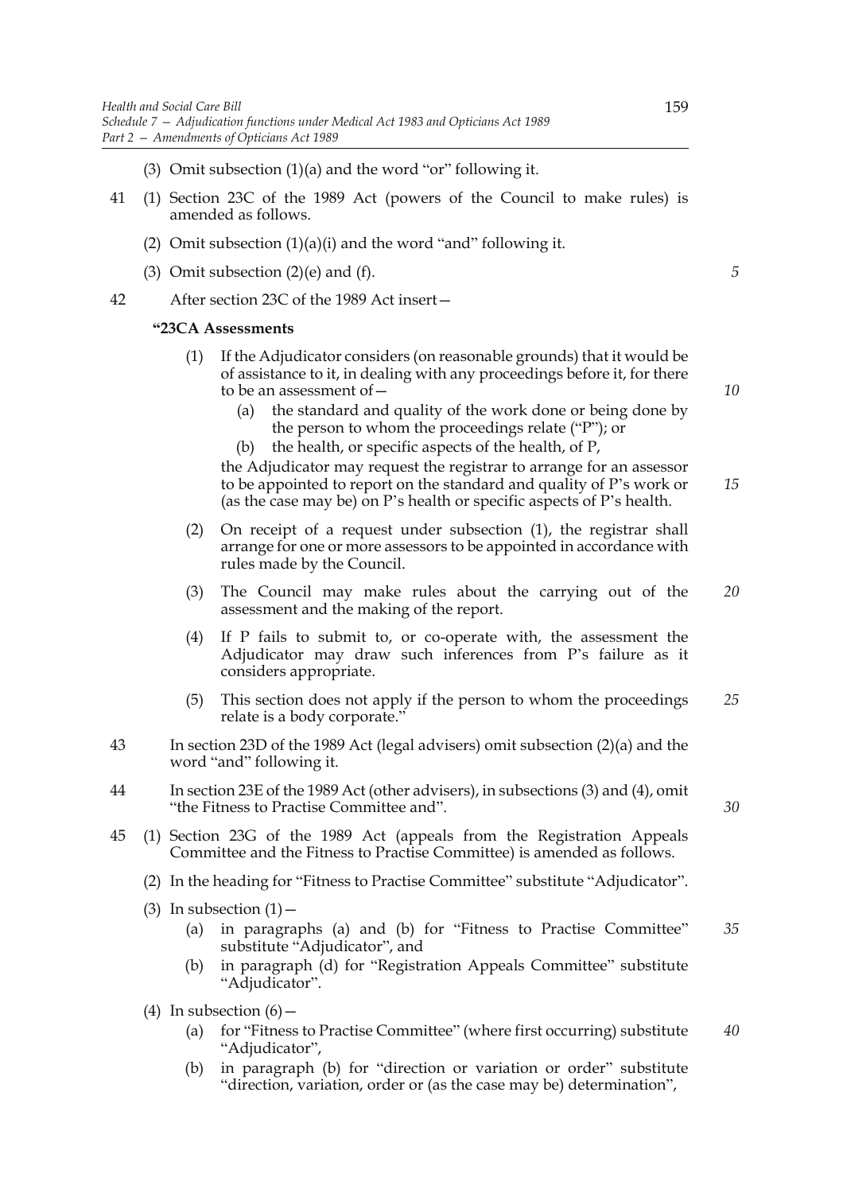(3) Omit subsection (1)(a) and the word "or" following it.

41 (1) Section 23C of the 1989 Act (powers of the Council to make rules) is amended as follows.

(2) Omit subsection (1)(a)(i) and the word "and" following it.

(3) Omit subsection (2)(e) and (f).

42 After section 23C of the 1989 Act insert—

**"23CA Assessments**

(1) If the Adjudicator considers (on reasonable grounds) that it would be of assistance to it, in dealing with any proceedings before it, for there to be an assessment of—

(a) the standard and quality of the work done or being done by the person to whom the proceedings relate ("P"); or

(b) the health, or specific aspects of the health, of P,

the Adjudicator may request the registrar to arrange for an assessor to be appointed to report on the standard and quality of P's work or (as the case may be) on P's health or specific aspects of P's health.

(2) On receipt of a request under subsection (1), the registrar shall arrange for one or more assessors to be appointed in accordance with rules made by the Council.

(3) The Council may make rules about the carrying out of the assessment and the making of the report.

(4) If P fails to submit to, or co-operate with, the assessment the Adjudicator may draw such inferences from P's failure as it considers appropriate.

(5) This section does not apply if the person to whom the proceedings relate is a body corporate."

43 In section 23D of the 1989 Act (legal advisers) omit subsection (2)(a) and the word "and" following it.

44 In section 23E of the 1989 Act (other advisers), in subsections (3) and (4), omit "the Fitness to Practise Committee and".

45 (1) Section 23G of the 1989 Act (appeals from the Registration Appeals Committee and the Fitness to Practise Committee) is amended as follows.

(2) In the heading for "Fitness to Practise Committee" substitute "Adjudicator".

(3) In subsection (1)—

(a) in paragraphs (a) and (b) for "Fitness to Practise Committee" substitute "Adjudicator", and

(b) in paragraph (d) for "Registration Appeals Committee" substitute "Adjudicator".

(4) In subsection (6)—

(a) for "Fitness to Practise Committee" (where first occurring) substitute "Adjudicator",

(b) in paragraph (b) for "direction or variation or order" substitute "direction, variation, order or (as the case may be) determination",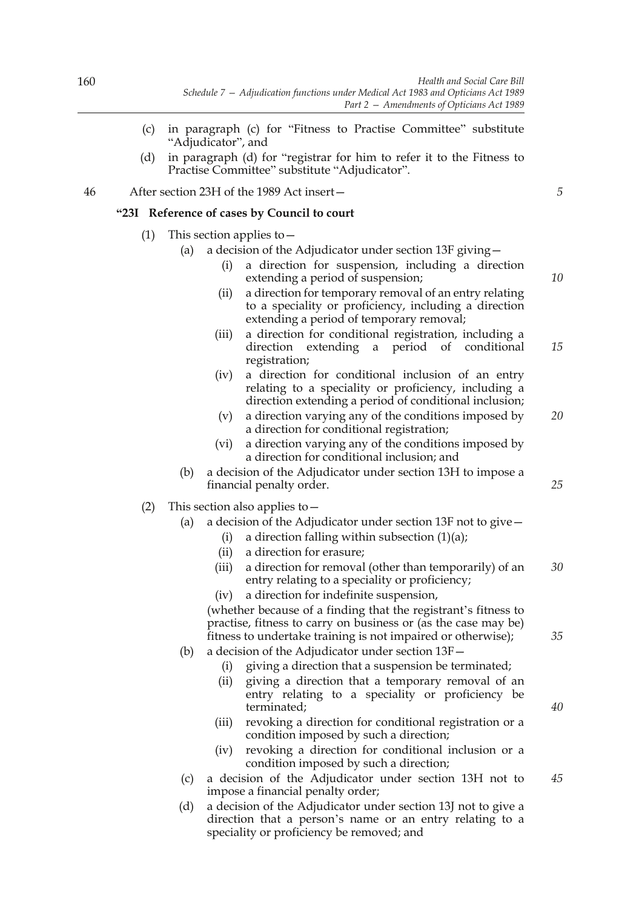(c) in paragraph (c) for "Fitness to Practise Committee" substitute "Adjudicator", and

(d) in paragraph (d) for "registrar for him to refer it to the Fitness to Practise Committee" substitute "Adjudicator".

46 After section 23H of the 1989 Act insert—

**"23I Reference of cases by Council to court**

(1) This section applies to—

(a) a decision of the Adjudicator under section 13F giving—

(i) a direction for suspension, including a direction extending a period of suspension;

(ii) a direction for temporary removal of an entry relating to a speciality or proficiency, including a direction extending a period of temporary removal;

(iii) a direction for conditional registration, including a direction extending a period of conditional registration;

(iv) a direction for conditional inclusion of an entry relating to a speciality or proficiency, including a direction extending a period of conditional inclusion;

(v) a direction varying any of the conditions imposed by a direction for conditional registration;

(vi) a direction varying any of the conditions imposed by a direction for conditional inclusion; and

(b) a decision of the Adjudicator under section 13H to impose a financial penalty order.

(2) This section also applies to—

(a) a decision of the Adjudicator under section 13F not to give—

(i) a direction falling within subsection (1)(a);

(ii) a direction for erasure;

(iii) a direction for removal (other than temporarily) of an entry relating to a speciality or proficiency;

(iv) a direction for indefinite suspension,

(whether because of a finding that the registrant's fitness to practise, fitness to carry on business or (as the case may be) fitness to undertake training is not impaired or otherwise);

(b) a decision of the Adjudicator under section 13F—

(i) giving a direction that a suspension be terminated;

(ii) giving a direction that a temporary removal of an entry relating to a speciality or proficiency be terminated;

(iii) revoking a direction for conditional registration or a condition imposed by such a direction;

(iv) revoking a direction for conditional inclusion or a condition imposed by such a direction;

(c) a decision of the Adjudicator under section 13H not to impose a financial penalty order;

(d) a decision of the Adjudicator under section 13J not to give a direction that a person's name or an entry relating to a speciality or proficiency be removed; and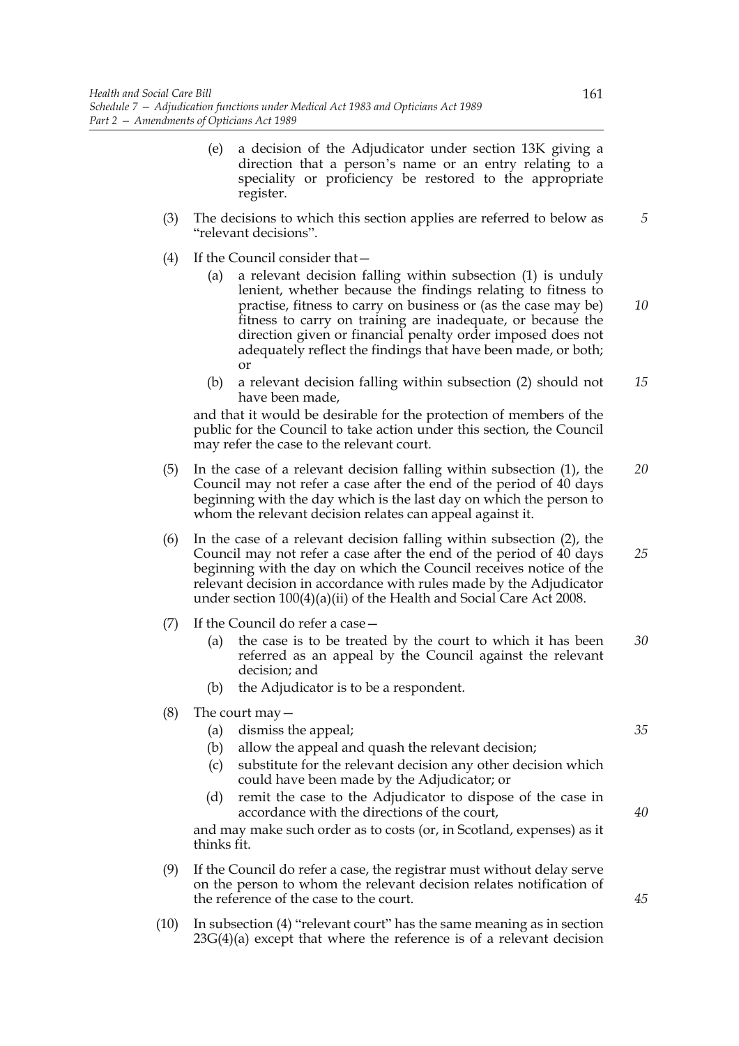(e) a decision of the Adjudicator under section 13K giving a direction that a person's name or an entry relating to a speciality or proficiency be restored to the appropriate register.

(3) The decisions to which this section applies are referred to below as "relevant decisions".

(4) If the Council consider that—

(a) a relevant decision falling within subsection (1) is unduly lenient, whether because the findings relating to fitness to practise, fitness to carry on business or (as the case may be) fitness to carry on training are inadequate, or because the direction given or financial penalty order imposed does not adequately reflect the findings that have been made, or both; or

(b) a relevant decision falling within subsection (2) should not have been made,

and that it would be desirable for the protection of members of the public for the Council to take action under this section, the Council may refer the case to the relevant court.

(5) In the case of a relevant decision falling within subsection (1), the Council may not refer a case after the end of the period of 40 days beginning with the day which is the last day on which the person to whom the relevant decision relates can appeal against it.

(6) In the case of a relevant decision falling within subsection (2), the Council may not refer a case after the end of the period of 40 days beginning with the day on which the Council receives notice of the relevant decision in accordance with rules made by the Adjudicator under section 100(4)(a)(ii) of the Health and Social Care Act 2008.

(7) If the Council do refer a case—

(a) the case is to be treated by the court to which it has been referred as an appeal by the Council against the relevant decision; and

(b) the Adjudicator is to be a respondent.

(8) The court may—

(a) dismiss the appeal;

(b) allow the appeal and quash the relevant decision;

(c) substitute for the relevant decision any other decision which could have been made by the Adjudicator; or

(d) remit the case to the Adjudicator to dispose of the case in accordance with the directions of the court,

and may make such order as to costs (or, in Scotland, expenses) as it thinks fit.

(9) If the Council do refer a case, the registrar must without delay serve on the person to whom the relevant decision relates notification of the reference of the case to the court.

(10) In subsection (4) "relevant court" has the same meaning as in section 23G(4)(a) except that where the reference is of a relevant decision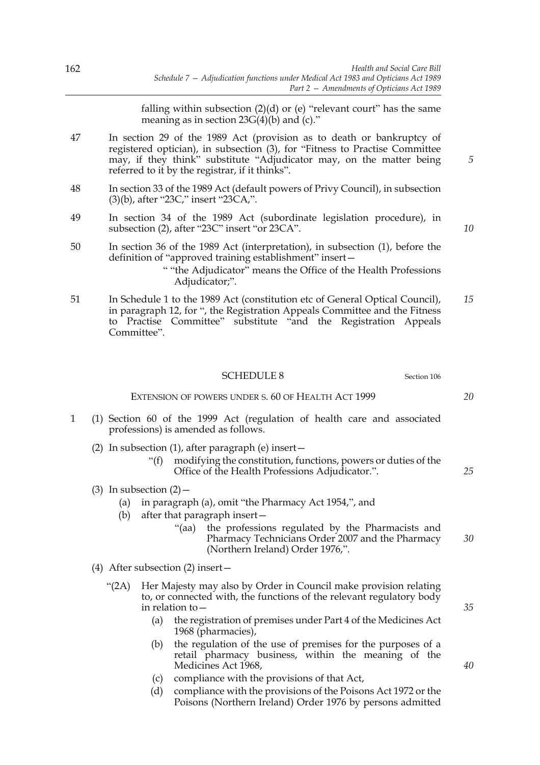falling within subsection (2)(d) or (e) "relevant court" has the same meaning as in section 23G(4)(b) and (c)."

47 In section 29 of the 1989 Act (provision as to death or bankruptcy of registered optician), in subsection (3), for "Fitness to Practise Committee may, if they think" substitute "Adjudicator may, on the matter being referred to it by the registrar, if it thinks".

48 In section 33 of the 1989 Act (default powers of Privy Council), in subsection (3)(b), after "23C," insert "23CA,".

49 In section 34 of the 1989 Act (subordinate legislation procedure), in subsection (2), after "23C" insert "or 23CA".

50 In section 36 of the 1989 Act (interpretation), in subsection (1), before the definition of "approved training establishment" insert—

> " "the Adjudicator" means the Office of the Health Professions Adjudicator;".

51 In Schedule 1 to the 1989 Act (constitution etc of General Optical Council), in paragraph 12, for ", the Registration Appeals Committee and the Fitness to Practise Committee" substitute "and the Registration Appeals Committee".

## SCHEDULE 8

Section 106

### EXTENSION OF POWERS UNDER S. 60 OF HEALTH ACT 1999

1 (1) Section 60 of the 1999 Act (regulation of health care and associated professions) is amended as follows.

(2) In subsection (1), after paragraph (e) insert—

> "(f) modifying the constitution, functions, powers or duties of the Office of the Health Professions Adjudicator.".

(3) In subsection (2)—

(a) in paragraph (a), omit "the Pharmacy Act 1954,", and

(b) after that paragraph insert—

> "(aa) the professions regulated by the Pharmacists and Pharmacy Technicians Order 2007 and the Pharmacy (Northern Ireland) Order 1976,".

(4) After subsection (2) insert—

> "(2A) Her Majesty may also by Order in Council make provision relating to, or connected with, the functions of the relevant regulatory body in relation to—
>
> (a) the registration of premises under Part 4 of the Medicines Act 1968 (pharmacies),
>
> (b) the regulation of the use of premises for the purposes of a retail pharmacy business, within the meaning of the Medicines Act 1968,
>
> (c) compliance with the provisions of that Act,
>
> (d) compliance with the provisions of the Poisons Act 1972 or the Poisons (Northern Ireland) Order 1976 by persons admitted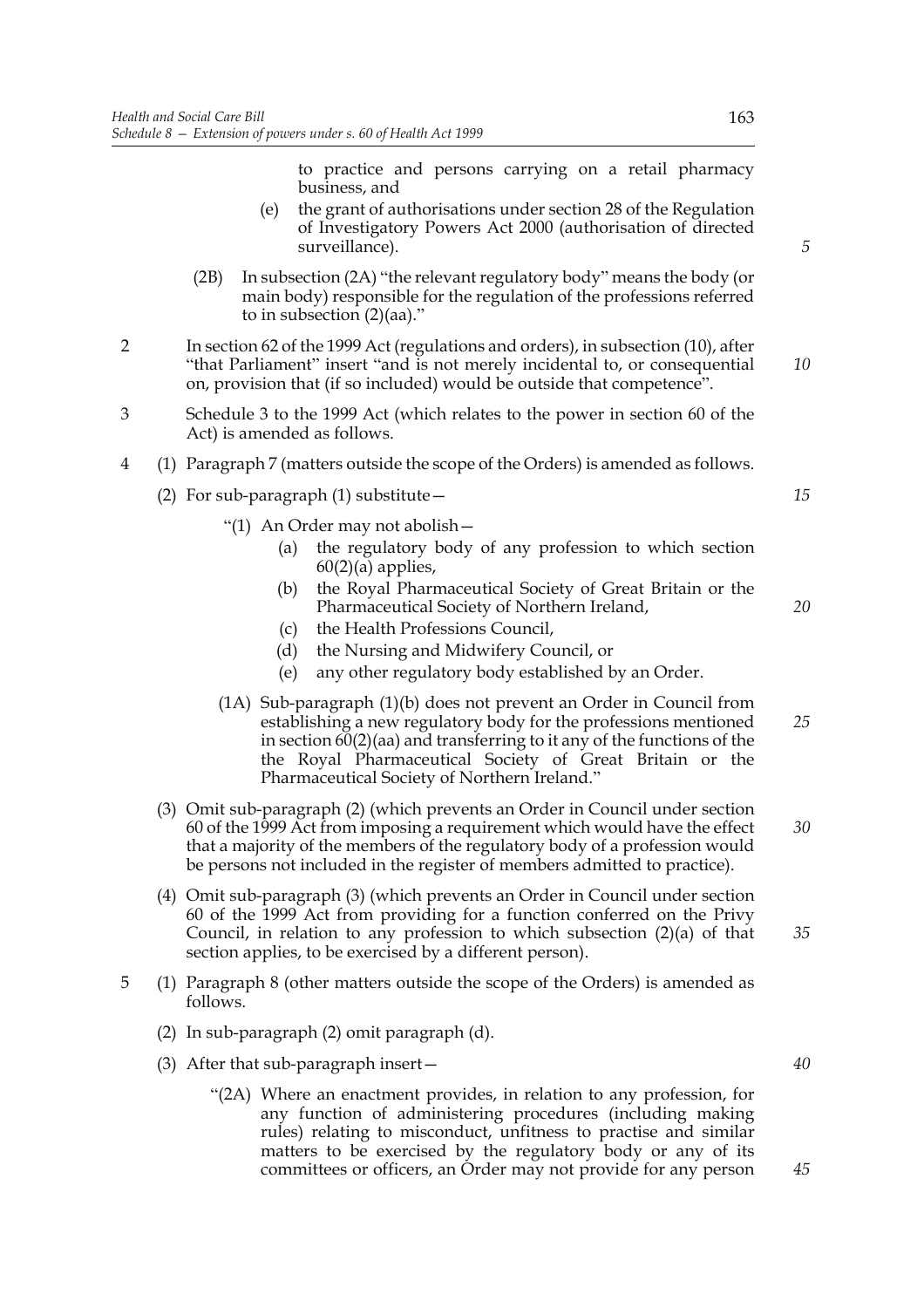to practice and persons carrying on a retail pharmacy business, and

(e) the grant of authorisations under section 28 of the Regulation of Investigatory Powers Act 2000 (authorisation of directed surveillance).

(2B) In subsection (2A) "the relevant regulatory body" means the body (or main body) responsible for the regulation of the professions referred to in subsection (2)(aa)."

2 In section 62 of the 1999 Act (regulations and orders), in subsection (10), after "that Parliament" insert "and is not merely incidental to, or consequential on, provision that (if so included) would be outside that competence".

3 Schedule 3 to the 1999 Act (which relates to the power in section 60 of the Act) is amended as follows.

4 (1) Paragraph 7 (matters outside the scope of the Orders) is amended as follows.

(2) For sub-paragraph (1) substitute—

"(1) An Order may not abolish—

(a) the regulatory body of any profession to which section 60(2)(a) applies,

(b) the Royal Pharmaceutical Society of Great Britain or the Pharmaceutical Society of Northern Ireland,

(c) the Health Professions Council,

(d) the Nursing and Midwifery Council, or

(e) any other regulatory body established by an Order.

(1A) Sub-paragraph (1)(b) does not prevent an Order in Council from establishing a new regulatory body for the professions mentioned in section 60(2)(aa) and transferring to it any of the functions of the the Royal Pharmaceutical Society of Great Britain or the Pharmaceutical Society of Northern Ireland."

(3) Omit sub-paragraph (2) (which prevents an Order in Council under section 60 of the 1999 Act from imposing a requirement which would have the effect that a majority of the members of the regulatory body of a profession would be persons not included in the register of members admitted to practice).

(4) Omit sub-paragraph (3) (which prevents an Order in Council under section 60 of the 1999 Act from providing for a function conferred on the Privy Council, in relation to any profession to which subsection (2)(a) of that section applies, to be exercised by a different person).

5 (1) Paragraph 8 (other matters outside the scope of the Orders) is amended as follows.

(2) In sub-paragraph (2) omit paragraph (d).

(3) After that sub-paragraph insert—

"(2A) Where an enactment provides, in relation to any profession, for any function of administering procedures (including making rules) relating to misconduct, unfitness to practise and similar matters to be exercised by the regulatory body or any of its committees or officers, an Order may not provide for any person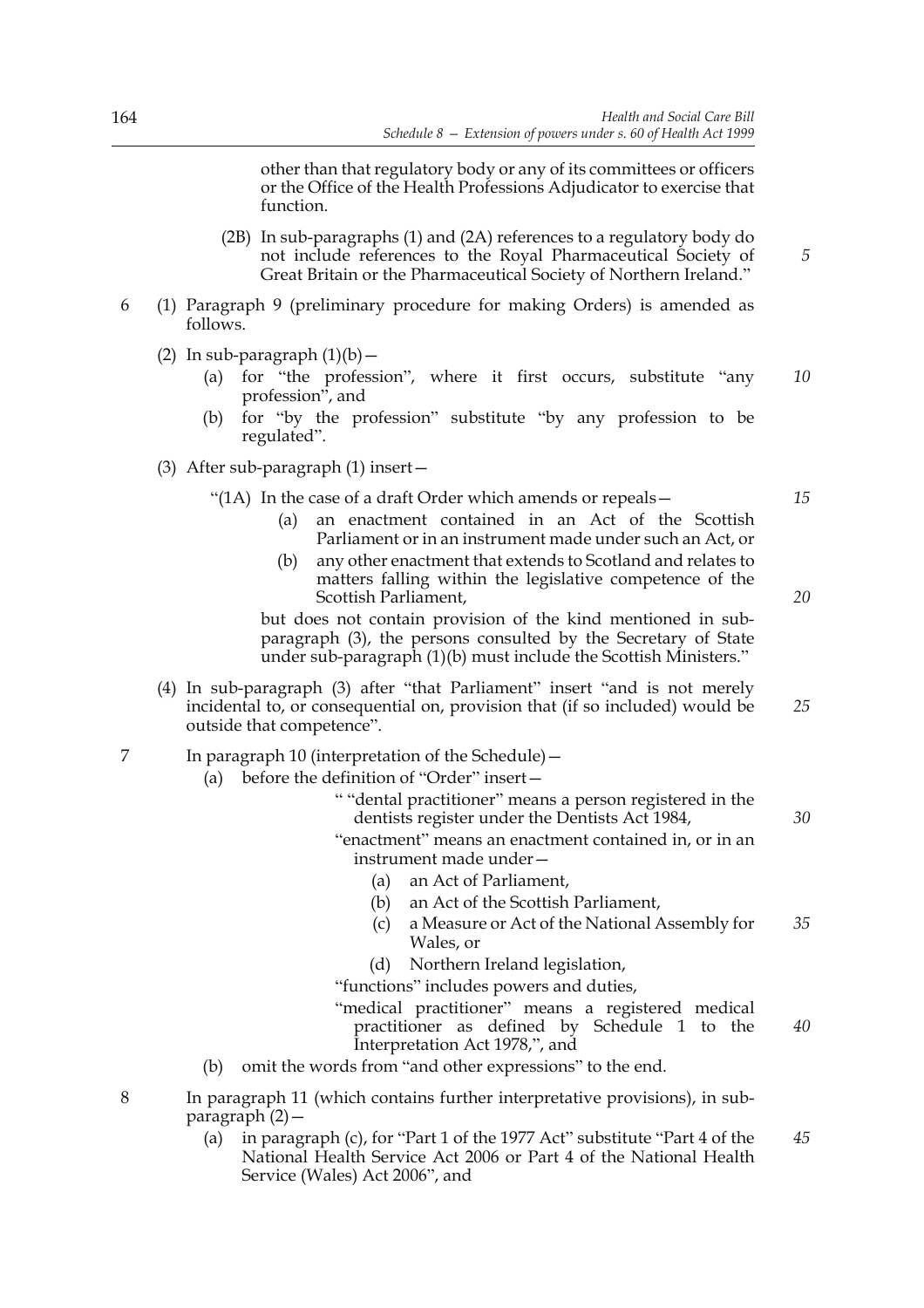other than that regulatory body or any of its committees or officers or the Office of the Health Professions Adjudicator to exercise that function.

(2B) In sub-paragraphs (1) and (2A) references to a regulatory body do not include references to the Royal Pharmaceutical Society of Great Britain or the Pharmaceutical Society of Northern Ireland."

6 (1) Paragraph 9 (preliminary procedure for making Orders) is amended as follows.

(2) In sub-paragraph (1)(b)—

(a) for "the profession", where it first occurs, substitute "any profession", and

(b) for "by the profession" substitute "by any profession to be regulated".

(3) After sub-paragraph (1) insert—

"(1A) In the case of a draft Order which amends or repeals—

(a) an enactment contained in an Act of the Scottish Parliament or in an instrument made under such an Act, or

(b) any other enactment that extends to Scotland and relates to matters falling within the legislative competence of the Scottish Parliament,

but does not contain provision of the kind mentioned in sub-paragraph (3), the persons consulted by the Secretary of State under sub-paragraph (1)(b) must include the Scottish Ministers."

(4) In sub-paragraph (3) after "that Parliament" insert "and is not merely incidental to, or consequential on, provision that (if so included) would be outside that competence".

7 In paragraph 10 (interpretation of the Schedule)—

(a) before the definition of "Order" insert—

" "dental practitioner" means a person registered in the dentists register under the Dentists Act 1984,

"enactment" means an enactment contained in, or in an instrument made under—

(a) an Act of Parliament,

(b) an Act of the Scottish Parliament,

(c) a Measure or Act of the National Assembly for Wales, or

(d) Northern Ireland legislation,

"functions" includes powers and duties,

"medical practitioner" means a registered medical practitioner as defined by Schedule 1 to the Interpretation Act 1978,", and

(b) omit the words from "and other expressions" to the end.

8 In paragraph 11 (which contains further interpretative provisions), in sub-paragraph (2)—

(a) in paragraph (c), for "Part 1 of the 1977 Act" substitute "Part 4 of the National Health Service Act 2006 or Part 4 of the National Health Service (Wales) Act 2006", and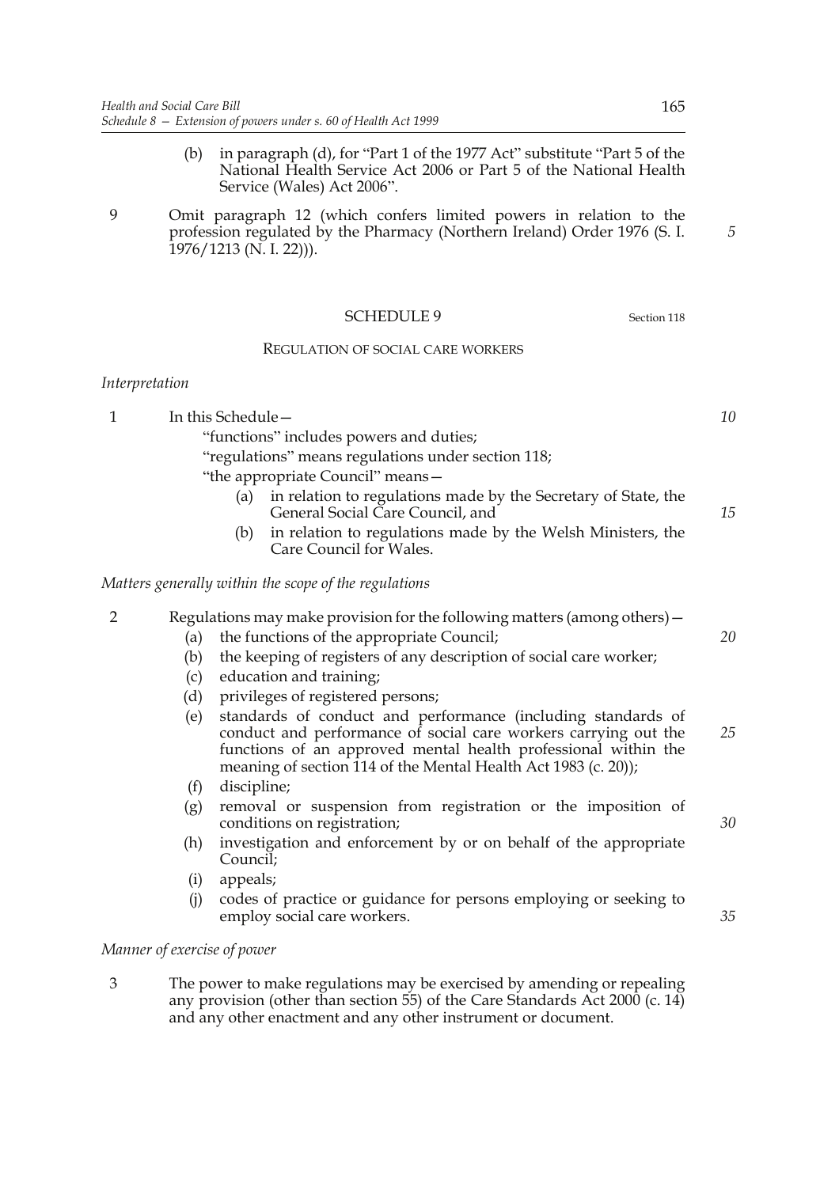(b) in paragraph (d), for "Part 1 of the 1977 Act" substitute "Part 5 of the National Health Service Act 2006 or Part 5 of the National Health Service (Wales) Act 2006".

9 Omit paragraph 12 (which confers limited powers in relation to the profession regulated by the Pharmacy (Northern Ireland) Order 1976 (S. I. 1976/1213 (N. I. 22))).

## SCHEDULE 9

Section 118

### REGULATION OF SOCIAL CARE WORKERS

*Interpretation*

1 In this Schedule—

"functions" includes powers and duties;

"regulations" means regulations under section 118;

"the appropriate Council" means—

(a) in relation to regulations made by the Secretary of State, the General Social Care Council, and

(b) in relation to regulations made by the Welsh Ministers, the Care Council for Wales.

*Matters generally within the scope of the regulations*

2 Regulations may make provision for the following matters (among others)—

(a) the functions of the appropriate Council;

(b) the keeping of registers of any description of social care worker;

(c) education and training;

(d) privileges of registered persons;

(e) standards of conduct and performance (including standards of conduct and performance of social care workers carrying out the functions of an approved mental health professional within the meaning of section 114 of the Mental Health Act 1983 (c. 20));

(f) discipline;

(g) removal or suspension from registration or the imposition of conditions on registration;

(h) investigation and enforcement by or on behalf of the appropriate Council;

(i) appeals;

(j) codes of practice or guidance for persons employing or seeking to employ social care workers.

*Manner of exercise of power*

3 The power to make regulations may be exercised by amending or repealing any provision (other than section 55) of the Care Standards Act 2000 (c. 14) and any other enactment and any other instrument or document.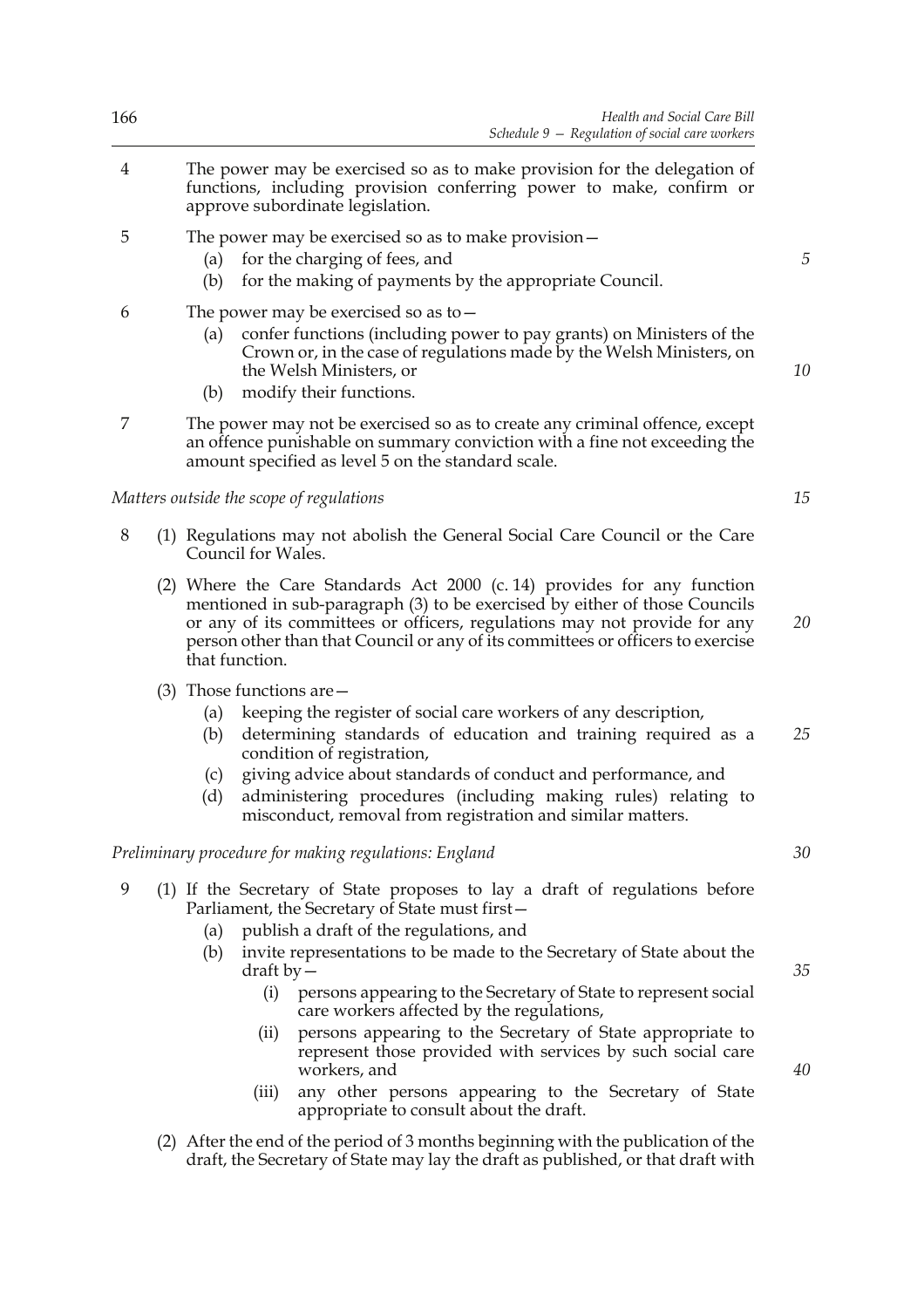4 The power may be exercised so as to make provision for the delegation of functions, including provision conferring power to make, confirm or approve subordinate legislation.

5 The power may be exercised so as to make provision—

- (a) for the charging of fees, and
- (b) for the making of payments by the appropriate Council.

6 The power may be exercised so as to—

- (a) confer functions (including power to pay grants) on Ministers of the Crown or, in the case of regulations made by the Welsh Ministers, on the Welsh Ministers, or
- (b) modify their functions.

7 The power may not be exercised so as to create any criminal offence, except an offence punishable on summary conviction with a fine not exceeding the amount specified as level 5 on the standard scale.

*Matters outside the scope of regulations*

8 (1) Regulations may not abolish the General Social Care Council or the Care Council for Wales.

(2) Where the Care Standards Act 2000 (c. 14) provides for any function mentioned in sub-paragraph (3) to be exercised by either of those Councils or any of its committees or officers, regulations may not provide for any person other than that Council or any of its committees or officers to exercise that function.

(3) Those functions are—

- (a) keeping the register of social care workers of any description,
- (b) determining standards of education and training required as a condition of registration,
- (c) giving advice about standards of conduct and performance, and
- (d) administering procedures (including making rules) relating to misconduct, removal from registration and similar matters.

*Preliminary procedure for making regulations: England*

9 (1) If the Secretary of State proposes to lay a draft of regulations before Parliament, the Secretary of State must first—

- (a) publish a draft of the regulations, and
- (b) invite representations to be made to the Secretary of State about the draft by—
  - (i) persons appearing to the Secretary of State to represent social care workers affected by the regulations,
  - (ii) persons appearing to the Secretary of State appropriate to represent those provided with services by such social care workers, and
  - (iii) any other persons appearing to the Secretary of State appropriate to consult about the draft.

(2) After the end of the period of 3 months beginning with the publication of the draft, the Secretary of State may lay the draft as published, or that draft with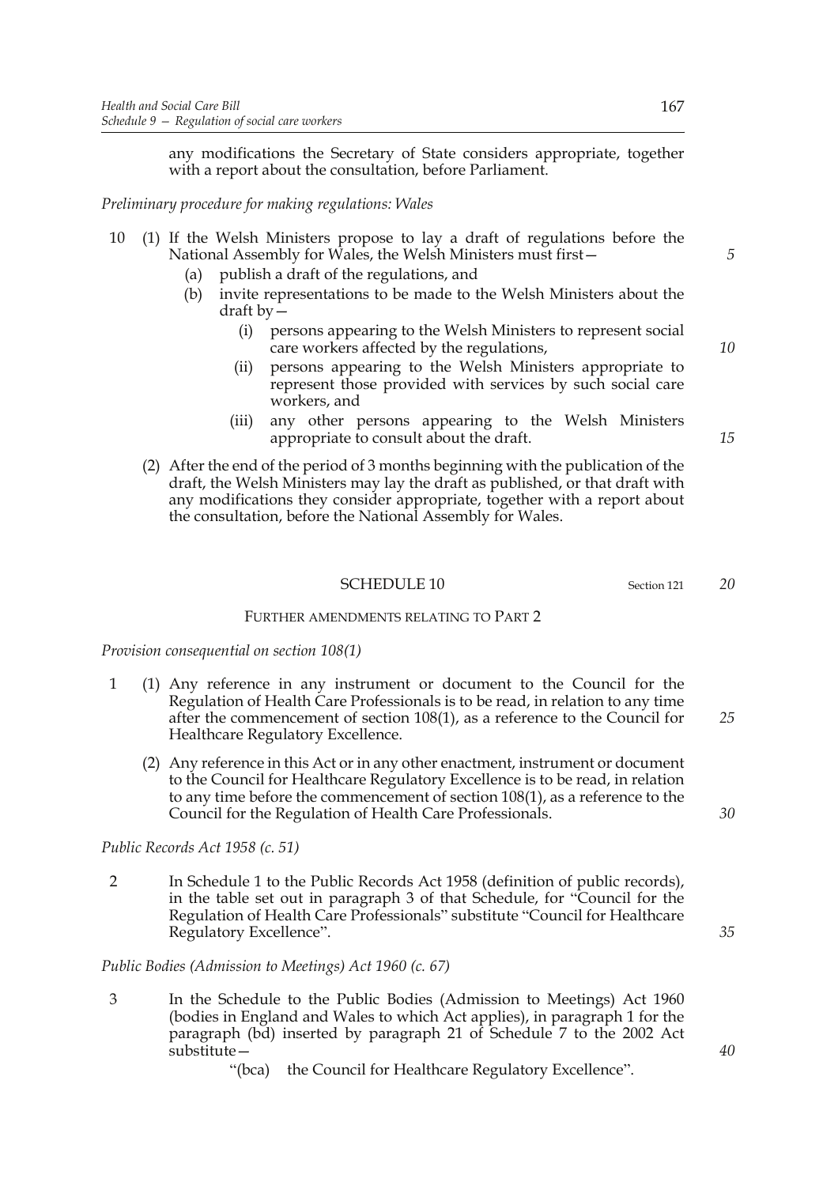any modifications the Secretary of State considers appropriate, together with a report about the consultation, before Parliament.

*Preliminary procedure for making regulations: Wales*

10 (1) If the Welsh Ministers propose to lay a draft of regulations before the National Assembly for Wales, the Welsh Ministers must first—

(a) publish a draft of the regulations, and

(b) invite representations to be made to the Welsh Ministers about the draft by—

(i) persons appearing to the Welsh Ministers to represent social care workers affected by the regulations,

(ii) persons appearing to the Welsh Ministers appropriate to represent those provided with services by such social care workers, and

(iii) any other persons appearing to the Welsh Ministers appropriate to consult about the draft.

(2) After the end of the period of 3 months beginning with the publication of the draft, the Welsh Ministers may lay the draft as published, or that draft with any modifications they consider appropriate, together with a report about the consultation, before the National Assembly for Wales.

## SCHEDULE 10

Section 121

### FURTHER AMENDMENTS RELATING TO PART 2

*Provision consequential on section 108(1)*

1 (1) Any reference in any instrument or document to the Council for the Regulation of Health Care Professionals is to be read, in relation to any time after the commencement of section 108(1), as a reference to the Council for Healthcare Regulatory Excellence.

(2) Any reference in this Act or in any other enactment, instrument or document to the Council for Healthcare Regulatory Excellence is to be read, in relation to any time before the commencement of section 108(1), as a reference to the Council for the Regulation of Health Care Professionals.

*Public Records Act 1958 (c. 51)*

2 In Schedule 1 to the Public Records Act 1958 (definition of public records), in the table set out in paragraph 3 of that Schedule, for "Council for the Regulation of Health Care Professionals" substitute "Council for Healthcare Regulatory Excellence".

*Public Bodies (Admission to Meetings) Act 1960 (c. 67)*

3 In the Schedule to the Public Bodies (Admission to Meetings) Act 1960 (bodies in England and Wales to which Act applies), in paragraph 1 for the paragraph (bd) inserted by paragraph 21 of Schedule 7 to the 2002 Act substitute—

"(bca) the Council for Healthcare Regulatory Excellence".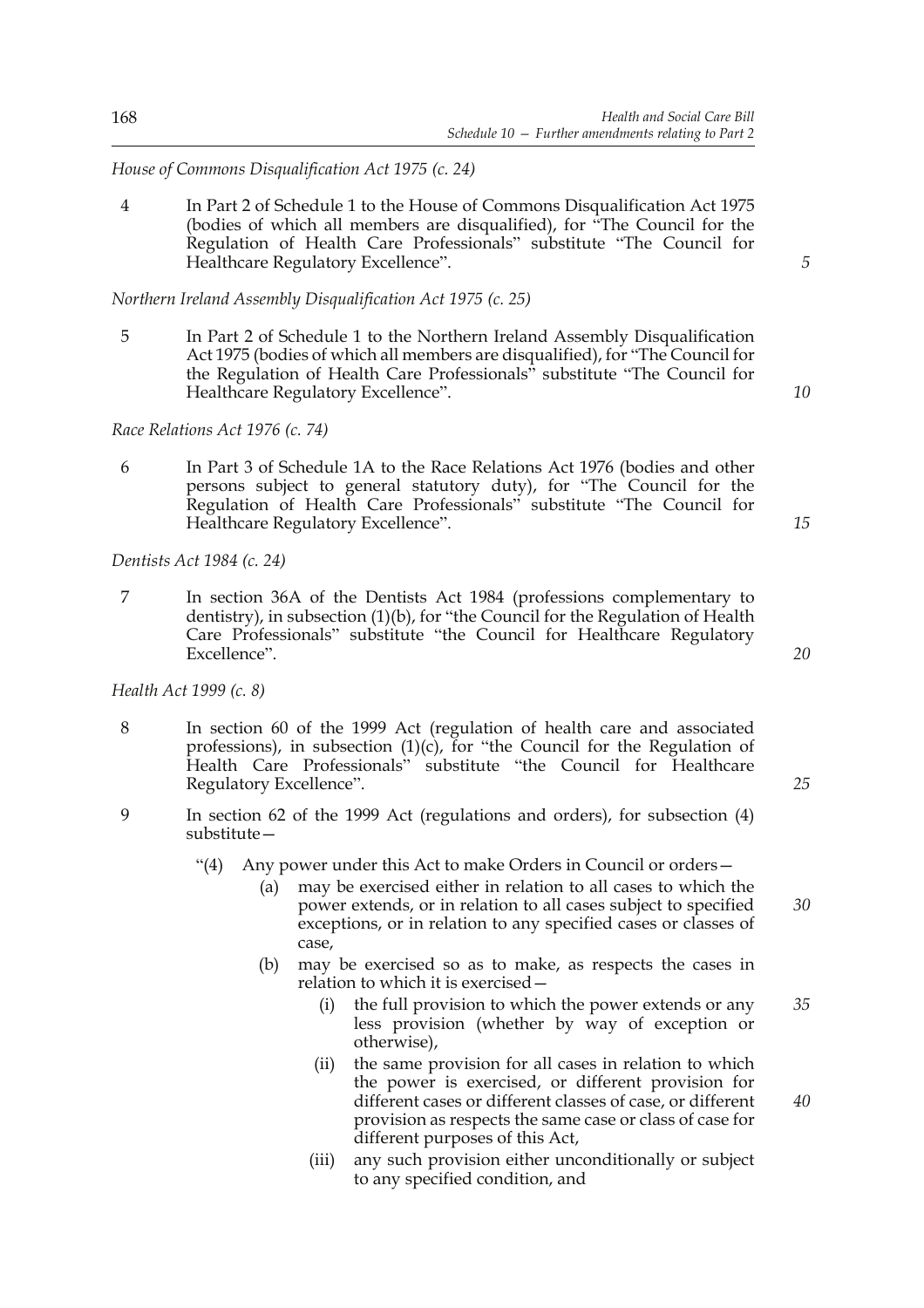*House of Commons Disqualification Act 1975 (c. 24)*

4 In Part 2 of Schedule 1 to the House of Commons Disqualification Act 1975 (bodies of which all members are disqualified), for "The Council for the Regulation of Health Care Professionals" substitute "The Council for Healthcare Regulatory Excellence".

*Northern Ireland Assembly Disqualification Act 1975 (c. 25)*

5 In Part 2 of Schedule 1 to the Northern Ireland Assembly Disqualification Act 1975 (bodies of which all members are disqualified), for "The Council for the Regulation of Health Care Professionals" substitute "The Council for Healthcare Regulatory Excellence".

*Race Relations Act 1976 (c. 74)*

6 In Part 3 of Schedule 1A to the Race Relations Act 1976 (bodies and other persons subject to general statutory duty), for "The Council for the Regulation of Health Care Professionals" substitute "The Council for Healthcare Regulatory Excellence".

*Dentists Act 1984 (c. 24)*

7 In section 36A of the Dentists Act 1984 (professions complementary to dentistry), in subsection (1)(b), for "the Council for the Regulation of Health Care Professionals" substitute "the Council for Healthcare Regulatory Excellence".

*Health Act 1999 (c. 8)*

8 In section 60 of the 1999 Act (regulation of health care and associated professions), in subsection (1)(c), for "the Council for the Regulation of Health Care Professionals" substitute "the Council for Healthcare Regulatory Excellence".

9 In section 62 of the 1999 Act (regulations and orders), for subsection (4) substitute—

"(4) Any power under this Act to make Orders in Council or orders—

(a) may be exercised either in relation to all cases to which the power extends, or in relation to all cases subject to specified exceptions, or in relation to any specified cases or classes of case,

(b) may be exercised so as to make, as respects the cases in relation to which it is exercised—

(i) the full provision to which the power extends or any less provision (whether by way of exception or otherwise),

(ii) the same provision for all cases in relation to which the power is exercised, or different provision for different cases or different classes of case, or different provision as respects the same case or class of case for different purposes of this Act,

(iii) any such provision either unconditionally or subject to any specified condition, and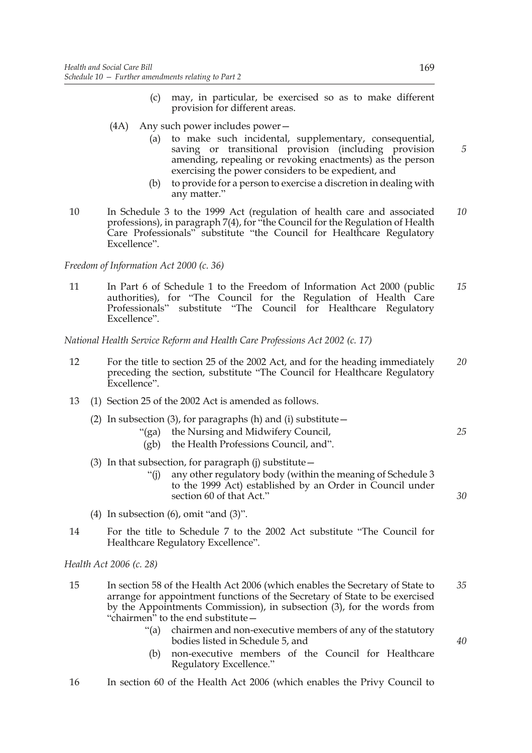(c) may, in particular, be exercised so as to make different provision for different areas.

(4A) Any such power includes power—

(a) to make such incidental, supplementary, consequential, saving or transitional provision (including provision amending, repealing or revoking enactments) as the person exercising the power considers to be expedient, and

(b) to provide for a person to exercise a discretion in dealing with any matter."

10 In Schedule 3 to the 1999 Act (regulation of health care and associated professions), in paragraph 7(4), for "the Council for the Regulation of Health Care Professionals" substitute "the Council for Healthcare Regulatory Excellence".

*Freedom of Information Act 2000 (c. 36)*

11 In Part 6 of Schedule 1 to the Freedom of Information Act 2000 (public authorities), for "The Council for the Regulation of Health Care Professionals" substitute "The Council for Healthcare Regulatory Excellence".

*National Health Service Reform and Health Care Professions Act 2002 (c. 17)*

12 For the title to section 25 of the 2002 Act, and for the heading immediately preceding the section, substitute "The Council for Healthcare Regulatory Excellence".

13 (1) Section 25 of the 2002 Act is amended as follows.

(2) In subsection (3), for paragraphs (h) and (i) substitute—

"(ga) the Nursing and Midwifery Council,

(gb) the Health Professions Council, and".

(3) In that subsection, for paragraph (j) substitute—

"(j) any other regulatory body (within the meaning of Schedule 3 to the 1999 Act) established by an Order in Council under section 60 of that Act."

(4) In subsection (6), omit "and (3)".

14 For the title to Schedule 7 to the 2002 Act substitute "The Council for Healthcare Regulatory Excellence".

*Health Act 2006 (c. 28)*

15 In section 58 of the Health Act 2006 (which enables the Secretary of State to arrange for appointment functions of the Secretary of State to be exercised by the Appointments Commission), in subsection (3), for the words from "chairmen" to the end substitute—

"(a) chairmen and non-executive members of any of the statutory bodies listed in Schedule 5, and

(b) non-executive members of the Council for Healthcare Regulatory Excellence."

16 In section 60 of the Health Act 2006 (which enables the Privy Council to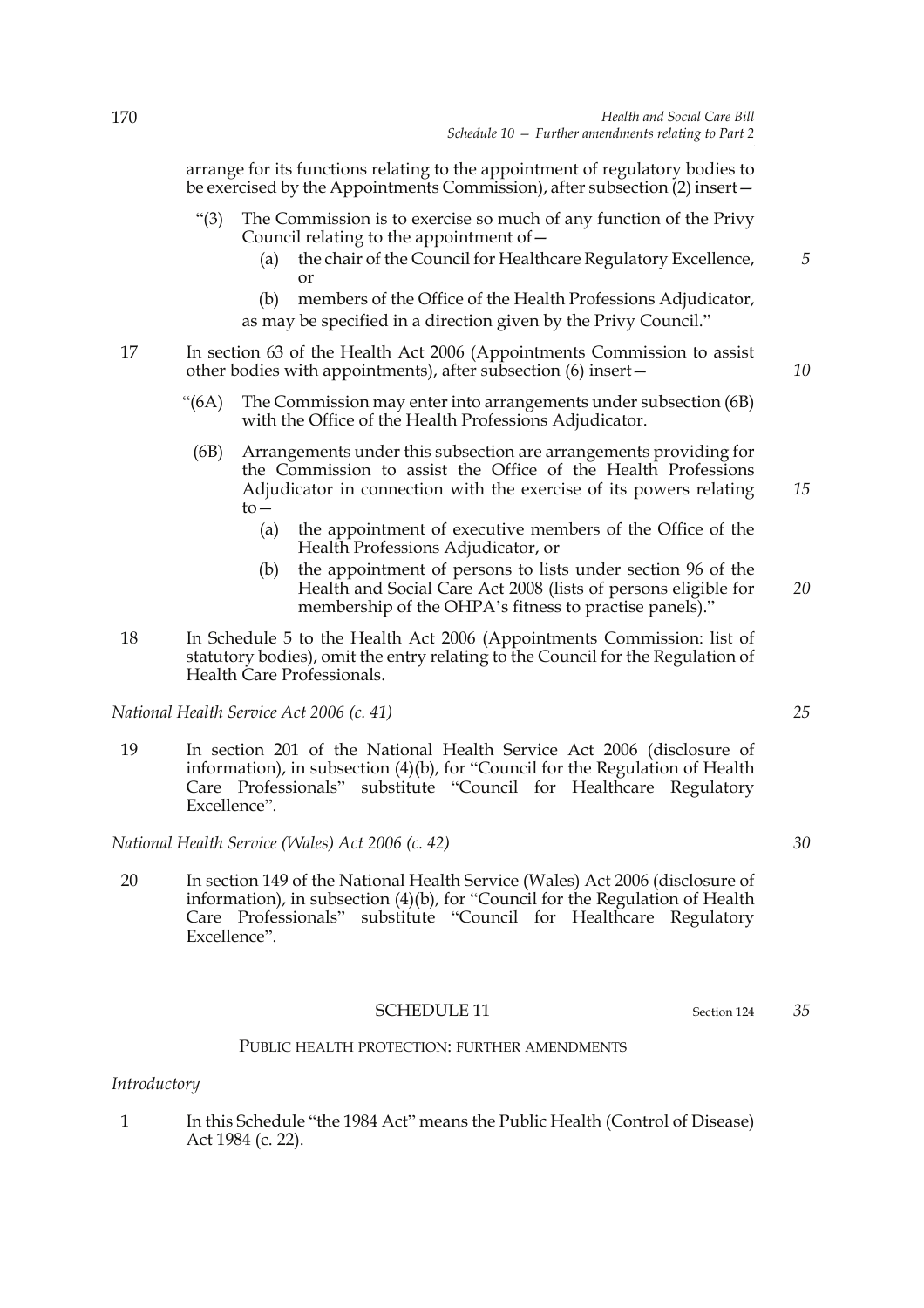arrange for its functions relating to the appointment of regulatory bodies to be exercised by the Appointments Commission), after subsection (2) insert—

> "(3) The Commission is to exercise so much of any function of the Privy Council relating to the appointment of—
>
> (a) the chair of the Council for Healthcare Regulatory Excellence, or
>
> (b) members of the Office of the Health Professions Adjudicator,
>
> as may be specified in a direction given by the Privy Council."

17 In section 63 of the Health Act 2006 (Appointments Commission to assist other bodies with appointments), after subsection (6) insert—

> "(6A) The Commission may enter into arrangements under subsection (6B) with the Office of the Health Professions Adjudicator.
>
> (6B) Arrangements under this subsection are arrangements providing for the Commission to assist the Office of the Health Professions Adjudicator in connection with the exercise of its powers relating to—
>
> (a) the appointment of executive members of the Office of the Health Professions Adjudicator, or
>
> (b) the appointment of persons to lists under section 96 of the Health and Social Care Act 2008 (lists of persons eligible for membership of the OHPA's fitness to practise panels)."

18 In Schedule 5 to the Health Act 2006 (Appointments Commission: list of statutory bodies), omit the entry relating to the Council for the Regulation of Health Care Professionals.

*National Health Service Act 2006 (c. 41)*

19 In section 201 of the National Health Service Act 2006 (disclosure of information), in subsection (4)(b), for "Council for the Regulation of Health Care Professionals" substitute "Council for Healthcare Regulatory Excellence".

*National Health Service (Wales) Act 2006 (c. 42)*

20 In section 149 of the National Health Service (Wales) Act 2006 (disclosure of information), in subsection (4)(b), for "Council for the Regulation of Health Care Professionals" substitute "Council for Healthcare Regulatory Excellence".

## SCHEDULE 11

Section 124

### PUBLIC HEALTH PROTECTION: FURTHER AMENDMENTS

*Introductory*

1 In this Schedule "the 1984 Act" means the Public Health (Control of Disease) Act 1984 (c. 22).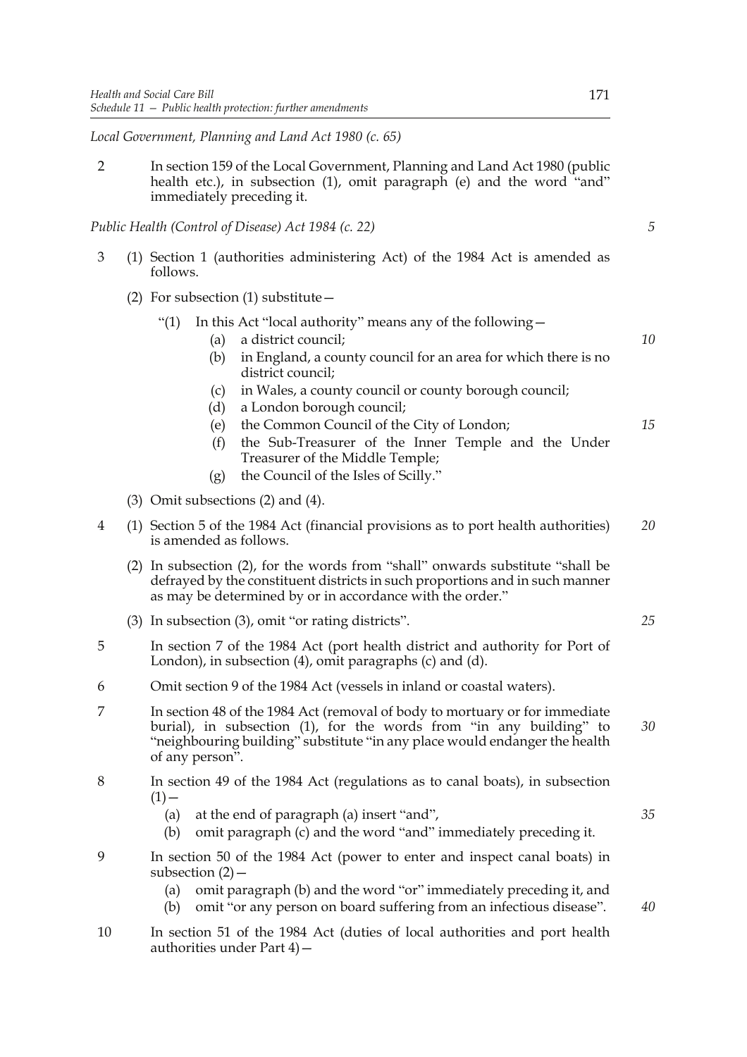*Local Government, Planning and Land Act 1980 (c. 65)*

2 In section 159 of the Local Government, Planning and Land Act 1980 (public health etc.), in subsection (1), omit paragraph (e) and the word "and" immediately preceding it.

*Public Health (Control of Disease) Act 1984 (c. 22)*

3 (1) Section 1 (authorities administering Act) of the 1984 Act is amended as follows.

(2) For subsection (1) substitute—

"(1) In this Act "local authority" means any of the following—

(a) a district council;

(b) in England, a county council for an area for which there is no district council;

(c) in Wales, a county council or county borough council;

(d) a London borough council;

(e) the Common Council of the City of London;

(f) the Sub-Treasurer of the Inner Temple and the Under Treasurer of the Middle Temple;

(g) the Council of the Isles of Scilly."

(3) Omit subsections (2) and (4).

4 (1) Section 5 of the 1984 Act (financial provisions as to port health authorities) is amended as follows.

(2) In subsection (2), for the words from "shall" onwards substitute "shall be defrayed by the constituent districts in such proportions and in such manner as may be determined by or in accordance with the order."

(3) In subsection (3), omit "or rating districts".

5 In section 7 of the 1984 Act (port health district and authority for Port of London), in subsection (4), omit paragraphs (c) and (d).

6 Omit section 9 of the 1984 Act (vessels in inland or coastal waters).

7 In section 48 of the 1984 Act (removal of body to mortuary or for immediate burial), in subsection (1), for the words from "in any building" to "neighbouring building" substitute "in any place would endanger the health of any person".

8 In section 49 of the 1984 Act (regulations as to canal boats), in subsection (1)—

(a) at the end of paragraph (a) insert "and",

(b) omit paragraph (c) and the word "and" immediately preceding it.

9 In section 50 of the 1984 Act (power to enter and inspect canal boats) in subsection (2)—

(a) omit paragraph (b) and the word "or" immediately preceding it, and

(b) omit "or any person on board suffering from an infectious disease".

10 In section 51 of the 1984 Act (duties of local authorities and port health authorities under Part 4)—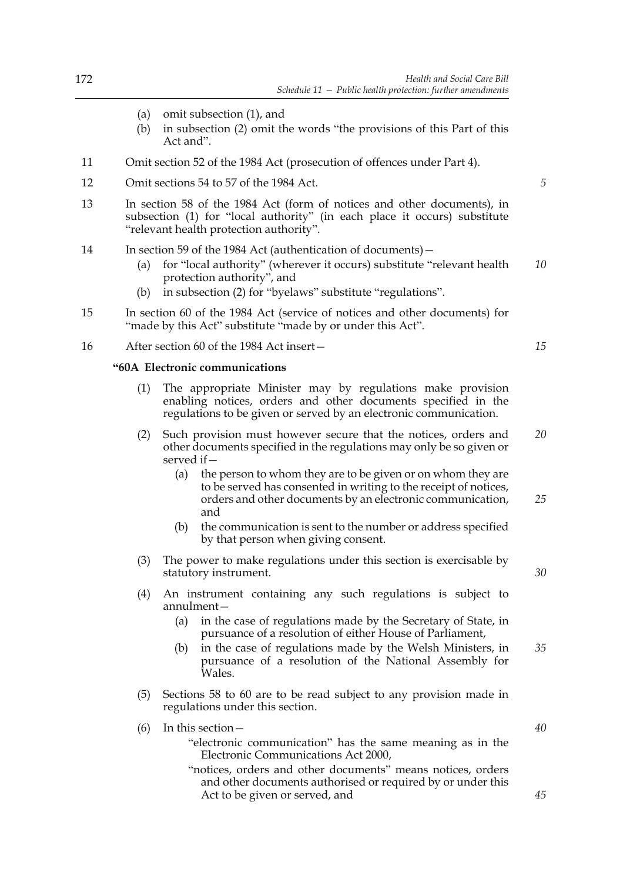(a) omit subsection (1), and

(b) in subsection (2) omit the words "the provisions of this Part of this Act and".

11 Omit section 52 of the 1984 Act (prosecution of offences under Part 4).

12 Omit sections 54 to 57 of the 1984 Act.

13 In section 58 of the 1984 Act (form of notices and other documents), in subsection (1) for "local authority" (in each place it occurs) substitute "relevant health protection authority".

14 In section 59 of the 1984 Act (authentication of documents)—

(a) for "local authority" (wherever it occurs) substitute "relevant health protection authority", and

(b) in subsection (2) for "byelaws" substitute "regulations".

15 In section 60 of the 1984 Act (service of notices and other documents) for "made by this Act" substitute "made by or under this Act".

16 After section 60 of the 1984 Act insert—

**"60A Electronic communications**

(1) The appropriate Minister may by regulations make provision enabling notices, orders and other documents specified in the regulations to be given or served by an electronic communication.

(2) Such provision must however secure that the notices, orders and other documents specified in the regulations may only be so given or served if—

(a) the person to whom they are to be given or on whom they are to be served has consented in writing to the receipt of notices, orders and other documents by an electronic communication, and

(b) the communication is sent to the number or address specified by that person when giving consent.

(3) The power to make regulations under this section is exercisable by statutory instrument.

(4) An instrument containing any such regulations is subject to annulment—

(a) in the case of regulations made by the Secretary of State, in pursuance of a resolution of either House of Parliament,

(b) in the case of regulations made by the Welsh Ministers, in pursuance of a resolution of the National Assembly for Wales.

(5) Sections 58 to 60 are to be read subject to any provision made in regulations under this section.

(6) In this section—

"electronic communication" has the same meaning as in the Electronic Communications Act 2000,

"notices, orders and other documents" means notices, orders and other documents authorised or required by or under this Act to be given or served, and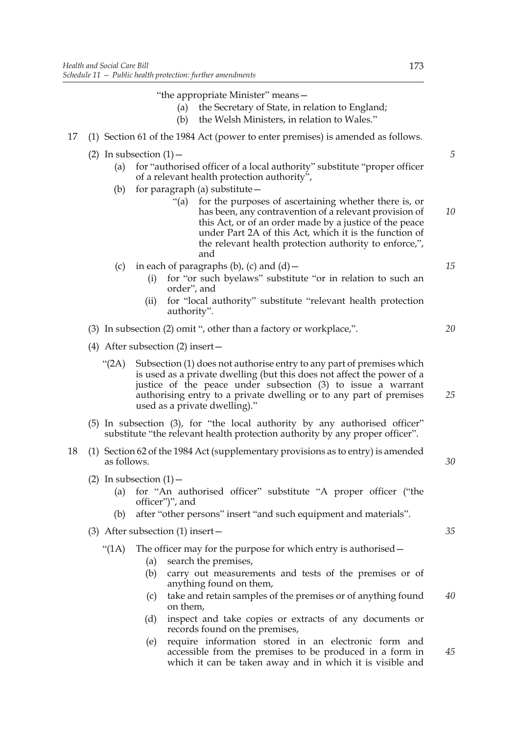"the appropriate Minister" means—

(a) the Secretary of State, in relation to England;

(b) the Welsh Ministers, in relation to Wales."

17 (1) Section 61 of the 1984 Act (power to enter premises) is amended as follows.

(2) In subsection (1)—

(a) for "authorised officer of a local authority" substitute "proper officer of a relevant health protection authority",

(b) for paragraph (a) substitute—

"(a) for the purposes of ascertaining whether there is, or has been, any contravention of a relevant provision of this Act, or of an order made by a justice of the peace under Part 2A of this Act, which it is the function of the relevant health protection authority to enforce,", and

(c) in each of paragraphs (b), (c) and (d)—

(i) for "or such byelaws" substitute "or in relation to such an order", and

(ii) for "local authority" substitute "relevant health protection authority".

(3) In subsection (2) omit ", other than a factory or workplace,".

(4) After subsection (2) insert—

"(2A) Subsection (1) does not authorise entry to any part of premises which is used as a private dwelling (but this does not affect the power of a justice of the peace under subsection (3) to issue a warrant authorising entry to a private dwelling or to any part of premises used as a private dwelling)."

(5) In subsection (3), for "the local authority by any authorised officer" substitute "the relevant health protection authority by any proper officer".

18 (1) Section 62 of the 1984 Act (supplementary provisions as to entry) is amended as follows.

(2) In subsection (1)—

(a) for "An authorised officer" substitute "A proper officer ("the officer")", and

(b) after "other persons" insert "and such equipment and materials".

(3) After subsection (1) insert—

"(1A) The officer may for the purpose for which entry is authorised—

(a) search the premises,

(b) carry out measurements and tests of the premises or of anything found on them,

(c) take and retain samples of the premises or of anything found on them,

(d) inspect and take copies or extracts of any documents or records found on the premises,

(e) require information stored in an electronic form and accessible from the premises to be produced in a form in which it can be taken away and in which it is visible and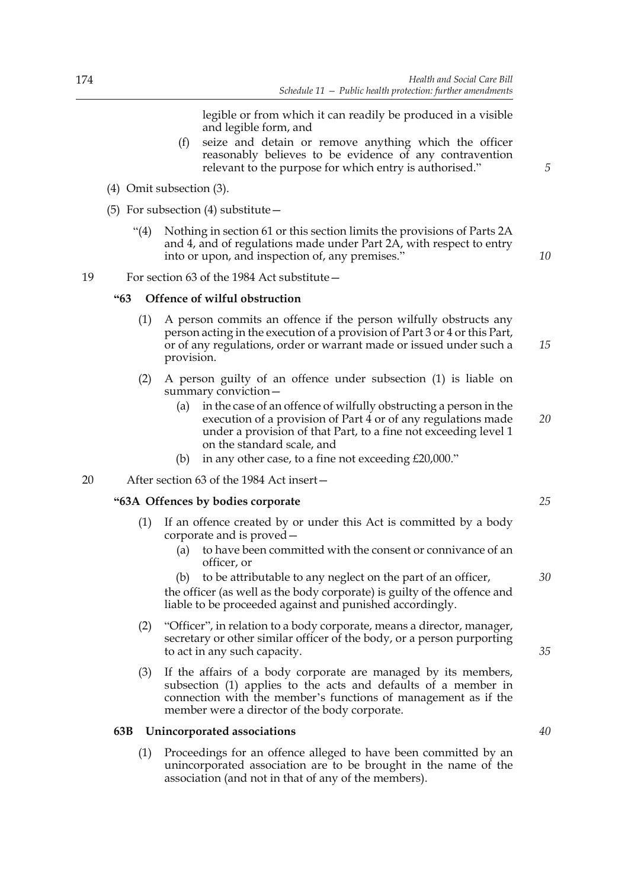legible or from which it can readily be produced in a visible and legible form, and

(f) seize and detain or remove anything which the officer reasonably believes to be evidence of any contravention relevant to the purpose for which entry is authorised."

(4) Omit subsection (3).

(5) For subsection (4) substitute—

"(4) Nothing in section 61 or this section limits the provisions of Parts 2A and 4, and of regulations made under Part 2A, with respect to entry into or upon, and inspection of, any premises."

19 For section 63 of the 1984 Act substitute—

**"63 Offence of wilful obstruction**

(1) A person commits an offence if the person wilfully obstructs any person acting in the execution of a provision of Part 3 or 4 or this Part, or of any regulations, order or warrant made or issued under such a provision.

(2) A person guilty of an offence under subsection (1) is liable on summary conviction—

(a) in the case of an offence of wilfully obstructing a person in the execution of a provision of Part 4 or of any regulations made under a provision of that Part, to a fine not exceeding level 1 on the standard scale, and

(b) in any other case, to a fine not exceeding £20,000."

20 After section 63 of the 1984 Act insert—

**"63A Offences by bodies corporate**

(1) If an offence created by or under this Act is committed by a body corporate and is proved—

(a) to have been committed with the consent or connivance of an officer, or

(b) to be attributable to any neglect on the part of an officer,

the officer (as well as the body corporate) is guilty of the offence and liable to be proceeded against and punished accordingly.

(2) "Officer", in relation to a body corporate, means a director, manager, secretary or other similar officer of the body, or a person purporting to act in any such capacity.

(3) If the affairs of a body corporate are managed by its members, subsection (1) applies to the acts and defaults of a member in connection with the member's functions of management as if the member were a director of the body corporate.

**63B Unincorporated associations**

(1) Proceedings for an offence alleged to have been committed by an unincorporated association are to be brought in the name of the association (and not in that of any of the members).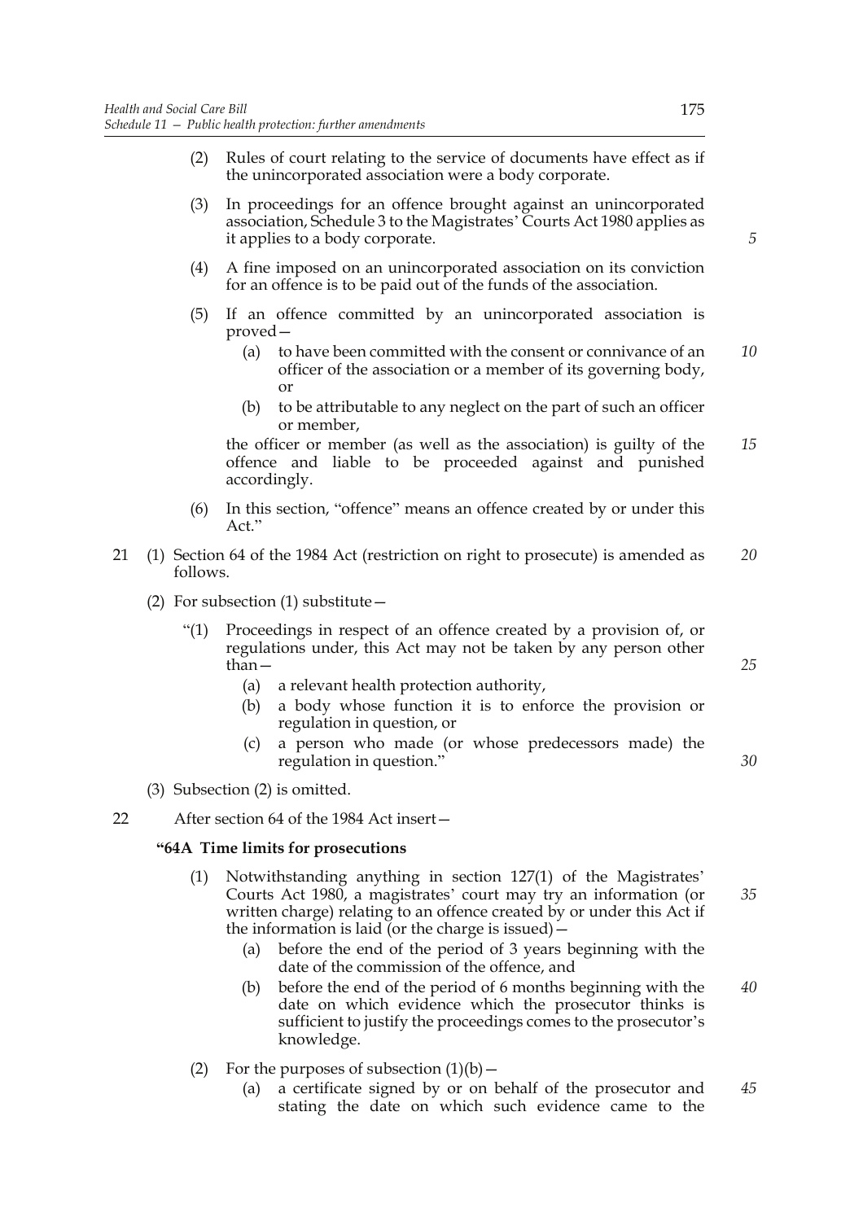(2) Rules of court relating to the service of documents have effect as if the unincorporated association were a body corporate.

(3) In proceedings for an offence brought against an unincorporated association, Schedule 3 to the Magistrates' Courts Act 1980 applies as it applies to a body corporate.

(4) A fine imposed on an unincorporated association on its conviction for an offence is to be paid out of the funds of the association.

(5) If an offence committed by an unincorporated association is proved—

(a) to have been committed with the consent or connivance of an officer of the association or a member of its governing body, or

(b) to be attributable to any neglect on the part of such an officer or member,

the officer or member (as well as the association) is guilty of the offence and liable to be proceeded against and punished accordingly.

(6) In this section, "offence" means an offence created by or under this Act."

21 (1) Section 64 of the 1984 Act (restriction on right to prosecute) is amended as follows.

(2) For subsection (1) substitute—

"(1) Proceedings in respect of an offence created by a provision of, or regulations under, this Act may not be taken by any person other than—

(a) a relevant health protection authority,

(b) a body whose function it is to enforce the provision or regulation in question, or

(c) a person who made (or whose predecessors made) the regulation in question."

(3) Subsection (2) is omitted.

22 After section 64 of the 1984 Act insert—

**"64A Time limits for prosecutions**

(1) Notwithstanding anything in section 127(1) of the Magistrates' Courts Act 1980, a magistrates' court may try an information (or written charge) relating to an offence created by or under this Act if the information is laid (or the charge is issued)—

(a) before the end of the period of 3 years beginning with the date of the commission of the offence, and

(b) before the end of the period of 6 months beginning with the date on which evidence which the prosecutor thinks is sufficient to justify the proceedings comes to the prosecutor's knowledge.

(2) For the purposes of subsection (1)(b)—

(a) a certificate signed by or on behalf of the prosecutor and stating the date on which such evidence came to the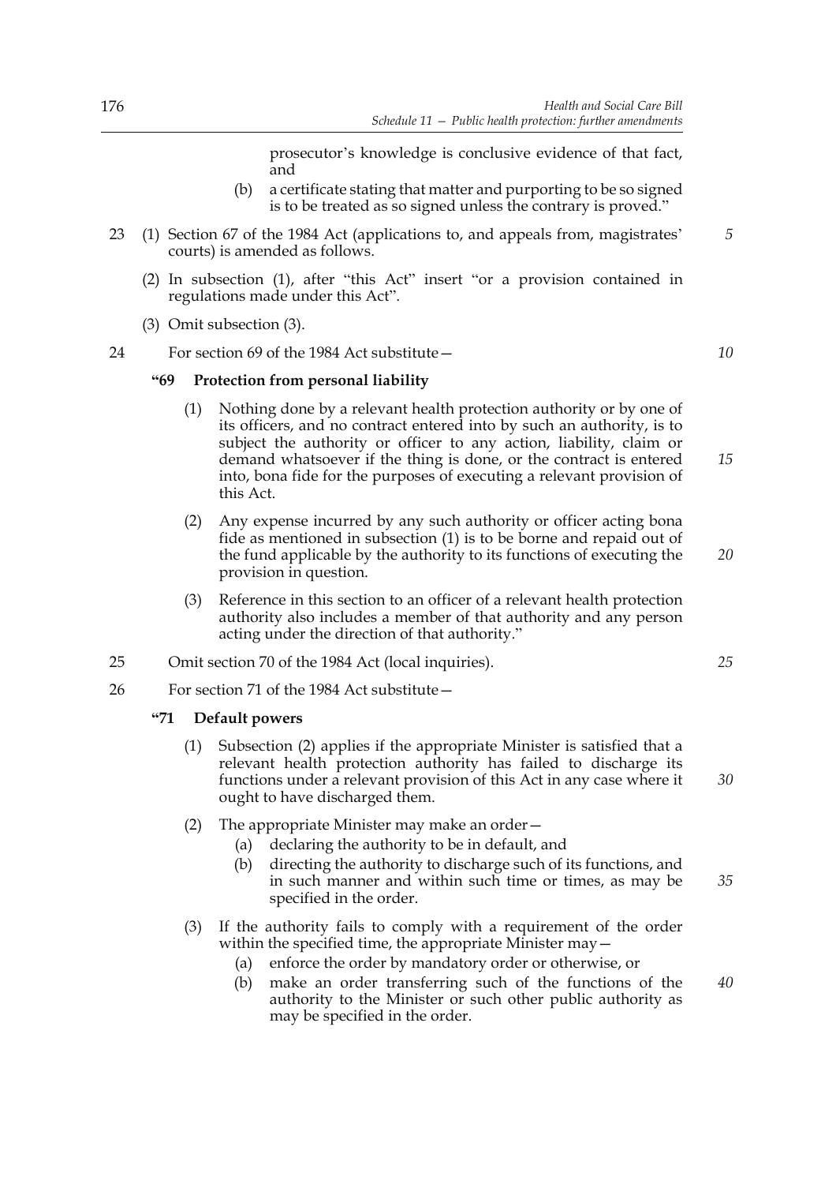prosecutor's knowledge is conclusive evidence of that fact, and

(b) a certificate stating that matter and purporting to be so signed is to be treated as so signed unless the contrary is proved."

23 (1) Section 67 of the 1984 Act (applications to, and appeals from, magistrates' courts) is amended as follows.

(2) In subsection (1), after "this Act" insert "or a provision contained in regulations made under this Act".

(3) Omit subsection (3).

24 For section 69 of the 1984 Act substitute—

**"69 Protection from personal liability**

(1) Nothing done by a relevant health protection authority or by one of its officers, and no contract entered into by such an authority, is to subject the authority or officer to any action, liability, claim or demand whatsoever if the thing is done, or the contract is entered into, bona fide for the purposes of executing a relevant provision of this Act.

(2) Any expense incurred by any such authority or officer acting bona fide as mentioned in subsection (1) is to be borne and repaid out of the fund applicable by the authority to its functions of executing the provision in question.

(3) Reference in this section to an officer of a relevant health protection authority also includes a member of that authority and any person acting under the direction of that authority."

25 Omit section 70 of the 1984 Act (local inquiries).

26 For section 71 of the 1984 Act substitute—

**"71 Default powers**

(1) Subsection (2) applies if the appropriate Minister is satisfied that a relevant health protection authority has failed to discharge its functions under a relevant provision of this Act in any case where it ought to have discharged them.

(2) The appropriate Minister may make an order—

(a) declaring the authority to be in default, and

(b) directing the authority to discharge such of its functions, and in such manner and within such time or times, as may be specified in the order.

(3) If the authority fails to comply with a requirement of the order within the specified time, the appropriate Minister may—

(a) enforce the order by mandatory order or otherwise, or

(b) make an order transferring such of the functions of the authority to the Minister or such other public authority as may be specified in the order.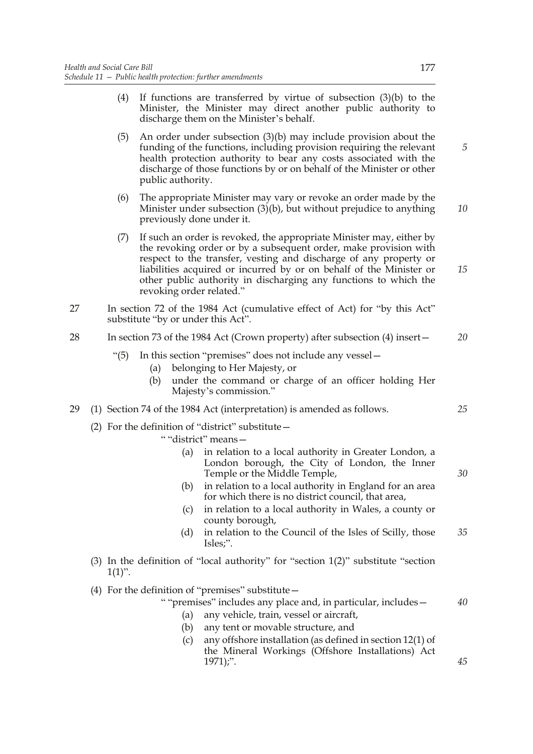(4) If functions are transferred by virtue of subsection (3)(b) to the Minister, the Minister may direct another public authority to discharge them on the Minister's behalf.

(5) An order under subsection (3)(b) may include provision about the funding of the functions, including provision requiring the relevant health protection authority to bear any costs associated with the discharge of those functions by or on behalf of the Minister or other public authority.

(6) The appropriate Minister may vary or revoke an order made by the Minister under subsection (3)(b), but without prejudice to anything previously done under it.

(7) If such an order is revoked, the appropriate Minister may, either by the revoking order or by a subsequent order, make provision with respect to the transfer, vesting and discharge of any property or liabilities acquired or incurred by or on behalf of the Minister or other public authority in discharging any functions to which the revoking order related."

27 In section 72 of the 1984 Act (cumulative effect of Act) for "by this Act" substitute "by or under this Act".

28 In section 73 of the 1984 Act (Crown property) after subsection (4) insert—

"(5) In this section "premises" does not include any vessel—
(a) belonging to Her Majesty, or
(b) under the command or charge of an officer holding Her Majesty's commission."

29 (1) Section 74 of the 1984 Act (interpretation) is amended as follows.

(2) For the definition of "district" substitute—

" "district" means—
(a) in relation to a local authority in Greater London, a London borough, the City of London, the Inner Temple or the Middle Temple,
(b) in relation to a local authority in England for an area for which there is no district council, that area,
(c) in relation to a local authority in Wales, a county or county borough,
(d) in relation to the Council of the Isles of Scilly, those Isles;".

(3) In the definition of "local authority" for "section 1(2)" substitute "section 1(1)".

(4) For the definition of "premises" substitute—

" "premises" includes any place and, in particular, includes—
(a) any vehicle, train, vessel or aircraft,
(b) any tent or movable structure, and
(c) any offshore installation (as defined in section 12(1) of the Mineral Workings (Offshore Installations) Act 1971);".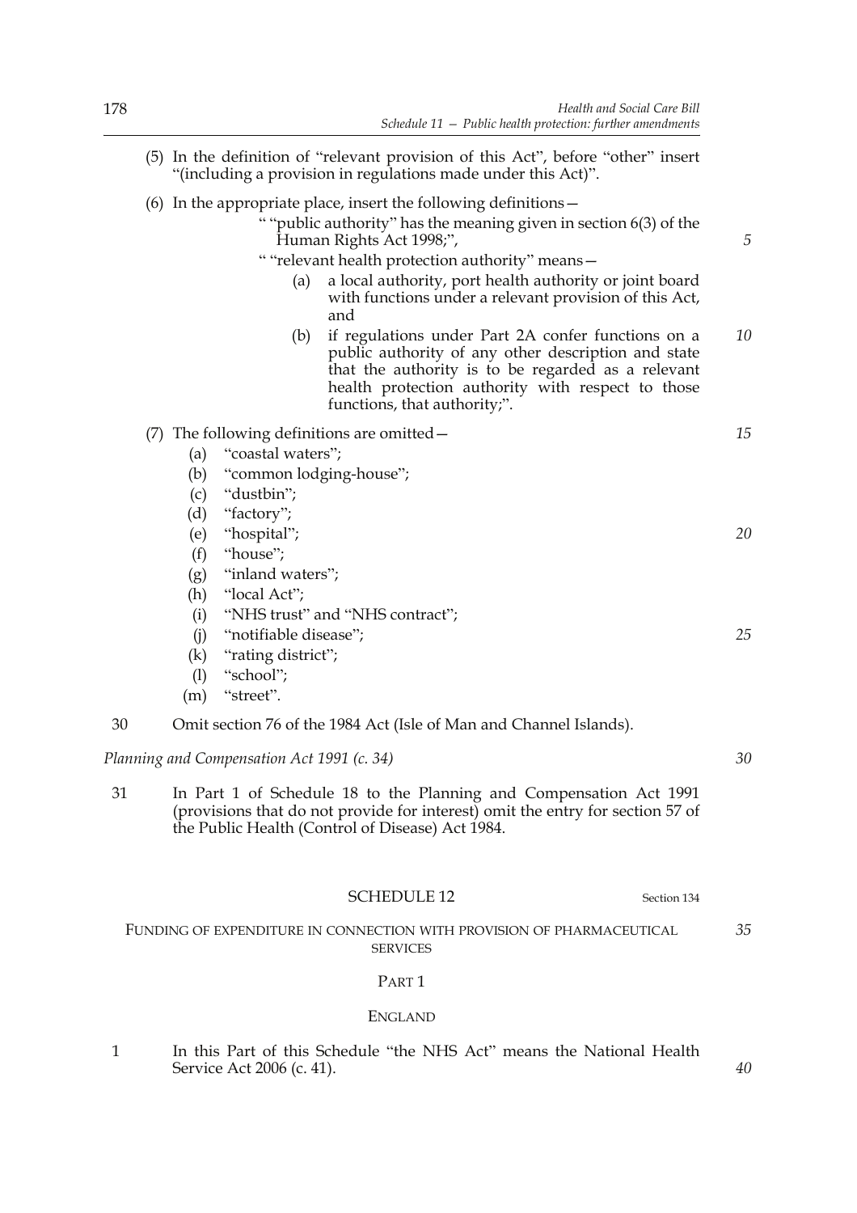(5) In the definition of "relevant provision of this Act", before "other" insert "(including a provision in regulations made under this Act)".

(6) In the appropriate place, insert the following definitions—

" "public authority" has the meaning given in section 6(3) of the Human Rights Act 1998;",

" "relevant health protection authority" means—

(a) a local authority, port health authority or joint board with functions under a relevant provision of this Act, and

(b) if regulations under Part 2A confer functions on a public authority of any other description and state that the authority is to be regarded as a relevant health protection authority with respect to those functions, that authority;".

(7) The following definitions are omitted—

(a) "coastal waters";

(b) "common lodging-house";

(c) "dustbin";

(d) "factory";

(e) "hospital";

(f) "house";

(g) "inland waters";

(h) "local Act";

(i) "NHS trust" and "NHS contract";

(j) "notifiable disease";

(k) "rating district";

(l) "school";

(m) "street".

30 Omit section 76 of the 1984 Act (Isle of Man and Channel Islands).

*Planning and Compensation Act 1991 (c. 34)*

31 In Part 1 of Schedule 18 to the Planning and Compensation Act 1991 (provisions that do not provide for interest) omit the entry for section 57 of the Public Health (Control of Disease) Act 1984.

## SCHEDULE 12

Section 134

FUNDING OF EXPENDITURE IN CONNECTION WITH PROVISION OF PHARMACEUTICAL SERVICES

### PART 1

### ENGLAND

1 In this Part of this Schedule "the NHS Act" means the National Health Service Act 2006 (c. 41).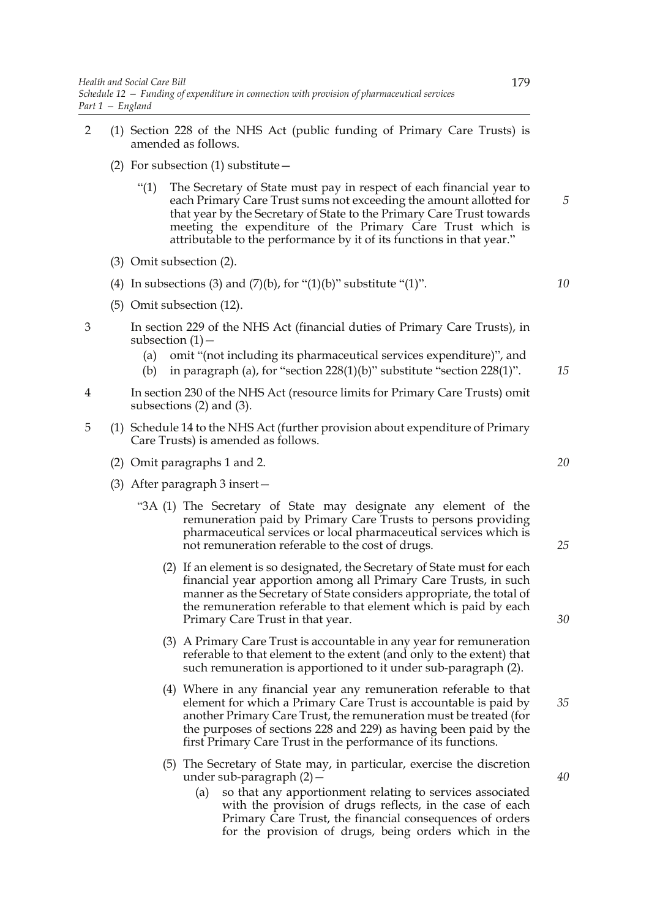2 (1) Section 228 of the NHS Act (public funding of Primary Care Trusts) is amended as follows.

(2) For subsection (1) substitute—

"(1) The Secretary of State must pay in respect of each financial year to each Primary Care Trust sums not exceeding the amount allotted for that year by the Secretary of State to the Primary Care Trust towards meeting the expenditure of the Primary Care Trust which is attributable to the performance by it of its functions in that year."

(3) Omit subsection (2).

(4) In subsections (3) and (7)(b), for "(1)(b)" substitute "(1)".

(5) Omit subsection (12).

3 In section 229 of the NHS Act (financial duties of Primary Care Trusts), in subsection (1)—

(a) omit "(not including its pharmaceutical services expenditure)", and

(b) in paragraph (a), for "section 228(1)(b)" substitute "section 228(1)".

4 In section 230 of the NHS Act (resource limits for Primary Care Trusts) omit subsections (2) and (3).

5 (1) Schedule 14 to the NHS Act (further provision about expenditure of Primary Care Trusts) is amended as follows.

(2) Omit paragraphs 1 and 2.

(3) After paragraph 3 insert—

"3A (1) The Secretary of State may designate any element of the remuneration paid by Primary Care Trusts to persons providing pharmaceutical services or local pharmaceutical services which is not remuneration referable to the cost of drugs.

(2) If an element is so designated, the Secretary of State must for each financial year apportion among all Primary Care Trusts, in such manner as the Secretary of State considers appropriate, the total of the remuneration referable to that element which is paid by each Primary Care Trust in that year.

(3) A Primary Care Trust is accountable in any year for remuneration referable to that element to the extent (and only to the extent) that such remuneration is apportioned to it under sub-paragraph (2).

(4) Where in any financial year any remuneration referable to that element for which a Primary Care Trust is accountable is paid by another Primary Care Trust, the remuneration must be treated (for the purposes of sections 228 and 229) as having been paid by the first Primary Care Trust in the performance of its functions.

(5) The Secretary of State may, in particular, exercise the discretion under sub-paragraph (2)—

(a) so that any apportionment relating to services associated with the provision of drugs reflects, in the case of each Primary Care Trust, the financial consequences of orders for the provision of drugs, being orders which in the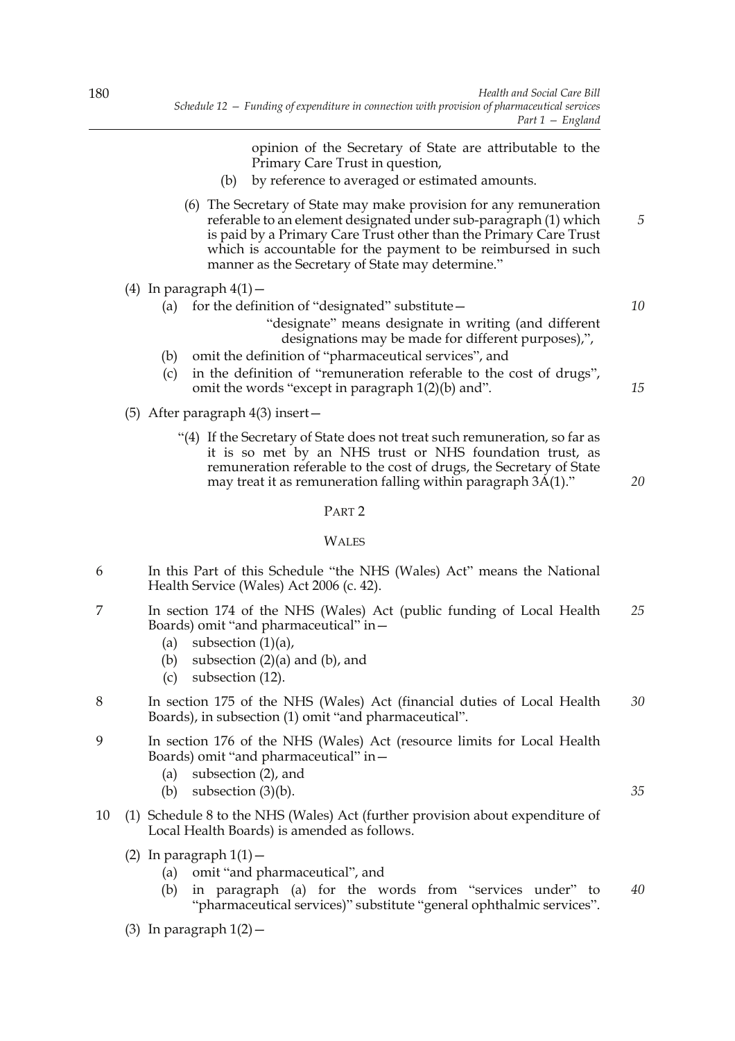opinion of the Secretary of State are attributable to the Primary Care Trust in question,

(b) by reference to averaged or estimated amounts.

(6) The Secretary of State may make provision for any remuneration referable to an element designated under sub-paragraph (1) which is paid by a Primary Care Trust other than the Primary Care Trust which is accountable for the payment to be reimbursed in such manner as the Secretary of State may determine."

(4) In paragraph 4(1)—

(a) for the definition of "designated" substitute—

"designate" means designate in writing (and different designations may be made for different purposes),",

(b) omit the definition of "pharmaceutical services", and

(c) in the definition of "remuneration referable to the cost of drugs", omit the words "except in paragraph 1(2)(b) and".

(5) After paragraph 4(3) insert—

"(4) If the Secretary of State does not treat such remuneration, so far as it is so met by an NHS trust or NHS foundation trust, as remuneration referable to the cost of drugs, the Secretary of State may treat it as remuneration falling within paragraph 3A(1)."

## PART 2

### WALES

6 In this Part of this Schedule "the NHS (Wales) Act" means the National Health Service (Wales) Act 2006 (c. 42).

7 In section 174 of the NHS (Wales) Act (public funding of Local Health Boards) omit "and pharmaceutical" in—

(a) subsection (1)(a),

(b) subsection (2)(a) and (b), and

(c) subsection (12).

8 In section 175 of the NHS (Wales) Act (financial duties of Local Health Boards), in subsection (1) omit "and pharmaceutical".

9 In section 176 of the NHS (Wales) Act (resource limits for Local Health Boards) omit "and pharmaceutical" in—

(a) subsection (2), and

(b) subsection (3)(b).

10 (1) Schedule 8 to the NHS (Wales) Act (further provision about expenditure of Local Health Boards) is amended as follows.

(2) In paragraph 1(1)—

(a) omit "and pharmaceutical", and

(b) in paragraph (a) for the words from "services under" to "pharmaceutical services)" substitute "general ophthalmic services".

(3) In paragraph 1(2)—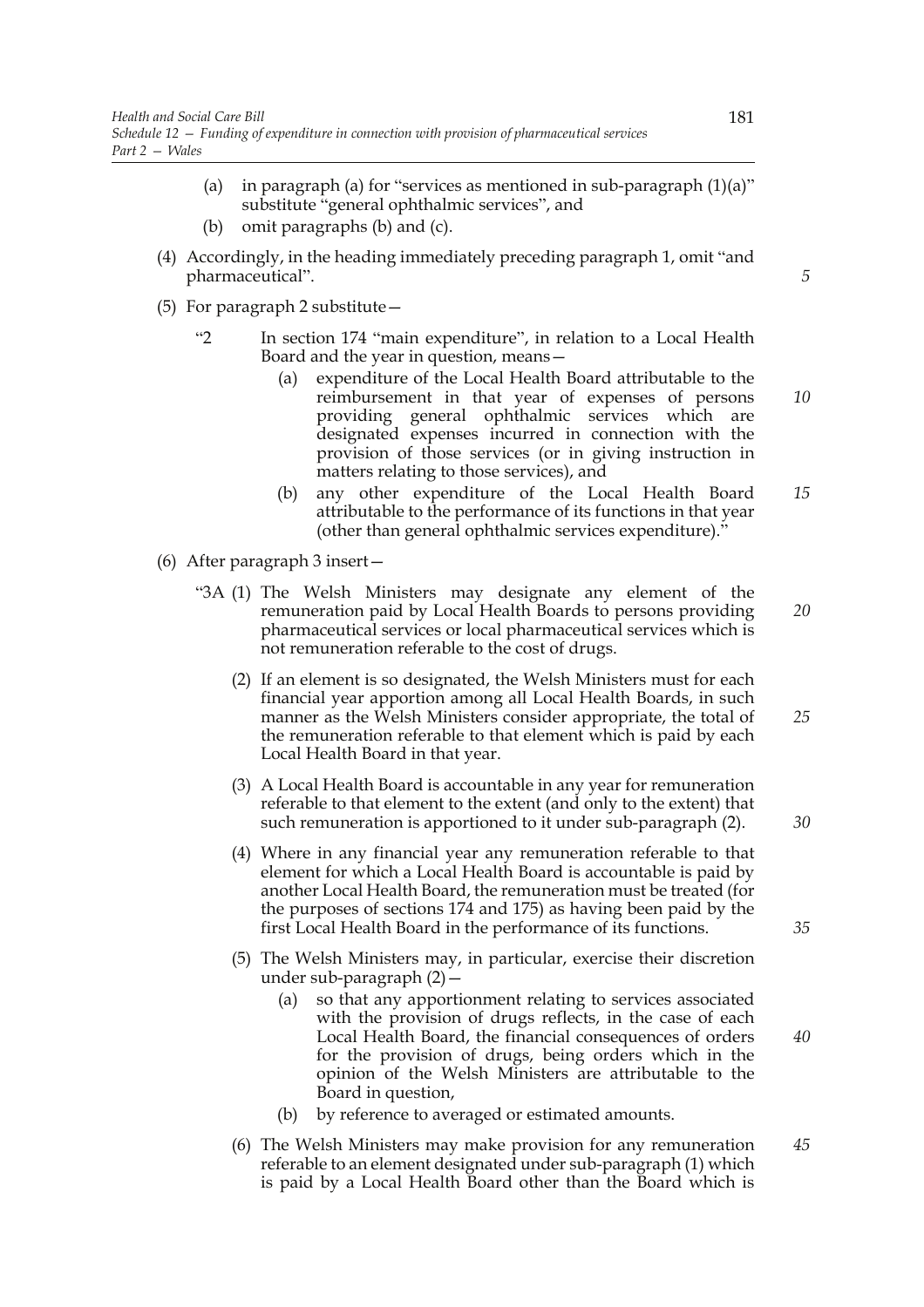(a) in paragraph (a) for "services as mentioned in sub-paragraph (1)(a)" substitute "general ophthalmic services", and

(b) omit paragraphs (b) and (c).

(4) Accordingly, in the heading immediately preceding paragraph 1, omit "and pharmaceutical".

(5) For paragraph 2 substitute—

"2 In section 174 "main expenditure", in relation to a Local Health Board and the year in question, means—

(a) expenditure of the Local Health Board attributable to the reimbursement in that year of expenses of persons providing general ophthalmic services which are designated expenses incurred in connection with the provision of those services (or in giving instruction in matters relating to those services), and

(b) any other expenditure of the Local Health Board attributable to the performance of its functions in that year (other than general ophthalmic services expenditure)."

(6) After paragraph 3 insert—

"3A (1) The Welsh Ministers may designate any element of the remuneration paid by Local Health Boards to persons providing pharmaceutical services or local pharmaceutical services which is not remuneration referable to the cost of drugs.

(2) If an element is so designated, the Welsh Ministers must for each financial year apportion among all Local Health Boards, in such manner as the Welsh Ministers consider appropriate, the total of the remuneration referable to that element which is paid by each Local Health Board in that year.

(3) A Local Health Board is accountable in any year for remuneration referable to that element to the extent (and only to the extent) that such remuneration is apportioned to it under sub-paragraph (2).

(4) Where in any financial year any remuneration referable to that element for which a Local Health Board is accountable is paid by another Local Health Board, the remuneration must be treated (for the purposes of sections 174 and 175) as having been paid by the first Local Health Board in the performance of its functions.

(5) The Welsh Ministers may, in particular, exercise their discretion under sub-paragraph (2)—

(a) so that any apportionment relating to services associated with the provision of drugs reflects, in the case of each Local Health Board, the financial consequences of orders for the provision of drugs, being orders which in the opinion of the Welsh Ministers are attributable to the Board in question,

(b) by reference to averaged or estimated amounts.

(6) The Welsh Ministers may make provision for any remuneration referable to an element designated under sub-paragraph (1) which is paid by a Local Health Board other than the Board which is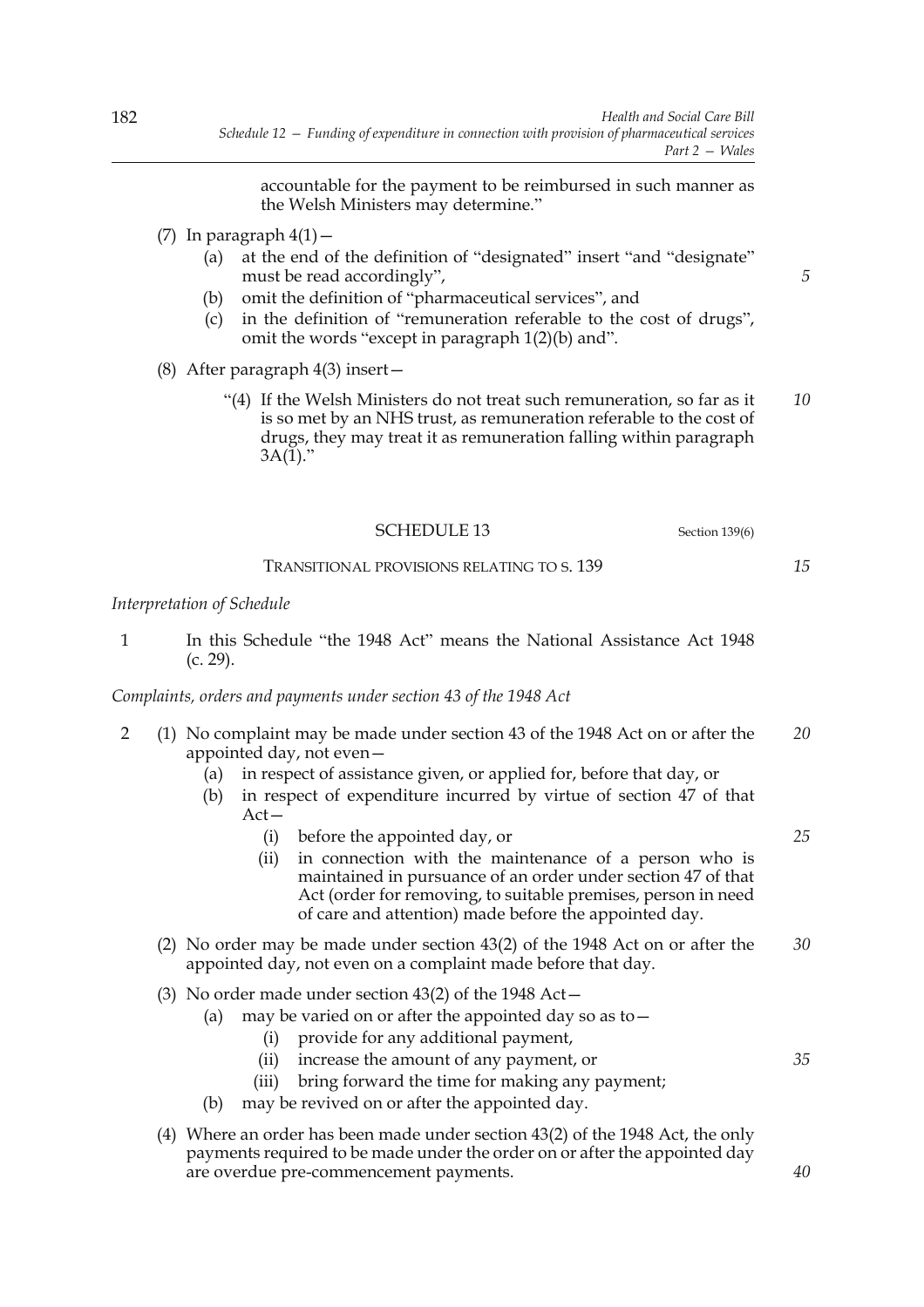accountable for the payment to be reimbursed in such manner as the Welsh Ministers may determine."

(7) In paragraph 4(1)—

(a) at the end of the definition of "designated" insert "and "designate" must be read accordingly",

(b) omit the definition of "pharmaceutical services", and

(c) in the definition of "remuneration referable to the cost of drugs", omit the words "except in paragraph 1(2)(b) and".

(8) After paragraph 4(3) insert—

"(4) If the Welsh Ministers do not treat such remuneration, so far as it is so met by an NHS trust, as remuneration referable to the cost of drugs, they may treat it as remuneration falling within paragraph 3A(1)."

## SCHEDULE 13

Section 139(6)

### TRANSITIONAL PROVISIONS RELATING TO S. 139

*Interpretation of Schedule*

1 In this Schedule "the 1948 Act" means the National Assistance Act 1948 (c. 29).

*Complaints, orders and payments under section 43 of the 1948 Act*

2 (1) No complaint may be made under section 43 of the 1948 Act on or after the appointed day, not even—

(a) in respect of assistance given, or applied for, before that day, or

(b) in respect of expenditure incurred by virtue of section 47 of that Act—

(i) before the appointed day, or

(ii) in connection with the maintenance of a person who is maintained in pursuance of an order under section 47 of that Act (order for removing, to suitable premises, person in need of care and attention) made before the appointed day.

(2) No order may be made under section 43(2) of the 1948 Act on or after the appointed day, not even on a complaint made before that day.

(3) No order made under section 43(2) of the 1948 Act—

(a) may be varied on or after the appointed day so as to—

(i) provide for any additional payment,

(ii) increase the amount of any payment, or

(iii) bring forward the time for making any payment;

(b) may be revived on or after the appointed day.

(4) Where an order has been made under section 43(2) of the 1948 Act, the only payments required to be made under the order on or after the appointed day are overdue pre-commencement payments.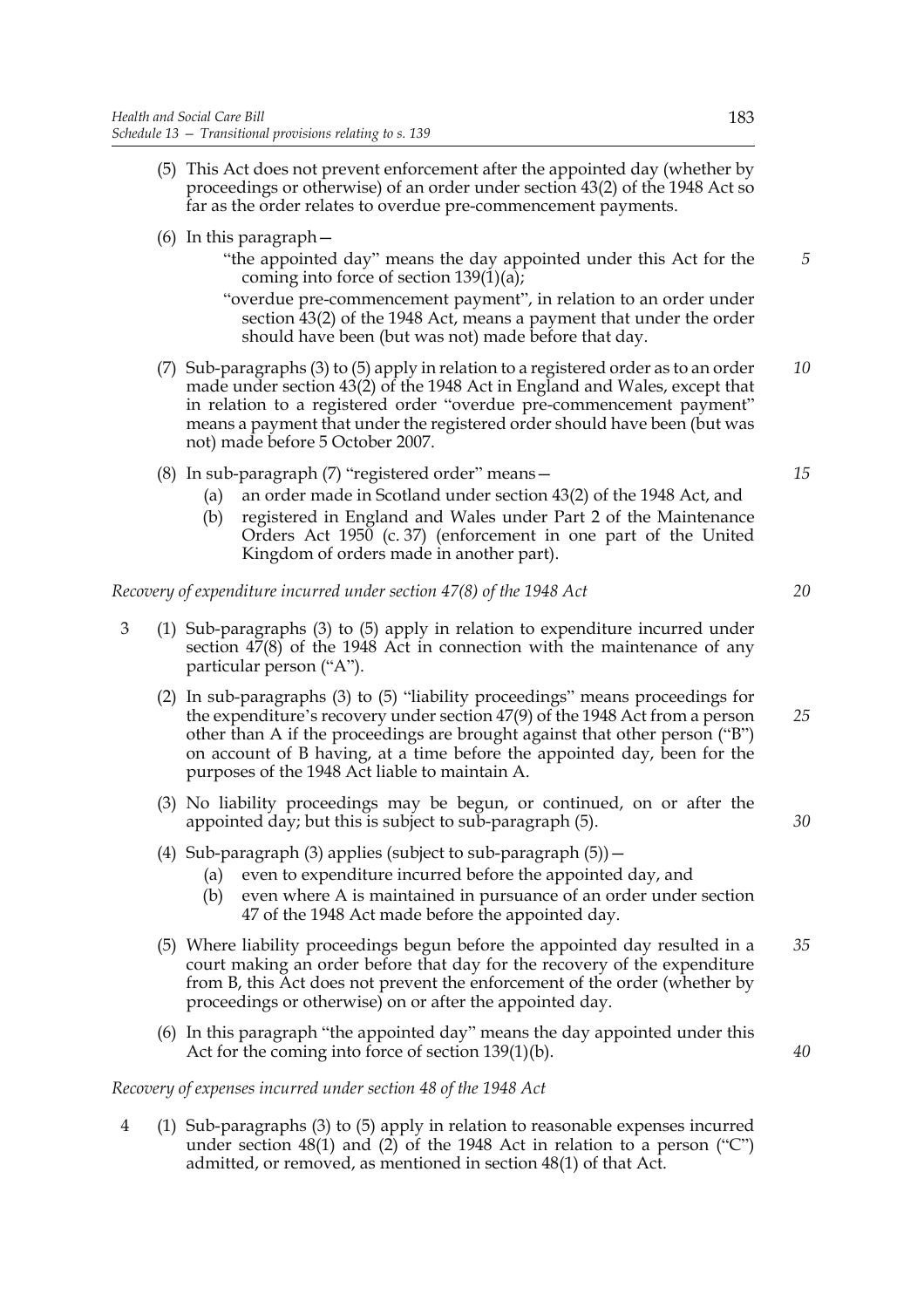(5) This Act does not prevent enforcement after the appointed day (whether by proceedings or otherwise) of an order under section 43(2) of the 1948 Act so far as the order relates to overdue pre-commencement payments.

(6) In this paragraph—

"the appointed day" means the day appointed under this Act for the coming into force of section 139(1)(a);

"overdue pre-commencement payment", in relation to an order under section 43(2) of the 1948 Act, means a payment that under the order should have been (but was not) made before that day.

(7) Sub-paragraphs (3) to (5) apply in relation to a registered order as to an order made under section 43(2) of the 1948 Act in England and Wales, except that in relation to a registered order "overdue pre-commencement payment" means a payment that under the registered order should have been (but was not) made before 5 October 2007.

(8) In sub-paragraph (7) "registered order" means—

(a) an order made in Scotland under section 43(2) of the 1948 Act, and

(b) registered in England and Wales under Part 2 of the Maintenance Orders Act 1950 (c. 37) (enforcement in one part of the United Kingdom of orders made in another part).

*Recovery of expenditure incurred under section 47(8) of the 1948 Act*

3 (1) Sub-paragraphs (3) to (5) apply in relation to expenditure incurred under section 47(8) of the 1948 Act in connection with the maintenance of any particular person ("A").

(2) In sub-paragraphs (3) to (5) "liability proceedings" means proceedings for the expenditure's recovery under section 47(9) of the 1948 Act from a person other than A if the proceedings are brought against that other person ("B") on account of B having, at a time before the appointed day, been for the purposes of the 1948 Act liable to maintain A.

(3) No liability proceedings may be begun, or continued, on or after the appointed day; but this is subject to sub-paragraph (5).

(4) Sub-paragraph (3) applies (subject to sub-paragraph (5))—

(a) even to expenditure incurred before the appointed day, and

(b) even where A is maintained in pursuance of an order under section 47 of the 1948 Act made before the appointed day.

(5) Where liability proceedings begun before the appointed day resulted in a court making an order before that day for the recovery of the expenditure from B, this Act does not prevent the enforcement of the order (whether by proceedings or otherwise) on or after the appointed day.

(6) In this paragraph "the appointed day" means the day appointed under this Act for the coming into force of section 139(1)(b).

*Recovery of expenses incurred under section 48 of the 1948 Act*

4 (1) Sub-paragraphs (3) to (5) apply in relation to reasonable expenses incurred under section 48(1) and (2) of the 1948 Act in relation to a person ("C") admitted, or removed, as mentioned in section 48(1) of that Act.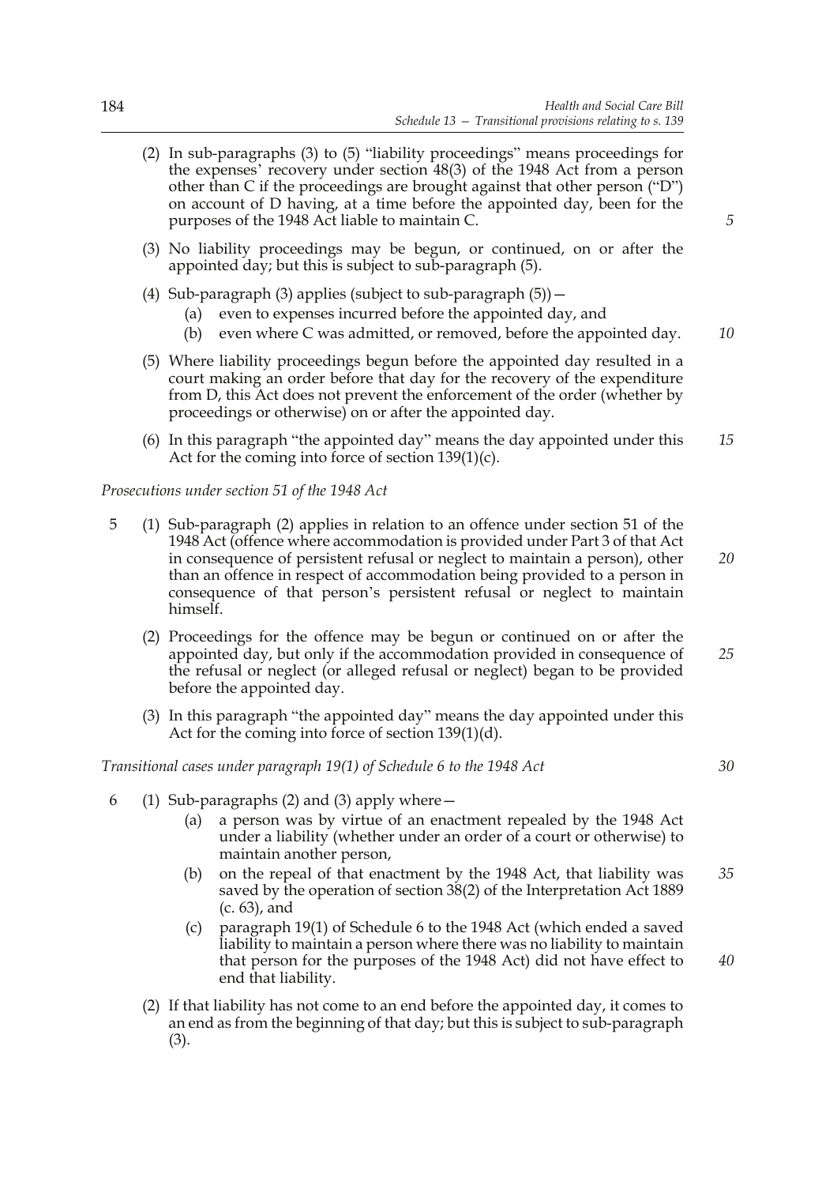(2) In sub-paragraphs (3) to (5) "liability proceedings" means proceedings for the expenses' recovery under section 48(3) of the 1948 Act from a person other than C if the proceedings are brought against that other person ("D") on account of D having, at a time before the appointed day, been for the purposes of the 1948 Act liable to maintain C.

(3) No liability proceedings may be begun, or continued, on or after the appointed day; but this is subject to sub-paragraph (5).

(4) Sub-paragraph (3) applies (subject to sub-paragraph (5))—

(a) even to expenses incurred before the appointed day, and

(b) even where C was admitted, or removed, before the appointed day.

(5) Where liability proceedings begun before the appointed day resulted in a court making an order before that day for the recovery of the expenditure from D, this Act does not prevent the enforcement of the order (whether by proceedings or otherwise) on or after the appointed day.

(6) In this paragraph "the appointed day" means the day appointed under this Act for the coming into force of section 139(1)(c).

*Prosecutions under section 51 of the 1948 Act*

5 (1) Sub-paragraph (2) applies in relation to an offence under section 51 of the 1948 Act (offence where accommodation is provided under Part 3 of that Act in consequence of persistent refusal or neglect to maintain a person), other than an offence in respect of accommodation being provided to a person in consequence of that person's persistent refusal or neglect to maintain himself.

(2) Proceedings for the offence may be begun or continued on or after the appointed day, but only if the accommodation provided in consequence of the refusal or neglect (or alleged refusal or neglect) began to be provided before the appointed day.

(3) In this paragraph "the appointed day" means the day appointed under this Act for the coming into force of section 139(1)(d).

*Transitional cases under paragraph 19(1) of Schedule 6 to the 1948 Act*

6 (1) Sub-paragraphs (2) and (3) apply where—

(a) a person was by virtue of an enactment repealed by the 1948 Act under a liability (whether under an order of a court or otherwise) to maintain another person,

(b) on the repeal of that enactment by the 1948 Act, that liability was saved by the operation of section 38(2) of the Interpretation Act 1889 (c. 63), and

(c) paragraph 19(1) of Schedule 6 to the 1948 Act (which ended a saved liability to maintain a person where there was no liability to maintain that person for the purposes of the 1948 Act) did not have effect to end that liability.

(2) If that liability has not come to an end before the appointed day, it comes to an end as from the beginning of that day; but this is subject to sub-paragraph (3).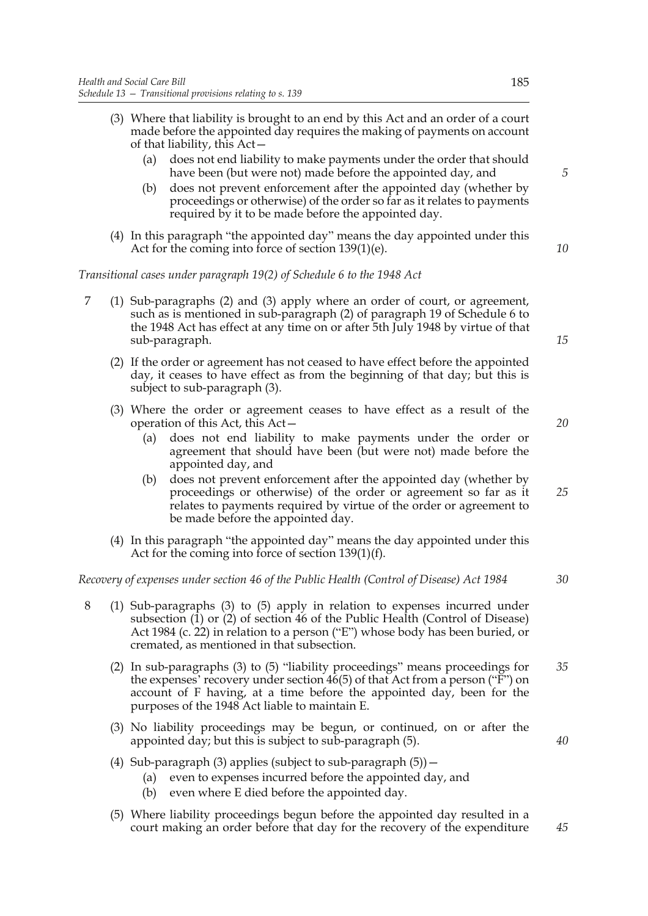(3) Where that liability is brought to an end by this Act and an order of a court made before the appointed day requires the making of payments on account of that liability, this Act—

(a) does not end liability to make payments under the order that should have been (but were not) made before the appointed day, and

(b) does not prevent enforcement after the appointed day (whether by proceedings or otherwise) of the order so far as it relates to payments required by it to be made before the appointed day.

(4) In this paragraph "the appointed day" means the day appointed under this Act for the coming into force of section 139(1)(e).

*Transitional cases under paragraph 19(2) of Schedule 6 to the 1948 Act*

7 (1) Sub-paragraphs (2) and (3) apply where an order of court, or agreement, such as is mentioned in sub-paragraph (2) of paragraph 19 of Schedule 6 to the 1948 Act has effect at any time on or after 5th July 1948 by virtue of that sub-paragraph.

(2) If the order or agreement has not ceased to have effect before the appointed day, it ceases to have effect as from the beginning of that day; but this is subject to sub-paragraph (3).

(3) Where the order or agreement ceases to have effect as a result of the operation of this Act, this Act—

(a) does not end liability to make payments under the order or agreement that should have been (but were not) made before the appointed day, and

(b) does not prevent enforcement after the appointed day (whether by proceedings or otherwise) of the order or agreement so far as it relates to payments required by virtue of the order or agreement to be made before the appointed day.

(4) In this paragraph "the appointed day" means the day appointed under this Act for the coming into force of section 139(1)(f).

*Recovery of expenses under section 46 of the Public Health (Control of Disease) Act 1984*

8 (1) Sub-paragraphs (3) to (5) apply in relation to expenses incurred under subsection (1) or (2) of section 46 of the Public Health (Control of Disease) Act 1984 (c. 22) in relation to a person ("E") whose body has been buried, or cremated, as mentioned in that subsection.

(2) In sub-paragraphs (3) to (5) "liability proceedings" means proceedings for the expenses' recovery under section 46(5) of that Act from a person ("F") on account of F having, at a time before the appointed day, been for the purposes of the 1948 Act liable to maintain E.

(3) No liability proceedings may be begun, or continued, on or after the appointed day; but this is subject to sub-paragraph (5).

(4) Sub-paragraph (3) applies (subject to sub-paragraph (5))—

(a) even to expenses incurred before the appointed day, and

(b) even where E died before the appointed day.

(5) Where liability proceedings begun before the appointed day resulted in a court making an order before that day for the recovery of the expenditure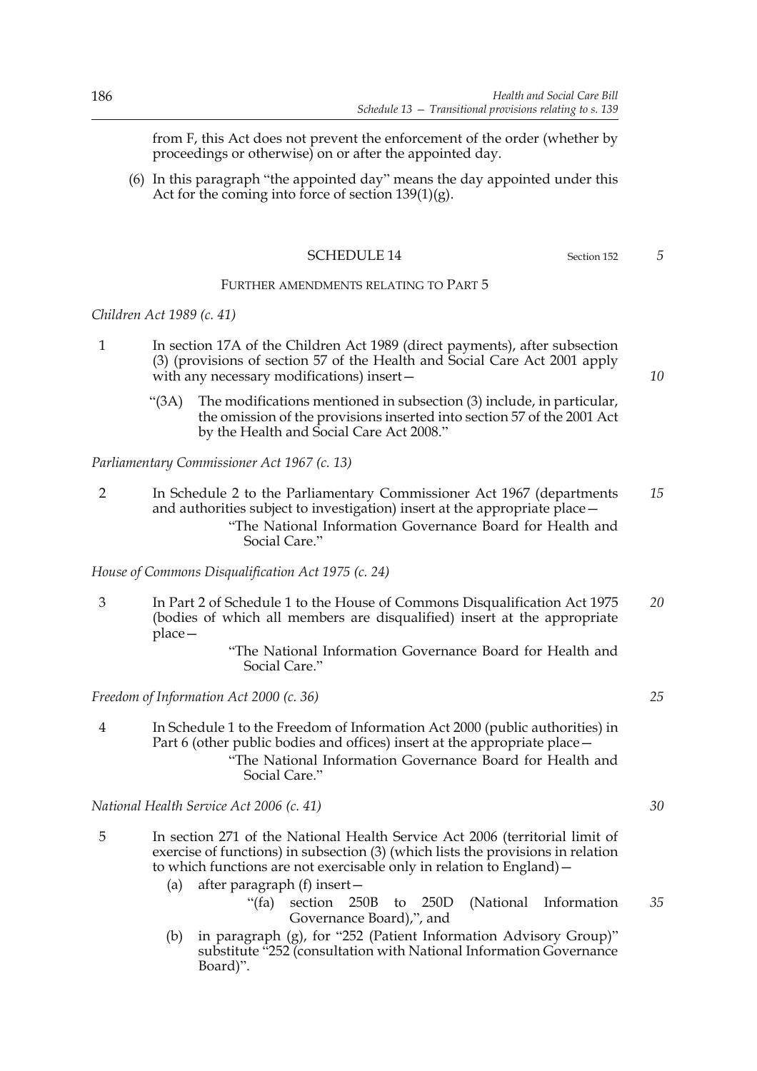from F, this Act does not prevent the enforcement of the order (whether by proceedings or otherwise) on or after the appointed day.

(6) In this paragraph "the appointed day" means the day appointed under this Act for the coming into force of section 139(1)(g).

## SCHEDULE 14

Section 152

FURTHER AMENDMENTS RELATING TO PART 5

*Children Act 1989 (c. 41)*

1 In section 17A of the Children Act 1989 (direct payments), after subsection (3) (provisions of section 57 of the Health and Social Care Act 2001 apply with any necessary modifications) insert—

"(3A) The modifications mentioned in subsection (3) include, in particular, the omission of the provisions inserted into section 57 of the 2001 Act by the Health and Social Care Act 2008."

*Parliamentary Commissioner Act 1967 (c. 13)*

2 In Schedule 2 to the Parliamentary Commissioner Act 1967 (departments and authorities subject to investigation) insert at the appropriate place—

"The National Information Governance Board for Health and Social Care."

*House of Commons Disqualification Act 1975 (c. 24)*

3 In Part 2 of Schedule 1 to the House of Commons Disqualification Act 1975 (bodies of which all members are disqualified) insert at the appropriate place—

"The National Information Governance Board for Health and Social Care."

*Freedom of Information Act 2000 (c. 36)*

4 In Schedule 1 to the Freedom of Information Act 2000 (public authorities) in Part 6 (other public bodies and offices) insert at the appropriate place—

"The National Information Governance Board for Health and Social Care."

*National Health Service Act 2006 (c. 41)*

5 In section 271 of the National Health Service Act 2006 (territorial limit of exercise of functions) in subsection (3) (which lists the provisions in relation to which functions are not exercisable only in relation to England)—

(a) after paragraph (f) insert—

"(fa) section 250B to 250D (National Information Governance Board),", and

(b) in paragraph (g), for "252 (Patient Information Advisory Group)" substitute "252 (consultation with National Information Governance Board)".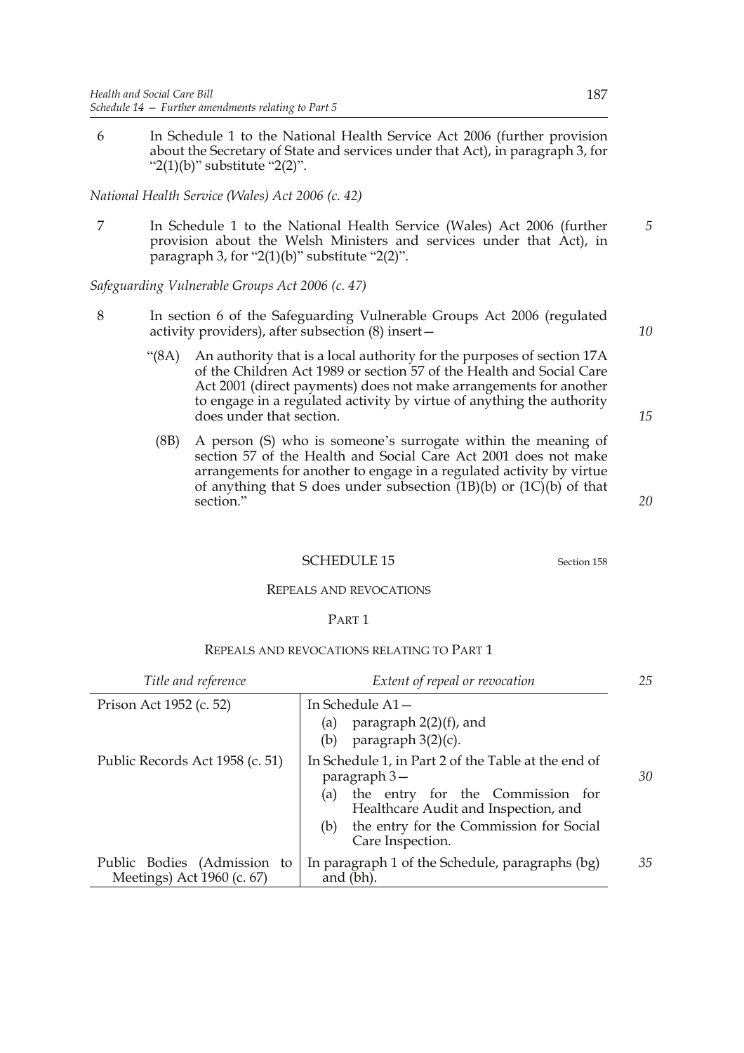6 In Schedule 1 to the National Health Service Act 2006 (further provision about the Secretary of State and services under that Act), in paragraph 3, for "2(1)(b)" substitute "2(2)".

*National Health Service (Wales) Act 2006 (c. 42)*

7 In Schedule 1 to the National Health Service (Wales) Act 2006 (further provision about the Welsh Ministers and services under that Act), in paragraph 3, for "2(1)(b)" substitute "2(2)".

*Safeguarding Vulnerable Groups Act 2006 (c. 47)*

8 In section 6 of the Safeguarding Vulnerable Groups Act 2006 (regulated activity providers), after subsection (8) insert—

"(8A) An authority that is a local authority for the purposes of section 17A of the Children Act 1989 or section 57 of the Health and Social Care Act 2001 (direct payments) does not make arrangements for another to engage in a regulated activity by virtue of anything the authority does under that section.

(8B) A person (S) who is someone's surrogate within the meaning of section 57 of the Health and Social Care Act 2001 does not make arrangements for another to engage in a regulated activity by virtue of anything that S does under subsection (1B)(b) or (1C)(b) of that section."

## SCHEDULE 15

Section 158

REPEALS AND REVOCATIONS

PART 1

REPEALS AND REVOCATIONS RELATING TO PART 1

| *Title and reference* | *Extent of repeal or revocation* |
|---|---|
| Prison Act 1952 (c. 52) | In Schedule A1— (a) paragraph 2(2)(f), and (b) paragraph 3(2)(c). |
| Public Records Act 1958 (c. 51) | In Schedule 1, in Part 2 of the Table at the end of paragraph 3— (a) the entry for the Commission for Healthcare Audit and Inspection, and (b) the entry for the Commission for Social Care Inspection. |
| Public Bodies (Admission to Meetings) Act 1960 (c. 67) | In paragraph 1 of the Schedule, paragraphs (bg) and (bh). |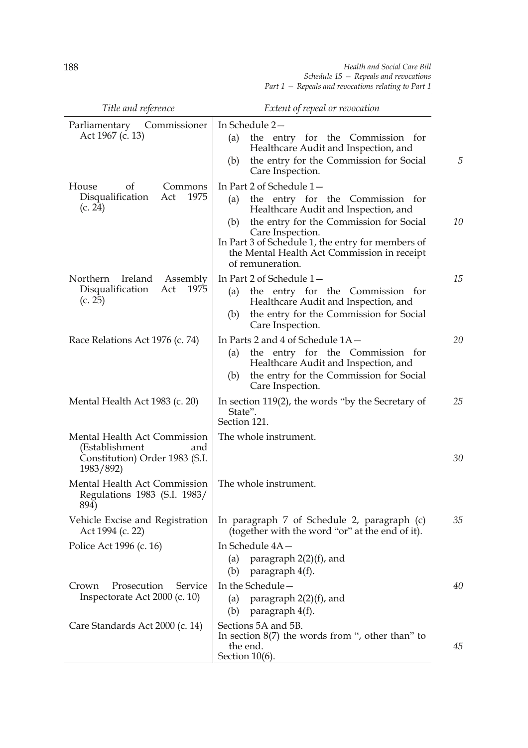| Title and reference | Extent of repeal or revocation |
|---|---|
| Parliamentary Commissioner Act 1967 (c. 13) | In Schedule 2—<br>(a) the entry for the Commission for Healthcare Audit and Inspection, and<br>(b) the entry for the Commission for Social Care Inspection. |
| House of Commons Disqualification Act 1975 (c. 24) | In Part 2 of Schedule 1—<br>(a) the entry for the Commission for Healthcare Audit and Inspection, and<br>(b) the entry for the Commission for Social Care Inspection.<br>In Part 3 of Schedule 1, the entry for members of the Mental Health Act Commission in receipt of remuneration. |
| Northern Ireland Assembly Disqualification Act 1975 (c. 25) | In Part 2 of Schedule 1—<br>(a) the entry for the Commission for Healthcare Audit and Inspection, and<br>(b) the entry for the Commission for Social Care Inspection. |
| Race Relations Act 1976 (c. 74) | In Parts 2 and 4 of Schedule 1A—<br>(a) the entry for the Commission for Healthcare Audit and Inspection, and<br>(b) the entry for the Commission for Social Care Inspection. |
| Mental Health Act 1983 (c. 20) | In section 119(2), the words "by the Secretary of State".<br>Section 121. |
| Mental Health Act Commission (Establishment and Constitution) Order 1983 (S.I. 1983/892) | The whole instrument. |
| Mental Health Act Commission Regulations 1983 (S.I. 1983/894) | The whole instrument. |
| Vehicle Excise and Registration Act 1994 (c. 22) | In paragraph 7 of Schedule 2, paragraph (c) (together with the word "or" at the end of it). |
| Police Act 1996 (c. 16) | In Schedule 4A—<br>(a) paragraph 2(2)(f), and<br>(b) paragraph 4(f). |
| Crown Prosecution Service Inspectorate Act 2000 (c. 10) | In the Schedule—<br>(a) paragraph 2(2)(f), and<br>(b) paragraph 4(f). |
| Care Standards Act 2000 (c. 14) | Sections 5A and 5B.<br>In section 8(7) the words from ", other than" to the end.<br>Section 10(6). |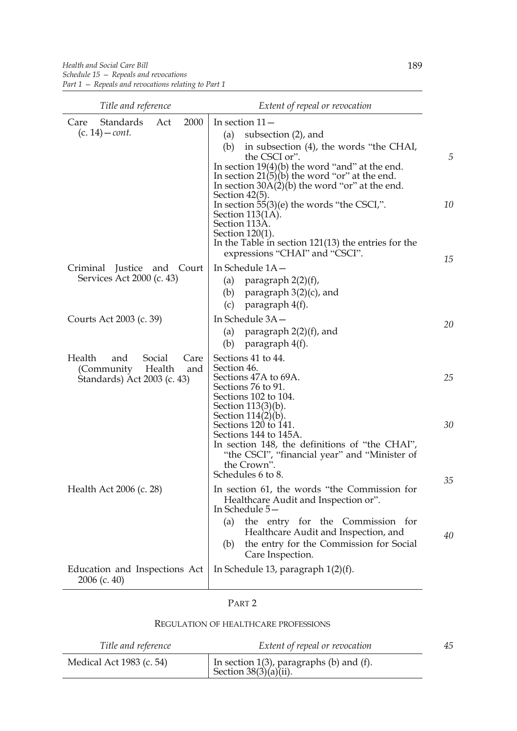| *Title and reference* | *Extent of repeal or revocation* |
|---|---|
| Care Standards Act 2000 (c. 14)—*cont.* | In section 11— (a) subsection (2), and (b) in subsection (4), the words "the CHAI, the CSCI or". In section 19(4)(b) the word "and" at the end. In section 21(5)(b) the word "or" at the end. In section 30A(2)(b) the word "or" at the end. Section 42(5). In section 55(3)(e) the words "the CSCI,". Section 113(1A). Section 113A. Section 120(1). In the Table in section 121(13) the entries for the expressions "CHAI" and "CSCI". |
| Criminal Justice and Court Services Act 2000 (c. 43) | In Schedule 1A— (a) paragraph 2(2)(f), (b) paragraph 3(2)(c), and (c) paragraph 4(f). |
| Courts Act 2003 (c. 39) | In Schedule 3A— (a) paragraph 2(2)(f), and (b) paragraph 4(f). |
| Health and Social Care (Community Health and Standards) Act 2003 (c. 43) | Sections 41 to 44. Section 46. Sections 47A to 69A. Sections 76 to 91. Sections 102 to 104. Section 113(3)(b). Section 114(2)(b). Sections 120 to 141. Sections 144 to 145A. In section 148, the definitions of "the CHAI", "the CSCI", "financial year" and "Minister of the Crown". Schedules 6 to 8. |
| Health Act 2006 (c. 28) | In section 61, the words "the Commission for Healthcare Audit and Inspection or". In Schedule 5— (a) the entry for the Commission for Healthcare Audit and Inspection, and (b) the entry for the Commission for Social Care Inspection. |
| Education and Inspections Act 2006 (c. 40) | In Schedule 13, paragraph 1(2)(f). |

PART 2

REGULATION OF HEALTHCARE PROFESSIONS

| *Title and reference* | *Extent of repeal or revocation* |
|---|---|
| Medical Act 1983 (c. 54) | In section 1(3), paragraphs (b) and (f). Section 38(3)(a)(ii). |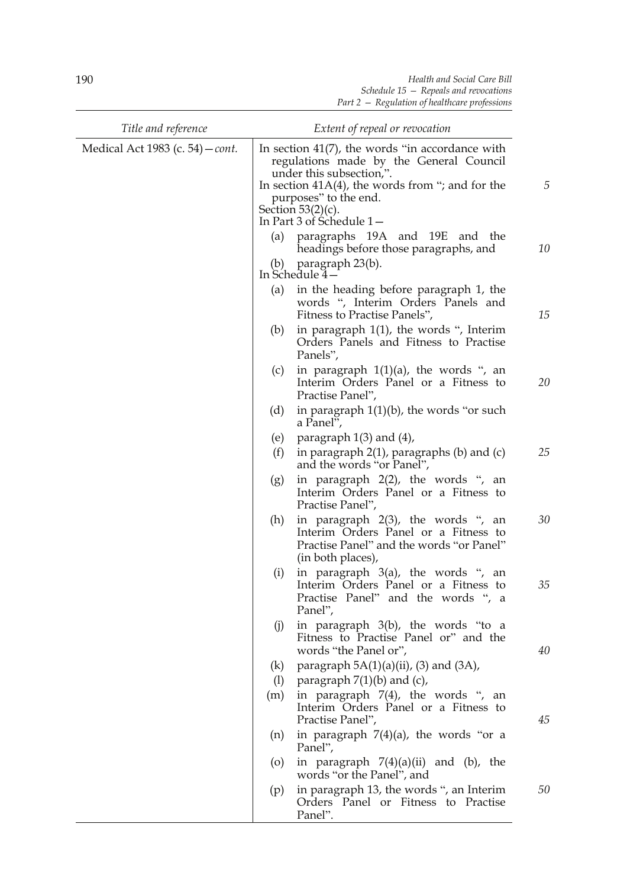| Title and reference | Extent of repeal or revocation |
|---|---|
| Medical Act 1983 (c. 54)—*cont.* | In section 41(7), the words "in accordance with regulations made by the General Council under this subsection,". |
| | In section 41A(4), the words from "; and for the purposes" to the end. |
| | Section 53(2)(c). |
| | In Part 3 of Schedule 1— (a) paragraphs 19A and 19E and the headings before those paragraphs, and (b) paragraph 23(b). |
| | In Schedule 4— (a) in the heading before paragraph 1, the words ", Interim Orders Panels and Fitness to Practise Panels", (b) in paragraph 1(1), the words ", Interim Orders Panels and Fitness to Practise Panels", (c) in paragraph 1(1)(a), the words ", an Interim Orders Panel or a Fitness to Practise Panel", (d) in paragraph 1(1)(b), the words "or such a Panel", (e) paragraph 1(3) and (4), (f) in paragraph 2(1), paragraphs (b) and (c) and the words "or Panel", (g) in paragraph 2(2), the words ", an Interim Orders Panel or a Fitness to Practise Panel", (h) in paragraph 2(3), the words ", an Interim Orders Panel or a Fitness to Practise Panel" and the words "or Panel" (in both places), (i) in paragraph 3(a), the words ", an Interim Orders Panel or a Fitness to Practise Panel" and the words ", a Panel", (j) in paragraph 3(b), the words "to a Fitness to Practise Panel or" and the words "the Panel or", (k) paragraph 5A(1)(a)(ii), (3) and (3A), (l) paragraph 7(1)(b) and (c), (m) in paragraph 7(4), the words ", an Interim Orders Panel or a Fitness to Practise Panel", (n) in paragraph 7(4)(a), the words "or a Panel", (o) in paragraph 7(4)(a)(ii) and (b), the words "or the Panel", and (p) in paragraph 13, the words ", an Interim Orders Panel or Fitness to Practise Panel". |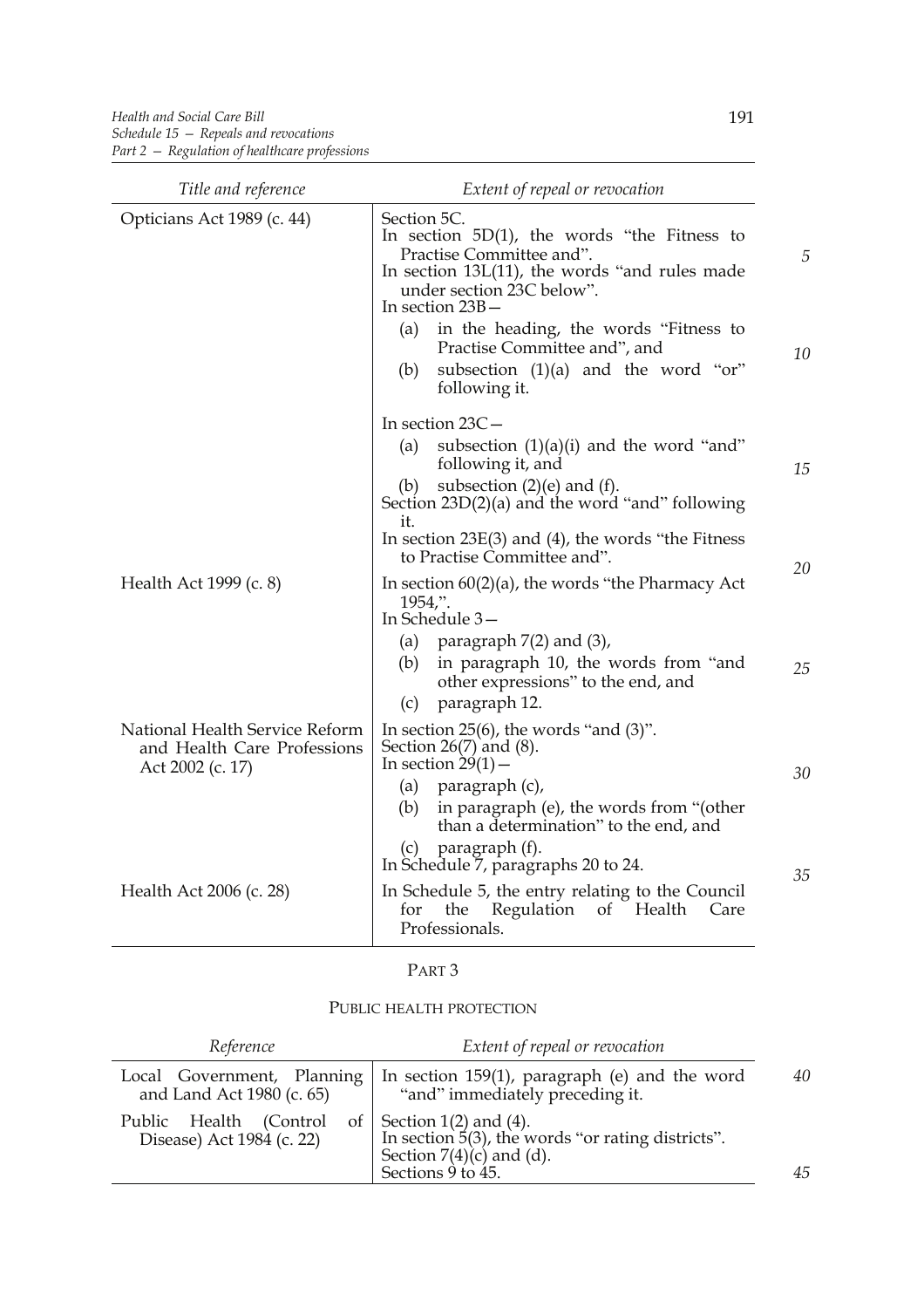| Title and reference | Extent of repeal or revocation |
|---|---|
| Opticians Act 1989 (c. 44) | Section 5C.<br>In section 5D(1), the words "the Fitness to Practise Committee and".<br>In section 13L(11), the words "and rules made under section 23C below".<br>In section 23B—<br>(a) in the heading, the words "Fitness to Practise Committee and", and<br>(b) subsection (1)(a) and the word "or" following it.<br>In section 23C—<br>(a) subsection (1)(a)(i) and the word "and" following it, and<br>(b) subsection (2)(e) and (f).<br>Section 23D(2)(a) and the word "and" following it.<br>In section 23E(3) and (4), the words "the Fitness to Practise Committee and". |
| Health Act 1999 (c. 8) | In section 60(2)(a), the words "the Pharmacy Act 1954,".<br>In Schedule 3—<br>(a) paragraph 7(2) and (3),<br>(b) in paragraph 10, the words from "and other expressions" to the end, and<br>(c) paragraph 12. |
| National Health Service Reform and Health Care Professions Act 2002 (c. 17) | In section 25(6), the words "and (3)".<br>Section 26(7) and (8).<br>In section 29(1)—<br>(a) paragraph (c),<br>(b) in paragraph (e), the words from "(other than a determination" to the end, and<br>(c) paragraph (f).<br>In Schedule 7, paragraphs 20 to 24. |
| Health Act 2006 (c. 28) | In Schedule 5, the entry relating to the Council for the Regulation of Health Care Professionals. |

PART 3

PUBLIC HEALTH PROTECTION

| Reference | Extent of repeal or revocation |
|---|---|
| Local Government, Planning and Land Act 1980 (c. 65) | In section 159(1), paragraph (e) and the word "and" immediately preceding it. |
| Public Health (Control of Disease) Act 1984 (c. 22) | Section 1(2) and (4).<br>In section 5(3), the words "or rating districts".<br>Section 7(4)(c) and (d).<br>Sections 9 to 45. |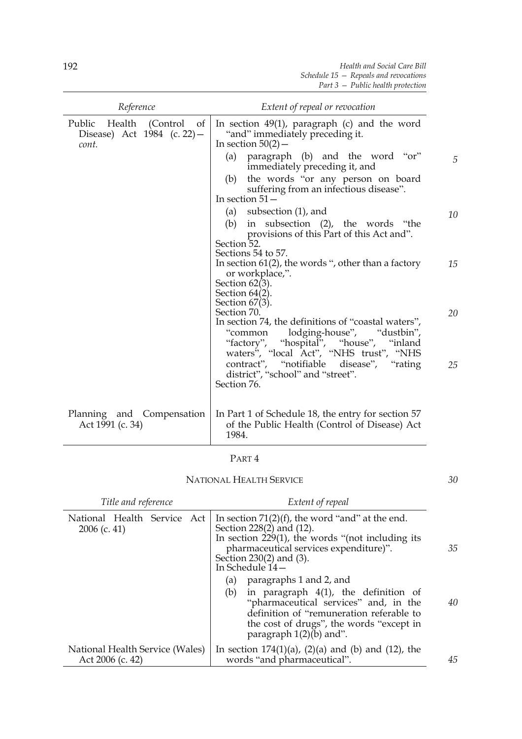| Reference | Extent of repeal or revocation |
|---|---|
| Public Health (Control of Disease) Act 1984 (c. 22)—*cont.* | In section 49(1), paragraph (c) and the word "and" immediately preceding it.<br>In section 50(2)—<br>(a) paragraph (b) and the word "or" immediately preceding it, and<br>(b) the words "or any person on board suffering from an infectious disease".<br>In section 51—<br>(a) subsection (1), and<br>(b) in subsection (2), the words "the provisions of this Part of this Act and".<br>Section 52.<br>Sections 54 to 57.<br>In section 61(2), the words ", other than a factory or workplace,".<br>Section 62(3).<br>Section 64(2).<br>Section 67(3).<br>Section 70.<br>In section 74, the definitions of "coastal waters", "common lodging-house", "dustbin", "factory", "hospital", "house", "inland waters", "local Act", "NHS trust", "NHS contract", "notifiable disease", "rating district", "school" and "street".<br>Section 76. |
| Planning and Compensation Act 1991 (c. 34) | In Part 1 of Schedule 18, the entry for section 57 of the Public Health (Control of Disease) Act 1984. |

PART 4

NATIONAL HEALTH SERVICE

| Title and reference | Extent of repeal |
|---|---|
| National Health Service Act 2006 (c. 41) | In section 71(2)(f), the word "and" at the end.<br>Section 228(2) and (12).<br>In section 229(1), the words "(not including its pharmaceutical services expenditure)".<br>Section 230(2) and (3).<br>In Schedule 14—<br>(a) paragraphs 1 and 2, and<br>(b) in paragraph 4(1), the definition of "pharmaceutical services" and, in the definition of "remuneration referable to the cost of drugs", the words "except in paragraph 1(2)(b) and". |
| National Health Service (Wales) Act 2006 (c. 42) | In section 174(1)(a), (2)(a) and (b) and (12), the words "and pharmaceutical". |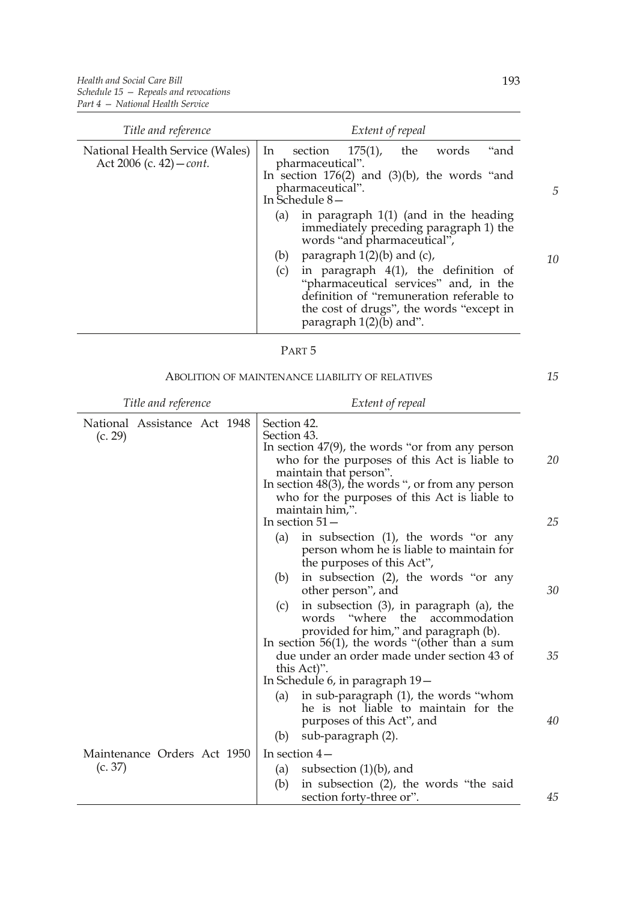| Title and reference | Extent of repeal |
|---|---|
| National Health Service (Wales) Act 2006 (c. 42)—*cont.* | In section 175(1), the words "and pharmaceutical".<br>In section 176(2) and (3)(b), the words "and pharmaceutical".<br>In Schedule 8—<br>(a) in paragraph 1(1) (and in the heading immediately preceding paragraph 1) the words "and pharmaceutical",<br>(b) paragraph 1(2)(b) and (c),<br>(c) in paragraph 4(1), the definition of "pharmaceutical services" and, in the definition of "remuneration referable to the cost of drugs", the words "except in paragraph 1(2)(b) and". |

PART 5

ABOLITION OF MAINTENANCE LIABILITY OF RELATIVES

| Title and reference | Extent of repeal |
|---|---|
| National Assistance Act 1948 (c. 29) | Section 42.<br>Section 43.<br>In section 47(9), the words "or from any person who for the purposes of this Act is liable to maintain that person".<br>In section 48(3), the words ", or from any person who for the purposes of this Act is liable to maintain him,".<br>In section 51—<br>(a) in subsection (1), the words "or any person whom he is liable to maintain for the purposes of this Act",<br>(b) in subsection (2), the words "or any other person", and<br>(c) in subsection (3), in paragraph (a), the words "where the accommodation provided for him," and paragraph (b).<br>In section 56(1), the words "(other than a sum due under an order made under section 43 of this Act)".<br>In Schedule 6, in paragraph 19—<br>(a) in sub-paragraph (1), the words "whom he is not liable to maintain for the purposes of this Act", and<br>(b) sub-paragraph (2). |
| Maintenance Orders Act 1950 (c. 37) | In section 4—<br>(a) subsection (1)(b), and<br>(b) in subsection (2), the words "the said section forty-three or". |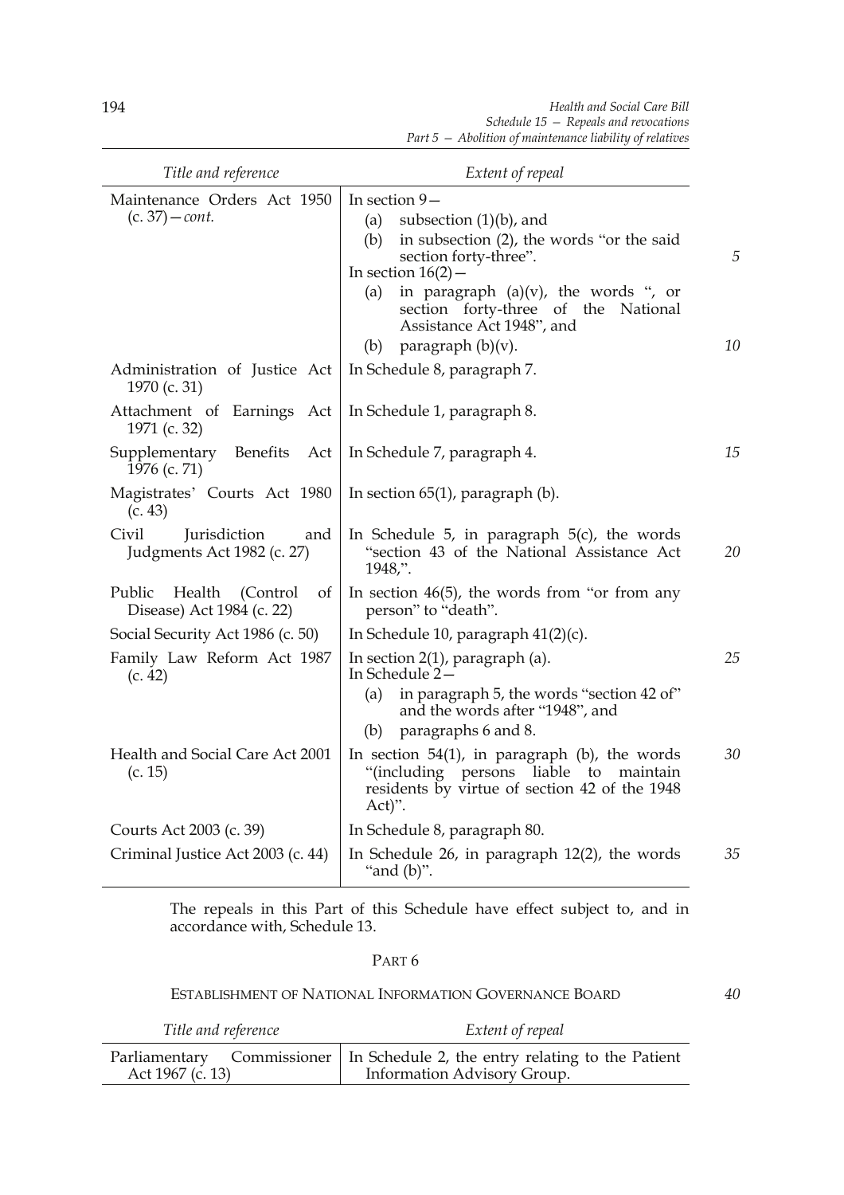| Title and reference | Extent of repeal |
|---|---|
| Maintenance Orders Act 1950 (c. 37)—*cont.* | In section 9— (a) subsection (1)(b), and (b) in subsection (2), the words "or the said section forty-three". In section 16(2)— (a) in paragraph (a)(v), the words ", or section forty-three of the National Assistance Act 1948", and (b) paragraph (b)(v). |
| Administration of Justice Act 1970 (c. 31) | In Schedule 8, paragraph 7. |
| Attachment of Earnings Act 1971 (c. 32) | In Schedule 1, paragraph 8. |
| Supplementary Benefits Act 1976 (c. 71) | In Schedule 7, paragraph 4. |
| Magistrates' Courts Act 1980 (c. 43) | In section 65(1), paragraph (b). |
| Civil Jurisdiction and Judgments Act 1982 (c. 27) | In Schedule 5, in paragraph 5(c), the words "section 43 of the National Assistance Act 1948,". |
| Public Health (Control of Disease) Act 1984 (c. 22) | In section 46(5), the words from "or from any person" to "death". |
| Social Security Act 1986 (c. 50) | In Schedule 10, paragraph 41(2)(c). |
| Family Law Reform Act 1987 (c. 42) | In section 2(1), paragraph (a). In Schedule 2— (a) in paragraph 5, the words "section 42 of" and the words after "1948", and (b) paragraphs 6 and 8. |
| Health and Social Care Act 2001 (c. 15) | In section 54(1), in paragraph (b), the words "(including persons liable to maintain residents by virtue of section 42 of the 1948 Act)". |
| Courts Act 2003 (c. 39) | In Schedule 8, paragraph 80. |
| Criminal Justice Act 2003 (c. 44) | In Schedule 26, in paragraph 12(2), the words "and (b)". |

The repeals in this Part of this Schedule have effect subject to, and in accordance with, Schedule 13.

## PART 6

### ESTABLISHMENT OF NATIONAL INFORMATION GOVERNANCE BOARD

| Title and reference | Extent of repeal |
|---|---|
| Parliamentary Commissioner Act 1967 (c. 13) | In Schedule 2, the entry relating to the Patient Information Advisory Group. |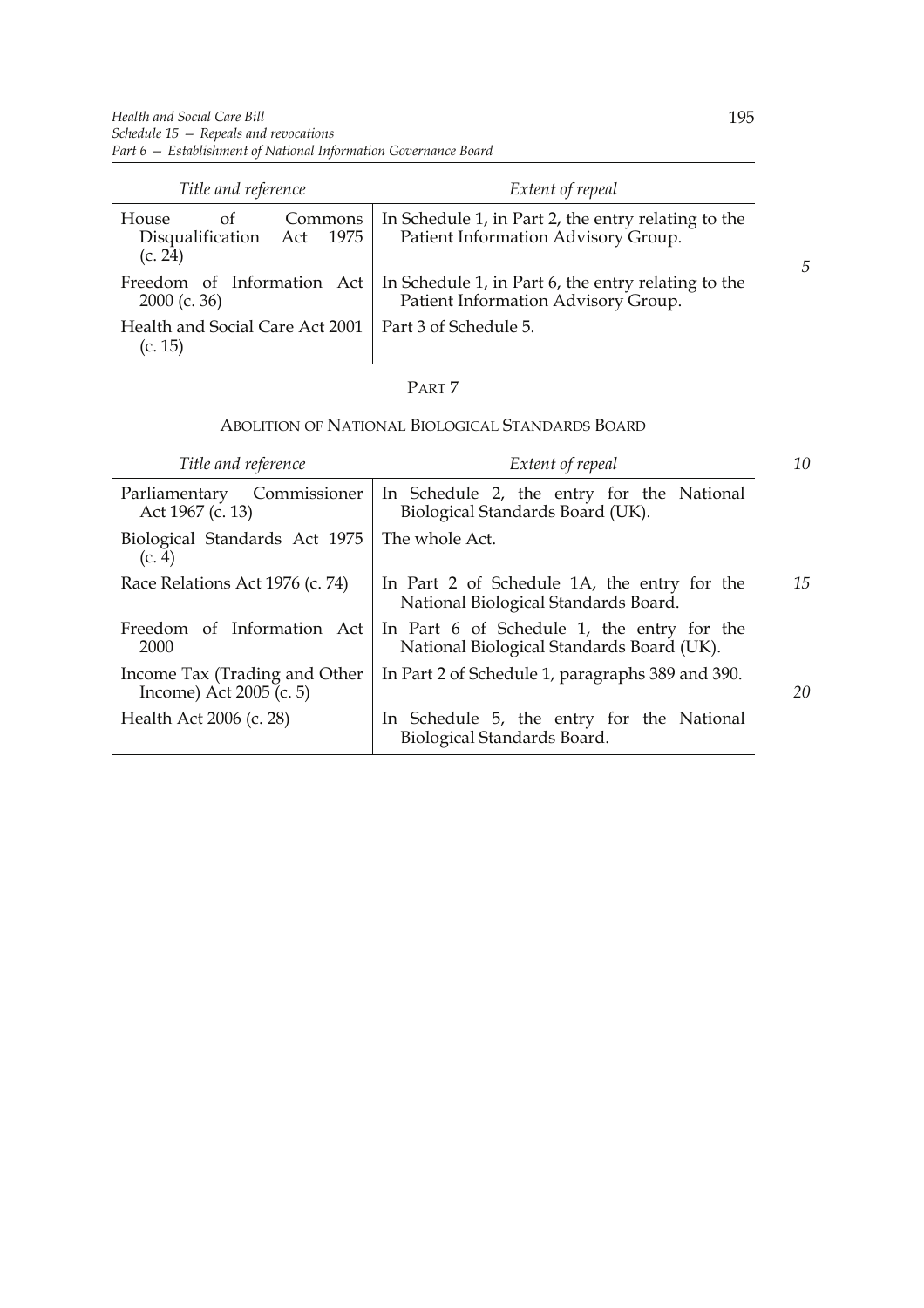| Title and reference | Extent of repeal |
|---|---|
| House of Commons Disqualification Act 1975 (c. 24) | In Schedule 1, in Part 2, the entry relating to the Patient Information Advisory Group. |
| Freedom of Information Act 2000 (c. 36) | In Schedule 1, in Part 6, the entry relating to the Patient Information Advisory Group. |
| Health and Social Care Act 2001 (c. 15) | Part 3 of Schedule 5. |

## PART 7

### ABOLITION OF NATIONAL BIOLOGICAL STANDARDS BOARD

| Title and reference | Extent of repeal |
|---|---|
| Parliamentary Commissioner Act 1967 (c. 13) | In Schedule 2, the entry for the National Biological Standards Board (UK). |
| Biological Standards Act 1975 (c. 4) | The whole Act. |
| Race Relations Act 1976 (c. 74) | In Part 2 of Schedule 1A, the entry for the National Biological Standards Board. |
| Freedom of Information Act 2000 | In Part 6 of Schedule 1, the entry for the National Biological Standards Board (UK). |
| Income Tax (Trading and Other Income) Act 2005 (c. 5) | In Part 2 of Schedule 1, paragraphs 389 and 390. |
| Health Act 2006 (c. 28) | In Schedule 5, the entry for the National Biological Standards Board. |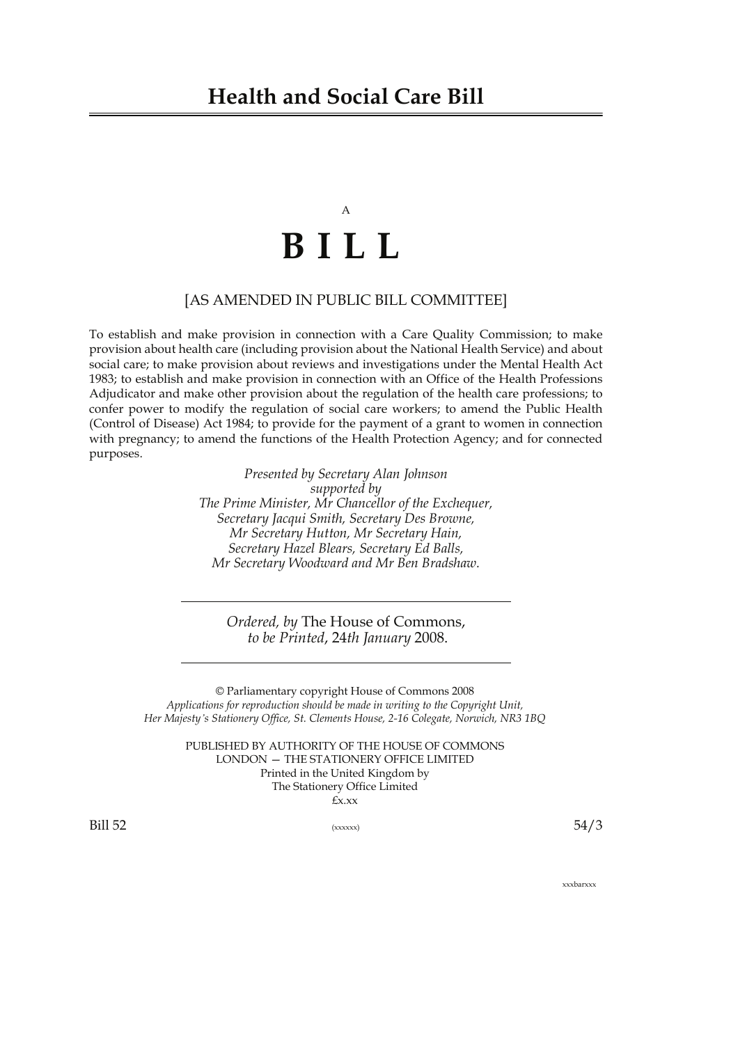# Health and Social Care Bill

A

# B I L L

[AS AMENDED IN PUBLIC BILL COMMITTEE]

To establish and make provision in connection with a Care Quality Commission; to make provision about health care (including provision about the National Health Service) and about social care; to make provision about reviews and investigations under the Mental Health Act 1983; to establish and make provision in connection with an Office of the Health Professions Adjudicator and make other provision about the regulation of the health care professions; to confer power to modify the regulation of social care workers; to amend the Public Health (Control of Disease) Act 1984; to provide for the payment of a grant to women in connection with pregnancy; to amend the functions of the Health Protection Agency; and for connected purposes.

*Presented by Secretary Alan Johnson*
*supported by*
*The Prime Minister, Mr Chancellor of the Exchequer,*
*Secretary Jacqui Smith, Secretary Des Browne,*
*Mr Secretary Hutton, Mr Secretary Hain,*
*Secretary Hazel Blears, Secretary Ed Balls,*
*Mr Secretary Woodward and Mr Ben Bradshaw.*

---

*Ordered, by* The House of Commons,
*to be Printed*, 24*th January* 2008.

---

© Parliamentary copyright House of Commons 2008
*Applications for reproduction should be made in writing to the Copyright Unit, Her Majesty's Stationery Office, St. Clements House, 2-16 Colegate, Norwich, NR3 1BQ*

PUBLISHED BY AUTHORITY OF THE HOUSE OF COMMONS
LONDON — THE STATIONERY OFFICE LIMITED
Printed in the United Kingdom by
The Stationery Office Limited
£x.xx

Bill 52 (xxxxxx) 54/3

xxxbarxxx